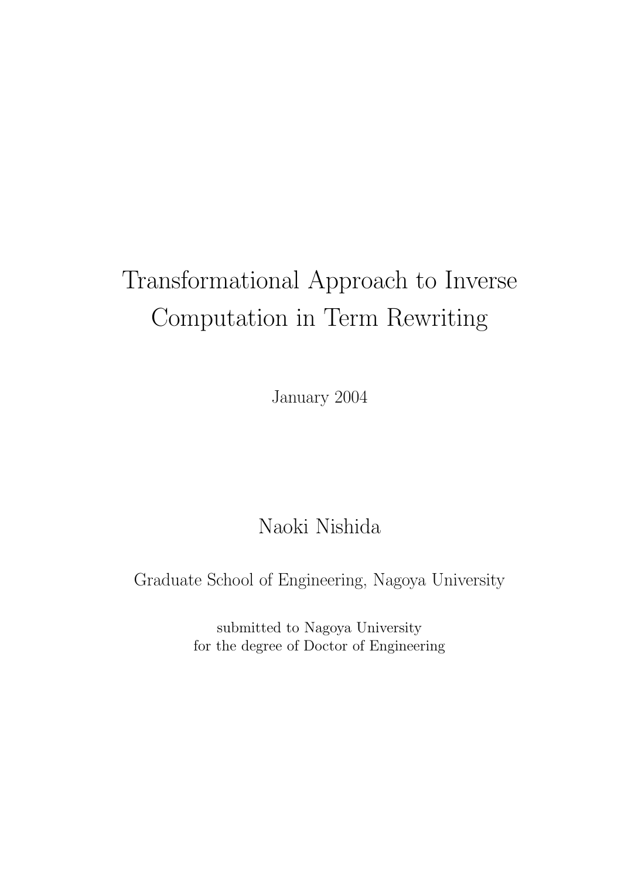# Transformational Approach to Inverse Computation in Term Rewriting

January 2004

Naoki Nishida

Graduate School of Engineering, Nagoya University

submitted to Nagoya University
for the degree of Doctor of Engineering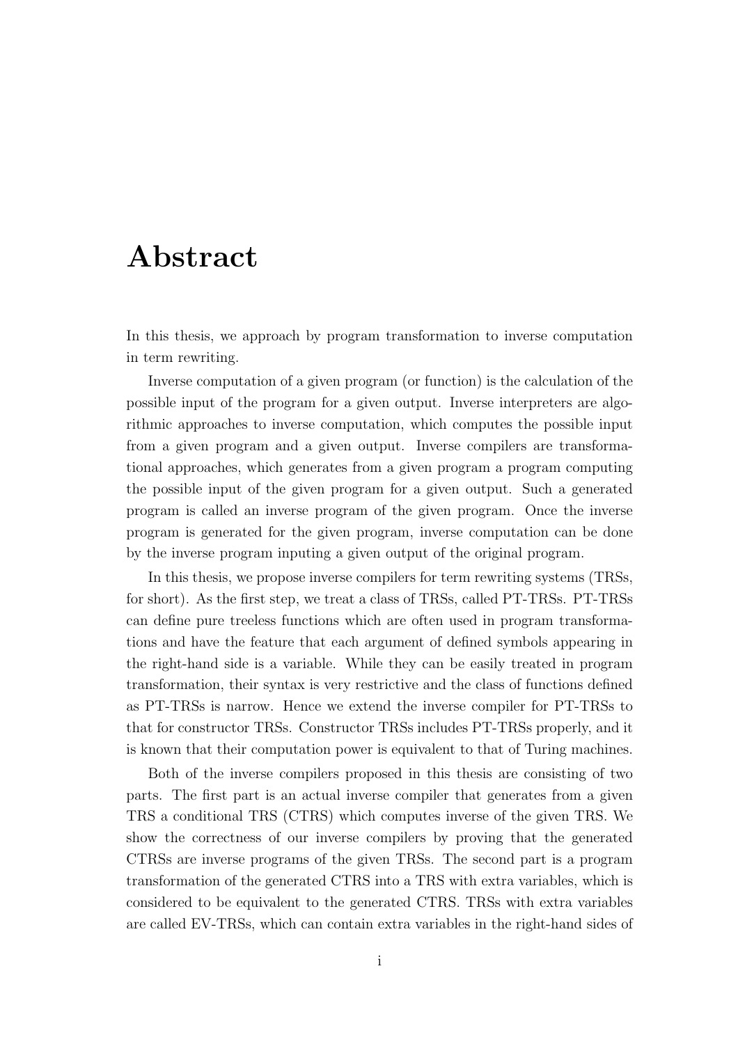# Abstract

In this thesis, we approach by program transformation to inverse computation in term rewriting.

Inverse computation of a given program (or function) is the calculation of the possible input of the program for a given output. Inverse interpreters are algorithmic approaches to inverse computation, which computes the possible input from a given program and a given output. Inverse compilers are transformational approaches, which generates from a given program a program computing the possible input of the given program for a given output. Such a generated program is called an inverse program of the given program. Once the inverse program is generated for the given program, inverse computation can be done by the inverse program inputing a given output of the original program.

In this thesis, we propose inverse compilers for term rewriting systems (TRSs, for short). As the first step, we treat a class of TRSs, called PT-TRSs. PT-TRSs can define pure treeless functions which are often used in program transformations and have the feature that each argument of defined symbols appearing in the right-hand side is a variable. While they can be easily treated in program transformation, their syntax is very restrictive and the class of functions defined as PT-TRSs is narrow. Hence we extend the inverse compiler for PT-TRSs to that for constructor TRSs. Constructor TRSs includes PT-TRSs properly, and it is known that their computation power is equivalent to that of Turing machines.

Both of the inverse compilers proposed in this thesis are consisting of two parts. The first part is an actual inverse compiler that generates from a given TRS a conditional TRS (CTRS) which computes inverse of the given TRS. We show the correctness of our inverse compilers by proving that the generated CTRSs are inverse programs of the given TRSs. The second part is a program transformation of the generated CTRS into a TRS with extra variables, which is considered to be equivalent to the generated CTRS. TRSs with extra variables are called EV-TRSs, which can contain extra variables in the right-hand sides of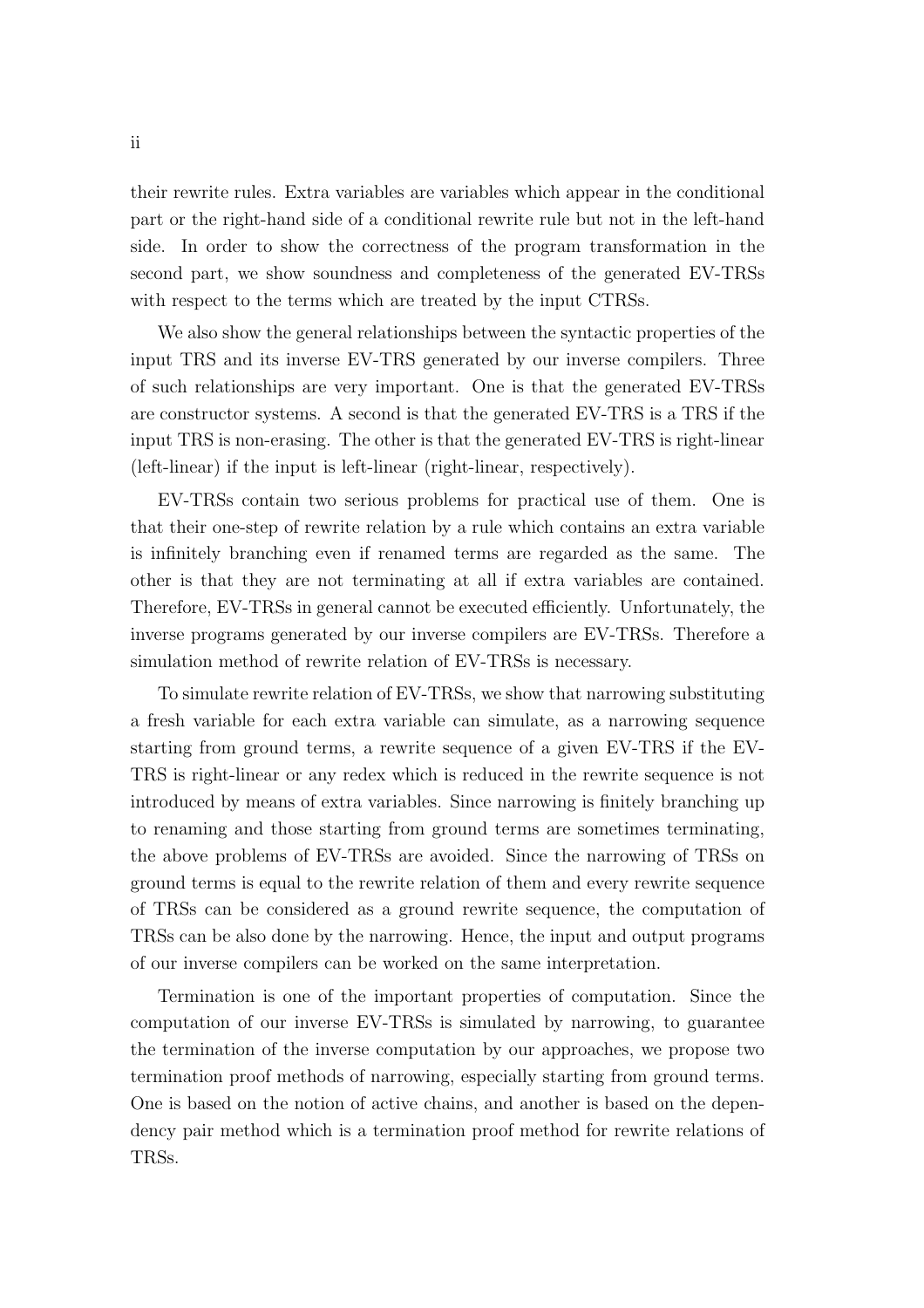their rewrite rules. Extra variables are variables which appear in the conditional part or the right-hand side of a conditional rewrite rule but not in the left-hand side. In order to show the correctness of the program transformation in the second part, we show soundness and completeness of the generated EV-TRSs with respect to the terms which are treated by the input CTRSs.

We also show the general relationships between the syntactic properties of the input TRS and its inverse EV-TRS generated by our inverse compilers. Three of such relationships are very important. One is that the generated EV-TRSs are constructor systems. A second is that the generated EV-TRS is a TRS if the input TRS is non-erasing. The other is that the generated EV-TRS is right-linear (left-linear) if the input is left-linear (right-linear, respectively).

EV-TRSs contain two serious problems for practical use of them. One is that their one-step of rewrite relation by a rule which contains an extra variable is infinitely branching even if renamed terms are regarded as the same. The other is that they are not terminating at all if extra variables are contained. Therefore, EV-TRSs in general cannot be executed efficiently. Unfortunately, the inverse programs generated by our inverse compilers are EV-TRSs. Therefore a simulation method of rewrite relation of EV-TRSs is necessary.

To simulate rewrite relation of EV-TRSs, we show that narrowing substituting a fresh variable for each extra variable can simulate, as a narrowing sequence starting from ground terms, a rewrite sequence of a given EV-TRS if the EV-TRS is right-linear or any redex which is reduced in the rewrite sequence is not introduced by means of extra variables. Since narrowing is finitely branching up to renaming and those starting from ground terms are sometimes terminating, the above problems of EV-TRSs are avoided. Since the narrowing of TRSs on ground terms is equal to the rewrite relation of them and every rewrite sequence of TRSs can be considered as a ground rewrite sequence, the computation of TRSs can be also done by the narrowing. Hence, the input and output programs of our inverse compilers can be worked on the same interpretation.

Termination is one of the important properties of computation. Since the computation of our inverse EV-TRSs is simulated by narrowing, to guarantee the termination of the inverse computation by our approaches, we propose two termination proof methods of narrowing, especially starting from ground terms. One is based on the notion of active chains, and another is based on the dependency pair method which is a termination proof method for rewrite relations of TRSs.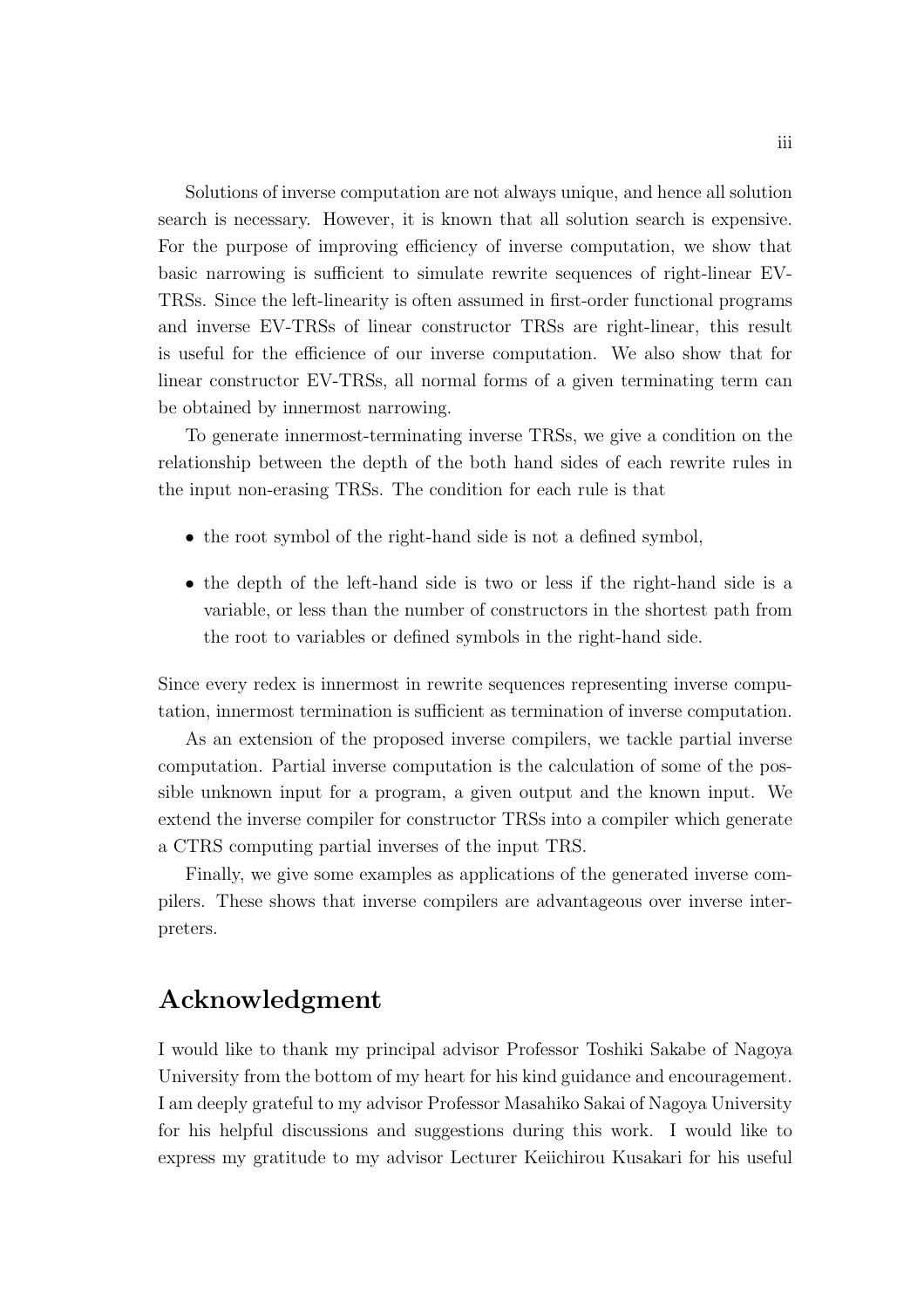Solutions of inverse computation are not always unique, and hence all solution search is necessary. However, it is known that all solution search is expensive. For the purpose of improving efficiency of inverse computation, we show that basic narrowing is sufficient to simulate rewrite sequences of right-linear EV-TRSs. Since the left-linearity is often assumed in first-order functional programs and inverse EV-TRSs of linear constructor TRSs are right-linear, this result is useful for the efficience of our inverse computation. We also show that for linear constructor EV-TRSs, all normal forms of a given terminating term can be obtained by innermost narrowing.

To generate innermost-terminating inverse TRSs, we give a condition on the relationship between the depth of the both hand sides of each rewrite rules in the input non-erasing TRSs. The condition for each rule is that

- the root symbol of the right-hand side is not a defined symbol,
- the depth of the left-hand side is two or less if the right-hand side is a variable, or less than the number of constructors in the shortest path from the root to variables or defined symbols in the right-hand side.

Since every redex is innermost in rewrite sequences representing inverse computation, innermost termination is sufficient as termination of inverse computation.

As an extension of the proposed inverse compilers, we tackle partial inverse computation. Partial inverse computation is the calculation of some of the possible unknown input for a program, a given output and the known input. We extend the inverse compiler for constructor TRSs into a compiler which generate a CTRS computing partial inverses of the input TRS.

Finally, we give some examples as applications of the generated inverse compilers. These shows that inverse compilers are advantageous over inverse interpreters.

## Acknowledgment

I would like to thank my principal advisor Professor Toshiki Sakabe of Nagoya University from the bottom of my heart for his kind guidance and encouragement. I am deeply grateful to my advisor Professor Masahiko Sakai of Nagoya University for his helpful discussions and suggestions during this work. I would like to express my gratitude to my advisor Lecturer Keiichirou Kusakari for his useful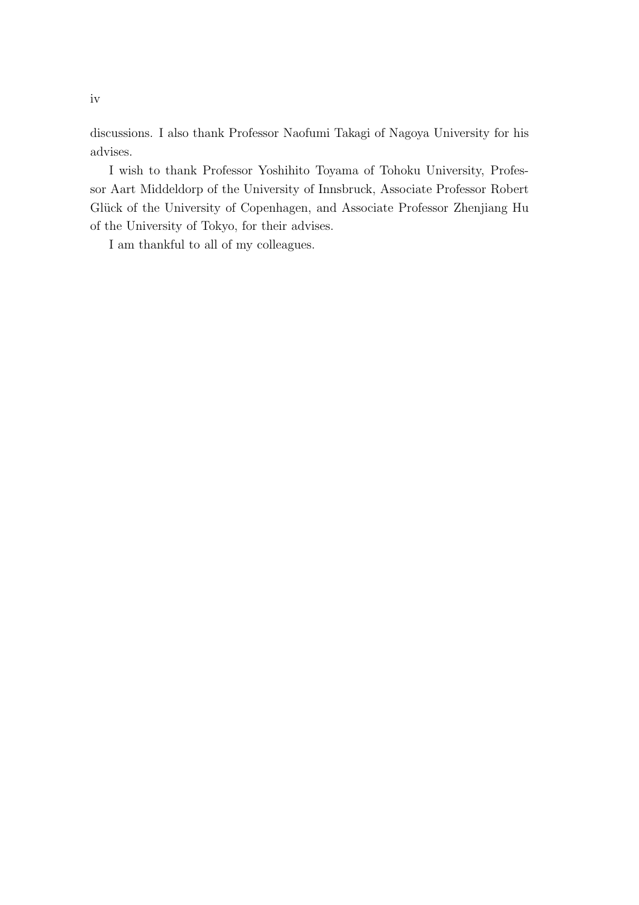discussions. I also thank Professor Naofumi Takagi of Nagoya University for his advises.

I wish to thank Professor Yoshihito Toyama of Tohoku University, Professor Aart Middeldorp of the University of Innsbruck, Associate Professor Robert Glück of the University of Copenhagen, and Associate Professor Zhenjiang Hu of the University of Tokyo, for their advises.

I am thankful to all of my colleagues.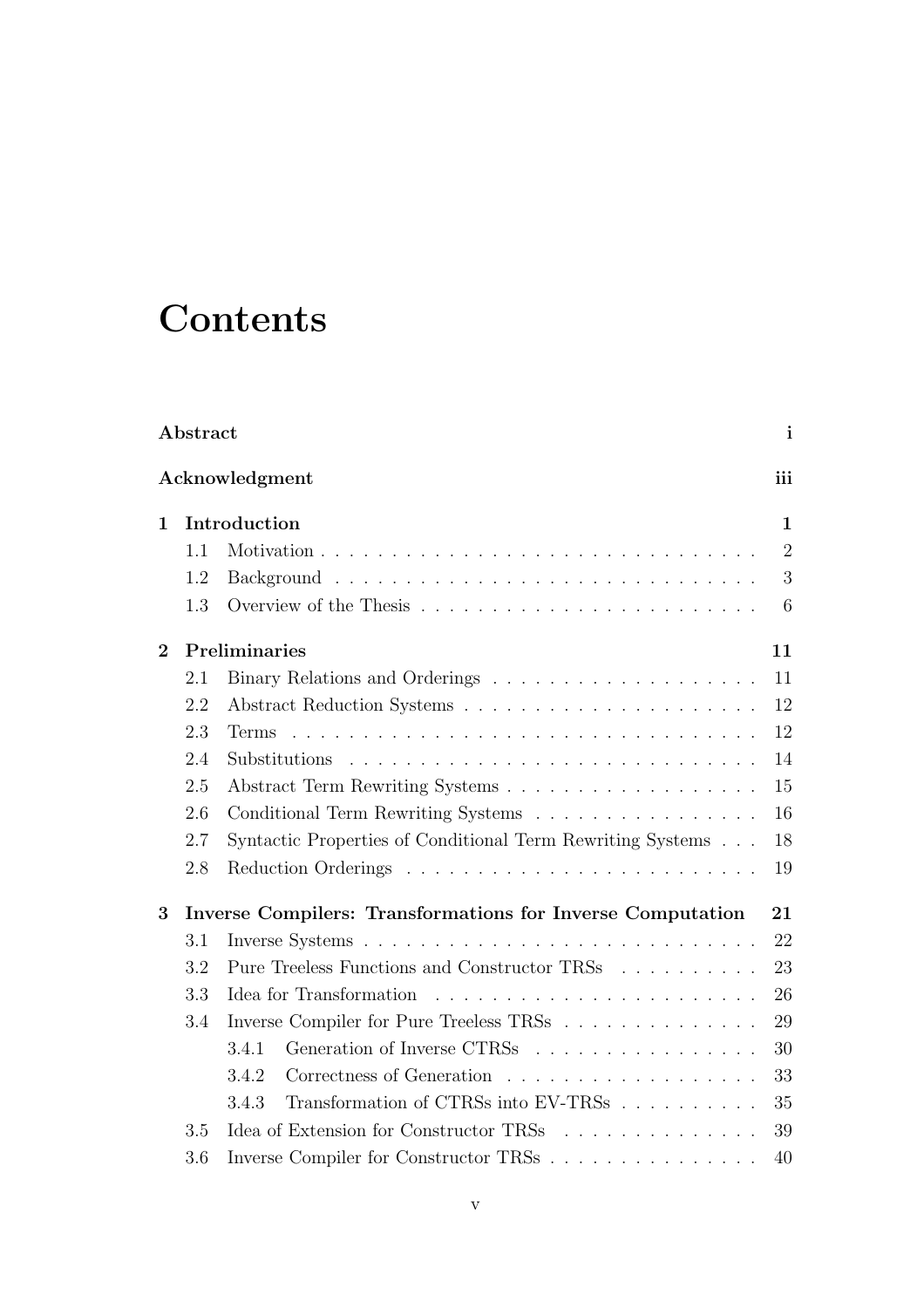# Contents

| | | |
|---|---|---|
| **Abstract** | | **i** |
| **Acknowledgment** | | **iii** |
| **1** | **Introduction** | **1** |
| 1.1 | Motivation | 2 |
| 1.2 | Background | 3 |
| 1.3 | Overview of the Thesis | 6 |
| **2** | **Preliminaries** | **11** |
| 2.1 | Binary Relations and Orderings | 11 |
| 2.2 | Abstract Reduction Systems | 12 |
| 2.3 | Terms | 12 |
| 2.4 | Substitutions | 14 |
| 2.5 | Abstract Term Rewriting Systems | 15 |
| 2.6 | Conditional Term Rewriting Systems | 16 |
| 2.7 | Syntactic Properties of Conditional Term Rewriting Systems | 18 |
| 2.8 | Reduction Orderings | 19 |
| **3** | **Inverse Compilers: Transformations for Inverse Computation** | **21** |
| 3.1 | Inverse Systems | 22 |
| 3.2 | Pure Treeless Functions and Constructor TRSs | 23 |
| 3.3 | Idea for Transformation | 26 |
| 3.4 | Inverse Compiler for Pure Treeless TRSs | 29 |
| 3.4.1 | Generation of Inverse CTRSs | 30 |
| 3.4.2 | Correctness of Generation | 33 |
| 3.4.3 | Transformation of CTRSs into EV-TRSs | 35 |
| 3.5 | Idea of Extension for Constructor TRSs | 39 |
| 3.6 | Inverse Compiler for Constructor TRSs | 40 |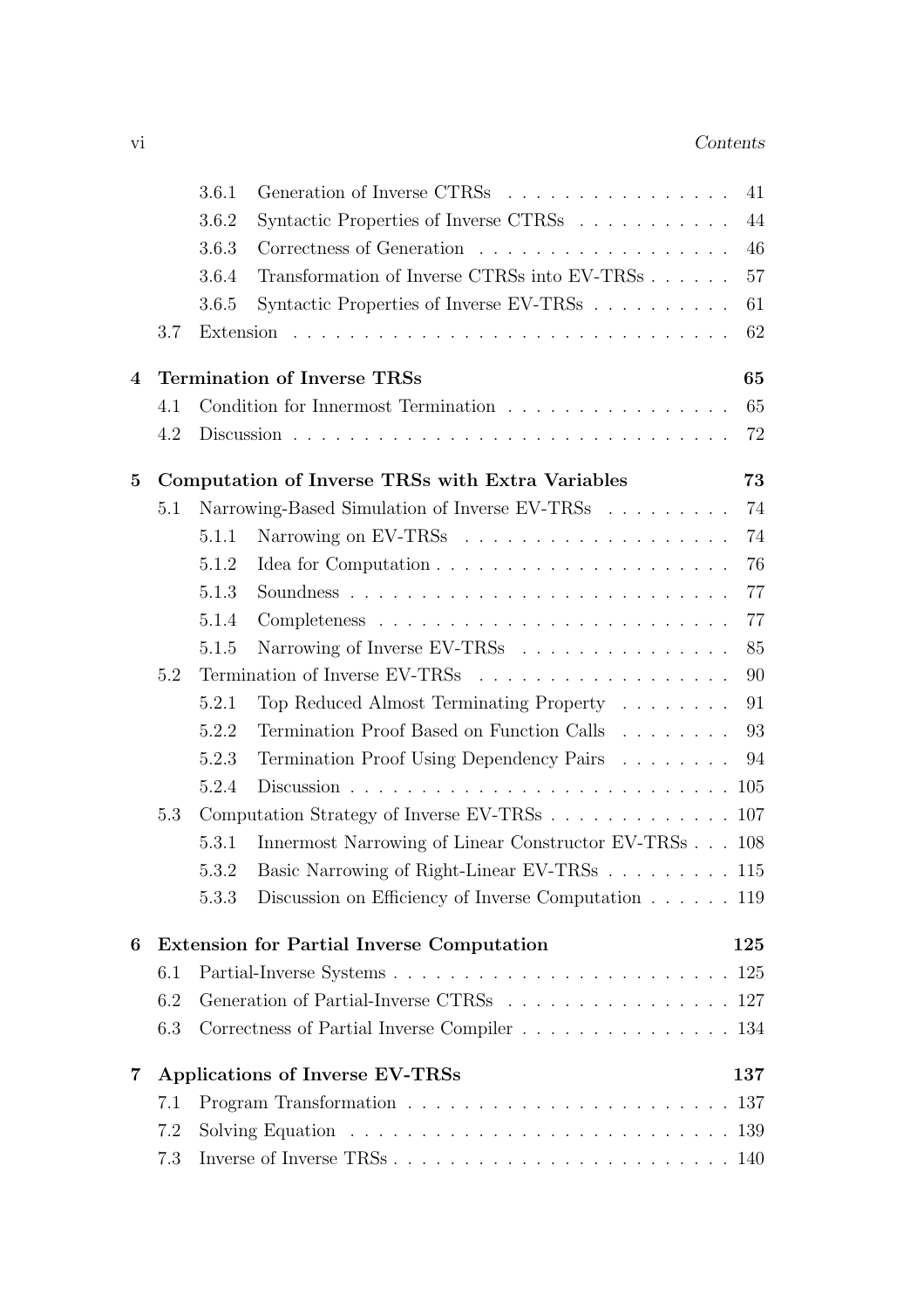- 3.6.1 Generation of Inverse CTRSs . . . . . . . . . . . . . . . . 41
- 3.6.2 Syntactic Properties of Inverse CTRSs . . . . . . . . . . . 44
- 3.6.3 Correctness of Generation . . . . . . . . . . . . . . . . . . 46
- 3.6.4 Transformation of Inverse CTRSs into EV-TRSs . . . . . . 57
- 3.6.5 Syntactic Properties of Inverse EV-TRSs . . . . . . . . . . 61
- 3.7 Extension . . . . . . . . . . . . . . . . . . . . . . . . . . . . . 62

**4 Termination of Inverse TRSs 65**

- 4.1 Condition for Innermost Termination . . . . . . . . . . . . . . . . 65
- 4.2 Discussion . . . . . . . . . . . . . . . . . . . . . . . . . . . . . 72

**5 Computation of Inverse TRSs with Extra Variables 73**

- 5.1 Narrowing-Based Simulation of Inverse EV-TRSs . . . . . . . . . 74
  - 5.1.1 Narrowing on EV-TRSs . . . . . . . . . . . . . . . . . . . 74
  - 5.1.2 Idea for Computation . . . . . . . . . . . . . . . . . . . . 76
  - 5.1.3 Soundness . . . . . . . . . . . . . . . . . . . . . . . . . . 77
  - 5.1.4 Completeness . . . . . . . . . . . . . . . . . . . . . . . . 77
  - 5.1.5 Narrowing of Inverse EV-TRSs . . . . . . . . . . . . . . . 85
- 5.2 Termination of Inverse EV-TRSs . . . . . . . . . . . . . . . . . . 90
  - 5.2.1 Top Reduced Almost Terminating Property . . . . . . . . 91
  - 5.2.2 Termination Proof Based on Function Calls . . . . . . . . 93
  - 5.2.3 Termination Proof Using Dependency Pairs . . . . . . . . 94
  - 5.2.4 Discussion . . . . . . . . . . . . . . . . . . . . . . . . . . 105
- 5.3 Computation Strategy of Inverse EV-TRSs . . . . . . . . . . . . . 107
  - 5.3.1 Innermost Narrowing of Linear Constructor EV-TRSs . . . 108
  - 5.3.2 Basic Narrowing of Right-Linear EV-TRSs . . . . . . . . . 115
  - 5.3.3 Discussion on Efficiency of Inverse Computation . . . . . . 119

**6 Extension for Partial Inverse Computation 125**

- 6.1 Partial-Inverse Systems . . . . . . . . . . . . . . . . . . . . . . . 125
- 6.2 Generation of Partial-Inverse CTRSs . . . . . . . . . . . . . . . . 127
- 6.3 Correctness of Partial Inverse Compiler . . . . . . . . . . . . . . . 134

**7 Applications of Inverse EV-TRSs 137**

- 7.1 Program Transformation . . . . . . . . . . . . . . . . . . . . . . . 137
- 7.2 Solving Equation . . . . . . . . . . . . . . . . . . . . . . . . . . 139
- 7.3 Inverse of Inverse TRSs . . . . . . . . . . . . . . . . . . . . . . . 140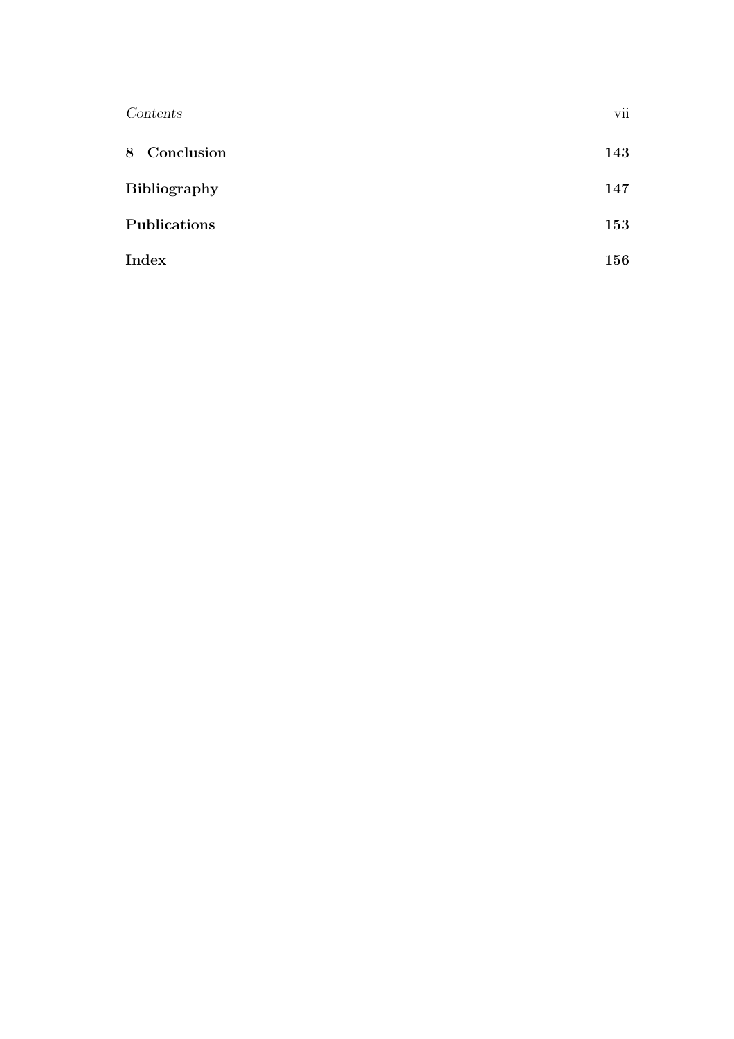**8 Conclusion** **143**

**Bibliography** **147**

**Publications** **153**

**Index** **156**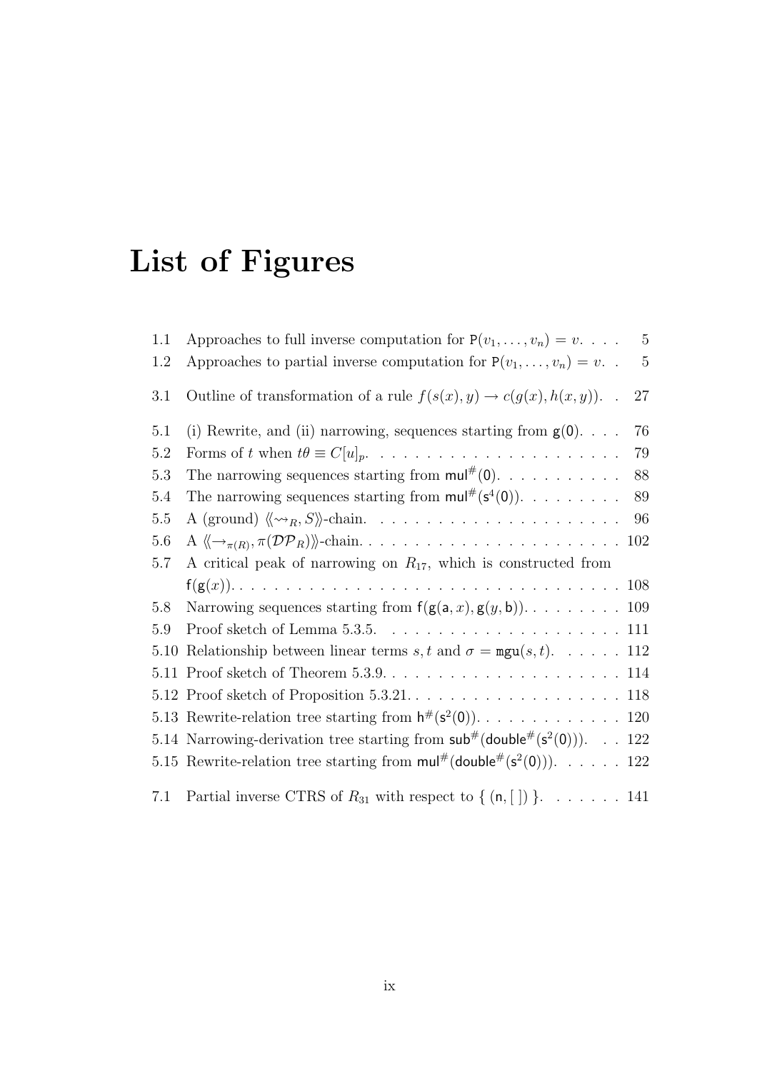# List of Figures

1.1 Approaches to full inverse computation for $\mathsf{P}(v_1,\ldots,v_n) = v$. . . . . 5

1.2 Approaches to partial inverse computation for $\mathsf{P}(v_1,\ldots,v_n) = v$. . . 5

3.1 Outline of transformation of a rule $f(s(x),y) \to c(g(x),h(x,y))$. . . 27

5.1 (i) Rewrite, and (ii) narrowing, sequences starting from $\mathsf{g}(\mathsf{0})$. . . . 76

5.2 Forms of $t$ when $t\theta \equiv C[u]_p$. . . . . . . . . . . . . . . . . . . . . 79

5.3 The narrowing sequences starting from $\mathsf{mul}^\#(\mathsf{0})$. . . . . . . . . . . 88

5.4 The narrowing sequences starting from $\mathsf{mul}^\#(\mathsf{s}^4(\mathsf{0}))$. . . . . . . . . 89

5.5 A (ground) $\langle\!\langle \rightsquigarrow_R, S\rangle\!\rangle$-chain. . . . . . . . . . . . . . . . . . . . . 96

5.6 A $\langle\!\langle \to_{\pi(R)}, \pi(\mathcal{DP}_R)\rangle\!\rangle$-chain. . . . . . . . . . . . . . . . . . . . . . 102

5.7 A critical peak of narrowing on $R_{17}$, which is constructed from $\mathsf{f}(\mathsf{g}(x))$. . . . . . . . . . . . . . . . . . . . . . . . . . . . . . . . . . 108

5.8 Narrowing sequences starting from $\mathsf{f}(\mathsf{g}(\mathsf{a},x),\mathsf{g}(y,\mathsf{b}))$. . . . . . . . . 109

5.9 Proof sketch of Lemma 5.3.5. . . . . . . . . . . . . . . . . . . . . 111

5.10 Relationship between linear terms $s, t$ and $\sigma = \mathtt{mgu}(s,t)$. . . . . . 112

5.11 Proof sketch of Theorem 5.3.9. . . . . . . . . . . . . . . . . . . . . 114

5.12 Proof sketch of Proposition 5.3.21. . . . . . . . . . . . . . . . . . . 118

5.13 Rewrite-relation tree starting from $\mathsf{h}^\#(\mathsf{s}^2(\mathsf{0}))$. . . . . . . . . . . . . 120

5.14 Narrowing-derivation tree starting from $\mathsf{sub}^\#(\mathsf{double}^\#(\mathsf{s}^2(\mathsf{0})))$. . . 122

5.15 Rewrite-relation tree starting from $\mathsf{mul}^\#(\mathsf{double}^\#(\mathsf{s}^2(\mathsf{0})))$. . . . . . 122

7.1 Partial inverse CTRS of $R_{31}$ with respect to $\{\ (\mathsf{n}, [\,])\ \}$. . . . . . . 141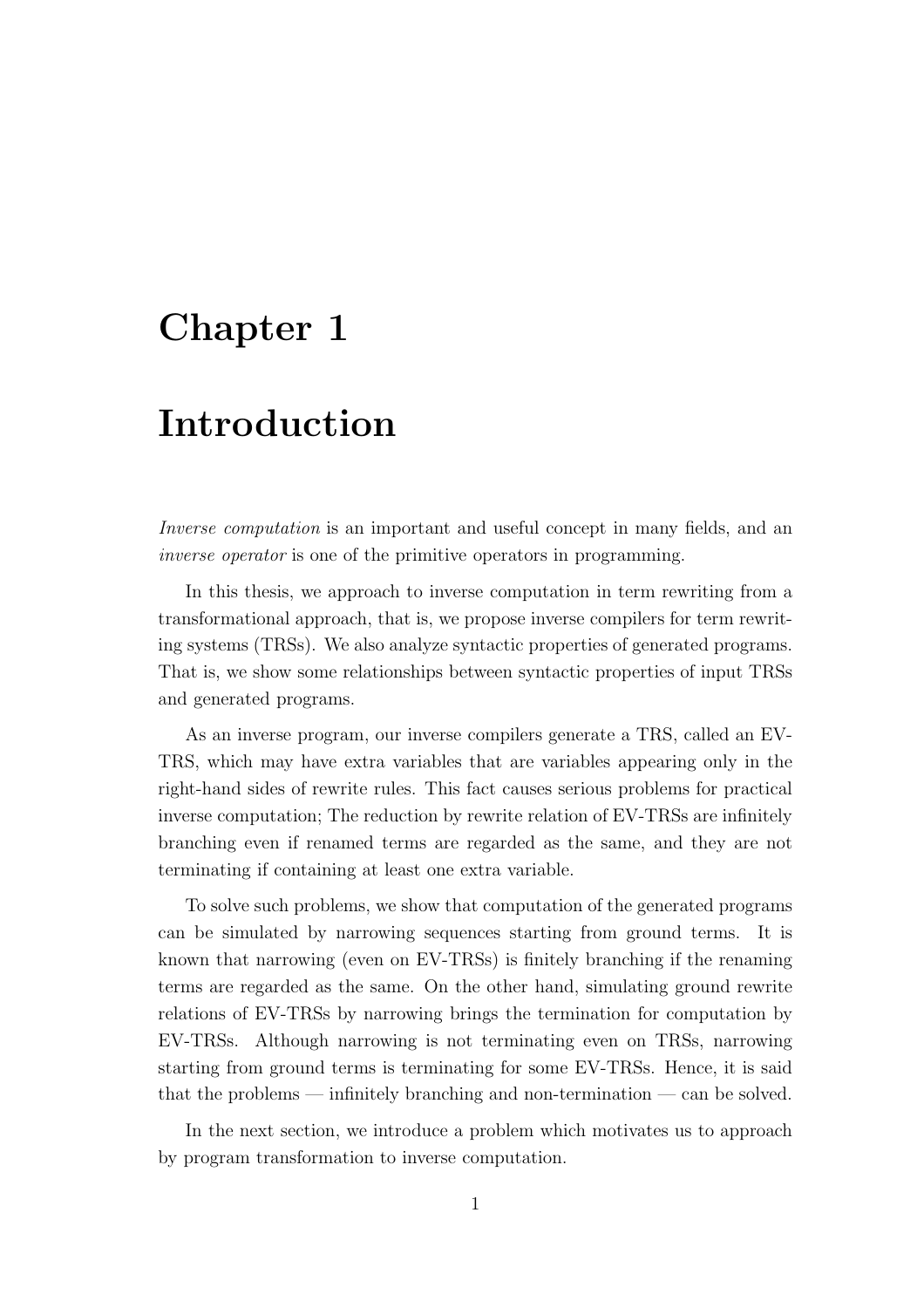# Chapter 1

# Introduction

*Inverse computation* is an important and useful concept in many fields, and an *inverse operator* is one of the primitive operators in programming.

In this thesis, we approach to inverse computation in term rewriting from a transformational approach, that is, we propose inverse compilers for term rewriting systems (TRSs). We also analyze syntactic properties of generated programs. That is, we show some relationships between syntactic properties of input TRSs and generated programs.

As an inverse program, our inverse compilers generate a TRS, called an EV-TRS, which may have extra variables that are variables appearing only in the right-hand sides of rewrite rules. This fact causes serious problems for practical inverse computation; The reduction by rewrite relation of EV-TRSs are infinitely branching even if renamed terms are regarded as the same, and they are not terminating if containing at least one extra variable.

To solve such problems, we show that computation of the generated programs can be simulated by narrowing sequences starting from ground terms. It is known that narrowing (even on EV-TRSs) is finitely branching if the renaming terms are regarded as the same. On the other hand, simulating ground rewrite relations of EV-TRSs by narrowing brings the termination for computation by EV-TRSs. Although narrowing is not terminating even on TRSs, narrowing starting from ground terms is terminating for some EV-TRSs. Hence, it is said that the problems — infinitely branching and non-termination — can be solved.

In the next section, we introduce a problem which motivates us to approach by program transformation to inverse computation.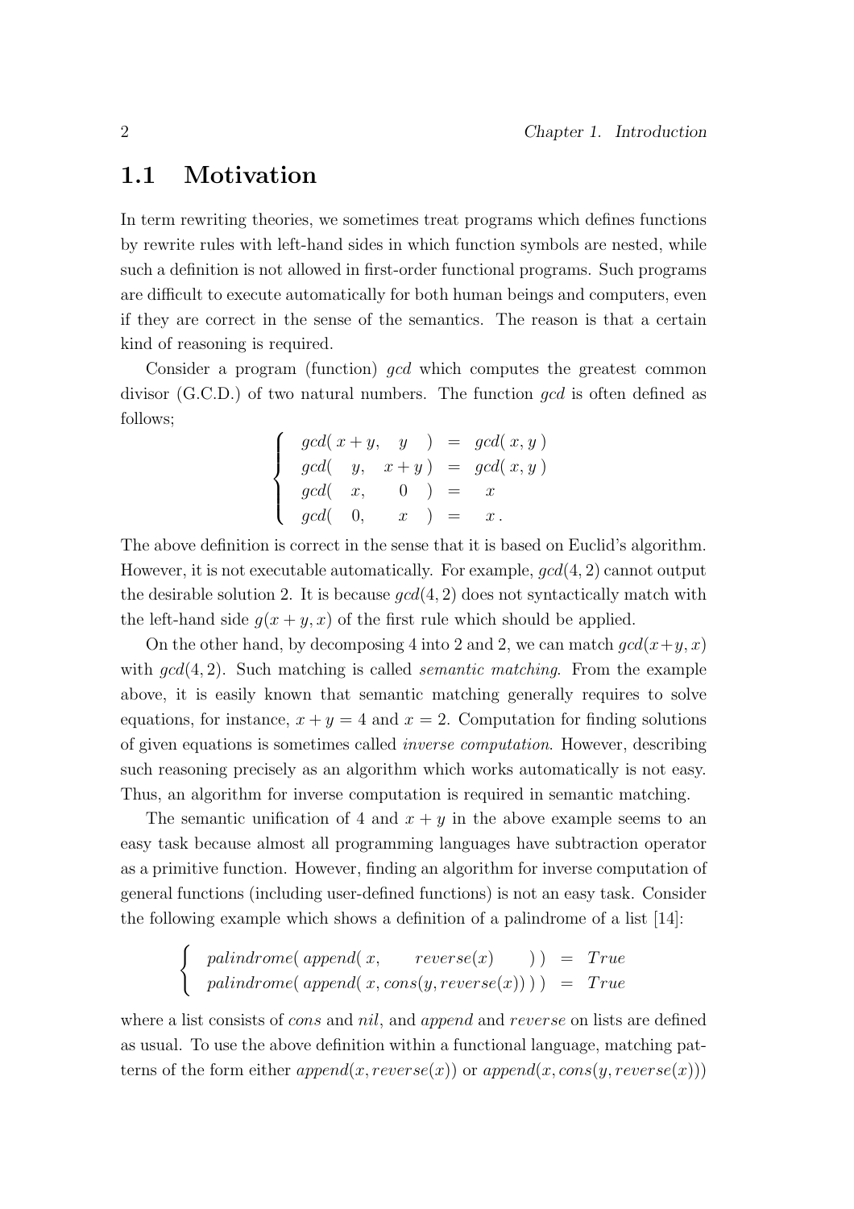## 1.1 Motivation

In term rewriting theories, we sometimes treat programs which defines functions by rewrite rules with left-hand sides in which function symbols are nested, while such a definition is not allowed in first-order functional programs. Such programs are difficult to execute automatically for both human beings and computers, even if they are correct in the sense of the semantics. The reason is that a certain kind of reasoning is required.

Consider a program (function) *gcd* which computes the greatest common divisor (G.C.D.) of two natural numbers. The function *gcd* is often defined as follows;

$$\begin{cases} gcd(\, x+y, \quad y \quad) &= gcd(\, x, y\,) \\ gcd(\quad y, \quad x+y\,) &= gcd(\, x, y\,) \\ gcd(\quad x, \qquad 0 \quad) &= \quad x \\ gcd(\quad 0, \qquad x \quad) &= \quad x\,. \end{cases}$$

The above definition is correct in the sense that it is based on Euclid's algorithm. However, it is not executable automatically. For example, $gcd(4, 2)$ cannot output the desirable solution 2. It is because $gcd(4, 2)$ does not syntactically match with the left-hand side $g(x + y, x)$ of the first rule which should be applied.

On the other hand, by decomposing 4 into 2 and 2, we can match $gcd(x+y, x)$ with $gcd(4, 2)$. Such matching is called *semantic matching*. From the example above, it is easily known that semantic matching generally requires to solve equations, for instance, $x + y = 4$ and $x = 2$. Computation for finding solutions of given equations is sometimes called *inverse computation*. However, describing such reasoning precisely as an algorithm which works automatically is not easy. Thus, an algorithm for inverse computation is required in semantic matching.

The semantic unification of 4 and $x + y$ in the above example seems to an easy task because almost all programming languages have subtraction operator as a primitive function. However, finding an algorithm for inverse computation of general functions (including user-defined functions) is not an easy task. Consider the following example which shows a definition of a palindrome of a list [14]:

$$\begin{cases} palindrome(\, append(\, x, \qquad reverse(x) \qquad)\,) &= True \\ palindrome(\, append(\, x, cons(y, reverse(x))\,)\,) &= True \end{cases}$$

where a list consists of *cons* and *nil*, and *append* and *reverse* on lists are defined as usual. To use the above definition within a functional language, matching patterns of the form either $append(x, reverse(x))$ or $append(x, cons(y, reverse(x)))$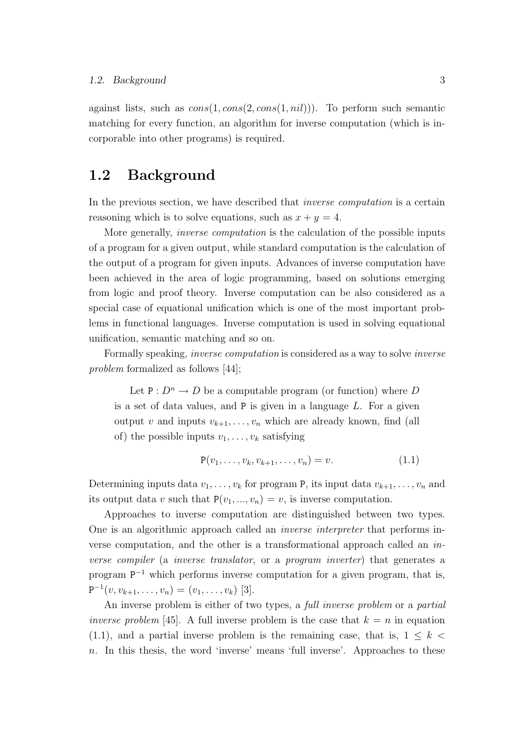against lists, such as $cons(1, cons(2, cons(1, nil)))$. To perform such semantic matching for every function, an algorithm for inverse computation (which is incorporable into other programs) is required.

## 1.2 Background

In the previous section, we have described that *inverse computation* is a certain reasoning which is to solve equations, such as $x + y = 4$.

More generally, *inverse computation* is the calculation of the possible inputs of a program for a given output, while standard computation is the calculation of the output of a program for given inputs. Advances of inverse computation have been achieved in the area of logic programming, based on solutions emerging from logic and proof theory. Inverse computation can be also considered as a special case of equational unification which is one of the most important problems in functional languages. Inverse computation is used in solving equational unification, semantic matching and so on.

Formally speaking, *inverse computation* is considered as a way to solve *inverse problem* formalized as follows [44];

> Let $\mathtt{P} : D^n \to D$ be a computable program (or function) where $D$ is a set of data values, and $\mathtt{P}$ is given in a language $L$. For a given output $v$ and inputs $v_{k+1}, \ldots, v_n$ which are already known, find (all of) the possible inputs $v_1, \ldots, v_k$ satisfying
>
> $$\mathtt{P}(v_1, \ldots, v_k, v_{k+1}, \ldots, v_n) = v. \tag{1.1}$$

Determining inputs data $v_1, \ldots, v_k$ for program $\mathtt{P}$, its input data $v_{k+1}, \ldots, v_n$ and its output data $v$ such that $\mathtt{P}(v_1, ..., v_n) = v$, is inverse computation.

Approaches to inverse computation are distinguished between two types. One is an algorithmic approach called an *inverse interpreter* that performs inverse computation, and the other is a transformational approach called an *inverse compiler* (a *inverse translator*, or a *program inverter*) that generates a program $\mathtt{P}^{-1}$ which performs inverse computation for a given program, that is, $\mathtt{P}^{-1}(v, v_{k+1}, \ldots, v_n) = (v_1, \ldots, v_k)$ [3].

An inverse problem is either of two types, a *full inverse problem* or a *partial inverse problem* [45]. A full inverse problem is the case that $k = n$ in equation (1.1), and a partial inverse problem is the remaining case, that is, $1 \leq k < n$. In this thesis, the word 'inverse' means 'full inverse'. Approaches to these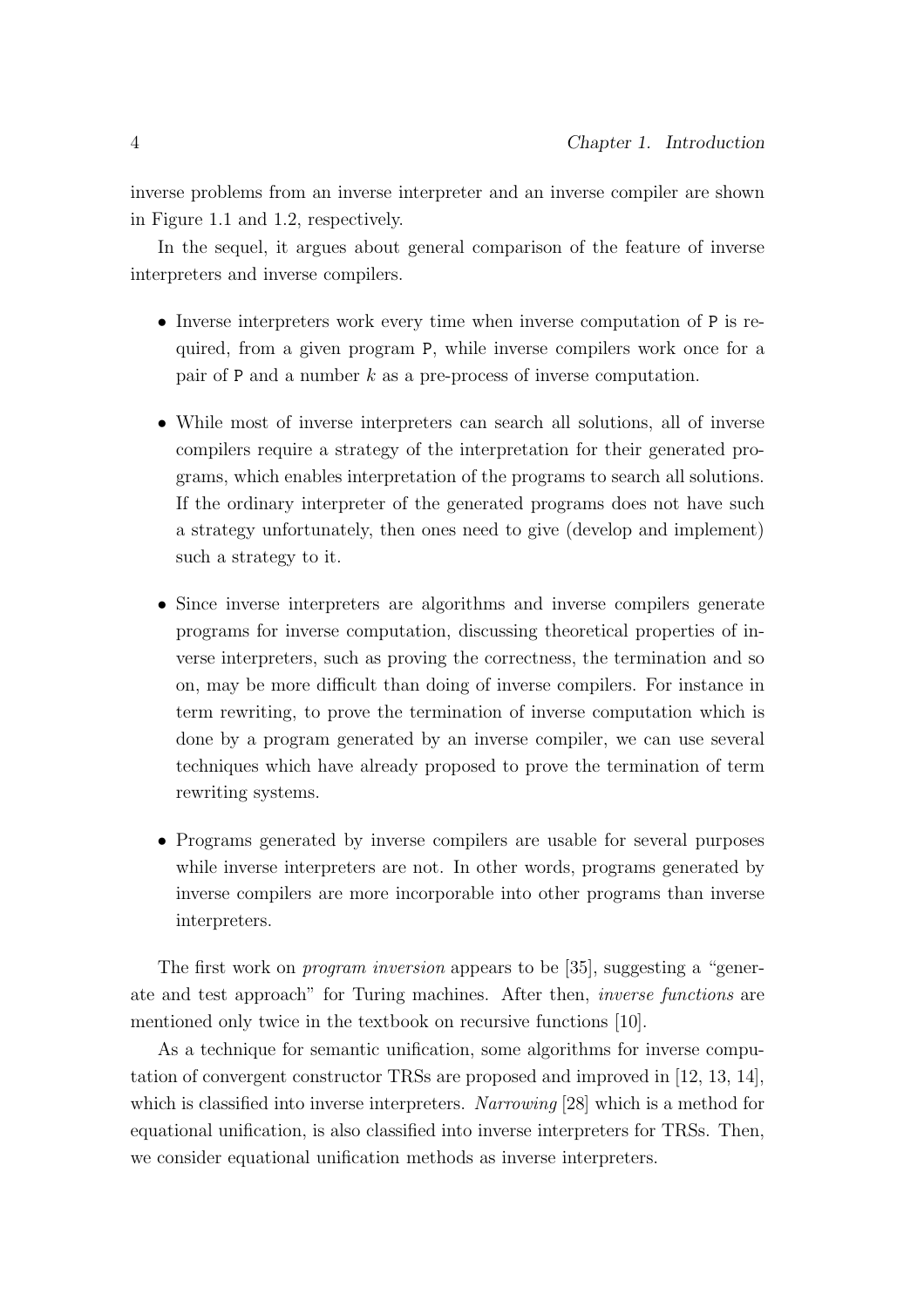inverse problems from an inverse interpreter and an inverse compiler are shown in Figure 1.1 and 1.2, respectively.

In the sequel, it argues about general comparison of the feature of inverse interpreters and inverse compilers.

- Inverse interpreters work every time when inverse computation of `P` is required, from a given program `P`, while inverse compilers work once for a pair of `P` and a number $k$ as a pre-process of inverse computation.

- While most of inverse interpreters can search all solutions, all of inverse compilers require a strategy of the interpretation for their generated programs, which enables interpretation of the programs to search all solutions. If the ordinary interpreter of the generated programs does not have such a strategy unfortunately, then ones need to give (develop and implement) such a strategy to it.

- Since inverse interpreters are algorithms and inverse compilers generate programs for inverse computation, discussing theoretical properties of inverse interpreters, such as proving the correctness, the termination and so on, may be more difficult than doing of inverse compilers. For instance in term rewriting, to prove the termination of inverse computation which is done by a program generated by an inverse compiler, we can use several techniques which have already proposed to prove the termination of term rewriting systems.

- Programs generated by inverse compilers are usable for several purposes while inverse interpreters are not. In other words, programs generated by inverse compilers are more incorporable into other programs than inverse interpreters.

The first work on *program inversion* appears to be [35], suggesting a "generate and test approach" for Turing machines. After then, *inverse functions* are mentioned only twice in the textbook on recursive functions [10].

As a technique for semantic unification, some algorithms for inverse computation of convergent constructor TRSs are proposed and improved in [12, 13, 14], which is classified into inverse interpreters. *Narrowing* [28] which is a method for equational unification, is also classified into inverse interpreters for TRSs. Then, we consider equational unification methods as inverse interpreters.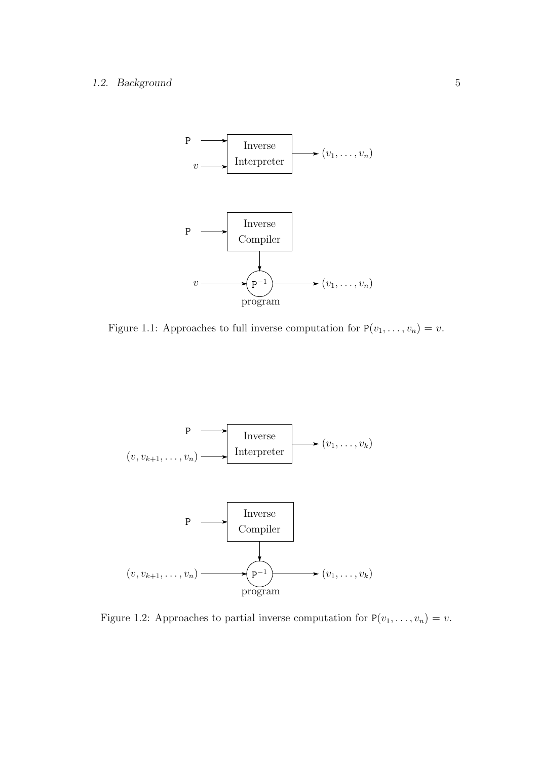Figure 1.1: Approaches to full inverse computation for $\texttt{P}(v_1, \ldots, v_n) = v$.

Figure 1.2: Approaches to partial inverse computation for $\texttt{P}(v_1, \ldots, v_n) = v$.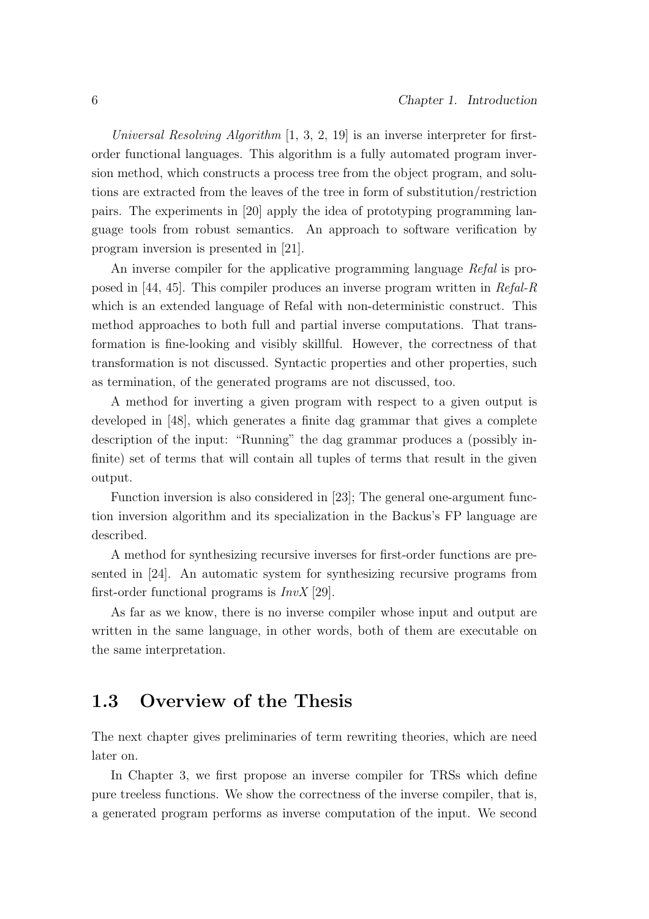*Universal Resolving Algorithm* [1, 3, 2, 19] is an inverse interpreter for first-order functional languages. This algorithm is a fully automated program inversion method, which constructs a process tree from the object program, and solutions are extracted from the leaves of the tree in form of substitution/restriction pairs. The experiments in [20] apply the idea of prototyping programming language tools from robust semantics. An approach to software verification by program inversion is presented in [21].

An inverse compiler for the applicative programming language *Refal* is proposed in [44, 45]. This compiler produces an inverse program written in *Refal-R* which is an extended language of Refal with non-deterministic construct. This method approaches to both full and partial inverse computations. That transformation is fine-looking and visibly skillful. However, the correctness of that transformation is not discussed. Syntactic properties and other properties, such as termination, of the generated programs are not discussed, too.

A method for inverting a given program with respect to a given output is developed in [48], which generates a finite dag grammar that gives a complete description of the input: "Running" the dag grammar produces a (possibly infinite) set of terms that will contain all tuples of terms that result in the given output.

Function inversion is also considered in [23]; The general one-argument function inversion algorithm and its specialization in the Backus's FP language are described.

A method for synthesizing recursive inverses for first-order functions are presented in [24]. An automatic system for synthesizing recursive programs from first-order functional programs is *InvX* [29].

As far as we know, there is no inverse compiler whose input and output are written in the same language, in other words, both of them are executable on the same interpretation.

## 1.3 Overview of the Thesis

The next chapter gives preliminaries of term rewriting theories, which are need later on.

In Chapter 3, we first propose an inverse compiler for TRSs which define pure treeless functions. We show the correctness of the inverse compiler, that is, a generated program performs as inverse computation of the input. We second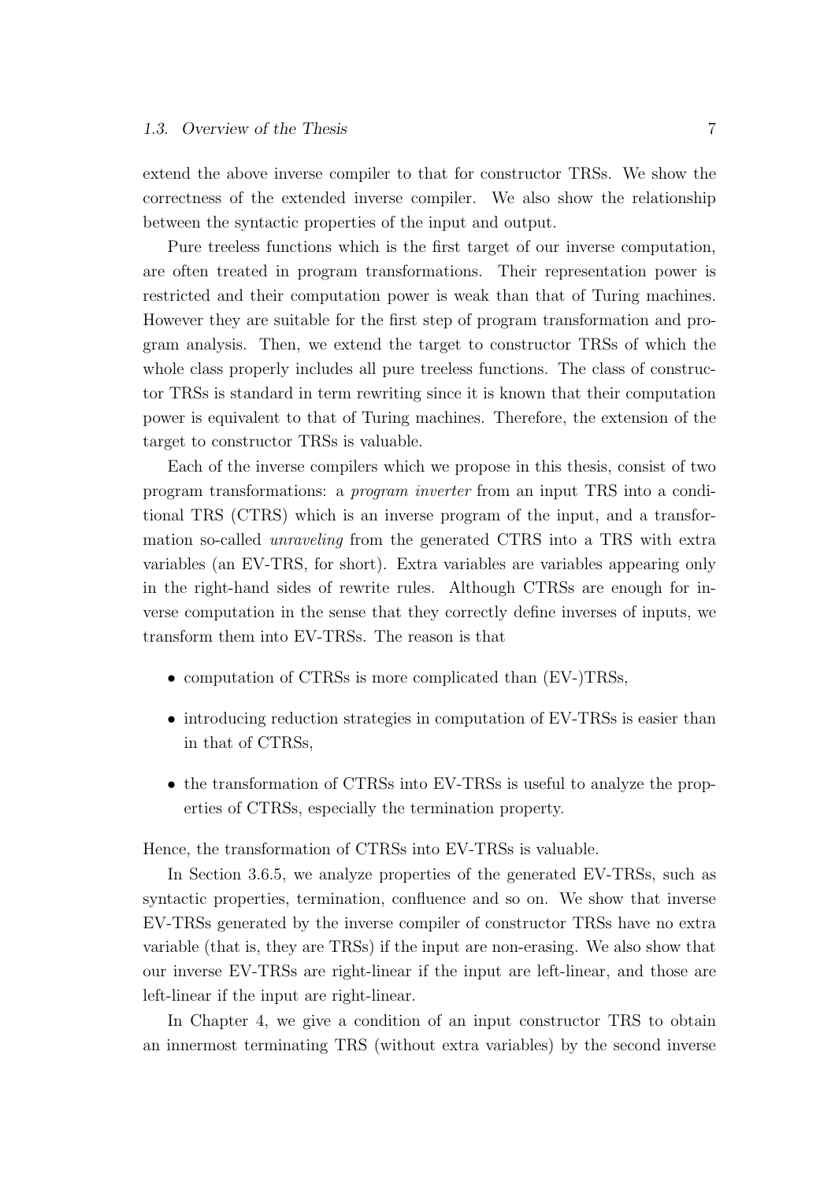extend the above inverse compiler to that for constructor TRSs. We show the correctness of the extended inverse compiler. We also show the relationship between the syntactic properties of the input and output.

Pure treeless functions which is the first target of our inverse computation, are often treated in program transformations. Their representation power is restricted and their computation power is weak than that of Turing machines. However they are suitable for the first step of program transformation and program analysis. Then, we extend the target to constructor TRSs of which the whole class properly includes all pure treeless functions. The class of constructor TRSs is standard in term rewriting since it is known that their computation power is equivalent to that of Turing machines. Therefore, the extension of the target to constructor TRSs is valuable.

Each of the inverse compilers which we propose in this thesis, consist of two program transformations: a *program inverter* from an input TRS into a conditional TRS (CTRS) which is an inverse program of the input, and a transformation so-called *unraveling* from the generated CTRS into a TRS with extra variables (an EV-TRS, for short). Extra variables are variables appearing only in the right-hand sides of rewrite rules. Although CTRSs are enough for inverse computation in the sense that they correctly define inverses of inputs, we transform them into EV-TRSs. The reason is that

- computation of CTRSs is more complicated than (EV-)TRSs,
- introducing reduction strategies in computation of EV-TRSs is easier than in that of CTRSs,
- the transformation of CTRSs into EV-TRSs is useful to analyze the properties of CTRSs, especially the termination property.

Hence, the transformation of CTRSs into EV-TRSs is valuable.

In Section 3.6.5, we analyze properties of the generated EV-TRSs, such as syntactic properties, termination, confluence and so on. We show that inverse EV-TRSs generated by the inverse compiler of constructor TRSs have no extra variable (that is, they are TRSs) if the input are non-erasing. We also show that our inverse EV-TRSs are right-linear if the input are left-linear, and those are left-linear if the input are right-linear.

In Chapter 4, we give a condition of an input constructor TRS to obtain an innermost terminating TRS (without extra variables) by the second inverse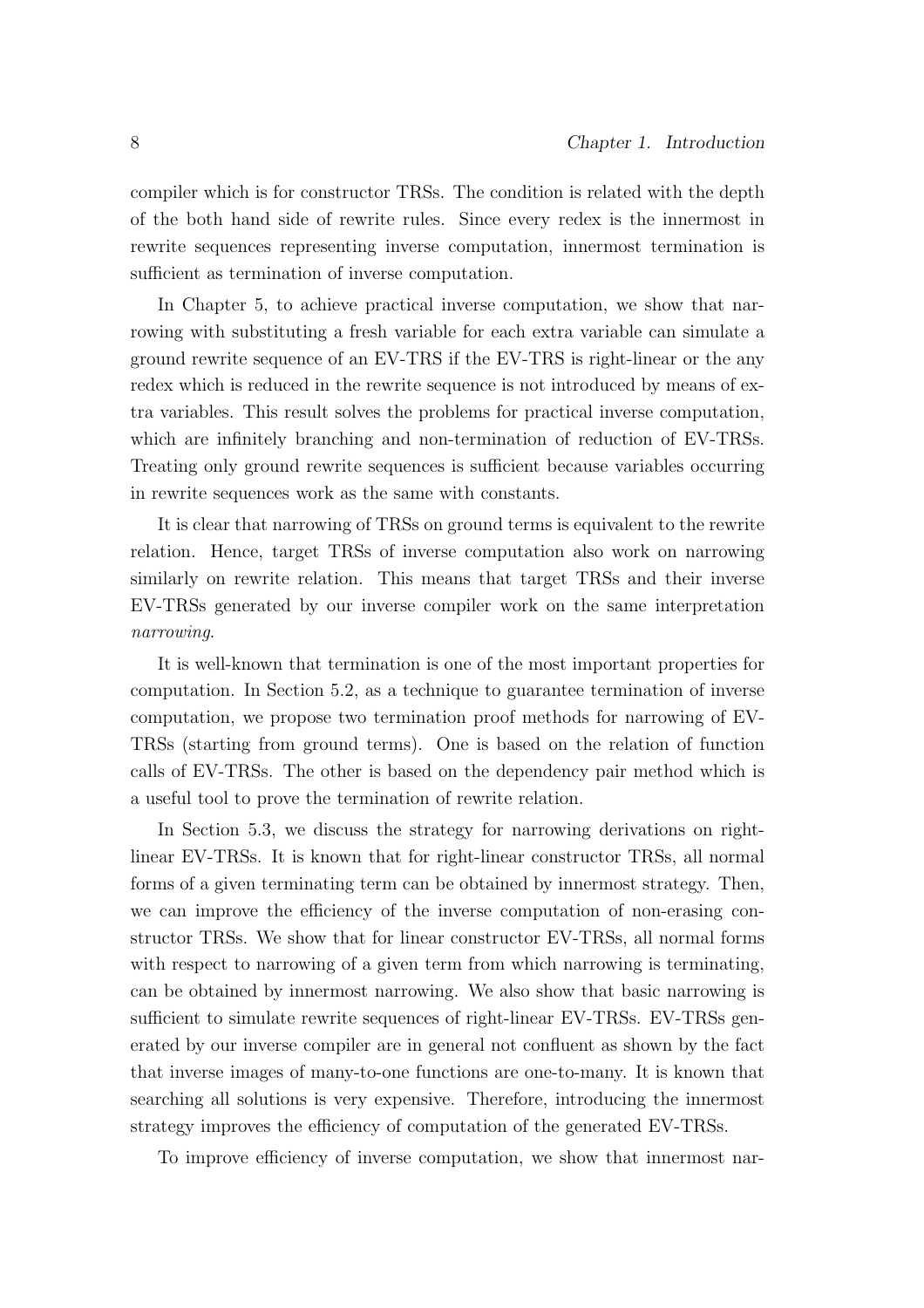compiler which is for constructor TRSs. The condition is related with the depth of the both hand side of rewrite rules. Since every redex is the innermost in rewrite sequences representing inverse computation, innermost termination is sufficient as termination of inverse computation.

In Chapter 5, to achieve practical inverse computation, we show that narrowing with substituting a fresh variable for each extra variable can simulate a ground rewrite sequence of an EV-TRS if the EV-TRS is right-linear or the any redex which is reduced in the rewrite sequence is not introduced by means of extra variables. This result solves the problems for practical inverse computation, which are infinitely branching and non-termination of reduction of EV-TRSs. Treating only ground rewrite sequences is sufficient because variables occurring in rewrite sequences work as the same with constants.

It is clear that narrowing of TRSs on ground terms is equivalent to the rewrite relation. Hence, target TRSs of inverse computation also work on narrowing similarly on rewrite relation. This means that target TRSs and their inverse EV-TRSs generated by our inverse compiler work on the same interpretation *narrowing*.

It is well-known that termination is one of the most important properties for computation. In Section 5.2, as a technique to guarantee termination of inverse computation, we propose two termination proof methods for narrowing of EV-TRSs (starting from ground terms). One is based on the relation of function calls of EV-TRSs. The other is based on the dependency pair method which is a useful tool to prove the termination of rewrite relation.

In Section 5.3, we discuss the strategy for narrowing derivations on right-linear EV-TRSs. It is known that for right-linear constructor TRSs, all normal forms of a given terminating term can be obtained by innermost strategy. Then, we can improve the efficiency of the inverse computation of non-erasing constructor TRSs. We show that for linear constructor EV-TRSs, all normal forms with respect to narrowing of a given term from which narrowing is terminating, can be obtained by innermost narrowing. We also show that basic narrowing is sufficient to simulate rewrite sequences of right-linear EV-TRSs. EV-TRSs generated by our inverse compiler are in general not confluent as shown by the fact that inverse images of many-to-one functions are one-to-many. It is known that searching all solutions is very expensive. Therefore, introducing the innermost strategy improves the efficiency of computation of the generated EV-TRSs.

To improve efficiency of inverse computation, we show that innermost nar-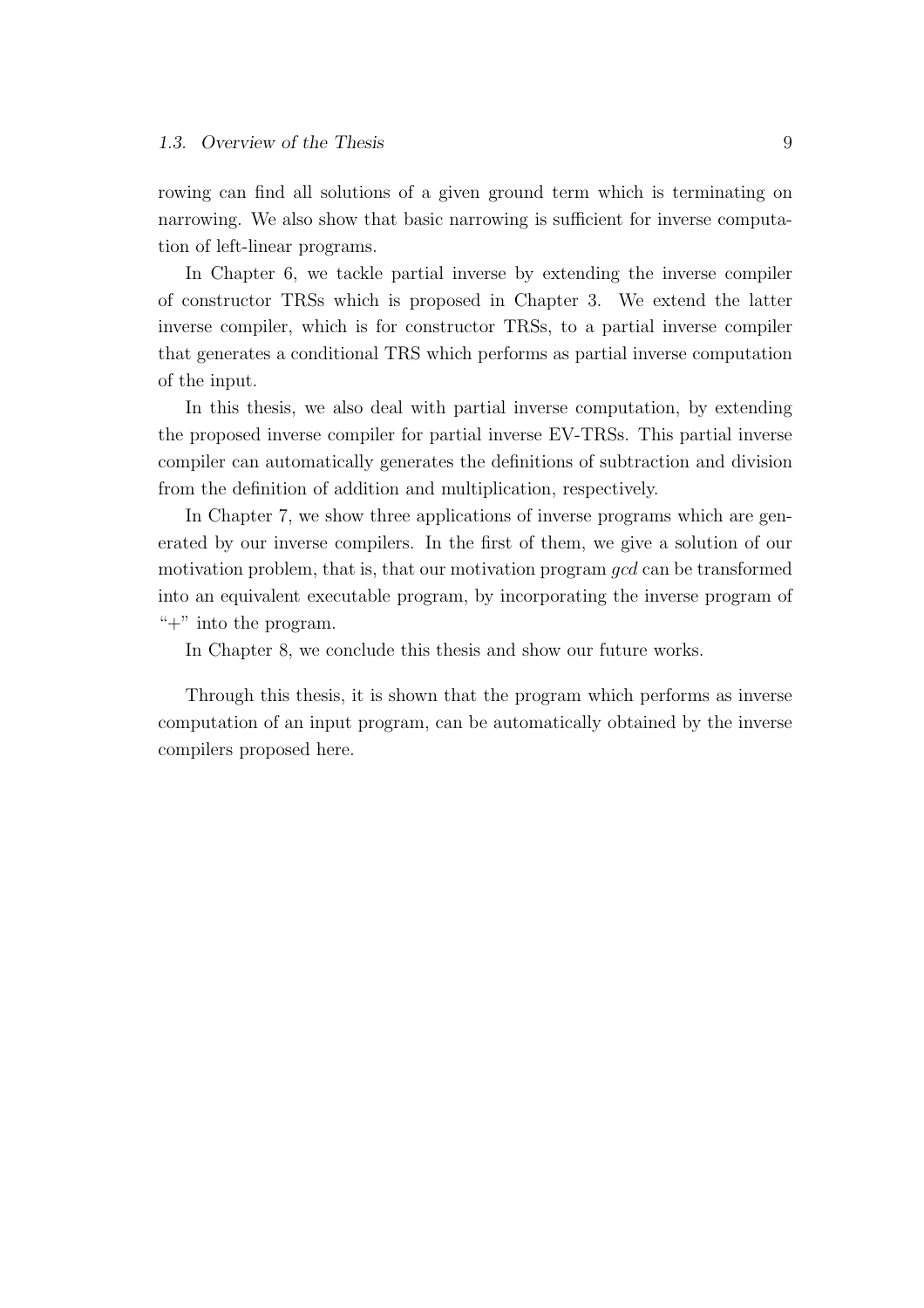rowing can find all solutions of a given ground term which is terminating on narrowing. We also show that basic narrowing is sufficient for inverse computation of left-linear programs.

In Chapter 6, we tackle partial inverse by extending the inverse compiler of constructor TRSs which is proposed in Chapter 3. We extend the latter inverse compiler, which is for constructor TRSs, to a partial inverse compiler that generates a conditional TRS which performs as partial inverse computation of the input.

In this thesis, we also deal with partial inverse computation, by extending the proposed inverse compiler for partial inverse EV-TRSs. This partial inverse compiler can automatically generates the definitions of subtraction and division from the definition of addition and multiplication, respectively.

In Chapter 7, we show three applications of inverse programs which are generated by our inverse compilers. In the first of them, we give a solution of our motivation problem, that is, that our motivation program *gcd* can be transformed into an equivalent executable program, by incorporating the inverse program of "+" into the program.

In Chapter 8, we conclude this thesis and show our future works.

Through this thesis, it is shown that the program which performs as inverse computation of an input program, can be automatically obtained by the inverse compilers proposed here.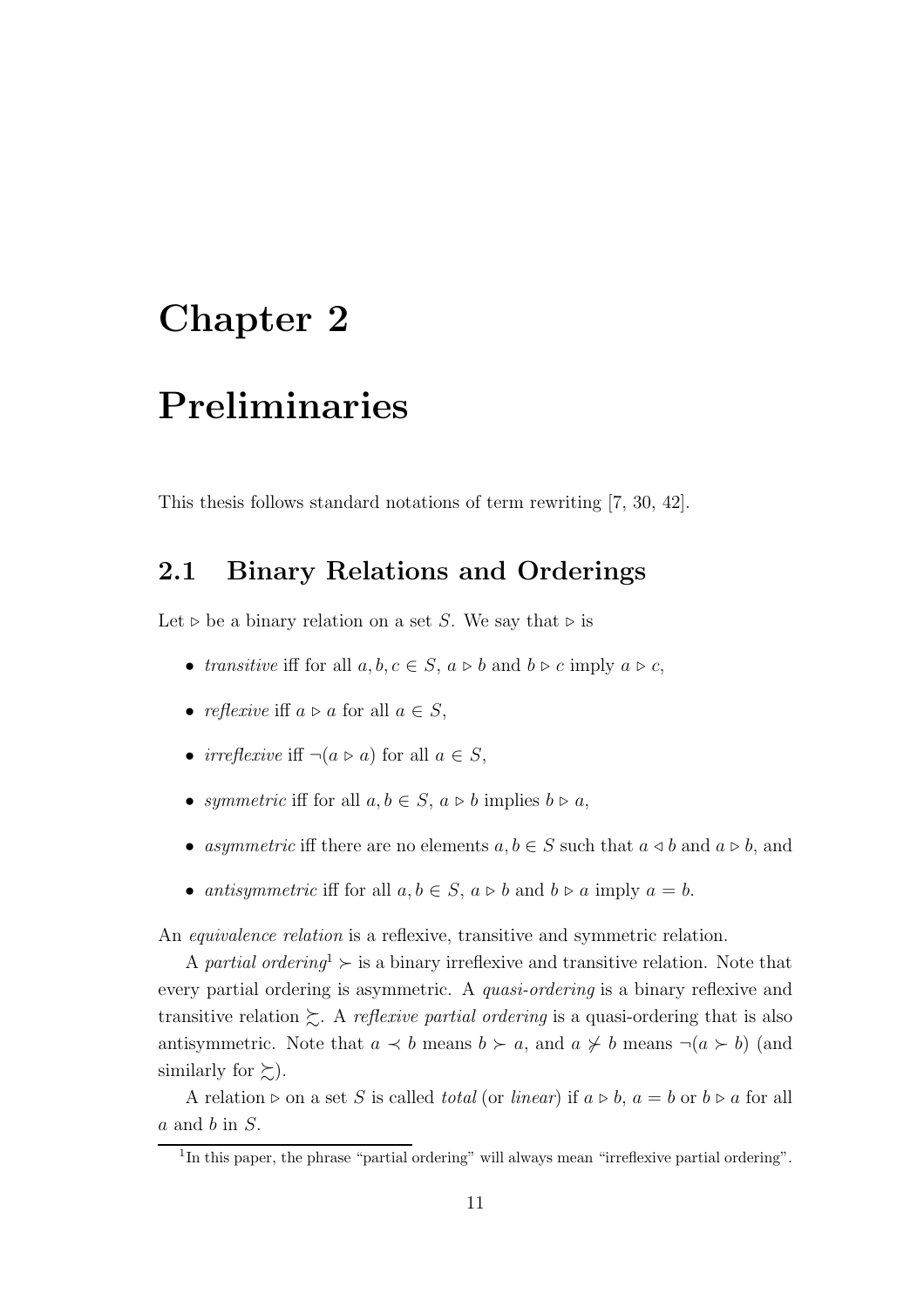# Chapter 2

# Preliminaries

This thesis follows standard notations of term rewriting [7, 30, 42].

## 2.1 Binary Relations and Orderings

Let $\rhd$ be a binary relation on a set $S$. We say that $\rhd$ is

- *transitive* iff for all $a, b, c \in S$, $a \rhd b$ and $b \rhd c$ imply $a \rhd c$,
- *reflexive* iff $a \rhd a$ for all $a \in S$,
- *irreflexive* iff $\neg(a \rhd a)$ for all $a \in S$,
- *symmetric* iff for all $a, b \in S$, $a \rhd b$ implies $b \rhd a$,
- *asymmetric* iff there are no elements $a, b \in S$ such that $a \lhd b$ and $a \rhd b$, and
- *antisymmetric* iff for all $a, b \in S$, $a \rhd b$ and $b \rhd a$ imply $a = b$.

An *equivalence relation* is a reflexive, transitive and symmetric relation.

A *partial ordering*[1] $\succ$ is a binary irreflexive and transitive relation. Note that every partial ordering is asymmetric. A *quasi-ordering* is a binary reflexive and transitive relation $\succsim$. A *reflexive partial ordering* is a quasi-ordering that is also antisymmetric. Note that $a \prec b$ means $b \succ a$, and $a \not\succ b$ means $\neg(a \succ b)$ (and similarly for $\succsim$).

A relation $\rhd$ on a set $S$ is called *total* (or *linear*) if $a \rhd b$, $a = b$ or $b \rhd a$ for all $a$ and $b$ in $S$.

[1] In this paper, the phrase "partial ordering" will always mean "irreflexive partial ordering".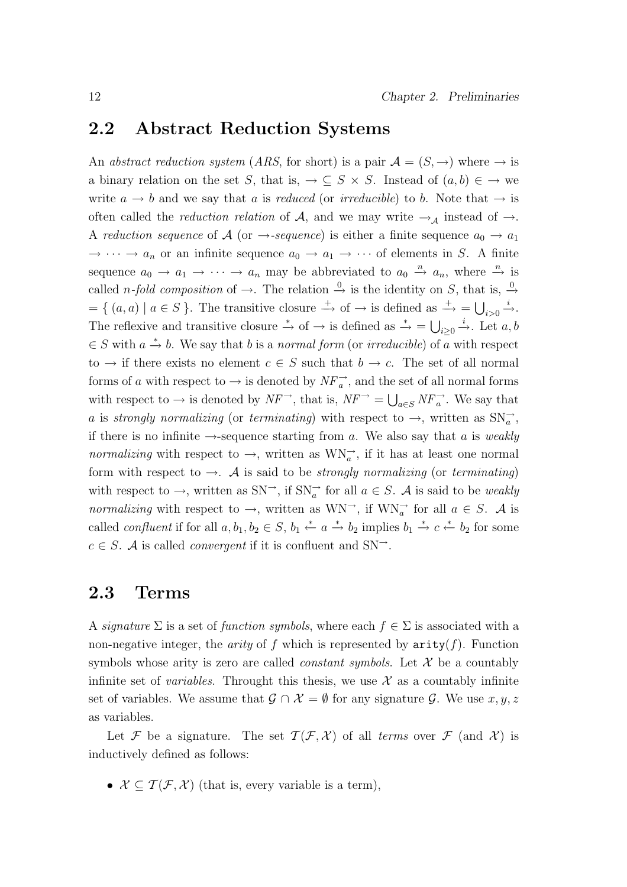## 2.2 Abstract Reduction Systems

An *abstract reduction system* (*ARS*, for short) is a pair $\mathcal{A} = (S, \to)$ where $\to$ is a binary relation on the set $S$, that is, $\to\ \subseteq S \times S$. Instead of $(a, b) \in\ \to$ we write $a \to b$ and we say that $a$ is *reduced* (or *irreducible*) to $b$. Note that $\to$ is often called the *reduction relation* of $\mathcal{A}$, and we may write $\to_{\mathcal{A}}$ instead of $\to$. A *reduction sequence* of $\mathcal{A}$ (or $\to$*-sequence*) is either a finite sequence $a_0 \to a_1 \to \cdots \to a_n$ or an infinite sequence $a_0 \to a_1 \to \cdots$ of elements in $S$. A finite sequence $a_0 \to a_1 \to \cdots \to a_n$ may be abbreviated to $a_0 \xrightarrow{n} a_n$, where $\xrightarrow{n}$ is called *n-fold composition* of $\to$. The relation $\xrightarrow{0}$ is the identity on $S$, that is, $\xrightarrow{0}$ $= \{ (a, a) \mid a \in S \}$. The transitive closure $\xrightarrow{+}$ of $\to$ is defined as $\xrightarrow{+} = \bigcup_{i>0} \xrightarrow{i}$. The reflexive and transitive closure $\xrightarrow{*}$ of $\to$ is defined as $\xrightarrow{*} = \bigcup_{i\geq 0} \xrightarrow{i}$. Let $a, b \in S$ with $a \xrightarrow{*} b$. We say that $b$ is a *normal form* (or *irreducible*) of $a$ with respect to $\to$ if there exists no element $c \in S$ such that $b \to c$. The set of all normal forms of $a$ with respect to $\to$ is denoted by $NF_a^{\to}$, and the set of all normal forms with respect to $\to$ is denoted by $NF^{\to}$, that is, $NF^{\to} = \bigcup_{a\in S} NF_a^{\to}$. We say that $a$ is *strongly normalizing* (or *terminating*) with respect to $\to$, written as $\mathrm{SN}_a^{\to}$, if there is no infinite $\to$-sequence starting from $a$. We also say that $a$ is *weakly normalizing* with respect to $\to$, written as $\mathrm{WN}_a^{\to}$, if it has at least one normal form with respect to $\to$. $\mathcal{A}$ is said to be *strongly normalizing* (or *terminating*) with respect to $\to$, written as $\mathrm{SN}^{\to}$, if $\mathrm{SN}_a^{\to}$ for all $a \in S$. $\mathcal{A}$ is said to be *weakly normalizing* with respect to $\to$, written as $\mathrm{WN}^{\to}$, if $\mathrm{WN}_a^{\to}$ for all $a \in S$. $\mathcal{A}$ is called *confluent* if for all $a, b_1, b_2 \in S$, $b_1 \xleftarrow{*} a \xrightarrow{*} b_2$ implies $b_1 \xrightarrow{*} c \xleftarrow{*} b_2$ for some $c \in S$. $\mathcal{A}$ is called *convergent* if it is confluent and $\mathrm{SN}^{\to}$.

## 2.3 Terms

A *signature* $\Sigma$ is a set of *function symbols*, where each $f \in \Sigma$ is associated with a non-negative integer, the *arity* of $f$ which is represented by $\mathtt{arity}(f)$. Function symbols whose arity is zero are called *constant symbols*. Let $\mathcal{X}$ be a countably infinite set of *variables*. Throught this thesis, we use $\mathcal{X}$ as a countably infinite set of variables. We assume that $\mathcal{G} \cap \mathcal{X} = \emptyset$ for any signature $\mathcal{G}$. We use $x, y, z$ as variables.

Let $\mathcal{F}$ be a signature. The set $\mathcal{T}(\mathcal{F}, \mathcal{X})$ of all *terms* over $\mathcal{F}$ (and $\mathcal{X}$) is inductively defined as follows:

- $\mathcal{X} \subseteq \mathcal{T}(\mathcal{F}, \mathcal{X})$ (that is, every variable is a term),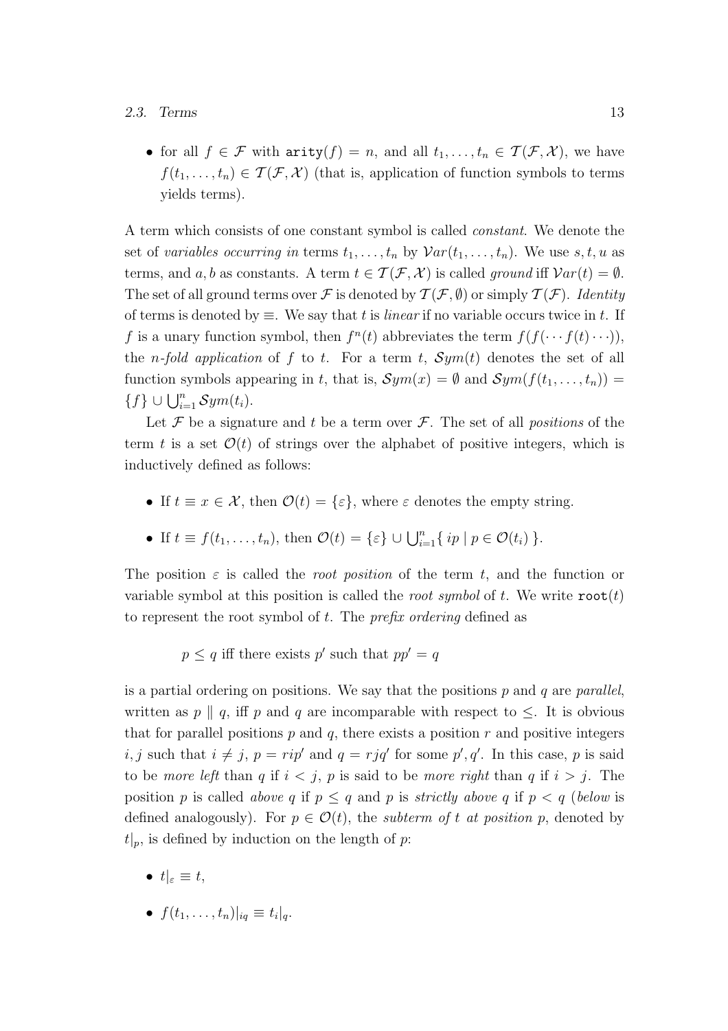- for all $f \in \mathcal{F}$ with $\mathtt{arity}(f) = n$, and all $t_1, \ldots, t_n \in \mathcal{T}(\mathcal{F}, \mathcal{X})$, we have $f(t_1, \ldots, t_n) \in \mathcal{T}(\mathcal{F}, \mathcal{X})$ (that is, application of function symbols to terms yields terms).

A term which consists of one constant symbol is called *constant*. We denote the set of *variables occurring in* terms $t_1, \ldots, t_n$ by $\mathcal{V}ar(t_1, \ldots, t_n)$. We use $s, t, u$ as terms, and $a, b$ as constants. A term $t \in \mathcal{T}(\mathcal{F}, \mathcal{X})$ is called *ground* iff $\mathcal{V}ar(t) = \emptyset$. The set of all ground terms over $\mathcal{F}$ is denoted by $\mathcal{T}(\mathcal{F}, \emptyset)$ or simply $\mathcal{T}(\mathcal{F})$. *Identity* of terms is denoted by $\equiv$. We say that $t$ is *linear* if no variable occurs twice in $t$. If $f$ is a unary function symbol, then $f^n(t)$ abbreviates the term $f(f(\cdots f(t) \cdots))$, the *n-fold application* of $f$ to $t$. For a term $t$, $\mathcal{S}ym(t)$ denotes the set of all function symbols appearing in $t$, that is, $\mathcal{S}ym(x) = \emptyset$ and $\mathcal{S}ym(f(t_1, \ldots, t_n)) = \{f\} \cup \bigcup_{i=1}^{n} \mathcal{S}ym(t_i)$.

Let $\mathcal{F}$ be a signature and $t$ be a term over $\mathcal{F}$. The set of all *positions* of the term $t$ is a set $\mathcal{O}(t)$ of strings over the alphabet of positive integers, which is inductively defined as follows:

- If $t \equiv x \in \mathcal{X}$, then $\mathcal{O}(t) = \{\varepsilon\}$, where $\varepsilon$ denotes the empty string.
- If $t \equiv f(t_1, \ldots, t_n)$, then $\mathcal{O}(t) = \{\varepsilon\} \cup \bigcup_{i=1}^{n} \{\, ip \mid p \in \mathcal{O}(t_i) \,\}$.

The position $\varepsilon$ is called the *root position* of the term $t$, and the function or variable symbol at this position is called the *root symbol* of $t$. We write $\mathtt{root}(t)$ to represent the root symbol of $t$. The *prefix ordering* defined as

$$p \leq q \text{ iff there exists } p' \text{ such that } pp' = q$$

is a partial ordering on positions. We say that the positions $p$ and $q$ are *parallel*, written as $p \parallel q$, iff $p$ and $q$ are incomparable with respect to $\leq$. It is obvious that for parallel positions $p$ and $q$, there exists a position $r$ and positive integers $i, j$ such that $i \neq j$, $p = rip'$ and $q = rjq'$ for some $p', q'$. In this case, $p$ is said to be *more left* than $q$ if $i < j$, $p$ is said to be *more right* than $q$ if $i > j$. The position $p$ is called *above* $q$ if $p \leq q$ and $p$ is *strictly above* $q$ if $p < q$ (*below* is defined analogously). For $p \in \mathcal{O}(t)$, the *subterm of* $t$ *at position* $p$, denoted by $t|_p$, is defined by induction on the length of $p$:

- $t|_\varepsilon \equiv t$,
- $f(t_1, \ldots, t_n)|_{iq} \equiv t_i|_q$.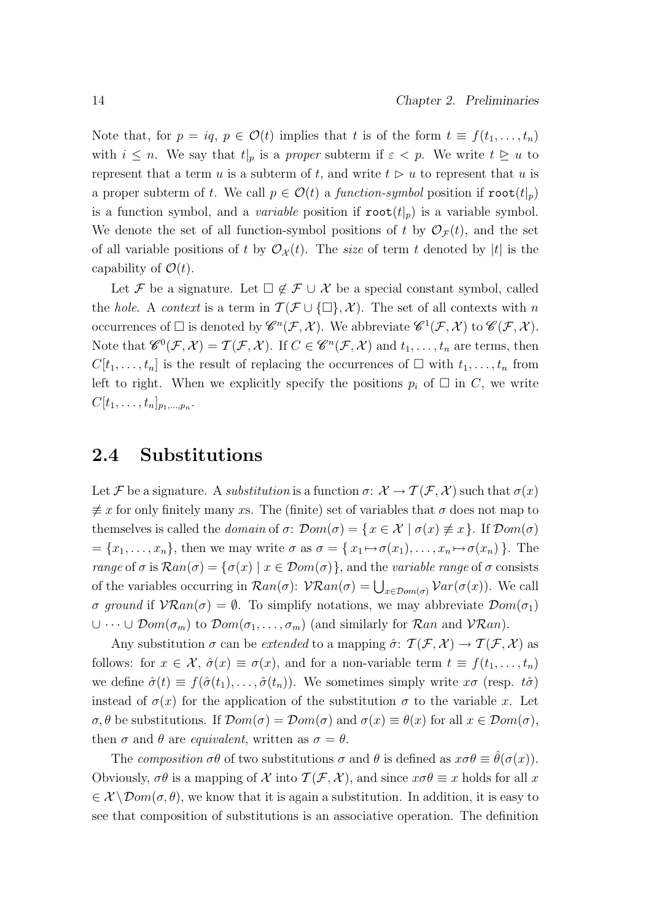Note that, for $p = iq$, $p \in \mathcal{O}(t)$ implies that $t$ is of the form $t \equiv f(t_1, \ldots, t_n)$ with $i \leq n$. We say that $t|_p$ is a *proper* subterm if $\varepsilon < p$. We write $t \trianglerighteq u$ to represent that a term $u$ is a subterm of $t$, and write $t \vartriangleright u$ to represent that $u$ is a proper subterm of $t$. We call $p \in \mathcal{O}(t)$ a *function-symbol* position if $\mathtt{root}(t|_p)$ is a function symbol, and a *variable* position if $\mathtt{root}(t|_p)$ is a variable symbol. We denote the set of all function-symbol positions of $t$ by $\mathcal{O}_{\mathcal{F}}(t)$, and the set of all variable positions of $t$ by $\mathcal{O}_{\mathcal{X}}(t)$. The *size* of term $t$ denoted by $|t|$ is the capability of $\mathcal{O}(t)$.

Let $\mathcal{F}$ be a signature. Let $\Box \notin \mathcal{F} \cup \mathcal{X}$ be a special constant symbol, called the *hole*. A *context* is a term in $\mathcal{T}(\mathcal{F} \cup \{\Box\}, \mathcal{X})$. The set of all contexts with $n$ occurrences of $\Box$ is denoted by $\mathscr{C}^n(\mathcal{F}, \mathcal{X})$. We abbreviate $\mathscr{C}^1(\mathcal{F}, \mathcal{X})$ to $\mathscr{C}(\mathcal{F}, \mathcal{X})$. Note that $\mathscr{C}^0(\mathcal{F}, \mathcal{X}) = \mathcal{T}(\mathcal{F}, \mathcal{X})$. If $C \in \mathscr{C}^n(\mathcal{F}, \mathcal{X})$ and $t_1, \ldots, t_n$ are terms, then $C[t_1, \ldots, t_n]$ is the result of replacing the occurrences of $\Box$ with $t_1, \ldots, t_n$ from left to right. When we explicitly specify the positions $p_i$ of $\Box$ in $C$, we write $C[t_1, \ldots, t_n]_{p_1, \ldots, p_n}$.

## 2.4 Substitutions

Let $\mathcal{F}$ be a signature. A *substitution* is a function $\sigma\colon \mathcal{X} \to \mathcal{T}(\mathcal{F}, \mathcal{X})$ such that $\sigma(x) \not\equiv x$ for only finitely many $x$s. The (finite) set of variables that $\sigma$ does not map to themselves is called the *domain* of $\sigma$: $\mathcal{D}om(\sigma) = \{\, x \in \mathcal{X} \mid \sigma(x) \not\equiv x \,\}$. If $\mathcal{D}om(\sigma) = \{x_1, \ldots, x_n\}$, then we may write $\sigma$ as $\sigma = \{\, x_1 \mapsto \sigma(x_1), \ldots, x_n \mapsto \sigma(x_n) \,\}$. The *range* of $\sigma$ is $\mathcal{R}an(\sigma) = \{\sigma(x) \mid x \in \mathcal{D}om(\sigma)\}$, and the *variable range* of $\sigma$ consists of the variables occurring in $\mathcal{R}an(\sigma)$: $\mathcal{VR}an(\sigma) = \bigcup_{x \in \mathcal{D}om(\sigma)} \mathcal{V}ar(\sigma(x))$. We call $\sigma$ *ground* if $\mathcal{VR}an(\sigma) = \emptyset$. To simplify notations, we may abbreviate $\mathcal{D}om(\sigma_1) \cup \cdots \cup \mathcal{D}om(\sigma_m)$ to $\mathcal{D}om(\sigma_1, \ldots, \sigma_m)$ (and similarly for $\mathcal{R}an$ and $\mathcal{VR}an$).

Any substitution $\sigma$ can be *extended* to a mapping $\hat{\sigma}\colon \mathcal{T}(\mathcal{F}, \mathcal{X}) \to \mathcal{T}(\mathcal{F}, \mathcal{X})$ as follows: for $x \in \mathcal{X}$, $\hat{\sigma}(x) \equiv \sigma(x)$, and for a non-variable term $t \equiv f(t_1, \ldots, t_n)$ we define $\hat{\sigma}(t) \equiv f(\hat{\sigma}(t_1), \ldots, \hat{\sigma}(t_n))$. We sometimes simply write $x\sigma$ (resp. $t\hat{\sigma}$) instead of $\sigma(x)$ for the application of the substitution $\sigma$ to the variable $x$. Let $\sigma, \theta$ be substitutions. If $\mathcal{D}om(\sigma) = \mathcal{D}om(\sigma)$ and $\sigma(x) \equiv \theta(x)$ for all $x \in \mathcal{D}om(\sigma)$, then $\sigma$ and $\theta$ are *equivalent*, written as $\sigma = \theta$.

The *composition* $\sigma\theta$ of two substitutions $\sigma$ and $\theta$ is defined as $x\sigma\theta \equiv \hat{\theta}(\sigma(x))$. Obviously, $\sigma\theta$ is a mapping of $\mathcal{X}$ into $\mathcal{T}(\mathcal{F}, \mathcal{X})$, and since $x\sigma\theta \equiv x$ holds for all $x \in \mathcal{X} \setminus \mathcal{D}om(\sigma, \theta)$, we know that it is again a substitution. In addition, it is easy to see that composition of substitutions is an associative operation. The definition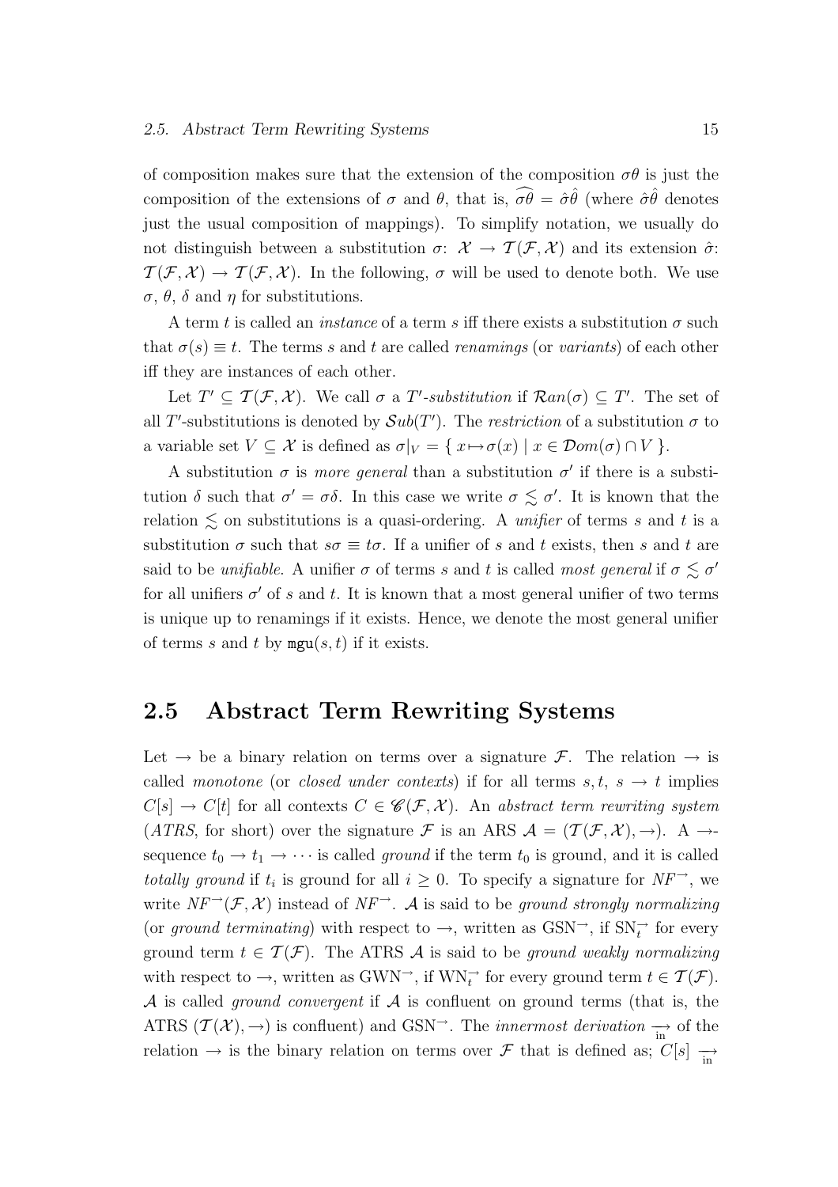of composition makes sure that the extension of the composition $\sigma\theta$ is just the composition of the extensions of $\sigma$ and $\theta$, that is, $\widehat{\sigma\theta} = \hat{\sigma}\hat{\theta}$ (where $\hat{\sigma}\hat{\theta}$ denotes just the usual composition of mappings). To simplify notation, we usually do not distinguish between a substitution $\sigma\colon\ \mathcal{X} \to \mathcal{T}(\mathcal{F}, \mathcal{X})$ and its extension $\hat{\sigma}$: $\mathcal{T}(\mathcal{F}, \mathcal{X}) \to \mathcal{T}(\mathcal{F}, \mathcal{X})$. In the following, $\sigma$ will be used to denote both. We use $\sigma$, $\theta$, $\delta$ and $\eta$ for substitutions.

A term $t$ is called an *instance* of a term $s$ iff there exists a substitution $\sigma$ such that $\sigma(s) \equiv t$. The terms $s$ and $t$ are called *renamings* (or *variants*) of each other iff they are instances of each other.

Let $T' \subseteq \mathcal{T}(\mathcal{F}, \mathcal{X})$. We call $\sigma$ a $T'$*-substitution* if $\mathcal{R}an(\sigma) \subseteq T'$. The set of all $T'$-substitutions is denoted by $\mathcal{S}ub(T')$. The *restriction* of a substitution $\sigma$ to a variable set $V \subseteq \mathcal{X}$ is defined as $\sigma|_V = \{\, x \mapsto \sigma(x) \mid x \in \mathcal{D}om(\sigma) \cap V \,\}$.

A substitution $\sigma$ is *more general* than a substitution $\sigma'$ if there is a substitution $\delta$ such that $\sigma' = \sigma\delta$. In this case we write $\sigma \lesssim \sigma'$. It is known that the relation $\lesssim$ on substitutions is a quasi-ordering. A *unifier* of terms $s$ and $t$ is a substitution $\sigma$ such that $s\sigma \equiv t\sigma$. If a unifier of $s$ and $t$ exists, then $s$ and $t$ are said to be *unifiable*. A unifier $\sigma$ of terms $s$ and $t$ is called *most general* if $\sigma \lesssim \sigma'$ for all unifiers $\sigma'$ of $s$ and $t$. It is known that a most general unifier of two terms is unique up to renamings if it exists. Hence, we denote the most general unifier of terms $s$ and $t$ by $\mathtt{mgu}(s, t)$ if it exists.

## 2.5 Abstract Term Rewriting Systems

Let $\to$ be a binary relation on terms over a signature $\mathcal{F}$. The relation $\to$ is called *monotone* (or *closed under contexts*) if for all terms $s, t$, $s \to t$ implies $C[s] \to C[t]$ for all contexts $C \in \mathscr{C}(\mathcal{F}, \mathcal{X})$. An *abstract term rewriting system* (*ATRS*, for short) over the signature $\mathcal{F}$ is an ARS $\mathcal{A} = (\mathcal{T}(\mathcal{F}, \mathcal{X}), \to)$. A $\to$-sequence $t_0 \to t_1 \to \cdots$ is called *ground* if the term $t_0$ is ground, and it is called *totally ground* if $t_i$ is ground for all $i \geq 0$. To specify a signature for $NF^{\to}$, we write $NF^{\to}(\mathcal{F}, \mathcal{X})$ instead of $NF^{\to}$. $\mathcal{A}$ is said to be *ground strongly normalizing* (or *ground terminating*) with respect to $\to$, written as $\mathrm{GSN}^{\to}$, if $\mathrm{SN}^{\to}_t$ for every ground term $t \in \mathcal{T}(\mathcal{F})$. The ATRS $\mathcal{A}$ is said to be *ground weakly normalizing* with respect to $\to$, written as $\mathrm{GWN}^{\to}$, if $\mathrm{WN}^{\to}_t$ for every ground term $t \in \mathcal{T}(\mathcal{F})$. $\mathcal{A}$ is called *ground convergent* if $\mathcal{A}$ is confluent on ground terms (that is, the ATRS $(\mathcal{T}(\mathcal{X}), \to)$ is confluent) and $\mathrm{GSN}^{\to}$. The *innermost derivation* $\underset{\mathrm{in}}{\to}$ of the relation $\to$ is the binary relation on terms over $\mathcal{F}$ that is defined as; $C[s] \underset{\mathrm{in}}{\to}$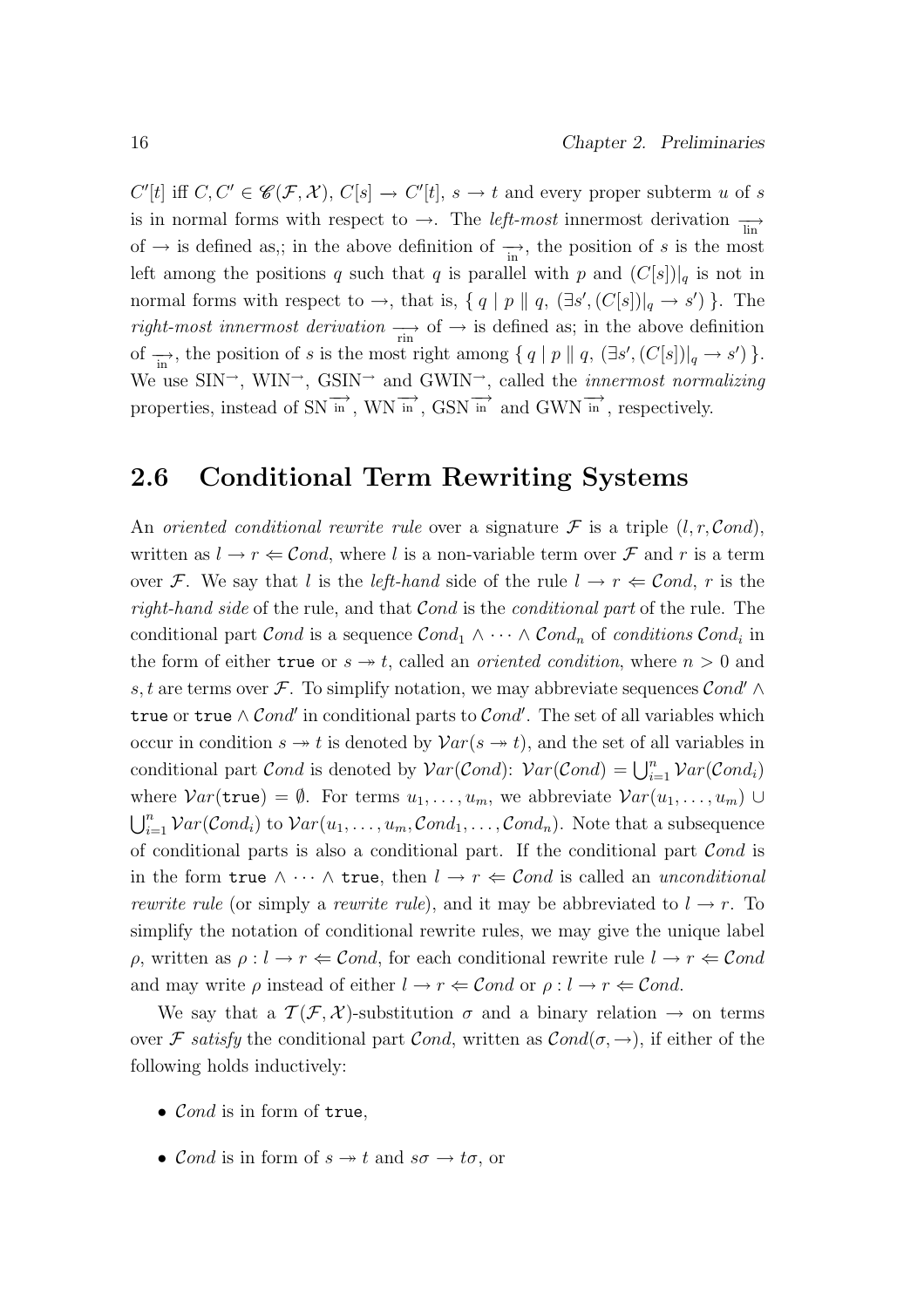$C'[t]$ iff $C, C' \in \mathscr{C}(\mathcal{F}, \mathcal{X})$, $C[s] \to C'[t]$, $s \to t$ and every proper subterm $u$ of $s$ is in normal forms with respect to $\to$. The *left-most* innermost derivation $\underset{\text{lin}}{\longrightarrow}$ of $\to$ is defined as,; in the above definition of $\underset{\text{in}}{\longrightarrow}$, the position of $s$ is the most left among the positions $q$ such that $q$ is parallel with $p$ and $(C[s])|_q$ is not in normal forms with respect to $\to$, that is, $\{ q \mid p \parallel q, (\exists s', (C[s])|_q \to s') \}$. The *right-most innermost derivation* $\underset{\text{rin}}{\longrightarrow}$ of $\to$ is defined as; in the above definition of $\underset{\text{in}}{\longrightarrow}$, the position of $s$ is the most right among $\{ q \mid p \parallel q, (\exists s', (C[s])|_q \to s') \}$. We use $\text{SIN}^{\to}$, $\text{WIN}^{\to}$, $\text{GSIN}^{\to}$ and $\text{GWIN}^{\to}$, called the *innermost normalizing* properties, instead of $\text{SN}^{\underset{\text{in}}{\longrightarrow}}$, $\text{WN}^{\underset{\text{in}}{\longrightarrow}}$, $\text{GSN}^{\underset{\text{in}}{\longrightarrow}}$ and $\text{GWN}^{\underset{\text{in}}{\longrightarrow}}$, respectively.

## 2.6 Conditional Term Rewriting Systems

An *oriented conditional rewrite rule* over a signature $\mathcal{F}$ is a triple $(l, r, \mathcal{C}ond)$, written as $l \to r \Leftarrow \mathcal{C}ond$, where $l$ is a non-variable term over $\mathcal{F}$ and $r$ is a term over $\mathcal{F}$. We say that $l$ is the *left-hand* side of the rule $l \to r \Leftarrow \mathcal{C}ond$, $r$ is the *right-hand side* of the rule, and that $\mathcal{C}ond$ is the *conditional part* of the rule. The conditional part $\mathcal{C}ond$ is a sequence $\mathcal{C}ond_1 \wedge \cdots \wedge \mathcal{C}ond_n$ of *conditions* $\mathcal{C}ond_i$ in the form of either `true` or $s \twoheadrightarrow t$, called an *oriented condition*, where $n > 0$ and $s, t$ are terms over $\mathcal{F}$. To simplify notation, we may abbreviate sequences $\mathcal{C}ond' \wedge$ `true` or `true` $\wedge\, \mathcal{C}ond'$ in conditional parts to $\mathcal{C}ond'$. The set of all variables which occur in condition $s \twoheadrightarrow t$ is denoted by $\mathcal{V}ar(s \twoheadrightarrow t)$, and the set of all variables in conditional part $\mathcal{C}ond$ is denoted by $\mathcal{V}ar(\mathcal{C}ond)$: $\mathcal{V}ar(\mathcal{C}ond) = \bigcup_{i=1}^{n} \mathcal{V}ar(\mathcal{C}ond_i)$ where $\mathcal{V}ar(\texttt{true}) = \emptyset$. For terms $u_1, \ldots, u_m$, we abbreviate $\mathcal{V}ar(u_1, \ldots, u_m) \cup \bigcup_{i=1}^{n} \mathcal{V}ar(\mathcal{C}ond_i)$ to $\mathcal{V}ar(u_1, \ldots, u_m, \mathcal{C}ond_1, \ldots, \mathcal{C}ond_n)$. Note that a subsequence of conditional parts is also a conditional part. If the conditional part $\mathcal{C}ond$ is in the form `true` $\wedge \cdots \wedge$ `true`, then $l \to r \Leftarrow \mathcal{C}ond$ is called an *unconditional rewrite rule* (or simply a *rewrite rule*), and it may be abbreviated to $l \to r$. To simplify the notation of conditional rewrite rules, we may give the unique label $\rho$, written as $\rho : l \to r \Leftarrow \mathcal{C}ond$, for each conditional rewrite rule $l \to r \Leftarrow \mathcal{C}ond$ and may write $\rho$ instead of either $l \to r \Leftarrow \mathcal{C}ond$ or $\rho : l \to r \Leftarrow \mathcal{C}ond$.

We say that a $\mathcal{T}(\mathcal{F}, \mathcal{X})$-substitution $\sigma$ and a binary relation $\to$ on terms over $\mathcal{F}$ *satisfy* the conditional part $\mathcal{C}ond$, written as $\mathcal{C}ond(\sigma, \to)$, if either of the following holds inductively:

- $\mathcal{C}ond$ is in form of `true`,
- $\mathcal{C}ond$ is in form of $s \twoheadrightarrow t$ and $s\sigma \to t\sigma$, or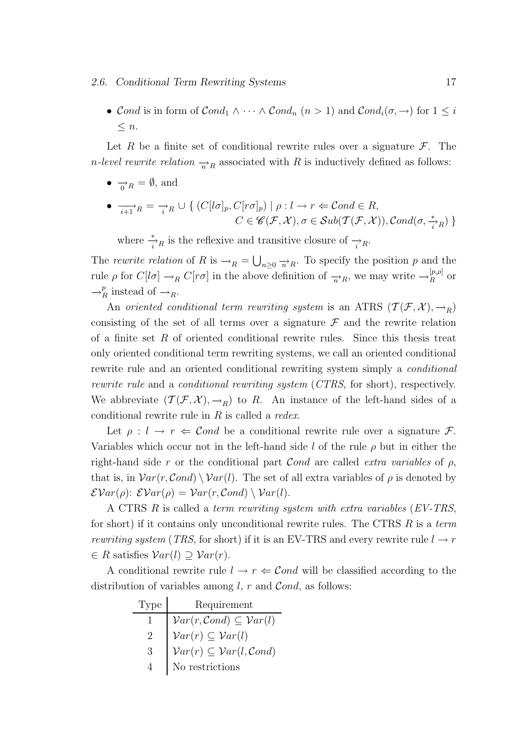- $\mathcal{C}ond$ is in form of $\mathcal{C}ond_1 \wedge \cdots \wedge \mathcal{C}ond_n$ $(n > 1)$ and $\mathcal{C}ond_i(\sigma, \rightarrow)$ for $1 \leq i \leq n$.

Let $R$ be a finite set of conditional rewrite rules over a signature $\mathcal{F}$. The *n-level rewrite relation* $\underset{n}{\rightarrow}_R$ associated with $R$ is inductively defined as follows:

- $\underset{0}{\rightarrow}_R = \emptyset$, and
- $\underset{i+1}{\longrightarrow}_R = \underset{i}{\rightarrow}_R \cup \{\, (C[l\sigma]_p, C[r\sigma]_p) \mid \rho : l \rightarrow r \Leftarrow \mathcal{C}ond \in R,$
  $C \in \mathscr{C}(\mathcal{F}, \mathcal{X}), \sigma \in \mathcal{S}ub(\mathcal{T}(\mathcal{F}, \mathcal{X})), \mathcal{C}ond(\sigma, \underset{i}{\overset{*}{\rightarrow}}_R) \,\}$

  where $\underset{i}{\overset{*}{\rightarrow}}_R$ is the reflexive and transitive closure of $\underset{i}{\rightarrow}_R$.

The *rewrite relation* of $R$ is $\rightarrow_R = \bigcup_{n \geq 0} \underset{n}{\rightarrow}_R$. To specify the position $p$ and the rule $\rho$ for $C[l\sigma] \rightarrow_R C[r\sigma]$ in the above definition of $\underset{n}{\rightarrow}_R$, we may write $\rightarrow_R^{[p,\rho]}$ or $\rightarrow_R^p$ instead of $\rightarrow_R$.

An *oriented conditional term rewriting system* is an ATRS $(\mathcal{T}(\mathcal{F}, \mathcal{X}), \rightarrow_R)$ consisting of the set of all terms over a signature $\mathcal{F}$ and the rewrite relation of a finite set $R$ of oriented conditional rewrite rules. Since this thesis treat only oriented conditional term rewriting systems, we call an oriented conditional rewrite rule and an oriented conditional rewriting system simply a *conditional rewrite rule* and a *conditional rewriting system* (*CTRS*, for short), respectively. We abbreviate $(\mathcal{T}(\mathcal{F}, \mathcal{X}), \rightarrow_R)$ to $R$. An instance of the left-hand sides of a conditional rewrite rule in $R$ is called a *redex*.

Let $\rho : l \rightarrow r \Leftarrow \mathcal{C}ond$ be a conditional rewrite rule over a signature $\mathcal{F}$. Variables which occur not in the left-hand side $l$ of the rule $\rho$ but in either the right-hand side $r$ or the conditional part $\mathcal{C}ond$ are called *extra variables* of $\rho$, that is, in $\mathcal{V}ar(r, \mathcal{C}ond) \setminus \mathcal{V}ar(l)$. The set of all extra variables of $\rho$ is denoted by $\mathcal{EV}ar(\rho)$: $\mathcal{EV}ar(\rho) = \mathcal{V}ar(r, \mathcal{C}ond) \setminus \mathcal{V}ar(l)$.

A CTRS $R$ is called a *term rewriting system with extra variables* (*EV-TRS*, for short) if it contains only unconditional rewrite rules. The CTRS $R$ is a *term rewriting system* (*TRS*, for short) if it is an EV-TRS and every rewrite rule $l \rightarrow r \in R$ satisfies $\mathcal{V}ar(l) \supseteq \mathcal{V}ar(r)$.

A conditional rewrite rule $l \rightarrow r \Leftarrow \mathcal{C}ond$ will be classified according to the distribution of variables among $l$, $r$ and $\mathcal{C}ond$, as follows:

| Type | Requirement |
|---|---|
| 1 | $\mathcal{V}ar(r, \mathcal{C}ond) \subseteq \mathcal{V}ar(l)$ |
| 2 | $\mathcal{V}ar(r) \subseteq \mathcal{V}ar(l)$ |
| 3 | $\mathcal{V}ar(r) \subseteq \mathcal{V}ar(l, \mathcal{C}ond)$ |
| 4 | No restrictions |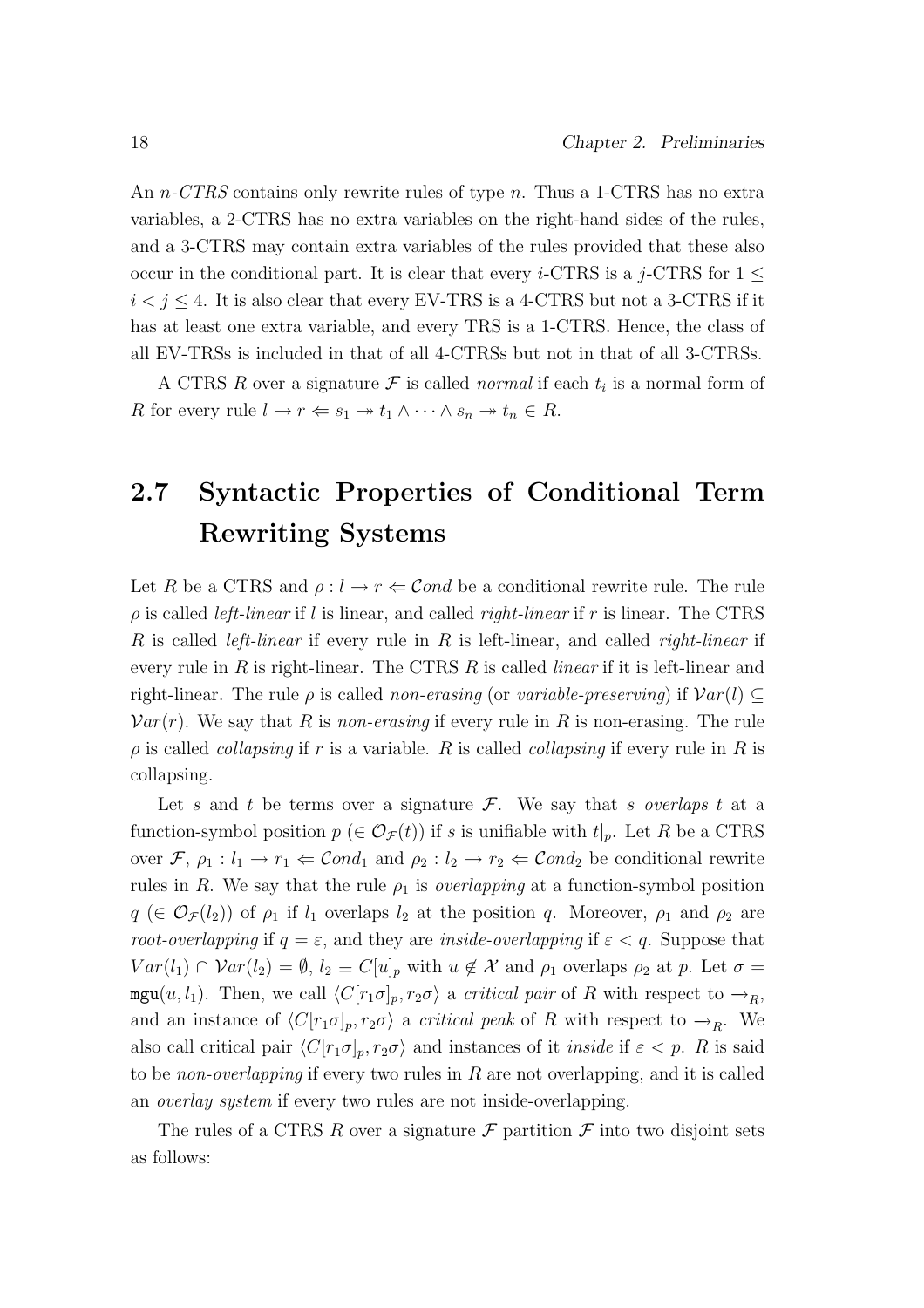An *n-CTRS* contains only rewrite rules of type $n$. Thus a 1-CTRS has no extra variables, a 2-CTRS has no extra variables on the right-hand sides of the rules, and a 3-CTRS may contain extra variables of the rules provided that these also occur in the conditional part. It is clear that every $i$-CTRS is a $j$-CTRS for $1 \leq i < j \leq 4$. It is also clear that every EV-TRS is a 4-CTRS but not a 3-CTRS if it has at least one extra variable, and every TRS is a 1-CTRS. Hence, the class of all EV-TRSs is included in that of all 4-CTRSs but not in that of all 3-CTRSs.

A CTRS $R$ over a signature $\mathcal{F}$ is called *normal* if each $t_i$ is a normal form of $R$ for every rule $l \to r \Leftarrow s_1 \twoheadrightarrow t_1 \wedge \cdots \wedge s_n \twoheadrightarrow t_n \in R$.

## 2.7 Syntactic Properties of Conditional Term Rewriting Systems

Let $R$ be a CTRS and $\rho : l \to r \Leftarrow \mathcal{C}ond$ be a conditional rewrite rule. The rule $\rho$ is called *left-linear* if $l$ is linear, and called *right-linear* if $r$ is linear. The CTRS $R$ is called *left-linear* if every rule in $R$ is left-linear, and called *right-linear* if every rule in $R$ is right-linear. The CTRS $R$ is called *linear* if it is left-linear and right-linear. The rule $\rho$ is called *non-erasing* (or *variable-preserving*) if $\mathcal{V}ar(l) \subseteq \mathcal{V}ar(r)$. We say that $R$ is *non-erasing* if every rule in $R$ is non-erasing. The rule $\rho$ is called *collapsing* if $r$ is a variable. $R$ is called *collapsing* if every rule in $R$ is collapsing.

Let $s$ and $t$ be terms over a signature $\mathcal{F}$. We say that *s overlaps t* at a function-symbol position $p$ ($\in \mathcal{O}_{\mathcal{F}}(t)$) if $s$ is unifiable with $t|_p$. Let $R$ be a CTRS over $\mathcal{F}$, $\rho_1 : l_1 \to r_1 \Leftarrow \mathcal{C}ond_1$ and $\rho_2 : l_2 \to r_2 \Leftarrow \mathcal{C}ond_2$ be conditional rewrite rules in $R$. We say that the rule $\rho_1$ is *overlapping* at a function-symbol position $q$ ($\in \mathcal{O}_{\mathcal{F}}(l_2)$) of $\rho_1$ if $l_1$ overlaps $l_2$ at the position $q$. Moreover, $\rho_1$ and $\rho_2$ are *root-overlapping* if $q = \varepsilon$, and they are *inside-overlapping* if $\varepsilon < q$. Suppose that $Var(l_1) \cap \mathcal{V}ar(l_2) = \emptyset$, $l_2 \equiv C[u]_p$ with $u \notin \mathcal{X}$ and $\rho_1$ overlaps $\rho_2$ at $p$. Let $\sigma = \mathtt{mgu}(u, l_1)$. Then, we call $\langle C[r_1\sigma]_p, r_2\sigma \rangle$ a *critical pair* of $R$ with respect to $\to_R$, and an instance of $\langle C[r_1\sigma]_p, r_2\sigma \rangle$ a *critical peak* of $R$ with respect to $\to_R$. We also call critical pair $\langle C[r_1\sigma]_p, r_2\sigma \rangle$ and instances of it *inside* if $\varepsilon < p$. $R$ is said to be *non-overlapping* if every two rules in $R$ are not overlapping, and it is called an *overlay system* if every two rules are not inside-overlapping.

The rules of a CTRS $R$ over a signature $\mathcal{F}$ partition $\mathcal{F}$ into two disjoint sets as follows: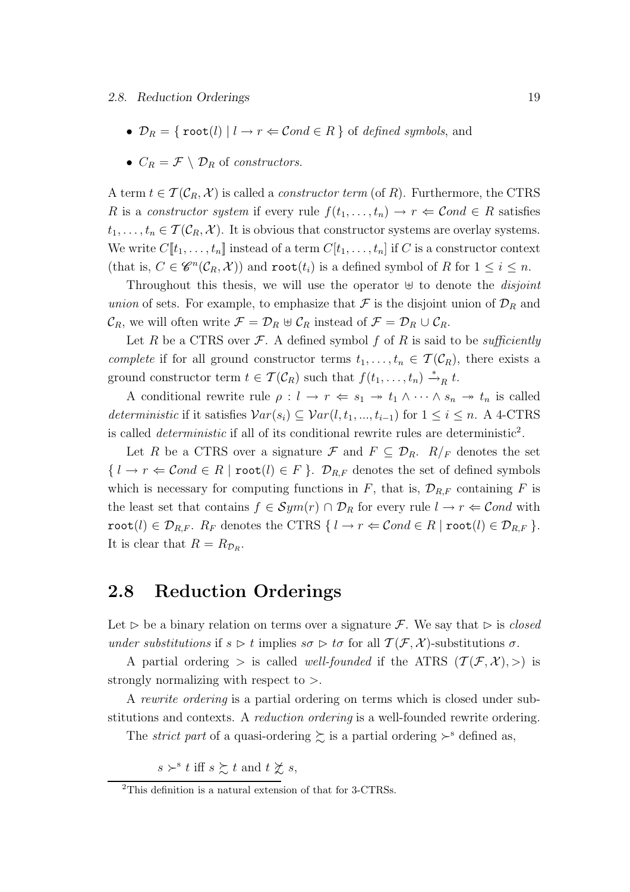- $\mathcal{D}_R = \{ \, \mathtt{root}(l) \mid l \to r \Leftarrow \mathcal{C}ond \in R \, \}$ of *defined symbols*, and
- $C_R = \mathcal{F} \setminus \mathcal{D}_R$ of *constructors*.

A term $t \in \mathcal{T}(\mathcal{C}_R, \mathcal{X})$ is called a *constructor term* (of $R$). Furthermore, the CTRS $R$ is a *constructor system* if every rule $f(t_1, \ldots, t_n) \to r \Leftarrow \mathcal{C}ond \in R$ satisfies $t_1, \ldots, t_n \in \mathcal{T}(\mathcal{C}_R, \mathcal{X})$. It is obvious that constructor systems are overlay systems. We write $C[\![t_1, \ldots, t_n]\!]$ instead of a term $C[t_1, \ldots, t_n]$ if $C$ is a constructor context (that is, $C \in \mathscr{C}^n(\mathcal{C}_R, \mathcal{X})$) and $\mathtt{root}(t_i)$ is a defined symbol of $R$ for $1 \leq i \leq n$.

Throughout this thesis, we will use the operator $\uplus$ to denote the *disjoint union* of sets. For example, to emphasize that $\mathcal{F}$ is the disjoint union of $\mathcal{D}_R$ and $\mathcal{C}_R$, we will often write $\mathcal{F} = \mathcal{D}_R \uplus \mathcal{C}_R$ instead of $\mathcal{F} = \mathcal{D}_R \cup \mathcal{C}_R$.

Let $R$ be a CTRS over $\mathcal{F}$. A defined symbol $f$ of $R$ is said to be *sufficiently complete* if for all ground constructor terms $t_1, \ldots, t_n \in \mathcal{T}(\mathcal{C}_R)$, there exists a ground constructor term $t \in \mathcal{T}(\mathcal{C}_R)$ such that $f(t_1, \ldots, t_n) \xrightarrow{*}_R t$.

A conditional rewrite rule $\rho : l \to r \Leftarrow s_1 \twoheadrightarrow t_1 \wedge \cdots \wedge s_n \twoheadrightarrow t_n$ is called *deterministic* if it satisfies $\mathcal{V}ar(s_i) \subseteq \mathcal{V}ar(l, t_1, ..., t_{i-1})$ for $1 \leq i \leq n$. A 4-CTRS is called *deterministic* if all of its conditional rewrite rules are deterministic[2].

Let $R$ be a CTRS over a signature $\mathcal{F}$ and $F \subseteq \mathcal{D}_R$. $R/_F$ denotes the set $\{ \, l \to r \Leftarrow \mathcal{C}ond \in R \mid \mathtt{root}(l) \in F \, \}$. $\mathcal{D}_{R,F}$ denotes the set of defined symbols which is necessary for computing functions in $F$, that is, $\mathcal{D}_{R,F}$ containing $F$ is the least set that contains $f \in \mathcal{S}ym(r) \cap \mathcal{D}_R$ for every rule $l \to r \Leftarrow \mathcal{C}ond$ with $\mathtt{root}(l) \in \mathcal{D}_{R,F}$. $R_F$ denotes the CTRS $\{ \, l \to r \Leftarrow \mathcal{C}ond \in R \mid \mathtt{root}(l) \in \mathcal{D}_{R,F} \, \}$. It is clear that $R = R_{\mathcal{D}_R}$.

## 2.8 Reduction Orderings

Let $\rhd$ be a binary relation on terms over a signature $\mathcal{F}$. We say that $\rhd$ is *closed under substitutions* if $s \rhd t$ implies $s\sigma \rhd t\sigma$ for all $\mathcal{T}(\mathcal{F}, \mathcal{X})$-substitutions $\sigma$.

A partial ordering $>$ is called *well-founded* if the ATRS $(\mathcal{T}(\mathcal{F}, \mathcal{X}), >)$ is strongly normalizing with respect to $>$.

A *rewrite ordering* is a partial ordering on terms which is closed under substitutions and contexts. A *reduction ordering* is a well-founded rewrite ordering.

The *strict part* of a quasi-ordering $\succsim$ is a partial ordering $\succ^{\mathrm{s}}$ defined as,

$$s \succ^{\mathrm{s}} t \text{ iff } s \succsim t \text{ and } t \not\succsim s,$$

[2] This definition is a natural extension of that for 3-CTRSs.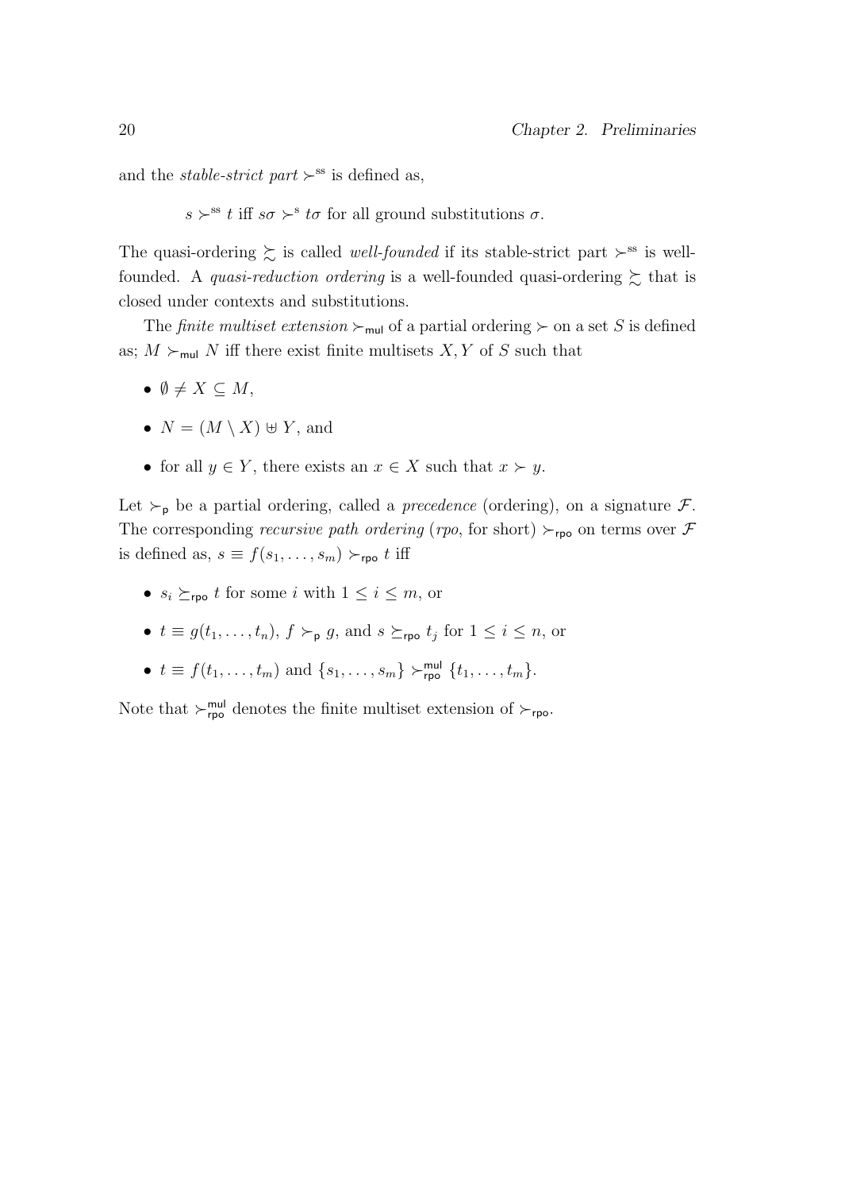and the *stable-strict part* $\succ^{\mathrm{ss}}$ is defined as,

$$s \succ^{\mathrm{ss}} t \text{ iff } s\sigma \succ^{\mathrm{s}} t\sigma \text{ for all ground substitutions } \sigma.$$

The quasi-ordering $\succsim$ is called *well-founded* if its stable-strict part $\succ^{\mathrm{ss}}$ is well-founded. A *quasi-reduction ordering* is a well-founded quasi-ordering $\succsim$ that is closed under contexts and substitutions.

The *finite multiset extension* $\succ_{\mathsf{mul}}$ of a partial ordering $\succ$ on a set $S$ is defined as; $M \succ_{\mathsf{mul}} N$ iff there exist finite multisets $X, Y$ of $S$ such that

- $\emptyset \neq X \subseteq M$,
- $N = (M \setminus X) \uplus Y$, and
- for all $y \in Y$, there exists an $x \in X$ such that $x \succ y$.

Let $\succ_{\mathsf{p}}$ be a partial ordering, called a *precedence* (ordering), on a signature $\mathcal{F}$. The corresponding *recursive path ordering* (*rpo*, for short) $\succ_{\mathsf{rpo}}$ on terms over $\mathcal{F}$ is defined as, $s \equiv f(s_1, \ldots, s_m) \succ_{\mathsf{rpo}} t$ iff

- $s_i \succeq_{\mathsf{rpo}} t$ for some $i$ with $1 \leq i \leq m$, or
- $t \equiv g(t_1, \ldots, t_n)$, $f \succ_{\mathsf{p}} g$, and $s \succeq_{\mathsf{rpo}} t_j$ for $1 \leq i \leq n$, or
- $t \equiv f(t_1, \ldots, t_m)$ and $\{s_1, \ldots, s_m\} \succ_{\mathsf{rpo}}^{\mathsf{mul}} \{t_1, \ldots, t_m\}$.

Note that $\succ_{\mathsf{rpo}}^{\mathsf{mul}}$ denotes the finite multiset extension of $\succ_{\mathsf{rpo}}$.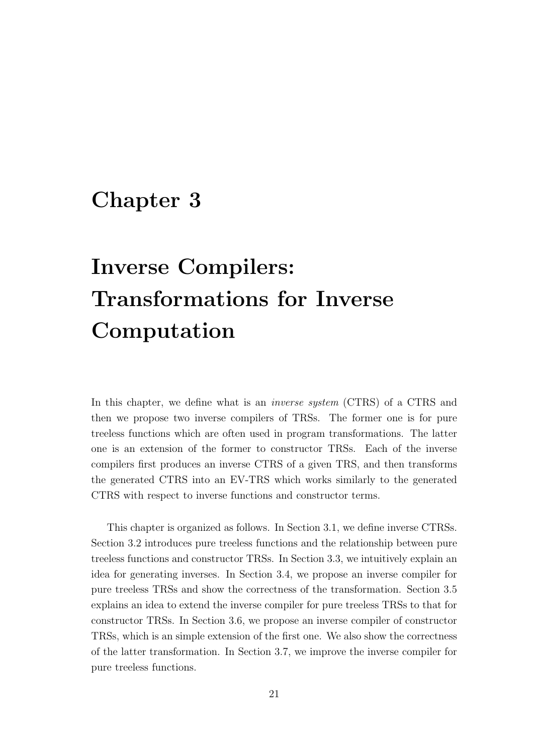# Chapter 3

# Inverse Compilers: Transformations for Inverse Computation

In this chapter, we define what is an *inverse system* (CTRS) of a CTRS and then we propose two inverse compilers of TRSs. The former one is for pure treeless functions which are often used in program transformations. The latter one is an extension of the former to constructor TRSs. Each of the inverse compilers first produces an inverse CTRS of a given TRS, and then transforms the generated CTRS into an EV-TRS which works similarly to the generated CTRS with respect to inverse functions and constructor terms.

This chapter is organized as follows. In Section 3.1, we define inverse CTRSs. Section 3.2 introduces pure treeless functions and the relationship between pure treeless functions and constructor TRSs. In Section 3.3, we intuitively explain an idea for generating inverses. In Section 3.4, we propose an inverse compiler for pure treeless TRSs and show the correctness of the transformation. Section 3.5 explains an idea to extend the inverse compiler for pure treeless TRSs to that for constructor TRSs. In Section 3.6, we propose an inverse compiler of constructor TRSs, which is an simple extension of the first one. We also show the correctness of the latter transformation. In Section 3.7, we improve the inverse compiler for pure treeless functions.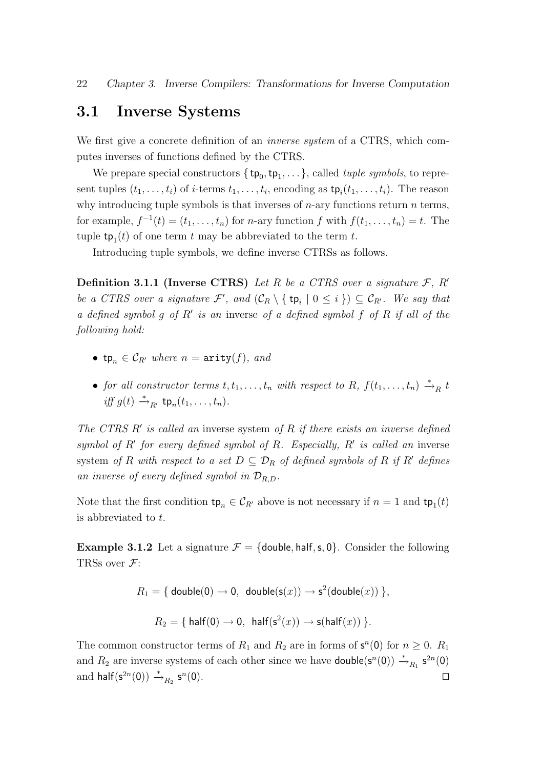## 3.1 Inverse Systems

We first give a concrete definition of an *inverse system* of a CTRS, which computes inverses of functions defined by the CTRS.

We prepare special constructors $\{\,\mathsf{tp}_0, \mathsf{tp}_1, \dots\}$, called *tuple symbols*, to represent tuples $(t_1, \dots, t_i)$ of $i$-terms $t_1, \dots, t_i$, encoding as $\mathsf{tp}_i(t_1, \dots, t_i)$. The reason why introducing tuple symbols is that inverses of $n$-ary functions return $n$ terms, for example, $f^{-1}(t) = (t_1, \dots, t_n)$ for $n$-ary function $f$ with $f(t_1, \dots, t_n) = t$. The tuple $\mathsf{tp}_1(t)$ of one term $t$ may be abbreviated to the term $t$.

Introducing tuple symbols, we define inverse CTRSs as follows.

**Definition 3.1.1 (Inverse CTRS)** *Let $R$ be a CTRS over a signature $\mathcal{F}$, $R'$ be a CTRS over a signature $\mathcal{F}'$, and $(\mathcal{C}_R \setminus \{\,\mathsf{tp}_i \mid 0 \le i\,\}) \subseteq \mathcal{C}_{R'}$. We say that a defined symbol $g$ of $R'$ is an* inverse *of a defined symbol $f$ of $R$ if all of the following hold:*

- *$\mathsf{tp}_n \in \mathcal{C}_{R'}$ where $n = \mathtt{arity}(f)$, and*
- *for all constructor terms $t, t_1, \dots, t_n$ with respect to $R$, $f(t_1, \dots, t_n) \xrightarrow{*}_R t$ iff $g(t) \xrightarrow{*}_{R'} \mathsf{tp}_n(t_1, \dots, t_n)$.*

*The CTRS $R'$ is called an* inverse system *of $R$ if there exists an inverse defined symbol of $R'$ for every defined symbol of $R$. Especially, $R'$ is called an* inverse system *of $R$ with respect to a set $D \subseteq \mathcal{D}_R$ of defined symbols of $R$ if $R'$ defines an inverse of every defined symbol in $\mathcal{D}_{R,D}$.*

Note that the first condition $\mathsf{tp}_n \in \mathcal{C}_{R'}$ above is not necessary if $n = 1$ and $\mathsf{tp}_1(t)$ is abbreviated to $t$.

**Example 3.1.2** Let a signature $\mathcal{F} = \{\mathsf{double}, \mathsf{half}, \mathsf{s}, \mathsf{0}\}$. Consider the following TRSs over $\mathcal{F}$:

$$R_1 = \{\ \mathsf{double}(\mathsf{0}) \to \mathsf{0},\ \ \mathsf{double}(\mathsf{s}(x)) \to \mathsf{s}^2(\mathsf{double}(x))\ \},$$

$$R_2 = \{\ \mathsf{half}(\mathsf{0}) \to \mathsf{0},\ \ \mathsf{half}(\mathsf{s}^2(x)) \to \mathsf{s}(\mathsf{half}(x))\ \}.$$

The common constructor terms of $R_1$ and $R_2$ are in forms of $\mathsf{s}^n(\mathsf{0})$ for $n \ge 0$. $R_1$ and $R_2$ are inverse systems of each other since we have $\mathsf{double}(\mathsf{s}^n(\mathsf{0})) \xrightarrow{*}_{R_1} \mathsf{s}^{2n}(\mathsf{0})$ and $\mathsf{half}(\mathsf{s}^{2n}(\mathsf{0})) \xrightarrow{*}_{R_2} \mathsf{s}^n(\mathsf{0})$. □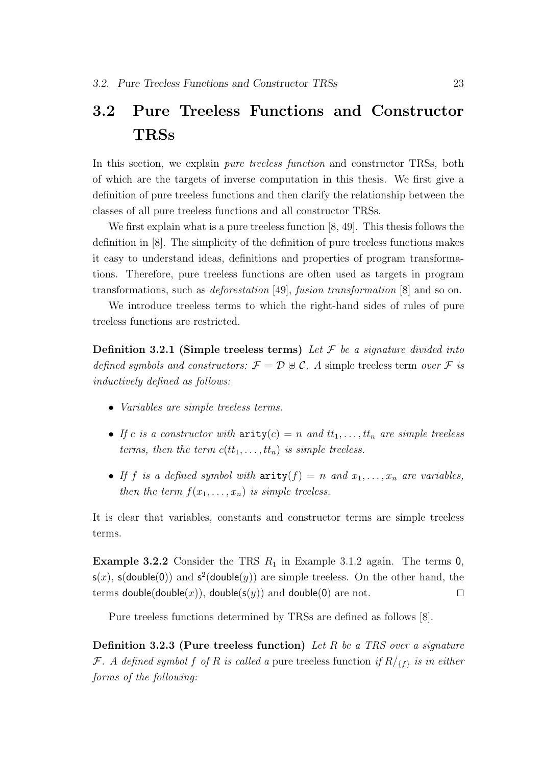## 3.2 Pure Treeless Functions and Constructor TRSs

In this section, we explain *pure treeless function* and constructor TRSs, both of which are the targets of inverse computation in this thesis. We first give a definition of pure treeless functions and then clarify the relationship between the classes of all pure treeless functions and all constructor TRSs.

We first explain what is a pure treeless function [8, 49]. This thesis follows the definition in [8]. The simplicity of the definition of pure treeless functions makes it easy to understand ideas, definitions and properties of program transformations. Therefore, pure treeless functions are often used as targets in program transformations, such as *deforestation* [49], *fusion transformation* [8] and so on.

We introduce treeless terms to which the right-hand sides of rules of pure treeless functions are restricted.

**Definition 3.2.1 (Simple treeless terms)** *Let $\mathcal{F}$ be a signature divided into defined symbols and constructors: $\mathcal{F} = \mathcal{D} \uplus \mathcal{C}$. A* simple treeless term *over $\mathcal{F}$ is inductively defined as follows:*

- *Variables are simple treeless terms.*
- *If $c$ is a constructor with $\mathtt{arity}(c) = n$ and $tt_1, \ldots, tt_n$ are simple treeless terms, then the term $c(tt_1, \ldots, tt_n)$ is simple treeless.*
- *If $f$ is a defined symbol with $\mathtt{arity}(f) = n$ and $x_1, \ldots, x_n$ are variables, then the term $f(x_1, \ldots, x_n)$ is simple treeless.*

It is clear that variables, constants and constructor terms are simple treeless terms.

**Example 3.2.2** Consider the TRS $R_1$ in Example 3.1.2 again. The terms $\mathsf{0}$, $\mathsf{s}(x)$, $\mathsf{s}(\mathsf{double}(\mathsf{0}))$ and $\mathsf{s}^2(\mathsf{double}(y))$ are simple treeless. On the other hand, the terms $\mathsf{double}(\mathsf{double}(x))$, $\mathsf{double}(\mathsf{s}(y))$ and $\mathsf{double}(\mathsf{0})$ are not. □

Pure treeless functions determined by TRSs are defined as follows [8].

**Definition 3.2.3 (Pure treeless function)** *Let $R$ be a TRS over a signature $\mathcal{F}$. A defined symbol $f$ of $R$ is called a* pure treeless function *if $R/_{\{f\}}$ is in either forms of the following:*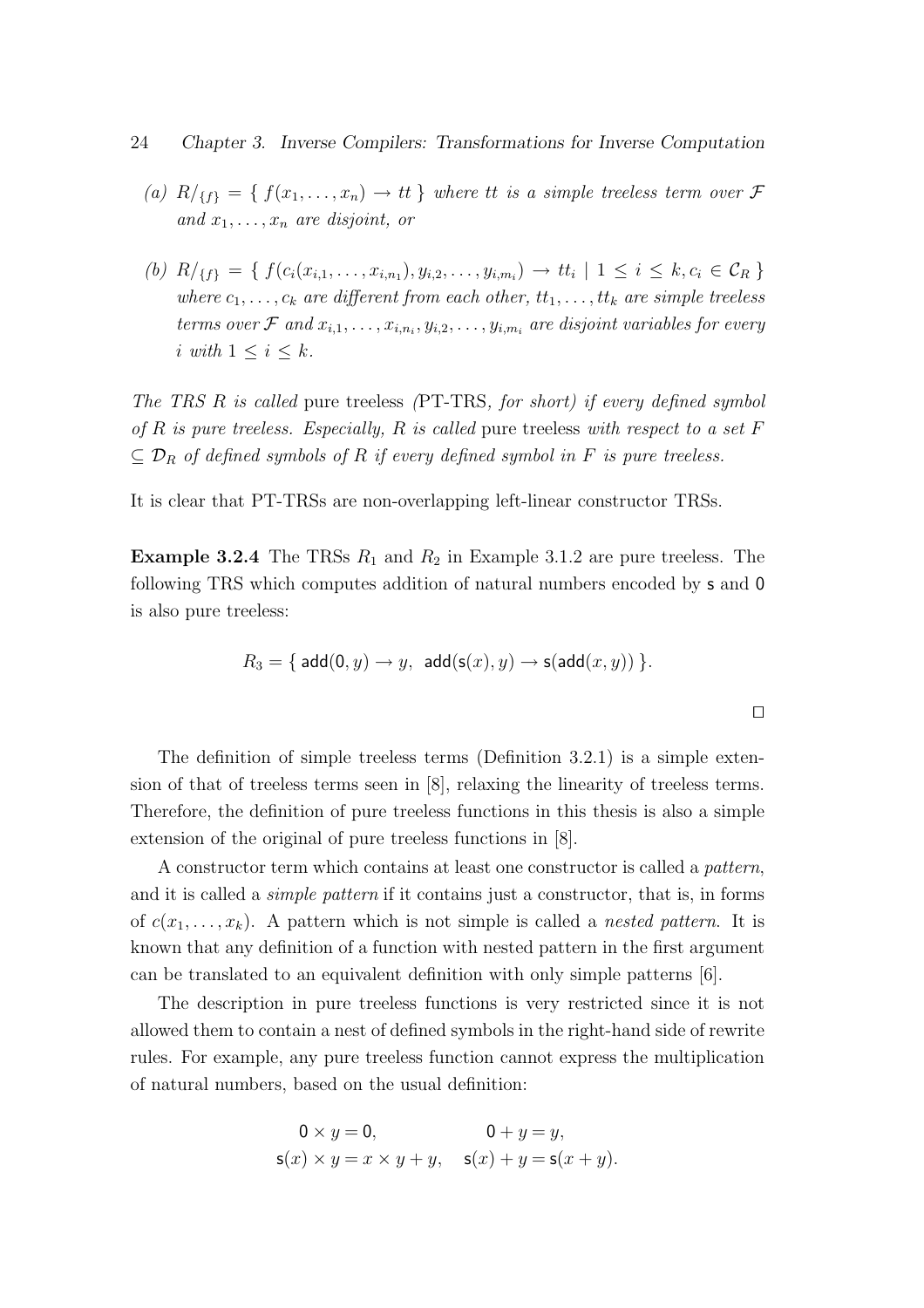*(a)* $R/_{\{f\}} = \{\ f(x_1,\ldots,x_n) \to tt\ \}$ *where* $tt$ *is a simple treeless term over* $\mathcal{F}$ *and* $x_1,\ldots,x_n$ *are disjoint, or*

*(b)* $R/_{\{f\}} = \{\ f(c_i(x_{i,1},\ldots,x_{i,n_i}), y_{i,2},\ldots,y_{i,m_i}) \to tt_i \mid 1 \leq i \leq k, c_i \in \mathcal{C}_R\ \}$ *where* $c_1,\ldots,c_k$ *are different from each other,* $tt_1,\ldots,tt_k$ *are simple treeless terms over* $\mathcal{F}$ *and* $x_{i,1},\ldots,x_{i,n_i}, y_{i,2},\ldots,y_{i,m_i}$ *are disjoint variables for every* $i$ *with* $1 \leq i \leq k$.

*The TRS* $R$ *is called* pure treeless *(*PT-TRS*, for short) if every defined symbol of* $R$ *is pure treeless. Especially,* $R$ *is called* pure treeless *with respect to a set* $F \subseteq \mathcal{D}_R$ *of defined symbols of* $R$ *if every defined symbol in* $F$ *is pure treeless.*

It is clear that PT-TRSs are non-overlapping left-linear constructor TRSs.

**Example 3.2.4** The TRSs $R_1$ and $R_2$ in Example 3.1.2 are pure treeless. The following TRS which computes addition of natural numbers encoded by $\mathsf{s}$ and $\mathsf{0}$ is also pure treeless:

$$R_3 = \{\ \mathsf{add}(\mathsf{0}, y) \to y,\ \ \mathsf{add}(\mathsf{s}(x), y) \to \mathsf{s}(\mathsf{add}(x, y))\ \}.$$

$\square$

The definition of simple treeless terms (Definition 3.2.1) is a simple extension of that of treeless terms seen in [8], relaxing the linearity of treeless terms. Therefore, the definition of pure treeless functions in this thesis is also a simple extension of the original of pure treeless functions in [8].

A constructor term which contains at least one constructor is called a *pattern*, and it is called a *simple pattern* if it contains just a constructor, that is, in forms of $c(x_1,\ldots,x_k)$. A pattern which is not simple is called a *nested pattern*. It is known that any definition of a function with nested pattern in the first argument can be translated to an equivalent definition with only simple patterns [6].

The description in pure treeless functions is very restricted since it is not allowed them to contain a nest of defined symbols in the right-hand side of rewrite rules. For example, any pure treeless function cannot express the multiplication of natural numbers, based on the usual definition:

$$\begin{array}{ll} \mathsf{0} \times y = \mathsf{0}, & \mathsf{0} + y = y, \\ \mathsf{s}(x) \times y = x \times y + y, & \mathsf{s}(x) + y = \mathsf{s}(x + y). \end{array}$$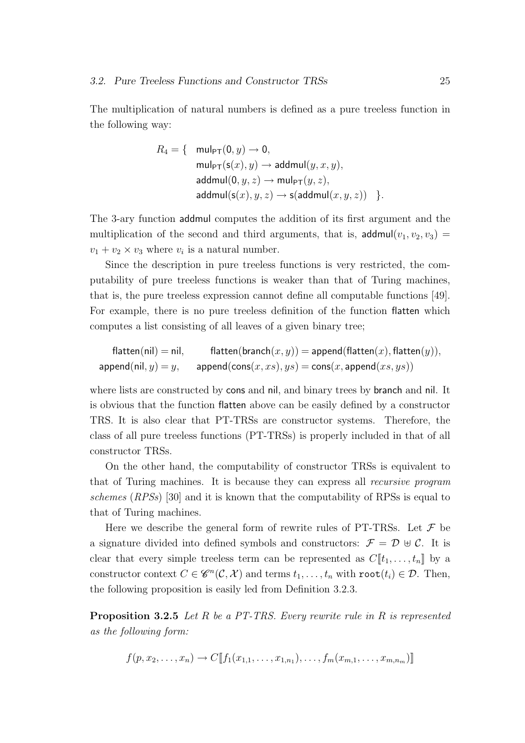The multiplication of natural numbers is defined as a pure treeless function in the following way:

$$
\begin{aligned}
R_4 = \{ \quad & \mathsf{mul}_{\mathsf{PT}}(\mathsf{0}, y) \to \mathsf{0}, \\
& \mathsf{mul}_{\mathsf{PT}}(\mathsf{s}(x), y) \to \mathsf{addmul}(y, x, y), \\
& \mathsf{addmul}(\mathsf{0}, y, z) \to \mathsf{mul}_{\mathsf{PT}}(y, z), \\
& \mathsf{addmul}(\mathsf{s}(x), y, z) \to \mathsf{s}(\mathsf{addmul}(x, y, z)) \quad \}.
\end{aligned}
$$

The 3-ary function addmul computes the addition of its first argument and the multiplication of the second and third arguments, that is, $\mathsf{addmul}(v_1, v_2, v_3) = v_1 + v_2 \times v_3$ where $v_i$ is a natural number.

Since the description in pure treeless functions is very restricted, the computability of pure treeless functions is weaker than that of Turing machines, that is, the pure treeless expression cannot define all computable functions [49]. For example, there is no pure treeless definition of the function flatten which computes a list consisting of all leaves of a given binary tree;

$$
\begin{array}{ll}
\mathsf{flatten}(\mathsf{nil}) = \mathsf{nil}, & \mathsf{flatten}(\mathsf{branch}(x, y)) = \mathsf{append}(\mathsf{flatten}(x), \mathsf{flatten}(y)), \\
\mathsf{append}(\mathsf{nil}, y) = y, & \mathsf{append}(\mathsf{cons}(x, xs), ys) = \mathsf{cons}(x, \mathsf{append}(xs, ys))
\end{array}
$$

where lists are constructed by cons and nil, and binary trees by branch and nil. It is obvious that the function flatten above can be easily defined by a constructor TRS. It is also clear that PT-TRSs are constructor systems. Therefore, the class of all pure treeless functions (PT-TRSs) is properly included in that of all constructor TRSs.

On the other hand, the computability of constructor TRSs is equivalent to that of Turing machines. It is because they can express all *recursive program schemes* (*RPSs*) [30] and it is known that the computability of RPSs is equal to that of Turing machines.

Here we describe the general form of rewrite rules of PT-TRSs. Let $\mathcal{F}$ be a signature divided into defined symbols and constructors: $\mathcal{F} = \mathcal{D} \uplus \mathcal{C}$. It is clear that every simple treeless term can be represented as $C[\![t_1, \ldots, t_n]\!]$ by a constructor context $C \in \mathscr{C}^n(\mathcal{C}, \mathcal{X})$ and terms $t_1, \ldots, t_n$ with $\mathtt{root}(t_i) \in \mathcal{D}$. Then, the following proposition is easily led from Definition 3.2.3.

**Proposition 3.2.5** *Let $R$ be a PT-TRS. Every rewrite rule in $R$ is represented as the following form:*

$$
f(p, x_2, \ldots, x_n) \to C[\![f_1(x_{1,1}, \ldots, x_{1,n_1}), \ldots, f_m(x_{m,1}, \ldots, x_{m,n_m})]\!]
$$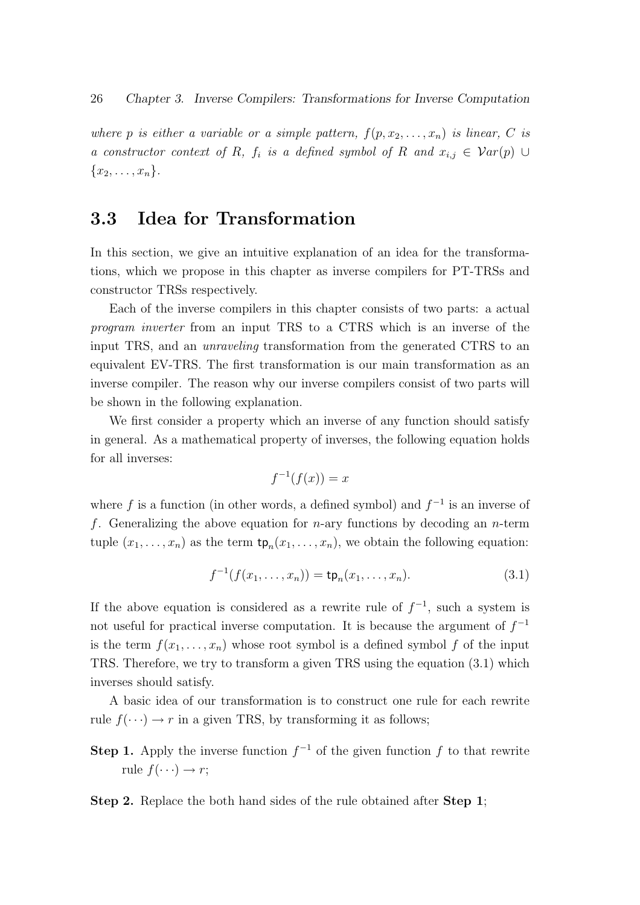*where $p$ is either a variable or a simple pattern, $f(p, x_2, \ldots, x_n)$ is linear, $C$ is a constructor context of $R$, $f_i$ is a defined symbol of $R$ and $x_{i,j} \in \mathcal{V}ar(p) \cup \{x_2, \ldots, x_n\}$.*

## 3.3 Idea for Transformation

In this section, we give an intuitive explanation of an idea for the transformations, which we propose in this chapter as inverse compilers for PT-TRSs and constructor TRSs respectively.

Each of the inverse compilers in this chapter consists of two parts: a actual *program inverter* from an input TRS to a CTRS which is an inverse of the input TRS, and an *unraveling* transformation from the generated CTRS to an equivalent EV-TRS. The first transformation is our main transformation as an inverse compiler. The reason why our inverse compilers consist of two parts will be shown in the following explanation.

We first consider a property which an inverse of any function should satisfy in general. As a mathematical property of inverses, the following equation holds for all inverses:

$$f^{-1}(f(x)) = x$$

where $f$ is a function (in other words, a defined symbol) and $f^{-1}$ is an inverse of $f$. Generalizing the above equation for $n$-ary functions by decoding an $n$-term tuple $(x_1, \ldots, x_n)$ as the term $\mathsf{tp}_n(x_1, \ldots, x_n)$, we obtain the following equation:

$$f^{-1}(f(x_1, \ldots, x_n)) = \mathsf{tp}_n(x_1, \ldots, x_n). \tag{3.1}$$

If the above equation is considered as a rewrite rule of $f^{-1}$, such a system is not useful for practical inverse computation. It is because the argument of $f^{-1}$ is the term $f(x_1, \ldots, x_n)$ whose root symbol is a defined symbol $f$ of the input TRS. Therefore, we try to transform a given TRS using the equation (3.1) which inverses should satisfy.

A basic idea of our transformation is to construct one rule for each rewrite rule $f(\cdots) \to r$ in a given TRS, by transforming it as follows;

**Step 1.** Apply the inverse function $f^{-1}$ of the given function $f$ to that rewrite rule $f(\cdots) \to r$;

**Step 2.** Replace the both hand sides of the rule obtained after **Step 1**;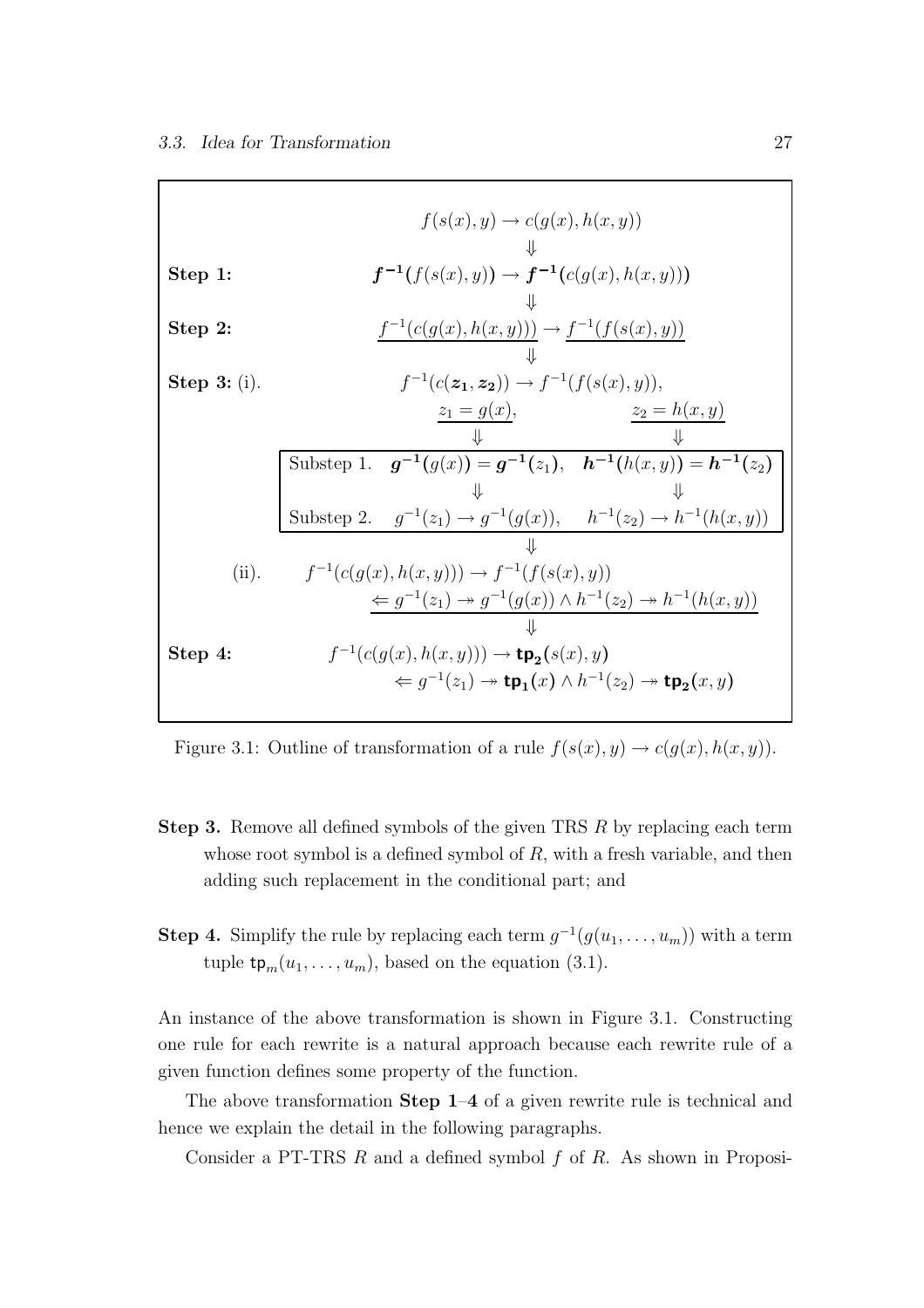$$f(s(x), y) \to c(g(x), h(x, y))$$

$$\Downarrow$$

**Step 1:**

$$\boldsymbol{f^{-1}(} f(s(x), y)\boldsymbol{)} \to \boldsymbol{f^{-1}(} c(g(x), h(x, y))\boldsymbol{)}$$

$$\Downarrow$$

**Step 2:**

$$\underline{f^{-1}(c(g(x), h(x, y)))} \to \underline{f^{-1}(f(s(x), y))}$$

$$\Downarrow$$

**Step 3:** (i).

$$f^{-1}(c(\boldsymbol{z_1}, \boldsymbol{z_2})) \to f^{-1}(f(s(x), y)),$$

$$\underline{z_1 = g(x)}, \qquad \underline{z_2 = h(x, y)}$$

$$\Downarrow \qquad \Downarrow$$

Substep 1. $\boldsymbol{g^{-1}(} g(x)\boldsymbol{)} = \boldsymbol{g^{-1}(} z_1\boldsymbol{)}$, $\quad \boldsymbol{h^{-1}(} h(x, y)\boldsymbol{)} = \boldsymbol{h^{-1}(} z_2\boldsymbol{)}$

$$\Downarrow \qquad \Downarrow$$

Substep 2. $g^{-1}(z_1) \to g^{-1}(g(x))$, $\quad h^{-1}(z_2) \to h^{-1}(h(x, y))$

$$\Downarrow$$

(ii).

$$f^{-1}(c(g(x), h(x, y))) \to f^{-1}(f(s(x), y))$$
$$\underline{\Leftarrow g^{-1}(z_1) \twoheadrightarrow g^{-1}(g(x)) \wedge h^{-1}(z_2) \twoheadrightarrow h^{-1}(h(x, y))}$$

$$\Downarrow$$

**Step 4:**

$$f^{-1}(c(g(x), h(x, y))) \to \boldsymbol{\mathsf{tp}_2(} s(x), y\boldsymbol{)}$$
$$\Leftarrow g^{-1}(z_1) \twoheadrightarrow \boldsymbol{\mathsf{tp}_1(} x\boldsymbol{)} \wedge h^{-1}(z_2) \twoheadrightarrow \boldsymbol{\mathsf{tp}_2(} x, y\boldsymbol{)}$$

Figure 3.1: Outline of transformation of a rule $f(s(x), y) \to c(g(x), h(x, y))$.

**Step 3.** Remove all defined symbols of the given TRS $R$ by replacing each term whose root symbol is a defined symbol of $R$, with a fresh variable, and then adding such replacement in the conditional part; and

**Step 4.** Simplify the rule by replacing each term $g^{-1}(g(u_1, \ldots, u_m))$ with a term tuple $\mathsf{tp}_m(u_1, \ldots, u_m)$, based on the equation (3.1).

An instance of the above transformation is shown in Figure 3.1. Constructing one rule for each rewrite is a natural approach because each rewrite rule of a given function defines some property of the function.

The above transformation **Step 1**–**4** of a given rewrite rule is technical and hence we explain the detail in the following paragraphs.

Consider a PT-TRS $R$ and a defined symbol $f$ of $R$. As shown in Proposi-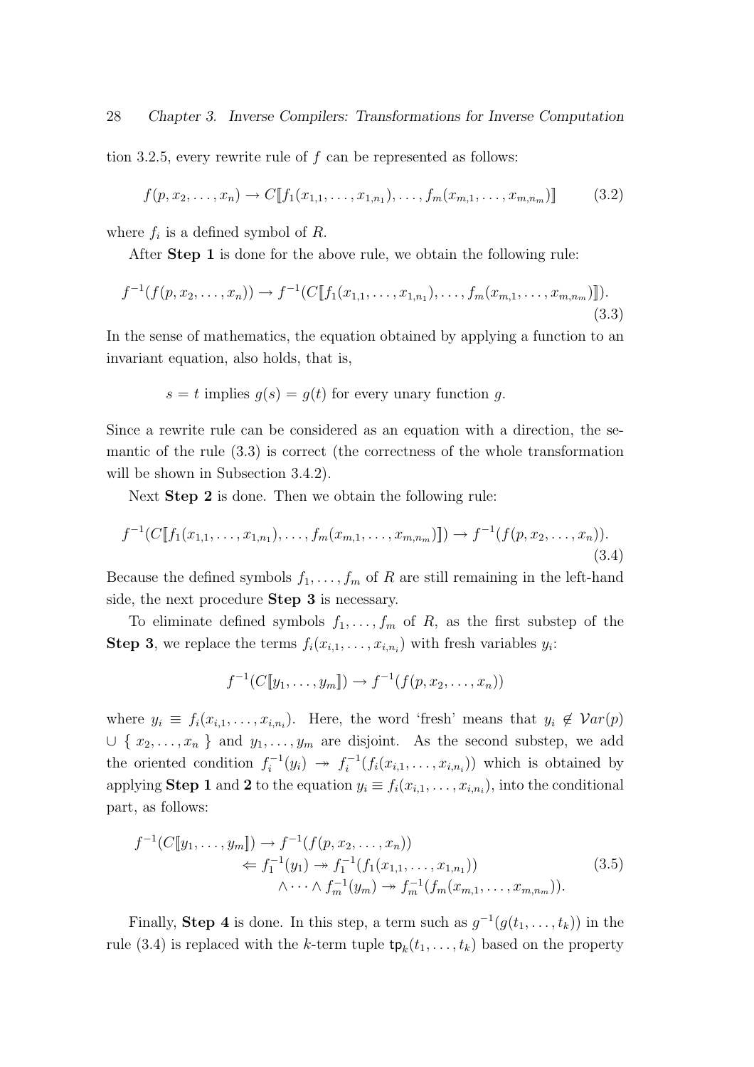tion 3.2.5, every rewrite rule of $f$ can be represented as follows:

$$f(p, x_2, \ldots, x_n) \to C[\![ f_1(x_{1,1}, \ldots, x_{1,n_1}), \ldots, f_m(x_{m,1}, \ldots, x_{m,n_m}) ]\!] \tag{3.2}$$

where $f_i$ is a defined symbol of $R$.

After **Step 1** is done for the above rule, we obtain the following rule:

$$f^{-1}(f(p, x_2, \ldots, x_n)) \to f^{-1}(C[\![ f_1(x_{1,1}, \ldots, x_{1,n_1}), \ldots, f_m(x_{m,1}, \ldots, x_{m,n_m}) ]\!]). \tag{3.3}$$

In the sense of mathematics, the equation obtained by applying a function to an invariant equation, also holds, that is,

$s = t$ implies $g(s) = g(t)$ for every unary function $g$.

Since a rewrite rule can be considered as an equation with a direction, the semantic of the rule (3.3) is correct (the correctness of the whole transformation will be shown in Subsection 3.4.2).

Next **Step 2** is done. Then we obtain the following rule:

$$f^{-1}(C[\![ f_1(x_{1,1}, \ldots, x_{1,n_1}), \ldots, f_m(x_{m,1}, \ldots, x_{m,n_m}) ]\!]) \to f^{-1}(f(p, x_2, \ldots, x_n)). \tag{3.4}$$

Because the defined symbols $f_1, \ldots, f_m$ of $R$ are still remaining in the left-hand side, the next procedure **Step 3** is necessary.

To eliminate defined symbols $f_1, \ldots, f_m$ of $R$, as the first substep of the **Step 3**, we replace the terms $f_i(x_{i,1}, \ldots, x_{i,n_i})$ with fresh variables $y_i$:

$$f^{-1}(C[\![ y_1, \ldots, y_m ]\!]) \to f^{-1}(f(p, x_2, \ldots, x_n))$$

where $y_i \equiv f_i(x_{i,1}, \ldots, x_{i,n_i})$. Here, the word 'fresh' means that $y_i \notin \mathcal{V}ar(p) \cup \{ x_2, \ldots, x_n \}$ and $y_1, \ldots, y_m$ are disjoint. As the second substep, we add the oriented condition $f_i^{-1}(y_i) \twoheadrightarrow f_i^{-1}(f_i(x_{i,1}, \ldots, x_{i,n_i}))$ which is obtained by applying **Step 1** and **2** to the equation $y_i \equiv f_i(x_{i,1}, \ldots, x_{i,n_i})$, into the conditional part, as follows:

$$\begin{aligned} f^{-1}(C[\![ y_1, \ldots, y_m ]\!]) &\to f^{-1}(f(p, x_2, \ldots, x_n)) \\ &\Leftarrow f_1^{-1}(y_1) \twoheadrightarrow f_1^{-1}(f_1(x_{1,1}, \ldots, x_{1,n_1})) \\ &\quad \wedge \cdots \wedge f_m^{-1}(y_m) \twoheadrightarrow f_m^{-1}(f_m(x_{m,1}, \ldots, x_{m,n_m})). \end{aligned} \tag{3.5}$$

Finally, **Step 4** is done. In this step, a term such as $g^{-1}(g(t_1, \ldots, t_k))$ in the rule (3.4) is replaced with the $k$-term tuple $\mathsf{tp}_k(t_1, \ldots, t_k)$ based on the property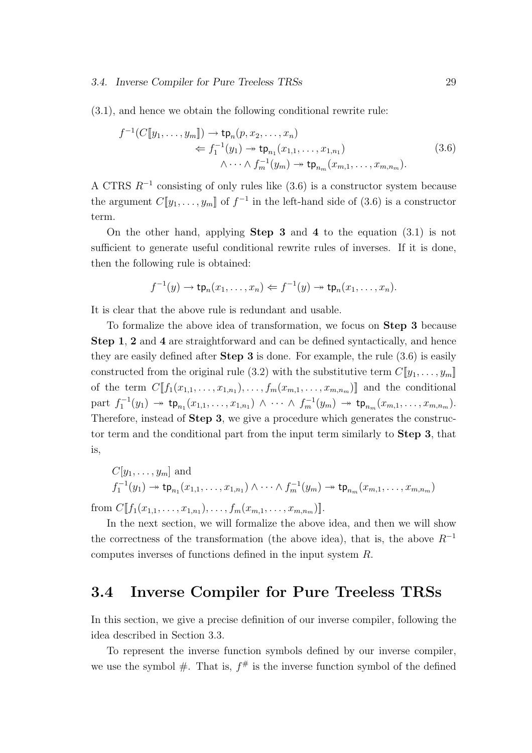(3.1), and hence we obtain the following conditional rewrite rule:

$$
\begin{aligned}
f^{-1}(C[\![y_1,\ldots,y_m]\!]) \to \mathsf{tp}_n(p, x_2, \ldots, x_n) & \\
\Leftarrow f_1^{-1}(y_1) \twoheadrightarrow \mathsf{tp}_{n_1}(x_{1,1}, \ldots, x_{1,n_1}) & \\
\wedge \cdots \wedge f_m^{-1}(y_m) \twoheadrightarrow \mathsf{tp}_{n_m}(x_{m,1}, \ldots, x_{m,n_m}). &
\end{aligned}
\tag{3.6}
$$

A CTRS $R^{-1}$ consisting of only rules like (3.6) is a constructor system because the argument $C[\![y_1,\ldots,y_m]\!]$ of $f^{-1}$ in the left-hand side of (3.6) is a constructor term.

On the other hand, applying **Step 3** and **4** to the equation (3.1) is not sufficient to generate useful conditional rewrite rules of inverses. If it is done, then the following rule is obtained:

$$
f^{-1}(y) \to \mathsf{tp}_n(x_1, \ldots, x_n) \Leftarrow f^{-1}(y) \twoheadrightarrow \mathsf{tp}_n(x_1, \ldots, x_n).
$$

It is clear that the above rule is redundant and usable.

To formalize the above idea of transformation, we focus on **Step 3** because **Step 1**, **2** and **4** are straightforward and can be defined syntactically, and hence they are easily defined after **Step 3** is done. For example, the rule (3.6) is easily constructed from the original rule (3.2) with the substitutive term $C[\![y_1,\ldots,y_m]\!]$ of the term $C[\![f_1(x_{1,1},\ldots,x_{1,n_1}),\ldots,f_m(x_{m,1},\ldots,x_{m,n_m})]\!]$ and the conditional part $f_1^{-1}(y_1) \twoheadrightarrow \mathsf{tp}_{n_1}(x_{1,1},\ldots,x_{1,n_1}) \wedge \cdots \wedge f_m^{-1}(y_m) \twoheadrightarrow \mathsf{tp}_{n_m}(x_{m,1},\ldots,x_{m,n_m})$. Therefore, instead of **Step 3**, we give a procedure which generates the constructor term and the conditional part from the input term similarly to **Step 3**, that is,

$C[y_1,\ldots,y_m]$ and
$f_1^{-1}(y_1) \twoheadrightarrow \mathsf{tp}_{n_1}(x_{1,1},\ldots,x_{1,n_1}) \wedge \cdots \wedge f_m^{-1}(y_m) \twoheadrightarrow \mathsf{tp}_{n_m}(x_{m,1},\ldots,x_{m,n_m})$

from $C[\![f_1(x_{1,1},\ldots,x_{1,n_1}),\ldots,f_m(x_{m,1},\ldots,x_{m,n_m})]\!]$.

In the next section, we will formalize the above idea, and then we will show the correctness of the transformation (the above idea), that is, the above $R^{-1}$ computes inverses of functions defined in the input system $R$.

## 3.4 Inverse Compiler for Pure Treeless TRSs

In this section, we give a precise definition of our inverse compiler, following the idea described in Section 3.3.

To represent the inverse function symbols defined by our inverse compiler, we use the symbol $\#$. That is, $f^{\#}$ is the inverse function symbol of the defined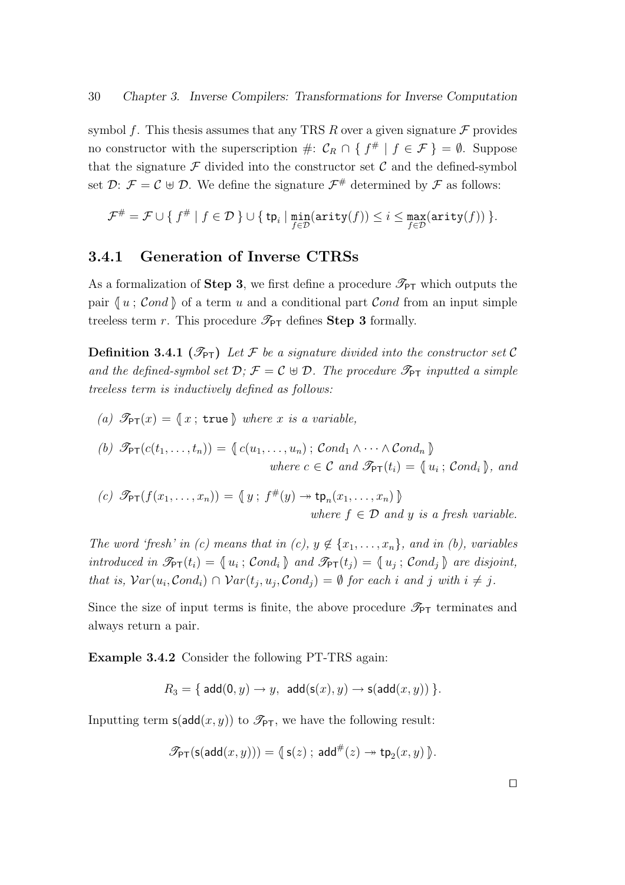symbol $f$. This thesis assumes that any TRS $R$ over a given signature $\mathcal{F}$ provides no constructor with the superscription #: $\mathcal{C}_R \cap \{ f^\# \mid f \in \mathcal{F} \} = \emptyset$. Suppose that the signature $\mathcal{F}$ divided into the constructor set $\mathcal{C}$ and the defined-symbol set $\mathcal{D}$: $\mathcal{F} = \mathcal{C} \uplus \mathcal{D}$. We define the signature $\mathcal{F}^\#$ determined by $\mathcal{F}$ as follows:

$$\mathcal{F}^\# = \mathcal{F} \cup \{ f^\# \mid f \in \mathcal{D} \} \cup \{ \mathsf{tp}_i \mid \min_{f \in \mathcal{D}}(\mathtt{arity}(f)) \leq i \leq \max_{f \in \mathcal{D}}(\mathtt{arity}(f)) \}.$$

### 3.4.1 Generation of Inverse CTRSs

As a formalization of **Step 3**, we first define a procedure $\mathscr{T}_{\mathsf{PT}}$ which outputs the pair $\langle\!\langle\, u \,;\, \mathcal{C}ond \,\rangle\!\rangle$ of a term $u$ and a conditional part $\mathcal{C}ond$ from an input simple treeless term $r$. This procedure $\mathscr{T}_{\mathsf{PT}}$ defines **Step 3** formally.

**Definition 3.4.1** ($\mathscr{T}_{\mathsf{PT}}$) *Let $\mathcal{F}$ be a signature divided into the constructor set $\mathcal{C}$ and the defined-symbol set $\mathcal{D}$; $\mathcal{F} = \mathcal{C} \uplus \mathcal{D}$. The procedure $\mathscr{T}_{\mathsf{PT}}$ inputted a simple treeless term is inductively defined as follows:*

*(a)* $\mathscr{T}_{\mathsf{PT}}(x) = \langle\!\langle\, x \,;\, \mathtt{true} \,\rangle\!\rangle$ *where $x$ is a variable,*

*(b)* $\mathscr{T}_{\mathsf{PT}}(c(t_1, \ldots, t_n)) = \langle\!\langle\, c(u_1, \ldots, u_n) \,;\, \mathcal{C}ond_1 \wedge \cdots \wedge \mathcal{C}ond_n \,\rangle\!\rangle$
*where $c \in \mathcal{C}$ and $\mathscr{T}_{\mathsf{PT}}(t_i) = \langle\!\langle\, u_i \,;\, \mathcal{C}ond_i \,\rangle\!\rangle$, and*

*(c)* $\mathscr{T}_{\mathsf{PT}}(f(x_1, \ldots, x_n)) = \langle\!\langle\, y \,;\, f^\#(y) \twoheadrightarrow \mathsf{tp}_n(x_1, \ldots, x_n) \,\rangle\!\rangle$
*where $f \in \mathcal{D}$ and $y$ is a fresh variable.*

*The word 'fresh' in (c) means that in (c), $y \notin \{x_1, \ldots, x_n\}$, and in (b), variables introduced in $\mathscr{T}_{\mathsf{PT}}(t_i) = \langle\!\langle\, u_i \,;\, \mathcal{C}ond_i \,\rangle\!\rangle$ and $\mathscr{T}_{\mathsf{PT}}(t_j) = \langle\!\langle\, u_j \,;\, \mathcal{C}ond_j \,\rangle\!\rangle$ are disjoint, that is, $\mathcal{V}ar(u_i, \mathcal{C}ond_i) \cap \mathcal{V}ar(t_j, u_j, \mathcal{C}ond_j) = \emptyset$ for each $i$ and $j$ with $i \neq j$.*

Since the size of input terms is finite, the above procedure $\mathscr{T}_{\mathsf{PT}}$ terminates and always return a pair.

**Example 3.4.2** Consider the following PT-TRS again:

$$R_3 = \{\, \mathsf{add}(\mathsf{0}, y) \rightarrow y,\ \ \mathsf{add}(\mathsf{s}(x), y) \rightarrow \mathsf{s}(\mathsf{add}(x, y)) \,\}.$$

Inputting term $\mathsf{s}(\mathsf{add}(x, y))$ to $\mathscr{T}_{\mathsf{PT}}$, we have the following result:

$$\mathscr{T}_{\mathsf{PT}}(\mathsf{s}(\mathsf{add}(x, y))) = \langle\!\langle\, \mathsf{s}(z) \,;\, \mathsf{add}^\#(z) \twoheadrightarrow \mathsf{tp}_2(x, y) \,\rangle\!\rangle.$$

□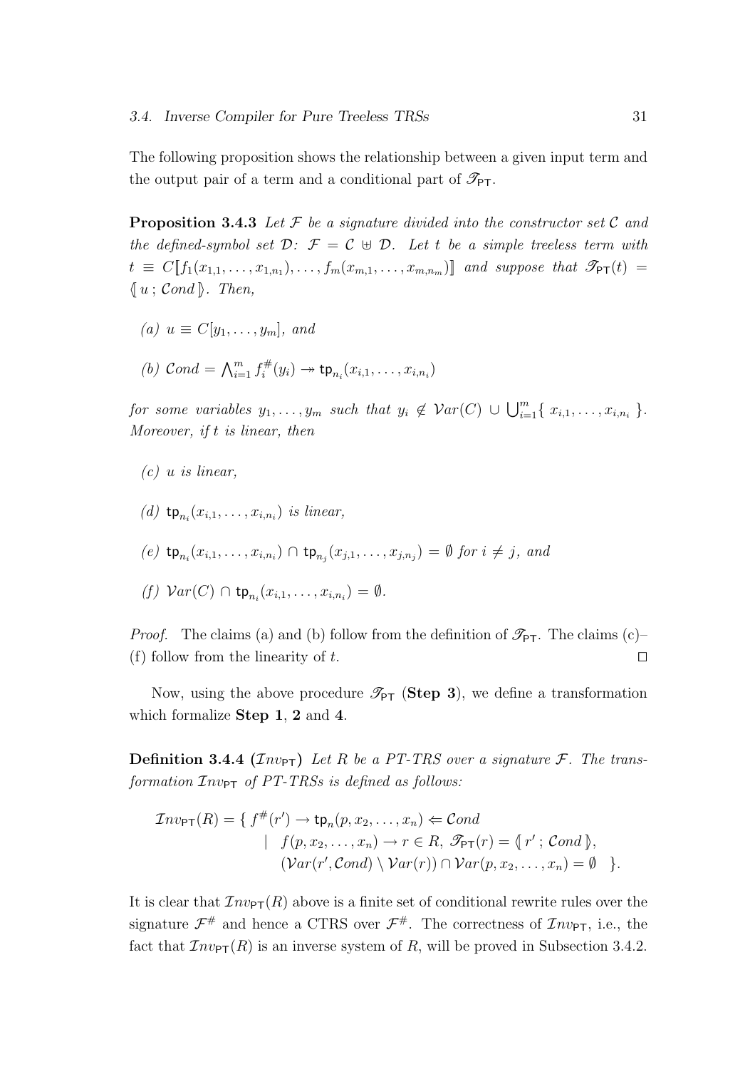The following proposition shows the relationship between a given input term and the output pair of a term and a conditional part of $\mathscr{T}_{\mathsf{PT}}$.

**Proposition 3.4.3** *Let $\mathcal{F}$ be a signature divided into the constructor set $\mathcal{C}$ and the defined-symbol set $\mathcal{D}$: $\mathcal{F} = \mathcal{C} \uplus \mathcal{D}$. Let $t$ be a simple treeless term with $t \equiv C[\![f_1(x_{1,1},\ldots,x_{1,n_1}),\ldots,f_m(x_{m,1},\ldots,x_{m,n_m})]\!]$ and suppose that $\mathscr{T}_{\mathsf{PT}}(t) = \langle\!\langle\, u\,;\,\mathcal{C}ond \,\rangle\!\rangle$. Then,*

*(a) $u \equiv C[y_1,\ldots,y_m]$, and*

*(b) $\mathcal{C}ond = \bigwedge_{i=1}^{m} f_i^{\#}(y_i) \twoheadrightarrow \mathsf{tp}_{n_i}(x_{i,1},\ldots,x_{i,n_i})$*

*for some variables $y_1,\ldots,y_m$ such that $y_i \notin \mathcal{V}ar(C) \cup \bigcup_{i=1}^{m}\{\, x_{i,1},\ldots,x_{i,n_i}\,\}$. Moreover, if $t$ is linear, then*

*(c) $u$ is linear,*

*(d) $\mathsf{tp}_{n_i}(x_{i,1},\ldots,x_{i,n_i})$ is linear,*

*(e) $\mathsf{tp}_{n_i}(x_{i,1},\ldots,x_{i,n_i}) \cap \mathsf{tp}_{n_j}(x_{j,1},\ldots,x_{j,n_j}) = \emptyset$ for $i \neq j$, and*

*(f) $\mathcal{V}ar(C) \cap \mathsf{tp}_{n_i}(x_{i,1},\ldots,x_{i,n_i}) = \emptyset$.*

*Proof.* The claims (a) and (b) follow from the definition of $\mathscr{T}_{\mathsf{PT}}$. The claims (c)–(f) follow from the linearity of $t$. $\square$

Now, using the above procedure $\mathscr{T}_{\mathsf{PT}}$ (**Step 3**), we define a transformation which formalize **Step 1**, **2** and **4**.

**Definition 3.4.4 ($\mathcal{I}nv_{\mathsf{PT}}$)** *Let $R$ be a PT-TRS over a signature $\mathcal{F}$. The transformation $\mathcal{I}nv_{\mathsf{PT}}$ of PT-TRSs is defined as follows:*

$$
\begin{aligned}
\mathcal{I}nv_{\mathsf{PT}}(R) = \{\; & f^{\#}(r') \to \mathsf{tp}_n(p,x_2,\ldots,x_n) \Leftarrow \mathcal{C}ond \\
& \mid\;\; f(p,x_2,\ldots,x_n) \to r \in R,\; \mathscr{T}_{\mathsf{PT}}(r) = \langle\!\langle\, r'\,;\,\mathcal{C}ond\,\rangle\!\rangle, \\
& \quad\;\; (\mathcal{V}ar(r',\mathcal{C}ond) \setminus \mathcal{V}ar(r)) \cap \mathcal{V}ar(p,x_2,\ldots,x_n) = \emptyset \quad \}.
\end{aligned}
$$

It is clear that $\mathcal{I}nv_{\mathsf{PT}}(R)$ above is a finite set of conditional rewrite rules over the signature $\mathcal{F}^{\#}$ and hence a CTRS over $\mathcal{F}^{\#}$. The correctness of $\mathcal{I}nv_{\mathsf{PT}}$, i.e., the fact that $\mathcal{I}nv_{\mathsf{PT}}(R)$ is an inverse system of $R$, will be proved in Subsection 3.4.2.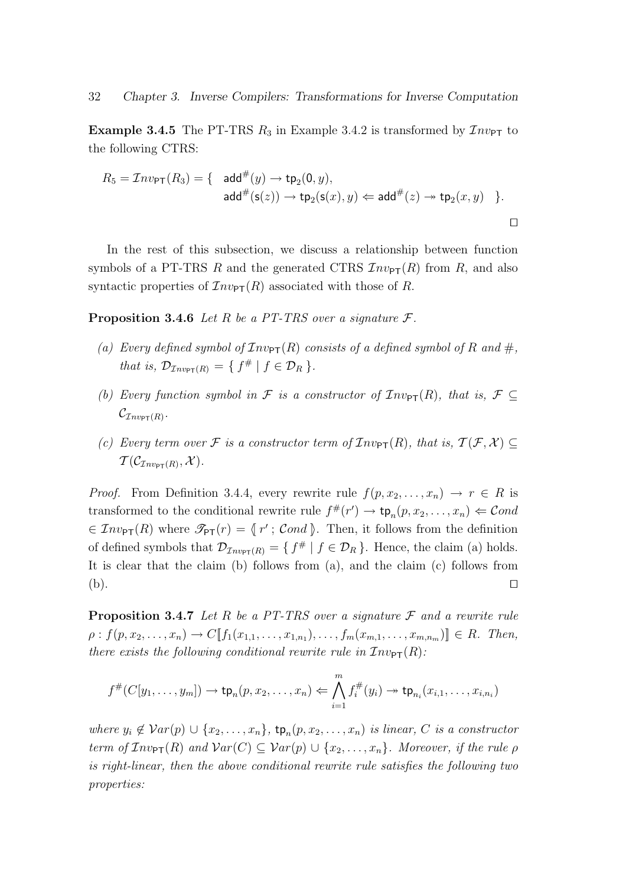**Example 3.4.5** The PT-TRS $R_3$ in Example 3.4.2 is transformed by $\mathcal{I}nv_{\mathsf{PT}}$ to the following CTRS:

$$R_5 = \mathcal{I}nv_{\mathsf{PT}}(R_3) = \{ \quad \mathsf{add}^{\#}(y) \to \mathsf{tp}_2(\mathsf{0}, y), \\ \mathsf{add}^{\#}(\mathsf{s}(z)) \to \mathsf{tp}_2(\mathsf{s}(x), y) \Leftarrow \mathsf{add}^{\#}(z) \twoheadrightarrow \mathsf{tp}_2(x, y) \quad \}.$$

□

In the rest of this subsection, we discuss a relationship between function symbols of a PT-TRS $R$ and the generated CTRS $\mathcal{I}nv_{\mathsf{PT}}(R)$ from $R$, and also syntactic properties of $\mathcal{I}nv_{\mathsf{PT}}(R)$ associated with those of $R$.

**Proposition 3.4.6** *Let $R$ be a PT-TRS over a signature $\mathcal{F}$.*

*(a) Every defined symbol of $\mathcal{I}nv_{\mathsf{PT}}(R)$ consists of a defined symbol of $R$ and $\#$, that is, $\mathcal{D}_{\mathcal{I}nv_{\mathsf{PT}}(R)} = \{ f^{\#} \mid f \in \mathcal{D}_R \}$.*

*(b) Every function symbol in $\mathcal{F}$ is a constructor of $\mathcal{I}nv_{\mathsf{PT}}(R)$, that is, $\mathcal{F} \subseteq \mathcal{C}_{\mathcal{I}nv_{\mathsf{PT}}(R)}$.*

*(c) Every term over $\mathcal{F}$ is a constructor term of $\mathcal{I}nv_{\mathsf{PT}}(R)$, that is, $\mathcal{T}(\mathcal{F}, \mathcal{X}) \subseteq \mathcal{T}(\mathcal{C}_{\mathcal{I}nv_{\mathsf{PT}}(R)}, \mathcal{X})$.*

*Proof.* From Definition 3.4.4, every rewrite rule $f(p, x_2, \ldots, x_n) \to r \in R$ is transformed to the conditional rewrite rule $f^{\#}(r') \to \mathsf{tp}_n(p, x_2, \ldots, x_n) \Leftarrow \mathcal{C}ond \in \mathcal{I}nv_{\mathsf{PT}}(R)$ where $\mathscr{T}_{\mathsf{PT}}(r) = \langle\!|\, r' \,;\, \mathcal{C}ond \,|\!\rangle$. Then, it follows from the definition of defined symbols that $\mathcal{D}_{\mathcal{I}nv_{\mathsf{PT}}(R)} = \{ f^{\#} \mid f \in \mathcal{D}_R \}$. Hence, the claim (a) holds. It is clear that the claim (b) follows from (a), and the claim (c) follows from (b). □

**Proposition 3.4.7** *Let $R$ be a PT-TRS over a signature $\mathcal{F}$ and a rewrite rule $\rho : f(p, x_2, \ldots, x_n) \to C[\![f_1(x_{1,1}, \ldots, x_{1,n_1}), \ldots, f_m(x_{m,1}, \ldots, x_{m,n_m})]\!] \in R$. Then, there exists the following conditional rewrite rule in $\mathcal{I}nv_{\mathsf{PT}}(R)$:*

$$f^{\#}(C[y_1, \ldots, y_m]) \to \mathsf{tp}_n(p, x_2, \ldots, x_n) \Leftarrow \bigwedge_{i=1}^{m} f_i^{\#}(y_i) \twoheadrightarrow \mathsf{tp}_{n_i}(x_{i,1}, \ldots, x_{i,n_i})$$

*where $y_i \notin \mathcal{V}ar(p) \cup \{x_2, \ldots, x_n\}$, $\mathsf{tp}_n(p, x_2, \ldots, x_n)$ is linear, $C$ is a constructor term of $\mathcal{I}nv_{\mathsf{PT}}(R)$ and $\mathcal{V}ar(C) \subseteq \mathcal{V}ar(p) \cup \{x_2, \ldots, x_n\}$. Moreover, if the rule $\rho$ is right-linear, then the above conditional rewrite rule satisfies the following two properties:*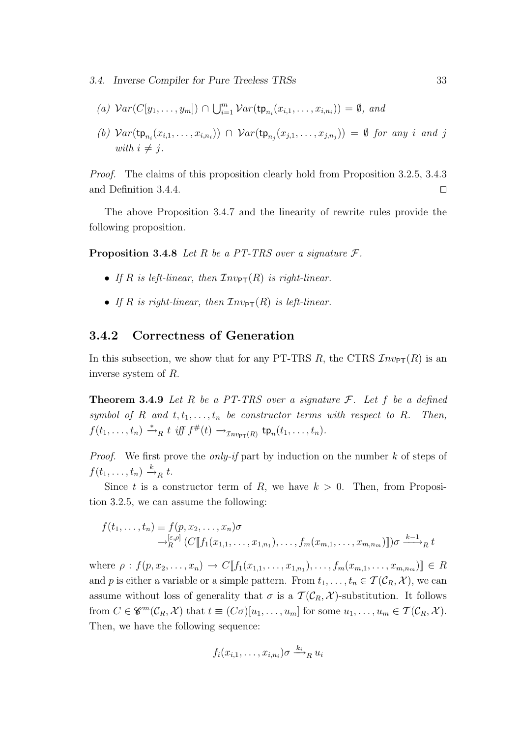(a) $\mathcal{V}ar(C[y_1,\ldots,y_m]) \cap \bigcup_{i=1}^{m} \mathcal{V}ar(\mathsf{tp}_{n_i}(x_{i,1},\ldots,x_{i,n_i})) = \emptyset$, *and*

(b) $\mathcal{V}ar(\mathsf{tp}_{n_i}(x_{i,1},\ldots,x_{i,n_i})) \cap \mathcal{V}ar(\mathsf{tp}_{n_j}(x_{j,1},\ldots,x_{j,n_j})) = \emptyset$ *for any $i$ and $j$ with $i \neq j$.*

*Proof.* The claims of this proposition clearly hold from Proposition 3.2.5, 3.4.3 and Definition 3.4.4. □

The above Proposition 3.4.7 and the linearity of rewrite rules provide the following proposition.

**Proposition 3.4.8** *Let $R$ be a PT-TRS over a signature $\mathcal{F}$.*

- *If $R$ is left-linear, then $\mathcal{I}nv_{\mathsf{PT}}(R)$ is right-linear.*
- *If $R$ is right-linear, then $\mathcal{I}nv_{\mathsf{PT}}(R)$ is left-linear.*

### 3.4.2 Correctness of Generation

In this subsection, we show that for any PT-TRS $R$, the CTRS $\mathcal{I}nv_{\mathsf{PT}}(R)$ is an inverse system of $R$.

**Theorem 3.4.9** *Let $R$ be a PT-TRS over a signature $\mathcal{F}$. Let $f$ be a defined symbol of $R$ and $t, t_1, \ldots, t_n$ be constructor terms with respect to $R$. Then, $f(t_1,\ldots,t_n) \xrightarrow{*}_R t$ iff $f^\#(t) \rightarrow_{\mathcal{I}nv_{\mathsf{PT}}(R)} \mathsf{tp}_n(t_1,\ldots,t_n)$.*

*Proof.* We first prove the *only-if* part by induction on the number $k$ of steps of $f(t_1,\ldots,t_n) \xrightarrow{k}_R t$.

Since $t$ is a constructor term of $R$, we have $k > 0$. Then, from Proposition 3.2.5, we can assume the following:

$$
\begin{aligned}
f(t_1,\ldots,t_n) &\equiv f(p,x_2,\ldots,x_n)\sigma \\
&\rightarrow_R^{[\varepsilon,\rho]} (C[\![f_1(x_{1,1},\ldots,x_{1,n_1}),\ldots,f_m(x_{m,1},\ldots,x_{m,n_m})]\!])\sigma \xrightarrow{k-1}_R t
\end{aligned}
$$

where $\rho : f(p,x_2,\ldots,x_n) \rightarrow C[\![f_1(x_{1,1},\ldots,x_{1,n_1}),\ldots,f_m(x_{m,1},\ldots,x_{m,n_m})]\!] \in R$ and $p$ is either a variable or a simple pattern. From $t_1,\ldots,t_n \in \mathcal{T}(\mathcal{C}_R,\mathcal{X})$, we can assume without loss of generality that $\sigma$ is a $\mathcal{T}(\mathcal{C}_R,\mathcal{X})$-substitution. It follows from $C \in \mathscr{C}^m(\mathcal{C}_R,\mathcal{X})$ that $t \equiv (C\sigma)[u_1,\ldots,u_m]$ for some $u_1,\ldots,u_m \in \mathcal{T}(\mathcal{C}_R,\mathcal{X})$. Then, we have the following sequence:

$$
f_i(x_{i,1},\ldots,x_{i,n_i})\sigma \xrightarrow{k_i}_R u_i
$$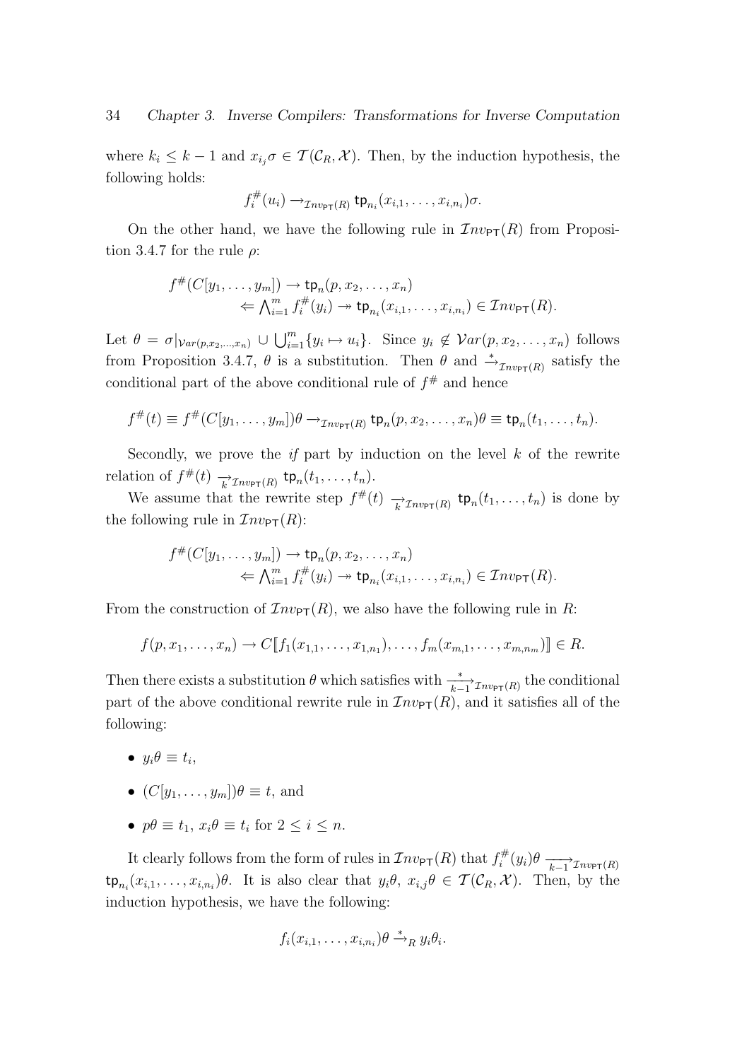where $k_i \leq k-1$ and $x_{i_j}\sigma \in \mathcal{T}(\mathcal{C}_R, \mathcal{X})$. Then, by the induction hypothesis, the following holds:

$$f_i^{\#}(u_i) \rightarrow_{\mathcal{I}nv_{\mathsf{PT}}(R)} \mathsf{tp}_{n_i}(x_{i,1}, \ldots, x_{i,n_i})\sigma.$$

On the other hand, we have the following rule in $\mathcal{I}nv_{\mathsf{PT}}(R)$ from Proposition 3.4.7 for the rule $\rho$:

$$\begin{aligned} f^{\#}(C[y_1, \ldots, y_m]) &\rightarrow \mathsf{tp}_n(p, x_2, \ldots, x_n) \\ &\Leftarrow \textstyle\bigwedge_{i=1}^m f_i^{\#}(y_i) \twoheadrightarrow \mathsf{tp}_{n_i}(x_{i,1}, \ldots, x_{i,n_i}) \in \mathcal{I}nv_{\mathsf{PT}}(R). \end{aligned}$$

Let $\theta = \sigma|_{\mathcal{V}ar(p,x_2,\ldots,x_n)} \cup \bigcup_{i=1}^m \{y_i \mapsto u_i\}$. Since $y_i \notin \mathcal{V}ar(p, x_2, \ldots, x_n)$ follows from Proposition 3.4.7, $\theta$ is a substitution. Then $\theta$ and $\xrightarrow{*}_{\mathcal{I}nv_{\mathsf{PT}}(R)}$ satisfy the conditional part of the above conditional rule of $f^{\#}$ and hence

$$f^{\#}(t) \equiv f^{\#}(C[y_1, \ldots, y_m])\theta \rightarrow_{\mathcal{I}nv_{\mathsf{PT}}(R)} \mathsf{tp}_n(p, x_2, \ldots, x_n)\theta \equiv \mathsf{tp}_n(t_1, \ldots, t_n).$$

Secondly, we prove the *if* part by induction on the level $k$ of the rewrite relation of $f^{\#}(t) \xrightarrow[k]{}_{\mathcal{I}nv_{\mathsf{PT}}(R)} \mathsf{tp}_n(t_1, \ldots, t_n)$.

We assume that the rewrite step $f^{\#}(t) \xrightarrow[k]{}_{\mathcal{I}nv_{\mathsf{PT}}(R)} \mathsf{tp}_n(t_1, \ldots, t_n)$ is done by the following rule in $\mathcal{I}nv_{\mathsf{PT}}(R)$:

$$\begin{aligned} f^{\#}(C[y_1, \ldots, y_m]) &\rightarrow \mathsf{tp}_n(p, x_2, \ldots, x_n) \\ &\Leftarrow \textstyle\bigwedge_{i=1}^m f_i^{\#}(y_i) \twoheadrightarrow \mathsf{tp}_{n_i}(x_{i,1}, \ldots, x_{i,n_i}) \in \mathcal{I}nv_{\mathsf{PT}}(R). \end{aligned}$$

From the construction of $\mathcal{I}nv_{\mathsf{PT}}(R)$, we also have the following rule in $R$:

$$f(p, x_1, \ldots, x_n) \rightarrow C[\![f_1(x_{1,1}, \ldots, x_{1,n_1}), \ldots, f_m(x_{m,1}, \ldots, x_{m,n_m})]\!] \in R.$$

Then there exists a substitution $\theta$ which satisfies with $\xrightarrow[k-1]{*}_{\mathcal{I}nv_{\mathsf{PT}}(R)}$ the conditional part of the above conditional rewrite rule in $\mathcal{I}nv_{\mathsf{PT}}(R)$, and it satisfies all of the following:

- $y_i\theta \equiv t_i$,
- $(C[y_1, \ldots, y_m])\theta \equiv t$, and
- $p\theta \equiv t_1$, $x_i\theta \equiv t_i$ for $2 \leq i \leq n$.

It clearly follows from the form of rules in $\mathcal{I}nv_{\mathsf{PT}}(R)$ that $f_i^{\#}(y_i)\theta \xrightarrow[k-1]{}_{\mathcal{I}nv_{\mathsf{PT}}(R)} \mathsf{tp}_{n_i}(x_{i,1}, \ldots, x_{i,n_i})\theta$. It is also clear that $y_i\theta,\ x_{i,j}\theta \in \mathcal{T}(\mathcal{C}_R, \mathcal{X})$. Then, by the induction hypothesis, we have the following:

$$f_i(x_{i,1}, \ldots, x_{i,n_i})\theta \xrightarrow{*}_R y_i\theta_i.$$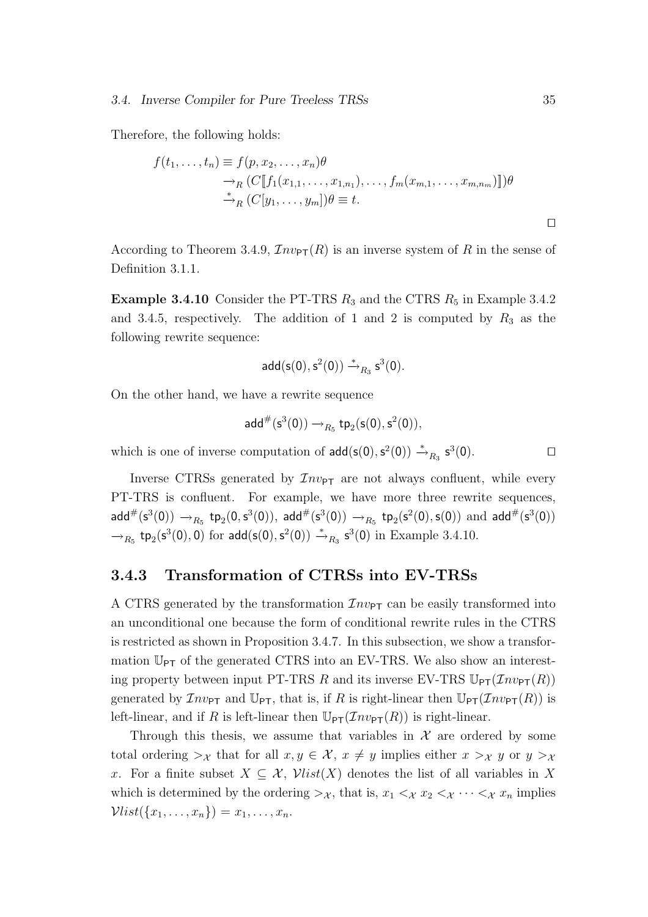Therefore, the following holds:

$$
\begin{aligned}
f(t_1,\ldots,t_n) &\equiv f(p,x_2,\ldots,x_n)\theta \\
&\to_R (C[\![f_1(x_{1,1},\ldots,x_{1,n_1}),\ldots,f_m(x_{m,1},\ldots,x_{m,n_m})]\!])\theta \\
&\xrightarrow{*}_R (C[y_1,\ldots,y_m])\theta \equiv t.
\end{aligned}
$$

□

According to Theorem 3.4.9, $\mathcal{I}nv_{\mathsf{PT}}(R)$ is an inverse system of $R$ in the sense of Definition 3.1.1.

**Example 3.4.10** Consider the PT-TRS $R_3$ and the CTRS $R_5$ in Example 3.4.2 and 3.4.5, respectively. The addition of 1 and 2 is computed by $R_3$ as the following rewrite sequence:

$$\mathsf{add}(\mathsf{s}(0),\mathsf{s}^2(0)) \xrightarrow{*}_{R_3} \mathsf{s}^3(0).$$

On the other hand, we have a rewrite sequence

$$\mathsf{add}^{\#}(\mathsf{s}^3(0)) \to_{R_5} \mathsf{tp}_2(\mathsf{s}(0),\mathsf{s}^2(0)),$$

which is one of inverse computation of $\mathsf{add}(\mathsf{s}(0),\mathsf{s}^2(0)) \xrightarrow{*}_{R_3} \mathsf{s}^3(0)$. □

Inverse CTRSs generated by $\mathcal{I}nv_{\mathsf{PT}}$ are not always confluent, while every PT-TRS is confluent. For example, we have more three rewrite sequences, $\mathsf{add}^{\#}(\mathsf{s}^3(0)) \to_{R_5} \mathsf{tp}_2(0,\mathsf{s}^3(0))$, $\mathsf{add}^{\#}(\mathsf{s}^3(0)) \to_{R_5} \mathsf{tp}_2(\mathsf{s}^2(0),\mathsf{s}(0))$ and $\mathsf{add}^{\#}(\mathsf{s}^3(0)) \to_{R_5} \mathsf{tp}_2(\mathsf{s}^3(0),0)$ for $\mathsf{add}(\mathsf{s}(0),\mathsf{s}^2(0)) \xrightarrow{*}_{R_3} \mathsf{s}^3(0)$ in Example 3.4.10.

### 3.4.3 Transformation of CTRSs into EV-TRSs

A CTRS generated by the transformation $\mathcal{I}nv_{\mathsf{PT}}$ can be easily transformed into an unconditional one because the form of conditional rewrite rules in the CTRS is restricted as shown in Proposition 3.4.7. In this subsection, we show a transformation $\mathbb{U}_{\mathsf{PT}}$ of the generated CTRS into an EV-TRS. We also show an interesting property between input PT-TRS $R$ and its inverse EV-TRS $\mathbb{U}_{\mathsf{PT}}(\mathcal{I}nv_{\mathsf{PT}}(R))$ generated by $\mathcal{I}nv_{\mathsf{PT}}$ and $\mathbb{U}_{\mathsf{PT}}$, that is, if $R$ is right-linear then $\mathbb{U}_{\mathsf{PT}}(\mathcal{I}nv_{\mathsf{PT}}(R))$ is left-linear, and if $R$ is left-linear then $\mathbb{U}_{\mathsf{PT}}(\mathcal{I}nv_{\mathsf{PT}}(R))$ is right-linear.

Through this thesis, we assume that variables in $\mathcal{X}$ are ordered by some total ordering $>_{\mathcal{X}}$ that for all $x,y \in \mathcal{X}$, $x \neq y$ implies either $x >_{\mathcal{X}} y$ or $y >_{\mathcal{X}} x$. For a finite subset $X \subseteq \mathcal{X}$, $\mathcal{V}list(X)$ denotes the list of all variables in $X$ which is determined by the ordering $>_{\mathcal{X}}$, that is, $x_1 <_{\mathcal{X}} x_2 <_{\mathcal{X}} \cdots <_{\mathcal{X}} x_n$ implies $\mathcal{V}list(\{x_1,\ldots,x_n\}) = x_1,\ldots,x_n$.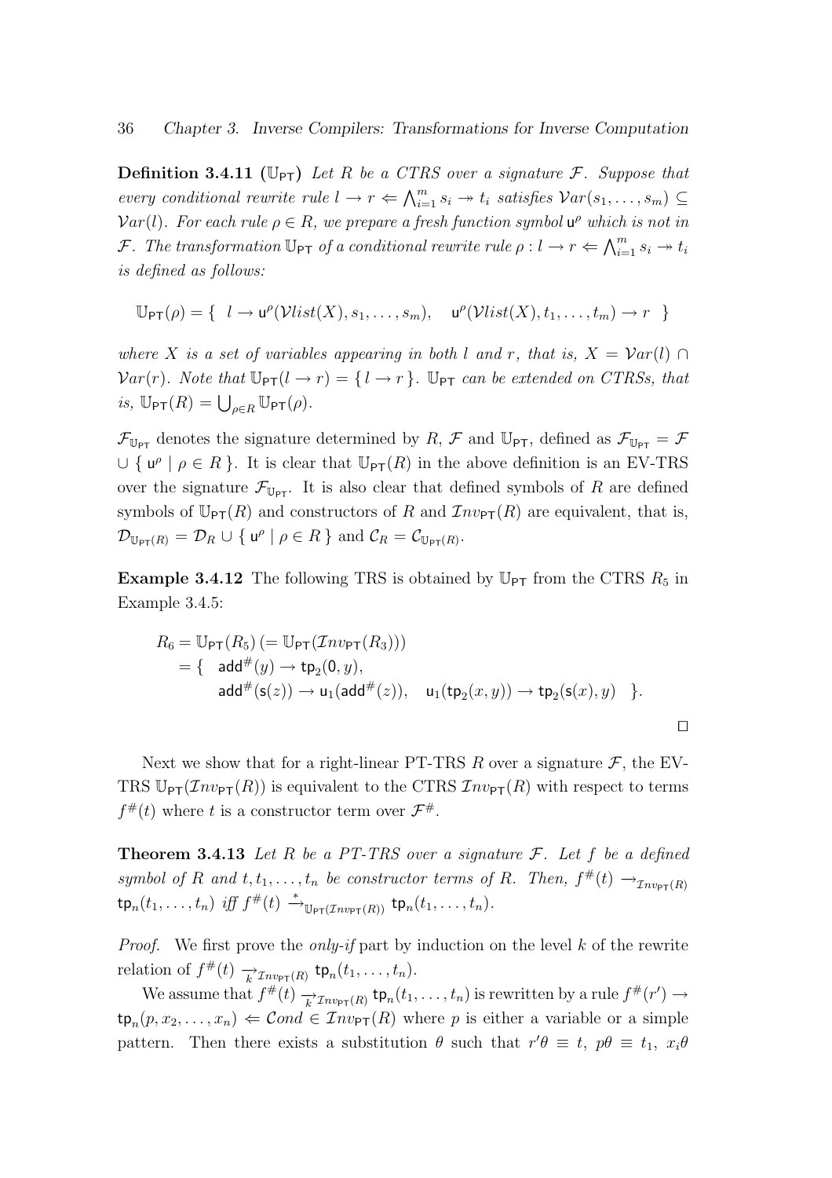**Definition 3.4.11 ($\mathbb{U}_{\mathsf{PT}}$)** *Let $R$ be a CTRS over a signature $\mathcal{F}$. Suppose that every conditional rewrite rule $l \to r \Leftarrow \bigwedge_{i=1}^{m} s_i \twoheadrightarrow t_i$ satisfies $\mathcal{V}ar(s_1,\ldots,s_m) \subseteq \mathcal{V}ar(l)$. For each rule $\rho \in R$, we prepare a fresh function symbol $\mathsf{u}^\rho$ which is not in $\mathcal{F}$. The transformation $\mathbb{U}_{\mathsf{PT}}$ of a conditional rewrite rule $\rho : l \to r \Leftarrow \bigwedge_{i=1}^{m} s_i \twoheadrightarrow t_i$ is defined as follows:*

$$\mathbb{U}_{\mathsf{PT}}(\rho) = \{\ \ l \to \mathsf{u}^\rho(\mathcal{V}list(X), s_1, \ldots, s_m), \quad \mathsf{u}^\rho(\mathcal{V}list(X), t_1, \ldots, t_m) \to r\ \ \}$$

*where $X$ is a set of variables appearing in both $l$ and $r$, that is, $X = \mathcal{V}ar(l) \cap \mathcal{V}ar(r)$. Note that $\mathbb{U}_{\mathsf{PT}}(l \to r) = \{\, l \to r\,\}$. $\mathbb{U}_{\mathsf{PT}}$ can be extended on CTRSs, that is, $\mathbb{U}_{\mathsf{PT}}(R) = \bigcup_{\rho \in R} \mathbb{U}_{\mathsf{PT}}(\rho)$.*

$\mathcal{F}_{\mathbb{U}_{\mathsf{PT}}}$ denotes the signature determined by $R$, $\mathcal{F}$ and $\mathbb{U}_{\mathsf{PT}}$, defined as $\mathcal{F}_{\mathbb{U}_{\mathsf{PT}}} = \mathcal{F} \cup \{\, \mathsf{u}^\rho \mid \rho \in R\,\}$. It is clear that $\mathbb{U}_{\mathsf{PT}}(R)$ in the above definition is an EV-TRS over the signature $\mathcal{F}_{\mathbb{U}_{\mathsf{PT}}}$. It is also clear that defined symbols of $R$ are defined symbols of $\mathbb{U}_{\mathsf{PT}}(R)$ and constructors of $R$ and $\mathcal{I}nv_{\mathsf{PT}}(R)$ are equivalent, that is, $\mathcal{D}_{\mathbb{U}_{\mathsf{PT}}(R)} = \mathcal{D}_R \cup \{\, \mathsf{u}^\rho \mid \rho \in R\,\}$ and $\mathcal{C}_R = \mathcal{C}_{\mathbb{U}_{\mathsf{PT}}(R)}$.

**Example 3.4.12** The following TRS is obtained by $\mathbb{U}_{\mathsf{PT}}$ from the CTRS $R_5$ in Example 3.4.5:

$$\begin{aligned}
R_6 &= \mathbb{U}_{\mathsf{PT}}(R_5)\ (= \mathbb{U}_{\mathsf{PT}}(\mathcal{I}nv_{\mathsf{PT}}(R_3)))\\
&= \{\ \ \mathsf{add}^{\#}(y) \to \mathsf{tp}_2(\mathsf{0}, y),\\
&\qquad\ \ \mathsf{add}^{\#}(\mathsf{s}(z)) \to \mathsf{u}_1(\mathsf{add}^{\#}(z)), \quad \mathsf{u}_1(\mathsf{tp}_2(x,y)) \to \mathsf{tp}_2(\mathsf{s}(x), y)\ \ \}.
\end{aligned}$$

□

Next we show that for a right-linear PT-TRS $R$ over a signature $\mathcal{F}$, the EV-TRS $\mathbb{U}_{\mathsf{PT}}(\mathcal{I}nv_{\mathsf{PT}}(R))$ is equivalent to the CTRS $\mathcal{I}nv_{\mathsf{PT}}(R)$ with respect to terms $f^{\#}(t)$ where $t$ is a constructor term over $\mathcal{F}^{\#}$.

**Theorem 3.4.13** *Let $R$ be a PT-TRS over a signature $\mathcal{F}$. Let $f$ be a defined symbol of $R$ and $t, t_1, \ldots, t_n$ be constructor terms of $R$. Then, $f^{\#}(t) \to_{\mathcal{I}nv_{\mathsf{PT}}(R)} \mathsf{tp}_n(t_1,\ldots,t_n)$ iff $f^{\#}(t) \xrightarrow{*}_{\mathbb{U}_{\mathsf{PT}}(\mathcal{I}nv_{\mathsf{PT}}(R))} \mathsf{tp}_n(t_1,\ldots,t_n)$.*

*Proof.* We first prove the *only-if* part by induction on the level $k$ of the rewrite relation of $f^{\#}(t) \xrightarrow[k]{}_{\mathcal{I}nv_{\mathsf{PT}}(R)} \mathsf{tp}_n(t_1,\ldots,t_n)$.

We assume that $f^{\#}(t) \xrightarrow[k]{}_{\mathcal{I}nv_{\mathsf{PT}}(R)} \mathsf{tp}_n(t_1,\ldots,t_n)$ is rewritten by a rule $f^{\#}(r') \to \mathsf{tp}_n(p, x_2, \ldots, x_n) \Leftarrow \mathcal{C}ond \in \mathcal{I}nv_{\mathsf{PT}}(R)$ where $p$ is either a variable or a simple pattern. Then there exists a substitution $\theta$ such that $r'\theta \equiv t$, $p\theta \equiv t_1$, $x_i\theta$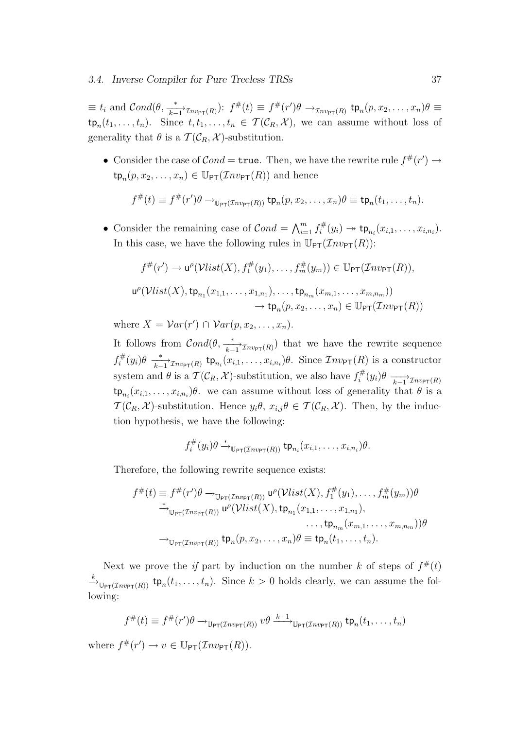$\equiv t_i$ and $\mathcal{C}ond(\theta, \xrightarrow[k-1]{*}_{\mathcal{I}nv_{\mathsf{PT}}(R)})$: $f^\#(t) \equiv f^\#(r')\theta \rightarrow_{\mathcal{I}nv_{\mathsf{PT}}(R)} \mathsf{tp}_n(p, x_2, \ldots, x_n)\theta \equiv \mathsf{tp}_n(t_1, \ldots, t_n)$. Since $t, t_1, \ldots, t_n \in \mathcal{T}(\mathcal{C}_R, \mathcal{X})$, we can assume without loss of generality that $\theta$ is a $\mathcal{T}(\mathcal{C}_R, \mathcal{X})$-substitution.

- Consider the case of $\mathcal{C}ond = \mathtt{true}$. Then, we have the rewrite rule $f^\#(r') \rightarrow \mathsf{tp}_n(p, x_2, \ldots, x_n) \in \mathbb{U}_{\mathsf{PT}}(\mathcal{I}nv_{\mathsf{PT}}(R))$ and hence

$$f^\#(t) \equiv f^\#(r')\theta \rightarrow_{\mathbb{U}_{\mathsf{PT}}(\mathcal{I}nv_{\mathsf{PT}}(R))} \mathsf{tp}_n(p, x_2, \ldots, x_n)\theta \equiv \mathsf{tp}_n(t_1, \ldots, t_n).$$

- Consider the remaining case of $\mathcal{C}ond = \bigwedge_{i=1}^{m} f_i^\#(y_i) \twoheadrightarrow \mathsf{tp}_{n_i}(x_{i,1}, \ldots, x_{i,n_i})$. In this case, we have the following rules in $\mathbb{U}_{\mathsf{PT}}(\mathcal{I}nv_{\mathsf{PT}}(R))$:

$$f^\#(r') \rightarrow \mathsf{u}^\rho(\mathcal{V}list(X), f_1^\#(y_1), \ldots, f_m^\#(y_m)) \in \mathbb{U}_{\mathsf{PT}}(\mathcal{I}nv_{\mathsf{PT}}(R)),$$

$$\mathsf{u}^\rho(\mathcal{V}list(X), \mathsf{tp}_{n_1}(x_{1,1}, \ldots, x_{1,n_1}), \ldots, \mathsf{tp}_{n_m}(x_{m,1}, \ldots, x_{m,n_m})) \rightarrow \mathsf{tp}_n(p, x_2, \ldots, x_n) \in \mathbb{U}_{\mathsf{PT}}(\mathcal{I}nv_{\mathsf{PT}}(R))$$

  where $X = \mathcal{V}ar(r') \cap \mathcal{V}ar(p, x_2, \ldots, x_n)$.

  It follows from $\mathcal{C}ond(\theta, \xrightarrow[k-1]{*}_{\mathcal{I}nv_{\mathsf{PT}}(R)})$ that we have the rewrite sequence $f_i^\#(y_i)\theta \xrightarrow[k-1]{*}_{\mathcal{I}nv_{\mathsf{PT}}(R)} \mathsf{tp}_{n_i}(x_{i,1}, \ldots, x_{i,n_i})\theta$. Since $\mathcal{I}nv_{\mathsf{PT}}(R)$ is a constructor system and $\theta$ is a $\mathcal{T}(\mathcal{C}_R, \mathcal{X})$-substitution, we also have $f_i^\#(y_i)\theta \xrightarrow[k-1]{}_{\mathcal{I}nv_{\mathsf{PT}}(R)} \mathsf{tp}_{n_i}(x_{i,1}, \ldots, x_{i,n_i})\theta$. we can assume without loss of generality that $\theta$ is a $\mathcal{T}(\mathcal{C}_R, \mathcal{X})$-substitution. Hence $y_i\theta$, $x_{i,j}\theta \in \mathcal{T}(\mathcal{C}_R, \mathcal{X})$. Then, by the induction hypothesis, we have the following:

$$f_i^\#(y_i)\theta \xrightarrow{*}_{\mathbb{U}_{\mathsf{PT}}(\mathcal{I}nv_{\mathsf{PT}}(R))} \mathsf{tp}_{n_i}(x_{i,1}, \ldots, x_{i,n_i})\theta.$$

  Therefore, the following rewrite sequence exists:

$$\begin{aligned}
f^\#(t) \equiv f^\#(r')\theta &\rightarrow_{\mathbb{U}_{\mathsf{PT}}(\mathcal{I}nv_{\mathsf{PT}}(R))} \mathsf{u}^\rho(\mathcal{V}list(X), f_1^\#(y_1), \ldots, f_m^\#(y_m))\theta \\
&\xrightarrow{*}_{\mathbb{U}_{\mathsf{PT}}(\mathcal{I}nv_{\mathsf{PT}}(R))} \mathsf{u}^\rho(\mathcal{V}list(X), \mathsf{tp}_{n_1}(x_{1,1}, \ldots, x_{1,n_1}), \\
&\qquad\qquad \ldots, \mathsf{tp}_{n_m}(x_{m,1}, \ldots, x_{m,n_m}))\theta \\
&\rightarrow_{\mathbb{U}_{\mathsf{PT}}(\mathcal{I}nv_{\mathsf{PT}}(R))} \mathsf{tp}_n(p, x_2, \ldots, x_n)\theta \equiv \mathsf{tp}_n(t_1, \ldots, t_n).
\end{aligned}$$

Next we prove the *if* part by induction on the number $k$ of steps of $f^\#(t) \xrightarrow{k}_{\mathbb{U}_{\mathsf{PT}}(\mathcal{I}nv_{\mathsf{PT}}(R))} \mathsf{tp}_n(t_1, \ldots, t_n)$. Since $k > 0$ holds clearly, we can assume the following:

$$f^\#(t) \equiv f^\#(r')\theta \rightarrow_{\mathbb{U}_{\mathsf{PT}}(\mathcal{I}nv_{\mathsf{PT}}(R))} v\theta \xrightarrow{k-1}_{\mathbb{U}_{\mathsf{PT}}(\mathcal{I}nv_{\mathsf{PT}}(R))} \mathsf{tp}_n(t_1, \ldots, t_n)$$

where $f^\#(r') \rightarrow v \in \mathbb{U}_{\mathsf{PT}}(\mathcal{I}nv_{\mathsf{PT}}(R))$.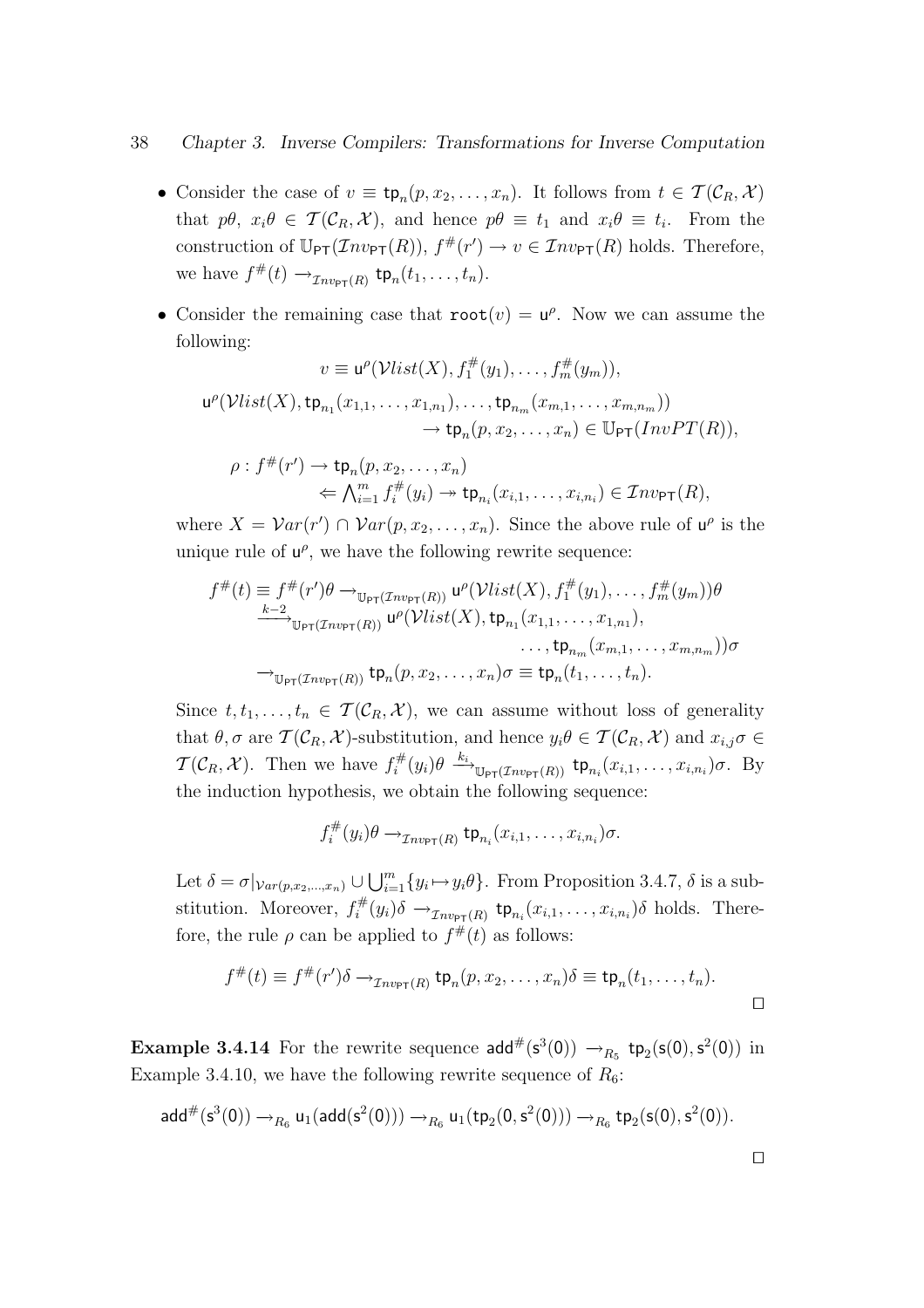- Consider the case of $v \equiv \mathsf{tp}_n(p, x_2, \ldots, x_n)$. It follows from $t \in \mathcal{T}(\mathcal{C}_R, \mathcal{X})$ that $p\theta$, $x_i\theta \in \mathcal{T}(\mathcal{C}_R, \mathcal{X})$, and hence $p\theta \equiv t_1$ and $x_i\theta \equiv t_i$. From the construction of $\mathbb{U}_{\mathsf{PT}}(\mathcal{I}nv_{\mathsf{PT}}(R))$, $f^{\#}(r') \to v \in \mathcal{I}nv_{\mathsf{PT}}(R)$ holds. Therefore, we have $f^{\#}(t) \to_{\mathcal{I}nv_{\mathsf{PT}}(R)} \mathsf{tp}_n(t_1, \ldots, t_n)$.

- Consider the remaining case that $\mathtt{root}(v) = \mathsf{u}^{\rho}$. Now we can assume the following:

$$v \equiv \mathsf{u}^{\rho}(\mathcal{V}list(X), f_1^{\#}(y_1), \ldots, f_m^{\#}(y_m)),$$

$$\mathsf{u}^{\rho}(\mathcal{V}list(X), \mathsf{tp}_{n_1}(x_{1,1}, \ldots, x_{1,n_1}), \ldots, \mathsf{tp}_{n_m}(x_{m,1}, \ldots, x_{m,n_m})) \to \mathsf{tp}_n(p, x_2, \ldots, x_n) \in \mathbb{U}_{\mathsf{PT}}(InvPT(R)),$$

$$\rho : f^{\#}(r') \to \mathsf{tp}_n(p, x_2, \ldots, x_n) \Leftarrow \textstyle\bigwedge_{i=1}^{m} f_i^{\#}(y_i) \twoheadrightarrow \mathsf{tp}_{n_i}(x_{i,1}, \ldots, x_{i,n_i}) \in \mathcal{I}nv_{\mathsf{PT}}(R),$$

where $X = \mathcal{V}ar(r') \cap \mathcal{V}ar(p, x_2, \ldots, x_n)$. Since the above rule of $\mathsf{u}^{\rho}$ is the unique rule of $\mathsf{u}^{\rho}$, we have the following rewrite sequence:

$$\begin{aligned} f^{\#}(t) \equiv f^{\#}(r')\theta &\to_{\mathbb{U}_{\mathsf{PT}}(\mathcal{I}nv_{\mathsf{PT}}(R))} \mathsf{u}^{\rho}(\mathcal{V}list(X), f_1^{\#}(y_1), \ldots, f_m^{\#}(y_m))\theta \\ &\xrightarrow{k-2}_{\mathbb{U}_{\mathsf{PT}}(\mathcal{I}nv_{\mathsf{PT}}(R))} \mathsf{u}^{\rho}(\mathcal{V}list(X), \mathsf{tp}_{n_1}(x_{1,1}, \ldots, x_{1,n_1}), \\ &\qquad\qquad \ldots, \mathsf{tp}_{n_m}(x_{m,1}, \ldots, x_{m,n_m}))\sigma \\ &\to_{\mathbb{U}_{\mathsf{PT}}(\mathcal{I}nv_{\mathsf{PT}}(R))} \mathsf{tp}_n(p, x_2, \ldots, x_n)\sigma \equiv \mathsf{tp}_n(t_1, \ldots, t_n). \end{aligned}$$

Since $t, t_1, \ldots, t_n \in \mathcal{T}(\mathcal{C}_R, \mathcal{X})$, we can assume without loss of generality that $\theta, \sigma$ are $\mathcal{T}(\mathcal{C}_R, \mathcal{X})$-substitution, and hence $y_i\theta \in \mathcal{T}(\mathcal{C}_R, \mathcal{X})$ and $x_{i,j}\sigma \in \mathcal{T}(\mathcal{C}_R, \mathcal{X})$. Then we have $f_i^{\#}(y_i)\theta \xrightarrow{k_i}_{\mathbb{U}_{\mathsf{PT}}(\mathcal{I}nv_{\mathsf{PT}}(R))} \mathsf{tp}_{n_i}(x_{i,1}, \ldots, x_{i,n_i})\sigma$. By the induction hypothesis, we obtain the following sequence:

$$f_i^{\#}(y_i)\theta \to_{\mathcal{I}nv_{\mathsf{PT}}(R)} \mathsf{tp}_{n_i}(x_{i,1}, \ldots, x_{i,n_i})\sigma.$$

Let $\delta = \sigma|_{\mathcal{V}ar(p, x_2, \ldots, x_n)} \cup \bigcup_{i=1}^{m}\{y_i \mapsto y_i\theta\}$. From Proposition 3.4.7, $\delta$ is a substitution. Moreover, $f_i^{\#}(y_i)\delta \to_{\mathcal{I}nv_{\mathsf{PT}}(R)} \mathsf{tp}_{n_i}(x_{i,1}, \ldots, x_{i,n_i})\delta$ holds. Therefore, the rule $\rho$ can be applied to $f^{\#}(t)$ as follows:

$$f^{\#}(t) \equiv f^{\#}(r')\delta \to_{\mathcal{I}nv_{\mathsf{PT}}(R)} \mathsf{tp}_n(p, x_2, \ldots, x_n)\delta \equiv \mathsf{tp}_n(t_1, \ldots, t_n).$$

□

**Example 3.4.14** For the rewrite sequence $\mathsf{add}^{\#}(\mathsf{s}^3(0)) \to_{R_5} \mathsf{tp}_2(\mathsf{s}(0), \mathsf{s}^2(0))$ in Example 3.4.10, we have the following rewrite sequence of $R_6$:

$$\mathsf{add}^{\#}(\mathsf{s}^3(0)) \to_{R_6} \mathsf{u}_1(\mathsf{add}(\mathsf{s}^2(0))) \to_{R_6} \mathsf{u}_1(\mathsf{tp}_2(0, \mathsf{s}^2(0))) \to_{R_6} \mathsf{tp}_2(\mathsf{s}(0), \mathsf{s}^2(0)).$$

□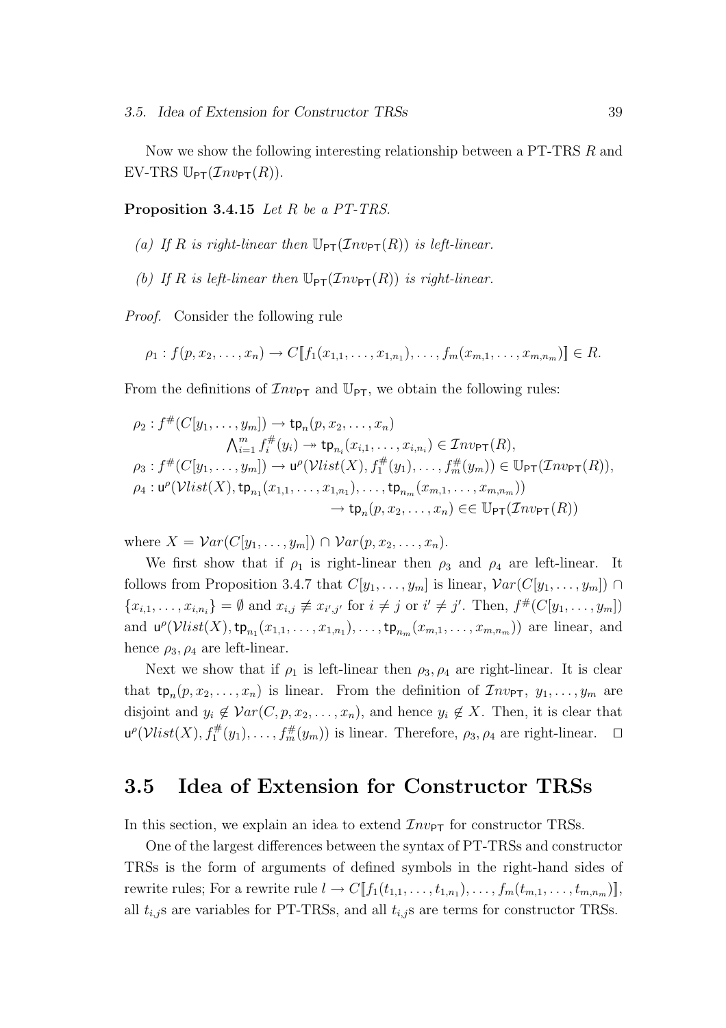Now we show the following interesting relationship between a PT-TRS $R$ and EV-TRS $\mathbb{U}_{\mathsf{PT}}(\mathcal{I}nv_{\mathsf{PT}}(R))$.

**Proposition 3.4.15** *Let $R$ be a PT-TRS.*

*(a) If $R$ is right-linear then $\mathbb{U}_{\mathsf{PT}}(\mathcal{I}nv_{\mathsf{PT}}(R))$ is left-linear.*

*(b) If $R$ is left-linear then $\mathbb{U}_{\mathsf{PT}}(\mathcal{I}nv_{\mathsf{PT}}(R))$ is right-linear.*

*Proof.* Consider the following rule

$$\rho_1 : f(p, x_2, \ldots, x_n) \to C[\![f_1(x_{1,1}, \ldots, x_{1,n_1}), \ldots, f_m(x_{m,1}, \ldots, x_{m,n_m})]\!] \in R.$$

From the definitions of $\mathcal{I}nv_{\mathsf{PT}}$ and $\mathbb{U}_{\mathsf{PT}}$, we obtain the following rules:

$$\begin{aligned}
\rho_2 : f^{\#}(C[y_1, \ldots, y_m]) &\to \mathsf{tp}_n(p, x_2, \ldots, x_n) \\
&\quad \textstyle\bigwedge_{i=1}^{m} f_i^{\#}(y_i) \twoheadrightarrow \mathsf{tp}_{n_i}(x_{i,1}, \ldots, x_{i,n_i}) \in \mathcal{I}nv_{\mathsf{PT}}(R), \\
\rho_3 : f^{\#}(C[y_1, \ldots, y_m]) &\to \mathsf{u}^{\rho}(\mathcal{V}list(X), f_1^{\#}(y_1), \ldots, f_m^{\#}(y_m)) \in \mathbb{U}_{\mathsf{PT}}(\mathcal{I}nv_{\mathsf{PT}}(R)), \\
\rho_4 : \mathsf{u}^{\rho}(\mathcal{V}list(X), \mathsf{tp}_{n_1}(x_{1,1}, \ldots, x_{1,n_1}), &\ldots, \mathsf{tp}_{n_m}(x_{m,1}, \ldots, x_{m,n_m})) \\
&\to \mathsf{tp}_n(p, x_2, \ldots, x_n) \in\in \mathbb{U}_{\mathsf{PT}}(\mathcal{I}nv_{\mathsf{PT}}(R))
\end{aligned}$$

where $X = \mathcal{V}ar(C[y_1, \ldots, y_m]) \cap \mathcal{V}ar(p, x_2, \ldots, x_n)$.

We first show that if $\rho_1$ is right-linear then $\rho_3$ and $\rho_4$ are left-linear. It follows from Proposition 3.4.7 that $C[y_1, \ldots, y_m]$ is linear, $\mathcal{V}ar(C[y_1, \ldots, y_m]) \cap \{x_{i,1}, \ldots, x_{i,n_i}\} = \emptyset$ and $x_{i,j} \not\equiv x_{i',j'}$ for $i \neq j$ or $i' \neq j'$. Then, $f^{\#}(C[y_1, \ldots, y_m])$ and $\mathsf{u}^{\rho}(\mathcal{V}list(X), \mathsf{tp}_{n_1}(x_{1,1}, \ldots, x_{1,n_1}), \ldots, \mathsf{tp}_{n_m}(x_{m,1}, \ldots, x_{m,n_m}))$ are linear, and hence $\rho_3, \rho_4$ are left-linear.

Next we show that if $\rho_1$ is left-linear then $\rho_3, \rho_4$ are right-linear. It is clear that $\mathsf{tp}_n(p, x_2, \ldots, x_n)$ is linear. From the definition of $\mathcal{I}nv_{\mathsf{PT}}$, $y_1, \ldots, y_m$ are disjoint and $y_i \notin \mathcal{V}ar(C, p, x_2, \ldots, x_n)$, and hence $y_i \notin X$. Then, it is clear that $\mathsf{u}^{\rho}(\mathcal{V}list(X), f_1^{\#}(y_1), \ldots, f_m^{\#}(y_m))$ is linear. Therefore, $\rho_3, \rho_4$ are right-linear. $\square$

## 3.5 Idea of Extension for Constructor TRSs

In this section, we explain an idea to extend $\mathcal{I}nv_{\mathsf{PT}}$ for constructor TRSs.

One of the largest differences between the syntax of PT-TRSs and constructor TRSs is the form of arguments of defined symbols in the right-hand sides of rewrite rules; For a rewrite rule $l \to C[\![f_1(t_{1,1}, \ldots, t_{1,n_1}), \ldots, f_m(t_{m,1}, \ldots, t_{m,n_m})]\!]$, all $t_{i,j}$s are variables for PT-TRSs, and all $t_{i,j}$s are terms for constructor TRSs.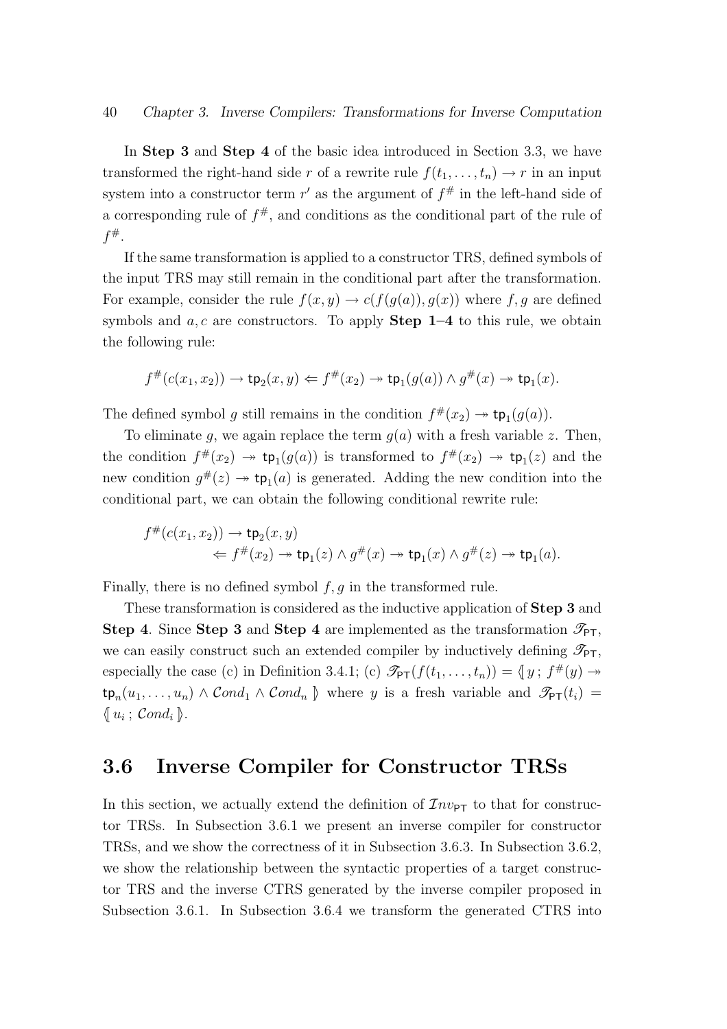In **Step 3** and **Step 4** of the basic idea introduced in Section 3.3, we have transformed the right-hand side $r$ of a rewrite rule $f(t_1, \ldots, t_n) \to r$ in an input system into a constructor term $r'$ as the argument of $f^\#$ in the left-hand side of a corresponding rule of $f^\#$, and conditions as the conditional part of the rule of $f^\#$.

If the same transformation is applied to a constructor TRS, defined symbols of the input TRS may still remain in the conditional part after the transformation. For example, consider the rule $f(x, y) \to c(f(g(a)), g(x))$ where $f, g$ are defined symbols and $a, c$ are constructors. To apply **Step 1**–**4** to this rule, we obtain the following rule:

$$f^\#(c(x_1, x_2)) \to \mathsf{tp}_2(x, y) \Leftarrow f^\#(x_2) \twoheadrightarrow \mathsf{tp}_1(g(a)) \wedge g^\#(x) \twoheadrightarrow \mathsf{tp}_1(x).$$

The defined symbol $g$ still remains in the condition $f^\#(x_2) \twoheadrightarrow \mathsf{tp}_1(g(a))$.

To eliminate $g$, we again replace the term $g(a)$ with a fresh variable $z$. Then, the condition $f^\#(x_2) \twoheadrightarrow \mathsf{tp}_1(g(a))$ is transformed to $f^\#(x_2) \twoheadrightarrow \mathsf{tp}_1(z)$ and the new condition $g^\#(z) \twoheadrightarrow \mathsf{tp}_1(a)$ is generated. Adding the new condition into the conditional part, we can obtain the following conditional rewrite rule:

$$\begin{aligned} f^\#(c(x_1, x_2)) &\to \mathsf{tp}_2(x, y) \\ &\Leftarrow f^\#(x_2) \twoheadrightarrow \mathsf{tp}_1(z) \wedge g^\#(x) \twoheadrightarrow \mathsf{tp}_1(x) \wedge g^\#(z) \twoheadrightarrow \mathsf{tp}_1(a). \end{aligned}$$

Finally, there is no defined symbol $f, g$ in the transformed rule.

These transformation is considered as the inductive application of **Step 3** and **Step 4**. Since **Step 3** and **Step 4** are implemented as the transformation $\mathscr{T}_{\mathsf{PT}}$, we can easily construct such an extended compiler by inductively defining $\mathscr{T}_{\mathsf{PT}}$, especially the case (c) in Definition 3.4.1; (c) $\mathscr{T}_{\mathsf{PT}}(f(t_1, \ldots, t_n)) = \langle\!\langle\, y \,;\, f^\#(y) \twoheadrightarrow \mathsf{tp}_n(u_1, \ldots, u_n) \wedge \mathcal{C}ond_1 \wedge \mathcal{C}ond_n \,\rangle\!\rangle$ where $y$ is a fresh variable and $\mathscr{T}_{\mathsf{PT}}(t_i) = \langle\!\langle\, u_i \,;\, \mathcal{C}ond_i \,\rangle\!\rangle$.

## 3.6 Inverse Compiler for Constructor TRSs

In this section, we actually extend the definition of $\mathcal{I}nv_{\mathsf{PT}}$ to that for constructor TRSs. In Subsection 3.6.1 we present an inverse compiler for constructor TRSs, and we show the correctness of it in Subsection 3.6.3. In Subsection 3.6.2, we show the relationship between the syntactic properties of a target constructor TRS and the inverse CTRS generated by the inverse compiler proposed in Subsection 3.6.1. In Subsection 3.6.4 we transform the generated CTRS into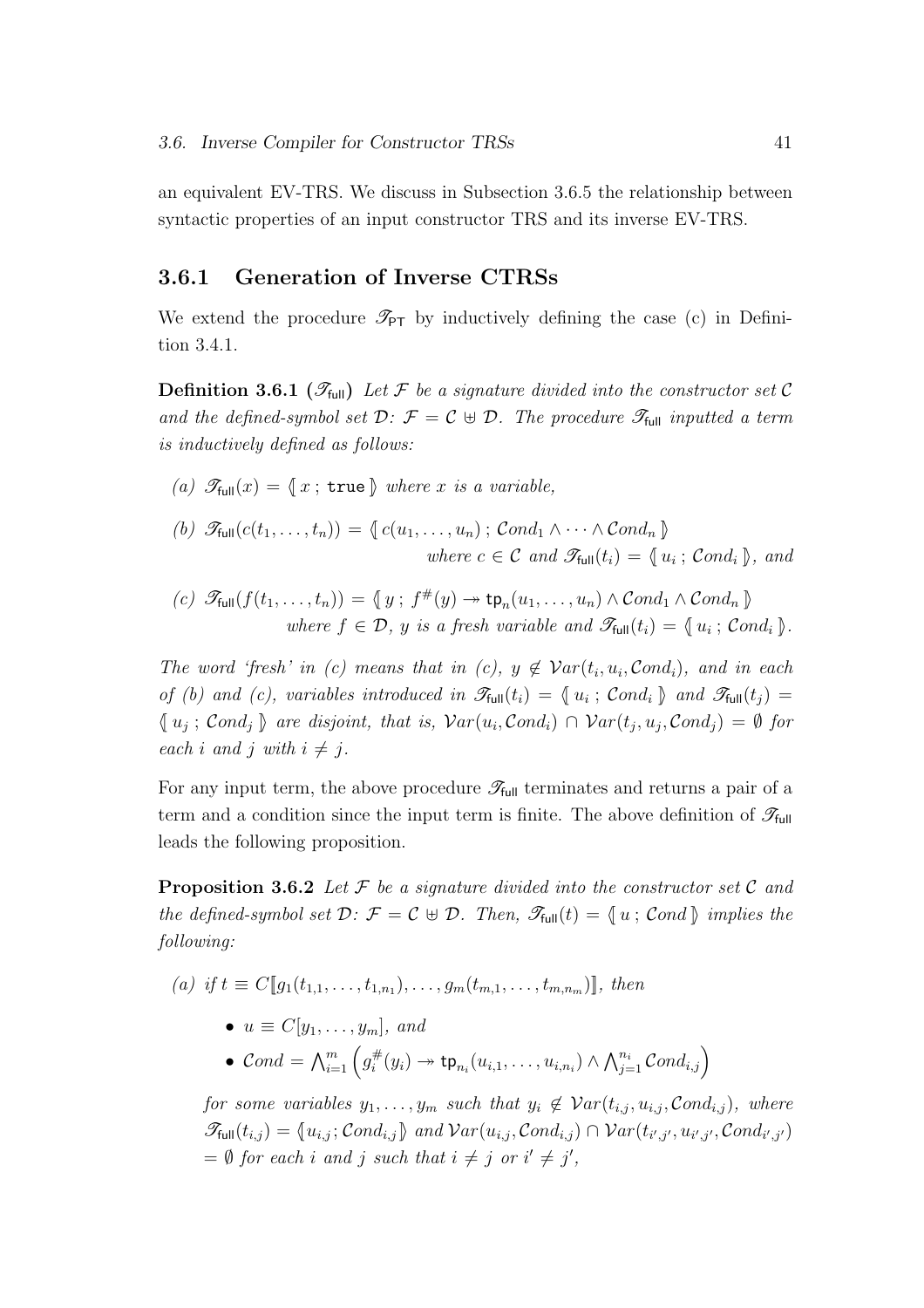an equivalent EV-TRS. We discuss in Subsection 3.6.5 the relationship between syntactic properties of an input constructor TRS and its inverse EV-TRS.

### 3.6.1 Generation of Inverse CTRSs

We extend the procedure $\mathscr{T}_{\mathsf{PT}}$ by inductively defining the case (c) in Definition 3.4.1.

**Definition 3.6.1 ($\mathscr{T}_{\mathsf{full}}$)** *Let $\mathcal{F}$ be a signature divided into the constructor set $\mathcal{C}$ and the defined-symbol set $\mathcal{D}$: $\mathcal{F} = \mathcal{C} \uplus \mathcal{D}$. The procedure $\mathscr{T}_{\mathsf{full}}$ inputted a term is inductively defined as follows:*

*(a) $\mathscr{T}_{\mathsf{full}}(x) = \langle\!\langle\, x \,;\, \mathtt{true} \,\rangle\!\rangle$ where $x$ is a variable,*

*(b) $\mathscr{T}_{\mathsf{full}}(c(t_1,\ldots,t_n)) = \langle\!\langle\, c(u_1,\ldots,u_n) \,;\, \mathcal{C}ond_1 \wedge \cdots \wedge \mathcal{C}ond_n \,\rangle\!\rangle$ where $c \in \mathcal{C}$ and $\mathscr{T}_{\mathsf{full}}(t_i) = \langle\!\langle\, u_i \,;\, \mathcal{C}ond_i \,\rangle\!\rangle$, and*

*(c) $\mathscr{T}_{\mathsf{full}}(f(t_1,\ldots,t_n)) = \langle\!\langle\, y \,;\, f^{\#}(y) \twoheadrightarrow \mathsf{tp}_n(u_1,\ldots,u_n) \wedge \mathcal{C}ond_1 \wedge \mathcal{C}ond_n \,\rangle\!\rangle$ where $f \in \mathcal{D}$, $y$ is a fresh variable and $\mathscr{T}_{\mathsf{full}}(t_i) = \langle\!\langle\, u_i \,;\, \mathcal{C}ond_i \,\rangle\!\rangle$.*

*The word 'fresh' in (c) means that in (c), $y \notin \mathcal{V}ar(t_i, u_i, \mathcal{C}ond_i)$, and in each of (b) and (c), variables introduced in $\mathscr{T}_{\mathsf{full}}(t_i) = \langle\!\langle\, u_i \,;\, \mathcal{C}ond_i \,\rangle\!\rangle$ and $\mathscr{T}_{\mathsf{full}}(t_j) = \langle\!\langle\, u_j \,;\, \mathcal{C}ond_j \,\rangle\!\rangle$ are disjoint, that is, $\mathcal{V}ar(u_i, \mathcal{C}ond_i) \cap \mathcal{V}ar(t_j, u_j, \mathcal{C}ond_j) = \emptyset$ for each $i$ and $j$ with $i \neq j$.*

For any input term, the above procedure $\mathscr{T}_{\mathsf{full}}$ terminates and returns a pair of a term and a condition since the input term is finite. The above definition of $\mathscr{T}_{\mathsf{full}}$ leads the following proposition.

**Proposition 3.6.2** *Let $\mathcal{F}$ be a signature divided into the constructor set $\mathcal{C}$ and the defined-symbol set $\mathcal{D}$: $\mathcal{F} = \mathcal{C} \uplus \mathcal{D}$. Then, $\mathscr{T}_{\mathsf{full}}(t) = \langle\!\langle\, u \,;\, \mathcal{C}ond \,\rangle\!\rangle$ implies the following:*

*(a) if $t \equiv C[\![g_1(t_{1,1},\ldots,t_{1,n_1}),\ldots,g_m(t_{m,1},\ldots,t_{m,n_m})]\!]$, then*

- *$u \equiv C[y_1,\ldots,y_m]$, and*
- *$\mathcal{C}ond = \bigwedge_{i=1}^{m} \left( g_i^{\#}(y_i) \twoheadrightarrow \mathsf{tp}_{n_i}(u_{i,1},\ldots,u_{i,n_i}) \wedge \bigwedge_{j=1}^{n_i} \mathcal{C}ond_{i,j} \right)$*

*for some variables $y_1,\ldots,y_m$ such that $y_i \notin \mathcal{V}ar(t_{i,j}, u_{i,j}, \mathcal{C}ond_{i,j})$, where $\mathscr{T}_{\mathsf{full}}(t_{i,j}) = \langle\!\langle u_{i,j} ; \mathcal{C}ond_{i,j} \rangle\!\rangle$ and $\mathcal{V}ar(u_{i,j}, \mathcal{C}ond_{i,j}) \cap \mathcal{V}ar(t_{i',j'}, u_{i',j'}, \mathcal{C}ond_{i',j'}) = \emptyset$ for each $i$ and $j$ such that $i \neq j$ or $i' \neq j'$,*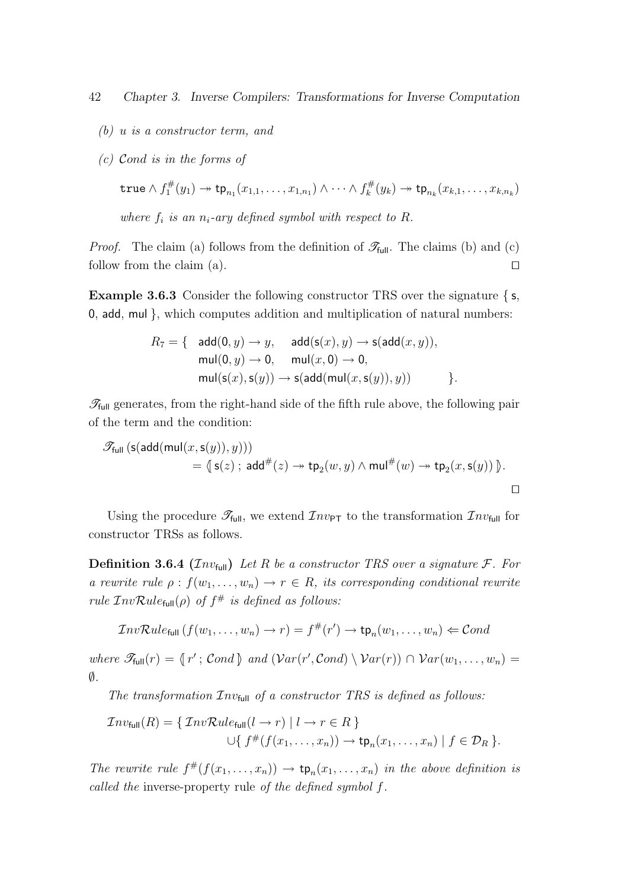*(b) u is a constructor term, and*

*(c) $\mathcal{C}ond$ is in the forms of*

$$\mathtt{true} \wedge f_1^\#(y_1) \twoheadrightarrow \mathsf{tp}_{n_1}(x_{1,1},\ldots,x_{1,n_1}) \wedge \cdots \wedge f_k^\#(y_k) \twoheadrightarrow \mathsf{tp}_{n_k}(x_{k,1},\ldots,x_{k,n_k})$$

*where $f_i$ is an $n_i$-ary defined symbol with respect to $R$.*

*Proof.* The claim (a) follows from the definition of $\mathscr{T}_{\mathsf{full}}$. The claims (b) and (c) follow from the claim (a). □

**Example 3.6.3** Consider the following constructor TRS over the signature { $\mathsf{s}$, $\mathsf{0}$, $\mathsf{add}$, $\mathsf{mul}$ }, which computes addition and multiplication of natural numbers:

$$
\begin{aligned}
R_7 = \{ \quad & \mathsf{add}(\mathsf{0}, y) \to y, \quad \mathsf{add}(\mathsf{s}(x), y) \to \mathsf{s}(\mathsf{add}(x, y)), \\
& \mathsf{mul}(\mathsf{0}, y) \to \mathsf{0}, \quad \mathsf{mul}(x, \mathsf{0}) \to \mathsf{0}, \\
& \mathsf{mul}(\mathsf{s}(x), \mathsf{s}(y)) \to \mathsf{s}(\mathsf{add}(\mathsf{mul}(x, \mathsf{s}(y)), y)) \qquad \}.
\end{aligned}
$$

$\mathscr{T}_{\mathsf{full}}$ generates, from the right-hand side of the fifth rule above, the following pair of the term and the condition:

$$
\begin{aligned}
& \mathscr{T}_{\mathsf{full}}\,(\mathsf{s}(\mathsf{add}(\mathsf{mul}(x, \mathsf{s}(y)), y))) \\
& \qquad = \langle\!\!\!\;\langle\, \mathsf{s}(z)\,;\, \mathsf{add}^\#(z) \twoheadrightarrow \mathsf{tp}_2(w, y) \wedge \mathsf{mul}^\#(w) \twoheadrightarrow \mathsf{tp}_2(x, \mathsf{s}(y)) \,\rangle\!\!\!\;\rangle.
\end{aligned}
$$

□

Using the procedure $\mathscr{T}_{\mathsf{full}}$, we extend $\mathcal{I}nv_{\mathsf{PT}}$ to the transformation $\mathcal{I}nv_{\mathsf{full}}$ for constructor TRSs as follows.

**Definition 3.6.4 ($\mathcal{I}nv_{\mathsf{full}}$)** *Let $R$ be a constructor TRS over a signature $\mathcal{F}$. For a rewrite rule $\rho : f(w_1,\ldots,w_n) \to r \in R$, its corresponding conditional rewrite rule $\mathcal{I}nv\mathcal{R}ule_{\mathsf{full}}(\rho)$ of $f^\#$ is defined as follows:*

$$\mathcal{I}nv\mathcal{R}ule_{\mathsf{full}}\,(f(w_1,\ldots,w_n) \to r) = f^\#(r') \to \mathsf{tp}_n(w_1,\ldots,w_n) \Leftarrow \mathcal{C}ond$$

*where $\mathscr{T}_{\mathsf{full}}(r) = \langle\!\!\!\;\langle\, r'\,;\, \mathcal{C}ond \,\rangle\!\!\!\;\rangle$ and $(\mathcal{V}ar(r', \mathcal{C}ond) \setminus \mathcal{V}ar(r)) \cap \mathcal{V}ar(w_1,\ldots,w_n) = \emptyset$.*

*The transformation $\mathcal{I}nv_{\mathsf{full}}$ of a constructor TRS is defined as follows:*

$$
\begin{aligned}
\mathcal{I}nv_{\mathsf{full}}(R) = & \{\, \mathcal{I}nv\mathcal{R}ule_{\mathsf{full}}(l \to r) \mid l \to r \in R \,\} \\
& \cup \{\, f^\#(f(x_1,\ldots,x_n)) \to \mathsf{tp}_n(x_1,\ldots,x_n) \mid f \in \mathcal{D}_R \,\}.
\end{aligned}
$$

*The rewrite rule $f^\#(f(x_1,\ldots,x_n)) \to \mathsf{tp}_n(x_1,\ldots,x_n)$ in the above definition is called the* inverse-property rule *of the defined symbol $f$.*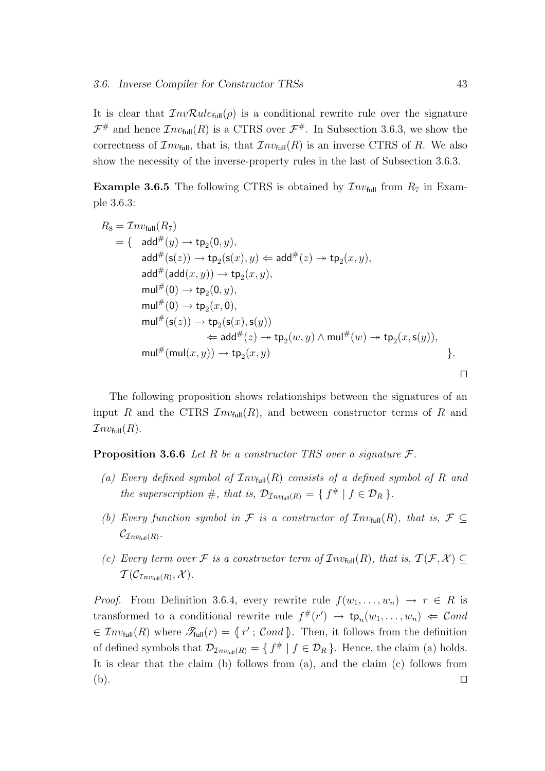It is clear that $\mathcal{I}nv\mathcal{R}ule_{\mathsf{full}}(\rho)$ is a conditional rewrite rule over the signature $\mathcal{F}^{\#}$ and hence $\mathcal{I}nv_{\mathsf{full}}(R)$ is a CTRS over $\mathcal{F}^{\#}$. In Subsection 3.6.3, we show the correctness of $\mathcal{I}nv_{\mathsf{full}}$, that is, that $\mathcal{I}nv_{\mathsf{full}}(R)$ is an inverse CTRS of $R$. We also show the necessity of the inverse-property rules in the last of Subsection 3.6.3.

**Example 3.6.5** The following CTRS is obtained by $\mathcal{I}nv_{\mathsf{full}}$ from $R_7$ in Example 3.6.3:

$$
\begin{array}{rl}
R_8 = \mathcal{I}nv_{\mathsf{full}}(R_7) & \\
= \{ & \mathsf{add}^{\#}(y) \to \mathsf{tp}_2(\mathsf{0}, y), \\
& \mathsf{add}^{\#}(\mathsf{s}(z)) \to \mathsf{tp}_2(\mathsf{s}(x), y) \Leftarrow \mathsf{add}^{\#}(z) \twoheadrightarrow \mathsf{tp}_2(x, y), \\
& \mathsf{add}^{\#}(\mathsf{add}(x, y)) \to \mathsf{tp}_2(x, y), \\
& \mathsf{mul}^{\#}(\mathsf{0}) \to \mathsf{tp}_2(\mathsf{0}, y), \\
& \mathsf{mul}^{\#}(\mathsf{0}) \to \mathsf{tp}_2(x, \mathsf{0}), \\
& \mathsf{mul}^{\#}(\mathsf{s}(z)) \to \mathsf{tp}_2(\mathsf{s}(x), \mathsf{s}(y)) \\
& \qquad\qquad \Leftarrow \mathsf{add}^{\#}(z) \twoheadrightarrow \mathsf{tp}_2(w, y) \wedge \mathsf{mul}^{\#}(w) \twoheadrightarrow \mathsf{tp}_2(x, \mathsf{s}(y)), \\
& \mathsf{mul}^{\#}(\mathsf{mul}(x, y)) \to \mathsf{tp}_2(x, y) \qquad\qquad \}.
\end{array}
$$

□

The following proposition shows relationships between the signatures of an input $R$ and the CTRS $\mathcal{I}nv_{\mathsf{full}}(R)$, and between constructor terms of $R$ and $\mathcal{I}nv_{\mathsf{full}}(R)$.

**Proposition 3.6.6** *Let $R$ be a constructor TRS over a signature $\mathcal{F}$.*

- *(a) Every defined symbol of $\mathcal{I}nv_{\mathsf{full}}(R)$ consists of a defined symbol of $R$ and the superscription $\#$, that is, $\mathcal{D}_{\mathcal{I}nv_{\mathsf{full}}(R)} = \{ f^{\#} \mid f \in \mathcal{D}_R \}$.*
- *(b) Every function symbol in $\mathcal{F}$ is a constructor of $\mathcal{I}nv_{\mathsf{full}}(R)$, that is, $\mathcal{F} \subseteq \mathcal{C}_{\mathcal{I}nv_{\mathsf{full}}(R)}$.*
- *(c) Every term over $\mathcal{F}$ is a constructor term of $\mathcal{I}nv_{\mathsf{full}}(R)$, that is, $\mathcal{T}(\mathcal{F}, \mathcal{X}) \subseteq \mathcal{T}(\mathcal{C}_{\mathcal{I}nv_{\mathsf{full}}(R)}, \mathcal{X})$.*

*Proof.* From Definition 3.6.4, every rewrite rule $f(w_1, \ldots, w_n) \to r \in R$ is transformed to a conditional rewrite rule $f^{\#}(r') \to \mathsf{tp}_n(w_1, \ldots, w_n) \Leftarrow \mathcal{C}ond \in \mathcal{I}nv_{\mathsf{full}}(R)$ where $\mathscr{T}_{\mathsf{full}}(r) = \langle\!\langle r' \, ; \, \mathcal{C}ond \rangle\!\rangle$. Then, it follows from the definition of defined symbols that $\mathcal{D}_{\mathcal{I}nv_{\mathsf{full}}(R)} = \{ f^{\#} \mid f \in \mathcal{D}_R \}$. Hence, the claim (a) holds. It is clear that the claim (b) follows from (a), and the claim (c) follows from (b). □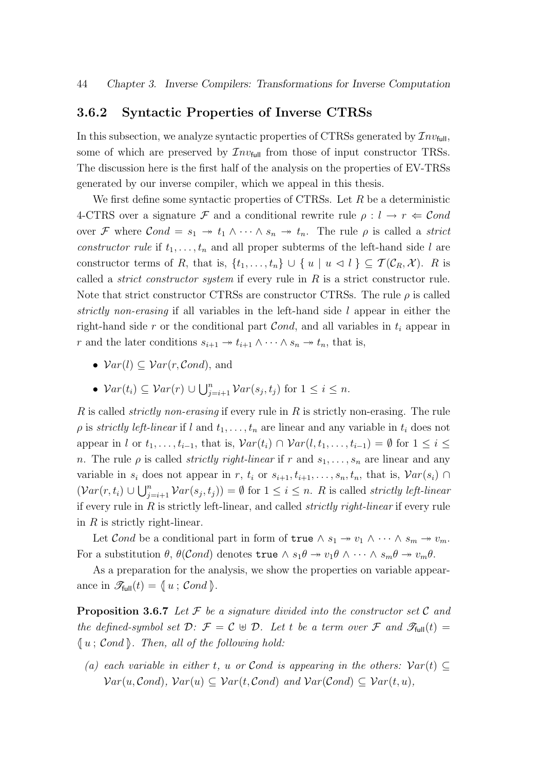### 3.6.2 Syntactic Properties of Inverse CTRSs

In this subsection, we analyze syntactic properties of CTRSs generated by $\mathcal{I}nv_{\mathsf{full}}$, some of which are preserved by $\mathcal{I}nv_{\mathsf{full}}$ from those of input constructor TRSs. The discussion here is the first half of the analysis on the properties of EV-TRSs generated by our inverse compiler, which we appeal in this thesis.

We first define some syntactic properties of CTRSs. Let $R$ be a deterministic 4-CTRS over a signature $\mathcal{F}$ and a conditional rewrite rule $\rho : l \to r \Leftarrow \mathcal{C}ond$ over $\mathcal{F}$ where $\mathcal{C}ond = s_1 \twoheadrightarrow t_1 \wedge \cdots \wedge s_n \twoheadrightarrow t_n$. The rule $\rho$ is called a *strict constructor rule* if $t_1, \ldots, t_n$ and all proper subterms of the left-hand side $l$ are constructor terms of $R$, that is, $\{t_1, \ldots, t_n\} \cup \{\, u \mid u \lhd l \,\} \subseteq \mathcal{T}(\mathcal{C}_R, \mathcal{X})$. $R$ is called a *strict constructor system* if every rule in $R$ is a strict constructor rule. Note that strict constructor CTRSs are constructor CTRSs. The rule $\rho$ is called *strictly non-erasing* if all variables in the left-hand side $l$ appear in either the right-hand side $r$ or the conditional part $\mathcal{C}ond$, and all variables in $t_i$ appear in $r$ and the later conditions $s_{i+1} \twoheadrightarrow t_{i+1} \wedge \cdots \wedge s_n \twoheadrightarrow t_n$, that is,

- $\mathcal{V}ar(l) \subseteq \mathcal{V}ar(r, \mathcal{C}ond)$, and
- $\mathcal{V}ar(t_i) \subseteq \mathcal{V}ar(r) \cup \bigcup_{j=i+1}^{n} \mathcal{V}ar(s_j, t_j)$ for $1 \leq i \leq n$.

$R$ is called *strictly non-erasing* if every rule in $R$ is strictly non-erasing. The rule $\rho$ is *strictly left-linear* if $l$ and $t_1, \ldots, t_n$ are linear and any variable in $t_i$ does not appear in $l$ or $t_1, \ldots, t_{i-1}$, that is, $\mathcal{V}ar(t_i) \cap \mathcal{V}ar(l, t_1, \ldots, t_{i-1}) = \emptyset$ for $1 \leq i \leq n$. The rule $\rho$ is called *strictly right-linear* if $r$ and $s_1, \ldots, s_n$ are linear and any variable in $s_i$ does not appear in $r$, $t_i$ or $s_{i+1}, t_{i+1}, \ldots, s_n, t_n$, that is, $\mathcal{V}ar(s_i) \cap (\mathcal{V}ar(r, t_i) \cup \bigcup_{j=i+1}^{n} \mathcal{V}ar(s_j, t_j)) = \emptyset$ for $1 \leq i \leq n$. $R$ is called *strictly left-linear* if every rule in $R$ is strictly left-linear, and called *strictly right-linear* if every rule in $R$ is strictly right-linear.

Let $\mathcal{C}ond$ be a conditional part in form of $\mathtt{true} \wedge s_1 \twoheadrightarrow v_1 \wedge \cdots \wedge s_m \twoheadrightarrow v_m$. For a substitution $\theta$, $\theta(\mathcal{C}ond)$ denotes $\mathtt{true} \wedge s_1\theta \twoheadrightarrow v_1\theta \wedge \cdots \wedge s_m\theta \twoheadrightarrow v_m\theta$.

As a preparation for the analysis, we show the properties on variable appearance in $\mathscr{T}_{\mathsf{full}}(t) = \langle\!\langle\, u \,;\, \mathcal{C}ond \,\rangle\!\rangle$.

**Proposition 3.6.7** *Let $\mathcal{F}$ be a signature divided into the constructor set $\mathcal{C}$ and the defined-symbol set $\mathcal{D}$: $\mathcal{F} = \mathcal{C} \uplus \mathcal{D}$. Let $t$ be a term over $\mathcal{F}$ and $\mathscr{T}_{\mathsf{full}}(t) = \langle\!\langle\, u \,;\, \mathcal{C}ond \,\rangle\!\rangle$. Then, all of the following hold:*

*(a) each variable in either $t$, $u$ or $\mathcal{C}ond$ is appearing in the others: $\mathcal{V}ar(t) \subseteq \mathcal{V}ar(u, \mathcal{C}ond)$, $\mathcal{V}ar(u) \subseteq \mathcal{V}ar(t, \mathcal{C}ond)$ and $\mathcal{V}ar(\mathcal{C}ond) \subseteq \mathcal{V}ar(t, u)$,*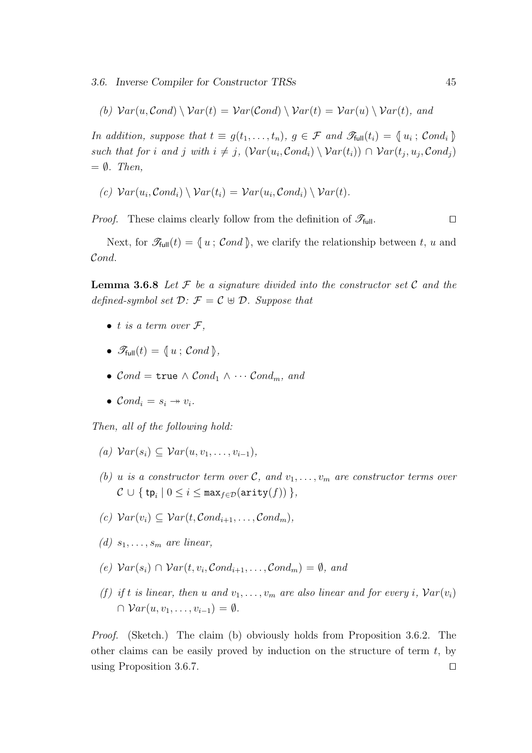(b) $\mathcal{V}ar(u, \mathcal{C}ond) \setminus \mathcal{V}ar(t) = \mathcal{V}ar(\mathcal{C}ond) \setminus \mathcal{V}ar(t) = \mathcal{V}ar(u) \setminus \mathcal{V}ar(t)$, and

*In addition, suppose that* $t \equiv g(t_1, \ldots, t_n)$, $g \in \mathcal{F}$ *and* $\mathscr{T}_{\mathsf{full}}(t_i) = \langle\!\langle\, u_i \,;\, \mathcal{C}ond_i \,\rangle\!\rangle$ *such that for* $i$ *and* $j$ *with* $i \neq j$, $(\mathcal{V}ar(u_i, \mathcal{C}ond_i) \setminus \mathcal{V}ar(t_i)) \cap \mathcal{V}ar(t_j, u_j, \mathcal{C}ond_j) = \emptyset$. *Then,*

(c) $\mathcal{V}ar(u_i, \mathcal{C}ond_i) \setminus \mathcal{V}ar(t_i) = \mathcal{V}ar(u_i, \mathcal{C}ond_i) \setminus \mathcal{V}ar(t)$.

*Proof.* These claims clearly follow from the definition of $\mathscr{T}_{\mathsf{full}}$. □

Next, for $\mathscr{T}_{\mathsf{full}}(t) = \langle\!\langle\, u \,;\, \mathcal{C}ond \,\rangle\!\rangle$, we clarify the relationship between $t$, $u$ and $\mathcal{C}ond$.

**Lemma 3.6.8** *Let* $\mathcal{F}$ *be a signature divided into the constructor set* $\mathcal{C}$ *and the defined-symbol set* $\mathcal{D}$: $\mathcal{F} = \mathcal{C} \uplus \mathcal{D}$. *Suppose that*

- $t$ *is a term over* $\mathcal{F}$,
- $\mathscr{T}_{\mathsf{full}}(t) = \langle\!\langle\, u \,;\, \mathcal{C}ond \,\rangle\!\rangle$,
- $\mathcal{C}ond = \mathtt{true} \wedge \mathcal{C}ond_1 \wedge \cdots \mathcal{C}ond_m$, *and*
- $\mathcal{C}ond_i = s_i \twoheadrightarrow v_i$.

*Then, all of the following hold:*

(a) $\mathcal{V}ar(s_i) \subseteq \mathcal{V}ar(u, v_1, \ldots, v_{i-1})$,

(b) $u$ *is a constructor term over* $\mathcal{C}$, *and* $v_1, \ldots, v_m$ *are constructor terms over* $\mathcal{C} \cup \{\, \mathsf{tp}_i \mid 0 \leq i \leq \mathtt{max}_{f \in \mathcal{D}}(\mathtt{arity}(f)) \,\}$,

(c) $\mathcal{V}ar(v_i) \subseteq \mathcal{V}ar(t, \mathcal{C}ond_{i+1}, \ldots, \mathcal{C}ond_m)$,

(d) $s_1, \ldots, s_m$ *are linear,*

(e) $\mathcal{V}ar(s_i) \cap \mathcal{V}ar(t, v_i, \mathcal{C}ond_{i+1}, \ldots, \mathcal{C}ond_m) = \emptyset$, *and*

(f) *if* $t$ *is linear, then* $u$ *and* $v_1, \ldots, v_m$ *are also linear and for every* $i$, $\mathcal{V}ar(v_i) \cap \mathcal{V}ar(u, v_1, \ldots, v_{i-1}) = \emptyset$.

*Proof.* (Sketch.) The claim (b) obviously holds from Proposition 3.6.2. The other claims can be easily proved by induction on the structure of term $t$, by using Proposition 3.6.7. □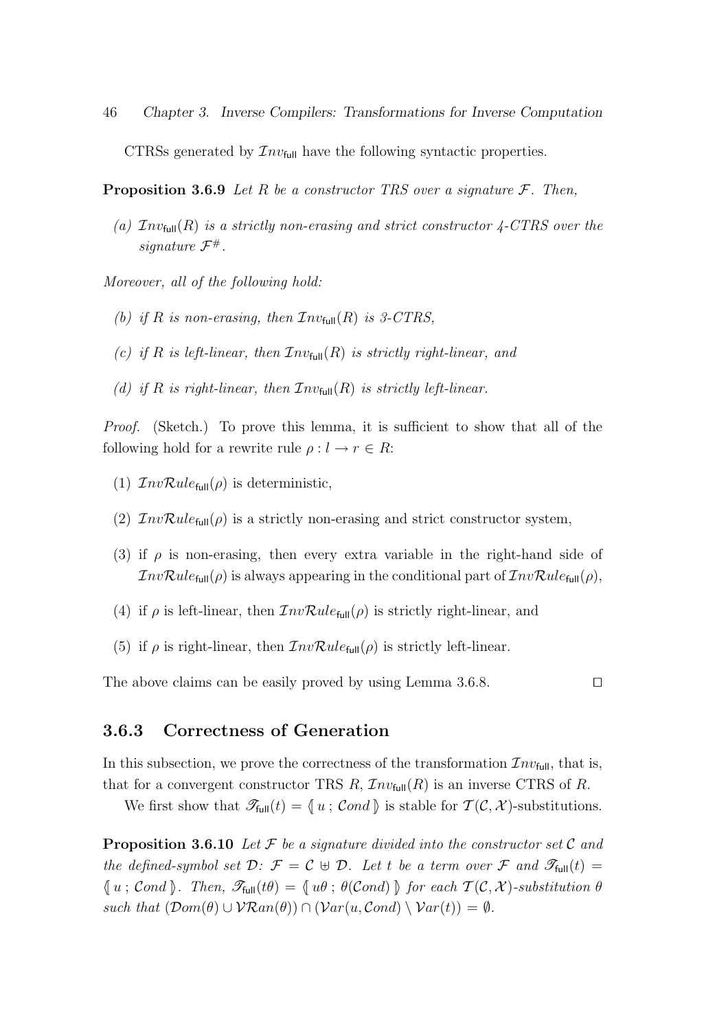CTRSs generated by $\mathcal{I}nv_{\mathsf{full}}$ have the following syntactic properties.

**Proposition 3.6.9** *Let $R$ be a constructor TRS over a signature $\mathcal{F}$. Then,*

*(a) $\mathcal{I}nv_{\mathsf{full}}(R)$ is a strictly non-erasing and strict constructor 4-CTRS over the signature $\mathcal{F}^{\#}$.*

*Moreover, all of the following hold:*

*(b) if $R$ is non-erasing, then $\mathcal{I}nv_{\mathsf{full}}(R)$ is 3-CTRS,*

*(c) if $R$ is left-linear, then $\mathcal{I}nv_{\mathsf{full}}(R)$ is strictly right-linear, and*

*(d) if $R$ is right-linear, then $\mathcal{I}nv_{\mathsf{full}}(R)$ is strictly left-linear.*

*Proof.* (Sketch.) To prove this lemma, it is sufficient to show that all of the following hold for a rewrite rule $\rho : l \to r \in R$:

(1) $\mathcal{I}nv\mathcal{R}ule_{\mathsf{full}}(\rho)$ is deterministic,

(2) $\mathcal{I}nv\mathcal{R}ule_{\mathsf{full}}(\rho)$ is a strictly non-erasing and strict constructor system,

(3) if $\rho$ is non-erasing, then every extra variable in the right-hand side of $\mathcal{I}nv\mathcal{R}ule_{\mathsf{full}}(\rho)$ is always appearing in the conditional part of $\mathcal{I}nv\mathcal{R}ule_{\mathsf{full}}(\rho)$,

(4) if $\rho$ is left-linear, then $\mathcal{I}nv\mathcal{R}ule_{\mathsf{full}}(\rho)$ is strictly right-linear, and

(5) if $\rho$ is right-linear, then $\mathcal{I}nv\mathcal{R}ule_{\mathsf{full}}(\rho)$ is strictly left-linear.

The above claims can be easily proved by using Lemma 3.6.8. $\square$

### 3.6.3 Correctness of Generation

In this subsection, we prove the correctness of the transformation $\mathcal{I}nv_{\mathsf{full}}$, that is, that for a convergent constructor TRS $R$, $\mathcal{I}nv_{\mathsf{full}}(R)$ is an inverse CTRS of $R$.

We first show that $\mathscr{T}_{\mathsf{full}}(t) = \langle\!\langle\, u \,;\, \mathcal{C}ond \,\rangle\!\rangle$ is stable for $\mathcal{T}(\mathcal{C}, \mathcal{X})$-substitutions.

**Proposition 3.6.10** *Let $\mathcal{F}$ be a signature divided into the constructor set $\mathcal{C}$ and the defined-symbol set $\mathcal{D}$: $\mathcal{F} = \mathcal{C} \uplus \mathcal{D}$. Let $t$ be a term over $\mathcal{F}$ and $\mathscr{T}_{\mathsf{full}}(t) = \langle\!\langle\, u \,;\, \mathcal{C}ond \,\rangle\!\rangle$. Then, $\mathscr{T}_{\mathsf{full}}(t\theta) = \langle\!\langle\, u\theta \,;\, \theta(\mathcal{C}ond) \,\rangle\!\rangle$ for each $\mathcal{T}(\mathcal{C}, \mathcal{X})$-substitution $\theta$ such that $(\mathcal{D}om(\theta) \cup \mathcal{VR}an(\theta)) \cap (\mathcal{V}ar(u, \mathcal{C}ond) \setminus \mathcal{V}ar(t)) = \emptyset$.*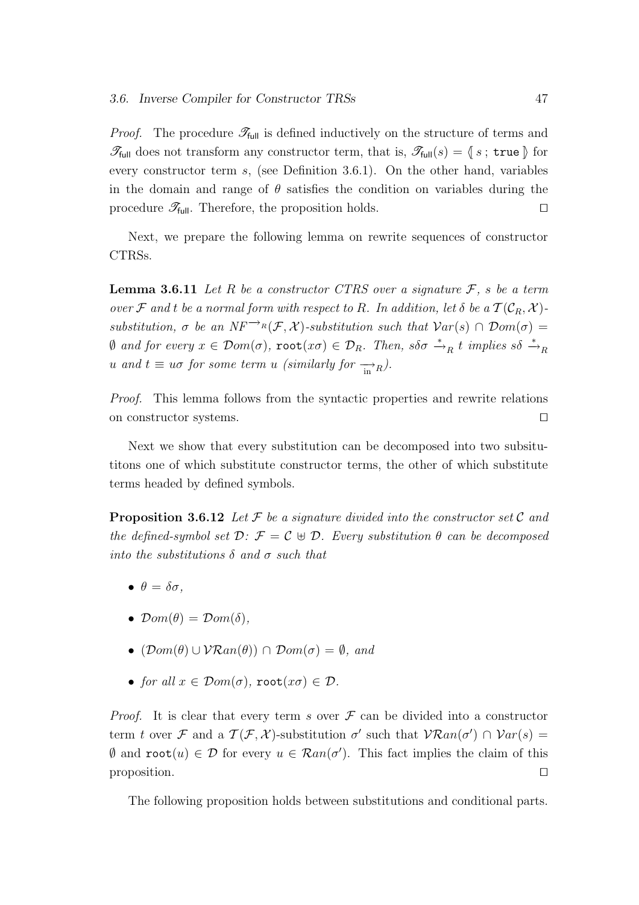*Proof.* The procedure $\mathscr{T}_{\mathsf{full}}$ is defined inductively on the structure of terms and $\mathscr{T}_{\mathsf{full}}$ does not transform any constructor term, that is, $\mathscr{T}_{\mathsf{full}}(s) = \langle\!\langle\, s \,;\, \mathtt{true} \,\rangle\!\rangle$ for every constructor term $s$, (see Definition 3.6.1). On the other hand, variables in the domain and range of $\theta$ satisfies the condition on variables during the procedure $\mathscr{T}_{\mathsf{full}}$. Therefore, the proposition holds. $\square$

Next, we prepare the following lemma on rewrite sequences of constructor CTRSs.

**Lemma 3.6.11** *Let $R$ be a constructor CTRS over a signature $\mathcal{F}$, $s$ be a term over $\mathcal{F}$ and $t$ be a normal form with respect to $R$. In addition, let $\delta$ be a $\mathcal{T}(\mathcal{C}_R, \mathcal{X})$-substitution, $\sigma$ be an $NF^{\rightarrow_R}(\mathcal{F}, \mathcal{X})$-substitution such that $\mathcal{V}ar(s) \cap \mathcal{D}om(\sigma) = \emptyset$ and for every $x \in \mathcal{D}om(\sigma)$, $\mathtt{root}(x\sigma) \in \mathcal{D}_R$. Then, $s\delta\sigma \xrightarrow{*}_R t$ implies $s\delta \xrightarrow{*}_R u$ and $t \equiv u\sigma$ for some term $u$ (similarly for $\xrightarrow[\text{in}]{}_R$).*

*Proof.* This lemma follows from the syntactic properties and rewrite relations on constructor systems. $\square$

Next we show that every substitution can be decomposed into two subsitutitons one of which substitute constructor terms, the other of which substitute terms headed by defined symbols.

**Proposition 3.6.12** *Let $\mathcal{F}$ be a signature divided into the constructor set $\mathcal{C}$ and the defined-symbol set $\mathcal{D}$: $\mathcal{F} = \mathcal{C} \uplus \mathcal{D}$. Every substitution $\theta$ can be decomposed into the substitutions $\delta$ and $\sigma$ such that*

- $\theta = \delta\sigma$,
- $\mathcal{D}om(\theta) = \mathcal{D}om(\delta)$,
- $(\mathcal{D}om(\theta) \cup \mathcal{VR}an(\theta)) \cap \mathcal{D}om(\sigma) = \emptyset$, *and*
- *for all $x \in \mathcal{D}om(\sigma)$, $\mathtt{root}(x\sigma) \in \mathcal{D}$.*

*Proof.* It is clear that every term $s$ over $\mathcal{F}$ can be divided into a constructor term $t$ over $\mathcal{F}$ and a $\mathcal{T}(\mathcal{F}, \mathcal{X})$-substitution $\sigma'$ such that $\mathcal{VR}an(\sigma') \cap \mathcal{V}ar(s) = \emptyset$ and $\mathtt{root}(u) \in \mathcal{D}$ for every $u \in \mathcal{R}an(\sigma')$. This fact implies the claim of this proposition. $\square$

The following proposition holds between substitutions and conditional parts.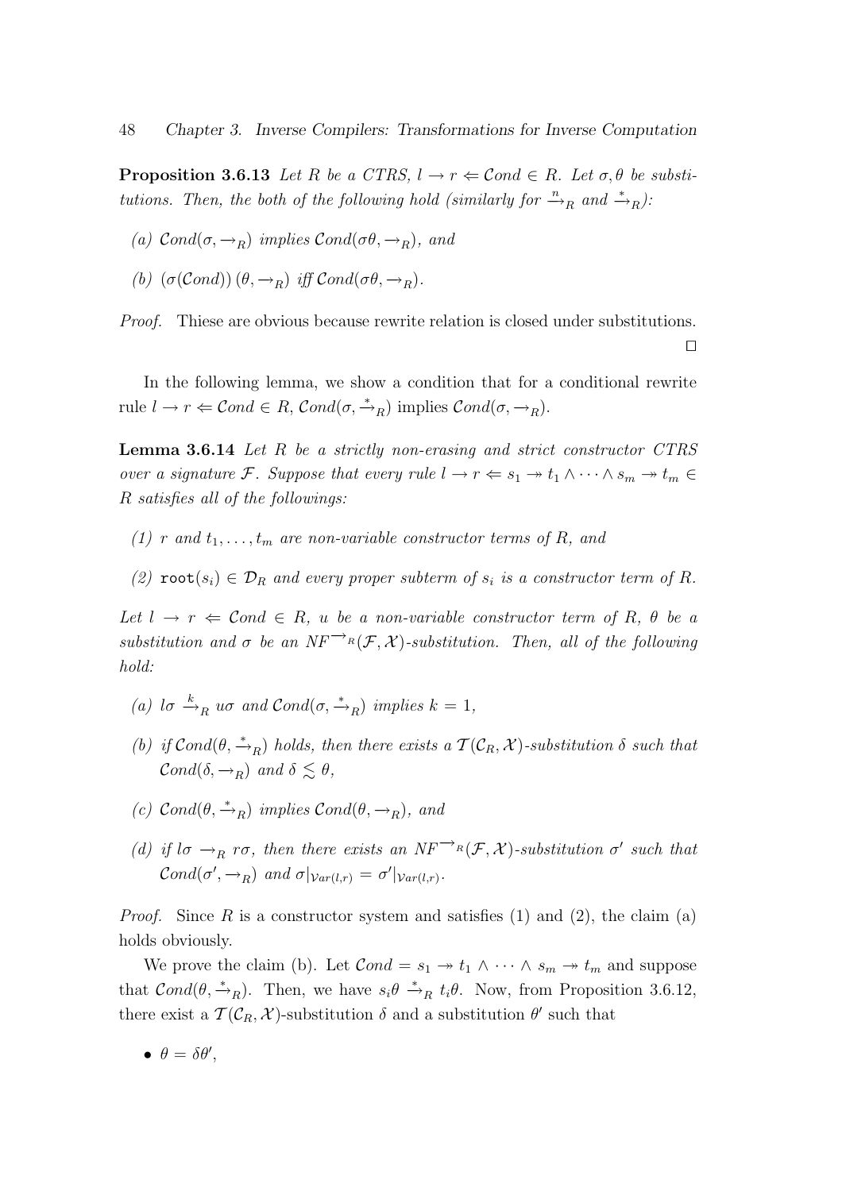**Proposition 3.6.13** *Let $R$ be a CTRS, $l \to r \Leftarrow \mathcal{C}ond \in R$. Let $\sigma, \theta$ be substitutions. Then, the both of the following hold (similarly for $\xrightarrow{n}_R$ and $\xrightarrow{*}_R$):*

*(a)* $\mathcal{C}ond(\sigma, \to_R)$ *implies* $\mathcal{C}ond(\sigma\theta, \to_R)$*, and*

*(b)* $(\sigma(\mathcal{C}ond))\,(\theta, \to_R)$ *iff* $\mathcal{C}ond(\sigma\theta, \to_R)$.

*Proof.* Thiese are obvious because rewrite relation is closed under substitutions. □

In the following lemma, we show a condition that for a conditional rewrite rule $l \to r \Leftarrow \mathcal{C}ond \in R$, $\mathcal{C}ond(\sigma, \xrightarrow{*}_R)$ implies $\mathcal{C}ond(\sigma, \to_R)$.

**Lemma 3.6.14** *Let $R$ be a strictly non-erasing and strict constructor CTRS over a signature $\mathcal{F}$. Suppose that every rule $l \to r \Leftarrow s_1 \twoheadrightarrow t_1 \wedge \cdots \wedge s_m \twoheadrightarrow t_m \in R$ satisfies all of the followings:*

*(1) $r$ and $t_1, \ldots, t_m$ are non-variable constructor terms of $R$, and*

*(2) $\mathtt{root}(s_i) \in \mathcal{D}_R$ and every proper subterm of $s_i$ is a constructor term of $R$.*

*Let $l \to r \Leftarrow \mathcal{C}ond \in R$, $u$ be a non-variable constructor term of $R$, $\theta$ be a substitution and $\sigma$ be an $NF^{\to_R}(\mathcal{F}, \mathcal{X})$-substitution. Then, all of the following hold:*

*(a)* $l\sigma \xrightarrow{k}_R u\sigma$ *and* $\mathcal{C}ond(\sigma, \xrightarrow{*}_R)$ *implies* $k = 1$*,*

*(b) if* $\mathcal{C}ond(\theta, \xrightarrow{*}_R)$ *holds, then there exists a* $\mathcal{T}(\mathcal{C}_R, \mathcal{X})$*-substitution* $\delta$ *such that* $\mathcal{C}ond(\delta, \to_R)$ *and* $\delta \lesssim \theta$*,*

*(c)* $\mathcal{C}ond(\theta, \xrightarrow{*}_R)$ *implies* $\mathcal{C}ond(\theta, \to_R)$*, and*

*(d) if* $l\sigma \to_R r\sigma$*, then there exists an* $NF^{\to_R}(\mathcal{F}, \mathcal{X})$*-substitution* $\sigma'$ *such that* $\mathcal{C}ond(\sigma', \to_R)$ *and* $\sigma|_{\mathcal{V}ar(l,r)} = \sigma'|_{\mathcal{V}ar(l,r)}$.

*Proof.* Since $R$ is a constructor system and satisfies (1) and (2), the claim (a) holds obviously.

We prove the claim (b). Let $\mathcal{C}ond = s_1 \twoheadrightarrow t_1 \wedge \cdots \wedge s_m \twoheadrightarrow t_m$ and suppose that $\mathcal{C}ond(\theta, \xrightarrow{*}_R)$. Then, we have $s_i\theta \xrightarrow{*}_R t_i\theta$. Now, from Proposition 3.6.12, there exist a $\mathcal{T}(\mathcal{C}_R, \mathcal{X})$-substitution $\delta$ and a substitution $\theta'$ such that

- $\theta = \delta\theta'$,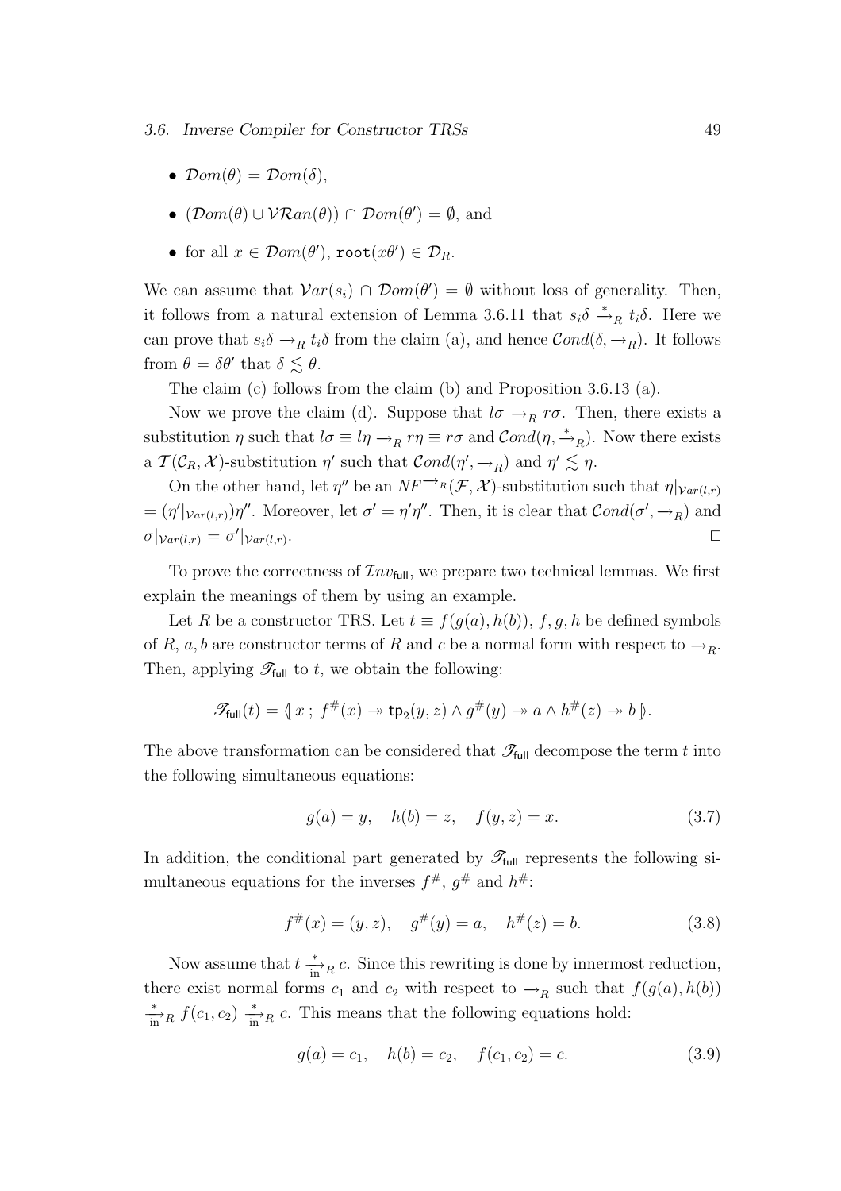- $\mathcal{D}om(\theta) = \mathcal{D}om(\delta)$,
- $(\mathcal{D}om(\theta) \cup \mathcal{VR}an(\theta)) \cap \mathcal{D}om(\theta') = \emptyset$, and
- for all $x \in \mathcal{D}om(\theta')$, $\mathtt{root}(x\theta') \in \mathcal{D}_R$.

We can assume that $\mathcal{V}ar(s_i) \cap \mathcal{D}om(\theta') = \emptyset$ without loss of generality. Then, it follows from a natural extension of Lemma 3.6.11 that $s_i\delta \xrightarrow{*}_R t_i\delta$. Here we can prove that $s_i\delta \rightarrow_R t_i\delta$ from the claim (a), and hence $\mathcal{C}ond(\delta, \rightarrow_R)$. It follows from $\theta = \delta\theta'$ that $\delta \lesssim \theta$.

The claim (c) follows from the claim (b) and Proposition 3.6.13 (a).

Now we prove the claim (d). Suppose that $l\sigma \rightarrow_R r\sigma$. Then, there exists a substitution $\eta$ such that $l\sigma \equiv l\eta \rightarrow_R r\eta \equiv r\sigma$ and $\mathcal{C}ond(\eta, \xrightarrow{*}_R)$. Now there exists a $\mathcal{T}(\mathcal{C}_R, \mathcal{X})$-substitution $\eta'$ such that $\mathcal{C}ond(\eta', \rightarrow_R)$ and $\eta' \lesssim \eta$.

On the other hand, let $\eta''$ be an $NF^{\rightarrow_R}(\mathcal{F}, \mathcal{X})$-substitution such that $\eta|_{\mathcal{V}ar(l,r)} = (\eta'|_{\mathcal{V}ar(l,r)})\eta''$. Moreover, let $\sigma' = \eta'\eta''$. Then, it is clear that $\mathcal{C}ond(\sigma', \rightarrow_R)$ and $\sigma|_{\mathcal{V}ar(l,r)} = \sigma'|_{\mathcal{V}ar(l,r)}$. $\square$

To prove the correctness of $\mathcal{I}nv_{\mathsf{full}}$, we prepare two technical lemmas. We first explain the meanings of them by using an example.

Let $R$ be a constructor TRS. Let $t \equiv f(g(a), h(b))$, $f, g, h$ be defined symbols of $R$, $a, b$ are constructor terms of $R$ and $c$ be a normal form with respect to $\rightarrow_R$. Then, applying $\mathscr{T}_{\mathsf{full}}$ to $t$, we obtain the following:

$$\mathscr{T}_{\mathsf{full}}(t) = \langle\!\langle\, x \,;\, f^{\#}(x) \twoheadrightarrow \mathsf{tp}_2(y, z) \wedge g^{\#}(y) \twoheadrightarrow a \wedge h^{\#}(z) \twoheadrightarrow b \,\rangle\!\rangle.$$

The above transformation can be considered that $\mathscr{T}_{\mathsf{full}}$ decompose the term $t$ into the following simultaneous equations:

$$g(a) = y, \quad h(b) = z, \quad f(y, z) = x. \tag{3.7}$$

In addition, the conditional part generated by $\mathscr{T}_{\mathsf{full}}$ represents the following simultaneous equations for the inverses $f^{\#}$, $g^{\#}$ and $h^{\#}$:

$$f^{\#}(x) = (y, z), \quad g^{\#}(y) = a, \quad h^{\#}(z) = b. \tag{3.8}$$

Now assume that $t \xrightarrow[\text{in}]{*}_R c$. Since this rewriting is done by innermost reduction, there exist normal forms $c_1$ and $c_2$ with respect to $\rightarrow_R$ such that $f(g(a), h(b)) \xrightarrow[\text{in}]{*}_R f(c_1, c_2) \xrightarrow[\text{in}]{*}_R c$. This means that the following equations hold:

$$g(a) = c_1, \quad h(b) = c_2, \quad f(c_1, c_2) = c. \tag{3.9}$$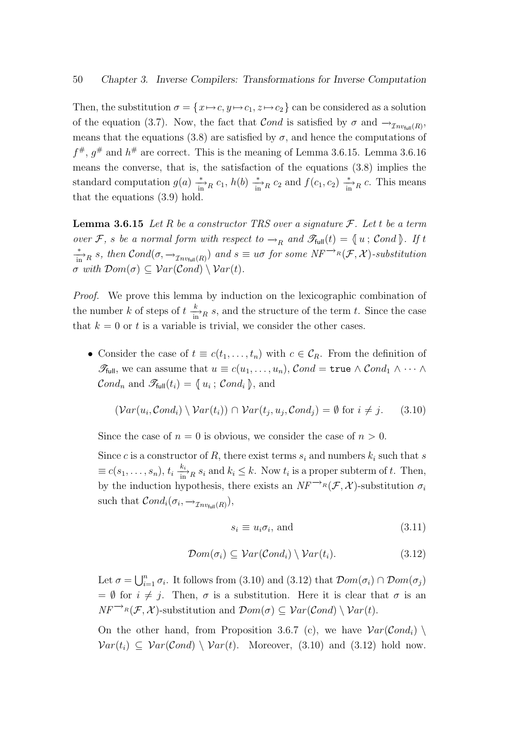Then, the substitution $\sigma = \{x \mapsto c, y \mapsto c_1, z \mapsto c_2\}$ can be considered as a solution of the equation (3.7). Now, the fact that $\mathcal{C}ond$ is satisfied by $\sigma$ and $\rightarrow_{\mathcal{I}nv_{\mathsf{full}}(R)}$, means that the equations (3.8) are satisfied by $\sigma$, and hence the computations of $f^{\#}$, $g^{\#}$ and $h^{\#}$ are correct. This is the meaning of Lemma 3.6.15. Lemma 3.6.16 means the converse, that is, the satisfaction of the equations (3.8) implies the standard computation $g(a) \xrightarrow[\text{in}]{*}_R c_1$, $h(b) \xrightarrow[\text{in}]{*}_R c_2$ and $f(c_1, c_2) \xrightarrow[\text{in}]{*}_R c$. This means that the equations (3.9) hold.

**Lemma 3.6.15** *Let $R$ be a constructor TRS over a signature $\mathcal{F}$. Let $t$ be a term over $\mathcal{F}$, $s$ be a normal form with respect to $\rightarrow_R$ and $\mathscr{T}_{\mathsf{full}}(t) = \langle\!\langle\, u \,;\, \mathcal{C}ond \,\rangle\!\rangle$. If $t \xrightarrow[\text{in}]{*}_R s$, then $\mathcal{C}ond(\sigma, \rightarrow_{\mathcal{I}nv_{\mathsf{full}}(R)})$ and $s \equiv u\sigma$ for some $NF^{\rightarrow_R}(\mathcal{F}, \mathcal{X})$-substitution $\sigma$ with $\mathcal{D}om(\sigma) \subseteq \mathcal{V}ar(\mathcal{C}ond) \setminus \mathcal{V}ar(t)$.*

*Proof.* We prove this lemma by induction on the lexicographic combination of the number $k$ of steps of $t \xrightarrow[\text{in}]{k}_R s$, and the structure of the term $t$. Since the case that $k = 0$ or $t$ is a variable is trivial, we consider the other cases.

- Consider the case of $t \equiv c(t_1, \ldots, t_n)$ with $c \in \mathcal{C}_R$. From the definition of $\mathscr{T}_{\mathsf{full}}$, we can assume that $u \equiv c(u_1, \ldots, u_n)$, $\mathcal{C}ond = \texttt{true} \wedge \mathcal{C}ond_1 \wedge \cdots \wedge \mathcal{C}ond_n$ and $\mathscr{T}_{\mathsf{full}}(t_i) = \langle\!\langle\, u_i \,;\, \mathcal{C}ond_i \,\rangle\!\rangle$, and

  $$(\mathcal{V}ar(u_i, \mathcal{C}ond_i) \setminus \mathcal{V}ar(t_i)) \cap \mathcal{V}ar(t_j, u_j, \mathcal{C}ond_j) = \emptyset \text{ for } i \neq j. \qquad (3.10)$$

  Since the case of $n = 0$ is obvious, we consider the case of $n > 0$.

  Since $c$ is a constructor of $R$, there exist terms $s_i$ and numbers $k_i$ such that $s \equiv c(s_1, \ldots, s_n)$, $t_i \xrightarrow[\text{in}]{k_i}_R s_i$ and $k_i \leq k$. Now $t_i$ is a proper subterm of $t$. Then, by the induction hypothesis, there exists an $NF^{\rightarrow_R}(\mathcal{F}, \mathcal{X})$-substitution $\sigma_i$ such that $\mathcal{C}ond_i(\sigma_i, \rightarrow_{\mathcal{I}nv_{\mathsf{full}}(R)})$,

  $$s_i \equiv u_i\sigma_i, \text{ and} \qquad (3.11)$$

  $$\mathcal{D}om(\sigma_i) \subseteq \mathcal{V}ar(\mathcal{C}ond_i) \setminus \mathcal{V}ar(t_i). \qquad (3.12)$$

  Let $\sigma = \bigcup_{i=1}^{n} \sigma_i$. It follows from (3.10) and (3.12) that $\mathcal{D}om(\sigma_i) \cap \mathcal{D}om(\sigma_j) = \emptyset$ for $i \neq j$. Then, $\sigma$ is a substitution. Here it is clear that $\sigma$ is an $NF^{\rightarrow_R}(\mathcal{F}, \mathcal{X})$-substitution and $\mathcal{D}om(\sigma) \subseteq \mathcal{V}ar(\mathcal{C}ond) \setminus \mathcal{V}ar(t)$.

  On the other hand, from Proposition 3.6.7 (c), we have $\mathcal{V}ar(\mathcal{C}ond_i) \setminus \mathcal{V}ar(t_i) \subseteq \mathcal{V}ar(\mathcal{C}ond) \setminus \mathcal{V}ar(t)$. Moreover, (3.10) and (3.12) hold now.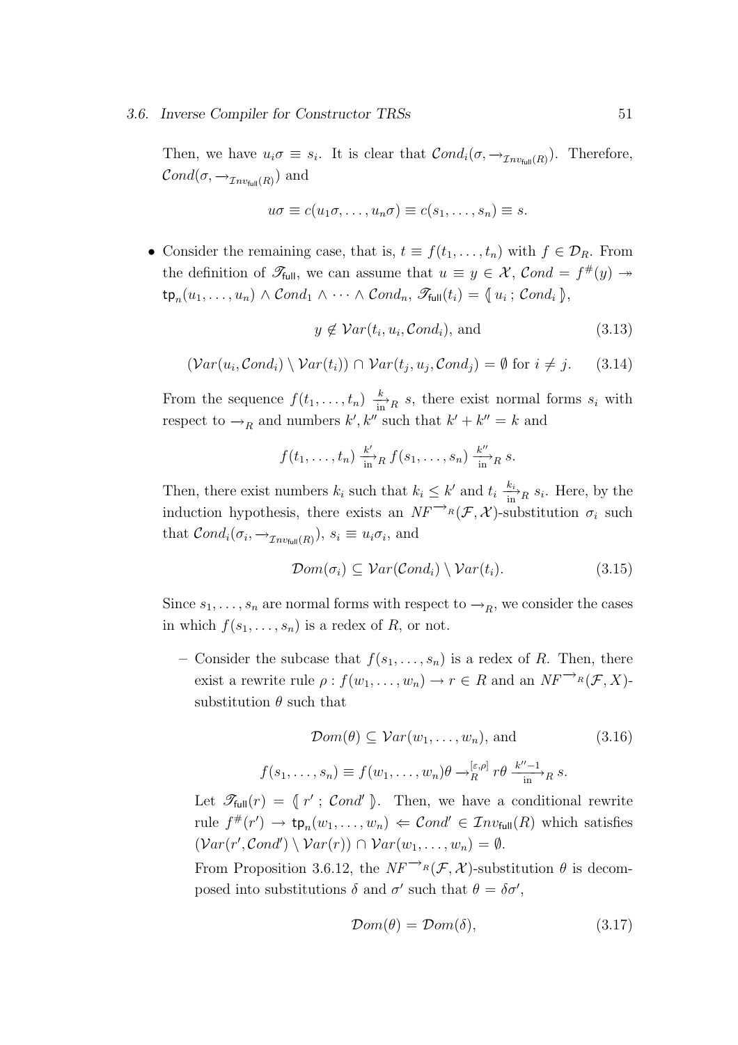Then, we have $u_i\sigma \equiv s_i$. It is clear that $\mathcal{C}ond_i(\sigma, \rightarrow_{\mathcal{I}nv_{\mathsf{full}}(R)})$. Therefore, $\mathcal{C}ond(\sigma, \rightarrow_{\mathcal{I}nv_{\mathsf{full}}(R)})$ and

$$u\sigma \equiv c(u_1\sigma, \ldots, u_n\sigma) \equiv c(s_1, \ldots, s_n) \equiv s.$$

- Consider the remaining case, that is, $t \equiv f(t_1, \ldots, t_n)$ with $f \in \mathcal{D}_R$. From the definition of $\mathscr{T}_{\mathsf{full}}$, we can assume that $u \equiv y \in \mathcal{X}$, $\mathcal{C}ond = f^\#(y) \twoheadrightarrow \mathsf{tp}_n(u_1, \ldots, u_n) \wedge \mathcal{C}ond_1 \wedge \cdots \wedge \mathcal{C}ond_n$, $\mathscr{T}_{\mathsf{full}}(t_i) = \langle\!\langle\, u_i \,;\, \mathcal{C}ond_i \,\rangle\!\rangle$,

$$y \notin \mathcal{V}ar(t_i, u_i, \mathcal{C}ond_i), \text{ and} \tag{3.13}$$

$$(\mathcal{V}ar(u_i, \mathcal{C}ond_i) \setminus \mathcal{V}ar(t_i)) \cap \mathcal{V}ar(t_j, u_j, \mathcal{C}ond_j) = \emptyset \text{ for } i \neq j. \tag{3.14}$$

From the sequence $f(t_1, \ldots, t_n) \xrightarrow[\text{in}]{k}_R s$, there exist normal forms $s_i$ with respect to $\rightarrow_R$ and numbers $k', k''$ such that $k' + k'' = k$ and

$$f(t_1, \ldots, t_n) \xrightarrow[\text{in}]{k'}_R f(s_1, \ldots, s_n) \xrightarrow[\text{in}]{k''}_R s.$$

Then, there exist numbers $k_i$ such that $k_i \leq k'$ and $t_i \xrightarrow[\text{in}]{k_i}_R s_i$. Here, by the induction hypothesis, there exists an $NF^{\rightarrow_R}(\mathcal{F}, \mathcal{X})$-substitution $\sigma_i$ such that $\mathcal{C}ond_i(\sigma_i, \rightarrow_{\mathcal{I}nv_{\mathsf{full}}(R)})$, $s_i \equiv u_i\sigma_i$, and

$$\mathcal{D}om(\sigma_i) \subseteq \mathcal{V}ar(\mathcal{C}ond_i) \setminus \mathcal{V}ar(t_i). \tag{3.15}$$

Since $s_1, \ldots, s_n$ are normal forms with respect to $\rightarrow_R$, we consider the cases in which $f(s_1, \ldots, s_n)$ is a redex of $R$, or not.

  - Consider the subcase that $f(s_1, \ldots, s_n)$ is a redex of $R$. Then, there exist a rewrite rule $\rho : f(w_1, \ldots, w_n) \rightarrow r \in R$ and an $NF^{\rightarrow_R}(\mathcal{F}, X)$-substitution $\theta$ such that

$$\mathcal{D}om(\theta) \subseteq \mathcal{V}ar(w_1, \ldots, w_n), \text{ and} \tag{3.16}$$

$$f(s_1, \ldots, s_n) \equiv f(w_1, \ldots, w_n)\theta \rightarrow_R^{[\varepsilon,\rho]} r\theta \xrightarrow[\text{in}]{k''-1}_R s.$$

  Let $\mathscr{T}_{\mathsf{full}}(r) = \langle\!\langle\, r' \,;\, \mathcal{C}ond' \,\rangle\!\rangle$. Then, we have a conditional rewrite rule $f^\#(r') \rightarrow \mathsf{tp}_n(w_1, \ldots, w_n) \Leftarrow \mathcal{C}ond' \in \mathcal{I}nv_{\mathsf{full}}(R)$ which satisfies $(\mathcal{V}ar(r', \mathcal{C}ond') \setminus \mathcal{V}ar(r)) \cap \mathcal{V}ar(w_1, \ldots, w_n) = \emptyset$.

  From Proposition 3.6.12, the $NF^{\rightarrow_R}(\mathcal{F}, \mathcal{X})$-substitution $\theta$ is decomposed into substitutions $\delta$ and $\sigma'$ such that $\theta = \delta\sigma'$,

$$\mathcal{D}om(\theta) = \mathcal{D}om(\delta), \tag{3.17}$$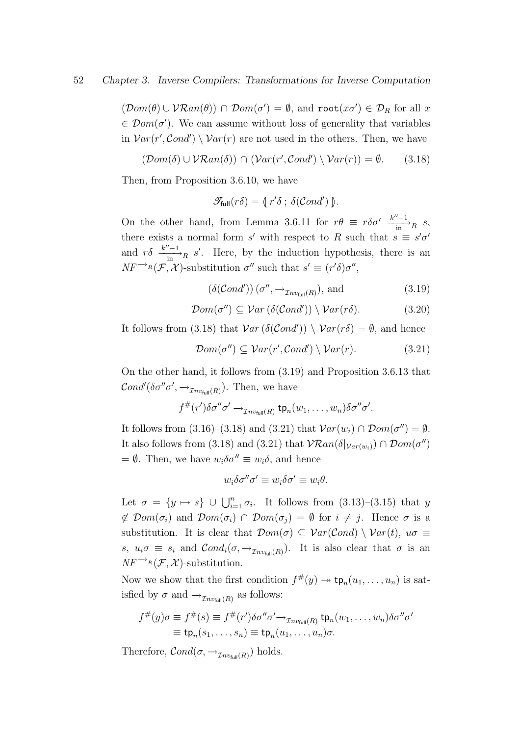$(\mathcal{D}om(\theta) \cup \mathcal{VR}an(\theta)) \cap \mathcal{D}om(\sigma') = \emptyset$, and $\mathtt{root}(x\sigma') \in \mathcal{D}_R$ for all $x \in \mathcal{D}om(\sigma')$. We can assume without loss of generality that variables in $\mathcal{V}ar(r', \mathcal{C}ond') \setminus \mathcal{V}ar(r)$ are not used in the others. Then, we have

$$(\mathcal{D}om(\delta) \cup \mathcal{VR}an(\delta)) \cap (\mathcal{V}ar(r', \mathcal{C}ond') \setminus \mathcal{V}ar(r)) = \emptyset. \tag{3.18}$$

Then, from Proposition 3.6.10, we have

$$\mathscr{T}_{\mathsf{full}}(r\delta) = \langle\!|\, r'\delta \,;\, \delta(\mathcal{C}ond') \,|\!\rangle.$$

On the other hand, from Lemma 3.6.11 for $r\theta \equiv r\delta\sigma' \xrightarrow[\text{in}]{k''-1}_R s$, there exists a normal form $s'$ with respect to $R$ such that $s \equiv s'\sigma'$ and $r\delta \xrightarrow[\text{in}]{k''-1}_R s'$. Here, by the induction hypothesis, there is an $NF^{\rightarrow_R}(\mathcal{F}, \mathcal{X})$-substitution $\sigma''$ such that $s' \equiv (r'\delta)\sigma''$,

$$(\delta(\mathcal{C}ond'))\,(\sigma'', \rightarrow_{\mathcal{I}nv_{\mathsf{full}}(R)}), \text{ and} \tag{3.19}$$

$$\mathcal{D}om(\sigma'') \subseteq \mathcal{V}ar\,(\delta(\mathcal{C}ond')) \setminus \mathcal{V}ar(r\delta). \tag{3.20}$$

It follows from (3.18) that $\mathcal{V}ar\,(\delta(\mathcal{C}ond')) \setminus \mathcal{V}ar(r\delta) = \emptyset$, and hence

$$\mathcal{D}om(\sigma'') \subseteq \mathcal{V}ar(r', \mathcal{C}ond') \setminus \mathcal{V}ar(r). \tag{3.21}$$

On the other hand, it follows from (3.19) and Proposition 3.6.13 that $\mathcal{C}ond'(\delta\sigma''\sigma', \rightarrow_{\mathcal{I}nv_{\mathsf{full}}(R)})$. Then, we have

$$f^{\#}(r')\delta\sigma''\sigma' \rightarrow_{\mathcal{I}nv_{\mathsf{full}}(R)} \mathsf{tp}_n(w_1, \ldots, w_n)\delta\sigma''\sigma'.$$

It follows from (3.16)–(3.18) and (3.21) that $\mathcal{V}ar(w_i) \cap \mathcal{D}om(\sigma'') = \emptyset$. It also follows from (3.18) and (3.21) that $\mathcal{VR}an(\delta|_{\mathcal{V}ar(w_i)}) \cap \mathcal{D}om(\sigma'') = \emptyset$. Then, we have $w_i\delta\sigma'' \equiv w_i\delta$, and hence

$$w_i\delta\sigma''\sigma' \equiv w_i\delta\sigma' \equiv w_i\theta.$$

Let $\sigma = \{y \mapsto s\} \cup \bigcup_{i=1}^{n} \sigma_i$. It follows from (3.13)–(3.15) that $y \notin \mathcal{D}om(\sigma_i)$ and $\mathcal{D}om(\sigma_i) \cap \mathcal{D}om(\sigma_j) = \emptyset$ for $i \neq j$. Hence $\sigma$ is a substitution. It is clear that $\mathcal{D}om(\sigma) \subseteq \mathcal{V}ar(\mathcal{C}ond) \setminus \mathcal{V}ar(t)$, $u\sigma \equiv s$, $u_i\sigma \equiv s_i$ and $\mathcal{C}ond_i(\sigma, \rightarrow_{\mathcal{I}nv_{\mathsf{full}}(R)})$. It is also clear that $\sigma$ is an $NF^{\rightarrow_R}(\mathcal{F}, \mathcal{X})$-substitution.

Now we show that the first condition $f^{\#}(y) \twoheadrightarrow \mathsf{tp}_n(u_1, \ldots, u_n)$ is satisfied by $\sigma$ and $\rightarrow_{\mathcal{I}nv_{\mathsf{full}}(R)}$ as follows:

$$\begin{aligned}
f^{\#}(y)\sigma \equiv f^{\#}(s) \equiv f^{\#}(r')\delta\sigma''\sigma' &\rightarrow_{\mathcal{I}nv_{\mathsf{full}}(R)} \mathsf{tp}_n(w_1, \ldots, w_n)\delta\sigma''\sigma' \\
&\equiv \mathsf{tp}_n(s_1, \ldots, s_n) \equiv \mathsf{tp}_n(u_1, \ldots, u_n)\sigma.
\end{aligned}$$

Therefore, $\mathcal{C}ond(\sigma, \rightarrow_{\mathcal{I}nv_{\mathsf{full}}(R)})$ holds.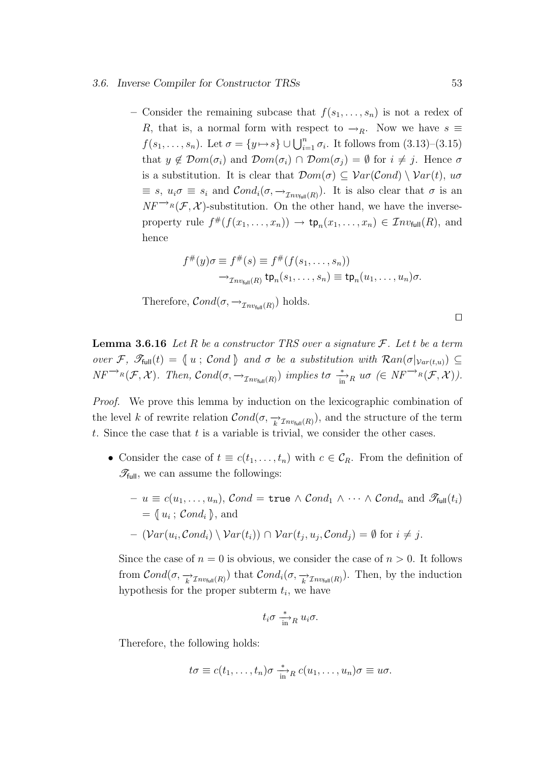– Consider the remaining subcase that $f(s_1,\ldots,s_n)$ is not a redex of $R$, that is, a normal form with respect to $\rightarrow_R$. Now we have $s \equiv f(s_1,\ldots,s_n)$. Let $\sigma = \{y \mapsto s\} \cup \bigcup_{i=1}^{n} \sigma_i$. It follows from (3.13)–(3.15) that $y \notin \mathcal{D}om(\sigma_i)$ and $\mathcal{D}om(\sigma_i) \cap \mathcal{D}om(\sigma_j) = \emptyset$ for $i \neq j$. Hence $\sigma$ is a substitution. It is clear that $\mathcal{D}om(\sigma) \subseteq \mathcal{V}ar(\mathcal{C}ond) \setminus \mathcal{V}ar(t)$, $u\sigma \equiv s$, $u_i\sigma \equiv s_i$ and $\mathcal{C}ond_i(\sigma, \rightarrow_{\mathcal{I}nv_{\mathsf{full}}(R)})$. It is also clear that $\sigma$ is an $NF^{\rightarrow_R}(\mathcal{F},\mathcal{X})$-substitution. On the other hand, we have the inverse-property rule $f^{\#}(f(x_1,\ldots,x_n)) \rightarrow \mathsf{tp}_n(x_1,\ldots,x_n) \in \mathcal{I}nv_{\mathsf{full}}(R)$, and hence

$$
\begin{aligned}
f^{\#}(y)\sigma \equiv f^{\#}(s) &\equiv f^{\#}(f(s_1,\ldots,s_n)) \\
&\rightarrow_{\mathcal{I}nv_{\mathsf{full}}(R)} \mathsf{tp}_n(s_1,\ldots,s_n) \equiv \mathsf{tp}_n(u_1,\ldots,u_n)\sigma.
\end{aligned}
$$

Therefore, $\mathcal{C}ond(\sigma, \rightarrow_{\mathcal{I}nv_{\mathsf{full}}(R)})$ holds.

$\square$

**Lemma 3.6.16** *Let $R$ be a constructor TRS over a signature $\mathcal{F}$. Let $t$ be a term over $\mathcal{F}$, $\mathscr{T}_{\mathsf{full}}(t) = \langle\!\lbrack\, u\ ;\ \mathcal{C}ond\, \rbrack\!\rangle$ and $\sigma$ be a substitution with $\mathcal{R}an(\sigma|_{\mathcal{V}ar(t,u)}) \subseteq NF^{\rightarrow_R}(\mathcal{F},\mathcal{X})$. Then, $\mathcal{C}ond(\sigma, \rightarrow_{\mathcal{I}nv_{\mathsf{full}}(R)})$ implies $t\sigma \xrightarrow[\text{in}]{*}_R u\sigma$ ($\in NF^{\rightarrow_R}(\mathcal{F},\mathcal{X})$).*

*Proof.* We prove this lemma by induction on the lexicographic combination of the level $k$ of rewrite relation $\mathcal{C}ond(\sigma, \xrightarrow[k]{}_{\mathcal{I}nv_{\mathsf{full}}(R)})$, and the structure of the term $t$. Since the case that $t$ is a variable is trivial, we consider the other cases.

- Consider the case of $t \equiv c(t_1,\ldots,t_n)$ with $c \in \mathcal{C}_R$. From the definition of $\mathscr{T}_{\mathsf{full}}$, we can assume the followings:
  - $u \equiv c(u_1,\ldots,u_n)$, $\mathcal{C}ond = \mathtt{true} \wedge \mathcal{C}ond_1 \wedge \cdots \wedge \mathcal{C}ond_n$ and $\mathscr{T}_{\mathsf{full}}(t_i) = \langle\!\lbrack\, u_i\ ;\ \mathcal{C}ond_i\, \rbrack\!\rangle$, and
  - $(\mathcal{V}ar(u_i, \mathcal{C}ond_i) \setminus \mathcal{V}ar(t_i)) \cap \mathcal{V}ar(t_j, u_j, \mathcal{C}ond_j) = \emptyset$ for $i \neq j$.

  Since the case of $n = 0$ is obvious, we consider the case of $n > 0$. It follows from $\mathcal{C}ond(\sigma, \xrightarrow[k]{}_{\mathcal{I}nv_{\mathsf{full}}(R)})$ that $\mathcal{C}ond_i(\sigma, \xrightarrow[k]{}_{\mathcal{I}nv_{\mathsf{full}}(R)})$. Then, by the induction hypothesis for the proper subterm $t_i$, we have

  $$t_i\sigma \xrightarrow[\text{in}]{*}_R u_i\sigma.$$

  Therefore, the following holds:

  $$t\sigma \equiv c(t_1,\ldots,t_n)\sigma \xrightarrow[\text{in}]{*}_R c(u_1,\ldots,u_n)\sigma \equiv u\sigma.$$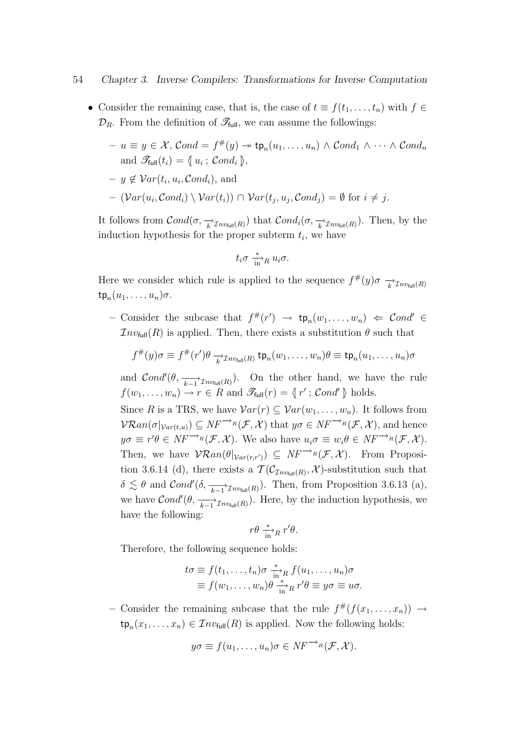- Consider the remaining case, that is, the case of $t \equiv f(t_1, \ldots, t_n)$ with $f \in \mathcal{D}_R$. From the definition of $\mathscr{T}_{\mathsf{full}}$, we can assume the followings:
  - $u \equiv y \in \mathcal{X}$, $\mathcal{C}ond = f^{\#}(y) \twoheadrightarrow \mathsf{tp}_n(u_1, \ldots, u_n) \wedge \mathcal{C}ond_1 \wedge \cdots \wedge \mathcal{C}ond_n$ and $\mathscr{T}_{\mathsf{full}}(t_i) = \langle\!\langle\, u_i \,;\, \mathcal{C}ond_i \,\rangle\!\rangle$,
  - $y \notin \mathcal{V}ar(t_i, u_i, \mathcal{C}ond_i)$, and
  - $(\mathcal{V}ar(u_i, \mathcal{C}ond_i) \setminus \mathcal{V}ar(t_i)) \cap \mathcal{V}ar(t_j, u_j, \mathcal{C}ond_j) = \emptyset$ for $i \neq j$.

  It follows from $\mathcal{C}ond(\sigma, \xrightarrow[k]{}_{\mathcal{I}nv_{\mathsf{full}}(R)})$ that $\mathcal{C}ond_i(\sigma, \xrightarrow[k]{}_{\mathcal{I}nv_{\mathsf{full}}(R)})$. Then, by the induction hypothesis for the proper subterm $t_i$, we have

  $$t_i\sigma \xrightarrow[\text{in}]{*}_R u_i\sigma.$$

  Here we consider which rule is applied to the sequence $f^{\#}(y)\sigma \xrightarrow[k]{}_{\mathcal{I}nv_{\mathsf{full}}(R)} \mathsf{tp}_n(u_1, \ldots, u_n)\sigma$.

  - Consider the subcase that $f^{\#}(r') \to \mathsf{tp}_n(w_1, \ldots, w_n) \Leftarrow \mathcal{C}ond' \in \mathcal{I}nv_{\mathsf{full}}(R)$ is applied. Then, there exists a substitution $\theta$ such that

    $$f^{\#}(y)\sigma \equiv f^{\#}(r')\theta \xrightarrow[k]{}_{\mathcal{I}nv_{\mathsf{full}}(R)} \mathsf{tp}_n(w_1, \ldots, w_n)\theta \equiv \mathsf{tp}_n(u_1, \ldots, u_n)\sigma$$

    and $\mathcal{C}ond'(\theta, \xrightarrow[k-1]{}_{\mathcal{I}nv_{\mathsf{full}}(R)})$. On the other hand, we have the rule $f(w_1, \ldots, w_n) \to r \in R$ and $\mathscr{T}_{\mathsf{full}}(r) = \langle\!\langle\, r' \,;\, \mathcal{C}ond' \,\rangle\!\rangle$ holds.

    Since $R$ is a TRS, we have $\mathcal{V}ar(r) \subseteq \mathcal{V}ar(w_1, \ldots, w_n)$. It follows from $\mathcal{VR}an(\sigma|_{\mathcal{V}ar(t,u)}) \subseteq NF^{\to_R}(\mathcal{F}, \mathcal{X})$ that $y\sigma \in NF^{\to_R}(\mathcal{F}, \mathcal{X})$, and hence $y\sigma \equiv r'\theta \in NF^{\to_R}(\mathcal{F}, \mathcal{X})$. We also have $u_i\sigma \equiv w_i\theta \in NF^{\to_R}(\mathcal{F}, \mathcal{X})$. Then, we have $\mathcal{VR}an(\theta|_{\mathcal{V}ar(r,r')}) \subseteq NF^{\to_R}(\mathcal{F}, \mathcal{X})$. From Proposition 3.6.14 (d), there exists a $\mathcal{T}(\mathcal{C}_{\mathcal{I}nv_{\mathsf{full}}(R)}, \mathcal{X})$-substitution such that $\delta \lesssim \theta$ and $\mathcal{C}ond'(\delta, \xrightarrow[k-1]{}_{\mathcal{I}nv_{\mathsf{full}}(R)})$. Then, from Proposition 3.6.13 (a), we have $\mathcal{C}ond'(\theta, \xrightarrow[k-1]{}_{\mathcal{I}nv_{\mathsf{full}}(R)})$. Here, by the induction hypothesis, we have the following:

    $$r\theta \xrightarrow[\text{in}]{*}_R r'\theta.$$

    Therefore, the following sequence holds:

    $$\begin{aligned} t\sigma \equiv f(t_1, \ldots, t_n)\sigma &\xrightarrow[\text{in}]{*}_R f(u_1, \ldots, u_n)\sigma \\ &\equiv f(w_1, \ldots, w_n)\theta \xrightarrow[\text{in}]{*}_R r'\theta \equiv y\sigma \equiv u\sigma. \end{aligned}$$

  - Consider the remaining subcase that the rule $f^{\#}(f(x_1, \ldots, x_n)) \to \mathsf{tp}_n(x_1, \ldots, x_n) \in \mathcal{I}nv_{\mathsf{full}}(R)$ is applied. Now the following holds:

    $$y\sigma \equiv f(u_1, \ldots, u_n)\sigma \in NF^{\to_R}(\mathcal{F}, \mathcal{X}).$$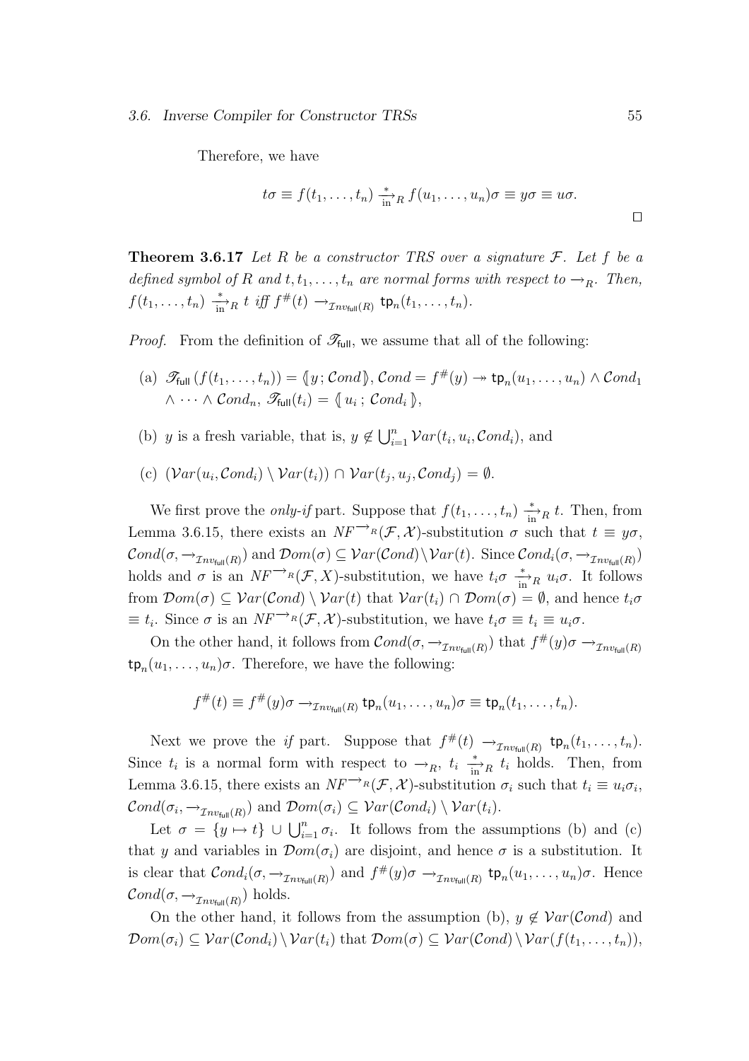Therefore, we have

$$t\sigma \equiv f(t_1,\ldots,t_n) \xrightarrow[\text{in}]{*}_R f(u_1,\ldots,u_n)\sigma \equiv y\sigma \equiv u\sigma.$$

□

**Theorem 3.6.17** *Let $R$ be a constructor TRS over a signature $\mathcal{F}$. Let $f$ be a defined symbol of $R$ and $t, t_1, \ldots, t_n$ are normal forms with respect to $\rightarrow_R$. Then, $f(t_1,\ldots,t_n) \xrightarrow[\text{in}]{*}_R t$ iff $f^\#(t) \rightarrow_{\mathcal{I}nv_{\mathsf{full}}(R)} \mathsf{tp}_n(t_1,\ldots,t_n)$.*

*Proof.* From the definition of $\mathscr{T}_{\mathsf{full}}$, we assume that all of the following:

(a) $\mathscr{T}_{\mathsf{full}}\,(f(t_1,\ldots,t_n)) = \langle\!\langle y\,;\mathcal{C}ond\rangle\!\rangle$, $\mathcal{C}ond = f^\#(y) \twoheadrightarrow \mathsf{tp}_n(u_1,\ldots,u_n) \wedge \mathcal{C}ond_1 \wedge \cdots \wedge \mathcal{C}ond_n$, $\mathscr{T}_{\mathsf{full}}(t_i) = \langle\!\langle\, u_i\,;\,\mathcal{C}ond_i\,\rangle\!\rangle$,

(b) $y$ is a fresh variable, that is, $y \notin \bigcup_{i=1}^n \mathcal{V}ar(t_i, u_i, \mathcal{C}ond_i)$, and

(c) $(\mathcal{V}ar(u_i,\mathcal{C}ond_i) \setminus \mathcal{V}ar(t_i)) \cap \mathcal{V}ar(t_j, u_j, \mathcal{C}ond_j) = \emptyset$.

We first prove the *only-if* part. Suppose that $f(t_1,\ldots,t_n) \xrightarrow[\text{in}]{*}_R t$. Then, from Lemma 3.6.15, there exists an $NF^{\rightarrow_R}(\mathcal{F},\mathcal{X})$-substitution $\sigma$ such that $t \equiv y\sigma$, $\mathcal{C}ond(\sigma, \rightarrow_{\mathcal{I}nv_{\mathsf{full}}(R)})$ and $\mathcal{D}om(\sigma) \subseteq \mathcal{V}ar(\mathcal{C}ond)\setminus\mathcal{V}ar(t)$. Since $\mathcal{C}ond_i(\sigma, \rightarrow_{\mathcal{I}nv_{\mathsf{full}}(R)})$ holds and $\sigma$ is an $NF^{\rightarrow_R}(\mathcal{F}, X)$-substitution, we have $t_i\sigma \xrightarrow[\text{in}]{*}_R u_i\sigma$. It follows from $\mathcal{D}om(\sigma) \subseteq \mathcal{V}ar(\mathcal{C}ond) \setminus \mathcal{V}ar(t)$ that $\mathcal{V}ar(t_i) \cap \mathcal{D}om(\sigma) = \emptyset$, and hence $t_i\sigma \equiv t_i$. Since $\sigma$ is an $NF^{\rightarrow_R}(\mathcal{F},\mathcal{X})$-substitution, we have $t_i\sigma \equiv t_i \equiv u_i\sigma$.

On the other hand, it follows from $\mathcal{C}ond(\sigma, \rightarrow_{\mathcal{I}nv_{\mathsf{full}}(R)})$ that $f^\#(y)\sigma \rightarrow_{\mathcal{I}nv_{\mathsf{full}}(R)} \mathsf{tp}_n(u_1,\ldots,u_n)\sigma$. Therefore, we have the following:

$$f^\#(t) \equiv f^\#(y)\sigma \rightarrow_{\mathcal{I}nv_{\mathsf{full}}(R)} \mathsf{tp}_n(u_1,\ldots,u_n)\sigma \equiv \mathsf{tp}_n(t_1,\ldots,t_n).$$

Next we prove the *if* part. Suppose that $f^\#(t) \rightarrow_{\mathcal{I}nv_{\mathsf{full}}(R)} \mathsf{tp}_n(t_1,\ldots,t_n)$. Since $t_i$ is a normal form with respect to $\rightarrow_R$, $t_i \xrightarrow[\text{in}]{*}_R t_i$ holds. Then, from Lemma 3.6.15, there exists an $NF^{\rightarrow_R}(\mathcal{F},\mathcal{X})$-substitution $\sigma_i$ such that $t_i \equiv u_i\sigma_i$, $\mathcal{C}ond(\sigma_i, \rightarrow_{\mathcal{I}nv_{\mathsf{full}}(R)})$ and $\mathcal{D}om(\sigma_i) \subseteq \mathcal{V}ar(\mathcal{C}ond_i) \setminus \mathcal{V}ar(t_i)$.

Let $\sigma = \{y \mapsto t\} \cup \bigcup_{i=1}^n \sigma_i$. It follows from the assumptions (b) and (c) that $y$ and variables in $\mathcal{D}om(\sigma_i)$ are disjoint, and hence $\sigma$ is a substitution. It is clear that $\mathcal{C}ond_i(\sigma, \rightarrow_{\mathcal{I}nv_{\mathsf{full}}(R)})$ and $f^\#(y)\sigma \rightarrow_{\mathcal{I}nv_{\mathsf{full}}(R)} \mathsf{tp}_n(u_1,\ldots,u_n)\sigma$. Hence $\mathcal{C}ond(\sigma, \rightarrow_{\mathcal{I}nv_{\mathsf{full}}(R)})$ holds.

On the other hand, it follows from the assumption (b), $y \notin \mathcal{V}ar(\mathcal{C}ond)$ and $\mathcal{D}om(\sigma_i) \subseteq \mathcal{V}ar(\mathcal{C}ond_i) \setminus \mathcal{V}ar(t_i)$ that $\mathcal{D}om(\sigma) \subseteq \mathcal{V}ar(\mathcal{C}ond) \setminus \mathcal{V}ar(f(t_1,\ldots,t_n))$,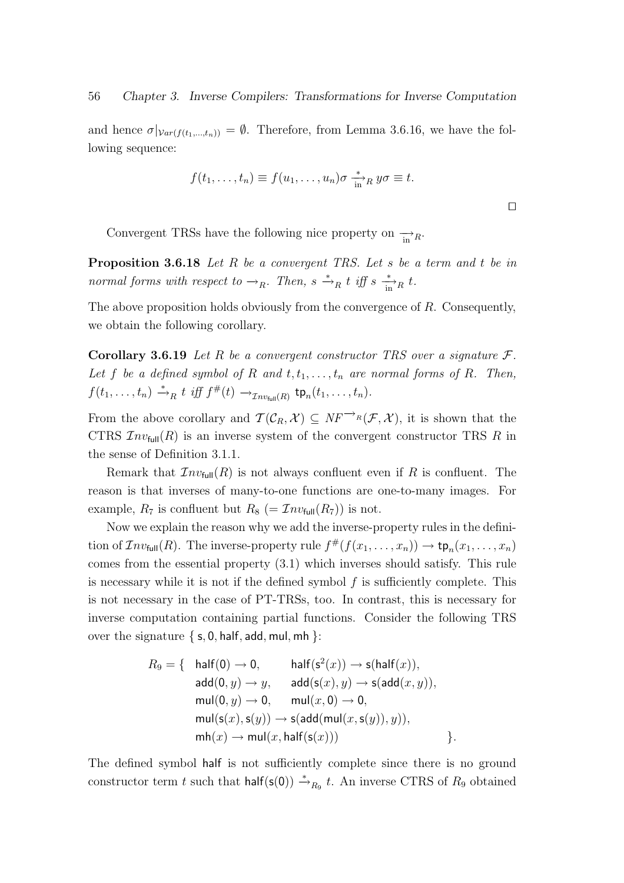and hence $\sigma|_{\mathcal{V}ar(f(t_1,\ldots,t_n))} = \emptyset$. Therefore, from Lemma 3.6.16, we have the following sequence:

$$f(t_1, \ldots, t_n) \equiv f(u_1, \ldots, u_n)\sigma \xrightarrow[\text{in}]{*}_R y\sigma \equiv t.$$

$\square$

Convergent TRSs have the following nice property on $\xrightarrow[\text{in}]{}_R$.

**Proposition 3.6.18** *Let $R$ be a convergent TRS. Let $s$ be a term and $t$ be in normal forms with respect to $\rightarrow_R$. Then, $s \xrightarrow{*}_R t$ iff $s \xrightarrow[\text{in}]{*}_R t$.*

The above proposition holds obviously from the convergence of $R$. Consequently, we obtain the following corollary.

**Corollary 3.6.19** *Let $R$ be a convergent constructor TRS over a signature $\mathcal{F}$. Let $f$ be a defined symbol of $R$ and $t, t_1, \ldots, t_n$ are normal forms of $R$. Then, $f(t_1, \ldots, t_n) \xrightarrow{*}_R t$ iff $f^{\#}(t) \rightarrow_{\mathcal{I}nv_{\mathsf{full}}(R)} \mathsf{tp}_n(t_1, \ldots, t_n)$.*

From the above corollary and $\mathcal{T}(\mathcal{C}_R, \mathcal{X}) \subseteq NF^{\rightarrow_R}(\mathcal{F}, \mathcal{X})$, it is shown that the CTRS $\mathcal{I}nv_{\mathsf{full}}(R)$ is an inverse system of the convergent constructor TRS $R$ in the sense of Definition 3.1.1.

Remark that $\mathcal{I}nv_{\mathsf{full}}(R)$ is not always confluent even if $R$ is confluent. The reason is that inverses of many-to-one functions are one-to-many images. For example, $R_7$ is confluent but $R_8$ $(= \mathcal{I}nv_{\mathsf{full}}(R_7))$ is not.

Now we explain the reason why we add the inverse-property rules in the definition of $\mathcal{I}nv_{\mathsf{full}}(R)$. The inverse-property rule $f^{\#}(f(x_1, \ldots, x_n)) \rightarrow \mathsf{tp}_n(x_1, \ldots, x_n)$ comes from the essential property (3.1) which inverses should satisfy. This rule is necessary while it is not if the defined symbol $f$ is sufficiently complete. This is not necessary in the case of PT-TRSs, too. In contrast, this is necessary for inverse computation containing partial functions. Consider the following TRS over the signature $\{ \mathsf{s}, \mathsf{0}, \mathsf{half}, \mathsf{add}, \mathsf{mul}, \mathsf{mh} \}$:

$$
\begin{array}{rll}
R_9 = \{ & \mathsf{half}(\mathsf{0}) \rightarrow \mathsf{0}, & \mathsf{half}(\mathsf{s}^2(x)) \rightarrow \mathsf{s}(\mathsf{half}(x)), \\
& \mathsf{add}(\mathsf{0}, y) \rightarrow y, & \mathsf{add}(\mathsf{s}(x), y) \rightarrow \mathsf{s}(\mathsf{add}(x, y)), \\
& \mathsf{mul}(\mathsf{0}, y) \rightarrow \mathsf{0}, & \mathsf{mul}(x, \mathsf{0}) \rightarrow \mathsf{0}, \\
& \multicolumn{2}{l}{\mathsf{mul}(\mathsf{s}(x), \mathsf{s}(y)) \rightarrow \mathsf{s}(\mathsf{add}(\mathsf{mul}(x, \mathsf{s}(y)), y)),} \\
& \multicolumn{2}{l}{\mathsf{mh}(x) \rightarrow \mathsf{mul}(x, \mathsf{half}(\mathsf{s}(x))) \qquad\qquad\qquad \}.}
\end{array}
$$

The defined symbol $\mathsf{half}$ is not sufficiently complete since there is no ground constructor term $t$ such that $\mathsf{half}(\mathsf{s}(\mathsf{0})) \xrightarrow{*}_{R_9} t$. An inverse CTRS of $R_9$ obtained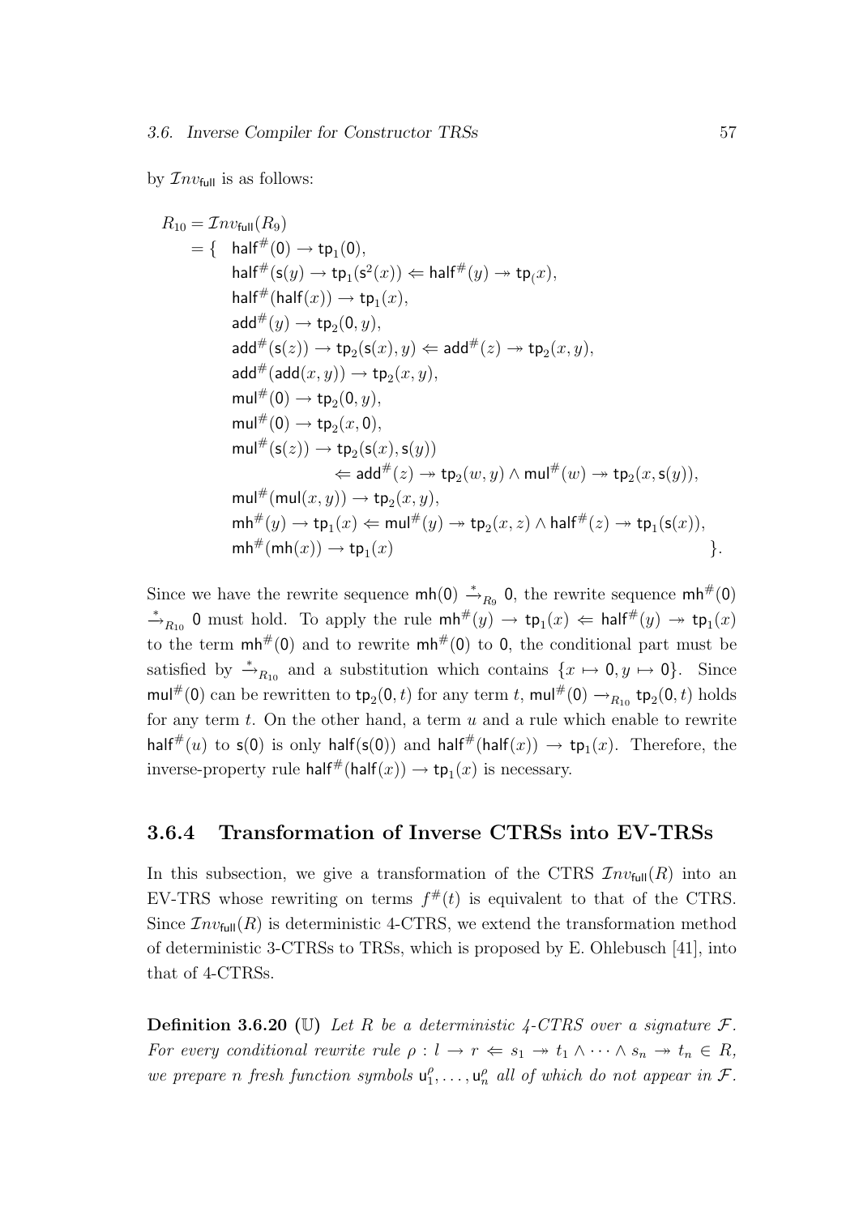by $\mathcal{I}nv_{\mathsf{full}}$ is as follows:

$$
\begin{aligned}
R_{10} = \mathcal{I}nv_{\mathsf{full}}(R_9) \\
= \{ \quad & \mathsf{half}^{\#}(\mathsf{0}) \to \mathsf{tp}_1(\mathsf{0}), \\
& \mathsf{half}^{\#}(\mathsf{s}(y) \to \mathsf{tp}_1(\mathsf{s}^2(x)) \Leftarrow \mathsf{half}^{\#}(y) \twoheadrightarrow \mathsf{tp}_(x), \\
& \mathsf{half}^{\#}(\mathsf{half}(x)) \to \mathsf{tp}_1(x), \\
& \mathsf{add}^{\#}(y) \to \mathsf{tp}_2(\mathsf{0}, y), \\
& \mathsf{add}^{\#}(\mathsf{s}(z)) \to \mathsf{tp}_2(\mathsf{s}(x), y) \Leftarrow \mathsf{add}^{\#}(z) \twoheadrightarrow \mathsf{tp}_2(x, y), \\
& \mathsf{add}^{\#}(\mathsf{add}(x, y)) \to \mathsf{tp}_2(x, y), \\
& \mathsf{mul}^{\#}(\mathsf{0}) \to \mathsf{tp}_2(\mathsf{0}, y), \\
& \mathsf{mul}^{\#}(\mathsf{0}) \to \mathsf{tp}_2(x, \mathsf{0}), \\
& \mathsf{mul}^{\#}(\mathsf{s}(z)) \to \mathsf{tp}_2(\mathsf{s}(x), \mathsf{s}(y)) \\
& \qquad\qquad \Leftarrow \mathsf{add}^{\#}(z) \twoheadrightarrow \mathsf{tp}_2(w, y) \wedge \mathsf{mul}^{\#}(w) \twoheadrightarrow \mathsf{tp}_2(x, \mathsf{s}(y)), \\
& \mathsf{mul}^{\#}(\mathsf{mul}(x, y)) \to \mathsf{tp}_2(x, y), \\
& \mathsf{mh}^{\#}(y) \to \mathsf{tp}_1(x) \Leftarrow \mathsf{mul}^{\#}(y) \twoheadrightarrow \mathsf{tp}_2(x, z) \wedge \mathsf{half}^{\#}(z) \twoheadrightarrow \mathsf{tp}_1(\mathsf{s}(x)), \\
& \mathsf{mh}^{\#}(\mathsf{mh}(x)) \to \mathsf{tp}_1(x) \qquad\qquad\qquad\qquad\qquad\qquad \}.
\end{aligned}
$$

Since we have the rewrite sequence $\mathsf{mh}(\mathsf{0}) \xrightarrow{*}_{R_9} \mathsf{0}$, the rewrite sequence $\mathsf{mh}^{\#}(\mathsf{0}) \xrightarrow{*}_{R_{10}} \mathsf{0}$ must hold. To apply the rule $\mathsf{mh}^{\#}(y) \to \mathsf{tp}_1(x) \Leftarrow \mathsf{half}^{\#}(y) \twoheadrightarrow \mathsf{tp}_1(x)$ to the term $\mathsf{mh}^{\#}(\mathsf{0})$ and to rewrite $\mathsf{mh}^{\#}(\mathsf{0})$ to $\mathsf{0}$, the conditional part must be satisfied by $\xrightarrow{*}_{R_{10}}$ and a substitution which contains $\{x \mapsto \mathsf{0}, y \mapsto \mathsf{0}\}$. Since $\mathsf{mul}^{\#}(\mathsf{0})$ can be rewritten to $\mathsf{tp}_2(\mathsf{0}, t)$ for any term $t$, $\mathsf{mul}^{\#}(\mathsf{0}) \to_{R_{10}} \mathsf{tp}_2(\mathsf{0}, t)$ holds for any term $t$. On the other hand, a term $u$ and a rule which enable to rewrite $\mathsf{half}^{\#}(u)$ to $\mathsf{s}(\mathsf{0})$ is only $\mathsf{half}(\mathsf{s}(\mathsf{0}))$ and $\mathsf{half}^{\#}(\mathsf{half}(x)) \to \mathsf{tp}_1(x)$. Therefore, the inverse-property rule $\mathsf{half}^{\#}(\mathsf{half}(x)) \to \mathsf{tp}_1(x)$ is necessary.

### 3.6.4 Transformation of Inverse CTRSs into EV-TRSs

In this subsection, we give a transformation of the CTRS $\mathcal{I}nv_{\mathsf{full}}(R)$ into an EV-TRS whose rewriting on terms $f^{\#}(t)$ is equivalent to that of the CTRS. Since $\mathcal{I}nv_{\mathsf{full}}(R)$ is deterministic 4-CTRS, we extend the transformation method of deterministic 3-CTRSs to TRSs, which is proposed by E. Ohlebusch [41], into that of 4-CTRSs.

**Definition 3.6.20** ($\mathbb{U}$) *Let $R$ be a deterministic 4-CTRS over a signature $\mathcal{F}$. For every conditional rewrite rule $\rho : l \to r \Leftarrow s_1 \twoheadrightarrow t_1 \wedge \cdots \wedge s_n \twoheadrightarrow t_n \in R$, we prepare $n$ fresh function symbols $\mathsf{u}_1^{\rho}, \ldots, \mathsf{u}_n^{\rho}$ all of which do not appear in $\mathcal{F}$.*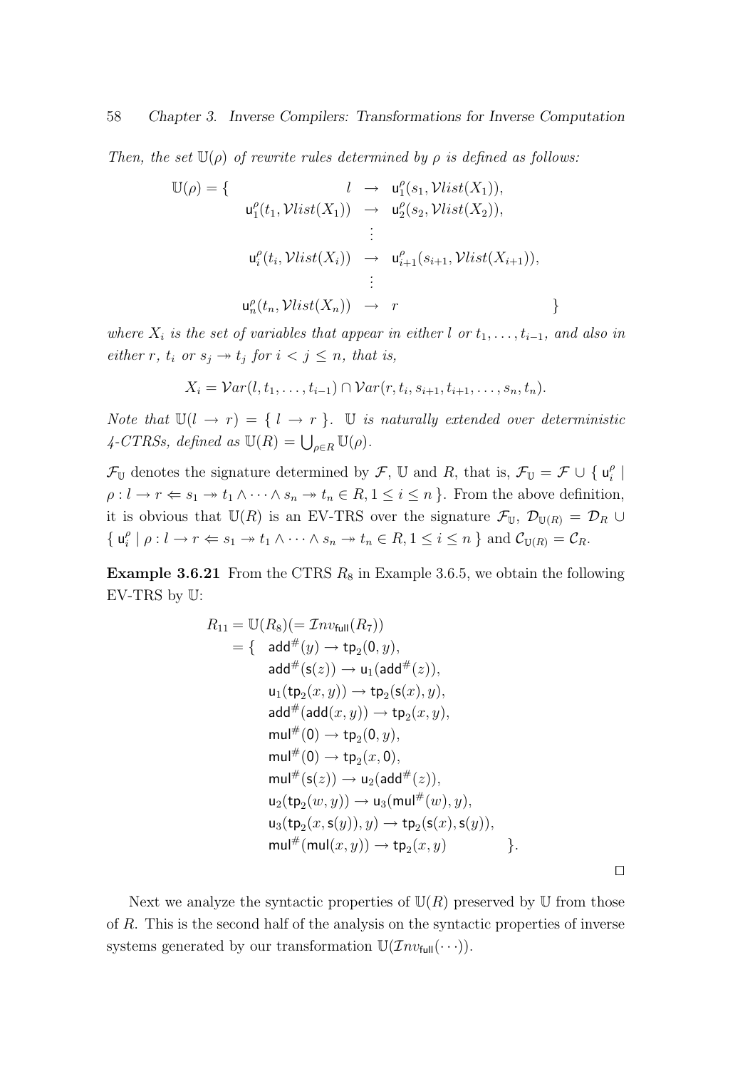*Then, the set $\mathbb{U}(\rho)$ of rewrite rules determined by $\rho$ is defined as follows:*

$$
\mathbb{U}(\rho) = \{ \begin{array}{rcl}
l & \to & \mathsf{u}_1^\rho(s_1, \mathcal{V}list(X_1)), \\
\mathsf{u}_1^\rho(t_1, \mathcal{V}list(X_1)) & \to & \mathsf{u}_2^\rho(s_2, \mathcal{V}list(X_2)), \\
 & \vdots & \\
\mathsf{u}_i^\rho(t_i, \mathcal{V}list(X_i)) & \to & \mathsf{u}_{i+1}^\rho(s_{i+1}, \mathcal{V}list(X_{i+1})), \\
 & \vdots & \\
\mathsf{u}_n^\rho(t_n, \mathcal{V}list(X_n)) & \to & r
\end{array} \}
$$

*where $X_i$ is the set of variables that appear in either $l$ or $t_1, \ldots, t_{i-1}$, and also in either $r$, $t_i$ or $s_j \twoheadrightarrow t_j$ for $i < j \leq n$, that is,*

$$
X_i = \mathcal{V}ar(l, t_1, \ldots, t_{i-1}) \cap \mathcal{V}ar(r, t_i, s_{i+1}, t_{i+1}, \ldots, s_n, t_n).
$$

*Note that $\mathbb{U}(l \to r) = \{ l \to r \}$. $\mathbb{U}$ is naturally extended over deterministic 4-CTRSs, defined as $\mathbb{U}(R) = \bigcup_{\rho \in R} \mathbb{U}(\rho)$.*

$\mathcal{F}_\mathbb{U}$ denotes the signature determined by $\mathcal{F}$, $\mathbb{U}$ and $R$, that is, $\mathcal{F}_\mathbb{U} = \mathcal{F} \cup \{ \mathsf{u}_i^\rho \mid \rho : l \to r \Leftarrow s_1 \twoheadrightarrow t_1 \wedge \cdots \wedge s_n \twoheadrightarrow t_n \in R, 1 \leq i \leq n \}$. From the above definition, it is obvious that $\mathbb{U}(R)$ is an EV-TRS over the signature $\mathcal{F}_\mathbb{U}$, $\mathcal{D}_{\mathbb{U}(R)} = \mathcal{D}_R \cup \{ \mathsf{u}_i^\rho \mid \rho : l \to r \Leftarrow s_1 \twoheadrightarrow t_1 \wedge \cdots \wedge s_n \twoheadrightarrow t_n \in R, 1 \leq i \leq n \}$ and $\mathcal{C}_{\mathbb{U}(R)} = \mathcal{C}_R$.

**Example 3.6.21** From the CTRS $R_8$ in Example 3.6.5, we obtain the following EV-TRS by $\mathbb{U}$:

$$
\begin{array}{rl}
R_{11} = \mathbb{U}(R_8)(= \mathcal{I}nv_{\mathsf{full}}(R_7)) & \\
= \{ & \mathsf{add}^\#(y) \to \mathsf{tp}_2(\mathsf{0}, y), \\
& \mathsf{add}^\#(\mathsf{s}(z)) \to \mathsf{u}_1(\mathsf{add}^\#(z)), \\
& \mathsf{u}_1(\mathsf{tp}_2(x, y)) \to \mathsf{tp}_2(\mathsf{s}(x), y), \\
& \mathsf{add}^\#(\mathsf{add}(x, y)) \to \mathsf{tp}_2(x, y), \\
& \mathsf{mul}^\#(\mathsf{0}) \to \mathsf{tp}_2(\mathsf{0}, y), \\
& \mathsf{mul}^\#(\mathsf{0}) \to \mathsf{tp}_2(x, \mathsf{0}), \\
& \mathsf{mul}^\#(\mathsf{s}(z)) \to \mathsf{u}_2(\mathsf{add}^\#(z)), \\
& \mathsf{u}_2(\mathsf{tp}_2(w, y)) \to \mathsf{u}_3(\mathsf{mul}^\#(w), y), \\
& \mathsf{u}_3(\mathsf{tp}_2(x, \mathsf{s}(y)), y) \to \mathsf{tp}_2(\mathsf{s}(x), \mathsf{s}(y)), \\
& \mathsf{mul}^\#(\mathsf{mul}(x, y)) \to \mathsf{tp}_2(x, y) \qquad \}.
\end{array}
$$

□

Next we analyze the syntactic properties of $\mathbb{U}(R)$ preserved by $\mathbb{U}$ from those of $R$. This is the second half of the analysis on the syntactic properties of inverse systems generated by our transformation $\mathbb{U}(\mathcal{I}nv_{\mathsf{full}}(\cdots))$.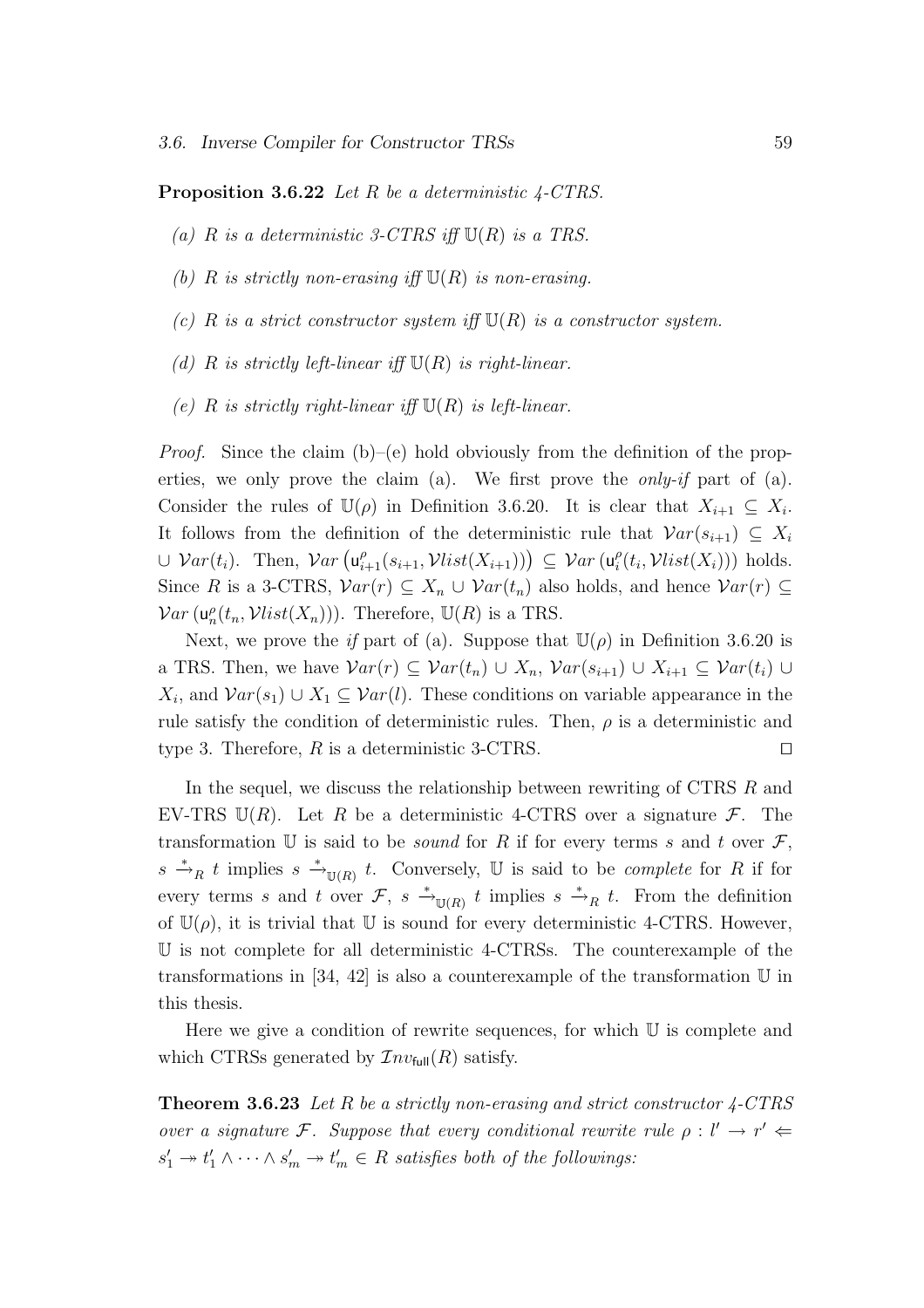**Proposition 3.6.22** *Let $R$ be a deterministic 4-CTRS.*

*(a) $R$ is a deterministic 3-CTRS iff $\mathbb{U}(R)$ is a TRS.*

*(b) $R$ is strictly non-erasing iff $\mathbb{U}(R)$ is non-erasing.*

*(c) $R$ is a strict constructor system iff $\mathbb{U}(R)$ is a constructor system.*

*(d) $R$ is strictly left-linear iff $\mathbb{U}(R)$ is right-linear.*

*(e) $R$ is strictly right-linear iff $\mathbb{U}(R)$ is left-linear.*

*Proof.* Since the claim (b)–(e) hold obviously from the definition of the properties, we only prove the claim (a). We first prove the *only-if* part of (a). Consider the rules of $\mathbb{U}(\rho)$ in Definition 3.6.20. It is clear that $X_{i+1} \subseteq X_i$. It follows from the definition of the deterministic rule that $\mathcal{V}ar(s_{i+1}) \subseteq X_i \cup \mathcal{V}ar(t_i)$. Then, $\mathcal{V}ar\left(\mathsf{u}^{\rho}_{i+1}(s_{i+1}, \mathcal{V}list(X_{i+1}))\right) \subseteq \mathcal{V}ar\left(\mathsf{u}^{\rho}_{i}(t_i, \mathcal{V}list(X_i))\right)$ holds. Since $R$ is a 3-CTRS, $\mathcal{V}ar(r) \subseteq X_n \cup \mathcal{V}ar(t_n)$ also holds, and hence $\mathcal{V}ar(r) \subseteq \mathcal{V}ar\left(\mathsf{u}^{\rho}_{n}(t_n, \mathcal{V}list(X_n))\right)$. Therefore, $\mathbb{U}(R)$ is a TRS.

Next, we prove the *if* part of (a). Suppose that $\mathbb{U}(\rho)$ in Definition 3.6.20 is a TRS. Then, we have $\mathcal{V}ar(r) \subseteq \mathcal{V}ar(t_n) \cup X_n$, $\mathcal{V}ar(s_{i+1}) \cup X_{i+1} \subseteq \mathcal{V}ar(t_i) \cup X_i$, and $\mathcal{V}ar(s_1) \cup X_1 \subseteq \mathcal{V}ar(l)$. These conditions on variable appearance in the rule satisfy the condition of deterministic rules. Then, $\rho$ is a deterministic and type 3. Therefore, $R$ is a deterministic 3-CTRS. $\square$

In the sequel, we discuss the relationship between rewriting of CTRS $R$ and EV-TRS $\mathbb{U}(R)$. Let $R$ be a deterministic 4-CTRS over a signature $\mathcal{F}$. The transformation $\mathbb{U}$ is said to be *sound* for $R$ if for every terms $s$ and $t$ over $\mathcal{F}$, $s \xrightarrow{*}_R t$ implies $s \xrightarrow{*}_{\mathbb{U}(R)} t$. Conversely, $\mathbb{U}$ is said to be *complete* for $R$ if for every terms $s$ and $t$ over $\mathcal{F}$, $s \xrightarrow{*}_{\mathbb{U}(R)} t$ implies $s \xrightarrow{*}_R t$. From the definition of $\mathbb{U}(\rho)$, it is trivial that $\mathbb{U}$ is sound for every deterministic 4-CTRS. However, $\mathbb{U}$ is not complete for all deterministic 4-CTRSs. The counterexample of the transformations in [34, 42] is also a counterexample of the transformation $\mathbb{U}$ in this thesis.

Here we give a condition of rewrite sequences, for which $\mathbb{U}$ is complete and which CTRSs generated by $\mathcal{I}nv_{\mathsf{full}}(R)$ satisfy.

**Theorem 3.6.23** *Let $R$ be a strictly non-erasing and strict constructor 4-CTRS over a signature $\mathcal{F}$. Suppose that every conditional rewrite rule $\rho : l' \to r' \Leftarrow s'_1 \twoheadrightarrow t'_1 \wedge \cdots \wedge s'_m \twoheadrightarrow t'_m \in R$ satisfies both of the followings:*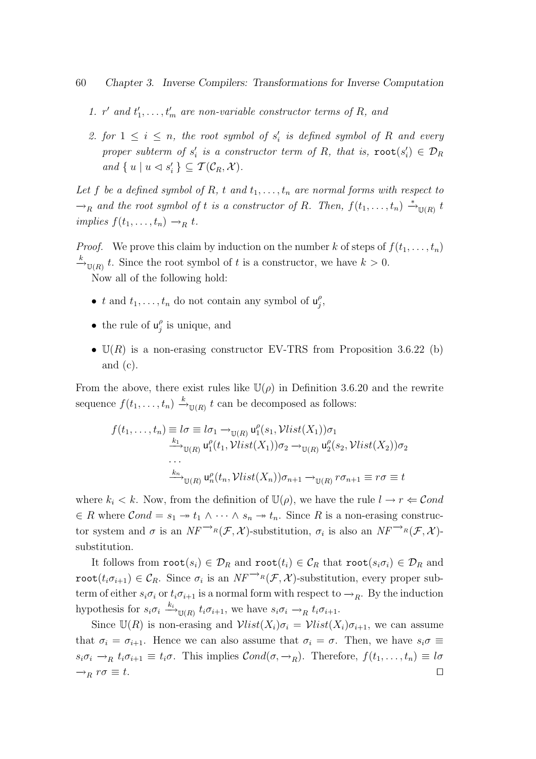1. $r'$ and $t'_1, \ldots, t'_m$ are non-variable constructor terms of $R$, and
2. for $1 \leq i \leq n$, the root symbol of $s'_i$ is defined symbol of $R$ and every proper subterm of $s'_i$ is a constructor term of $R$, that is, $\mathtt{root}(s'_i) \in \mathcal{D}_R$ and $\{ u \mid u \lhd s'_i \} \subseteq \mathcal{T}(\mathcal{C}_R, \mathcal{X})$.

*Let $f$ be a defined symbol of $R$, $t$ and $t_1, \ldots, t_n$ are normal forms with respect to $\rightarrow_R$ and the root symbol of $t$ is a constructor of $R$. Then, $f(t_1, \ldots, t_n) \xrightarrow{*}_{\mathbb{U}(R)} t$ implies $f(t_1, \ldots, t_n) \rightarrow_R t$.*

*Proof.* We prove this claim by induction on the number $k$ of steps of $f(t_1, \ldots, t_n) \xrightarrow{k}_{\mathbb{U}(R)} t$. Since the root symbol of $t$ is a constructor, we have $k > 0$.

Now all of the following hold:

- $t$ and $t_1, \ldots, t_n$ do not contain any symbol of $\mathsf{u}^\rho_j$,
- the rule of $\mathsf{u}^\rho_j$ is unique, and
- $\mathbb{U}(R)$ is a non-erasing constructor EV-TRS from Proposition 3.6.22 (b) and (c).

From the above, there exist rules like $\mathbb{U}(\rho)$ in Definition 3.6.20 and the rewrite sequence $f(t_1, \ldots, t_n) \xrightarrow{k}_{\mathbb{U}(R)} t$ can be decomposed as follows:

$$
\begin{aligned}
f(t_1, \ldots, t_n) \equiv l\sigma \equiv l\sigma_1 &\rightarrow_{\mathbb{U}(R)} \mathsf{u}^\rho_1(s_1, \mathcal{V}list(X_1))\sigma_1 \\
&\xrightarrow{k_1}_{\mathbb{U}(R)} \mathsf{u}^\rho_1(t_1, \mathcal{V}list(X_1))\sigma_2 \rightarrow_{\mathbb{U}(R)} \mathsf{u}^\rho_2(s_2, \mathcal{V}list(X_2))\sigma_2 \\
&\cdots \\
&\xrightarrow{k_n}_{\mathbb{U}(R)} \mathsf{u}^\rho_n(t_n, \mathcal{V}list(X_n))\sigma_{n+1} \rightarrow_{\mathbb{U}(R)} r\sigma_{n+1} \equiv r\sigma \equiv t
\end{aligned}
$$

where $k_i < k$. Now, from the definition of $\mathbb{U}(\rho)$, we have the rule $l \rightarrow r \Leftarrow \mathcal{C}ond \in R$ where $\mathcal{C}ond = s_1 \twoheadrightarrow t_1 \wedge \cdots \wedge s_n \twoheadrightarrow t_n$. Since $R$ is a non-erasing constructor system and $\sigma$ is an $NF^{\rightarrow_R}(\mathcal{F}, \mathcal{X})$-substitution, $\sigma_i$ is also an $NF^{\rightarrow_R}(\mathcal{F}, \mathcal{X})$-substitution.

It follows from $\mathtt{root}(s_i) \in \mathcal{D}_R$ and $\mathtt{root}(t_i) \in \mathcal{C}_R$ that $\mathtt{root}(s_i\sigma_i) \in \mathcal{D}_R$ and $\mathtt{root}(t_i\sigma_{i+1}) \in \mathcal{C}_R$. Since $\sigma_i$ is an $NF^{\rightarrow_R}(\mathcal{F}, \mathcal{X})$-substitution, every proper subterm of either $s_i\sigma_i$ or $t_i\sigma_{i+1}$ is a normal form with respect to $\rightarrow_R$. By the induction hypothesis for $s_i\sigma_i \xrightarrow{k_i}_{\mathbb{U}(R)} t_i\sigma_{i+1}$, we have $s_i\sigma_i \rightarrow_R t_i\sigma_{i+1}$.

Since $\mathbb{U}(R)$ is non-erasing and $\mathcal{V}list(X_i)\sigma_i = \mathcal{V}list(X_i)\sigma_{i+1}$, we can assume that $\sigma_i = \sigma_{i+1}$. Hence we can also assume that $\sigma_i = \sigma$. Then, we have $s_i\sigma \equiv s_i\sigma_i \rightarrow_R t_i\sigma_{i+1} \equiv t_i\sigma$. This implies $\mathcal{C}ond(\sigma, \rightarrow_R)$. Therefore, $f(t_1, \ldots, t_n) \equiv l\sigma \rightarrow_R r\sigma \equiv t$. $\square$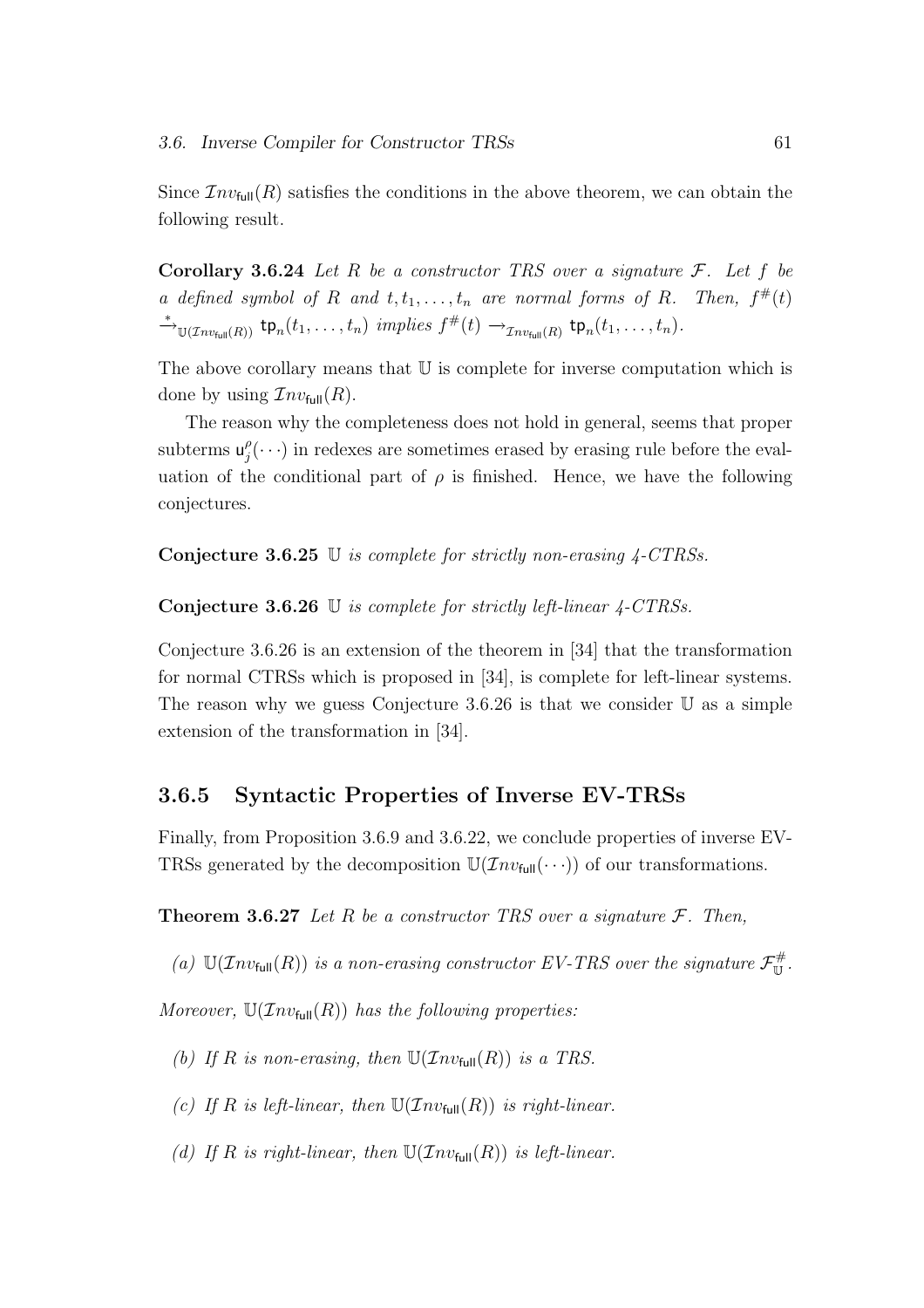Since $\mathcal{I}nv_{\mathsf{full}}(R)$ satisfies the conditions in the above theorem, we can obtain the following result.

**Corollary 3.6.24** *Let $R$ be a constructor TRS over a signature $\mathcal{F}$. Let $f$ be a defined symbol of $R$ and $t, t_1, \ldots, t_n$ are normal forms of $R$. Then, $f^{\#}(t) \xrightarrow{*}_{\mathbb{U}(\mathcal{I}nv_{\mathsf{full}}(R))} \mathsf{tp}_n(t_1, \ldots, t_n)$ implies $f^{\#}(t) \rightarrow_{\mathcal{I}nv_{\mathsf{full}}(R)} \mathsf{tp}_n(t_1, \ldots, t_n)$.*

The above corollary means that $\mathbb{U}$ is complete for inverse computation which is done by using $\mathcal{I}nv_{\mathsf{full}}(R)$.

The reason why the completeness does not hold in general, seems that proper subterms $\mathsf{u}^{\rho}_{j}(\cdots)$ in redexes are sometimes erased by erasing rule before the evaluation of the conditional part of $\rho$ is finished. Hence, we have the following conjectures.

**Conjecture 3.6.25** *$\mathbb{U}$ is complete for strictly non-erasing 4-CTRSs.*

**Conjecture 3.6.26** *$\mathbb{U}$ is complete for strictly left-linear 4-CTRSs.*

Conjecture 3.6.26 is an extension of the theorem in [34] that the transformation for normal CTRSs which is proposed in [34], is complete for left-linear systems. The reason why we guess Conjecture 3.6.26 is that we consider $\mathbb{U}$ as a simple extension of the transformation in [34].

### 3.6.5 Syntactic Properties of Inverse EV-TRSs

Finally, from Proposition 3.6.9 and 3.6.22, we conclude properties of inverse EV-TRSs generated by the decomposition $\mathbb{U}(\mathcal{I}nv_{\mathsf{full}}(\cdots))$ of our transformations.

**Theorem 3.6.27** *Let $R$ be a constructor TRS over a signature $\mathcal{F}$. Then,*

*(a) $\mathbb{U}(\mathcal{I}nv_{\mathsf{full}}(R))$ is a non-erasing constructor EV-TRS over the signature $\mathcal{F}^{\#}_{\mathbb{U}}$.*

*Moreover, $\mathbb{U}(\mathcal{I}nv_{\mathsf{full}}(R))$ has the following properties:*

*(b) If $R$ is non-erasing, then $\mathbb{U}(\mathcal{I}nv_{\mathsf{full}}(R))$ is a TRS.*

*(c) If $R$ is left-linear, then $\mathbb{U}(\mathcal{I}nv_{\mathsf{full}}(R))$ is right-linear.*

*(d) If $R$ is right-linear, then $\mathbb{U}(\mathcal{I}nv_{\mathsf{full}}(R))$ is left-linear.*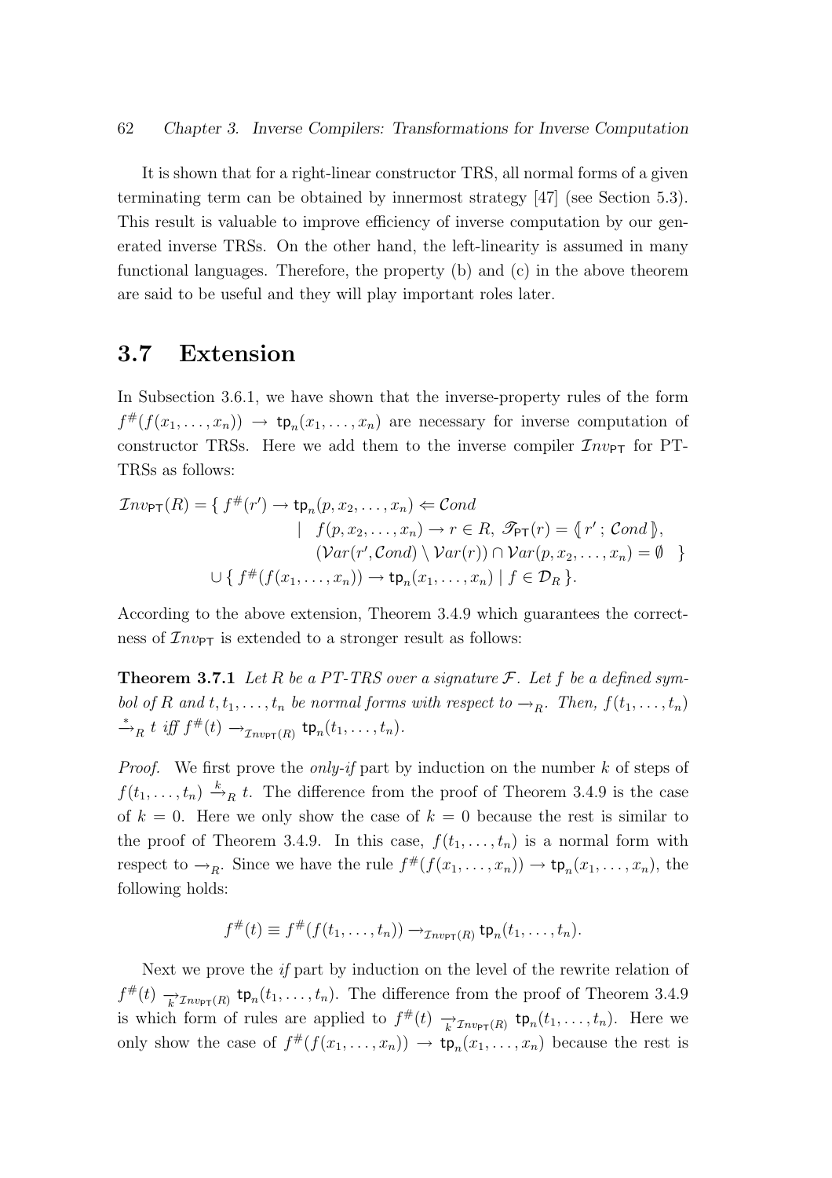It is shown that for a right-linear constructor TRS, all normal forms of a given terminating term can be obtained by innermost strategy [47] (see Section 5.3). This result is valuable to improve efficiency of inverse computation by our generated inverse TRSs. On the other hand, the left-linearity is assumed in many functional languages. Therefore, the property (b) and (c) in the above theorem are said to be useful and they will play important roles later.

## 3.7 Extension

In Subsection 3.6.1, we have shown that the inverse-property rules of the form $f^{\#}(f(x_1,\ldots,x_n)) \to \mathsf{tp}_n(x_1,\ldots,x_n)$ are necessary for inverse computation of constructor TRSs. Here we add them to the inverse compiler $\mathcal{I}nv_{\mathsf{PT}}$ for PT-TRSs as follows:

$$
\begin{aligned}
\mathcal{I}nv_{\mathsf{PT}}(R) = \{\ & f^{\#}(r') \to \mathsf{tp}_n(p,x_2,\ldots,x_n) \Leftarrow \mathcal{C}ond \\
& \quad \mid\ f(p,x_2,\ldots,x_n) \to r \in R,\ \mathscr{T}_{\mathsf{PT}}(r) = \langle\!\lbrack\, r' \,;\, \mathcal{C}ond \,\rbrack\!\rangle, \\
& \quad\quad (\mathcal{V}ar(r',\mathcal{C}ond) \setminus \mathcal{V}ar(r)) \cap \mathcal{V}ar(p,x_2,\ldots,x_n) = \emptyset \ \ \} \\
\cup \{\ & f^{\#}(f(x_1,\ldots,x_n)) \to \mathsf{tp}_n(x_1,\ldots,x_n) \mid f \in \mathcal{D}_R \ \}.
\end{aligned}
$$

According to the above extension, Theorem 3.4.9 which guarantees the correctness of $\mathcal{I}nv_{\mathsf{PT}}$ is extended to a stronger result as follows:

**Theorem 3.7.1** *Let $R$ be a PT-TRS over a signature $\mathcal{F}$. Let $f$ be a defined symbol of $R$ and $t, t_1, \ldots, t_n$ be normal forms with respect to $\to_R$. Then, $f(t_1,\ldots,t_n) \xrightarrow{*}_R t$ iff $f^{\#}(t) \to_{\mathcal{I}nv_{\mathsf{PT}}(R)} \mathsf{tp}_n(t_1,\ldots,t_n)$.*

*Proof.* We first prove the *only-if* part by induction on the number $k$ of steps of $f(t_1,\ldots,t_n) \xrightarrow{k}_R t$. The difference from the proof of Theorem 3.4.9 is the case of $k = 0$. Here we only show the case of $k = 0$ because the rest is similar to the proof of Theorem 3.4.9. In this case, $f(t_1,\ldots,t_n)$ is a normal form with respect to $\to_R$. Since we have the rule $f^{\#}(f(x_1,\ldots,x_n)) \to \mathsf{tp}_n(x_1,\ldots,x_n)$, the following holds:

$$
f^{\#}(t) \equiv f^{\#}(f(t_1,\ldots,t_n)) \to_{\mathcal{I}nv_{\mathsf{PT}}(R)} \mathsf{tp}_n(t_1,\ldots,t_n).
$$

Next we prove the *if* part by induction on the level of the rewrite relation of $f^{\#}(t) \underset{k}{\to}_{\mathcal{I}nv_{\mathsf{PT}}(R)} \mathsf{tp}_n(t_1,\ldots,t_n)$. The difference from the proof of Theorem 3.4.9 is which form of rules are applied to $f^{\#}(t) \underset{k}{\to}_{\mathcal{I}nv_{\mathsf{PT}}(R)} \mathsf{tp}_n(t_1,\ldots,t_n)$. Here we only show the case of $f^{\#}(f(x_1,\ldots,x_n)) \to \mathsf{tp}_n(x_1,\ldots,x_n)$ because the rest is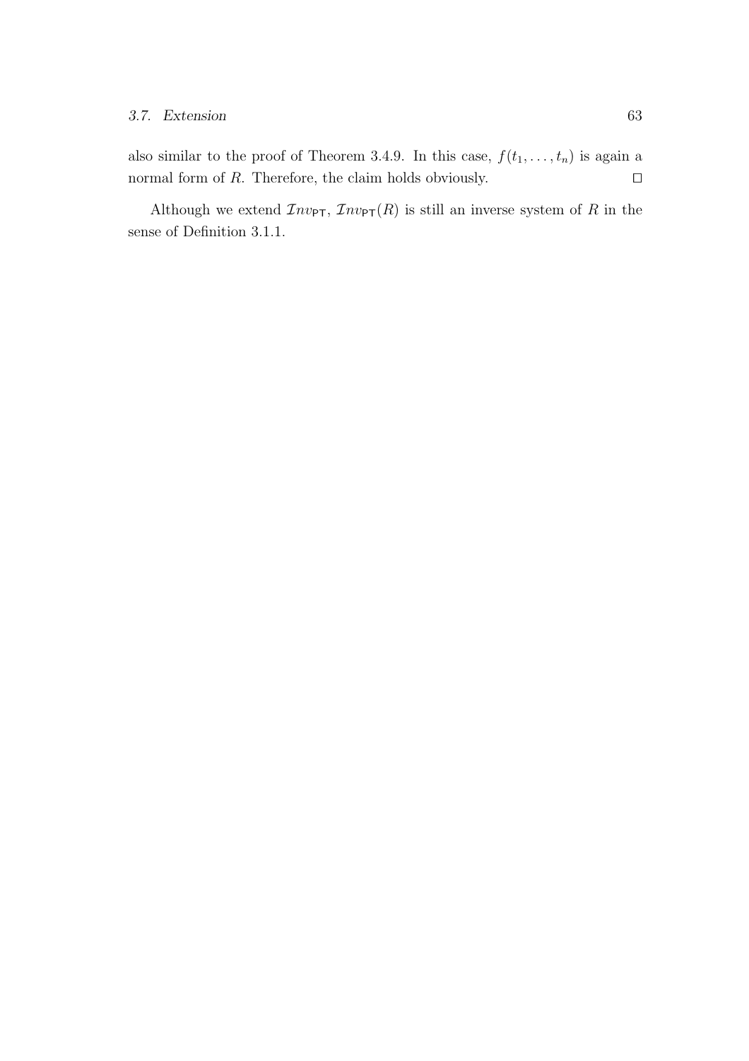also similar to the proof of Theorem 3.4.9. In this case, $f(t_1, \ldots, t_n)$ is again a normal form of $R$. Therefore, the claim holds obviously. $\square$

Although we extend $\mathcal{I}nv_{\mathsf{PT}}$, $\mathcal{I}nv_{\mathsf{PT}}(R)$ is still an inverse system of $R$ in the sense of Definition 3.1.1.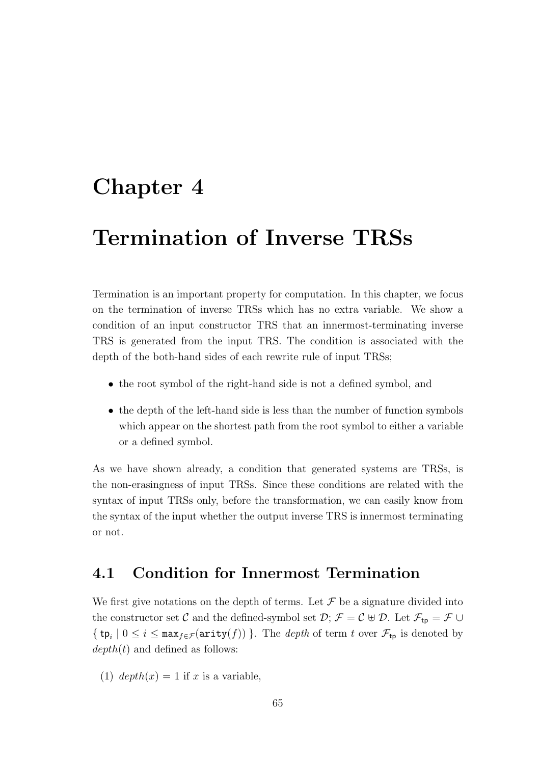# Chapter 4

# Termination of Inverse TRSs

Termination is an important property for computation. In this chapter, we focus on the termination of inverse TRSs which has no extra variable. We show a condition of an input constructor TRS that an innermost-terminating inverse TRS is generated from the input TRS. The condition is associated with the depth of the both-hand sides of each rewrite rule of input TRSs;

- the root symbol of the right-hand side is not a defined symbol, and
- the depth of the left-hand side is less than the number of function symbols which appear on the shortest path from the root symbol to either a variable or a defined symbol.

As we have shown already, a condition that generated systems are TRSs, is the non-erasingness of input TRSs. Since these conditions are related with the syntax of input TRSs only, before the transformation, we can easily know from the syntax of the input whether the output inverse TRS is innermost terminating or not.

## 4.1 Condition for Innermost Termination

We first give notations on the depth of terms. Let $\mathcal{F}$ be a signature divided into the constructor set $\mathcal{C}$ and the defined-symbol set $\mathcal{D}$; $\mathcal{F} = \mathcal{C} \uplus \mathcal{D}$. Let $\mathcal{F}_{\mathsf{tp}} = \mathcal{F} \cup \{ \mathsf{tp}_i \mid 0 \leq i \leq \mathtt{max}_{f \in \mathcal{F}}(\mathtt{arity}(f)) \}$. The *depth* of term $t$ over $\mathcal{F}_{\mathsf{tp}}$ is denoted by $depth(t)$ and defined as follows:

(1) $depth(x) = 1$ if $x$ is a variable,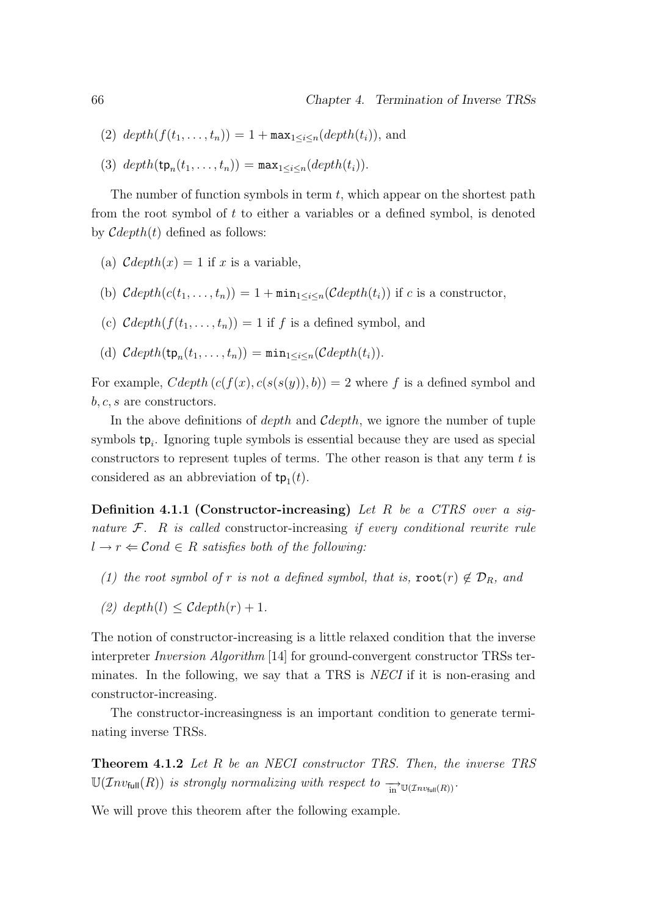(2) $depth(f(t_1, \ldots, t_n)) = 1 + \mathtt{max}_{1 \leq i \leq n}(depth(t_i))$, and

(3) $depth(\mathtt{tp}_n(t_1, \ldots, t_n)) = \mathtt{max}_{1 \leq i \leq n}(depth(t_i))$.

The number of function symbols in term $t$, which appear on the shortest path from the root symbol of $t$ to either a variables or a defined symbol, is denoted by $\mathcal{C}depth(t)$ defined as follows:

(a) $\mathcal{C}depth(x) = 1$ if $x$ is a variable,

(b) $\mathcal{C}depth(c(t_1, \ldots, t_n)) = 1 + \mathtt{min}_{1 \leq i \leq n}(\mathcal{C}depth(t_i))$ if $c$ is a constructor,

(c) $\mathcal{C}depth(f(t_1, \ldots, t_n)) = 1$ if $f$ is a defined symbol, and

(d) $\mathcal{C}depth(\mathtt{tp}_n(t_1, \ldots, t_n)) = \mathtt{min}_{1 \leq i \leq n}(\mathcal{C}depth(t_i))$.

For example, $Cdepth\,(c(f(x), c(s(s(y)), b)) = 2$ where $f$ is a defined symbol and $b, c, s$ are constructors.

In the above definitions of *depth* and $\mathcal{C}depth$, we ignore the number of tuple symbols $\mathtt{tp}_i$. Ignoring tuple symbols is essential because they are used as special constructors to represent tuples of terms. The other reason is that any term $t$ is considered as an abbreviation of $\mathtt{tp}_1(t)$.

**Definition 4.1.1 (Constructor-increasing)** *Let $R$ be a CTRS over a signature $\mathcal{F}$. $R$ is called* constructor-increasing *if every conditional rewrite rule $l \to r \Leftarrow \mathcal{C}ond \in R$ satisfies both of the following:*

*(1) the root symbol of $r$ is not a defined symbol, that is, $\mathtt{root}(r) \notin \mathcal{D}_R$, and*

*(2) $depth(l) \leq \mathcal{C}depth(r) + 1$.*

The notion of constructor-increasing is a little relaxed condition that the inverse interpreter *Inversion Algorithm* [14] for ground-convergent constructor TRSs terminates. In the following, we say that a TRS is *NECI* if it is non-erasing and constructor-increasing.

The constructor-increasingness is an important condition to generate terminating inverse TRSs.

**Theorem 4.1.2** *Let $R$ be an NECI constructor TRS. Then, the inverse TRS $\mathbb{U}(\mathcal{I}nv_{\mathsf{full}}(R))$ is strongly normalizing with respect to $\xrightarrow[\text{in}]{}_{\mathbb{U}(\mathcal{I}nv_{\mathsf{full}}(R))}$.*

We will prove this theorem after the following example.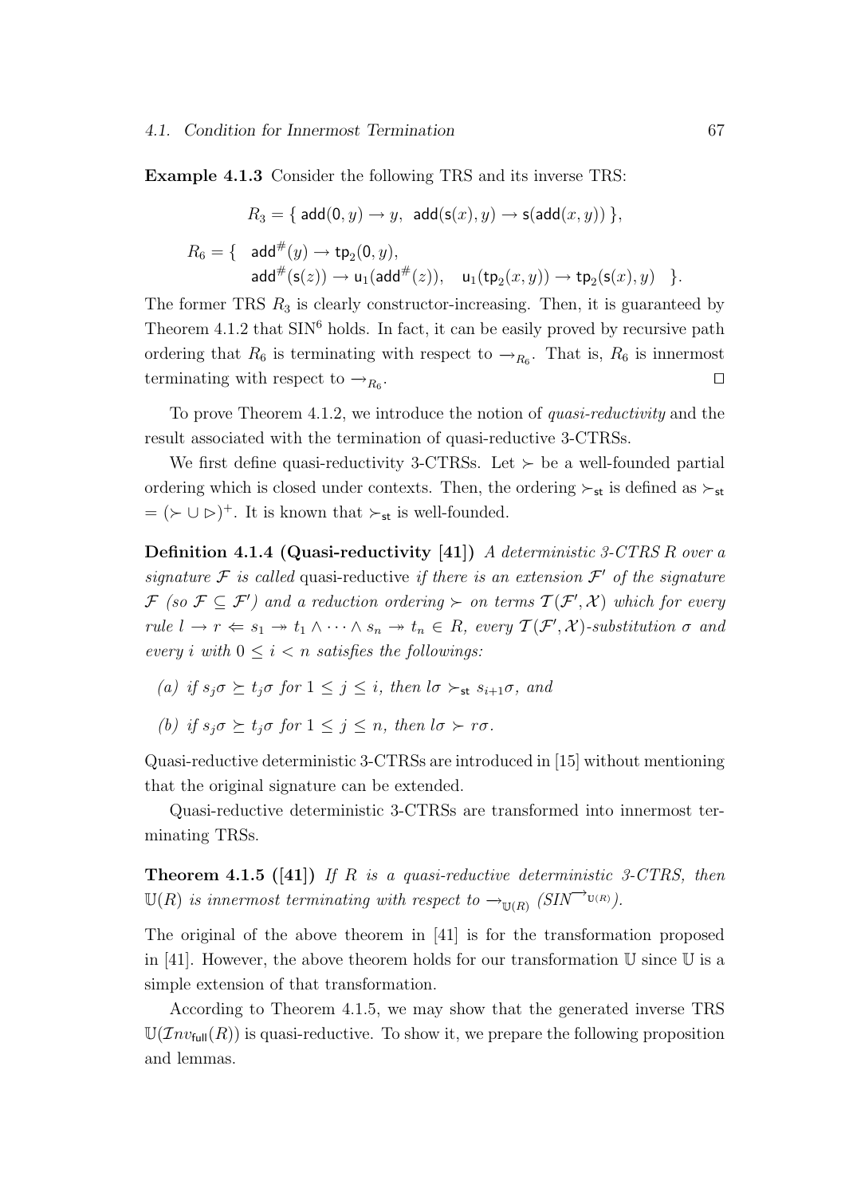**Example 4.1.3** Consider the following TRS and its inverse TRS:

$$R_3 = \{\ \mathsf{add}(\mathsf{0}, y) \to y,\ \ \mathsf{add}(\mathsf{s}(x), y) \to \mathsf{s}(\mathsf{add}(x, y))\ \},$$

$$\begin{aligned} R_6 = \{\ \ & \mathsf{add}^\#(y) \to \mathsf{tp}_2(\mathsf{0}, y), \\ & \mathsf{add}^\#(\mathsf{s}(z)) \to \mathsf{u}_1(\mathsf{add}^\#(z)), \quad \mathsf{u}_1(\mathsf{tp}_2(x, y)) \to \mathsf{tp}_2(\mathsf{s}(x), y) \quad \}. \end{aligned}$$

The former TRS $R_3$ is clearly constructor-increasing. Then, it is guaranteed by Theorem 4.1.2 that $\mathrm{SIN}^6$ holds. In fact, it can be easily proved by recursive path ordering that $R_6$ is terminating with respect to $\xrightarrow{}_{R_6}$. That is, $R_6$ is innermost terminating with respect to $\xrightarrow{}_{R_6}$. □

To prove Theorem 4.1.2, we introduce the notion of *quasi-reductivity* and the result associated with the termination of quasi-reductive 3-CTRSs.

We first define quasi-reductivity 3-CTRSs. Let $\succ$ be a well-founded partial ordering which is closed under contexts. Then, the ordering $\succ_{\mathsf{st}}$ is defined as $\succ_{\mathsf{st}} = (\succ \cup \rhd)^+$. It is known that $\succ_{\mathsf{st}}$ is well-founded.

**Definition 4.1.4 (Quasi-reductivity [41])** *A deterministic 3-CTRS $R$ over a signature $\mathcal{F}$ is called* quasi-reductive *if there is an extension $\mathcal{F}'$ of the signature $\mathcal{F}$ (so $\mathcal{F} \subseteq \mathcal{F}'$) and a reduction ordering $\succ$ on terms $\mathcal{T}(\mathcal{F}', \mathcal{X})$ which for every rule $l \to r \Leftarrow s_1 \twoheadrightarrow t_1 \wedge \cdots \wedge s_n \twoheadrightarrow t_n \in R$, every $\mathcal{T}(\mathcal{F}', \mathcal{X})$-substitution $\sigma$ and every $i$ with $0 \le i < n$ satisfies the followings:*

*(a) if $s_j\sigma \succeq t_j\sigma$ for $1 \le j \le i$, then $l\sigma \succ_{\mathsf{st}} s_{i+1}\sigma$, and*

*(b) if $s_j\sigma \succeq t_j\sigma$ for $1 \le j \le n$, then $l\sigma \succ r\sigma$.*

Quasi-reductive deterministic 3-CTRSs are introduced in [15] without mentioning that the original signature can be extended.

Quasi-reductive deterministic 3-CTRSs are transformed into innermost terminating TRSs.

**Theorem 4.1.5 ([41])** *If $R$ is a quasi-reductive deterministic 3-CTRS, then $\mathbb{U}(R)$ is innermost terminating with respect to $\xrightarrow{}_{\mathbb{U}(R)}$ ($SIN^{\xrightarrow{}_{\mathbb{U}(R)}}$).*

The original of the above theorem in [41] is for the transformation proposed in [41]. However, the above theorem holds for our transformation $\mathbb{U}$ since $\mathbb{U}$ is a simple extension of that transformation.

According to Theorem 4.1.5, we may show that the generated inverse TRS $\mathbb{U}(\mathcal{I}nv_{\mathsf{full}}(R))$ is quasi-reductive. To show it, we prepare the following proposition and lemmas.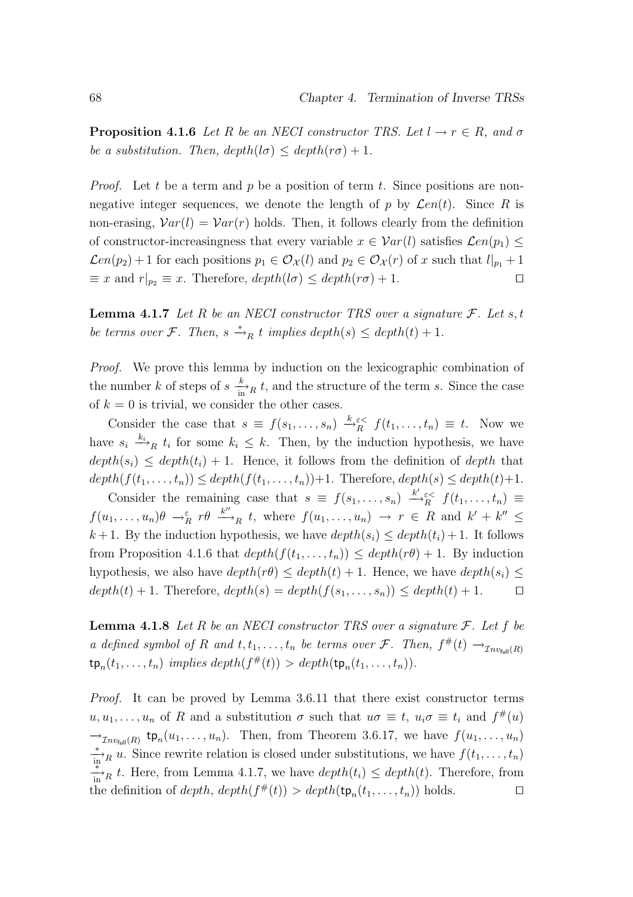**Proposition 4.1.6** *Let $R$ be an NECI constructor TRS. Let $l \to r \in R$, and $\sigma$ be a substitution. Then, $depth(l\sigma) \leq depth(r\sigma) + 1$.*

*Proof.* Let $t$ be a term and $p$ be a position of term $t$. Since positions are non-negative integer sequences, we denote the length of $p$ by $\mathcal{L}en(t)$. Since $R$ is non-erasing, $\mathcal{V}ar(l) = \mathcal{V}ar(r)$ holds. Then, it follows clearly from the definition of constructor-increasingness that every variable $x \in \mathcal{V}ar(l)$ satisfies $\mathcal{L}en(p_1) \leq \mathcal{L}en(p_2) + 1$ for each positions $p_1 \in \mathcal{O}_{\mathcal{X}}(l)$ and $p_2 \in \mathcal{O}_{\mathcal{X}}(r)$ of $x$ such that $l|_{p_1} + 1 \equiv x$ and $r|_{p_2} \equiv x$. Therefore, $depth(l\sigma) \leq depth(r\sigma) + 1$. $\square$

**Lemma 4.1.7** *Let $R$ be an NECI constructor TRS over a signature $\mathcal{F}$. Let $s, t$ be terms over $\mathcal{F}$. Then, $s \xrightarrow{*}_R t$ implies $depth(s) \leq depth(t) + 1$.*

*Proof.* We prove this lemma by induction on the lexicographic combination of the number $k$ of steps of $s \xrightarrow[\text{in}]{k}_R t$, and the structure of the term $s$. Since the case of $k = 0$ is trivial, we consider the other cases.

Consider the case that $s \equiv f(s_1, \ldots, s_n) \xrightarrow{k}{}^{\varepsilon<}_R f(t_1, \ldots, t_n) \equiv t$. Now we have $s_i \xrightarrow{k_i}_R t_i$ for some $k_i \leq k$. Then, by the induction hypothesis, we have $depth(s_i) \leq depth(t_i) + 1$. Hence, it follows from the definition of *depth* that $depth(f(t_1, \ldots, t_n)) \leq depth(f(t_1, \ldots, t_n)) + 1$. Therefore, $depth(s) \leq depth(t) + 1$.

Consider the remaining case that $s \equiv f(s_1, \ldots, s_n) \xrightarrow{k'}{}^{\varepsilon<}_R f(t_1, \ldots, t_n) \equiv f(u_1, \ldots, u_n)\theta \to^{\varepsilon}_R r\theta \xrightarrow{k''}_R t$, where $f(u_1, \ldots, u_n) \to r \in R$ and $k' + k'' \leq k + 1$. By the induction hypothesis, we have $depth(s_i) \leq depth(t_i) + 1$. It follows from Proposition 4.1.6 that $depth(f(t_1, \ldots, t_n)) \leq depth(r\theta) + 1$. By induction hypothesis, we also have $depth(r\theta) \leq depth(t) + 1$. Hence, we have $depth(s_i) \leq depth(t) + 1$. Therefore, $depth(s) = depth(f(s_1, \ldots, s_n)) \leq depth(t) + 1$. $\square$

**Lemma 4.1.8** *Let $R$ be an NECI constructor TRS over a signature $\mathcal{F}$. Let $f$ be a defined symbol of $R$ and $t, t_1, \ldots, t_n$ be terms over $\mathcal{F}$. Then, $f^\#(t) \to_{\mathcal{I}nv_{\mathsf{full}}(R)} \mathsf{tp}_n(t_1, \ldots, t_n)$ implies $depth(f^\#(t)) > depth(\mathsf{tp}_n(t_1, \ldots, t_n))$.*

*Proof.* It can be proved by Lemma 3.6.11 that there exist constructor terms $u, u_1, \ldots, u_n$ of $R$ and a substitution $\sigma$ such that $u\sigma \equiv t$, $u_i\sigma \equiv t_i$ and $f^\#(u) \to_{\mathcal{I}nv_{\mathsf{full}}(R)} \mathsf{tp}_n(u_1, \ldots, u_n)$. Then, from Theorem 3.6.17, we have $f(u_1, \ldots, u_n) \xrightarrow[\text{in}]{*}_R u$. Since rewrite relation is closed under substitutions, we have $f(t_1, \ldots, t_n) \xrightarrow[\text{in}]{*}_R t$. Here, from Lemma 4.1.7, we have $depth(t_i) \leq depth(t)$. Therefore, from the definition of *depth*, $depth(f^\#(t)) > depth(\mathsf{tp}_n(t_1, \ldots, t_n))$ holds. $\square$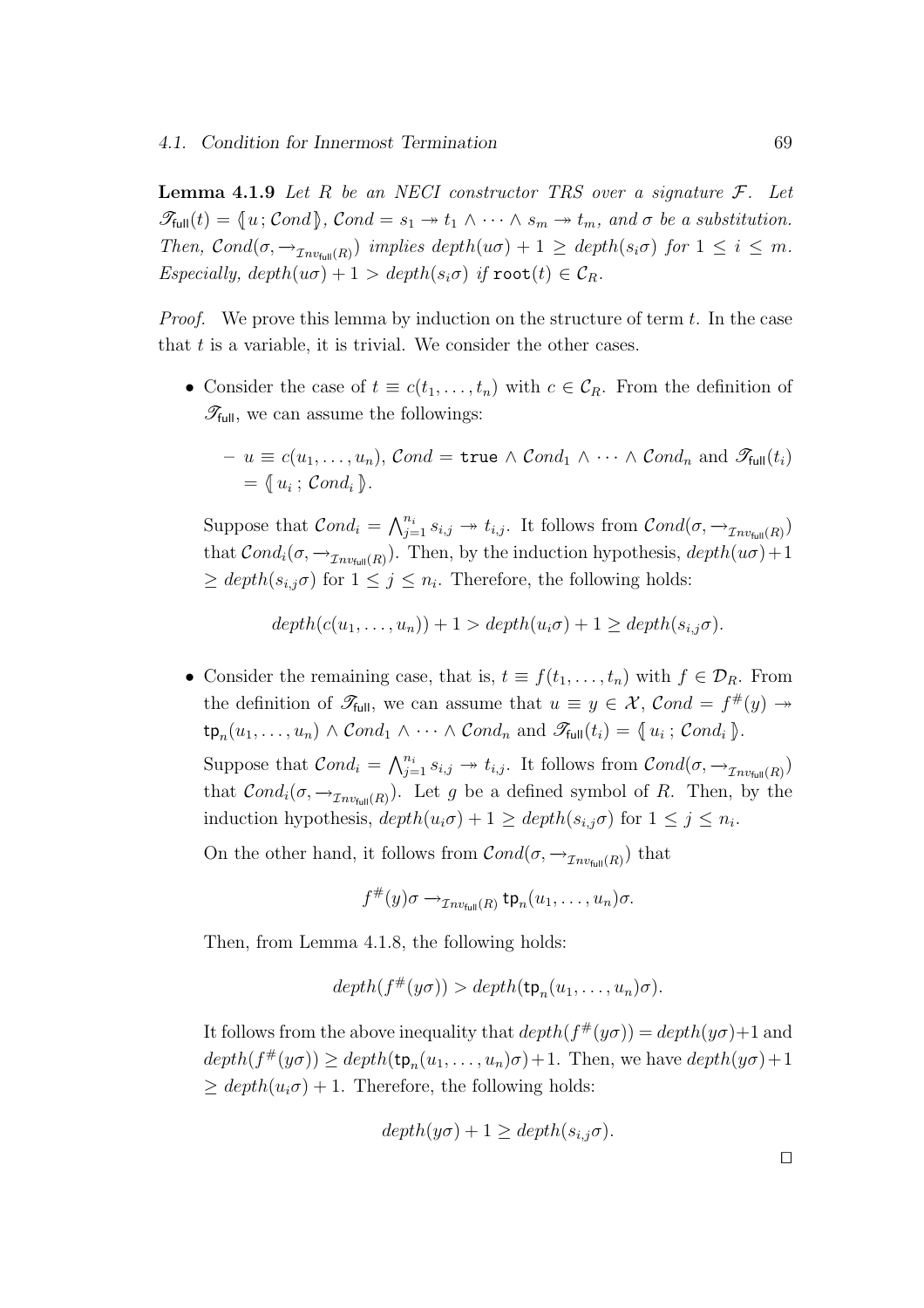**Lemma 4.1.9** *Let $R$ be an NECI constructor TRS over a signature $\mathcal{F}$. Let $\mathscr{T}_{\mathsf{full}}(t) = \langle\!\langle\, u\,; \mathcal{C}ond \,\rangle\!\rangle$, $\mathcal{C}ond = s_1 \twoheadrightarrow t_1 \wedge \cdots \wedge s_m \twoheadrightarrow t_m$, and $\sigma$ be a substitution. Then, $\mathcal{C}ond(\sigma, \rightarrow_{\mathcal{I}nv_{\mathsf{full}}(R)})$ implies $depth(u\sigma) + 1 \geq depth(s_i\sigma)$ for $1 \leq i \leq m$. Especially, $depth(u\sigma) + 1 > depth(s_i\sigma)$ if $\mathtt{root}(t) \in \mathcal{C}_R$.*

*Proof.* We prove this lemma by induction on the structure of term $t$. In the case that $t$ is a variable, it is trivial. We consider the other cases.

- Consider the case of $t \equiv c(t_1, \ldots, t_n)$ with $c \in \mathcal{C}_R$. From the definition of $\mathscr{T}_{\mathsf{full}}$, we can assume the followings:

  - $u \equiv c(u_1, \ldots, u_n)$, $\mathcal{C}ond = \mathtt{true} \wedge \mathcal{C}ond_1 \wedge \cdots \wedge \mathcal{C}ond_n$ and $\mathscr{T}_{\mathsf{full}}(t_i) = \langle\!\langle\, u_i\,; \mathcal{C}ond_i \,\rangle\!\rangle$.

  Suppose that $\mathcal{C}ond_i = \bigwedge_{j=1}^{n_i} s_{i,j} \twoheadrightarrow t_{i,j}$. It follows from $\mathcal{C}ond(\sigma, \rightarrow_{\mathcal{I}nv_{\mathsf{full}}(R)})$ that $\mathcal{C}ond_i(\sigma, \rightarrow_{\mathcal{I}nv_{\mathsf{full}}(R)})$. Then, by the induction hypothesis, $depth(u\sigma) + 1 \geq depth(s_{i,j}\sigma)$ for $1 \leq j \leq n_i$. Therefore, the following holds:

  $$depth(c(u_1, \ldots, u_n)) + 1 > depth(u_i\sigma) + 1 \geq depth(s_{i,j}\sigma).$$

- Consider the remaining case, that is, $t \equiv f(t_1, \ldots, t_n)$ with $f \in \mathcal{D}_R$. From the definition of $\mathscr{T}_{\mathsf{full}}$, we can assume that $u \equiv y \in \mathcal{X}$, $\mathcal{C}ond = f^{\#}(y) \twoheadrightarrow \mathsf{tp}_n(u_1, \ldots, u_n) \wedge \mathcal{C}ond_1 \wedge \cdots \wedge \mathcal{C}ond_n$ and $\mathscr{T}_{\mathsf{full}}(t_i) = \langle\!\langle\, u_i\,; \mathcal{C}ond_i \,\rangle\!\rangle$.

  Suppose that $\mathcal{C}ond_i = \bigwedge_{j=1}^{n_i} s_{i,j} \twoheadrightarrow t_{i,j}$. It follows from $\mathcal{C}ond(\sigma, \rightarrow_{\mathcal{I}nv_{\mathsf{full}}(R)})$ that $\mathcal{C}ond_i(\sigma, \rightarrow_{\mathcal{I}nv_{\mathsf{full}}(R)})$. Let $g$ be a defined symbol of $R$. Then, by the induction hypothesis, $depth(u_i\sigma) + 1 \geq depth(s_{i,j}\sigma)$ for $1 \leq j \leq n_i$.

  On the other hand, it follows from $\mathcal{C}ond(\sigma, \rightarrow_{\mathcal{I}nv_{\mathsf{full}}(R)})$ that

  $$f^{\#}(y)\sigma \rightarrow_{\mathcal{I}nv_{\mathsf{full}}(R)} \mathsf{tp}_n(u_1, \ldots, u_n)\sigma.$$

  Then, from Lemma 4.1.8, the following holds:

  $$depth(f^{\#}(y\sigma)) > depth(\mathsf{tp}_n(u_1, \ldots, u_n)\sigma).$$

  It follows from the above inequality that $depth(f^{\#}(y\sigma)) = depth(y\sigma) + 1$ and $depth(f^{\#}(y\sigma)) \geq depth(\mathsf{tp}_n(u_1, \ldots, u_n)\sigma) + 1$. Then, we have $depth(y\sigma) + 1 \geq depth(u_i\sigma) + 1$. Therefore, the following holds:

  $$depth(y\sigma) + 1 \geq depth(s_{i,j}\sigma).$$

□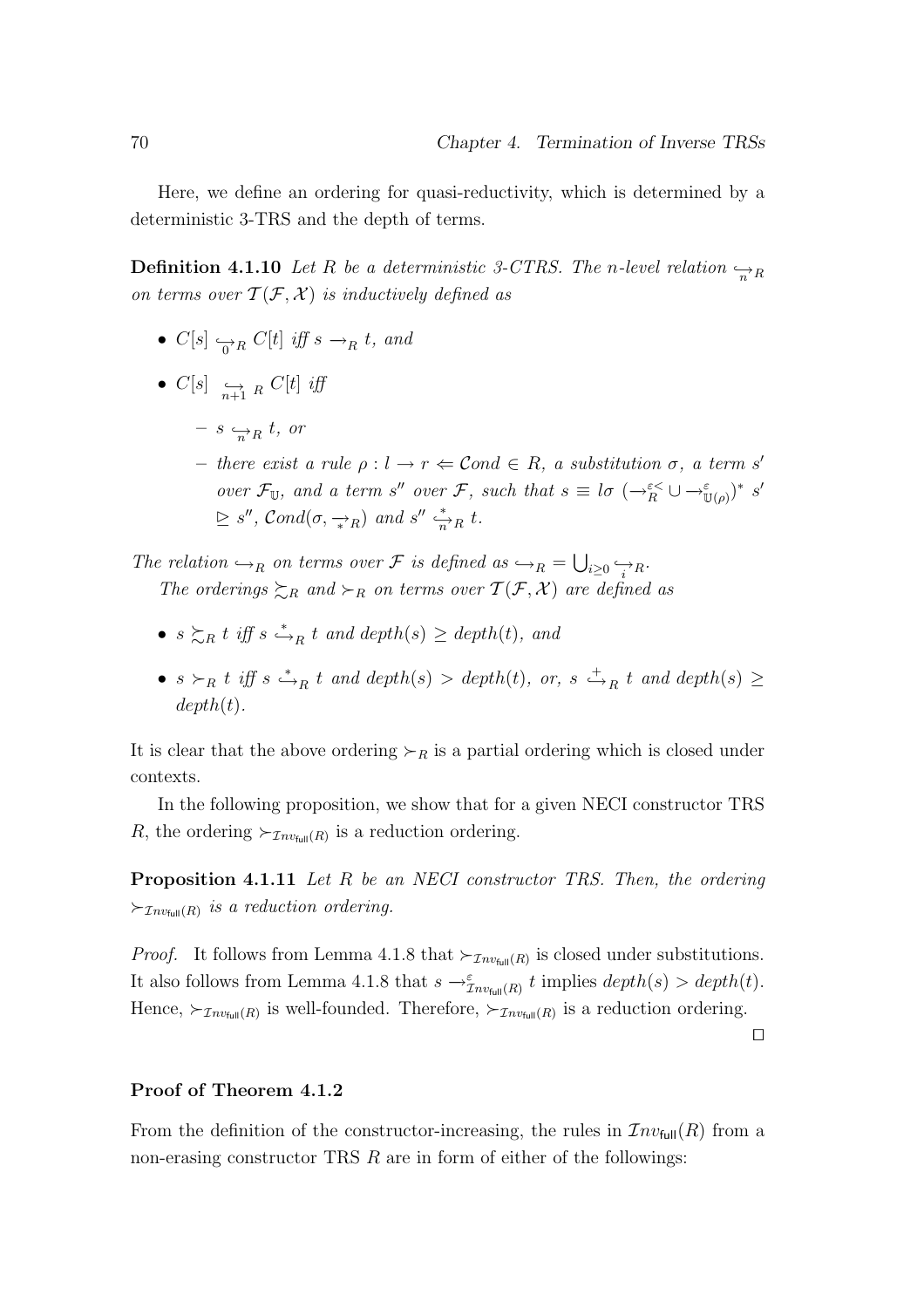Here, we define an ordering for quasi-reductivity, which is determined by a deterministic 3-TRS and the depth of terms.

**Definition 4.1.10** *Let $R$ be a deterministic 3-CTRS. The $n$-level relation $\underset{n}{\hookrightarrow}_R$ on terms over $\mathcal{T}(\mathcal{F}, \mathcal{X})$ is inductively defined as*

- $C[s] \underset{0}{\hookrightarrow}_R C[t]$ *iff* $s \rightarrow_R t$*, and*
- $C[s] \underset{n+1}{\hookrightarrow}_R C[t]$ *iff*
  - $s \underset{n}{\hookrightarrow}_R t$*, or*
  - *there exist a rule $\rho : l \rightarrow r \Leftarrow \mathcal{C}ond \in R$, a substitution $\sigma$, a term $s'$ over $\mathcal{F}_{\mathbb{U}}$, and a term $s''$ over $\mathcal{F}$, such that $s \equiv l\sigma \ (\rightarrow_R^{\varepsilon<} \cup \rightarrow_{\mathbb{U}(\rho)}^{\varepsilon})^* \ s' \trianglerighteq s''$, $\mathcal{C}ond(\sigma, \underset{*}{\rightarrow}_R)$ and $s'' \overset{*}{\underset{n}{\hookrightarrow}}_R t$.*

*The relation $\hookrightarrow_R$ on terms over $\mathcal{F}$ is defined as $\hookrightarrow_R = \bigcup_{i \geq 0} \underset{i}{\hookrightarrow}_R$.*

*The orderings $\succsim_R$ and $\succ_R$ on terms over $\mathcal{T}(\mathcal{F}, \mathcal{X})$ are defined as*

- $s \succsim_R t$ *iff* $s \overset{*}{\hookrightarrow}_R t$ *and* $depth(s) \geq depth(t)$*, and*
- $s \succ_R t$ *iff* $s \overset{*}{\hookrightarrow}_R t$ *and* $depth(s) > depth(t)$*, or,* $s \overset{+}{\hookrightarrow}_R t$ *and* $depth(s) \geq depth(t)$*.*

It is clear that the above ordering $\succ_R$ is a partial ordering which is closed under contexts.

In the following proposition, we show that for a given NECI constructor TRS $R$, the ordering $\succ_{\mathcal{I}nv_{\mathsf{full}}(R)}$ is a reduction ordering.

**Proposition 4.1.11** *Let $R$ be an NECI constructor TRS. Then, the ordering $\succ_{\mathcal{I}nv_{\mathsf{full}}(R)}$ is a reduction ordering.*

*Proof.* It follows from Lemma 4.1.8 that $\succ_{\mathcal{I}nv_{\mathsf{full}}(R)}$ is closed under substitutions. It also follows from Lemma 4.1.8 that $s \rightarrow_{\mathcal{I}nv_{\mathsf{full}}(R)}^{\varepsilon} t$ implies $depth(s) > depth(t)$. Hence, $\succ_{\mathcal{I}nv_{\mathsf{full}}(R)}$ is well-founded. Therefore, $\succ_{\mathcal{I}nv_{\mathsf{full}}(R)}$ is a reduction ordering. □

### Proof of Theorem 4.1.2

From the definition of the constructor-increasing, the rules in $\mathcal{I}nv_{\mathsf{full}}(R)$ from a non-erasing constructor TRS $R$ are in form of either of the followings: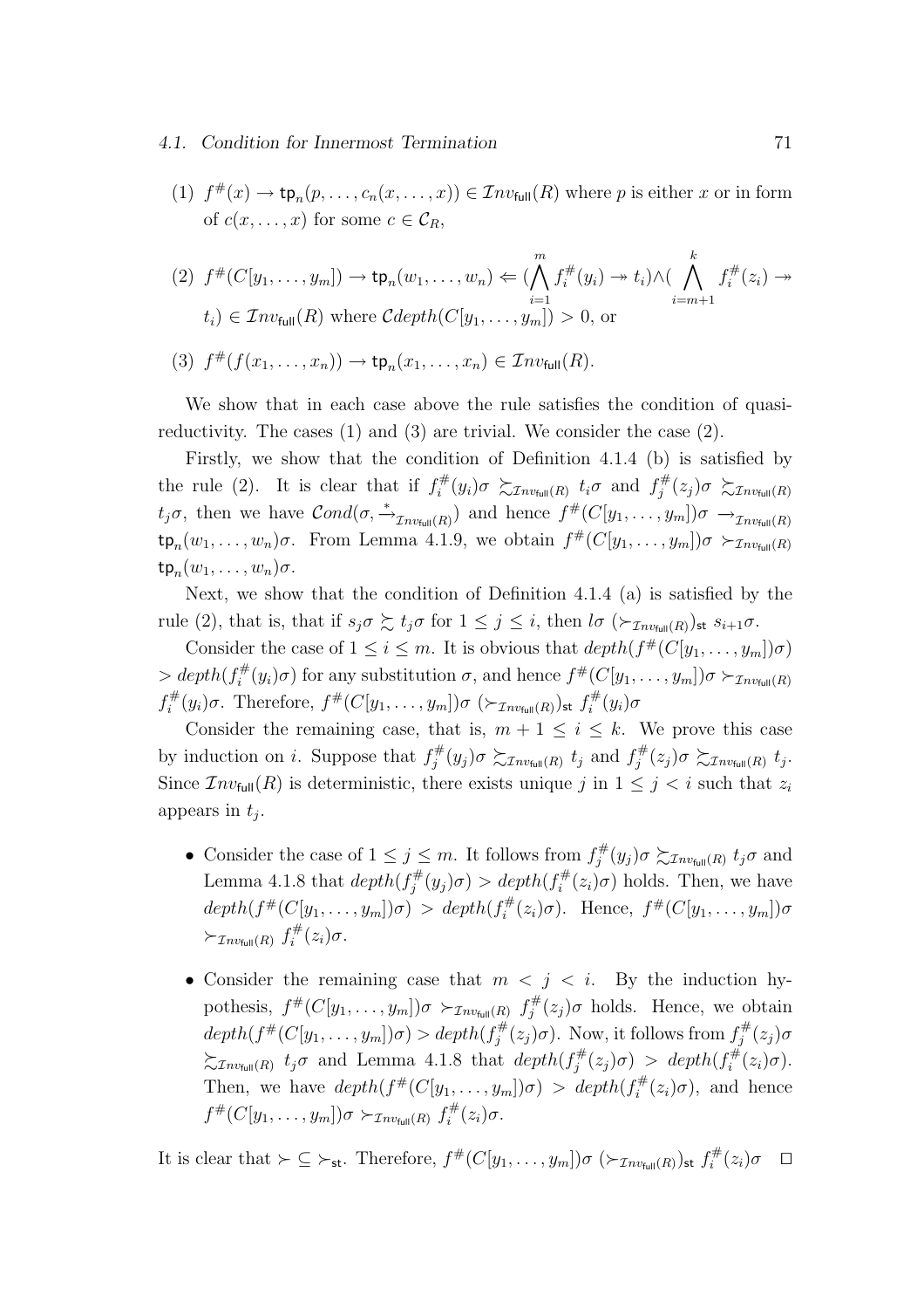(1) $f^\#(x) \to \mathsf{tp}_n(p, \ldots, c_n(x, \ldots, x)) \in \mathcal{I}nv_{\mathsf{full}}(R)$ where $p$ is either $x$ or in form of $c(x, \ldots, x)$ for some $c \in \mathcal{C}_R$,

(2) $f^\#(C[y_1, \ldots, y_m]) \to \mathsf{tp}_n(w_1, \ldots, w_n) \Leftarrow (\bigwedge_{i=1}^{m} f_i^\#(y_i) \twoheadrightarrow t_i) \wedge (\bigwedge_{i=m+1}^{k} f_i^\#(z_i) \twoheadrightarrow t_i) \in \mathcal{I}nv_{\mathsf{full}}(R)$ where $\mathcal{C}depth(C[y_1, \ldots, y_m]) > 0$, or

(3) $f^\#(f(x_1, \ldots, x_n)) \to \mathsf{tp}_n(x_1, \ldots, x_n) \in \mathcal{I}nv_{\mathsf{full}}(R)$.

We show that in each case above the rule satisfies the condition of quasi-reductivity. The cases (1) and (3) are trivial. We consider the case (2).

Firstly, we show that the condition of Definition 4.1.4 (b) is satisfied by the rule (2). It is clear that if $f_i^\#(y_i)\sigma \succsim_{\mathcal{I}nv_{\mathsf{full}}(R)} t_i\sigma$ and $f_j^\#(z_j)\sigma \succsim_{\mathcal{I}nv_{\mathsf{full}}(R)} t_j\sigma$, then we have $\mathcal{C}ond(\sigma, \xrightarrow{*}_{\mathcal{I}nv_{\mathsf{full}}(R)})$ and hence $f^\#(C[y_1, \ldots, y_m])\sigma \to_{\mathcal{I}nv_{\mathsf{full}}(R)} \mathsf{tp}_n(w_1, \ldots, w_n)\sigma$. From Lemma 4.1.9, we obtain $f^\#(C[y_1, \ldots, y_m])\sigma \succ_{\mathcal{I}nv_{\mathsf{full}}(R)} \mathsf{tp}_n(w_1, \ldots, w_n)\sigma$.

Next, we show that the condition of Definition 4.1.4 (a) is satisfied by the rule (2), that is, that if $s_j\sigma \succsim t_j\sigma$ for $1 \le j \le i$, then $l\sigma \ (\succ_{\mathcal{I}nv_{\mathsf{full}}(R)})_{\mathsf{st}}\ s_{i+1}\sigma$.

Consider the case of $1 \le i \le m$. It is obvious that $depth(f^\#(C[y_1, \ldots, y_m])\sigma) > depth(f_i^\#(y_i)\sigma)$ for any substitution $\sigma$, and hence $f^\#(C[y_1, \ldots, y_m])\sigma \succ_{\mathcal{I}nv_{\mathsf{full}}(R)} f_i^\#(y_i)\sigma$. Therefore, $f^\#(C[y_1, \ldots, y_m])\sigma \ (\succ_{\mathcal{I}nv_{\mathsf{full}}(R)})_{\mathsf{st}}\ f_i^\#(y_i)\sigma$

Consider the remaining case, that is, $m + 1 \le i \le k$. We prove this case by induction on $i$. Suppose that $f_j^\#(y_j)\sigma \succsim_{\mathcal{I}nv_{\mathsf{full}}(R)} t_j$ and $f_j^\#(z_j)\sigma \succsim_{\mathcal{I}nv_{\mathsf{full}}(R)} t_j$. Since $\mathcal{I}nv_{\mathsf{full}}(R)$ is deterministic, there exists unique $j$ in $1 \le j < i$ such that $z_i$ appears in $t_j$.

- Consider the case of $1 \le j \le m$. It follows from $f_j^\#(y_j)\sigma \succsim_{\mathcal{I}nv_{\mathsf{full}}(R)} t_j\sigma$ and Lemma 4.1.8 that $depth(f_j^\#(y_j)\sigma) > depth(f_i^\#(z_i)\sigma)$ holds. Then, we have $depth(f^\#(C[y_1, \ldots, y_m])\sigma) > depth(f_i^\#(z_i)\sigma)$. Hence, $f^\#(C[y_1, \ldots, y_m])\sigma \succ_{\mathcal{I}nv_{\mathsf{full}}(R)} f_i^\#(z_i)\sigma$.

- Consider the remaining case that $m < j < i$. By the induction hypothesis, $f^\#(C[y_1, \ldots, y_m])\sigma \succ_{\mathcal{I}nv_{\mathsf{full}}(R)} f_j^\#(z_j)\sigma$ holds. Hence, we obtain $depth(f^\#(C[y_1, \ldots, y_m])\sigma) > depth(f_j^\#(z_j)\sigma)$. Now, it follows from $f_j^\#(z_j)\sigma \succsim_{\mathcal{I}nv_{\mathsf{full}}(R)} t_j\sigma$ and Lemma 4.1.8 that $depth(f_j^\#(z_j)\sigma) > depth(f_i^\#(z_i)\sigma)$. Then, we have $depth(f^\#(C[y_1, \ldots, y_m])\sigma) > depth(f_i^\#(z_i)\sigma)$, and hence $f^\#(C[y_1, \ldots, y_m])\sigma \succ_{\mathcal{I}nv_{\mathsf{full}}(R)} f_i^\#(z_i)\sigma$.

It is clear that $\succ \subseteq \succ_{\mathsf{st}}$. Therefore, $f^\#(C[y_1, \ldots, y_m])\sigma \ (\succ_{\mathcal{I}nv_{\mathsf{full}}(R)})_{\mathsf{st}}\ f_i^\#(z_i)\sigma$ $\square$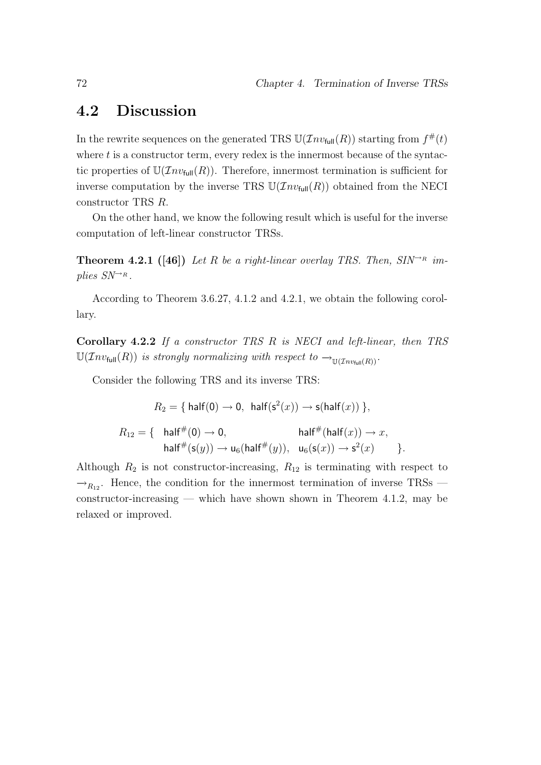## 4.2 Discussion

In the rewrite sequences on the generated TRS $\mathbb{U}(\mathcal{I}nv_{\mathsf{full}}(R))$ starting from $f^{\#}(t)$ where $t$ is a constructor term, every redex is the innermost because of the syntactic properties of $\mathbb{U}(\mathcal{I}nv_{\mathsf{full}}(R))$. Therefore, innermost termination is sufficient for inverse computation by the inverse TRS $\mathbb{U}(\mathcal{I}nv_{\mathsf{full}}(R))$ obtained from the NECI constructor TRS $R$.

On the other hand, we know the following result which is useful for the inverse computation of left-linear constructor TRSs.

**Theorem 4.2.1 ([46])** *Let $R$ be a right-linear overlay TRS. Then, $SIN^{\rightarrow_R}$ implies $SN^{\rightarrow_R}$.*

According to Theorem 3.6.27, 4.1.2 and 4.2.1, we obtain the following corollary.

**Corollary 4.2.2** *If a constructor TRS $R$ is NECI and left-linear, then TRS $\mathbb{U}(\mathcal{I}nv_{\mathsf{full}}(R))$ is strongly normalizing with respect to $\rightarrow_{\mathbb{U}(\mathcal{I}nv_{\mathsf{full}}(R))}$.*

Consider the following TRS and its inverse TRS:

$$R_2 = \{\ \mathsf{half}(\mathsf{0}) \rightarrow \mathsf{0},\ \ \mathsf{half}(\mathsf{s}^2(x)) \rightarrow \mathsf{s}(\mathsf{half}(x))\ \},$$

$$\begin{array}{rlll} R_{12} = \{ & \mathsf{half}^{\#}(\mathsf{0}) \rightarrow \mathsf{0}, & \mathsf{half}^{\#}(\mathsf{half}(x)) \rightarrow x, & \\ & \mathsf{half}^{\#}(\mathsf{s}(y)) \rightarrow \mathsf{u}_6(\mathsf{half}^{\#}(y)), & \mathsf{u}_6(\mathsf{s}(x)) \rightarrow \mathsf{s}^2(x) & \}. \end{array}$$

Although $R_2$ is not constructor-increasing, $R_{12}$ is terminating with respect to $\rightarrow_{R_{12}}$. Hence, the condition for the innermost termination of inverse TRSs — constructor-increasing — which have shown shown in Theorem 4.1.2, may be relaxed or improved.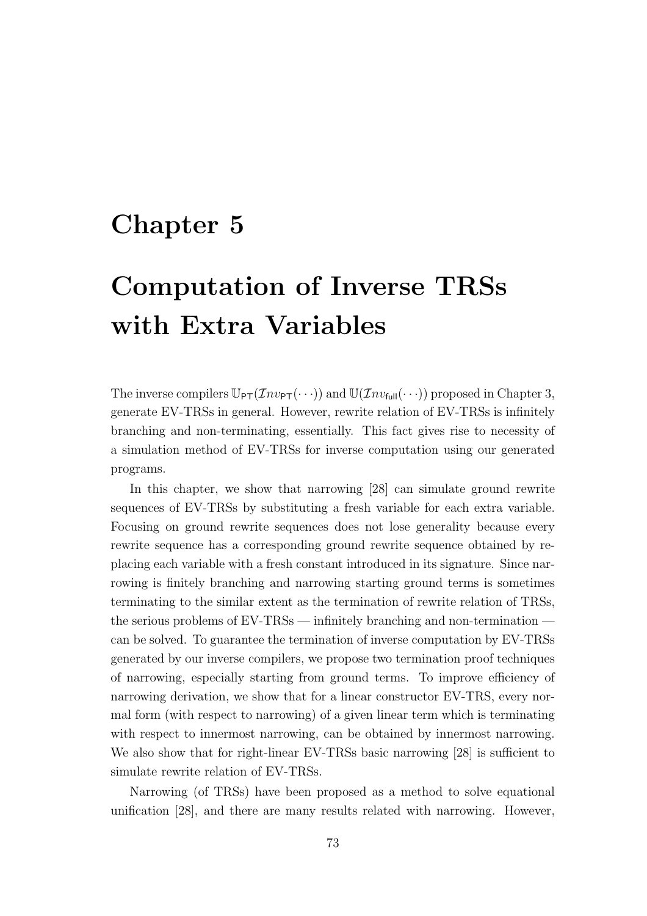# Chapter 5

# Computation of Inverse TRSs with Extra Variables

The inverse compilers $\mathbb{U}_{\mathsf{PT}}(\mathcal{I}nv_{\mathsf{PT}}(\cdots))$ and $\mathbb{U}(\mathcal{I}nv_{\mathsf{full}}(\cdots))$ proposed in Chapter 3, generate EV-TRSs in general. However, rewrite relation of EV-TRSs is infinitely branching and non-terminating, essentially. This fact gives rise to necessity of a simulation method of EV-TRSs for inverse computation using our generated programs.

In this chapter, we show that narrowing [28] can simulate ground rewrite sequences of EV-TRSs by substituting a fresh variable for each extra variable. Focusing on ground rewrite sequences does not lose generality because every rewrite sequence has a corresponding ground rewrite sequence obtained by replacing each variable with a fresh constant introduced in its signature. Since narrowing is finitely branching and narrowing starting ground terms is sometimes terminating to the similar extent as the termination of rewrite relation of TRSs, the serious problems of EV-TRSs — infinitely branching and non-termination — can be solved. To guarantee the termination of inverse computation by EV-TRSs generated by our inverse compilers, we propose two termination proof techniques of narrowing, especially starting from ground terms. To improve efficiency of narrowing derivation, we show that for a linear constructor EV-TRS, every normal form (with respect to narrowing) of a given linear term which is terminating with respect to innermost narrowing, can be obtained by innermost narrowing. We also show that for right-linear EV-TRSs basic narrowing [28] is sufficient to simulate rewrite relation of EV-TRSs.

Narrowing (of TRSs) have been proposed as a method to solve equational unification [28], and there are many results related with narrowing. However,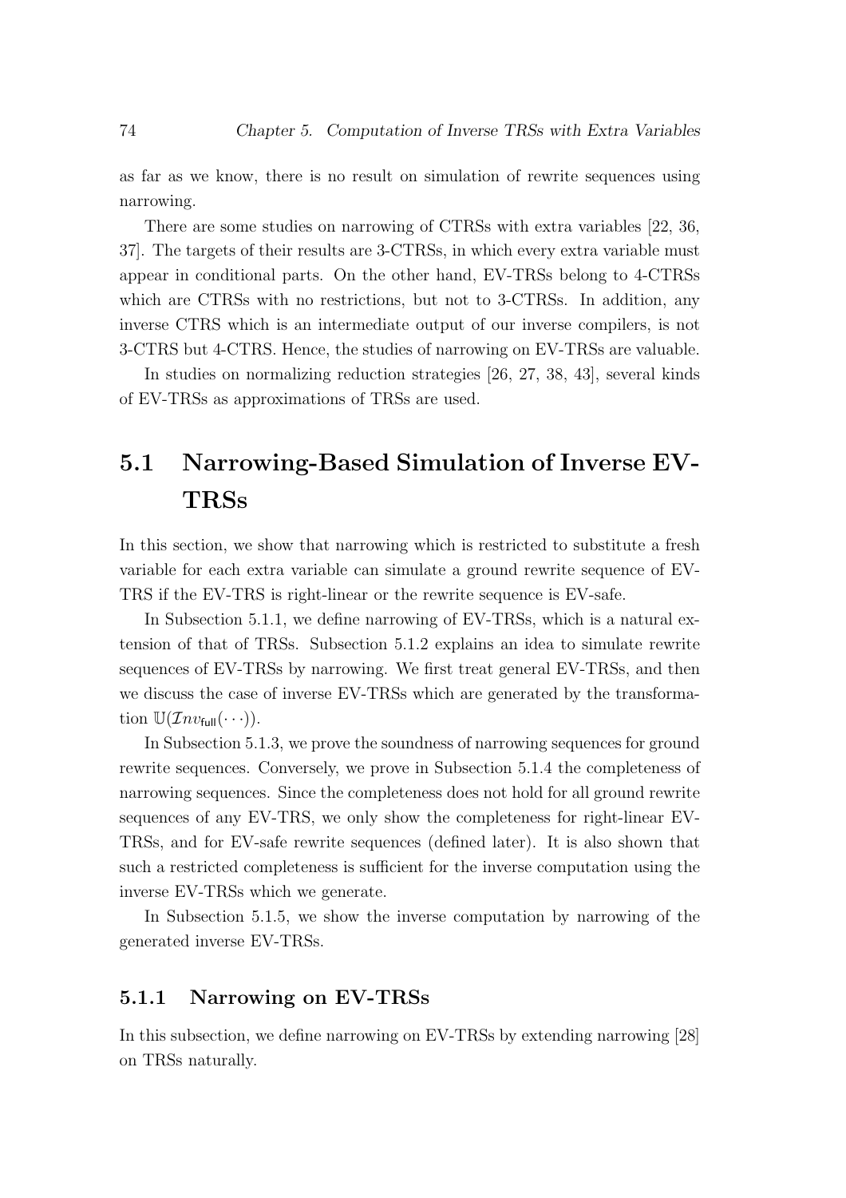as far as we know, there is no result on simulation of rewrite sequences using narrowing.

There are some studies on narrowing of CTRSs with extra variables [22, 36, 37]. The targets of their results are 3-CTRSs, in which every extra variable must appear in conditional parts. On the other hand, EV-TRSs belong to 4-CTRSs which are CTRSs with no restrictions, but not to 3-CTRSs. In addition, any inverse CTRS which is an intermediate output of our inverse compilers, is not 3-CTRS but 4-CTRS. Hence, the studies of narrowing on EV-TRSs are valuable.

In studies on normalizing reduction strategies [26, 27, 38, 43], several kinds of EV-TRSs as approximations of TRSs are used.

## 5.1 Narrowing-Based Simulation of Inverse EV-TRSs

In this section, we show that narrowing which is restricted to substitute a fresh variable for each extra variable can simulate a ground rewrite sequence of EV-TRS if the EV-TRS is right-linear or the rewrite sequence is EV-safe.

In Subsection 5.1.1, we define narrowing of EV-TRSs, which is a natural extension of that of TRSs. Subsection 5.1.2 explains an idea to simulate rewrite sequences of EV-TRSs by narrowing. We first treat general EV-TRSs, and then we discuss the case of inverse EV-TRSs which are generated by the transformation $\mathbb{U}(\mathcal{I}nv_{\mathsf{full}}(\cdots))$.

In Subsection 5.1.3, we prove the soundness of narrowing sequences for ground rewrite sequences. Conversely, we prove in Subsection 5.1.4 the completeness of narrowing sequences. Since the completeness does not hold for all ground rewrite sequences of any EV-TRS, we only show the completeness for right-linear EV-TRSs, and for EV-safe rewrite sequences (defined later). It is also shown that such a restricted completeness is sufficient for the inverse computation using the inverse EV-TRSs which we generate.

In Subsection 5.1.5, we show the inverse computation by narrowing of the generated inverse EV-TRSs.

### 5.1.1 Narrowing on EV-TRSs

In this subsection, we define narrowing on EV-TRSs by extending narrowing [28] on TRSs naturally.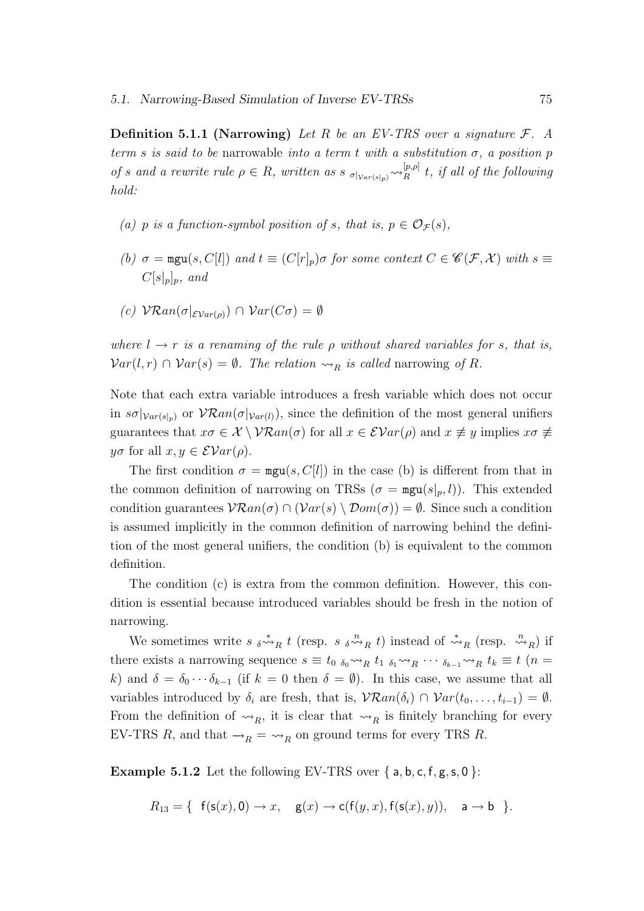**Definition 5.1.1 (Narrowing)** *Let $R$ be an EV-TRS over a signature $\mathcal{F}$. A term $s$ is said to be* narrowable *into a term $t$ with a substitution $\sigma$, a position $p$ of $s$ and a rewrite rule $\rho \in R$, written as $s \;{}_{\sigma|_{\mathcal{V}ar(s|_p)}}\!\!\leadsto_R^{[p,\rho]} t$, if all of the following hold:*

*(a) $p$ is a function-symbol position of $s$, that is, $p \in \mathcal{O}_{\mathcal{F}}(s)$,*

*(b) $\sigma = \mathtt{mgu}(s, C[l])$ and $t \equiv (C[r]_p)\sigma$ for some context $C \in \mathscr{C}(\mathcal{F}, \mathcal{X})$ with $s \equiv C[s|_p]_p$, and*

*(c) $\mathcal{VR}an(\sigma|_{\mathcal{EV}ar(\rho)}) \cap \mathcal{V}ar(C\sigma) = \emptyset$*

*where $l \to r$ is a renaming of the rule $\rho$ without shared variables for $s$, that is, $\mathcal{V}ar(l, r) \cap \mathcal{V}ar(s) = \emptyset$. The relation $\leadsto_R$ is called* narrowing *of $R$.*

Note that each extra variable introduces a fresh variable which does not occur in $s\sigma|_{\mathcal{V}ar(s|_p)}$ or $\mathcal{VR}an(\sigma|_{\mathcal{V}ar(l)})$, since the definition of the most general unifiers guarantees that $x\sigma \in \mathcal{X} \setminus \mathcal{VR}an(\sigma)$ for all $x \in \mathcal{EV}ar(\rho)$ and $x \not\equiv y$ implies $x\sigma \not\equiv y\sigma$ for all $x, y \in \mathcal{EV}ar(\rho)$.

The first condition $\sigma = \mathtt{mgu}(s, C[l])$ in the case (b) is different from that in the common definition of narrowing on TRSs ($\sigma = \mathtt{mgu}(s|_p, l)$). This extended condition guarantees $\mathcal{VR}an(\sigma) \cap (\mathcal{V}ar(s) \setminus \mathcal{D}om(\sigma)) = \emptyset$. Since such a condition is assumed implicitly in the common definition of narrowing behind the definition of the most general unifiers, the condition (b) is equivalent to the common definition.

The condition (c) is extra from the common definition. However, this condition is essential because introduced variables should be fresh in the notion of narrowing.

We sometimes write $s \;{}_{\delta}\!\!\overset{*}{\leadsto}_R t$ (resp. $s \;{}_{\delta}\!\!\overset{n}{\leadsto}_R t$) instead of $\overset{*}{\leadsto}_R$ (resp. $\overset{n}{\leadsto}_R$) if there exists a narrowing sequence $s \equiv t_0 \;{}_{\delta_0}\!\!\leadsto_R t_1 \;{}_{\delta_1}\!\!\leadsto_R \cdots {}_{\delta_{k-1}}\!\!\leadsto_R t_k \equiv t$ ($n = k$) and $\delta = \delta_0 \cdots \delta_{k-1}$ (if $k = 0$ then $\delta = \emptyset$). In this case, we assume that all variables introduced by $\delta_i$ are fresh, that is, $\mathcal{VR}an(\delta_i) \cap \mathcal{V}ar(t_0, \ldots, t_{i-1}) = \emptyset$. From the definition of $\leadsto_R$, it is clear that $\leadsto_R$ is finitely branching for every EV-TRS $R$, and that $\to_R = \leadsto_R$ on ground terms for every TRS $R$.

**Example 5.1.2** Let the following EV-TRS over $\{\, \mathsf{a}, \mathsf{b}, \mathsf{c}, \mathsf{f}, \mathsf{g}, \mathsf{s}, \mathsf{0} \,\}$:

$$R_{13} = \{\ \ \mathsf{f}(\mathsf{s}(x), \mathsf{0}) \to x, \quad \mathsf{g}(x) \to \mathsf{c}(\mathsf{f}(y, x), \mathsf{f}(\mathsf{s}(x), y)), \quad \mathsf{a} \to \mathsf{b}\ \ \}.$$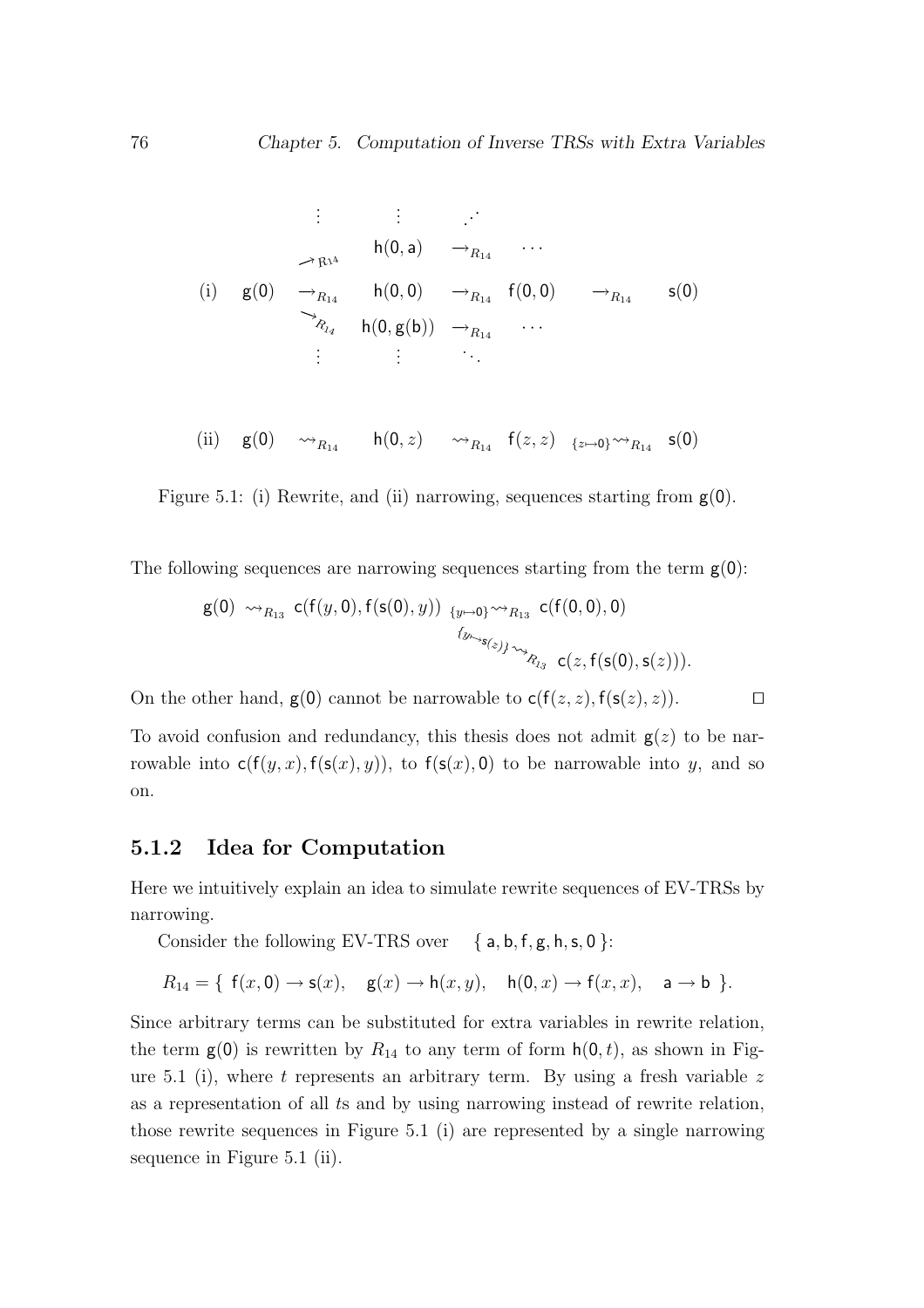$$
\begin{array}{llllllll}
 & & \vdots & \vdots & \iddots & & & \\
 & & \nearrow_{R_{14}} & \mathsf{h}(\mathsf{0},\mathsf{a}) & \to_{R_{14}} & \cdots & & \\
\text{(i)} & \mathsf{g}(\mathsf{0}) & \to_{R_{14}} & \mathsf{h}(\mathsf{0},\mathsf{0}) & \to_{R_{14}} & \mathsf{f}(\mathsf{0},\mathsf{0}) & \to_{R_{14}} & \mathsf{s}(\mathsf{0}) \\
 & & \searrow_{R_{14}} & \mathsf{h}(\mathsf{0},\mathsf{g}(\mathsf{b})) & \to_{R_{14}} & \cdots & & \\
 & & \vdots & \vdots & \ddots & & &
\end{array}
$$

$$
\text{(ii)} \quad \mathsf{g}(\mathsf{0}) \;\rightsquigarrow_{R_{14}}\; \mathsf{h}(\mathsf{0},z) \;\rightsquigarrow_{R_{14}}\; \mathsf{f}(z,z) \;{}_{\{z\mapsto\mathsf{0}\}}\!\!\rightsquigarrow_{R_{14}}\; \mathsf{s}(\mathsf{0})
$$

Figure 5.1: (i) Rewrite, and (ii) narrowing, sequences starting from $\mathsf{g}(\mathsf{0})$.

The following sequences are narrowing sequences starting from the term $\mathsf{g}(\mathsf{0})$:

$$
\begin{array}{lll}
\mathsf{g}(\mathsf{0}) \rightsquigarrow_{R_{13}} \mathsf{c}(\mathsf{f}(y,\mathsf{0}),\mathsf{f}(\mathsf{s}(\mathsf{0}),y)) & {}_{\{y\mapsto\mathsf{0}\}}\!\!\rightsquigarrow_{R_{13}} & \mathsf{c}(\mathsf{f}(\mathsf{0},\mathsf{0}),\mathsf{0}) \\
 & {}_{\{y\mapsto\mathsf{s}(z)\}}\!\!\searrow_{R_{13}} & \mathsf{c}(z,\mathsf{f}(\mathsf{s}(\mathsf{0}),\mathsf{s}(z))).
\end{array}
$$

On the other hand, $\mathsf{g}(\mathsf{0})$ cannot be narrowable to $\mathsf{c}(\mathsf{f}(z,z),\mathsf{f}(\mathsf{s}(z),z))$. $\square$

To avoid confusion and redundancy, this thesis does not admit $\mathsf{g}(z)$ to be narrowable into $\mathsf{c}(\mathsf{f}(y,x),\mathsf{f}(\mathsf{s}(x),y))$, to $\mathsf{f}(\mathsf{s}(x),\mathsf{0})$ to be narrowable into $y$, and so on.

### 5.1.2 Idea for Computation

Here we intuitively explain an idea to simulate rewrite sequences of EV-TRSs by narrowing.

Consider the following EV-TRS over $\{\mathsf{a},\mathsf{b},\mathsf{f},\mathsf{g},\mathsf{h},\mathsf{s},\mathsf{0}\}$:

$$
R_{14} = \{\ \mathsf{f}(x,\mathsf{0}) \to \mathsf{s}(x), \quad \mathsf{g}(x) \to \mathsf{h}(x,y), \quad \mathsf{h}(\mathsf{0},x) \to \mathsf{f}(x,x), \quad \mathsf{a} \to \mathsf{b}\ \}.
$$

Since arbitrary terms can be substituted for extra variables in rewrite relation, the term $\mathsf{g}(\mathsf{0})$ is rewritten by $R_{14}$ to any term of form $\mathsf{h}(\mathsf{0},t)$, as shown in Figure 5.1 (i), where $t$ represents an arbitrary term. By using a fresh variable $z$ as a representation of all $t$s and by using narrowing instead of rewrite relation, those rewrite sequences in Figure 5.1 (i) are represented by a single narrowing sequence in Figure 5.1 (ii).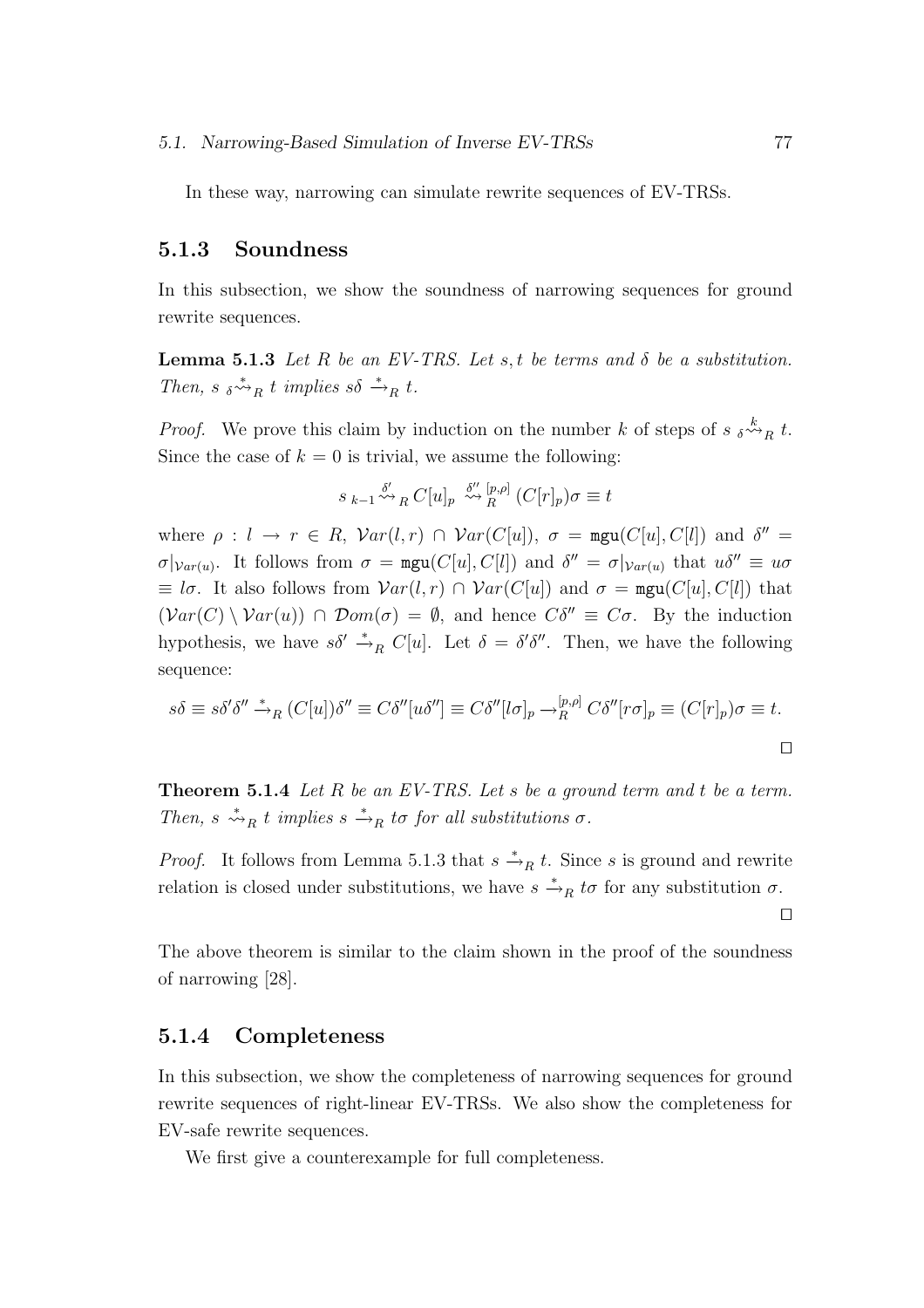In these way, narrowing can simulate rewrite sequences of EV-TRSs.

### 5.1.3 Soundness

In this subsection, we show the soundness of narrowing sequences for ground rewrite sequences.

**Lemma 5.1.3** *Let $R$ be an EV-TRS. Let $s, t$ be terms and $\delta$ be a substitution. Then, $s \;{}_{\delta}\!\overset{*}{\rightsquigarrow}_R\; t$ implies $s\delta \xrightarrow{*}_R t$.*

*Proof.* We prove this claim by induction on the number $k$ of steps of $s \;{}_{\delta}\!\overset{k}{\rightsquigarrow}_R\; t$. Since the case of $k = 0$ is trivial, we assume the following:

$$s \;{}_{k-1}\!\overset{\delta'}{\rightsquigarrow}_R\; C[u]_p \;\overset{\delta''}{\rightsquigarrow}{}^{[p,\rho]}_R\; (C[r]_p)\sigma \equiv t$$

where $\rho : l \to r \in R$, $\mathcal{V}ar(l, r) \cap \mathcal{V}ar(C[u])$, $\sigma = \mathtt{mgu}(C[u], C[l])$ and $\delta'' = \sigma|_{\mathcal{V}ar(u)}$. It follows from $\sigma = \mathtt{mgu}(C[u], C[l])$ and $\delta'' = \sigma|_{\mathcal{V}ar(u)}$ that $u\delta'' \equiv u\sigma \equiv l\sigma$. It also follows from $\mathcal{V}ar(l, r) \cap \mathcal{V}ar(C[u])$ and $\sigma = \mathtt{mgu}(C[u], C[l])$ that $(\mathcal{V}ar(C) \setminus \mathcal{V}ar(u)) \cap \mathcal{D}om(\sigma) = \emptyset$, and hence $C\delta'' \equiv C\sigma$. By the induction hypothesis, we have $s\delta' \xrightarrow{*}_R C[u]$. Let $\delta = \delta'\delta''$. Then, we have the following sequence:

$$s\delta \equiv s\delta'\delta'' \xrightarrow{*}_R (C[u])\delta'' \equiv C\delta''[u\delta''] \equiv C\delta''[l\sigma]_p \to^{[p,\rho]}_R C\delta''[r\sigma]_p \equiv (C[r]_p)\sigma \equiv t.$$

□

**Theorem 5.1.4** *Let $R$ be an EV-TRS. Let $s$ be a ground term and $t$ be a term. Then, $s \overset{*}{\rightsquigarrow}_R t$ implies $s \xrightarrow{*}_R t\sigma$ for all substitutions $\sigma$.*

*Proof.* It follows from Lemma 5.1.3 that $s \xrightarrow{*}_R t$. Since $s$ is ground and rewrite relation is closed under substitutions, we have $s \xrightarrow{*}_R t\sigma$ for any substitution $\sigma$.

□

The above theorem is similar to the claim shown in the proof of the soundness of narrowing [28].

### 5.1.4 Completeness

In this subsection, we show the completeness of narrowing sequences for ground rewrite sequences of right-linear EV-TRSs. We also show the completeness for EV-safe rewrite sequences.

We first give a counterexample for full completeness.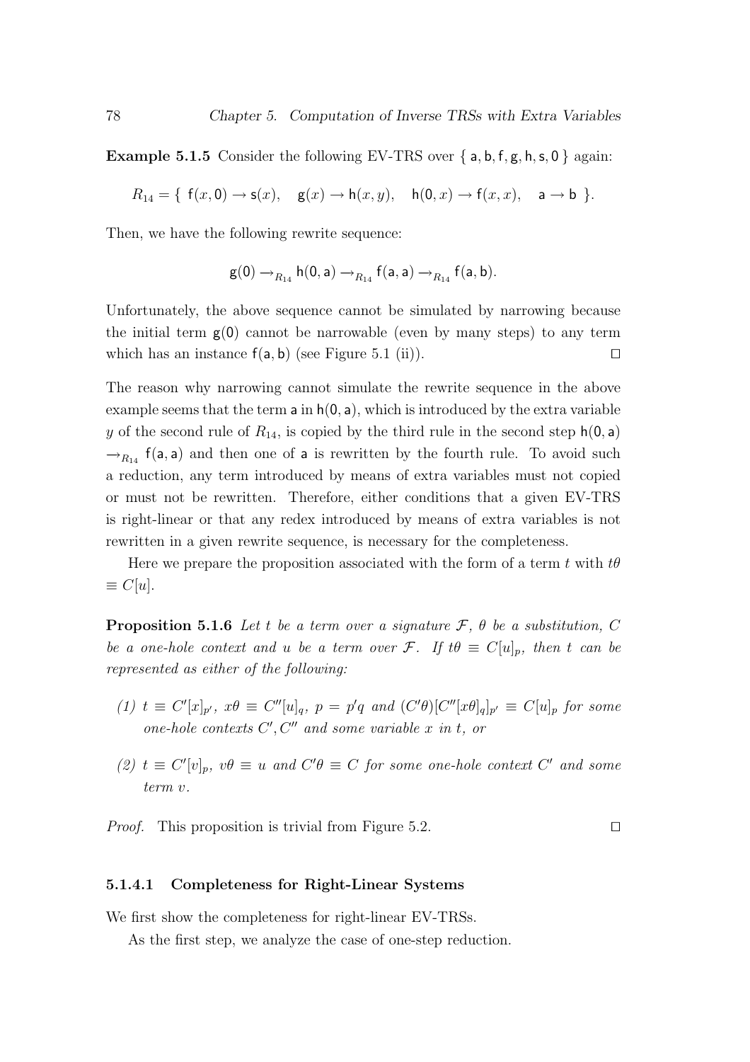**Example 5.1.5** Consider the following EV-TRS over $\{ \mathsf{a}, \mathsf{b}, \mathsf{f}, \mathsf{g}, \mathsf{h}, \mathsf{s}, \mathsf{0} \}$ again:

$$R_{14} = \{ \; \mathsf{f}(x, \mathsf{0}) \to \mathsf{s}(x), \quad \mathsf{g}(x) \to \mathsf{h}(x, y), \quad \mathsf{h}(\mathsf{0}, x) \to \mathsf{f}(x, x), \quad \mathsf{a} \to \mathsf{b} \; \}.$$

Then, we have the following rewrite sequence:

$$\mathsf{g}(\mathsf{0}) \to_{R_{14}} \mathsf{h}(\mathsf{0}, \mathsf{a}) \to_{R_{14}} \mathsf{f}(\mathsf{a}, \mathsf{a}) \to_{R_{14}} \mathsf{f}(\mathsf{a}, \mathsf{b}).$$

Unfortunately, the above sequence cannot be simulated by narrowing because the initial term $\mathsf{g}(\mathsf{0})$ cannot be narrowable (even by many steps) to any term which has an instance $\mathsf{f}(\mathsf{a}, \mathsf{b})$ (see Figure 5.1 (ii)). $\square$

The reason why narrowing cannot simulate the rewrite sequence in the above example seems that the term $\mathsf{a}$ in $\mathsf{h}(\mathsf{0}, \mathsf{a})$, which is introduced by the extra variable $y$ of the second rule of $R_{14}$, is copied by the third rule in the second step $\mathsf{h}(\mathsf{0}, \mathsf{a}) \to_{R_{14}} \mathsf{f}(\mathsf{a}, \mathsf{a})$ and then one of $\mathsf{a}$ is rewritten by the fourth rule. To avoid such a reduction, any term introduced by means of extra variables must not copied or must not be rewritten. Therefore, either conditions that a given EV-TRS is right-linear or that any redex introduced by means of extra variables is not rewritten in a given rewrite sequence, is necessary for the completeness.

Here we prepare the proposition associated with the form of a term $t$ with $t\theta \equiv C[u]$.

**Proposition 5.1.6** *Let $t$ be a term over a signature $\mathcal{F}$, $\theta$ be a substitution, $C$ be a one-hole context and $u$ be a term over $\mathcal{F}$. If $t\theta \equiv C[u]_p$, then $t$ can be represented as either of the following:*

*(1) $t \equiv C'[x]_{p'}$, $x\theta \equiv C''[u]_q$, $p = p'q$ and $(C'\theta)[C''[x\theta]_q]_{p'} \equiv C[u]_p$ for some one-hole contexts $C', C''$ and some variable $x$ in $t$, or*

*(2) $t \equiv C'[v]_p$, $v\theta \equiv u$ and $C'\theta \equiv C$ for some one-hole context $C'$ and some term $v$.*

*Proof.* This proposition is trivial from Figure 5.2. $\square$

#### 5.1.4.1 Completeness for Right-Linear Systems

We first show the completeness for right-linear EV-TRSs.

As the first step, we analyze the case of one-step reduction.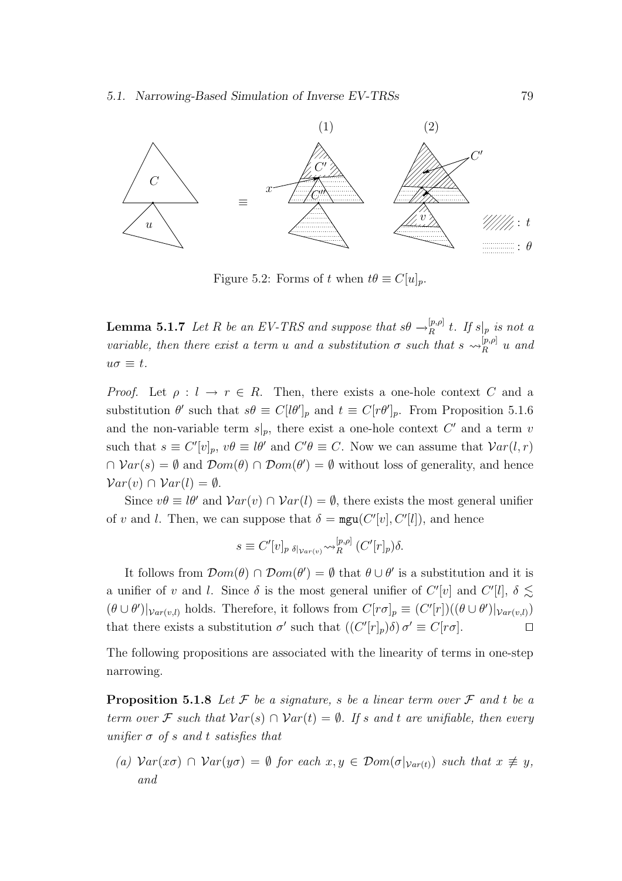Figure 5.2: Forms of $t$ when $t\theta \equiv C[u]_p$.

**Lemma 5.1.7** *Let $R$ be an EV-TRS and suppose that $s\theta \rightarrow_R^{[p,\rho]} t$. If $s|_p$ is not a variable, then there exist a term $u$ and a substitution $\sigma$ such that $s \rightsquigarrow_R^{[p,\rho]} u$ and $u\sigma \equiv t$.*

*Proof.* Let $\rho : l \rightarrow r \in R$. Then, there exists a one-hole context $C$ and a substitution $\theta'$ such that $s\theta \equiv C[l\theta']_p$ and $t \equiv C[r\theta']_p$. From Proposition 5.1.6 and the non-variable term $s|_p$, there exist a one-hole context $C'$ and a term $v$ such that $s \equiv C'[v]_p$, $v\theta \equiv l\theta'$ and $C'\theta \equiv C$. Now we can assume that $\mathcal{V}ar(l, r) \cap \mathcal{V}ar(s) = \emptyset$ and $\mathcal{D}om(\theta) \cap \mathcal{D}om(\theta') = \emptyset$ without loss of generality, and hence $\mathcal{V}ar(v) \cap \mathcal{V}ar(l) = \emptyset$.

Since $v\theta \equiv l\theta'$ and $\mathcal{V}ar(v) \cap \mathcal{V}ar(l) = \emptyset$, there exists the most general unifier of $v$ and $l$. Then, we can suppose that $\delta = \mathtt{mgu}(C'[v], C'[l])$, and hence

$$s \equiv C'[v]_p \;{}_{\delta|_{\mathcal{V}ar(v)}}\!\!\rightsquigarrow_R^{[p,\rho]} (C'[r]_p)\delta.$$

It follows from $\mathcal{D}om(\theta) \cap \mathcal{D}om(\theta') = \emptyset$ that $\theta \cup \theta'$ is a substitution and it is a unifier of $v$ and $l$. Since $\delta$ is the most general unifier of $C'[v]$ and $C'[l]$, $\delta \lesssim (\theta \cup \theta')|_{\mathcal{V}ar(v,l)}$ holds. Therefore, it follows from $C[r\sigma]_p \equiv (C'[r])((\theta \cup \theta')|_{\mathcal{V}ar(v,l)})$ that there exists a substitution $\sigma'$ such that $((C'[r]_p)\delta)\,\sigma' \equiv C[r\sigma]$. $\square$

The following propositions are associated with the linearity of terms in one-step narrowing.

**Proposition 5.1.8** *Let $\mathcal{F}$ be a signature, $s$ be a linear term over $\mathcal{F}$ and $t$ be a term over $\mathcal{F}$ such that $\mathcal{V}ar(s) \cap \mathcal{V}ar(t) = \emptyset$. If $s$ and $t$ are unifiable, then every unifier $\sigma$ of $s$ and $t$ satisfies that*

*(a) $\mathcal{V}ar(x\sigma) \cap \mathcal{V}ar(y\sigma) = \emptyset$ for each $x, y \in \mathcal{D}om(\sigma|_{\mathcal{V}ar(t)})$ such that $x \not\equiv y$, and*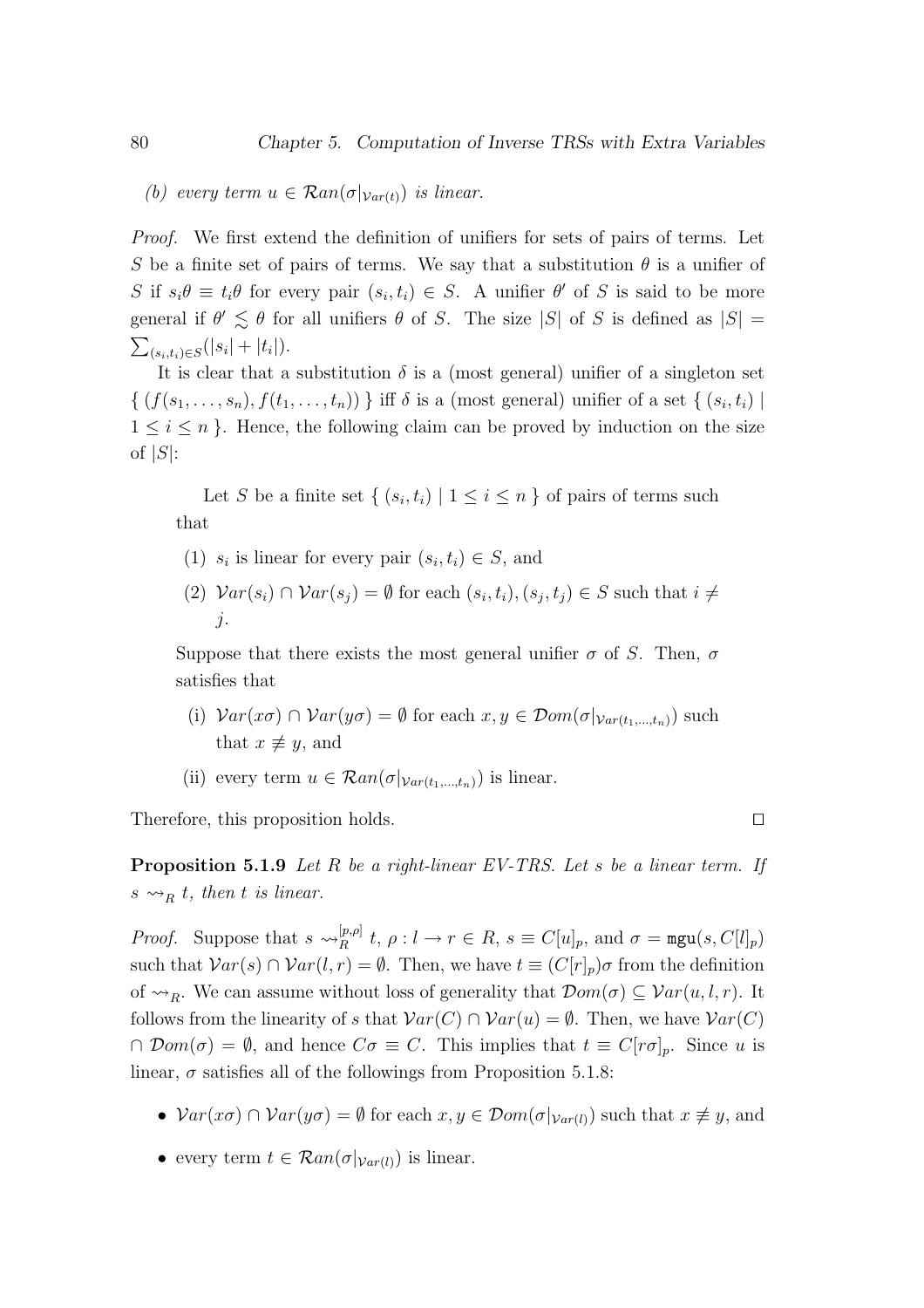(b) *every term $u \in \mathcal{R}an(\sigma|_{\mathcal{V}ar(t)})$ is linear.*

*Proof.* We first extend the definition of unifiers for sets of pairs of terms. Let $S$ be a finite set of pairs of terms. We say that a substitution $\theta$ is a unifier of $S$ if $s_i\theta \equiv t_i\theta$ for every pair $(s_i, t_i) \in S$. A unifier $\theta'$ of $S$ is said to be more general if $\theta' \lesssim \theta$ for all unifiers $\theta$ of $S$. The size $|S|$ of $S$ is defined as $|S| = \sum_{(s_i,t_i)\in S}(|s_i| + |t_i|)$.

It is clear that a substitution $\delta$ is a (most general) unifier of a singleton set $\{ (f(s_1, \ldots, s_n), f(t_1, \ldots, t_n)) \}$ iff $\delta$ is a (most general) unifier of a set $\{ (s_i, t_i) \mid 1 \leq i \leq n \}$. Hence, the following claim can be proved by induction on the size of $|S|$:

> Let $S$ be a finite set $\{ (s_i, t_i) \mid 1 \leq i \leq n \}$ of pairs of terms such that
>
> (1) $s_i$ is linear for every pair $(s_i, t_i) \in S$, and
>
> (2) $\mathcal{V}ar(s_i) \cap \mathcal{V}ar(s_j) = \emptyset$ for each $(s_i, t_i), (s_j, t_j) \in S$ such that $i \neq j$.
>
> Suppose that there exists the most general unifier $\sigma$ of $S$. Then, $\sigma$ satisfies that
>
> (i) $\mathcal{V}ar(x\sigma) \cap \mathcal{V}ar(y\sigma) = \emptyset$ for each $x, y \in \mathcal{D}om(\sigma|_{\mathcal{V}ar(t_1,\ldots,t_n)})$ such that $x \not\equiv y$, and
>
> (ii) every term $u \in \mathcal{R}an(\sigma|_{\mathcal{V}ar(t_1,\ldots,t_n)})$ is linear.

Therefore, this proposition holds. $\square$

**Proposition 5.1.9** *Let $R$ be a right-linear EV-TRS. Let $s$ be a linear term. If $s \rightsquigarrow_R t$, then $t$ is linear.*

*Proof.* Suppose that $s \rightsquigarrow_R^{[p,\rho]} t$, $\rho : l \to r \in R$, $s \equiv C[u]_p$, and $\sigma = \mathtt{mgu}(s, C[l]_p)$ such that $\mathcal{V}ar(s) \cap \mathcal{V}ar(l, r) = \emptyset$. Then, we have $t \equiv (C[r]_p)\sigma$ from the definition of $\rightsquigarrow_R$. We can assume without loss of generality that $\mathcal{D}om(\sigma) \subseteq \mathcal{V}ar(u, l, r)$. It follows from the linearity of $s$ that $\mathcal{V}ar(C) \cap \mathcal{V}ar(u) = \emptyset$. Then, we have $\mathcal{V}ar(C) \cap \mathcal{D}om(\sigma) = \emptyset$, and hence $C\sigma \equiv C$. This implies that $t \equiv C[r\sigma]_p$. Since $u$ is linear, $\sigma$ satisfies all of the followings from Proposition 5.1.8:

- $\mathcal{V}ar(x\sigma) \cap \mathcal{V}ar(y\sigma) = \emptyset$ for each $x, y \in \mathcal{D}om(\sigma|_{\mathcal{V}ar(l)})$ such that $x \not\equiv y$, and
- every term $t \in \mathcal{R}an(\sigma|_{\mathcal{V}ar(l)})$ is linear.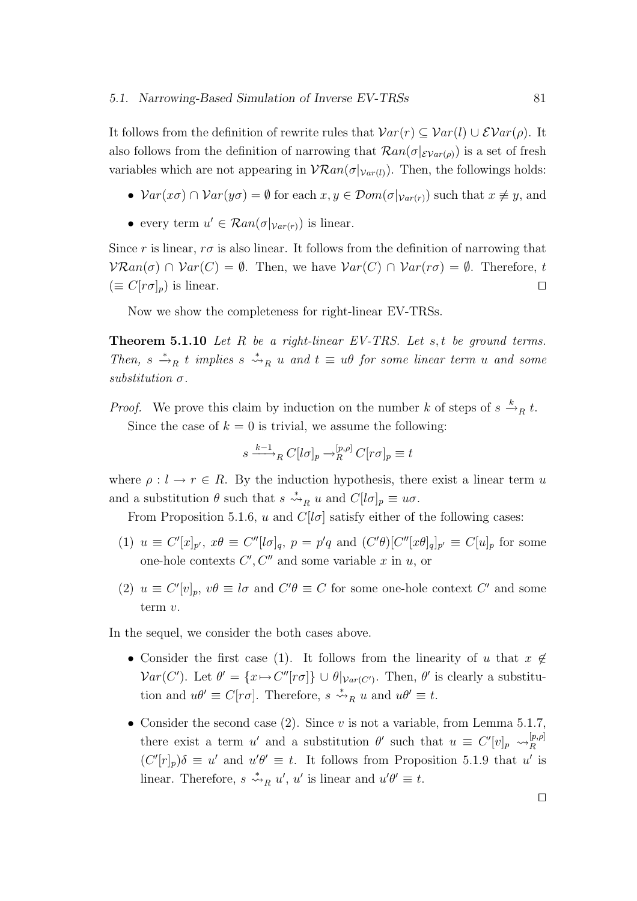It follows from the definition of rewrite rules that $\mathcal{V}ar(r) \subseteq \mathcal{V}ar(l) \cup \mathcal{EV}ar(\rho)$. It also follows from the definition of narrowing that $\mathcal{R}an(\sigma|_{\mathcal{EV}ar(\rho)})$ is a set of fresh variables which are not appearing in $\mathcal{VR}an(\sigma|_{\mathcal{V}ar(l)})$. Then, the followings holds:

- $\mathcal{V}ar(x\sigma) \cap \mathcal{V}ar(y\sigma) = \emptyset$ for each $x, y \in \mathcal{D}om(\sigma|_{\mathcal{V}ar(r)})$ such that $x \not\equiv y$, and
- every term $u' \in \mathcal{R}an(\sigma|_{\mathcal{V}ar(r)})$ is linear.

Since $r$ is linear, $r\sigma$ is also linear. It follows from the definition of narrowing that $\mathcal{VR}an(\sigma) \cap \mathcal{V}ar(C) = \emptyset$. Then, we have $\mathcal{V}ar(C) \cap \mathcal{V}ar(r\sigma) = \emptyset$. Therefore, $t$ ($\equiv C[r\sigma]_p$) is linear. □

Now we show the completeness for right-linear EV-TRSs.

**Theorem 5.1.10** *Let $R$ be a right-linear EV-TRS. Let $s, t$ be ground terms. Then, $s \xrightarrow{*}_R t$ implies $s \overset{*}{\rightsquigarrow}_R u$ and $t \equiv u\theta$ for some linear term $u$ and some substitution $\sigma$.*

*Proof.* We prove this claim by induction on the number $k$ of steps of $s \xrightarrow{k}_R t$.

Since the case of $k = 0$ is trivial, we assume the following:

$$s \xrightarrow{k-1}_R C[l\sigma]_p \rightarrow_R^{[p,\rho]} C[r\sigma]_p \equiv t$$

where $\rho : l \rightarrow r \in R$. By the induction hypothesis, there exist a linear term $u$ and a substitution $\theta$ such that $s \overset{*}{\rightsquigarrow}_R u$ and $C[l\sigma]_p \equiv u\sigma$.

From Proposition 5.1.6, $u$ and $C[l\sigma]$ satisfy either of the following cases:

(1) $u \equiv C'[x]_{p'}$, $x\theta \equiv C''[l\sigma]_q$, $p = p'q$ and $(C'\theta)[C''[x\theta]_q]_{p'} \equiv C[u]_p$ for some one-hole contexts $C', C''$ and some variable $x$ in $u$, or

(2) $u \equiv C'[v]_p$, $v\theta \equiv l\sigma$ and $C'\theta \equiv C$ for some one-hole context $C'$ and some term $v$.

In the sequel, we consider the both cases above.

- Consider the first case (1). It follows from the linearity of $u$ that $x \notin \mathcal{V}ar(C')$. Let $\theta' = \{x \mapsto C''[r\sigma]\} \cup \theta|_{\mathcal{V}ar(C')}$. Then, $\theta'$ is clearly a substitution and $u\theta' \equiv C[r\sigma]$. Therefore, $s \overset{*}{\rightsquigarrow}_R u$ and $u\theta' \equiv t$.
- Consider the second case (2). Since $v$ is not a variable, from Lemma 5.1.7, there exist a term $u'$ and a substitution $\theta'$ such that $u \equiv C'[v]_p \rightsquigarrow_R^{[p,\rho]} (C'[r]_p)\delta \equiv u'$ and $u'\theta' \equiv t$. It follows from Proposition 5.1.9 that $u'$ is linear. Therefore, $s \overset{*}{\rightsquigarrow}_R u'$, $u'$ is linear and $u'\theta' \equiv t$.

□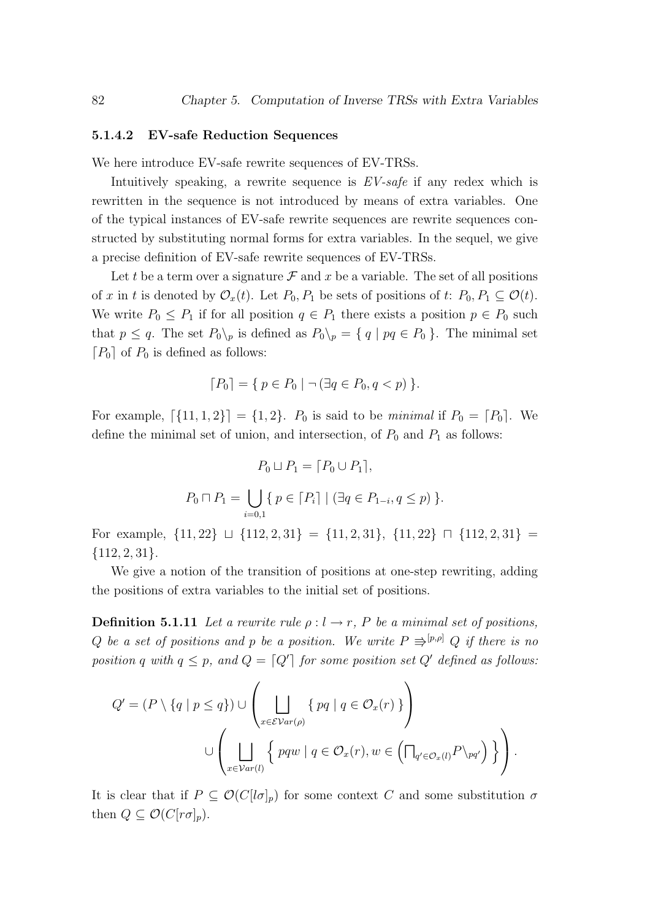#### 5.1.4.2 EV-safe Reduction Sequences

We here introduce EV-safe rewrite sequences of EV-TRSs.

Intuitively speaking, a rewrite sequence is *EV-safe* if any redex which is rewritten in the sequence is not introduced by means of extra variables. One of the typical instances of EV-safe rewrite sequences are rewrite sequences constructed by substituting normal forms for extra variables. In the sequel, we give a precise definition of EV-safe rewrite sequences of EV-TRSs.

Let $t$ be a term over a signature $\mathcal{F}$ and $x$ be a variable. The set of all positions of $x$ in $t$ is denoted by $\mathcal{O}_x(t)$. Let $P_0, P_1$ be sets of positions of $t$: $P_0, P_1 \subseteq \mathcal{O}(t)$. We write $P_0 \leq P_1$ if for all position $q \in P_1$ there exists a position $p \in P_0$ such that $p \leq q$. The set $P_0\backslash_p$ is defined as $P_0\backslash_p = \{\, q \mid pq \in P_0 \,\}$. The minimal set $\lceil P_0 \rceil$ of $P_0$ is defined as follows:

$$\lceil P_0 \rceil = \{\, p \in P_0 \mid \neg\,(\exists q \in P_0, q < p) \,\}.$$

For example, $\lceil \{11, 1, 2\} \rceil = \{1, 2\}$. $P_0$ is said to be *minimal* if $P_0 = \lceil P_0 \rceil$. We define the minimal set of union, and intersection, of $P_0$ and $P_1$ as follows:

$$P_0 \sqcup P_1 = \lceil P_0 \cup P_1 \rceil,$$

$$P_0 \sqcap P_1 = \bigcup_{i=0,1} \{\, p \in \lceil P_i \rceil \mid (\exists q \in P_{1-i}, q \leq p) \,\}.$$

For example, $\{11, 22\} \sqcup \{112, 2, 31\} = \{11, 2, 31\}$, $\{11, 22\} \sqcap \{112, 2, 31\} = \{112, 2, 31\}$.

We give a notion of the transition of positions at one-step rewriting, adding the positions of extra variables to the initial set of positions.

**Definition 5.1.11** *Let a rewrite rule $\rho : l \to r$, $P$ be a minimal set of positions, $Q$ be a set of positions and $p$ be a position. We write $P \Rrightarrow^{[p,\rho]} Q$ if there is no position $q$ with $q \leq p$, and $Q = \lceil Q' \rceil$ for some position set $Q'$ defined as follows:*

$$Q' = (P \setminus \{q \mid p \leq q\}) \cup \left( \bigsqcup_{x \in \mathcal{EV}ar(\rho)} \{\, pq \mid q \in \mathcal{O}_x(r) \,\} \right)$$
$$\cup \left( \bigsqcup_{x \in \mathcal{V}ar(l)} \left\{\, pqw \mid q \in \mathcal{O}_x(r), w \in \left( \textstyle\bigsqcap_{q' \in \mathcal{O}_x(l)} P\backslash_{pq'} \right) \right\} \right).$$

It is clear that if $P \subseteq \mathcal{O}(C[l\sigma]_p)$ for some context $C$ and some substitution $\sigma$ then $Q \subseteq \mathcal{O}(C[r\sigma]_p)$.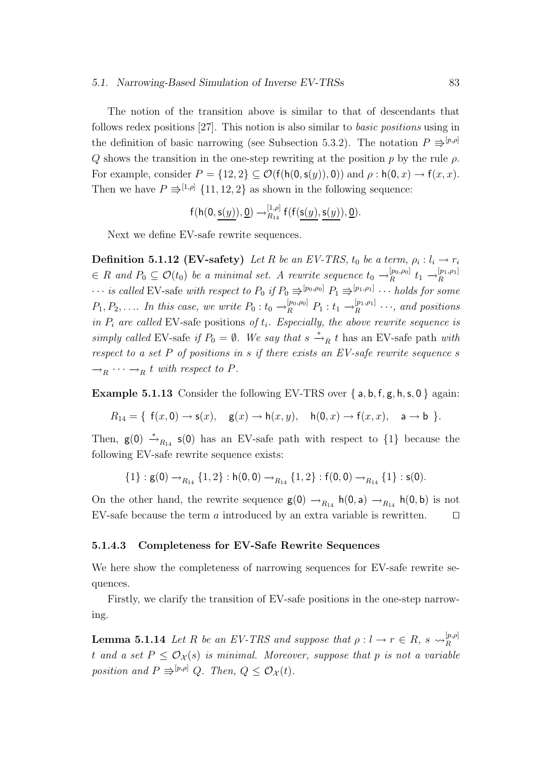The notion of the transition above is similar to that of descendants that follows redex positions [27]. This notion is also similar to *basic positions* using in the definition of basic narrowing (see Subsection 5.3.2). The notation $P \Rrightarrow^{[p,\rho]} Q$ shows the transition in the one-step rewriting at the position $p$ by the rule $\rho$. For example, consider $P = \{12, 2\} \subseteq \mathcal{O}(\mathsf{f}(\mathsf{h}(\mathsf{0}, \mathsf{s}(y)), \mathsf{0}))$ and $\rho : \mathsf{h}(\mathsf{0}, x) \to \mathsf{f}(x, x)$. Then we have $P \Rrightarrow^{[1,\rho]} \{11, 12, 2\}$ as shown in the following sequence:

$$\mathsf{f}(\mathsf{h}(\mathsf{0}, \underline{\mathsf{s}(y)}), \underline{\mathsf{0}}) \to_{R_{14}}^{[1,\rho]} \mathsf{f}(\mathsf{f}(\underline{\mathsf{s}(y)}, \underline{\mathsf{s}(y)}), \underline{\mathsf{0}}).$$

Next we define EV-safe rewrite sequences.

**Definition 5.1.12 (EV-safety)** *Let $R$ be an EV-TRS, $t_0$ be a term, $\rho_i : l_i \to r_i \in R$ and $P_0 \subseteq \mathcal{O}(t_0)$ be a minimal set. A rewrite sequence $t_0 \to_R^{[p_0,\rho_0]} t_1 \to_R^{[p_1,\rho_1]} \cdots$ is called* EV-safe *with respect to $P_0$ if $P_0 \Rrightarrow^{[p_0,\rho_0]} P_1 \Rrightarrow^{[p_1,\rho_1]} \cdots$ holds for some $P_1, P_2, \ldots$. In this case, we write $P_0 : t_0 \to_R^{[p_0,\rho_0]} P_1 : t_1 \to_R^{[p_1,\rho_1]} \cdots$, and positions in $P_i$ are called* EV-safe positions *of $t_i$. Especially, the above rewrite sequence is simply called* EV-safe *if $P_0 = \emptyset$. We say that $s \xrightarrow{*}_R t$ has an* EV-safe path *with respect to a set $P$ of positions in $s$ if there exists an EV-safe rewrite sequence $s \to_R \cdots \to_R t$ with respect to $P$.*

**Example 5.1.13** Consider the following EV-TRS over $\{ \mathsf{a}, \mathsf{b}, \mathsf{f}, \mathsf{g}, \mathsf{h}, \mathsf{s}, \mathsf{0} \}$ again:

$$R_{14} = \{\ \mathsf{f}(x, \mathsf{0}) \to \mathsf{s}(x), \quad \mathsf{g}(x) \to \mathsf{h}(x, y), \quad \mathsf{h}(\mathsf{0}, x) \to \mathsf{f}(x, x), \quad \mathsf{a} \to \mathsf{b}\ \}.$$

Then, $\mathsf{g}(\mathsf{0}) \xrightarrow{*}_{R_{14}} \mathsf{s}(\mathsf{0})$ has an EV-safe path with respect to $\{1\}$ because the following EV-safe rewrite sequence exists:

$$\{1\} : \mathsf{g}(\mathsf{0}) \to_{R_{14}} \{1, 2\} : \mathsf{h}(\mathsf{0}, \mathsf{0}) \to_{R_{14}} \{1, 2\} : \mathsf{f}(\mathsf{0}, \mathsf{0}) \to_{R_{14}} \{1\} : \mathsf{s}(\mathsf{0}).$$

On the other hand, the rewrite sequence $\mathsf{g}(\mathsf{0}) \to_{R_{14}} \mathsf{h}(\mathsf{0}, \mathsf{a}) \to_{R_{14}} \mathsf{h}(\mathsf{0}, \mathsf{b})$ is not EV-safe because the term $a$ introduced by an extra variable is rewritten. $\square$

#### 5.1.4.3 Completeness for EV-Safe Rewrite Sequences

We here show the completeness of narrowing sequences for EV-safe rewrite sequences.

Firstly, we clarify the transition of EV-safe positions in the one-step narrowing.

**Lemma 5.1.14** *Let $R$ be an EV-TRS and suppose that $\rho : l \to r \in R$, $s \rightsquigarrow_R^{[p,\rho]} t$ and a set $P \le \mathcal{O}_{\mathcal{X}}(s)$ is minimal. Moreover, suppose that $p$ is not a variable position and $P \Rrightarrow^{[p,\rho]} Q$. Then, $Q \le \mathcal{O}_{\mathcal{X}}(t)$.*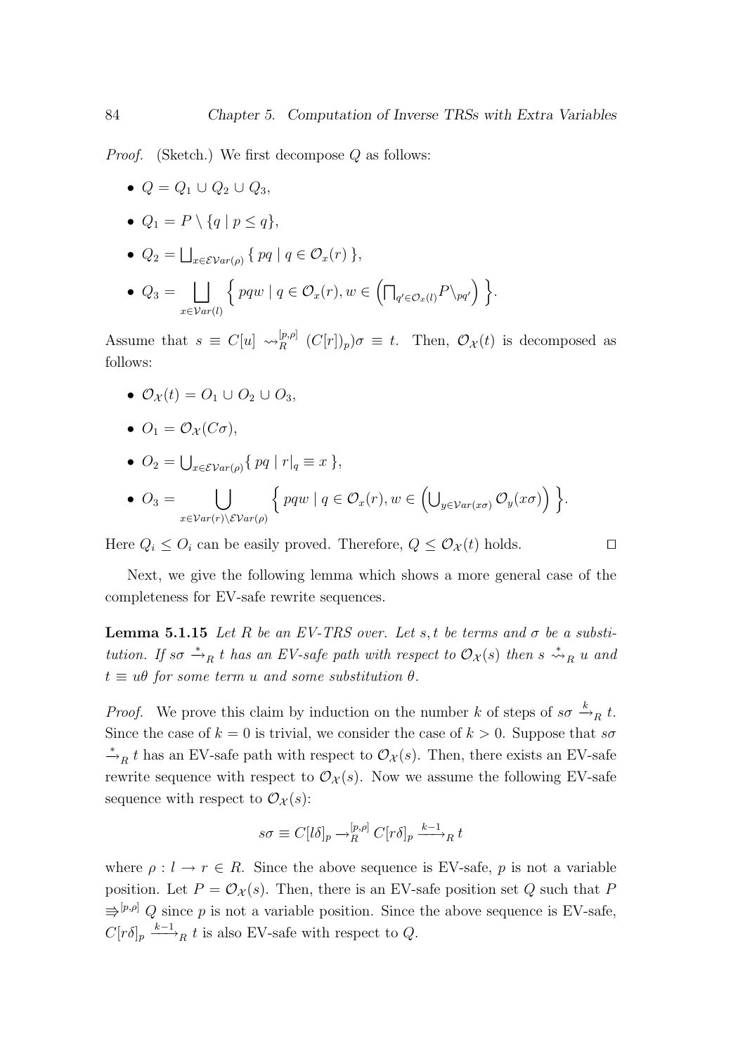*Proof.* (Sketch.) We first decompose $Q$ as follows:

- $Q = Q_1 \cup Q_2 \cup Q_3$,
- $Q_1 = P \setminus \{q \mid p \leq q\}$,
- $Q_2 = \bigsqcup_{x \in \mathcal{EV}ar(\rho)} \{\, pq \mid q \in \mathcal{O}_x(r) \,\}$,
- $Q_3 = \displaystyle\bigsqcup_{x \in \mathcal{V}ar(l)} \left\{\, pqw \mid q \in \mathcal{O}_x(r), w \in \left( \textstyle\bigsqcap_{q' \in \mathcal{O}_x(l)} P\backslash_{pq'} \right) \,\right\}$.

Assume that $s \equiv C[u] \rightsquigarrow_R^{[p,\rho]} (C[r])_p)\sigma \equiv t$. Then, $\mathcal{O}_{\mathcal{X}}(t)$ is decomposed as follows:

- $\mathcal{O}_{\mathcal{X}}(t) = O_1 \cup O_2 \cup O_3$,
- $O_1 = \mathcal{O}_{\mathcal{X}}(C\sigma)$,
- $O_2 = \bigcup_{x \in \mathcal{EV}ar(\rho)} \{\, pq \mid r|_q \equiv x \,\}$,
- $O_3 = \displaystyle\bigcup_{x \in \mathcal{V}ar(r) \setminus \mathcal{EV}ar(\rho)} \left\{\, pqw \mid q \in \mathcal{O}_x(r), w \in \left( \textstyle\bigcup_{y \in \mathcal{V}ar(x\sigma)} \mathcal{O}_y(x\sigma) \right) \,\right\}$.

Here $Q_i \leq O_i$ can be easily proved. Therefore, $Q \leq \mathcal{O}_{\mathcal{X}}(t)$ holds. $\square$

Next, we give the following lemma which shows a more general case of the completeness for EV-safe rewrite sequences.

**Lemma 5.1.15** *Let $R$ be an EV-TRS over. Let $s, t$ be terms and $\sigma$ be a substitution. If $s\sigma \xrightarrow{*}_R t$ has an EV-safe path with respect to $\mathcal{O}_{\mathcal{X}}(s)$ then $s \overset{*}{\rightsquigarrow}_R u$ and $t \equiv u\theta$ for some term $u$ and some substitution $\theta$.*

*Proof.* We prove this claim by induction on the number $k$ of steps of $s\sigma \xrightarrow{k}_R t$. Since the case of $k = 0$ is trivial, we consider the case of $k > 0$. Suppose that $s\sigma \xrightarrow{*}_R t$ has an EV-safe path with respect to $\mathcal{O}_{\mathcal{X}}(s)$. Then, there exists an EV-safe rewrite sequence with respect to $\mathcal{O}_{\mathcal{X}}(s)$. Now we assume the following EV-safe sequence with respect to $\mathcal{O}_{\mathcal{X}}(s)$:

$$s\sigma \equiv C[l\delta]_p \rightarrow_R^{[p,\rho]} C[r\delta]_p \xrightarrow{k-1}_R t$$

where $\rho : l \to r \in R$. Since the above sequence is EV-safe, $p$ is not a variable position. Let $P = \mathcal{O}_{\mathcal{X}}(s)$. Then, there is an EV-safe position set $Q$ such that $P \Rrightarrow^{[p,\rho]} Q$ since $p$ is not a variable position. Since the above sequence is EV-safe, $C[r\delta]_p \xrightarrow{k-1}_R t$ is also EV-safe with respect to $Q$.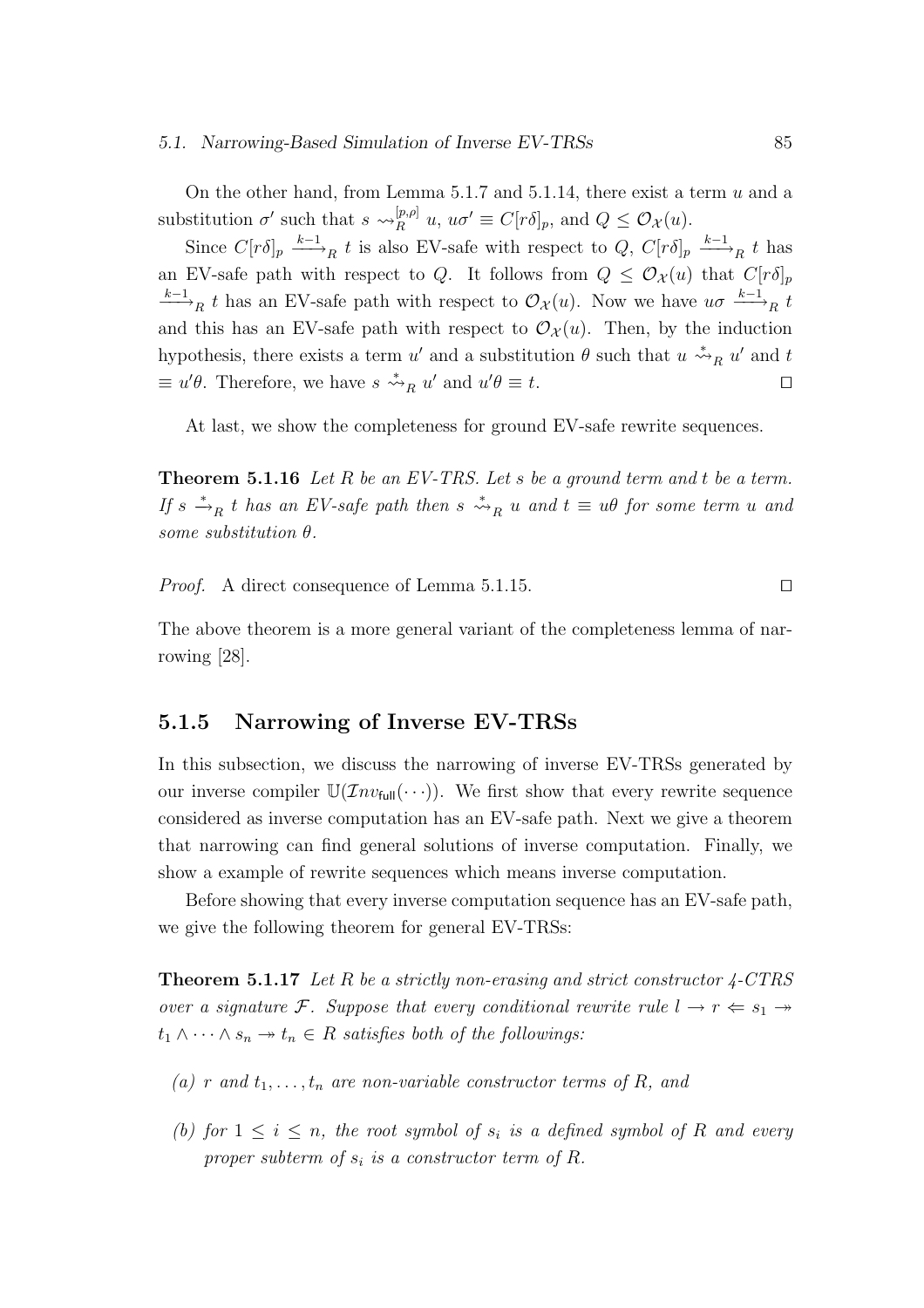On the other hand, from Lemma 5.1.7 and 5.1.14, there exist a term $u$ and a substitution $\sigma'$ such that $s \rightsquigarrow_R^{[p,\rho]} u$, $u\sigma' \equiv C[r\delta]_p$, and $Q \leq \mathcal{O}_\mathcal{X}(u)$.

Since $C[r\delta]_p \xrightarrow{k-1}_R t$ is also EV-safe with respect to $Q$, $C[r\delta]_p \xrightarrow{k-1}_R t$ has an EV-safe path with respect to $Q$. It follows from $Q \leq \mathcal{O}_\mathcal{X}(u)$ that $C[r\delta]_p \xrightarrow{k-1}_R t$ has an EV-safe path with respect to $\mathcal{O}_\mathcal{X}(u)$. Now we have $u\sigma \xrightarrow{k-1}_R t$ and this has an EV-safe path with respect to $\mathcal{O}_\mathcal{X}(u)$. Then, by the induction hypothesis, there exists a term $u'$ and a substitution $\theta$ such that $u \overset{*}{\rightsquigarrow}_R u'$ and $t \equiv u'\theta$. Therefore, we have $s \overset{*}{\rightsquigarrow}_R u'$ and $u'\theta \equiv t$. □

At last, we show the completeness for ground EV-safe rewrite sequences.

**Theorem 5.1.16** *Let $R$ be an EV-TRS. Let $s$ be a ground term and $t$ be a term. If $s \xrightarrow{*}_R t$ has an EV-safe path then $s \overset{*}{\rightsquigarrow}_R u$ and $t \equiv u\theta$ for some term $u$ and some substitution $\theta$.*

*Proof.* A direct consequence of Lemma 5.1.15. □

The above theorem is a more general variant of the completeness lemma of narrowing [28].

### 5.1.5 Narrowing of Inverse EV-TRSs

In this subsection, we discuss the narrowing of inverse EV-TRSs generated by our inverse compiler $\mathbb{U}(\mathcal{I}nv_{\mathsf{full}}(\cdots))$. We first show that every rewrite sequence considered as inverse computation has an EV-safe path. Next we give a theorem that narrowing can find general solutions of inverse computation. Finally, we show a example of rewrite sequences which means inverse computation.

Before showing that every inverse computation sequence has an EV-safe path, we give the following theorem for general EV-TRSs:

**Theorem 5.1.17** *Let $R$ be a strictly non-erasing and strict constructor 4-CTRS over a signature $\mathcal{F}$. Suppose that every conditional rewrite rule $l \to r \Leftarrow s_1 \twoheadrightarrow t_1 \wedge \cdots \wedge s_n \twoheadrightarrow t_n \in R$ satisfies both of the followings:*

- *(a) $r$ and $t_1, \ldots, t_n$ are non-variable constructor terms of $R$, and*
- *(b) for $1 \leq i \leq n$, the root symbol of $s_i$ is a defined symbol of $R$ and every proper subterm of $s_i$ is a constructor term of $R$.*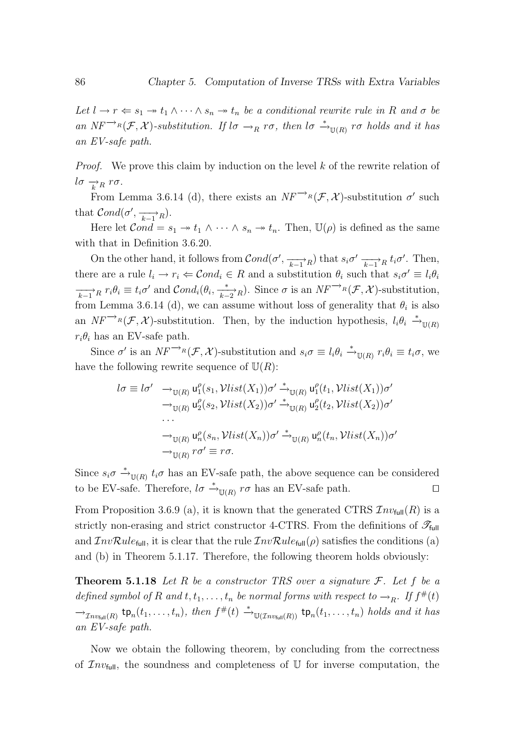*Let $l \to r \Leftarrow s_1 \twoheadrightarrow t_1 \wedge \cdots \wedge s_n \twoheadrightarrow t_n$ be a conditional rewrite rule in $R$ and $\sigma$ be an $NF^{\to_R}(\mathcal{F}, \mathcal{X})$-substitution. If $l\sigma \to_R r\sigma$, then $l\sigma \xrightarrow{*}_{\mathbb{U}(R)} r\sigma$ holds and it has an EV-safe path.*

*Proof.* We prove this claim by induction on the level $k$ of the rewrite relation of $l\sigma \xrightarrow[k]{}_R r\sigma$.

From Lemma 3.6.14 (d), there exists an $NF^{\to_R}(\mathcal{F}, \mathcal{X})$-substitution $\sigma'$ such that $\mathcal{C}ond(\sigma', \xrightarrow[k-1]{}_R)$.

Here let $\mathcal{C}ond = s_1 \twoheadrightarrow t_1 \wedge \cdots \wedge s_n \twoheadrightarrow t_n$. Then, $\mathbb{U}(\rho)$ is defined as the same with that in Definition 3.6.20.

On the other hand, it follows from $\mathcal{C}ond(\sigma', \xrightarrow[k-1]{}_R)$ that $s_i\sigma' \xrightarrow[k-1]{}_R t_i\sigma'$. Then, there are a rule $l_i \to r_i \Leftarrow \mathcal{C}ond_i \in R$ and a substitution $\theta_i$ such that $s_i\sigma' \equiv l_i\theta_i \xrightarrow[k-1]{}_R r_i\theta_i \equiv t_i\sigma'$ and $\mathcal{C}ond_i(\theta_i, \xrightarrow[k-2]{*}_R)$. Since $\sigma$ is an $NF^{\to_R}(\mathcal{F}, \mathcal{X})$-substitution, from Lemma 3.6.14 (d), we can assume without loss of generality that $\theta_i$ is also an $NF^{\to_R}(\mathcal{F}, \mathcal{X})$-substitution. Then, by the induction hypothesis, $l_i\theta_i \xrightarrow{*}_{\mathbb{U}(R)} r_i\theta_i$ has an EV-safe path.

Since $\sigma'$ is an $NF^{\to_R}(\mathcal{F}, \mathcal{X})$-substitution and $s_i\sigma \equiv l_i\theta_i \xrightarrow{*}_{\mathbb{U}(R)} r_i\theta_i \equiv t_i\sigma$, we have the following rewrite sequence of $\mathbb{U}(R)$:

$$
\begin{aligned}
l\sigma \equiv l\sigma' \;&\to_{\mathbb{U}(R)} \mathsf{u}_1^\rho(s_1, \mathcal{V}list(X_1))\sigma' \xrightarrow{*}_{\mathbb{U}(R)} \mathsf{u}_1^\rho(t_1, \mathcal{V}list(X_1))\sigma' \\
&\to_{\mathbb{U}(R)} \mathsf{u}_2^\rho(s_2, \mathcal{V}list(X_2))\sigma' \xrightarrow{*}_{\mathbb{U}(R)} \mathsf{u}_2^\rho(t_2, \mathcal{V}list(X_2))\sigma' \\
&\cdots \\
&\to_{\mathbb{U}(R)} \mathsf{u}_n^\rho(s_n, \mathcal{V}list(X_n))\sigma' \xrightarrow{*}_{\mathbb{U}(R)} \mathsf{u}_n^\rho(t_n, \mathcal{V}list(X_n))\sigma' \\
&\to_{\mathbb{U}(R)} r\sigma' \equiv r\sigma.
\end{aligned}
$$

Since $s_i\sigma \xrightarrow{*}_{\mathbb{U}(R)} t_i\sigma$ has an EV-safe path, the above sequence can be considered to be EV-safe. Therefore, $l\sigma \xrightarrow{*}_{\mathbb{U}(R)} r\sigma$ has an EV-safe path. ◻

From Proposition 3.6.9 (a), it is known that the generated CTRS $\mathcal{I}nv_{\mathsf{full}}(R)$ is a strictly non-erasing and strict constructor 4-CTRS. From the definitions of $\mathscr{T}_{\mathsf{full}}$ and $\mathcal{I}nv\mathcal{R}ule_{\mathsf{full}}$, it is clear that the rule $\mathcal{I}nv\mathcal{R}ule_{\mathsf{full}}(\rho)$ satisfies the conditions (a) and (b) in Theorem 5.1.17. Therefore, the following theorem holds obviously:

**Theorem 5.1.18** *Let $R$ be a constructor TRS over a signature $\mathcal{F}$. Let $f$ be a defined symbol of $R$ and $t, t_1, \ldots, t_n$ be normal forms with respect to $\to_R$. If $f^\#(t) \to_{\mathcal{I}nv_{\mathsf{full}}(R)} \mathsf{tp}_n(t_1, \ldots, t_n)$, then $f^\#(t) \xrightarrow{*}_{\mathbb{U}(\mathcal{I}nv_{\mathsf{full}}(R))} \mathsf{tp}_n(t_1, \ldots, t_n)$ holds and it has an EV-safe path.*

Now we obtain the following theorem, by concluding from the correctness of $\mathcal{I}nv_{\mathsf{full}}$, the soundness and completeness of $\mathbb{U}$ for inverse computation, the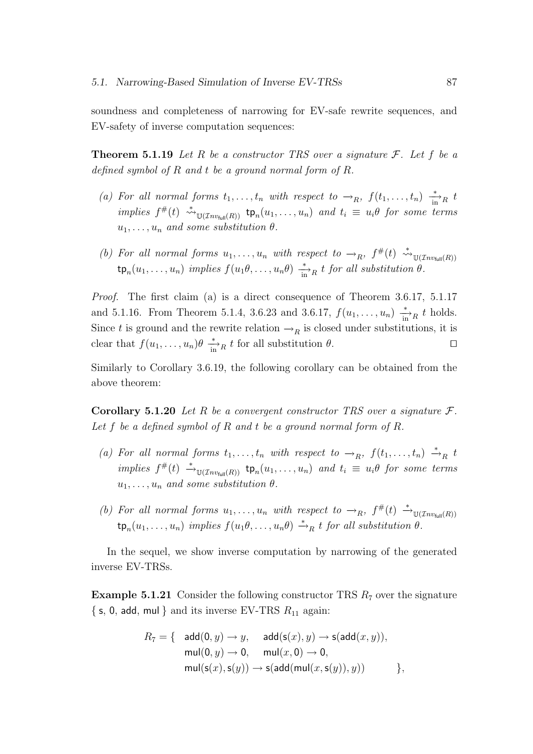soundness and completeness of narrowing for EV-safe rewrite sequences, and EV-safety of inverse computation sequences:

**Theorem 5.1.19** *Let $R$ be a constructor TRS over a signature $\mathcal{F}$. Let $f$ be a defined symbol of $R$ and $t$ be a ground normal form of $R$.*

*(a) For all normal forms $t_1, \ldots, t_n$ with respect to $\rightarrow_R$, $f(t_1, \ldots, t_n) \xrightarrow[\text{in}]{*}_R t$ implies $f^\#(t) \overset{*}{\rightsquigarrow}_{\mathbb{U}(\mathcal{I}nv_{\mathsf{full}}(R))} \mathsf{tp}_n(u_1, \ldots, u_n)$ and $t_i \equiv u_i\theta$ for some terms $u_1, \ldots, u_n$ and some substitution $\theta$.*

*(b) For all normal forms $u_1, \ldots, u_n$ with respect to $\rightarrow_R$, $f^\#(t) \overset{*}{\rightsquigarrow}_{\mathbb{U}(\mathcal{I}nv_{\mathsf{full}}(R))} \mathsf{tp}_n(u_1, \ldots, u_n)$ implies $f(u_1\theta, \ldots, u_n\theta) \xrightarrow[\text{in}]{*}_R t$ for all substitution $\theta$.*

*Proof.* The first claim (a) is a direct consequence of Theorem 3.6.17, 5.1.17 and 5.1.16. From Theorem 5.1.4, 3.6.23 and 3.6.17, $f(u_1, \ldots, u_n) \xrightarrow[\text{in}]{*}_R t$ holds. Since $t$ is ground and the rewrite relation $\rightarrow_R$ is closed under substitutions, it is clear that $f(u_1, \ldots, u_n)\theta \xrightarrow[\text{in}]{*}_R t$ for all substitution $\theta$. $\square$

Similarly to Corollary 3.6.19, the following corollary can be obtained from the above theorem:

**Corollary 5.1.20** *Let $R$ be a convergent constructor TRS over a signature $\mathcal{F}$. Let $f$ be a defined symbol of $R$ and $t$ be a ground normal form of $R$.*

*(a) For all normal forms $t_1, \ldots, t_n$ with respect to $\rightarrow_R$, $f(t_1, \ldots, t_n) \xrightarrow{*}_R t$ implies $f^\#(t) \xrightarrow{*}_{\mathbb{U}(\mathcal{I}nv_{\mathsf{full}}(R))} \mathsf{tp}_n(u_1, \ldots, u_n)$ and $t_i \equiv u_i\theta$ for some terms $u_1, \ldots, u_n$ and some substitution $\theta$.*

*(b) For all normal forms $u_1, \ldots, u_n$ with respect to $\rightarrow_R$, $f^\#(t) \xrightarrow{*}_{\mathbb{U}(\mathcal{I}nv_{\mathsf{full}}(R))} \mathsf{tp}_n(u_1, \ldots, u_n)$ implies $f(u_1\theta, \ldots, u_n\theta) \xrightarrow{*}_R t$ for all substitution $\theta$.*

In the sequel, we show inverse computation by narrowing of the generated inverse EV-TRSs.

**Example 5.1.21** Consider the following constructor TRS $R_7$ over the signature $\{\, \mathsf{s}, \mathsf{0}, \mathsf{add}, \mathsf{mul} \,\}$ and its inverse EV-TRS $R_{11}$ again:

$$
\begin{array}{rll}
R_7 = \{ & \mathsf{add}(\mathsf{0}, y) \rightarrow y, \quad \mathsf{add}(\mathsf{s}(x), y) \rightarrow \mathsf{s}(\mathsf{add}(x, y)), & \\
& \mathsf{mul}(\mathsf{0}, y) \rightarrow \mathsf{0}, \quad \mathsf{mul}(x, \mathsf{0}) \rightarrow \mathsf{0}, & \\
& \mathsf{mul}(\mathsf{s}(x), \mathsf{s}(y)) \rightarrow \mathsf{s}(\mathsf{add}(\mathsf{mul}(x, \mathsf{s}(y)), y)) & \},
\end{array}
$$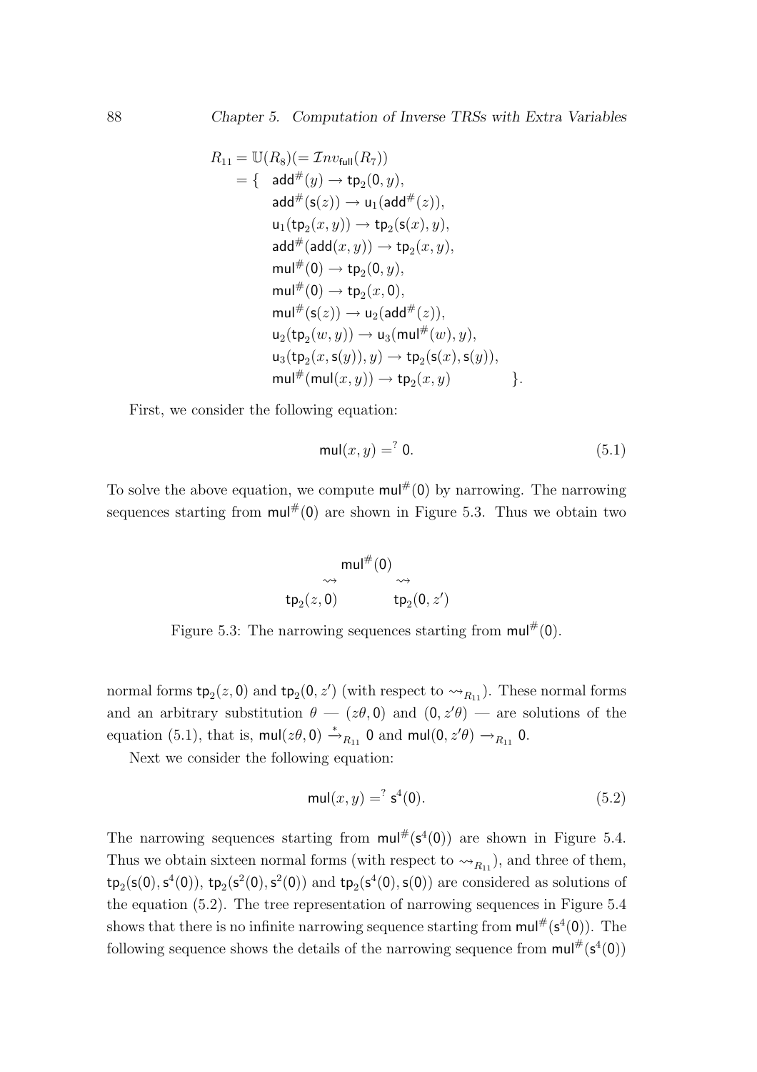$$
\begin{aligned}
R_{11} = \mathbb{U}(R_8)(= \mathcal{I}nv_{\mathsf{full}}(R_7)) \\
= \{ \quad & \mathsf{add}^{\#}(y) \to \mathsf{tp}_2(\mathsf{0}, y), \\
& \mathsf{add}^{\#}(\mathsf{s}(z)) \to \mathsf{u}_1(\mathsf{add}^{\#}(z)), \\
& \mathsf{u}_1(\mathsf{tp}_2(x, y)) \to \mathsf{tp}_2(\mathsf{s}(x), y), \\
& \mathsf{add}^{\#}(\mathsf{add}(x, y)) \to \mathsf{tp}_2(x, y), \\
& \mathsf{mul}^{\#}(\mathsf{0}) \to \mathsf{tp}_2(\mathsf{0}, y), \\
& \mathsf{mul}^{\#}(\mathsf{0}) \to \mathsf{tp}_2(x, \mathsf{0}), \\
& \mathsf{mul}^{\#}(\mathsf{s}(z)) \to \mathsf{u}_2(\mathsf{add}^{\#}(z)), \\
& \mathsf{u}_2(\mathsf{tp}_2(w, y)) \to \mathsf{u}_3(\mathsf{mul}^{\#}(w), y), \\
& \mathsf{u}_3(\mathsf{tp}_2(x, \mathsf{s}(y)), y) \to \mathsf{tp}_2(\mathsf{s}(x), \mathsf{s}(y)), \\
& \mathsf{mul}^{\#}(\mathsf{mul}(x, y)) \to \mathsf{tp}_2(x, y) \qquad \}.
\end{aligned}
$$

First, we consider the following equation:

$$
\mathsf{mul}(x, y) =^{?} \mathsf{0}. \tag{5.1}
$$

To solve the above equation, we compute $\mathsf{mul}^{\#}(\mathsf{0})$ by narrowing. The narrowing sequences starting from $\mathsf{mul}^{\#}(\mathsf{0})$ are shown in Figure 5.3. Thus we obtain two

$$
\begin{array}{ccc}
 & \mathsf{mul}^{\#}(\mathsf{0}) & \\
\rightsquigarrow & & \rightsquigarrow \\
\mathsf{tp}_2(z, \mathsf{0}) & & \mathsf{tp}_2(\mathsf{0}, z')
\end{array}
$$

Figure 5.3: The narrowing sequences starting from $\mathsf{mul}^{\#}(\mathsf{0})$.

normal forms $\mathsf{tp}_2(z, \mathsf{0})$ and $\mathsf{tp}_2(\mathsf{0}, z')$ (with respect to $\rightsquigarrow_{R_{11}}$). These normal forms and an arbitrary substitution $\theta$ — $(z\theta, \mathsf{0})$ and $(\mathsf{0}, z'\theta)$ — are solutions of the equation (5.1), that is, $\mathsf{mul}(z\theta, \mathsf{0}) \xrightarrow{*}_{R_{11}} \mathsf{0}$ and $\mathsf{mul}(\mathsf{0}, z'\theta) \to_{R_{11}} \mathsf{0}$.

Next we consider the following equation:

$$
\mathsf{mul}(x, y) =^{?} \mathsf{s}^4(\mathsf{0}). \tag{5.2}
$$

The narrowing sequences starting from $\mathsf{mul}^{\#}(\mathsf{s}^4(\mathsf{0}))$ are shown in Figure 5.4. Thus we obtain sixteen normal forms (with respect to $\rightsquigarrow_{R_{11}}$), and three of them, $\mathsf{tp}_2(\mathsf{s}(\mathsf{0}), \mathsf{s}^4(\mathsf{0}))$, $\mathsf{tp}_2(\mathsf{s}^2(\mathsf{0}), \mathsf{s}^2(\mathsf{0}))$ and $\mathsf{tp}_2(\mathsf{s}^4(\mathsf{0}), \mathsf{s}(\mathsf{0}))$ are considered as solutions of the equation (5.2). The tree representation of narrowing sequences in Figure 5.4 shows that there is no infinite narrowing sequence starting from $\mathsf{mul}^{\#}(\mathsf{s}^4(\mathsf{0}))$. The following sequence shows the details of the narrowing sequence from $\mathsf{mul}^{\#}(\mathsf{s}^4(\mathsf{0}))$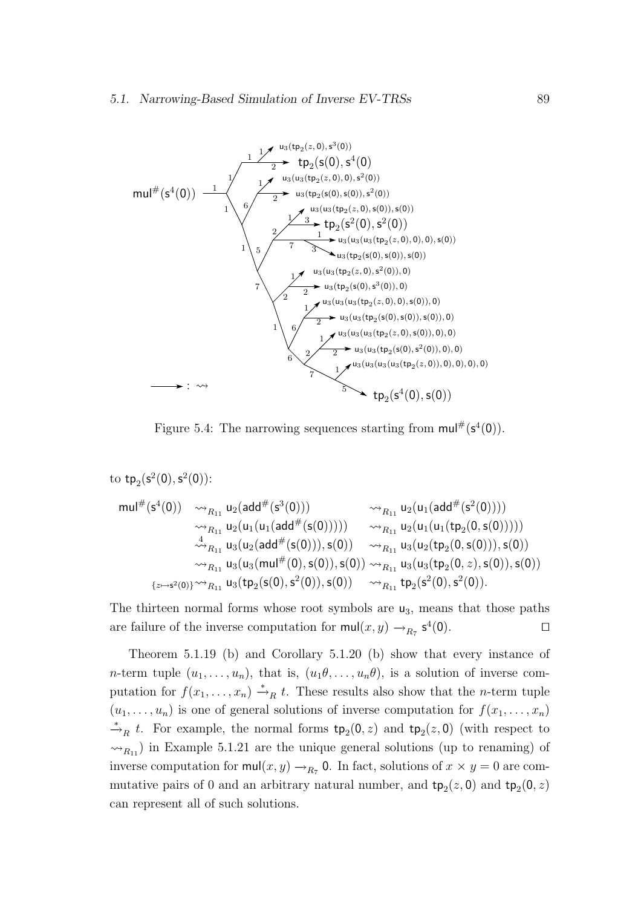Figure 5.4: The narrowing sequences starting from $\mathsf{mul}^\#(\mathsf{s}^4(\mathsf{0}))$.

to $\mathsf{tp}_2(\mathsf{s}^2(\mathsf{0}), \mathsf{s}^2(\mathsf{0}))$:

$$
\begin{array}{llll}
\mathsf{mul}^\#(\mathsf{s}^4(\mathsf{0})) & \rightsquigarrow_{R_{11}} \mathsf{u}_2(\mathsf{add}^\#(\mathsf{s}^3(\mathsf{0}))) & & \rightsquigarrow_{R_{11}} \mathsf{u}_2(\mathsf{u}_1(\mathsf{add}^\#(\mathsf{s}^2(\mathsf{0})))) \\
& \rightsquigarrow_{R_{11}} \mathsf{u}_2(\mathsf{u}_1(\mathsf{u}_1(\mathsf{add}^\#(\mathsf{s}(\mathsf{0}))))) & & \rightsquigarrow_{R_{11}} \mathsf{u}_2(\mathsf{u}_1(\mathsf{u}_1(\mathsf{tp}_2(\mathsf{0}, \mathsf{s}(\mathsf{0}))))) \\
& \overset{4}{\rightsquigarrow}_{R_{11}} \mathsf{u}_3(\mathsf{u}_2(\mathsf{add}^\#(\mathsf{s}(\mathsf{0}))), \mathsf{s}(\mathsf{0})) & & \rightsquigarrow_{R_{11}} \mathsf{u}_3(\mathsf{u}_2(\mathsf{tp}_2(\mathsf{0}, \mathsf{s}(\mathsf{0}))), \mathsf{s}(\mathsf{0})) \\
& \rightsquigarrow_{R_{11}} \mathsf{u}_3(\mathsf{u}_3(\mathsf{mul}^\#(\mathsf{0}), \mathsf{s}(\mathsf{0})), \mathsf{s}(\mathsf{0})) & & \rightsquigarrow_{R_{11}} \mathsf{u}_3(\mathsf{u}_3(\mathsf{tp}_2(\mathsf{0}, z), \mathsf{s}(\mathsf{0})), \mathsf{s}(\mathsf{0})) \\
{}_{\{z \mapsto \mathsf{s}^2(\mathsf{0})\}} & \rightsquigarrow_{R_{11}} \mathsf{u}_3(\mathsf{tp}_2(\mathsf{s}(\mathsf{0}), \mathsf{s}^2(\mathsf{0})), \mathsf{s}(\mathsf{0})) & & \rightsquigarrow_{R_{11}} \mathsf{tp}_2(\mathsf{s}^2(\mathsf{0}), \mathsf{s}^2(\mathsf{0})).
\end{array}
$$

The thirteen normal forms whose root symbols are $\mathsf{u}_3$, means that those paths are failure of the inverse computation for $\mathsf{mul}(x, y) \rightarrow_{R_7} \mathsf{s}^4(\mathsf{0})$. □

Theorem 5.1.19 (b) and Corollary 5.1.20 (b) show that every instance of $n$-term tuple $(u_1, \ldots, u_n)$, that is, $(u_1\theta, \ldots, u_n\theta)$, is a solution of inverse computation for $f(x_1, \ldots, x_n) \xrightarrow{*}_R t$. These results also show that the $n$-term tuple $(u_1, \ldots, u_n)$ is one of general solutions of inverse computation for $f(x_1, \ldots, x_n)$ $\xrightarrow{*}_R t$. For example, the normal forms $\mathsf{tp}_2(\mathsf{0}, z)$ and $\mathsf{tp}_2(z, \mathsf{0})$ (with respect to $\rightsquigarrow_{R_{11}}$) in Example 5.1.21 are the unique general solutions (up to renaming) of inverse computation for $\mathsf{mul}(x, y) \rightarrow_{R_7} \mathsf{0}$. In fact, solutions of $x \times y = 0$ are commutative pairs of 0 and an arbitrary natural number, and $\mathsf{tp}_2(z, \mathsf{0})$ and $\mathsf{tp}_2(\mathsf{0}, z)$ can represent all of such solutions.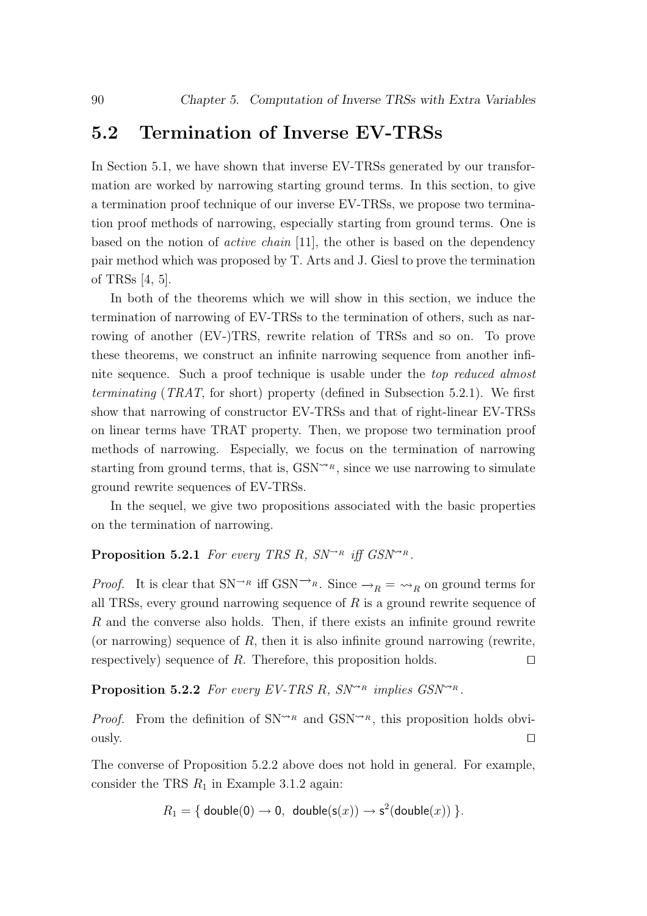## 5.2 Termination of Inverse EV-TRSs

In Section 5.1, we have shown that inverse EV-TRSs generated by our transformation are worked by narrowing starting ground terms. In this section, to give a termination proof technique of our inverse EV-TRSs, we propose two termination proof methods of narrowing, especially starting from ground terms. One is based on the notion of *active chain* [11], the other is based on the dependency pair method which was proposed by T. Arts and J. Giesl to prove the termination of TRSs [4, 5].

In both of the theorems which we will show in this section, we induce the termination of narrowing of EV-TRSs to the termination of others, such as narrowing of another (EV-)TRS, rewrite relation of TRSs and so on. To prove these theorems, we construct an infinite narrowing sequence from another infinite sequence. Such a proof technique is usable under the *top reduced almost terminating* (*TRAT*, for short) property (defined in Subsection 5.2.1). We first show that narrowing of constructor EV-TRSs and that of right-linear EV-TRSs on linear terms have TRAT property. Then, we propose two termination proof methods of narrowing. Especially, we focus on the termination of narrowing starting from ground terms, that is, $\mathrm{GSN}^{\rightsquigarrow_R}$, since we use narrowing to simulate ground rewrite sequences of EV-TRSs.

In the sequel, we give two propositions associated with the basic properties on the termination of narrowing.

**Proposition 5.2.1** *For every TRS $R$, $SN^{\to_R}$ iff $GSN^{\rightsquigarrow_R}$.*

*Proof.* It is clear that $\mathrm{SN}^{\to_R}$ iff $\mathrm{GSN}^{\to_R}$. Since $\to_R = \rightsquigarrow_R$ on ground terms for all TRSs, every ground narrowing sequence of $R$ is a ground rewrite sequence of $R$ and the converse also holds. Then, if there exists an infinite ground rewrite (or narrowing) sequence of $R$, then it is also infinite ground narrowing (rewrite, respectively) sequence of $R$. Therefore, this proposition holds. □

**Proposition 5.2.2** *For every EV-TRS $R$, $SN^{\rightsquigarrow_R}$ implies $GSN^{\rightsquigarrow_R}$.*

*Proof.* From the definition of $\mathrm{SN}^{\rightsquigarrow_R}$ and $\mathrm{GSN}^{\rightsquigarrow_R}$, this proposition holds obviously. □

The converse of Proposition 5.2.2 above does not hold in general. For example, consider the TRS $R_1$ in Example 3.1.2 again:

$$R_1 = \{\ \mathsf{double}(\mathsf{0}) \to \mathsf{0},\ \ \mathsf{double}(\mathsf{s}(x)) \to \mathsf{s}^2(\mathsf{double}(x))\ \}.$$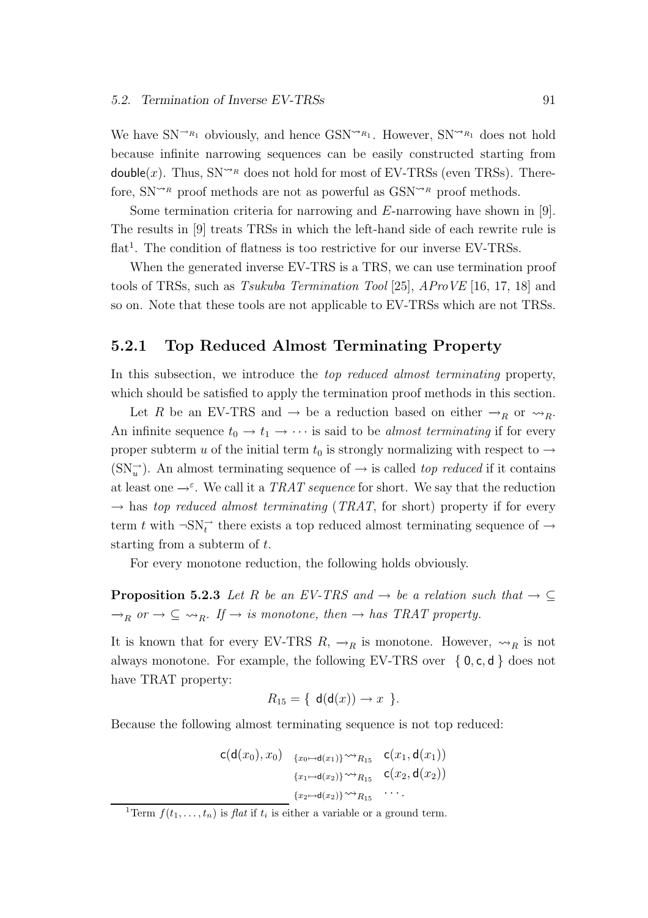We have $\mathrm{SN}^{\rightarrow_{R_1}}$ obviously, and hence $\mathrm{GSN}^{\rightsquigarrow_{R_1}}$. However, $\mathrm{SN}^{\rightsquigarrow_{R_1}}$ does not hold because infinite narrowing sequences can be easily constructed starting from $\mathsf{double}(x)$. Thus, $\mathrm{SN}^{\rightsquigarrow_R}$ does not hold for most of EV-TRSs (even TRSs). Therefore, $\mathrm{SN}^{\rightsquigarrow_R}$ proof methods are not as powerful as $\mathrm{GSN}^{\rightsquigarrow_R}$ proof methods.

Some termination criteria for narrowing and $E$-narrowing have shown in [9]. The results in [9] treats TRSs in which the left-hand side of each rewrite rule is flat[1]. The condition of flatness is too restrictive for our inverse EV-TRSs.

When the generated inverse EV-TRS is a TRS, we can use termination proof tools of TRSs, such as *Tsukuba Termination Tool* [25], *AProVE* [16, 17, 18] and so on. Note that these tools are not applicable to EV-TRSs which are not TRSs.

### 5.2.1 Top Reduced Almost Terminating Property

In this subsection, we introduce the *top reduced almost terminating* property, which should be satisfied to apply the termination proof methods in this section.

Let $R$ be an EV-TRS and $\rightarrow$ be a reduction based on either $\rightarrow_R$ or $\rightsquigarrow_R$. An infinite sequence $t_0 \rightarrow t_1 \rightarrow \cdots$ is said to be *almost terminating* if for every proper subterm $u$ of the initial term $t_0$ is strongly normalizing with respect to $\rightarrow$ ($\mathrm{SN}_u^{\rightarrow}$). An almost terminating sequence of $\rightarrow$ is called *top reduced* if it contains at least one $\rightarrow^{\varepsilon}$. We call it a *TRAT sequence* for short. We say that the reduction $\rightarrow$ has *top reduced almost terminating* (*TRAT*, for short) property if for every term $t$ with $\neg\mathrm{SN}_t^{\rightarrow}$ there exists a top reduced almost terminating sequence of $\rightarrow$ starting from a subterm of $t$.

For every monotone reduction, the following holds obviously.

**Proposition 5.2.3** *Let $R$ be an EV-TRS and $\rightarrow$ be a relation such that $\rightarrow \subseteq \rightarrow_R$ or $\rightarrow \subseteq \rightsquigarrow_R$. If $\rightarrow$ is monotone, then $\rightarrow$ has TRAT property.*

It is known that for every EV-TRS $R$, $\rightarrow_R$ is monotone. However, $\rightsquigarrow_R$ is not always monotone. For example, the following EV-TRS over $\{\, \mathsf{0}, \mathsf{c}, \mathsf{d} \,\}$ does not have TRAT property:

$$R_{15} = \{\ \mathsf{d}(\mathsf{d}(x)) \rightarrow x\ \}.$$

Because the following almost terminating sequence is not top reduced:

$$\begin{array}{rl} \mathsf{c}(\mathsf{d}(x_0), x_0) & {}_{\{x_0 \mapsto \mathsf{d}(x_1)\}}\!\!\rightsquigarrow_{R_{15}} \ \mathsf{c}(x_1, \mathsf{d}(x_1)) \\ & {}_{\{x_1 \mapsto \mathsf{d}(x_2)\}}\!\!\rightsquigarrow_{R_{15}} \ \mathsf{c}(x_2, \mathsf{d}(x_2)) \\ & {}_{\{x_2 \mapsto \mathsf{d}(x_2)\}}\!\!\rightsquigarrow_{R_{15}} \ \cdots . \end{array}$$

[1] Term $f(t_1, \ldots, t_n)$ is *flat* if $t_i$ is either a variable or a ground term.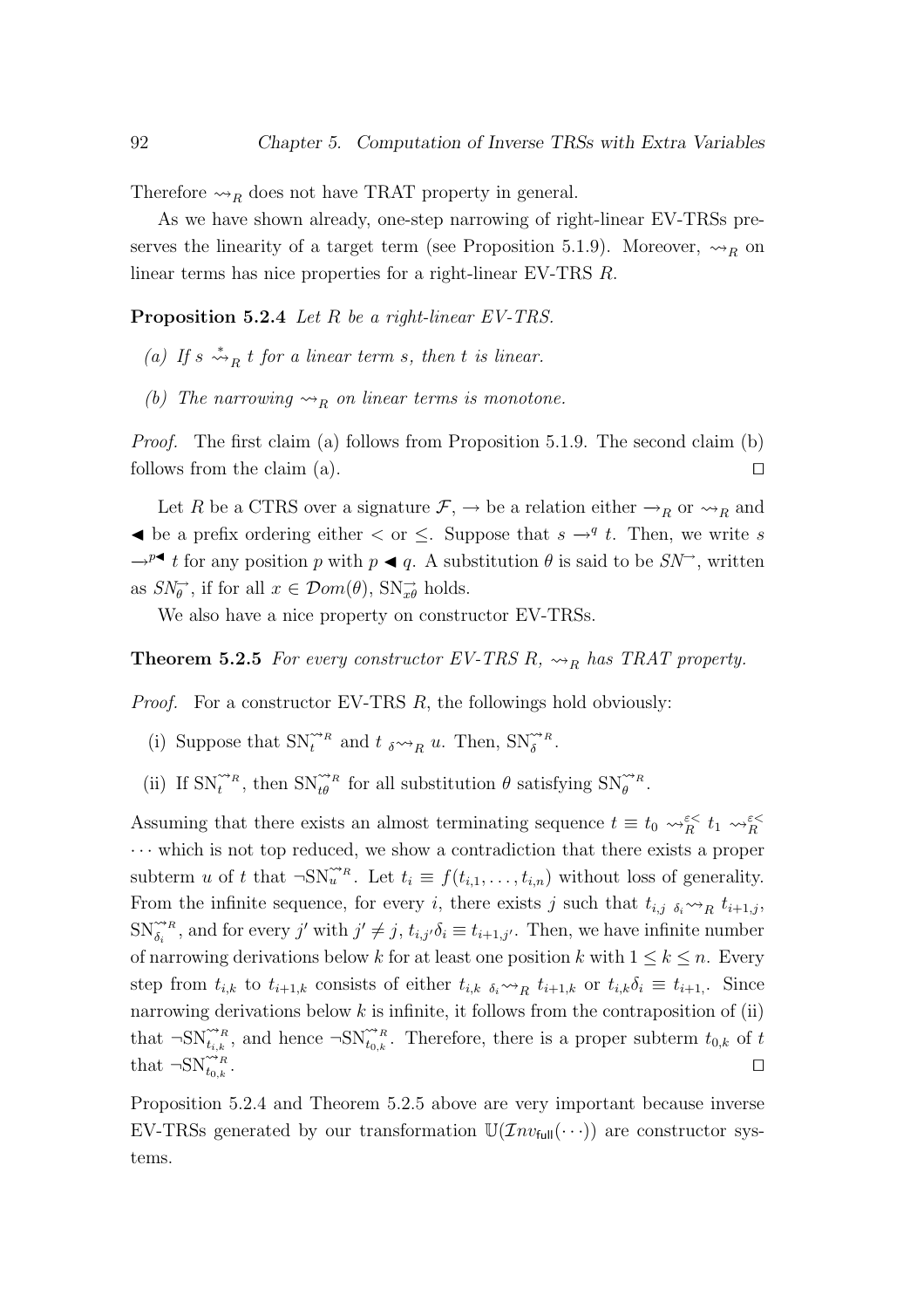Therefore $\rightsquigarrow_R$ does not have TRAT property in general.

As we have shown already, one-step narrowing of right-linear EV-TRSs preserves the linearity of a target term (see Proposition 5.1.9). Moreover, $\rightsquigarrow_R$ on linear terms has nice properties for a right-linear EV-TRS $R$.

**Proposition 5.2.4** *Let $R$ be a right-linear EV-TRS.*

*(a) If $s \overset{*}{\rightsquigarrow}_R t$ for a linear term $s$, then $t$ is linear.*

*(b) The narrowing $\rightsquigarrow_R$ on linear terms is monotone.*

*Proof.* The first claim (a) follows from Proposition 5.1.9. The second claim (b) follows from the claim (a). $\square$

Let $R$ be a CTRS over a signature $\mathcal{F}$, $\rightarrow$ be a relation either $\rightarrow_R$ or $\rightsquigarrow_R$ and $\blacktriangleleft$ be a prefix ordering either $<$ or $\leq$. Suppose that $s \rightarrow^q t$. Then, we write $s \rightarrow^{p\blacktriangleleft} t$ for any position $p$ with $p \blacktriangleleft q$. A substitution $\theta$ is said to be $SN^{\rightarrow}$, written as $SN^{\rightarrow}_{\theta}$, if for all $x \in \mathcal{D}om(\theta)$, $\mathrm{SN}^{\rightarrow}_{x\theta}$ holds.

We also have a nice property on constructor EV-TRSs.

**Theorem 5.2.5** *For every constructor EV-TRS $R$, $\rightsquigarrow_R$ has TRAT property.*

*Proof.* For a constructor EV-TRS $R$, the followings hold obviously:

(i) Suppose that $\mathrm{SN}^{\rightsquigarrow_R}_t$ and $t \ {}_{\delta}\!\rightsquigarrow_R u$. Then, $\mathrm{SN}^{\rightsquigarrow_R}_{\delta}$.

(ii) If $\mathrm{SN}^{\rightsquigarrow_R}_t$, then $\mathrm{SN}^{\rightsquigarrow_R}_{t\theta}$ for all substitution $\theta$ satisfying $\mathrm{SN}^{\rightsquigarrow_R}_{\theta}$.

Assuming that there exists an almost terminating sequence $t \equiv t_0 \rightsquigarrow^{\varepsilon<}_R t_1 \rightsquigarrow^{\varepsilon<}_R \cdots$ which is not top reduced, we show a contradiction that there exists a proper subterm $u$ of $t$ that $\neg\mathrm{SN}^{\rightsquigarrow_R}_u$. Let $t_i \equiv f(t_{i,1}, \ldots, t_{i,n})$ without loss of generality. From the infinite sequence, for every $i$, there exists $j$ such that $t_{i,j} \ {}_{\delta_i}\!\rightsquigarrow_R t_{i+1,j}$, $\mathrm{SN}^{\rightsquigarrow_R}_{\delta_i}$, and for every $j'$ with $j' \neq j$, $t_{i,j'}\delta_i \equiv t_{i+1,j'}$. Then, we have infinite number of narrowing derivations below $k$ for at least one position $k$ with $1 \leq k \leq n$. Every step from $t_{i,k}$ to $t_{i+1,k}$ consists of either $t_{i,k} \ {}_{\delta_i}\!\rightsquigarrow_R t_{i+1,k}$ or $t_{i,k}\delta_i \equiv t_{i+1,}$. Since narrowing derivations below $k$ is infinite, it follows from the contraposition of (ii) that $\neg\mathrm{SN}^{\rightsquigarrow_R}_{t_{i,k}}$, and hence $\neg\mathrm{SN}^{\rightsquigarrow_R}_{t_{0,k}}$. Therefore, there is a proper subterm $t_{0,k}$ of $t$ that $\neg\mathrm{SN}^{\rightsquigarrow_R}_{t_{0,k}}$. $\square$

Proposition 5.2.4 and Theorem 5.2.5 above are very important because inverse EV-TRSs generated by our transformation $\mathbb{U}(\mathcal{I}nv_{\mathsf{full}}(\cdots))$ are constructor systems.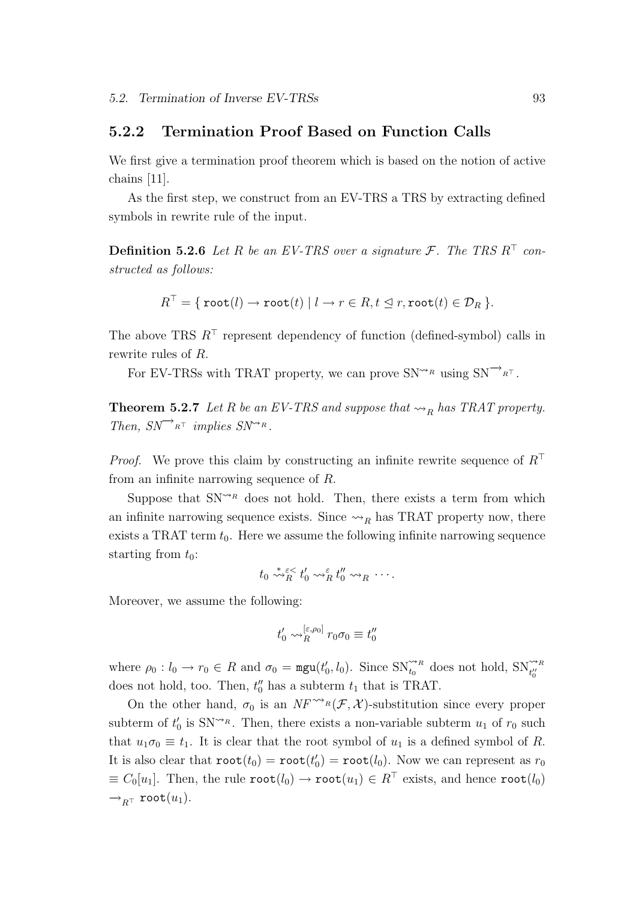### 5.2.2 Termination Proof Based on Function Calls

We first give a termination proof theorem which is based on the notion of active chains [11].

As the first step, we construct from an EV-TRS a TRS by extracting defined symbols in rewrite rule of the input.

**Definition 5.2.6** *Let $R$ be an EV-TRS over a signature $\mathcal{F}$. The TRS $R^\top$ constructed as follows:*

$$R^\top = \{\, \mathtt{root}(l) \to \mathtt{root}(t) \mid l \to r \in R, t \trianglelefteq r, \mathtt{root}(t) \in \mathcal{D}_R \,\}.$$

The above TRS $R^\top$ represent dependency of function (defined-symbol) calls in rewrite rules of $R$.

For EV-TRSs with TRAT property, we can prove $\mathrm{SN}^{\rightsquigarrow_R}$ using $\mathrm{SN}^{\longrightarrow_{R^\top}}$.

**Theorem 5.2.7** *Let $R$ be an EV-TRS and suppose that $\rightsquigarrow_R$ has TRAT property. Then, $SN^{\longrightarrow_{R^\top}}$ implies $SN^{\rightsquigarrow_R}$.*

*Proof.* We prove this claim by constructing an infinite rewrite sequence of $R^\top$ from an infinite narrowing sequence of $R$.

Suppose that $\mathrm{SN}^{\rightsquigarrow_R}$ does not hold. Then, there exists a term from which an infinite narrowing sequence exists. Since $\rightsquigarrow_R$ has TRAT property now, there exists a TRAT term $t_0$. Here we assume the following infinite narrowing sequence starting from $t_0$:

$$t_0 \overset{*}{\rightsquigarrow}{}^{\varepsilon<}_R t'_0 \rightsquigarrow^{\varepsilon}_R t''_0 \rightsquigarrow_R \cdots.$$

Moreover, we assume the following:

$$t'_0 \rightsquigarrow^{[\varepsilon,\rho_0]}_R r_0\sigma_0 \equiv t''_0$$

where $\rho_0 : l_0 \to r_0 \in R$ and $\sigma_0 = \mathtt{mgu}(t'_0, l_0)$. Since $\mathrm{SN}^{\rightsquigarrow_R}_{t_0}$ does not hold, $\mathrm{SN}^{\rightsquigarrow_R}_{t''_0}$ does not hold, too. Then, $t''_0$ has a subterm $t_1$ that is TRAT.

On the other hand, $\sigma_0$ is an $NF^{\rightsquigarrow_R}(\mathcal{F}, \mathcal{X})$-substitution since every proper subterm of $t'_0$ is $\mathrm{SN}^{\rightsquigarrow_R}$. Then, there exists a non-variable subterm $u_1$ of $r_0$ such that $u_1\sigma_0 \equiv t_1$. It is clear that the root symbol of $u_1$ is a defined symbol of $R$. It is also clear that $\mathtt{root}(t_0) = \mathtt{root}(t'_0) = \mathtt{root}(l_0)$. Now we can represent as $r_0 \equiv C_0[u_1]$. Then, the rule $\mathtt{root}(l_0) \to \mathtt{root}(u_1) \in R^\top$ exists, and hence $\mathtt{root}(l_0) \to_{R^\top} \mathtt{root}(u_1)$.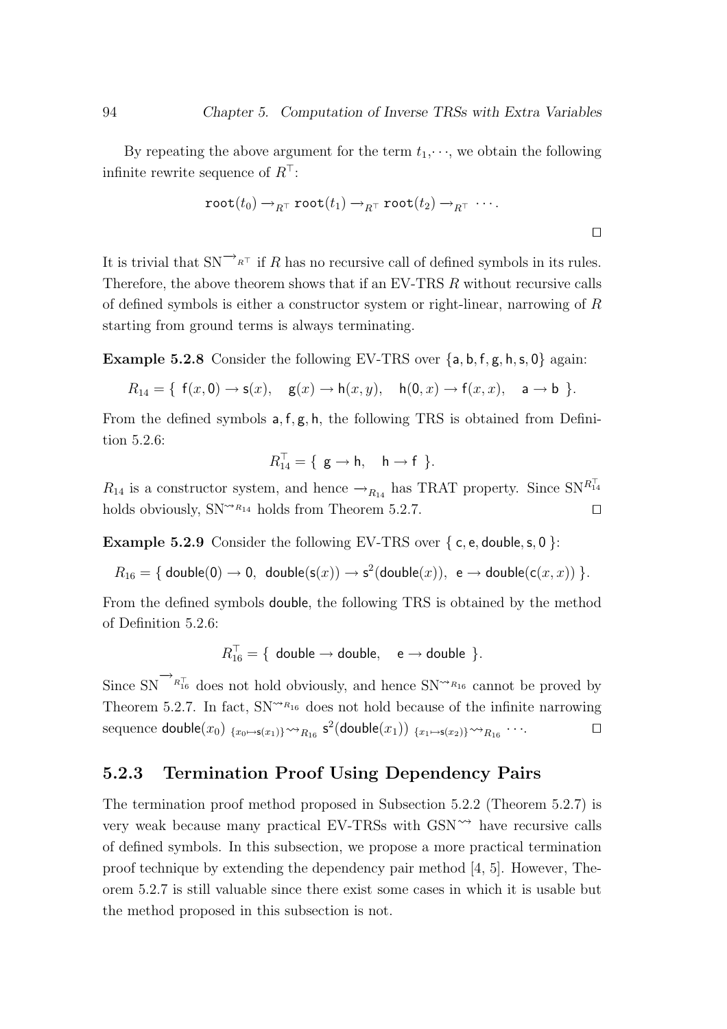By repeating the above argument for the term $t_1, \cdots$, we obtain the following infinite rewrite sequence of $R^{\top}$:

$$\mathtt{root}(t_0) \to_{R^{\top}} \mathtt{root}(t_1) \to_{R^{\top}} \mathtt{root}(t_2) \to_{R^{\top}} \cdots.$$

$\square$

It is trivial that $\mathrm{SN}^{\to_{R^{\top}}}$ if $R$ has no recursive call of defined symbols in its rules. Therefore, the above theorem shows that if an EV-TRS $R$ without recursive calls of defined symbols is either a constructor system or right-linear, narrowing of $R$ starting from ground terms is always terminating.

**Example 5.2.8** Consider the following EV-TRS over $\{\mathsf{a}, \mathsf{b}, \mathsf{f}, \mathsf{g}, \mathsf{h}, \mathsf{s}, \mathsf{0}\}$ again:

$$R_{14} = \{\ \mathsf{f}(x, \mathsf{0}) \to \mathsf{s}(x), \quad \mathsf{g}(x) \to \mathsf{h}(x, y), \quad \mathsf{h}(\mathsf{0}, x) \to \mathsf{f}(x, x), \quad \mathsf{a} \to \mathsf{b}\ \}.$$

From the defined symbols $\mathsf{a}, \mathsf{f}, \mathsf{g}, \mathsf{h}$, the following TRS is obtained from Definition 5.2.6:

$$R_{14}^{\top} = \{\ \mathsf{g} \to \mathsf{h}, \quad \mathsf{h} \to \mathsf{f}\ \}.$$

$R_{14}$ is a constructor system, and hence $\to_{R_{14}}$ has TRAT property. Since $\mathrm{SN}^{R_{14}^{\top}}$ holds obviously, $\mathrm{SN}^{\rightsquigarrow_{R_{14}}}$ holds from Theorem 5.2.7. $\square$

**Example 5.2.9** Consider the following EV-TRS over $\{\ \mathsf{c}, \mathsf{e}, \mathsf{double}, \mathsf{s}, \mathsf{0}\ \}$:

$$R_{16} = \{\ \mathsf{double}(\mathsf{0}) \to \mathsf{0},\ \ \mathsf{double}(\mathsf{s}(x)) \to \mathsf{s}^2(\mathsf{double}(x)),\ \ \mathsf{e} \to \mathsf{double}(\mathsf{c}(x, x))\ \}.$$

From the defined symbols $\mathsf{double}$, the following TRS is obtained by the method of Definition 5.2.6:

$$R_{16}^{\top} = \{\ \mathsf{double} \to \mathsf{double}, \quad \mathsf{e} \to \mathsf{double}\ \}.$$

Since $\mathrm{SN}^{\to_{R_{16}^{\top}}}$ does not hold obviously, and hence $\mathrm{SN}^{\rightsquigarrow_{R_{16}}}$ cannot be proved by Theorem 5.2.7. In fact, $\mathrm{SN}^{\rightsquigarrow_{R_{16}}}$ does not hold because of the infinite narrowing sequence $\mathsf{double}(x_0)\ {}_{\{x_0 \mapsto \mathsf{s}(x_1)\}}{\rightsquigarrow_{R_{16}}}\ \mathsf{s}^2(\mathsf{double}(x_1))\ {}_{\{x_1 \mapsto \mathsf{s}(x_2)\}}{\rightsquigarrow_{R_{16}}} \cdots$. $\square$

### 5.2.3 Termination Proof Using Dependency Pairs

The termination proof method proposed in Subsection 5.2.2 (Theorem 5.2.7) is very weak because many practical EV-TRSs with $\mathrm{GSN}^{\rightsquigarrow}$ have recursive calls of defined symbols. In this subsection, we propose a more practical termination proof technique by extending the dependency pair method [4, 5]. However, Theorem 5.2.7 is still valuable since there exist some cases in which it is usable but the method proposed in this subsection is not.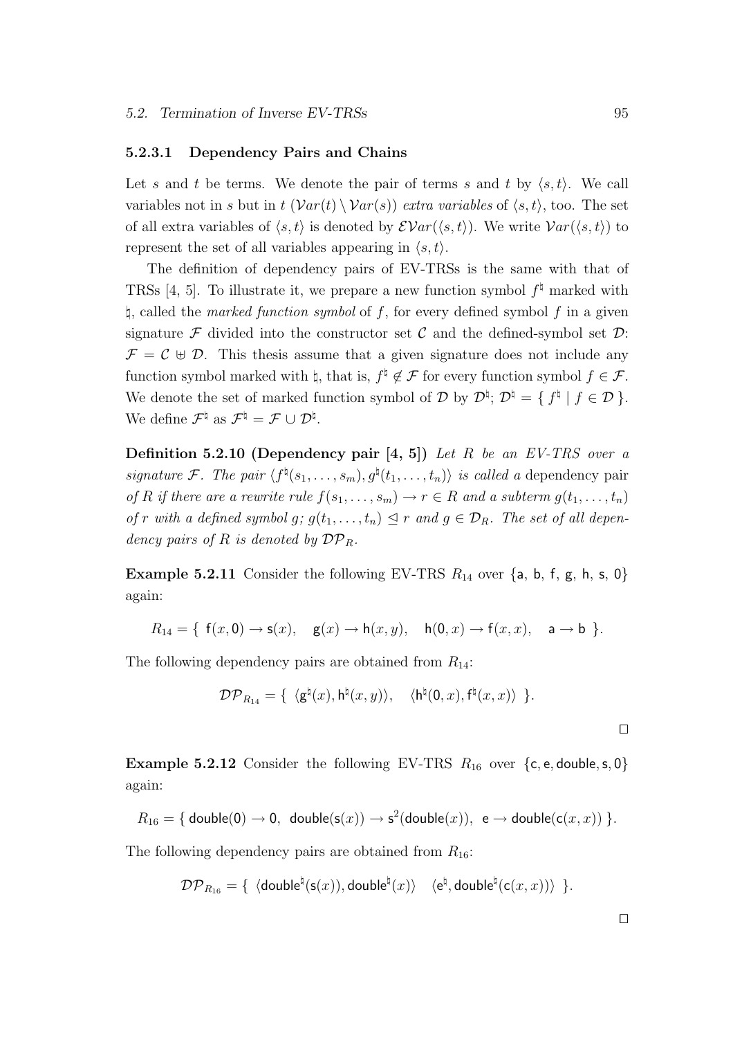#### 5.2.3.1 Dependency Pairs and Chains

Let $s$ and $t$ be terms. We denote the pair of terms $s$ and $t$ by $\langle s, t\rangle$. We call variables not in $s$ but in $t$ ($\mathcal{V}ar(t) \setminus \mathcal{V}ar(s)$) *extra variables* of $\langle s, t\rangle$, too. The set of all extra variables of $\langle s, t\rangle$ is denoted by $\mathcal{EV}ar(\langle s, t\rangle)$. We write $\mathcal{V}ar(\langle s, t\rangle)$ to represent the set of all variables appearing in $\langle s, t\rangle$.

The definition of dependency pairs of EV-TRSs is the same with that of TRSs [4, 5]. To illustrate it, we prepare a new function symbol $f^\natural$ marked with $\natural$, called the *marked function symbol* of $f$, for every defined symbol $f$ in a given signature $\mathcal{F}$ divided into the constructor set $\mathcal{C}$ and the defined-symbol set $\mathcal{D}$: $\mathcal{F} = \mathcal{C} \uplus \mathcal{D}$. This thesis assume that a given signature does not include any function symbol marked with $\natural$, that is, $f^\natural \notin \mathcal{F}$ for every function symbol $f \in \mathcal{F}$. We denote the set of marked function symbol of $\mathcal{D}$ by $\mathcal{D}^\natural$; $\mathcal{D}^\natural = \{ f^\natural \mid f \in \mathcal{D} \}$. We define $\mathcal{F}^\natural$ as $\mathcal{F}^\natural = \mathcal{F} \cup \mathcal{D}^\natural$.

**Definition 5.2.10 (Dependency pair [4, 5])** *Let $R$ be an EV-TRS over a signature $\mathcal{F}$. The pair $\langle f^\natural(s_1, \ldots, s_m), g^\natural(t_1, \ldots, t_n)\rangle$ is called a* dependency pair *of $R$ if there are a rewrite rule $f(s_1, \ldots, s_m) \to r \in R$ and a subterm $g(t_1, \ldots, t_n)$ of $r$ with a defined symbol $g$; $g(t_1, \ldots, t_n) \trianglelefteq r$ and $g \in \mathcal{D}_R$. The set of all dependency pairs of $R$ is denoted by $\mathcal{DP}_R$.*

**Example 5.2.11** Consider the following EV-TRS $R_{14}$ over $\{\mathsf{a}, \mathsf{b}, \mathsf{f}, \mathsf{g}, \mathsf{h}, \mathsf{s}, \mathsf{0}\}$ again:

$$R_{14} = \{ \ \mathsf{f}(x, \mathsf{0}) \to \mathsf{s}(x), \quad \mathsf{g}(x) \to \mathsf{h}(x, y), \quad \mathsf{h}(\mathsf{0}, x) \to \mathsf{f}(x, x), \quad \mathsf{a} \to \mathsf{b} \ \}.$$

The following dependency pairs are obtained from $R_{14}$:

$$\mathcal{DP}_{R_{14}} = \{ \ \langle \mathsf{g}^\natural(x), \mathsf{h}^\natural(x, y)\rangle, \quad \langle \mathsf{h}^\natural(\mathsf{0}, x), \mathsf{f}^\natural(x, x)\rangle \ \}.$$

□

**Example 5.2.12** Consider the following EV-TRS $R_{16}$ over $\{\mathsf{c}, \mathsf{e}, \mathsf{double}, \mathsf{s}, \mathsf{0}\}$ again:

$$R_{16} = \{ \ \mathsf{double}(\mathsf{0}) \to \mathsf{0}, \ \ \mathsf{double}(\mathsf{s}(x)) \to \mathsf{s}^2(\mathsf{double}(x)), \ \ \mathsf{e} \to \mathsf{double}(\mathsf{c}(x, x)) \ \}.$$

The following dependency pairs are obtained from $R_{16}$:

$$\mathcal{DP}_{R_{16}} = \{ \ \langle \mathsf{double}^\natural(\mathsf{s}(x)), \mathsf{double}^\natural(x)\rangle \quad \langle \mathsf{e}^\natural, \mathsf{double}^\natural(\mathsf{c}(x, x))\rangle \ \}.$$

□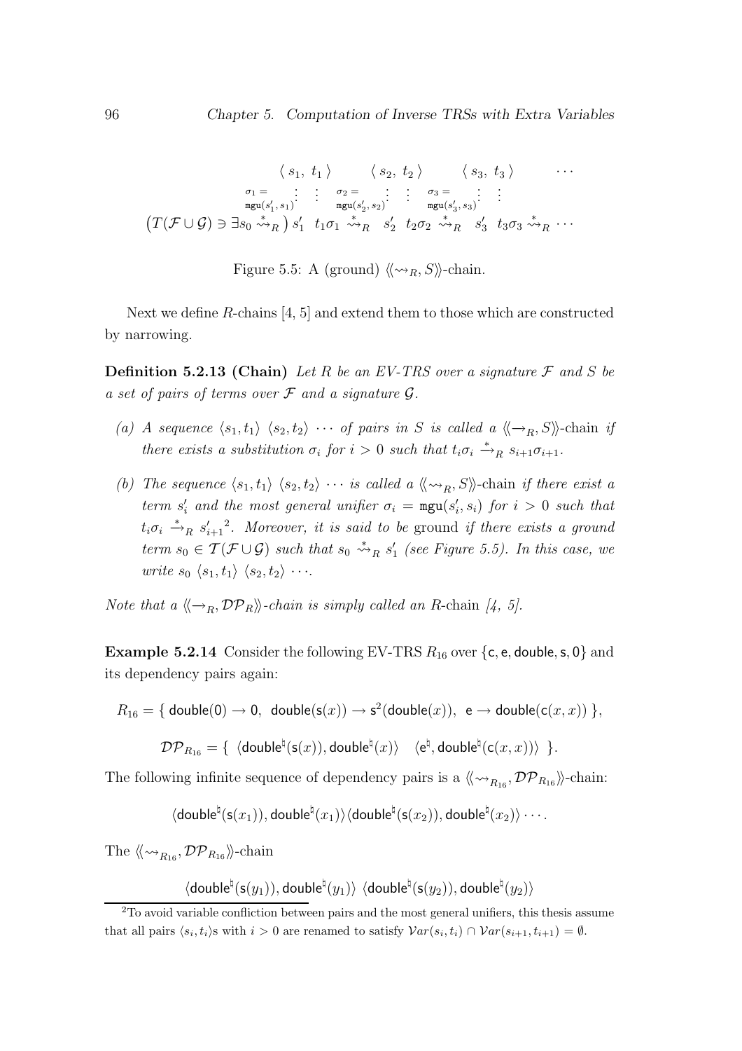$$
\begin{array}{cccccccccc}
 & \langle\, s_1,\ t_1 \,\rangle & & \langle\, s_2,\ t_2 \,\rangle & & \langle\, s_3,\ t_3 \,\rangle & & \cdots \\
 & \sigma_1 = \mathtt{mgu}(s'_1, s_1) \vdots \ \vdots & & \sigma_2 = \mathtt{mgu}(s'_2, s_2) \vdots \ \vdots & & \sigma_3 = \mathtt{mgu}(s'_3, s_3) \vdots \ \vdots & & \\
\big(\mathcal{T}(\mathcal{F}\cup\mathcal{G}) \ni \exists s_0 \overset{*}{\rightsquigarrow}_R \big)\, s'_1 & t_1\sigma_1 \overset{*}{\rightsquigarrow}_R & s'_2 & t_2\sigma_2 \overset{*}{\rightsquigarrow}_R & s'_3 & t_3\sigma_3 \overset{*}{\rightsquigarrow}_R \cdots
\end{array}
$$

Figure 5.5: A (ground) $\langle\!\langle \rightsquigarrow_R, S \rangle\!\rangle$-chain.

Next we define $R$-chains [4, 5] and extend them to those which are constructed by narrowing.

**Definition 5.2.13 (Chain)** *Let $R$ be an EV-TRS over a signature $\mathcal{F}$ and $S$ be a set of pairs of terms over $\mathcal{F}$ and a signature $\mathcal{G}$.*

*(a) A sequence $\langle s_1, t_1\rangle$ $\langle s_2, t_2\rangle$ $\cdots$ of pairs in $S$ is called a $\langle\!\langle \rightarrow_R, S \rangle\!\rangle$-chain if there exists a substitution $\sigma_i$ for $i > 0$ such that $t_i\sigma_i \overset{*}{\rightarrow}_R s_{i+1}\sigma_{i+1}$.*

*(b) The sequence $\langle s_1, t_1\rangle$ $\langle s_2, t_2\rangle$ $\cdots$ is called a $\langle\!\langle \rightsquigarrow_R, S \rangle\!\rangle$-chain if there exist a term $s'_i$ and the most general unifier $\sigma_i = \mathtt{mgu}(s'_i, s_i)$ for $i > 0$ such that $t_i\sigma_i \overset{*}{\rightsquigarrow}_R s'_{i+1}$[2]. Moreover, it is said to be* ground *if there exists a ground term $s_0 \in \mathcal{T}(\mathcal{F}\cup\mathcal{G})$ such that $s_0 \overset{*}{\rightsquigarrow}_R s'_1$ (see Figure 5.5). In this case, we write $s_0$ $\langle s_1, t_1\rangle$ $\langle s_2, t_2\rangle$ $\cdots$.*

*Note that a $\langle\!\langle \rightarrow_R, \mathcal{DP}_R \rangle\!\rangle$-chain is simply called an $R$-chain [4, 5].*

**Example 5.2.14** Consider the following EV-TRS $R_{16}$ over $\{\mathsf{c}, \mathsf{e}, \mathsf{double}, \mathsf{s}, \mathsf{0}\}$ and its dependency pairs again:

$$
R_{16} = \{\ \mathsf{double}(\mathsf{0}) \rightarrow \mathsf{0},\ \ \mathsf{double}(\mathsf{s}(x)) \rightarrow \mathsf{s}^2(\mathsf{double}(x)),\ \ \mathsf{e} \rightarrow \mathsf{double}(\mathsf{c}(x, x))\ \},
$$

$$
\mathcal{DP}_{R_{16}} = \{\ \langle \mathsf{double}^\natural(\mathsf{s}(x)), \mathsf{double}^\natural(x)\rangle \quad \langle \mathsf{e}^\natural, \mathsf{double}^\natural(\mathsf{c}(x, x))\rangle\ \}.
$$

The following infinite sequence of dependency pairs is a $\langle\!\langle \rightsquigarrow_{R_{16}}, \mathcal{DP}_{R_{16}} \rangle\!\rangle$-chain:

$$
\langle \mathsf{double}^\natural(\mathsf{s}(x_1)), \mathsf{double}^\natural(x_1)\rangle \langle \mathsf{double}^\natural(\mathsf{s}(x_2)), \mathsf{double}^\natural(x_2)\rangle \cdots.
$$

The $\langle\!\langle \rightsquigarrow_{R_{16}}, \mathcal{DP}_{R_{16}} \rangle\!\rangle$-chain

$$
\langle \mathsf{double}^\natural(\mathsf{s}(y_1)), \mathsf{double}^\natural(y_1)\rangle\ \langle \mathsf{double}^\natural(\mathsf{s}(y_2)), \mathsf{double}^\natural(y_2)\rangle
$$

[2] To avoid variable confliction between pairs and the most general unifiers, this thesis assume that all pairs $\langle s_i, t_i\rangle$s with $i > 0$ are renamed to satisfy $\mathcal{V}ar(s_i, t_i) \cap \mathcal{V}ar(s_{i+1}, t_{i+1}) = \emptyset$.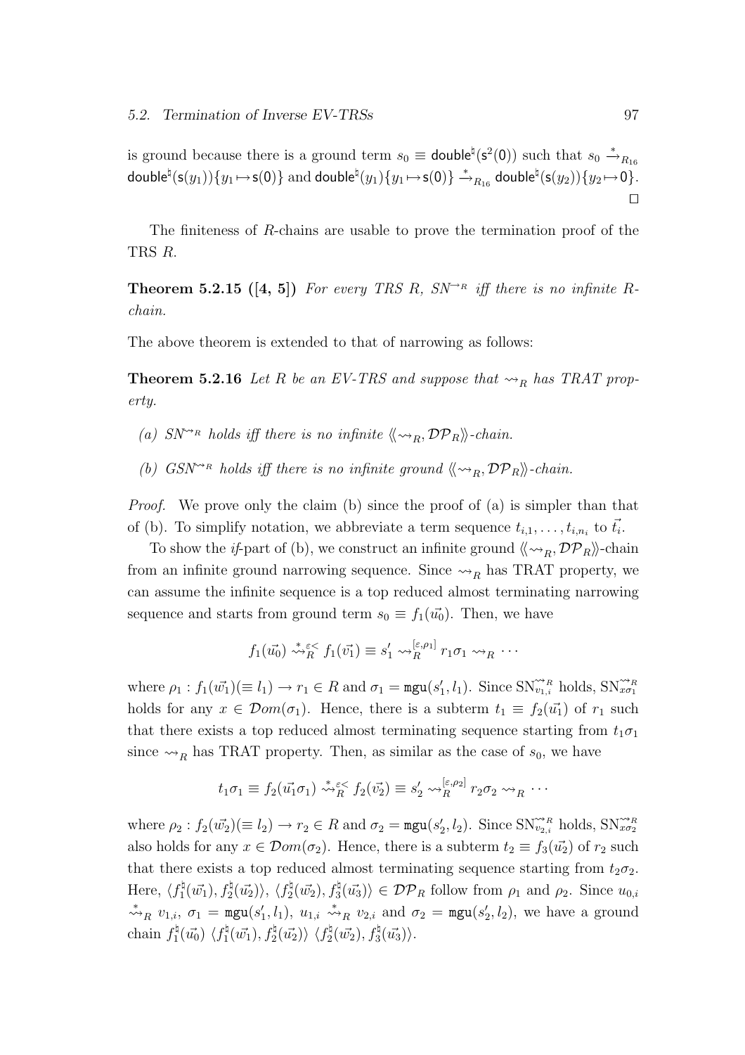is ground because there is a ground term $s_0 \equiv \mathsf{double}^\sharp(\mathsf{s}^2(\mathsf{0}))$ such that $s_0 \xrightarrow{*}_{R_{16}} \mathsf{double}^\sharp(\mathsf{s}(y_1))\{y_1 \mapsto \mathsf{s}(\mathsf{0})\}$ and $\mathsf{double}^\sharp(y_1)\{y_1 \mapsto \mathsf{s}(\mathsf{0})\} \xrightarrow{*}_{R_{16}} \mathsf{double}^\sharp(\mathsf{s}(y_2))\{y_2 \mapsto \mathsf{0}\}$. □

The finiteness of $R$-chains are usable to prove the termination proof of the TRS $R$.

**Theorem 5.2.15 ([4, 5])** *For every TRS $R$, $SN^{\to_R}$ iff there is no infinite $R$-chain.*

The above theorem is extended to that of narrowing as follows:

**Theorem 5.2.16** *Let $R$ be an EV-TRS and suppose that $\rightsquigarrow_R$ has TRAT property.*

- *(a) $SN^{\rightsquigarrow_R}$ holds iff there is no infinite $\langle\!\langle \rightsquigarrow_R, \mathcal{DP}_R \rangle\!\rangle$-chain.*
- *(b) $GSN^{\rightsquigarrow_R}$ holds iff there is no infinite ground $\langle\!\langle \rightsquigarrow_R, \mathcal{DP}_R \rangle\!\rangle$-chain.*

*Proof.* We prove only the claim (b) since the proof of (a) is simpler than that of (b). To simplify notation, we abbreviate a term sequence $t_{i,1}, \ldots, t_{i,n_i}$ to $\vec{t_i}$.

To show the *if*-part of (b), we construct an infinite ground $\langle\!\langle \rightsquigarrow_R, \mathcal{DP}_R \rangle\!\rangle$-chain from an infinite ground narrowing sequence. Since $\rightsquigarrow_R$ has TRAT property, we can assume the infinite sequence is a top reduced almost terminating narrowing sequence and starts from ground term $s_0 \equiv f_1(\vec{u_0})$. Then, we have

$$f_1(\vec{u_0}) \overset{*}{\rightsquigarrow}{}^{\varepsilon<}_R f_1(\vec{v_1}) \equiv s'_1 \rightsquigarrow_R^{[\varepsilon,\rho_1]} r_1\sigma_1 \rightsquigarrow_R \cdots$$

where $\rho_1 : f_1(\vec{w_1})(\equiv l_1) \to r_1 \in R$ and $\sigma_1 = \mathtt{mgu}(s'_1, l_1)$. Since $\mathrm{SN}^{\rightsquigarrow_R}_{v_{1,i}}$ holds, $\mathrm{SN}^{\rightsquigarrow_R}_{x\sigma_1}$ holds for any $x \in \mathcal{D}om(\sigma_1)$. Hence, there is a subterm $t_1 \equiv f_2(\vec{u_1})$ of $r_1$ such that there exists a top reduced almost terminating sequence starting from $t_1\sigma_1$ since $\rightsquigarrow_R$ has TRAT property. Then, as similar as the case of $s_0$, we have

$$t_1\sigma_1 \equiv f_2(\vec{u_1}\sigma_1) \overset{*}{\rightsquigarrow}{}^{\varepsilon<}_R f_2(\vec{v_2}) \equiv s'_2 \rightsquigarrow_R^{[\varepsilon,\rho_2]} r_2\sigma_2 \rightsquigarrow_R \cdots$$

where $\rho_2 : f_2(\vec{w_2})(\equiv l_2) \to r_2 \in R$ and $\sigma_2 = \mathtt{mgu}(s'_2, l_2)$. Since $\mathrm{SN}^{\rightsquigarrow_R}_{v_{2,i}}$ holds, $\mathrm{SN}^{\rightsquigarrow_R}_{x\sigma_2}$ also holds for any $x \in \mathcal{D}om(\sigma_2)$. Hence, there is a subterm $t_2 \equiv f_3(\vec{u_2})$ of $r_2$ such that there exists a top reduced almost terminating sequence starting from $t_2\sigma_2$. Here, $\langle f_1^\sharp(\vec{w_1}), f_2^\sharp(\vec{u_2})\rangle$, $\langle f_2^\sharp(\vec{w_2}), f_3^\sharp(\vec{u_3})\rangle \in \mathcal{DP}_R$ follow from $\rho_1$ and $\rho_2$. Since $u_{0,i} \overset{*}{\rightsquigarrow}_R v_{1,i}$, $\sigma_1 = \mathtt{mgu}(s'_1, l_1)$, $u_{1,i} \overset{*}{\rightsquigarrow}_R v_{2,i}$ and $\sigma_2 = \mathtt{mgu}(s'_2, l_2)$, we have a ground chain $f_1^\sharp(\vec{u_0})\ \langle f_1^\sharp(\vec{w_1}), f_2^\sharp(\vec{u_2})\rangle\ \langle f_2^\sharp(\vec{w_2}), f_3^\sharp(\vec{u_3})\rangle$.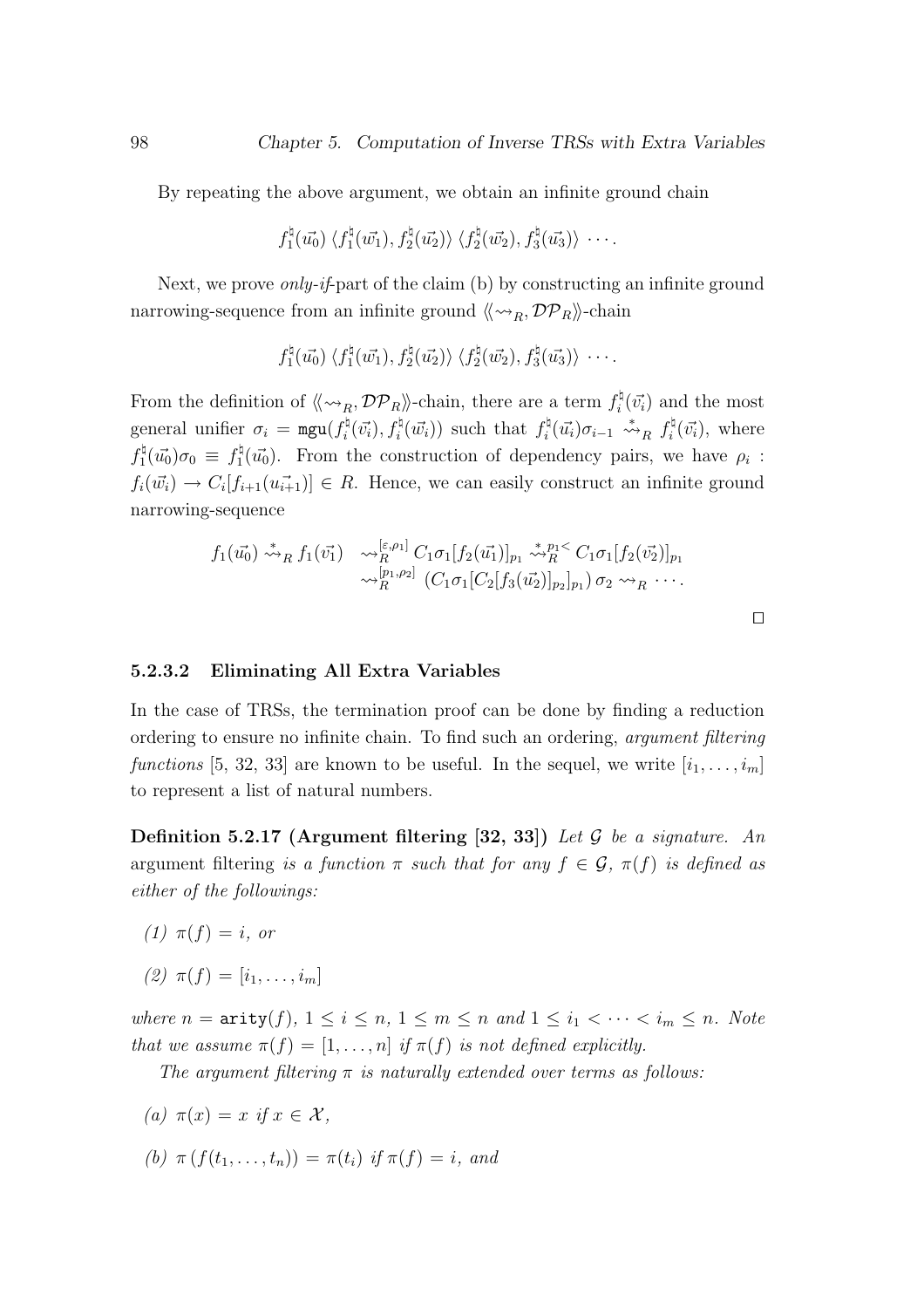By repeating the above argument, we obtain an infinite ground chain

$$f_1^\natural(\vec{u_0})\ \langle f_1^\natural(\vec{w_1}), f_2^\natural(\vec{u_2})\rangle\ \langle f_2^\natural(\vec{w_2}), f_3^\natural(\vec{u_3})\rangle\ \cdots.$$

Next, we prove *only-if*-part of the claim (b) by constructing an infinite ground narrowing-sequence from an infinite ground $\langle\!\langle \rightsquigarrow_R, \mathcal{DP}_R \rangle\!\rangle$-chain

$$f_1^\natural(\vec{u_0})\ \langle f_1^\natural(\vec{w_1}), f_2^\natural(\vec{u_2})\rangle\ \langle f_2^\natural(\vec{w_2}), f_3^\natural(\vec{u_3})\rangle\ \cdots.$$

From the definition of $\langle\!\langle \rightsquigarrow_R, \mathcal{DP}_R \rangle\!\rangle$-chain, there are a term $f_i^\natural(\vec{v_i})$ and the most general unifier $\sigma_i = \mathtt{mgu}(f_i^\natural(\vec{v_i}), f_i^\natural(\vec{w_i}))$ such that $f_i^\natural(\vec{u_i})\sigma_{i-1} \overset{*}{\rightsquigarrow}_R f_i^\natural(\vec{v_i})$, where $f_1^\natural(\vec{u_0})\sigma_0 \equiv f_1^\natural(\vec{u_0})$. From the construction of dependency pairs, we have $\rho_i : f_i(\vec{w_i}) \to C_i[f_{i+1}(\vec{u_{i+1}})] \in R$. Hence, we can easily construct an infinite ground narrowing-sequence

$$\begin{aligned} f_1(\vec{u_0}) \overset{*}{\rightsquigarrow}_R f_1(\vec{v_1}) \ &\rightsquigarrow_R^{[\varepsilon,\rho_1]} C_1\sigma_1[f_2(\vec{u_1})]_{p_1} \overset{*}{\rightsquigarrow}_R^{p_1<} C_1\sigma_1[f_2(\vec{v_2})]_{p_1} \\ &\rightsquigarrow_R^{[p_1,\rho_2]} (C_1\sigma_1[C_2[f_3(\vec{u_2})]_{p_2}]_{p_1})\,\sigma_2 \rightsquigarrow_R \cdots. \end{aligned}$$

□

#### 5.2.3.2 Eliminating All Extra Variables

In the case of TRSs, the termination proof can be done by finding a reduction ordering to ensure no infinite chain. To find such an ordering, *argument filtering functions* [5, 32, 33] are known to be useful. In the sequel, we write $[i_1, \ldots, i_m]$ to represent a list of natural numbers.

**Definition 5.2.17 (Argument filtering [32, 33])** *Let $\mathcal{G}$ be a signature. An* argument filtering *is a function $\pi$ such that for any $f \in \mathcal{G}$, $\pi(f)$ is defined as either of the followings:*

*(1) $\pi(f) = i$, or*

*(2) $\pi(f) = [i_1, \ldots, i_m]$*

*where $n = \mathtt{arity}(f)$, $1 \leq i \leq n$, $1 \leq m \leq n$ and $1 \leq i_1 < \cdots < i_m \leq n$. Note that we assume $\pi(f) = [1, \ldots, n]$ if $\pi(f)$ is not defined explicitly.*

*The argument filtering $\pi$ is naturally extended over terms as follows:*

*(a) $\pi(x) = x$ if $x \in \mathcal{X}$,*

*(b) $\pi(f(t_1, \ldots, t_n)) = \pi(t_i)$ if $\pi(f) = i$, and*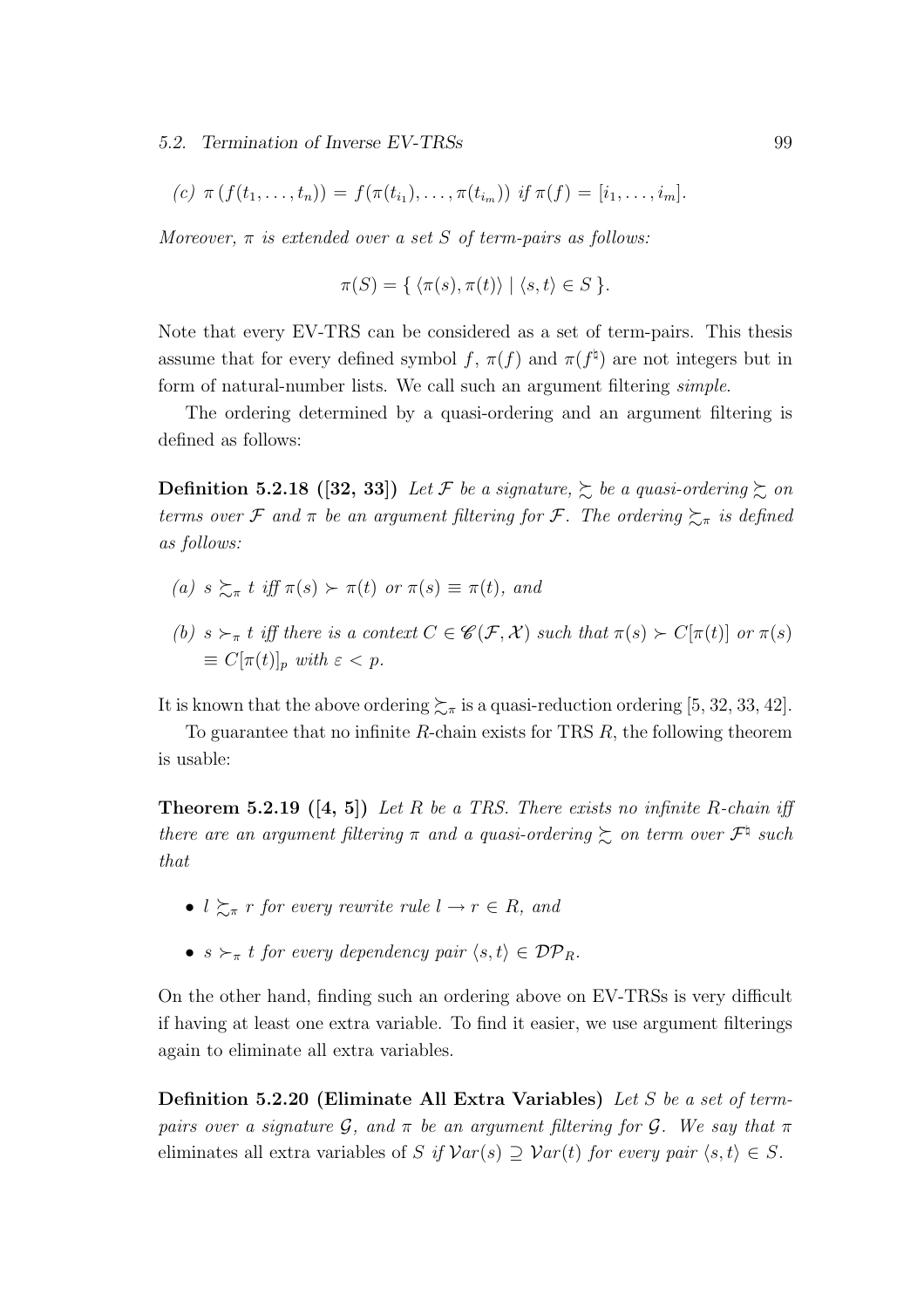(c) $\pi(f(t_1, \ldots, t_n)) = f(\pi(t_{i_1}), \ldots, \pi(t_{i_m}))$ if $\pi(f) = [i_1, \ldots, i_m]$.

*Moreover, $\pi$ is extended over a set $S$ of term-pairs as follows:*

$$\pi(S) = \{ \langle \pi(s), \pi(t) \rangle \mid \langle s, t \rangle \in S \}.$$

Note that every EV-TRS can be considered as a set of term-pairs. This thesis assume that for every defined symbol $f$, $\pi(f)$ and $\pi(f^\natural)$ are not integers but in form of natural-number lists. We call such an argument filtering *simple*.

The ordering determined by a quasi-ordering and an argument filtering is defined as follows:

**Definition 5.2.18 ([32, 33])** *Let $\mathcal{F}$ be a signature, $\succsim$ be a quasi-ordering $\succsim$ on terms over $\mathcal{F}$ and $\pi$ be an argument filtering for $\mathcal{F}$. The ordering $\succsim_\pi$ is defined as follows:*

- (a) $s \succsim_\pi t$ *iff* $\pi(s) \succ \pi(t)$ *or* $\pi(s) \equiv \pi(t)$*, and*
- (b) $s \succ_\pi t$ *iff there is a context* $C \in \mathscr{C}(\mathcal{F}, \mathcal{X})$ *such that* $\pi(s) \succ C[\pi(t)]$ *or* $\pi(s) \equiv C[\pi(t)]_p$ *with* $\varepsilon < p$.

It is known that the above ordering $\succsim_\pi$ is a quasi-reduction ordering [5, 32, 33, 42].

To guarantee that no infinite $R$-chain exists for TRS $R$, the following theorem is usable:

**Theorem 5.2.19 ([4, 5])** *Let $R$ be a TRS. There exists no infinite $R$-chain iff there are an argument filtering $\pi$ and a quasi-ordering $\succsim$ on term over $\mathcal{F}^\natural$ such that*

- $l \succsim_\pi r$ *for every rewrite rule* $l \to r \in R$*, and*
- $s \succ_\pi t$ *for every dependency pair* $\langle s, t \rangle \in \mathcal{DP}_R$.

On the other hand, finding such an ordering above on EV-TRSs is very difficult if having at least one extra variable. To find it easier, we use argument filterings again to eliminate all extra variables.

**Definition 5.2.20 (Eliminate All Extra Variables)** *Let $S$ be a set of term-pairs over a signature $\mathcal{G}$, and $\pi$ be an argument filtering for $\mathcal{G}$. We say that $\pi$* eliminates all extra variables of *$S$ if $\mathcal{V}ar(s) \supseteq \mathcal{V}ar(t)$ for every pair $\langle s, t \rangle \in S$.*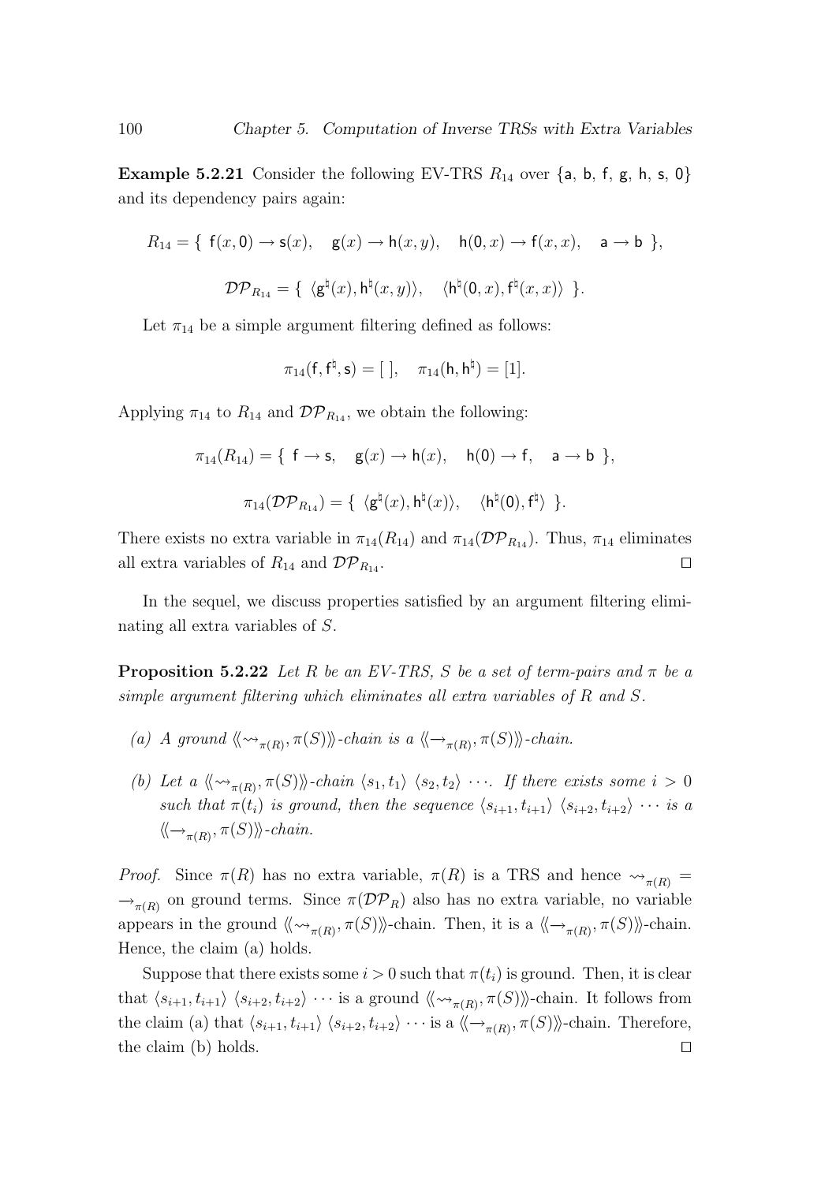**Example 5.2.21** Consider the following EV-TRS $R_{14}$ over $\{\mathsf{a}, \mathsf{b}, \mathsf{f}, \mathsf{g}, \mathsf{h}, \mathsf{s}, \mathsf{0}\}$ and its dependency pairs again:

$$R_{14} = \{\ \mathsf{f}(x, \mathsf{0}) \to \mathsf{s}(x), \quad \mathsf{g}(x) \to \mathsf{h}(x, y), \quad \mathsf{h}(\mathsf{0}, x) \to \mathsf{f}(x, x), \quad \mathsf{a} \to \mathsf{b}\ \},$$

$$\mathcal{DP}_{R_{14}} = \{\ \langle \mathsf{g}^\sharp(x), \mathsf{h}^\sharp(x, y)\rangle, \quad \langle \mathsf{h}^\sharp(\mathsf{0}, x), \mathsf{f}^\sharp(x, x)\rangle\ \}.$$

Let $\pi_{14}$ be a simple argument filtering defined as follows:

$$\pi_{14}(\mathsf{f}, \mathsf{f}^\sharp, \mathsf{s}) = [\ ], \quad \pi_{14}(\mathsf{h}, \mathsf{h}^\sharp) = [1].$$

Applying $\pi_{14}$ to $R_{14}$ and $\mathcal{DP}_{R_{14}}$, we obtain the following:

$$\pi_{14}(R_{14}) = \{\ \mathsf{f} \to \mathsf{s}, \quad \mathsf{g}(x) \to \mathsf{h}(x), \quad \mathsf{h}(\mathsf{0}) \to \mathsf{f}, \quad \mathsf{a} \to \mathsf{b}\ \},$$

$$\pi_{14}(\mathcal{DP}_{R_{14}}) = \{\ \langle \mathsf{g}^\sharp(x), \mathsf{h}^\sharp(x)\rangle, \quad \langle \mathsf{h}^\sharp(\mathsf{0}), \mathsf{f}^\sharp\rangle\ \}.$$

There exists no extra variable in $\pi_{14}(R_{14})$ and $\pi_{14}(\mathcal{DP}_{R_{14}})$. Thus, $\pi_{14}$ eliminates all extra variables of $R_{14}$ and $\mathcal{DP}_{R_{14}}$. □

In the sequel, we discuss properties satisfied by an argument filtering eliminating all extra variables of $S$.

**Proposition 5.2.22** *Let $R$ be an EV-TRS, $S$ be a set of term-pairs and $\pi$ be a simple argument filtering which eliminates all extra variables of $R$ and $S$.*

*(a) A ground $\langle\!\langle \rightsquigarrow_{\pi(R)}, \pi(S)\rangle\!\rangle$-chain is a $\langle\!\langle \to_{\pi(R)}, \pi(S)\rangle\!\rangle$-chain.*

*(b) Let a $\langle\!\langle \rightsquigarrow_{\pi(R)}, \pi(S)\rangle\!\rangle$-chain $\langle s_1, t_1\rangle\ \langle s_2, t_2\rangle \cdots$. If there exists some $i > 0$ such that $\pi(t_i)$ is ground, then the sequence $\langle s_{i+1}, t_{i+1}\rangle\ \langle s_{i+2}, t_{i+2}\rangle \cdots$ is a $\langle\!\langle \to_{\pi(R)}, \pi(S)\rangle\!\rangle$-chain.*

*Proof.* Since $\pi(R)$ has no extra variable, $\pi(R)$ is a TRS and hence $\rightsquigarrow_{\pi(R)} = \to_{\pi(R)}$ on ground terms. Since $\pi(\mathcal{DP}_R)$ also has no extra variable, no variable appears in the ground $\langle\!\langle \rightsquigarrow_{\pi(R)}, \pi(S)\rangle\!\rangle$-chain. Then, it is a $\langle\!\langle \to_{\pi(R)}, \pi(S)\rangle\!\rangle$-chain. Hence, the claim (a) holds.

Suppose that there exists some $i > 0$ such that $\pi(t_i)$ is ground. Then, it is clear that $\langle s_{i+1}, t_{i+1}\rangle\ \langle s_{i+2}, t_{i+2}\rangle \cdots$ is a ground $\langle\!\langle \rightsquigarrow_{\pi(R)}, \pi(S)\rangle\!\rangle$-chain. It follows from the claim (a) that $\langle s_{i+1}, t_{i+1}\rangle\ \langle s_{i+2}, t_{i+2}\rangle \cdots$ is a $\langle\!\langle \to_{\pi(R)}, \pi(S)\rangle\!\rangle$-chain. Therefore, the claim (b) holds. □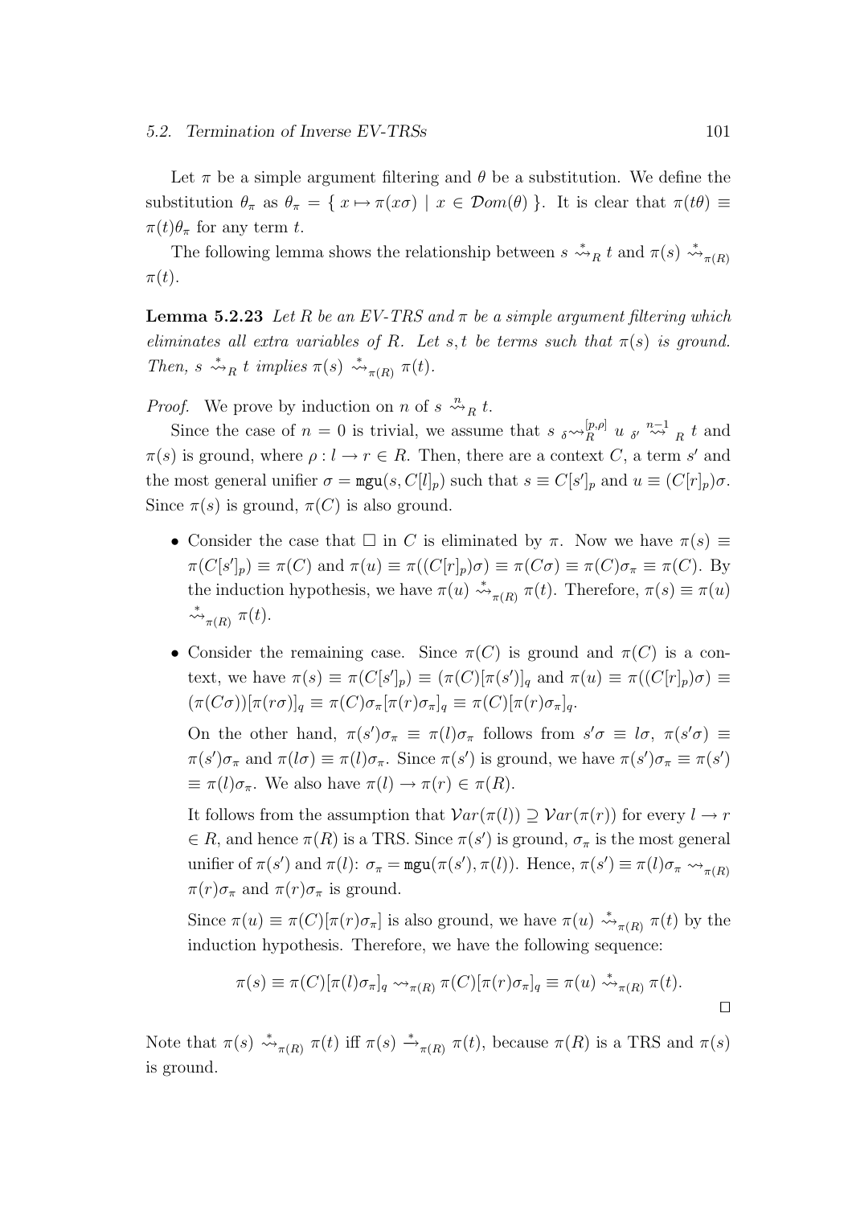Let $\pi$ be a simple argument filtering and $\theta$ be a substitution. We define the substitution $\theta_\pi$ as $\theta_\pi = \{\, x \mapsto \pi(x\sigma) \mid x \in \mathcal{D}om(\theta) \,\}$. It is clear that $\pi(t\theta) \equiv \pi(t)\theta_\pi$ for any term $t$.

The following lemma shows the relationship between $s \overset{*}{\rightsquigarrow}_R t$ and $\pi(s) \overset{*}{\rightsquigarrow}_{\pi(R)} \pi(t)$.

**Lemma 5.2.23** *Let $R$ be an EV-TRS and $\pi$ be a simple argument filtering which eliminates all extra variables of $R$. Let $s, t$ be terms such that $\pi(s)$ is ground. Then, $s \overset{*}{\rightsquigarrow}_R t$ implies $\pi(s) \overset{*}{\rightsquigarrow}_{\pi(R)} \pi(t)$.*

*Proof.* We prove by induction on $n$ of $s \overset{n}{\rightsquigarrow}_R t$.

Since the case of $n = 0$ is trivial, we assume that $s \;{}_{\delta}\!\rightsquigarrow^{[p,\rho]}_R u \;{}_{\delta'}\!\overset{n-1}{\rightsquigarrow}_R t$ and $\pi(s)$ is ground, where $\rho : l \to r \in R$. Then, there are a context $C$, a term $s'$ and the most general unifier $\sigma = \mathtt{mgu}(s, C[l]_p)$ such that $s \equiv C[s']_p$ and $u \equiv (C[r]_p)\sigma$. Since $\pi(s)$ is ground, $\pi(C)$ is also ground.

- Consider the case that $\Box$ in $C$ is eliminated by $\pi$. Now we have $\pi(s) \equiv \pi(C[s']_p) \equiv \pi(C)$ and $\pi(u) \equiv \pi((C[r]_p)\sigma) \equiv \pi(C\sigma) \equiv \pi(C)\sigma_\pi \equiv \pi(C)$. By the induction hypothesis, we have $\pi(u) \overset{*}{\rightsquigarrow}_{\pi(R)} \pi(t)$. Therefore, $\pi(s) \equiv \pi(u) \overset{*}{\rightsquigarrow}_{\pi(R)} \pi(t)$.

- Consider the remaining case. Since $\pi(C)$ is ground and $\pi(C)$ is a context, we have $\pi(s) \equiv \pi(C[s']_p) \equiv (\pi(C)[\pi(s')]_q$ and $\pi(u) \equiv \pi((C[r]_p)\sigma) \equiv (\pi(C\sigma))[\pi(r\sigma)]_q \equiv \pi(C)\sigma_\pi[\pi(r)\sigma_\pi]_q \equiv \pi(C)[\pi(r)\sigma_\pi]_q$.

  On the other hand, $\pi(s')\sigma_\pi \equiv \pi(l)\sigma_\pi$ follows from $s'\sigma \equiv l\sigma$, $\pi(s'\sigma) \equiv \pi(s')\sigma_\pi$ and $\pi(l\sigma) \equiv \pi(l)\sigma_\pi$. Since $\pi(s')$ is ground, we have $\pi(s')\sigma_\pi \equiv \pi(s') \equiv \pi(l)\sigma_\pi$. We also have $\pi(l) \to \pi(r) \in \pi(R)$.

  It follows from the assumption that $\mathcal{V}ar(\pi(l)) \supseteq \mathcal{V}ar(\pi(r))$ for every $l \to r \in R$, and hence $\pi(R)$ is a TRS. Since $\pi(s')$ is ground, $\sigma_\pi$ is the most general unifier of $\pi(s')$ and $\pi(l)$: $\sigma_\pi = \mathtt{mgu}(\pi(s'), \pi(l))$. Hence, $\pi(s') \equiv \pi(l)\sigma_\pi \rightsquigarrow_{\pi(R)} \pi(r)\sigma_\pi$ and $\pi(r)\sigma_\pi$ is ground.

  Since $\pi(u) \equiv \pi(C)[\pi(r)\sigma_\pi]$ is also ground, we have $\pi(u) \overset{*}{\rightsquigarrow}_{\pi(R)} \pi(t)$ by the induction hypothesis. Therefore, we have the following sequence:

$$\pi(s) \equiv \pi(C)[\pi(l)\sigma_\pi]_q \rightsquigarrow_{\pi(R)} \pi(C)[\pi(r)\sigma_\pi]_q \equiv \pi(u) \overset{*}{\rightsquigarrow}_{\pi(R)} \pi(t).$$

$\Box$

Note that $\pi(s) \overset{*}{\rightsquigarrow}_{\pi(R)} \pi(t)$ iff $\pi(s) \overset{*}{\to}_{\pi(R)} \pi(t)$, because $\pi(R)$ is a TRS and $\pi(s)$ is ground.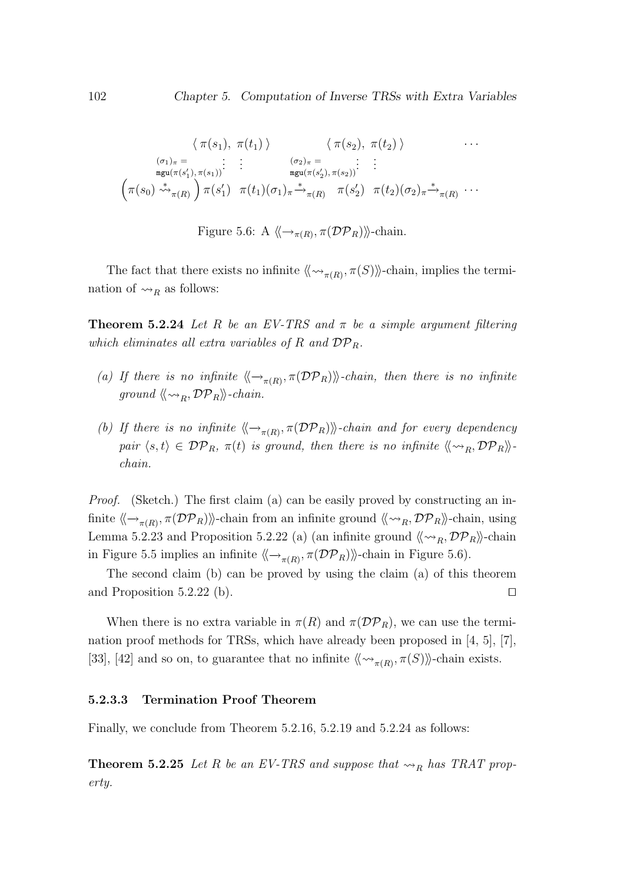$$
\begin{array}{ccccccc}
& \langle\, \pi(s_1),\ \pi(t_1)\,\rangle & & \langle\, \pi(s_2),\ \pi(t_2)\,\rangle & & \cdots \\
& {\scriptstyle (\sigma_1)_\pi = \atop \mathtt{mgu}(\pi(s_1'),\,\pi(s_1))} \vdots \quad \vdots & & {\scriptstyle (\sigma_2)_\pi = \atop \mathtt{mgu}(\pi(s_2'),\,\pi(s_2))} \vdots \quad \vdots & & \\
\left(\pi(s_0) \overset{*}{\leadsto}_{\pi(R)}\right) & \pi(s_1') \quad \pi(t_1)(\sigma_1)_\pi \overset{*}{\to}_{\pi(R)} & & \pi(s_2') \quad \pi(t_2)(\sigma_2)_\pi \overset{*}{\to}_{\pi(R)} & & \cdots
\end{array}
$$

Figure 5.6: A $\langle\!\langle \to_{\pi(R)}, \pi(\mathcal{DP}_R) \rangle\!\rangle$-chain.

The fact that there exists no infinite $\langle\!\langle \leadsto_{\pi(R)}, \pi(S) \rangle\!\rangle$-chain, implies the termination of $\leadsto_R$ as follows:

**Theorem 5.2.24** *Let $R$ be an EV-TRS and $\pi$ be a simple argument filtering which eliminates all extra variables of $R$ and $\mathcal{DP}_R$.*

- *(a) If there is no infinite $\langle\!\langle \to_{\pi(R)}, \pi(\mathcal{DP}_R) \rangle\!\rangle$-chain, then there is no infinite ground $\langle\!\langle \leadsto_R, \mathcal{DP}_R \rangle\!\rangle$-chain.*
- *(b) If there is no infinite $\langle\!\langle \to_{\pi(R)}, \pi(\mathcal{DP}_R) \rangle\!\rangle$-chain and for every dependency pair $\langle s, t \rangle \in \mathcal{DP}_R$, $\pi(t)$ is ground, then there is no infinite $\langle\!\langle \leadsto_R, \mathcal{DP}_R \rangle\!\rangle$-chain.*

*Proof.* (Sketch.) The first claim (a) can be easily proved by constructing an infinite $\langle\!\langle \to_{\pi(R)}, \pi(\mathcal{DP}_R) \rangle\!\rangle$-chain from an infinite ground $\langle\!\langle \leadsto_R, \mathcal{DP}_R \rangle\!\rangle$-chain, using Lemma 5.2.23 and Proposition 5.2.22 (a) (an infinite ground $\langle\!\langle \leadsto_R, \mathcal{DP}_R \rangle\!\rangle$-chain in Figure 5.5 implies an infinite $\langle\!\langle \to_{\pi(R)}, \pi(\mathcal{DP}_R) \rangle\!\rangle$-chain in Figure 5.6).

The second claim (b) can be proved by using the claim (a) of this theorem and Proposition 5.2.22 (b). $\square$

When there is no extra variable in $\pi(R)$ and $\pi(\mathcal{DP}_R)$, we can use the termination proof methods for TRSs, which have already been proposed in [4, 5], [7], [33], [42] and so on, to guarantee that no infinite $\langle\!\langle \leadsto_{\pi(R)}, \pi(S) \rangle\!\rangle$-chain exists.

#### 5.2.3.3 Termination Proof Theorem

Finally, we conclude from Theorem 5.2.16, 5.2.19 and 5.2.24 as follows:

**Theorem 5.2.25** *Let $R$ be an EV-TRS and suppose that $\leadsto_R$ has TRAT property.*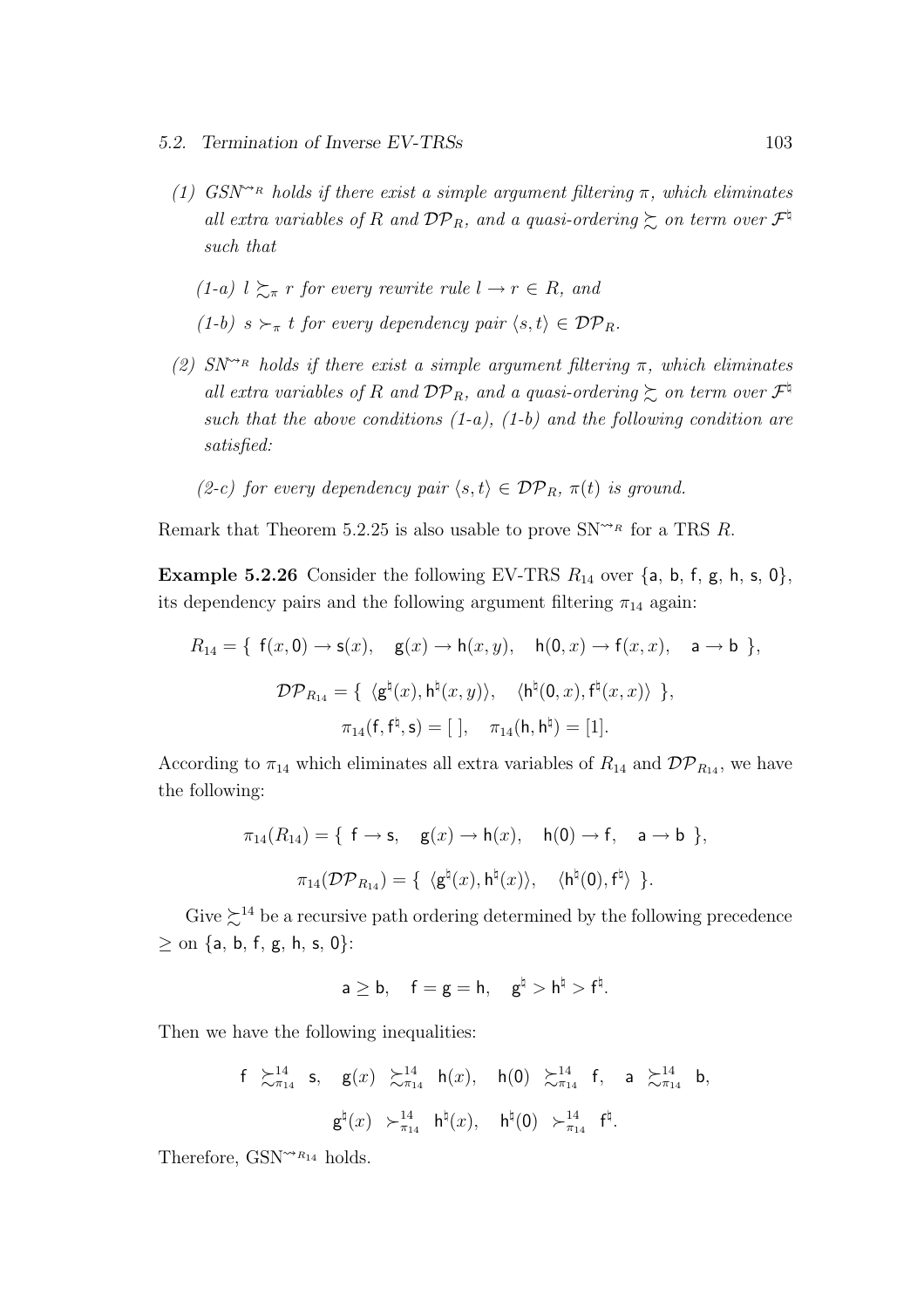(1) $GSN^{\rightsquigarrow_R}$ *holds if there exist a simple argument filtering* $\pi$*, which eliminates all extra variables of* $R$ *and* $\mathcal{DP}_R$*, and a quasi-ordering* $\succsim$ *on term over* $\mathcal{F}^\natural$ *such that*

(1-a) $l \succsim_\pi r$ *for every rewrite rule* $l \rightarrow r \in R$*, and*

(1-b) $s \succ_\pi t$ *for every dependency pair* $\langle s, t \rangle \in \mathcal{DP}_R$*.*

(2) $SN^{\rightsquigarrow_R}$ *holds if there exist a simple argument filtering* $\pi$*, which eliminates all extra variables of* $R$ *and* $\mathcal{DP}_R$*, and a quasi-ordering* $\succsim$ *on term over* $\mathcal{F}^\natural$ *such that the above conditions (1-a), (1-b) and the following condition are satisfied:*

(2-c) *for every dependency pair* $\langle s, t \rangle \in \mathcal{DP}_R$*,* $\pi(t)$ *is ground.*

Remark that Theorem 5.2.25 is also usable to prove $\mathrm{SN}^{\rightsquigarrow_R}$ for a TRS $R$.

**Example 5.2.26** Consider the following EV-TRS $R_{14}$ over $\{\mathsf{a}, \mathsf{b}, \mathsf{f}, \mathsf{g}, \mathsf{h}, \mathsf{s}, \mathsf{0}\}$, its dependency pairs and the following argument filtering $\pi_{14}$ again:

$$R_{14} = \{\ \mathsf{f}(x, \mathsf{0}) \rightarrow \mathsf{s}(x), \quad \mathsf{g}(x) \rightarrow \mathsf{h}(x, y), \quad \mathsf{h}(\mathsf{0}, x) \rightarrow \mathsf{f}(x, x), \quad \mathsf{a} \rightarrow \mathsf{b}\ \},$$

$$\mathcal{DP}_{R_{14}} = \{\ \langle \mathsf{g}^\natural(x), \mathsf{h}^\natural(x, y) \rangle, \quad \langle \mathsf{h}^\natural(\mathsf{0}, x), \mathsf{f}^\natural(x, x) \rangle\ \},$$

$$\pi_{14}(\mathsf{f}, \mathsf{f}^\natural, \mathsf{s}) = [\ ], \quad \pi_{14}(\mathsf{h}, \mathsf{h}^\natural) = [1].$$

According to $\pi_{14}$ which eliminates all extra variables of $R_{14}$ and $\mathcal{DP}_{R_{14}}$, we have the following:

$$\pi_{14}(R_{14}) = \{\ \mathsf{f} \rightarrow \mathsf{s}, \quad \mathsf{g}(x) \rightarrow \mathsf{h}(x), \quad \mathsf{h}(\mathsf{0}) \rightarrow \mathsf{f}, \quad \mathsf{a} \rightarrow \mathsf{b}\ \},$$

$$\pi_{14}(\mathcal{DP}_{R_{14}}) = \{\ \langle \mathsf{g}^\natural(x), \mathsf{h}^\natural(x) \rangle, \quad \langle \mathsf{h}^\natural(\mathsf{0}), \mathsf{f}^\natural \rangle\ \}.$$

Give $\succsim^{14}$ be a recursive path ordering determined by the following precedence $\geq$ on $\{\mathsf{a}, \mathsf{b}, \mathsf{f}, \mathsf{g}, \mathsf{h}, \mathsf{s}, \mathsf{0}\}$:

$$\mathsf{a} \geq \mathsf{b}, \quad \mathsf{f} = \mathsf{g} = \mathsf{h}, \quad \mathsf{g}^\natural > \mathsf{h}^\natural > \mathsf{f}^\natural.$$

Then we have the following inequalities:

$$\mathsf{f} \ \succsim^{14}_{\pi_{14}}\ \mathsf{s}, \quad \mathsf{g}(x) \ \succsim^{14}_{\pi_{14}}\ \mathsf{h}(x), \quad \mathsf{h}(\mathsf{0}) \ \succsim^{14}_{\pi_{14}}\ \mathsf{f}, \quad \mathsf{a} \ \succsim^{14}_{\pi_{14}}\ \mathsf{b},$$

$$\mathsf{g}^\natural(x) \ \succ^{14}_{\pi_{14}}\ \mathsf{h}^\natural(x), \quad \mathsf{h}^\natural(\mathsf{0}) \ \succ^{14}_{\pi_{14}}\ \mathsf{f}^\natural.$$

Therefore, $\mathrm{GSN}^{\rightsquigarrow_{R_{14}}}$ holds.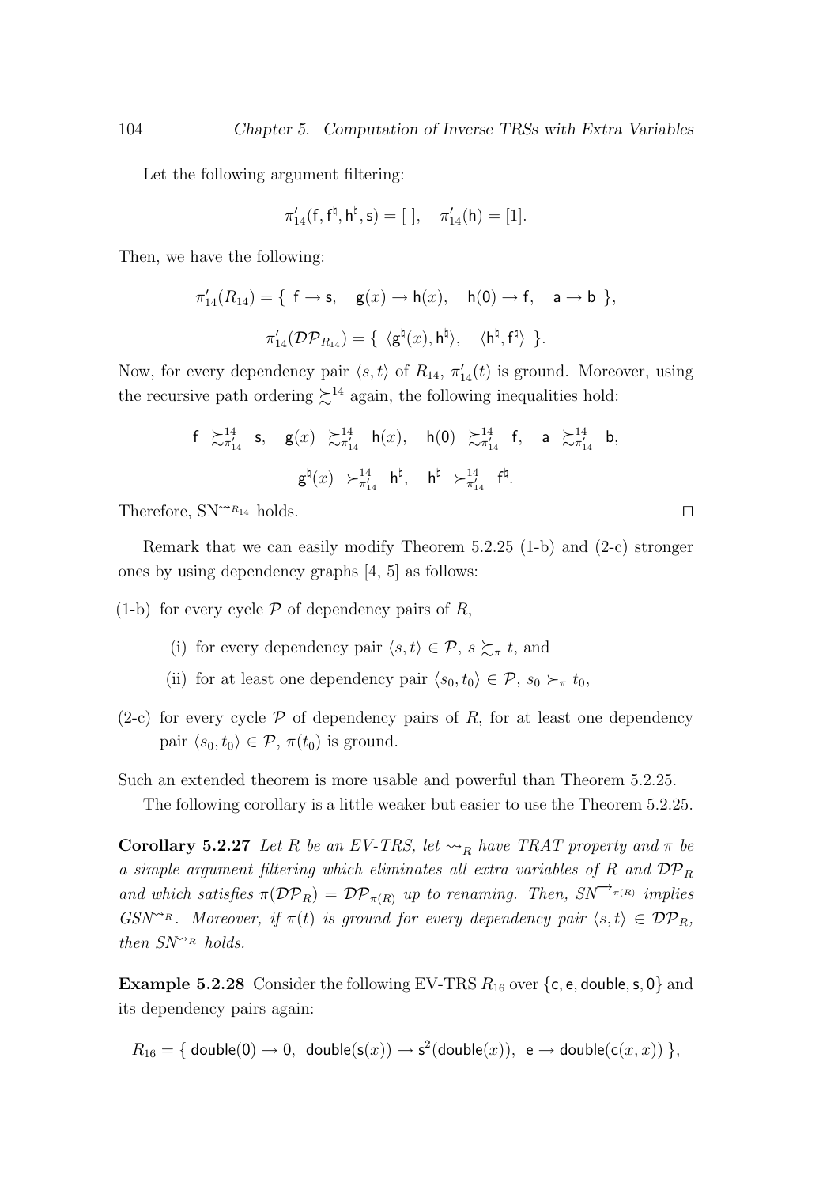Let the following argument filtering:

$$\pi'_{14}(\mathsf{f}, \mathsf{f}^\natural, \mathsf{h}^\natural, \mathsf{s}) = [\ ], \quad \pi'_{14}(\mathsf{h}) = [1].$$

Then, we have the following:

$$\pi'_{14}(R_{14}) = \{\ \mathsf{f} \to \mathsf{s}, \quad \mathsf{g}(x) \to \mathsf{h}(x), \quad \mathsf{h}(\mathsf{0}) \to \mathsf{f}, \quad \mathsf{a} \to \mathsf{b}\ \},$$

$$\pi'_{14}(\mathcal{DP}_{R_{14}}) = \{\ \langle \mathsf{g}^\natural(x), \mathsf{h}^\natural \rangle, \quad \langle \mathsf{h}^\natural, \mathsf{f}^\natural \rangle\ \}.$$

Now, for every dependency pair $\langle s, t\rangle$ of $R_{14}$, $\pi'_{14}(t)$ is ground. Moreover, using the recursive path ordering $\succsim^{14}$ again, the following inequalities hold:

$$\mathsf{f} \ \succsim^{14}_{\pi'_{14}} \ \mathsf{s}, \quad \mathsf{g}(x) \ \succsim^{14}_{\pi'_{14}} \ \mathsf{h}(x), \quad \mathsf{h}(\mathsf{0}) \ \succsim^{14}_{\pi'_{14}} \ \mathsf{f}, \quad \mathsf{a} \ \succsim^{14}_{\pi'_{14}} \ \mathsf{b},$$

$$\mathsf{g}^\natural(x) \ \succ^{14}_{\pi'_{14}} \ \mathsf{h}^\natural, \quad \mathsf{h}^\natural \ \succ^{14}_{\pi'_{14}} \ \mathsf{f}^\natural.$$

Therefore, $\mathrm{SN}^{\rightsquigarrow_{R_{14}}}$ holds. □

Remark that we can easily modify Theorem 5.2.25 (1-b) and (2-c) stronger ones by using dependency graphs [4, 5] as follows:

(1-b) for every cycle $\mathcal{P}$ of dependency pairs of $R$,

   (i) for every dependency pair $\langle s, t\rangle \in \mathcal{P}$, $s \succsim_\pi t$, and

   (ii) for at least one dependency pair $\langle s_0, t_0\rangle \in \mathcal{P}$, $s_0 \succ_\pi t_0$,

(2-c) for every cycle $\mathcal{P}$ of dependency pairs of $R$, for at least one dependency pair $\langle s_0, t_0\rangle \in \mathcal{P}$, $\pi(t_0)$ is ground.

Such an extended theorem is more usable and powerful than Theorem 5.2.25.

The following corollary is a little weaker but easier to use the Theorem 5.2.25.

**Corollary 5.2.27** *Let $R$ be an EV-TRS, let $\rightsquigarrow_R$ have TRAT property and $\pi$ be a simple argument filtering which eliminates all extra variables of $R$ and $\mathcal{DP}_R$ and which satisfies $\pi(\mathcal{DP}_R) = \mathcal{DP}_{\pi(R)}$ up to renaming. Then, $SN^{\to_{\pi(R)}}$ implies $GSN^{\rightsquigarrow_R}$. Moreover, if $\pi(t)$ is ground for every dependency pair $\langle s, t\rangle \in \mathcal{DP}_R$, then $SN^{\rightsquigarrow_R}$ holds.*

**Example 5.2.28** Consider the following EV-TRS $R_{16}$ over $\{\mathsf{c}, \mathsf{e}, \mathsf{double}, \mathsf{s}, \mathsf{0}\}$ and its dependency pairs again:

$$R_{16} = \{\ \mathsf{double}(\mathsf{0}) \to \mathsf{0},\ \ \mathsf{double}(\mathsf{s}(x)) \to \mathsf{s}^2(\mathsf{double}(x)),\ \ \mathsf{e} \to \mathsf{double}(\mathsf{c}(x, x))\ \},$$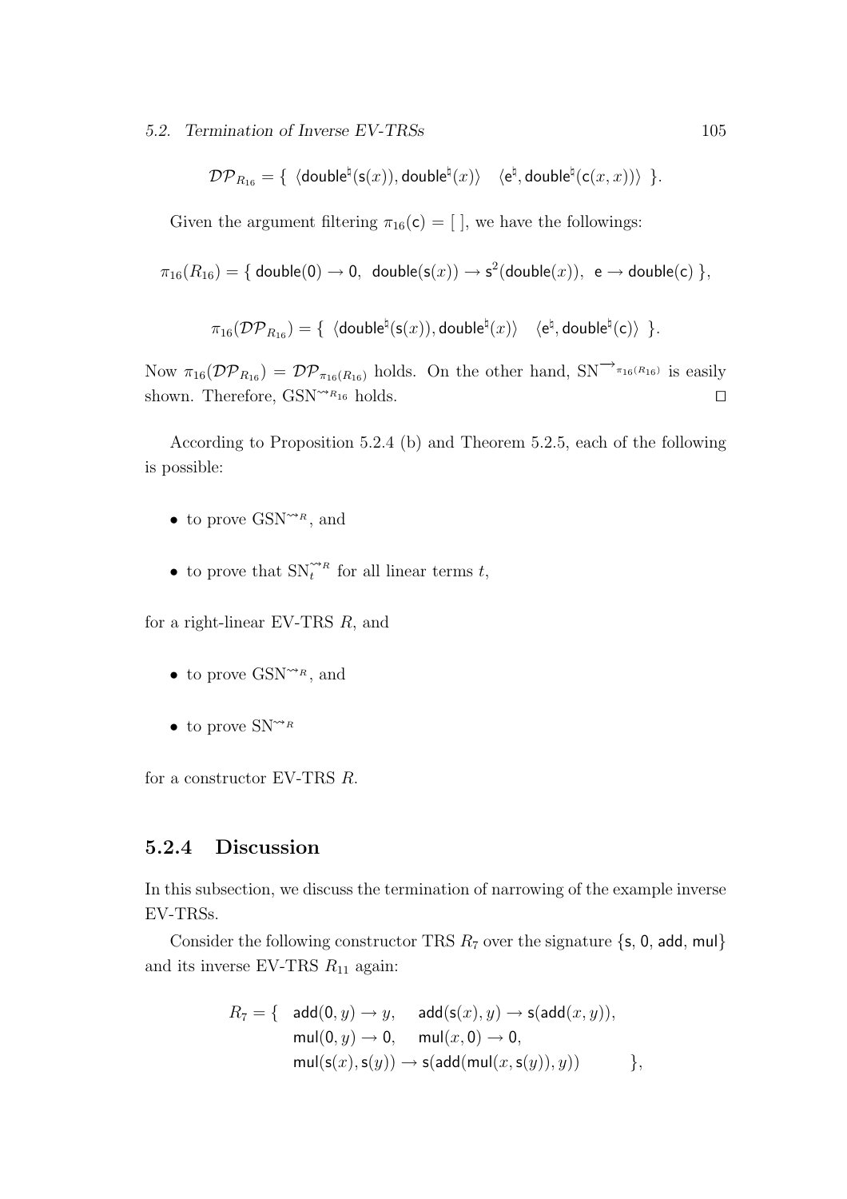$$\mathcal{DP}_{R_{16}} = \{\ \langle \mathsf{double}^\natural(\mathsf{s}(x)), \mathsf{double}^\natural(x) \rangle \quad \langle \mathsf{e}^\natural, \mathsf{double}^\natural(\mathsf{c}(x,x)) \rangle\ \}.$$

Given the argument filtering $\pi_{16}(\mathsf{c}) = [\ ]$, we have the followings:

$$\pi_{16}(R_{16}) = \{\ \mathsf{double}(\mathsf{0}) \to \mathsf{0},\ \ \mathsf{double}(\mathsf{s}(x)) \to \mathsf{s}^2(\mathsf{double}(x)),\ \ \mathsf{e} \to \mathsf{double}(\mathsf{c})\ \},$$

$$\pi_{16}(\mathcal{DP}_{R_{16}}) = \{\ \langle \mathsf{double}^\natural(\mathsf{s}(x)), \mathsf{double}^\natural(x) \rangle \quad \langle \mathsf{e}^\natural, \mathsf{double}^\natural(\mathsf{c}) \rangle\ \}.$$

Now $\pi_{16}(\mathcal{DP}_{R_{16}}) = \mathcal{DP}_{\pi_{16}(R_{16})}$ holds. On the other hand, $\mathrm{SN}^{\to_{\pi_{16}(R_{16})}}$ is easily shown. Therefore, $\mathrm{GSN}^{\rightsquigarrow_{R_{16}}}$ holds. $\square$

According to Proposition 5.2.4 (b) and Theorem 5.2.5, each of the following is possible:

- to prove $\mathrm{GSN}^{\rightsquigarrow_R}$, and
- to prove that $\mathrm{SN}_t^{\rightsquigarrow_R}$ for all linear terms $t$,

for a right-linear EV-TRS $R$, and

- to prove $\mathrm{GSN}^{\rightsquigarrow_R}$, and
- to prove $\mathrm{SN}^{\rightsquigarrow_R}$

for a constructor EV-TRS $R$.

### 5.2.4 Discussion

In this subsection, we discuss the termination of narrowing of the example inverse EV-TRSs.

Consider the following constructor TRS $R_7$ over the signature $\{\mathsf{s}, \mathsf{0}, \mathsf{add}, \mathsf{mul}\}$ and its inverse EV-TRS $R_{11}$ again:

$$\begin{aligned} R_7 = \{\quad & \mathsf{add}(\mathsf{0}, y) \to y, \quad \mathsf{add}(\mathsf{s}(x), y) \to \mathsf{s}(\mathsf{add}(x, y)), \\ & \mathsf{mul}(\mathsf{0}, y) \to \mathsf{0}, \quad \mathsf{mul}(x, \mathsf{0}) \to \mathsf{0}, \\ & \mathsf{mul}(\mathsf{s}(x), \mathsf{s}(y)) \to \mathsf{s}(\mathsf{add}(\mathsf{mul}(x, \mathsf{s}(y)), y)) \qquad \}, \end{aligned}$$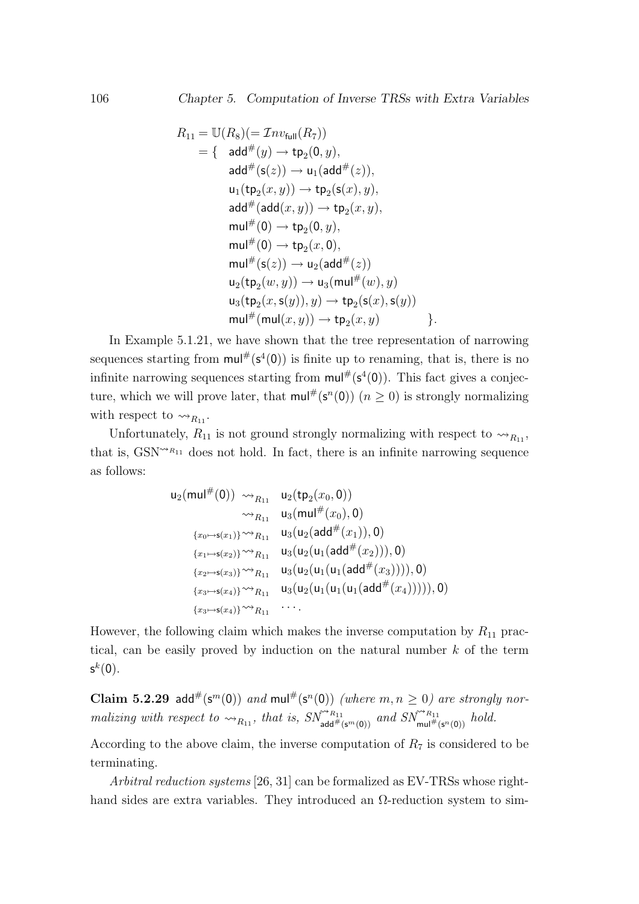$$
\begin{aligned}
R_{11} = \mathbb{U}(R_8)(= \mathcal{I}nv_{\mathsf{full}}(R_7)) \\
= \{ \quad & \mathsf{add}^{\#}(y) \to \mathsf{tp}_2(\mathsf{0}, y), \\
& \mathsf{add}^{\#}(\mathsf{s}(z)) \to \mathsf{u}_1(\mathsf{add}^{\#}(z)), \\
& \mathsf{u}_1(\mathsf{tp}_2(x, y)) \to \mathsf{tp}_2(\mathsf{s}(x), y), \\
& \mathsf{add}^{\#}(\mathsf{add}(x, y)) \to \mathsf{tp}_2(x, y), \\
& \mathsf{mul}^{\#}(\mathsf{0}) \to \mathsf{tp}_2(\mathsf{0}, y), \\
& \mathsf{mul}^{\#}(\mathsf{0}) \to \mathsf{tp}_2(x, \mathsf{0}), \\
& \mathsf{mul}^{\#}(\mathsf{s}(z)) \to \mathsf{u}_2(\mathsf{add}^{\#}(z)) \\
& \mathsf{u}_2(\mathsf{tp}_2(w, y)) \to \mathsf{u}_3(\mathsf{mul}^{\#}(w), y) \\
& \mathsf{u}_3(\mathsf{tp}_2(x, \mathsf{s}(y)), y) \to \mathsf{tp}_2(\mathsf{s}(x), \mathsf{s}(y)) \\
& \mathsf{mul}^{\#}(\mathsf{mul}(x, y)) \to \mathsf{tp}_2(x, y) \qquad \qquad \}.
\end{aligned}
$$

In Example 5.1.21, we have shown that the tree representation of narrowing sequences starting from $\mathsf{mul}^{\#}(\mathsf{s}^4(\mathsf{0}))$ is finite up to renaming, that is, there is no infinite narrowing sequences starting from $\mathsf{mul}^{\#}(\mathsf{s}^4(\mathsf{0}))$. This fact gives a conjecture, which we will prove later, that $\mathsf{mul}^{\#}(\mathsf{s}^n(\mathsf{0}))$ ($n \geq 0$) is strongly normalizing with respect to $\rightsquigarrow_{R_{11}}$.

Unfortunately, $R_{11}$ is not ground strongly normalizing with respect to $\rightsquigarrow_{R_{11}}$, that is, $\mathrm{GSN}^{\rightsquigarrow_{R_{11}}}$ does not hold. In fact, there is an infinite narrowing sequence as follows:

$$
\begin{array}{rl}
\mathsf{u}_2(\mathsf{mul}^{\#}(\mathsf{0})) \rightsquigarrow_{R_{11}} & \mathsf{u}_2(\mathsf{tp}_2(x_0, \mathsf{0})) \\
\rightsquigarrow_{R_{11}} & \mathsf{u}_3(\mathsf{mul}^{\#}(x_0), \mathsf{0}) \\
{}_{\{x_0 \mapsto \mathsf{s}(x_1)\}}\rightsquigarrow_{R_{11}} & \mathsf{u}_3(\mathsf{u}_2(\mathsf{add}^{\#}(x_1)), \mathsf{0}) \\
{}_{\{x_1 \mapsto \mathsf{s}(x_2)\}}\rightsquigarrow_{R_{11}} & \mathsf{u}_3(\mathsf{u}_2(\mathsf{u}_1(\mathsf{add}^{\#}(x_2))), \mathsf{0}) \\
{}_{\{x_2 \mapsto \mathsf{s}(x_3)\}}\rightsquigarrow_{R_{11}} & \mathsf{u}_3(\mathsf{u}_2(\mathsf{u}_1(\mathsf{u}_1(\mathsf{add}^{\#}(x_3)))), \mathsf{0}) \\
{}_{\{x_3 \mapsto \mathsf{s}(x_4)\}}\rightsquigarrow_{R_{11}} & \mathsf{u}_3(\mathsf{u}_2(\mathsf{u}_1(\mathsf{u}_1(\mathsf{u}_1(\mathsf{add}^{\#}(x_4))))), \mathsf{0}) \\
{}_{\{x_3 \mapsto \mathsf{s}(x_4)\}}\rightsquigarrow_{R_{11}} & \cdots .
\end{array}
$$

However, the following claim which makes the inverse computation by $R_{11}$ practical, can be easily proved by induction on the natural number $k$ of the term $\mathsf{s}^k(\mathsf{0})$.

**Claim 5.2.29** $\mathsf{add}^{\#}(\mathsf{s}^m(\mathsf{0}))$ *and* $\mathsf{mul}^{\#}(\mathsf{s}^n(\mathsf{0}))$ *(where* $m, n \geq 0$*) are strongly normalizing with respect to* $\rightsquigarrow_{R_{11}}$*, that is,* $SN^{\rightsquigarrow_{R_{11}}}_{\mathsf{add}^{\#}(\mathsf{s}^m(\mathsf{0}))}$ *and* $SN^{\rightsquigarrow_{R_{11}}}_{\mathsf{mul}^{\#}(\mathsf{s}^n(\mathsf{0}))}$ *hold.*

According to the above claim, the inverse computation of $R_7$ is considered to be terminating.

*Arbitral reduction systems* [26, 31] can be formalized as EV-TRSs whose right-hand sides are extra variables. They introduced an $\Omega$-reduction system to sim-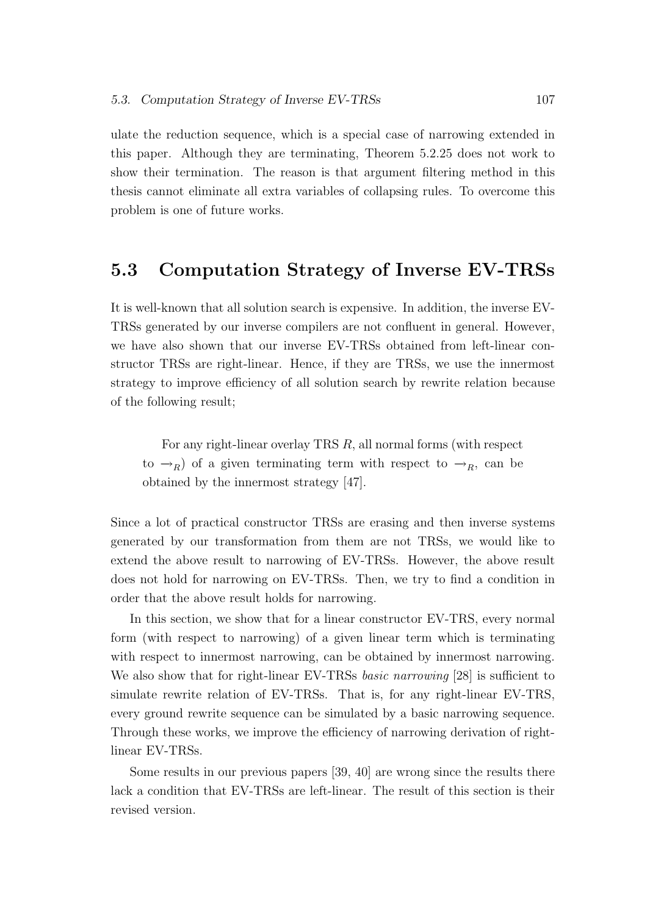ulate the reduction sequence, which is a special case of narrowing extended in this paper. Although they are terminating, Theorem 5.2.25 does not work to show their termination. The reason is that argument filtering method in this thesis cannot eliminate all extra variables of collapsing rules. To overcome this problem is one of future works.

## 5.3 Computation Strategy of Inverse EV-TRSs

It is well-known that all solution search is expensive. In addition, the inverse EV-TRSs generated by our inverse compilers are not confluent in general. However, we have also shown that our inverse EV-TRSs obtained from left-linear constructor TRSs are right-linear. Hence, if they are TRSs, we use the innermost strategy to improve efficiency of all solution search by rewrite relation because of the following result;

> For any right-linear overlay TRS $R$, all normal forms (with respect to $\to_R$) of a given terminating term with respect to $\to_R$, can be obtained by the innermost strategy [47].

Since a lot of practical constructor TRSs are erasing and then inverse systems generated by our transformation from them are not TRSs, we would like to extend the above result to narrowing of EV-TRSs. However, the above result does not hold for narrowing on EV-TRSs. Then, we try to find a condition in order that the above result holds for narrowing.

In this section, we show that for a linear constructor EV-TRS, every normal form (with respect to narrowing) of a given linear term which is terminating with respect to innermost narrowing, can be obtained by innermost narrowing. We also show that for right-linear EV-TRSs *basic narrowing* [28] is sufficient to simulate rewrite relation of EV-TRSs. That is, for any right-linear EV-TRS, every ground rewrite sequence can be simulated by a basic narrowing sequence. Through these works, we improve the efficiency of narrowing derivation of right-linear EV-TRSs.

Some results in our previous papers [39, 40] are wrong since the results there lack a condition that EV-TRSs are left-linear. The result of this section is their revised version.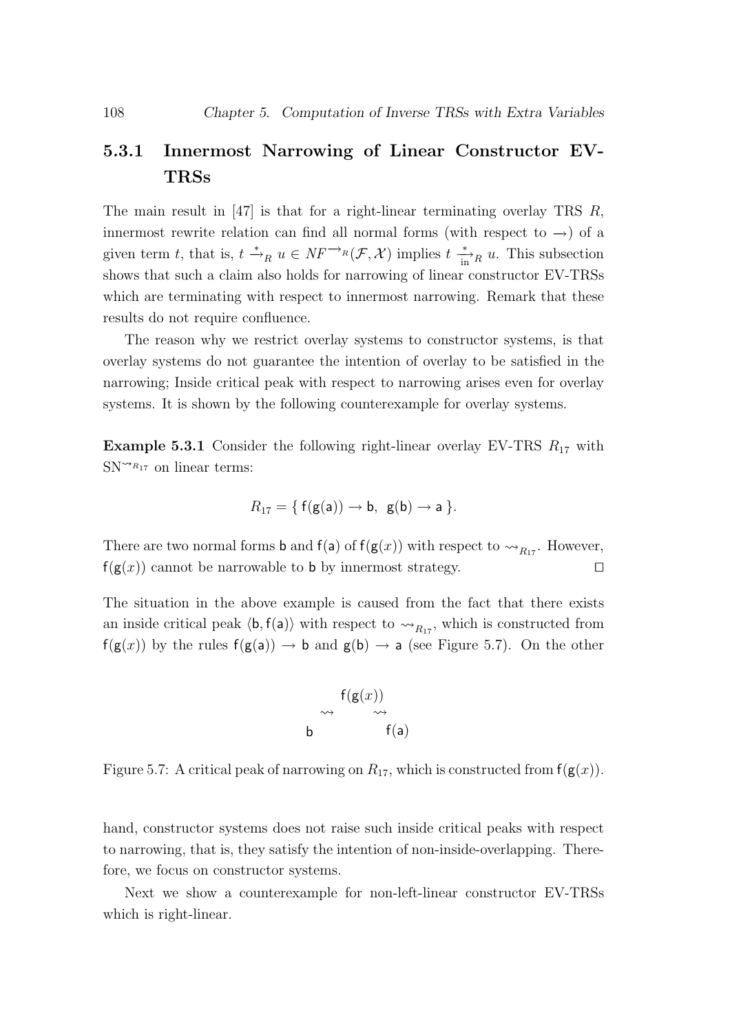### 5.3.1 Innermost Narrowing of Linear Constructor EV-TRSs

The main result in [47] is that for a right-linear terminating overlay TRS $R$, innermost rewrite relation can find all normal forms (with respect to $\to$) of a given term $t$, that is, $t \xrightarrow{*}_R u \in NF^{\to_R}(\mathcal{F}, \mathcal{X})$ implies $t \xrightarrow[\text{in}]{*}_R u$. This subsection shows that such a claim also holds for narrowing of linear constructor EV-TRSs which are terminating with respect to innermost narrowing. Remark that these results do not require confluence.

The reason why we restrict overlay systems to constructor systems, is that overlay systems do not guarantee the intention of overlay to be satisfied in the narrowing; Inside critical peak with respect to narrowing arises even for overlay systems. It is shown by the following counterexample for overlay systems.

**Example 5.3.1** Consider the following right-linear overlay EV-TRS $R_{17}$ with $\mathrm{SN}^{\rightsquigarrow_{R_{17}}}$ on linear terms:

$$R_{17} = \{\, \mathsf{f}(\mathsf{g}(\mathsf{a})) \to \mathsf{b},\ \ \mathsf{g}(\mathsf{b}) \to \mathsf{a} \,\}.$$

There are two normal forms $\mathsf{b}$ and $\mathsf{f}(\mathsf{a})$ of $\mathsf{f}(\mathsf{g}(x))$ with respect to $\rightsquigarrow_{R_{17}}$. However, $\mathsf{f}(\mathsf{g}(x))$ cannot be narrowable to $\mathsf{b}$ by innermost strategy. $\square$

The situation in the above example is caused from the fact that there exists an inside critical peak $\langle \mathsf{b}, \mathsf{f}(\mathsf{a}) \rangle$ with respect to $\rightsquigarrow_{R_{17}}$, which is constructed from $\mathsf{f}(\mathsf{g}(x))$ by the rules $\mathsf{f}(\mathsf{g}(\mathsf{a})) \to \mathsf{b}$ and $\mathsf{g}(\mathsf{b}) \to \mathsf{a}$ (see Figure 5.7). On the other

$$\mathsf{b} \;\leftsquigarrow\; \mathsf{f}(\mathsf{g}(x)) \;\rightsquigarrow\; \mathsf{f}(\mathsf{a})$$

Figure 5.7: A critical peak of narrowing on $R_{17}$, which is constructed from $\mathsf{f}(\mathsf{g}(x))$.

hand, constructor systems does not raise such inside critical peaks with respect to narrowing, that is, they satisfy the intention of non-inside-overlapping. Therefore, we focus on constructor systems.

Next we show a counterexample for non-left-linear constructor EV-TRSs which is right-linear.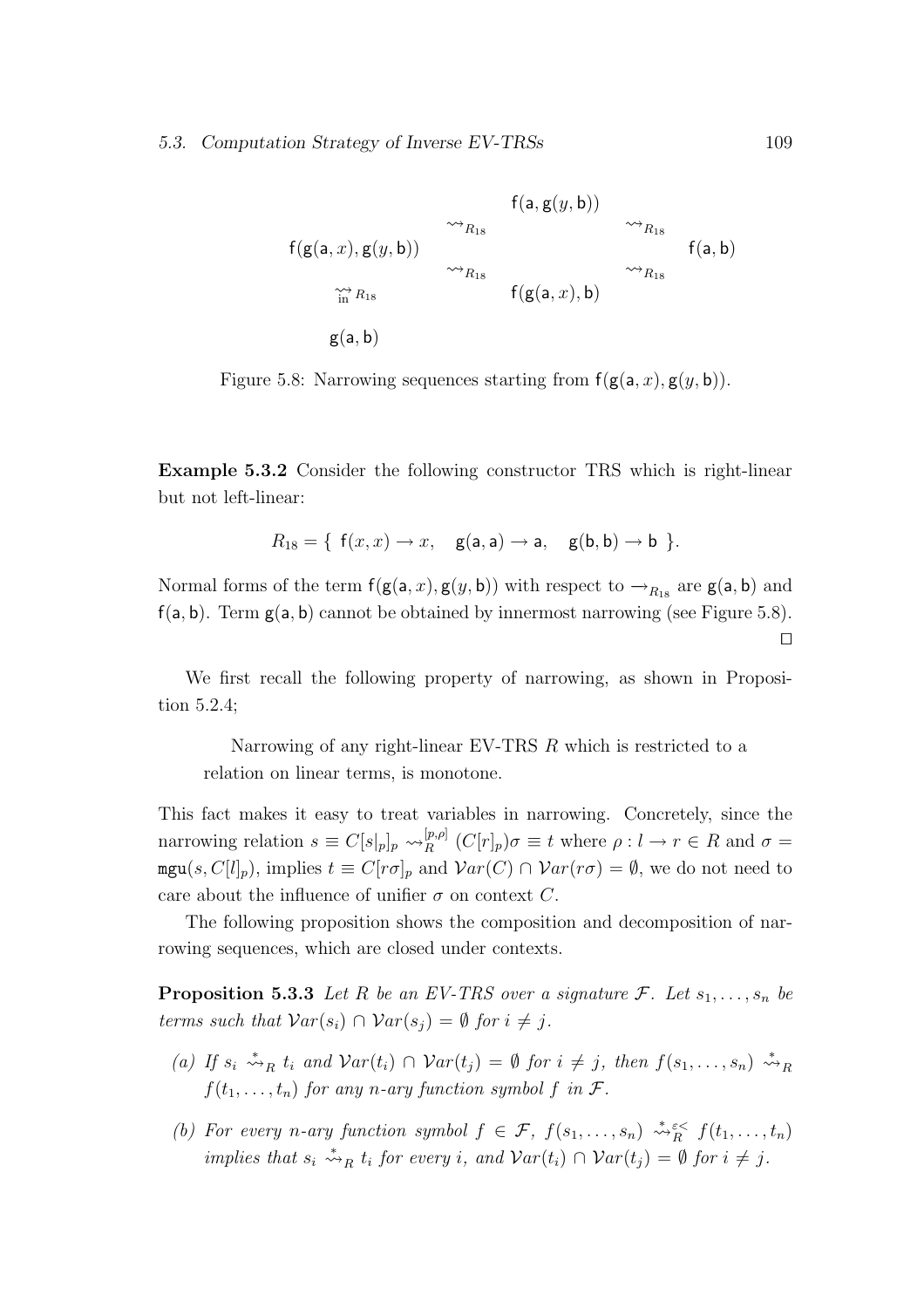$$
\begin{array}{ccccc}
 & & \mathsf{f}(\mathsf{a},\mathsf{g}(y,\mathsf{b})) & & \\
 & \rightsquigarrow_{R_{18}} & & \rightsquigarrow_{R_{18}} & \\
\mathsf{f}(\mathsf{g}(\mathsf{a},x),\mathsf{g}(y,\mathsf{b})) & & & & \mathsf{f}(\mathsf{a},\mathsf{b}) \\
 & \rightsquigarrow_{R_{18}} & & \rightsquigarrow_{R_{18}} & \\
\underset{\text{in}}{\rightsquigarrow}_{R_{18}} & & \mathsf{f}(\mathsf{g}(\mathsf{a},x),\mathsf{b}) & & \\
\mathsf{g}(\mathsf{a},\mathsf{b}) & & & &
\end{array}
$$

Figure 5.8: Narrowing sequences starting from $\mathsf{f}(\mathsf{g}(\mathsf{a},x),\mathsf{g}(y,\mathsf{b}))$.

**Example 5.3.2** Consider the following constructor TRS which is right-linear but not left-linear:

$$R_{18} = \{\ \mathsf{f}(x,x) \to x, \quad \mathsf{g}(\mathsf{a},\mathsf{a}) \to \mathsf{a}, \quad \mathsf{g}(\mathsf{b},\mathsf{b}) \to \mathsf{b}\ \}.$$

Normal forms of the term $\mathsf{f}(\mathsf{g}(\mathsf{a},x),\mathsf{g}(y,\mathsf{b}))$ with respect to $\rightarrow_{R_{18}}$ are $\mathsf{g}(\mathsf{a},\mathsf{b})$ and $\mathsf{f}(\mathsf{a},\mathsf{b})$. Term $\mathsf{g}(\mathsf{a},\mathsf{b})$ cannot be obtained by innermost narrowing (see Figure 5.8). □

We first recall the following property of narrowing, as shown in Proposition 5.2.4;

> Narrowing of any right-linear EV-TRS $R$ which is restricted to a relation on linear terms, is monotone.

This fact makes it easy to treat variables in narrowing. Concretely, since the narrowing relation $s \equiv C[s|_p]_p \rightsquigarrow_R^{[p,\rho]} (C[r]_p)\sigma \equiv t$ where $\rho : l \to r \in R$ and $\sigma = \mathtt{mgu}(s, C[l]_p)$, implies $t \equiv C[r\sigma]_p$ and $\mathcal{V}ar(C) \cap \mathcal{V}ar(r\sigma) = \emptyset$, we do not need to care about the influence of unifier $\sigma$ on context $C$.

The following proposition shows the composition and decomposition of narrowing sequences, which are closed under contexts.

**Proposition 5.3.3** *Let $R$ be an EV-TRS over a signature $\mathcal{F}$. Let $s_1, \ldots, s_n$ be terms such that $\mathcal{V}ar(s_i) \cap \mathcal{V}ar(s_j) = \emptyset$ for $i \neq j$.*

*(a) If $s_i \overset{*}{\rightsquigarrow}_R t_i$ and $\mathcal{V}ar(t_i) \cap \mathcal{V}ar(t_j) = \emptyset$ for $i \neq j$, then $f(s_1, \ldots, s_n) \overset{*}{\rightsquigarrow}_R f(t_1, \ldots, t_n)$ for any $n$-ary function symbol $f$ in $\mathcal{F}$.*

*(b) For every $n$-ary function symbol $f \in \mathcal{F}$, $f(s_1, \ldots, s_n) \overset{*}{\rightsquigarrow}{}_R^{\varepsilon<} f(t_1, \ldots, t_n)$ implies that $s_i \overset{*}{\rightsquigarrow}_R t_i$ for every $i$, and $\mathcal{V}ar(t_i) \cap \mathcal{V}ar(t_j) = \emptyset$ for $i \neq j$.*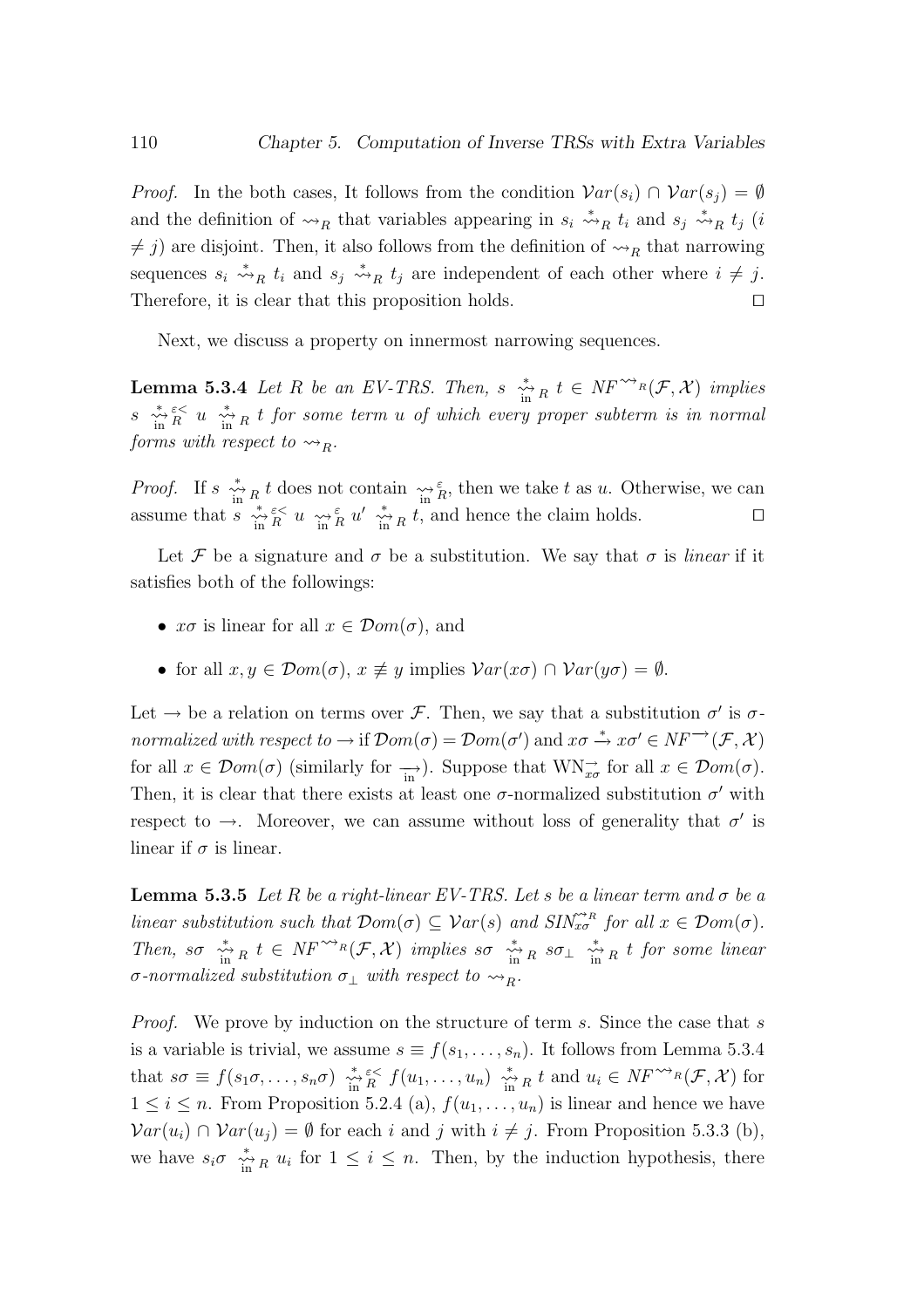*Proof.* In the both cases, It follows from the condition $\mathcal{V}ar(s_i) \cap \mathcal{V}ar(s_j) = \emptyset$ and the definition of $\rightsquigarrow_R$ that variables appearing in $s_i \overset{*}{\rightsquigarrow}_R t_i$ and $s_j \overset{*}{\rightsquigarrow}_R t_j$ ($i \neq j$) are disjoint. Then, it also follows from the definition of $\rightsquigarrow_R$ that narrowing sequences $s_i \overset{*}{\rightsquigarrow}_R t_i$ and $s_j \overset{*}{\rightsquigarrow}_R t_j$ are independent of each other where $i \neq j$. Therefore, it is clear that this proposition holds. □

Next, we discuss a property on innermost narrowing sequences.

**Lemma 5.3.4** *Let $R$ be an EV-TRS. Then, $s \overset{*}{\underset{\text{in}}{\rightsquigarrow}}_R t \in NF^{\rightsquigarrow_R}(\mathcal{F}, \mathcal{X})$ implies $s \overset{*}{\underset{\text{in}}{\rightsquigarrow}}{}^{\varepsilon<}_R u \overset{*}{\underset{\text{in}}{\rightsquigarrow}}_R t$ for some term $u$ of which every proper subterm is in normal forms with respect to $\rightsquigarrow_R$.*

*Proof.* If $s \overset{*}{\underset{\text{in}}{\rightsquigarrow}}_R t$ does not contain $\underset{\text{in}}{\rightsquigarrow}{}^{\varepsilon}_R$, then we take $t$ as $u$. Otherwise, we can assume that $s \overset{*}{\underset{\text{in}}{\rightsquigarrow}}{}^{\varepsilon<}_R u \underset{\text{in}}{\rightsquigarrow}{}^{\varepsilon}_R u' \overset{*}{\underset{\text{in}}{\rightsquigarrow}}_R t$, and hence the claim holds. □

Let $\mathcal{F}$ be a signature and $\sigma$ be a substitution. We say that $\sigma$ is *linear* if it satisfies both of the followings:

- $x\sigma$ is linear for all $x \in \mathcal{D}om(\sigma)$, and
- for all $x, y \in \mathcal{D}om(\sigma)$, $x \not\equiv y$ implies $\mathcal{V}ar(x\sigma) \cap \mathcal{V}ar(y\sigma) = \emptyset$.

Let $\rightarrow$ be a relation on terms over $\mathcal{F}$. Then, we say that a substitution $\sigma'$ is *$\sigma$-normalized with respect to* $\rightarrow$ if $\mathcal{D}om(\sigma) = \mathcal{D}om(\sigma')$ and $x\sigma \overset{*}{\rightarrow} x\sigma' \in NF^{\rightarrow}(\mathcal{F}, \mathcal{X})$ for all $x \in \mathcal{D}om(\sigma)$ (similarly for $\underset{\text{in}}{\rightarrow}$). Suppose that $\mathrm{WN}^{\rightarrow}_{x\sigma}$ for all $x \in \mathcal{D}om(\sigma)$. Then, it is clear that there exists at least one $\sigma$-normalized substitution $\sigma'$ with respect to $\rightarrow$. Moreover, we can assume without loss of generality that $\sigma'$ is linear if $\sigma$ is linear.

**Lemma 5.3.5** *Let $R$ be a right-linear EV-TRS. Let $s$ be a linear term and $\sigma$ be a linear substitution such that $\mathcal{D}om(\sigma) \subseteq \mathcal{V}ar(s)$ and $SIN^{\rightsquigarrow_R}_{x\sigma}$ for all $x \in \mathcal{D}om(\sigma)$. Then, $s\sigma \overset{*}{\underset{\text{in}}{\rightsquigarrow}}_R t \in NF^{\rightsquigarrow_R}(\mathcal{F}, \mathcal{X})$ implies $s\sigma \overset{*}{\underset{\text{in}}{\rightsquigarrow}}_R s\sigma_\perp \overset{*}{\underset{\text{in}}{\rightsquigarrow}}_R t$ for some linear $\sigma$-normalized substitution $\sigma_\perp$ with respect to $\rightsquigarrow_R$.*

*Proof.* We prove by induction on the structure of term $s$. Since the case that $s$ is a variable is trivial, we assume $s \equiv f(s_1, \ldots, s_n)$. It follows from Lemma 5.3.4 that $s\sigma \equiv f(s_1\sigma, \ldots, s_n\sigma) \overset{*}{\underset{\text{in}}{\rightsquigarrow}}{}^{\varepsilon<}_R f(u_1, \ldots, u_n) \overset{*}{\underset{\text{in}}{\rightsquigarrow}}_R t$ and $u_i \in NF^{\rightsquigarrow_R}(\mathcal{F}, \mathcal{X})$ for $1 \leq i \leq n$. From Proposition 5.2.4 (a), $f(u_1, \ldots, u_n)$ is linear and hence we have $\mathcal{V}ar(u_i) \cap \mathcal{V}ar(u_j) = \emptyset$ for each $i$ and $j$ with $i \neq j$. From Proposition 5.3.3 (b), we have $s_i\sigma \overset{*}{\underset{\text{in}}{\rightsquigarrow}}_R u_i$ for $1 \leq i \leq n$. Then, by the induction hypothesis, there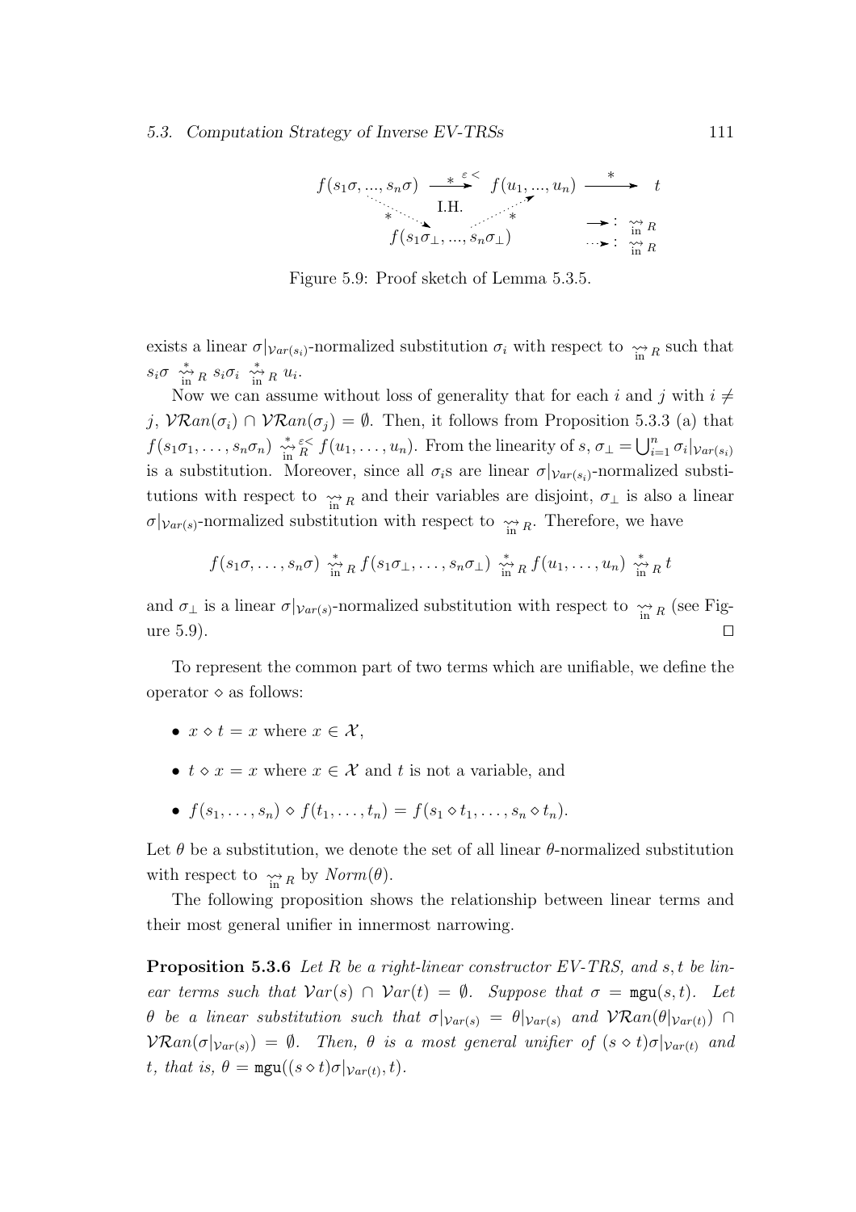$$f(s_1\sigma, ..., s_n\sigma) \xrightarrow{*\ \varepsilon <} f(u_1, ..., u_n) \xrightarrow{*} t$$

$$\text{I.H.}\quad f(s_1\sigma_\perp, ..., s_n\sigma_\perp) \qquad \rightarrow : \underset{\text{in}}{\leadsto}_R \qquad \dashrightarrow : \underset{\text{in}}{\leadsto}_R$$

Figure 5.9: Proof sketch of Lemma 5.3.5.

exists a linear $\sigma|_{\mathcal{V}ar(s_i)}$-normalized substitution $\sigma_i$ with respect to $\underset{\text{in}}{\leadsto}_R$ such that $s_i\sigma \underset{\text{in}}{\overset{*}{\leadsto}}_R s_i\sigma_i \underset{\text{in}}{\overset{*}{\leadsto}}_R u_i$.

Now we can assume without loss of generality that for each $i$ and $j$ with $i \neq j$, $\mathcal{VR}an(\sigma_i) \cap \mathcal{VR}an(\sigma_j) = \emptyset$. Then, it follows from Proposition 5.3.3 (a) that $f(s_1\sigma_1, \ldots, s_n\sigma_n) \underset{\text{in}}{\overset{*}{\leadsto}}{}_R^{\varepsilon<} f(u_1, \ldots, u_n)$. From the linearity of $s$, $\sigma_\perp = \bigcup_{i=1}^{n} \sigma_i|_{\mathcal{V}ar(s_i)}$ is a substitution. Moreover, since all $\sigma_i$s are linear $\sigma|_{\mathcal{V}ar(s_i)}$-normalized substitutions with respect to $\underset{\text{in}}{\leadsto}_R$ and their variables are disjoint, $\sigma_\perp$ is also a linear $\sigma|_{\mathcal{V}ar(s)}$-normalized substitution with respect to $\underset{\text{in}}{\leadsto}_R$. Therefore, we have

$$f(s_1\sigma, \ldots, s_n\sigma) \underset{\text{in}}{\overset{*}{\leadsto}}_R f(s_1\sigma_\perp, \ldots, s_n\sigma_\perp) \underset{\text{in}}{\overset{*}{\leadsto}}_R f(u_1, \ldots, u_n) \underset{\text{in}}{\overset{*}{\leadsto}}_R t$$

and $\sigma_\perp$ is a linear $\sigma|_{\mathcal{V}ar(s)}$-normalized substitution with respect to $\underset{\text{in}}{\leadsto}_R$ (see Figure 5.9). $\square$

To represent the common part of two terms which are unifiable, we define the operator $\diamond$ as follows:

- $x \diamond t = x$ where $x \in \mathcal{X}$,
- $t \diamond x = x$ where $x \in \mathcal{X}$ and $t$ is not a variable, and
- $f(s_1, \ldots, s_n) \diamond f(t_1, \ldots, t_n) = f(s_1 \diamond t_1, \ldots, s_n \diamond t_n)$.

Let $\theta$ be a substitution, we denote the set of all linear $\theta$-normalized substitution with respect to $\underset{\text{in}}{\leadsto}_R$ by $Norm(\theta)$.

The following proposition shows the relationship between linear terms and their most general unifier in innermost narrowing.

**Proposition 5.3.6** *Let $R$ be a right-linear constructor EV-TRS, and $s, t$ be linear terms such that $\mathcal{V}ar(s) \cap \mathcal{V}ar(t) = \emptyset$. Suppose that $\sigma = \mathtt{mgu}(s,t)$. Let $\theta$ be a linear substitution such that $\sigma|_{\mathcal{V}ar(s)} = \theta|_{\mathcal{V}ar(s)}$ and $\mathcal{VR}an(\theta|_{\mathcal{V}ar(t)}) \cap \mathcal{VR}an(\sigma|_{\mathcal{V}ar(s)}) = \emptyset$. Then, $\theta$ is a most general unifier of $(s \diamond t)\sigma|_{\mathcal{V}ar(t)}$ and $t$, that is, $\theta = \mathtt{mgu}((s \diamond t)\sigma|_{\mathcal{V}ar(t)}, t)$.*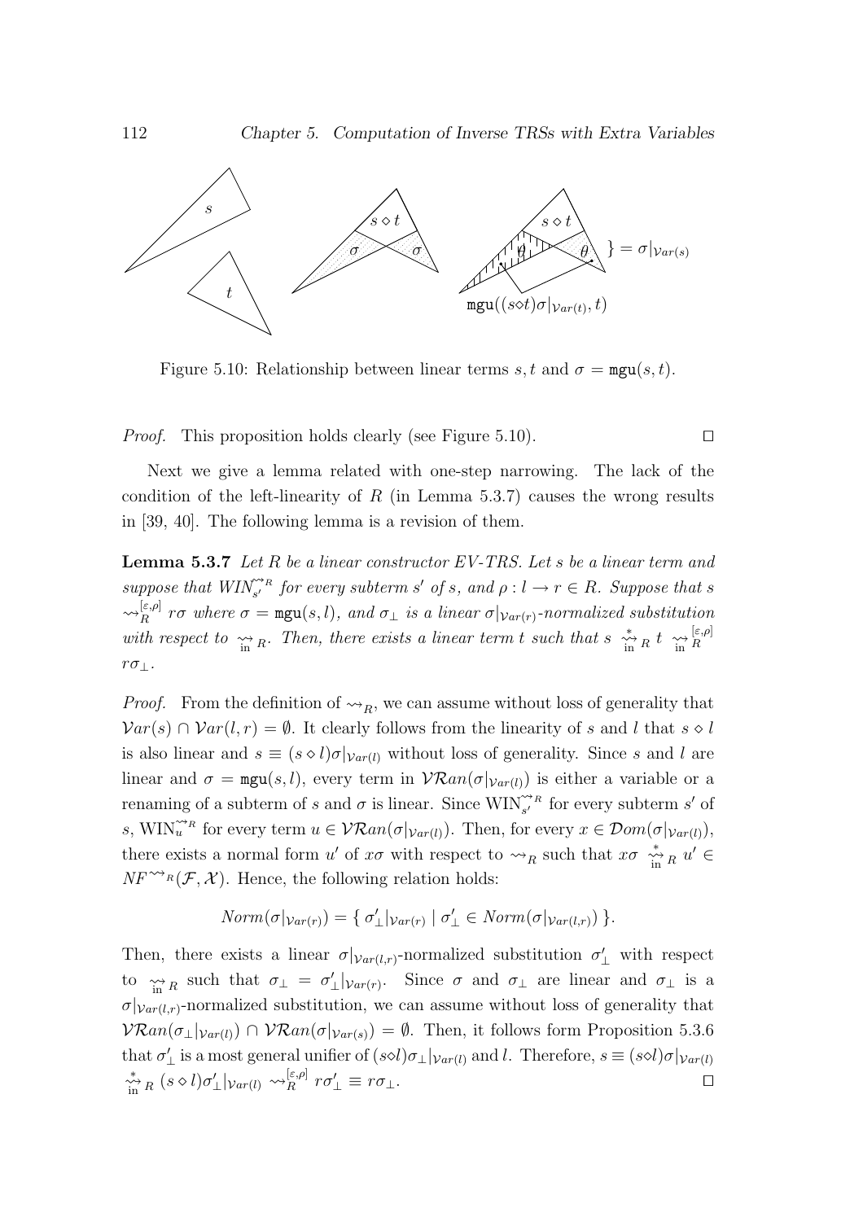Figure 5.10: Relationship between linear terms $s, t$ and $\sigma = \mathtt{mgu}(s, t)$.

*Proof.* This proposition holds clearly (see Figure 5.10). $\square$

Next we give a lemma related with one-step narrowing. The lack of the condition of the left-linearity of $R$ (in Lemma 5.3.7) causes the wrong results in [39, 40]. The following lemma is a revision of them.

**Lemma 5.3.7** *Let $R$ be a linear constructor EV-TRS. Let $s$ be a linear term and suppose that $WIN_{s'}^{\rightsquigarrow_R}$ for every subterm $s'$ of $s$, and $\rho : l \to r \in R$. Suppose that $s \rightsquigarrow_R^{[\varepsilon,\rho]} r\sigma$ where $\sigma = \mathtt{mgu}(s, l)$, and $\sigma_\perp$ is a linear $\sigma|_{\mathcal{V}ar(r)}$-normalized substitution with respect to $\underset{\text{in}}{\rightsquigarrow}_R$. Then, there exists a linear term $t$ such that $s \overset{*}{\underset{\text{in}}{\rightsquigarrow}}_R t \underset{\text{in}}{\rightsquigarrow}_R^{[\varepsilon,\rho]} r\sigma_\perp$.*

*Proof.* From the definition of $\rightsquigarrow_R$, we can assume without loss of generality that $\mathcal{V}ar(s) \cap \mathcal{V}ar(l, r) = \emptyset$. It clearly follows from the linearity of $s$ and $l$ that $s \diamond l$ is also linear and $s \equiv (s \diamond l)\sigma|_{\mathcal{V}ar(l)}$ without loss of generality. Since $s$ and $l$ are linear and $\sigma = \mathtt{mgu}(s, l)$, every term in $\mathcal{VR}an(\sigma|_{\mathcal{V}ar(l)})$ is either a variable or a renaming of a subterm of $s$ and $\sigma$ is linear. Since $\mathrm{WIN}_{s'}^{\rightsquigarrow_R}$ for every subterm $s'$ of $s$, $\mathrm{WIN}_u^{\rightsquigarrow_R}$ for every term $u \in \mathcal{VR}an(\sigma|_{\mathcal{V}ar(l)})$. Then, for every $x \in \mathcal{D}om(\sigma|_{\mathcal{V}ar(l)})$, there exists a normal form $u'$ of $x\sigma$ with respect to $\rightsquigarrow_R$ such that $x\sigma \overset{*}{\underset{\text{in}}{\rightsquigarrow}}_R u' \in NF^{\rightsquigarrow_R}(\mathcal{F}, \mathcal{X})$. Hence, the following relation holds:

$$Norm(\sigma|_{\mathcal{V}ar(r)}) = \{\, \sigma'_\perp|_{\mathcal{V}ar(r)} \mid \sigma'_\perp \in Norm(\sigma|_{\mathcal{V}ar(l,r)}) \,\}.$$

Then, there exists a linear $\sigma|_{\mathcal{V}ar(l,r)}$-normalized substitution $\sigma'_\perp$ with respect to $\underset{\text{in}}{\rightsquigarrow}_R$ such that $\sigma_\perp = \sigma'_\perp|_{\mathcal{V}ar(r)}$. Since $\sigma$ and $\sigma_\perp$ are linear and $\sigma_\perp$ is a $\sigma|_{\mathcal{V}ar(l,r)}$-normalized substitution, we can assume without loss of generality that $\mathcal{VR}an(\sigma_\perp|_{\mathcal{V}ar(l)}) \cap \mathcal{VR}an(\sigma|_{\mathcal{V}ar(s)}) = \emptyset$. Then, it follows form Proposition 5.3.6 that $\sigma'_\perp$ is a most general unifier of $(s \diamond l)\sigma_\perp|_{\mathcal{V}ar(l)}$ and $l$. Therefore, $s \equiv (s \diamond l)\sigma|_{\mathcal{V}ar(l)} \overset{*}{\underset{\text{in}}{\rightsquigarrow}}_R (s \diamond l)\sigma'_\perp|_{\mathcal{V}ar(l)} \rightsquigarrow_R^{[\varepsilon,\rho]} r\sigma'_\perp \equiv r\sigma_\perp$. $\square$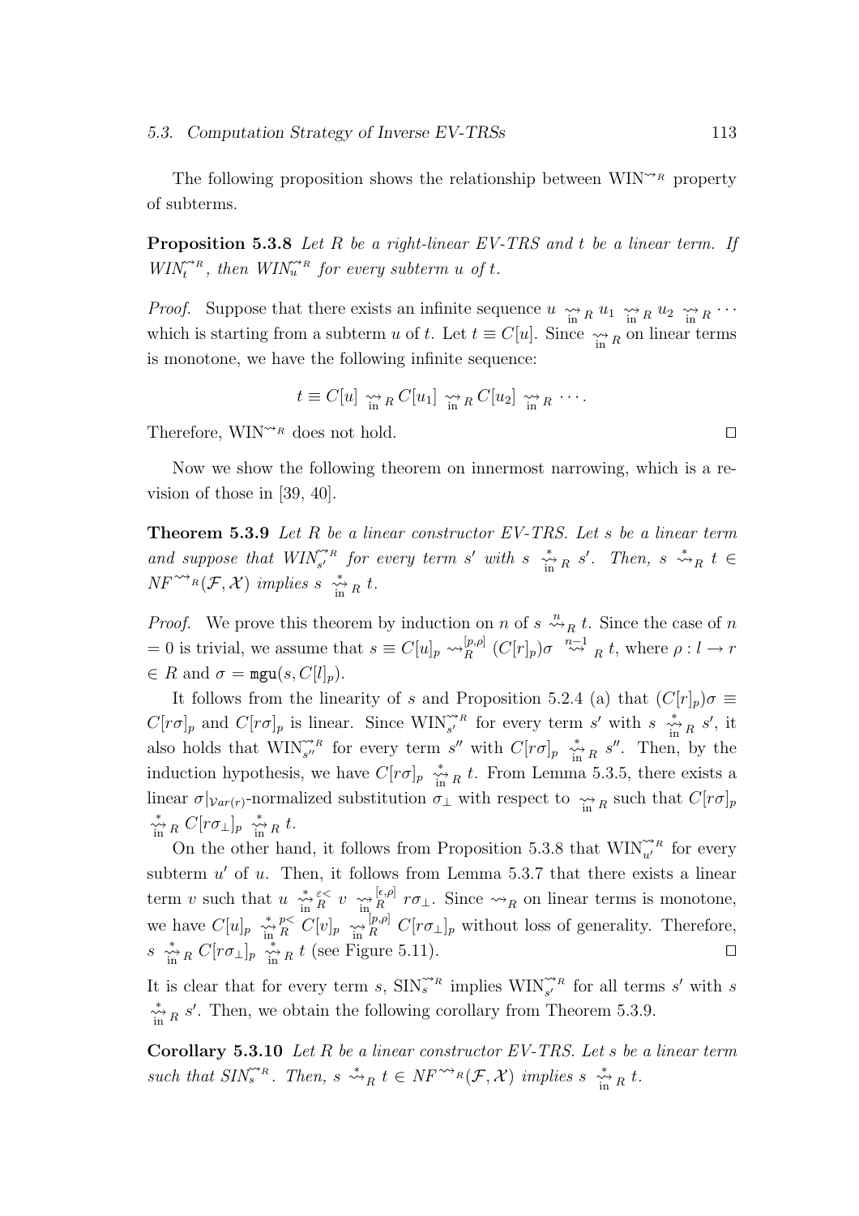The following proposition shows the relationship between $\mathrm{WIN}^{\rightsquigarrow_R}$ property of subterms.

**Proposition 5.3.8** *Let $R$ be a right-linear EV-TRS and $t$ be a linear term. If $WIN_t^{\rightsquigarrow_R}$, then $WIN_u^{\rightsquigarrow_R}$ for every subterm $u$ of $t$.*

*Proof.* Suppose that there exists an infinite sequence $u \underset{\text{in}}{\rightsquigarrow}_R u_1 \underset{\text{in}}{\rightsquigarrow}_R u_2 \underset{\text{in}}{\rightsquigarrow}_R \cdots$ which is starting from a subterm $u$ of $t$. Let $t \equiv C[u]$. Since $\underset{\text{in}}{\rightsquigarrow}_R$ on linear terms is monotone, we have the following infinite sequence:

$$t \equiv C[u] \underset{\text{in}}{\rightsquigarrow}_R C[u_1] \underset{\text{in}}{\rightsquigarrow}_R C[u_2] \underset{\text{in}}{\rightsquigarrow}_R \cdots.$$

Therefore, $\mathrm{WIN}^{\rightsquigarrow_R}$ does not hold. $\square$

Now we show the following theorem on innermost narrowing, which is a revision of those in [39, 40].

**Theorem 5.3.9** *Let $R$ be a linear constructor EV-TRS. Let $s$ be a linear term and suppose that $WIN_{s'}^{\rightsquigarrow_R}$ for every term $s'$ with $s \overset{*}{\underset{\text{in}}{\rightsquigarrow}}_R s'$. Then, $s \overset{*}{\rightsquigarrow}_R t \in NF^{\rightsquigarrow_R}(\mathcal{F}, \mathcal{X})$ implies $s \overset{*}{\underset{\text{in}}{\rightsquigarrow}}_R t$.*

*Proof.* We prove this theorem by induction on $n$ of $s \overset{n}{\rightsquigarrow}_R t$. Since the case of $n = 0$ is trivial, we assume that $s \equiv C[u]_p \rightsquigarrow_R^{[p,\rho]} (C[r]_p)\sigma \overset{n-1}{\rightsquigarrow}_R t$, where $\rho : l \to r \in R$ and $\sigma = \mathtt{mgu}(s, C[l]_p)$.

It follows from the linearity of $s$ and Proposition 5.2.4 (a) that $(C[r]_p)\sigma \equiv C[r\sigma]_p$ and $C[r\sigma]_p$ is linear. Since $\mathrm{WIN}_{s'}^{\rightsquigarrow_R}$ for every term $s'$ with $s \overset{*}{\underset{\text{in}}{\rightsquigarrow}}_R s'$, it also holds that $\mathrm{WIN}_{s''}^{\rightsquigarrow_R}$ for every term $s''$ with $C[r\sigma]_p \overset{*}{\underset{\text{in}}{\rightsquigarrow}}_R s''$. Then, by the induction hypothesis, we have $C[r\sigma]_p \overset{*}{\underset{\text{in}}{\rightsquigarrow}}_R t$. From Lemma 5.3.5, there exists a linear $\sigma|_{\mathcal{V}ar(r)}$-normalized substitution $\sigma_\perp$ with respect to $\underset{\text{in}}{\rightsquigarrow}_R$ such that $C[r\sigma]_p \overset{*}{\underset{\text{in}}{\rightsquigarrow}}_R C[r\sigma_\perp]_p \overset{*}{\underset{\text{in}}{\rightsquigarrow}}_R t$.

On the other hand, it follows from Proposition 5.3.8 that $\mathrm{WIN}_{u'}^{\rightsquigarrow_R}$ for every subterm $u'$ of $u$. Then, it follows from Lemma 5.3.7 that there exists a linear term $v$ such that $u \overset{*}{\underset{\text{in}}{\rightsquigarrow}}{}_R^{\varepsilon<} v \underset{\text{in}}{\rightsquigarrow}{}_R^{[\epsilon,\rho]} r\sigma_\perp$. Since $\rightsquigarrow_R$ on linear terms is monotone, we have $C[u]_p \overset{*}{\underset{\text{in}}{\rightsquigarrow}}{}_R^{p<} C[v]_p \underset{\text{in}}{\rightsquigarrow}{}_R^{[p,\rho]} C[r\sigma_\perp]_p$ without loss of generality. Therefore, $s \overset{*}{\underset{\text{in}}{\rightsquigarrow}}_R C[r\sigma_\perp]_p \overset{*}{\underset{\text{in}}{\rightsquigarrow}}_R t$ (see Figure 5.11). $\square$

It is clear that for every term $s$, $\mathrm{SIN}_s^{\rightsquigarrow_R}$ implies $\mathrm{WIN}_{s'}^{\rightsquigarrow_R}$ for all terms $s'$ with $s \overset{*}{\underset{\text{in}}{\rightsquigarrow}}_R s'$. Then, we obtain the following corollary from Theorem 5.3.9.

**Corollary 5.3.10** *Let $R$ be a linear constructor EV-TRS. Let $s$ be a linear term such that $SIN_s^{\rightsquigarrow_R}$. Then, $s \overset{*}{\rightsquigarrow}_R t \in NF^{\rightsquigarrow_R}(\mathcal{F}, \mathcal{X})$ implies $s \overset{*}{\underset{\text{in}}{\rightsquigarrow}}_R t$.*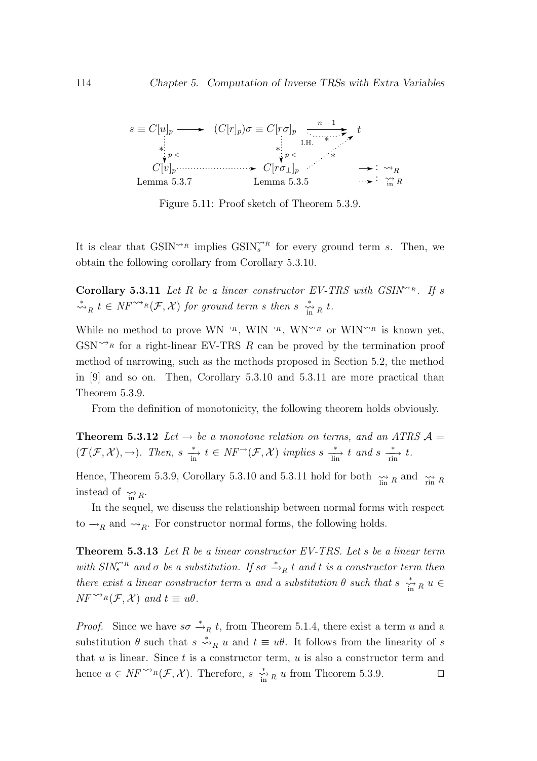$$
\begin{array}{ccccc}
s \equiv C[u]_p & \longrightarrow & (C[r]_p)\sigma \equiv C[r\sigma]_p & \xrightarrow{n-1} & t \\
\vdots {*}\, p< & & \vdots {*}\, p< & \underset{\text{I.H.}}{\cdots{*}\cdots} & \\
C[v]_p & \cdots\cdots\cdots\rightarrow & C[r\sigma_\perp]_p & \cdots{*}\cdots\nearrow & \\
\text{Lemma 5.3.7} & & \text{Lemma 5.3.5} & &
\end{array}
\qquad
\begin{array}{l}
\rightarrow : \rightsquigarrow_R \\
\cdots\rightarrow : \underset{\text{in}}{\rightsquigarrow}_R
\end{array}
$$

Figure 5.11: Proof sketch of Theorem 5.3.9.

It is clear that $\text{GSIN}^{\rightsquigarrow_R}$ implies $\text{GSIN}_s^{\rightsquigarrow_R}$ for every ground term $s$. Then, we obtain the following corollary from Corollary 5.3.10.

**Corollary 5.3.11** *Let $R$ be a linear constructor EV-TRS with $\text{GSIN}^{\rightsquigarrow_R}$. If $s \overset{*}{\rightsquigarrow}_R t \in NF^{\rightsquigarrow_R}(\mathcal{F}, \mathcal{X})$ for ground term $s$ then $s \underset{\text{in}}{\overset{*}{\rightsquigarrow}}_R t$.*

While no method to prove $\text{WN}^{\rightarrow_R}$, $\text{WIN}^{\rightarrow_R}$, $\text{WN}^{\rightsquigarrow_R}$ or $\text{WIN}^{\rightsquigarrow_R}$ is known yet, $\text{GSN}^{\rightsquigarrow_R}$ for a right-linear EV-TRS $R$ can be proved by the termination proof method of narrowing, such as the methods proposed in Section 5.2, the method in [9] and so on. Then, Corollary 5.3.10 and 5.3.11 are more practical than Theorem 5.3.9.

From the definition of monotonicity, the following theorem holds obviously.

**Theorem 5.3.12** *Let $\rightarrow$ be a monotone relation on terms, and an ATRS $\mathcal{A} = (\mathcal{T}(\mathcal{F}, \mathcal{X}), \rightarrow)$. Then, $s \xrightarrow[\text{in}]{*} t \in NF^{\rightarrow}(\mathcal{F}, \mathcal{X})$ implies $s \xrightarrow[\text{lin}]{*} t$ and $s \xrightarrow[\text{rin}]{*} t$.*

Hence, Theorem 5.3.9, Corollary 5.3.10 and 5.3.11 hold for both $\underset{\text{lin}}{\rightsquigarrow}_R$ and $\underset{\text{rin}}{\rightsquigarrow}_R$ instead of $\underset{\text{in}}{\rightsquigarrow}_R$.

In the sequel, we discuss the relationship between normal forms with respect to $\rightarrow_R$ and $\rightsquigarrow_R$. For constructor normal forms, the following holds.

**Theorem 5.3.13** *Let $R$ be a linear constructor EV-TRS. Let $s$ be a linear term with $\text{SIN}_s^{\rightsquigarrow_R}$ and $\sigma$ be a substitution. If $s\sigma \xrightarrow{*}_R t$ and $t$ is a constructor term then there exist a linear constructor term $u$ and a substitution $\theta$ such that $s \underset{\text{in}}{\overset{*}{\rightsquigarrow}}_R u \in NF^{\rightsquigarrow_R}(\mathcal{F}, \mathcal{X})$ and $t \equiv u\theta$.*

*Proof.* Since we have $s\sigma \xrightarrow{*}_R t$, from Theorem 5.1.4, there exist a term $u$ and a substitution $\theta$ such that $s \overset{*}{\rightsquigarrow}_R u$ and $t \equiv u\theta$. It follows from the linearity of $s$ that $u$ is linear. Since $t$ is a constructor term, $u$ is also a constructor term and hence $u \in NF^{\rightsquigarrow_R}(\mathcal{F}, \mathcal{X})$. Therefore, $s \underset{\text{in}}{\overset{*}{\rightsquigarrow}}_R u$ from Theorem 5.3.9. $\square$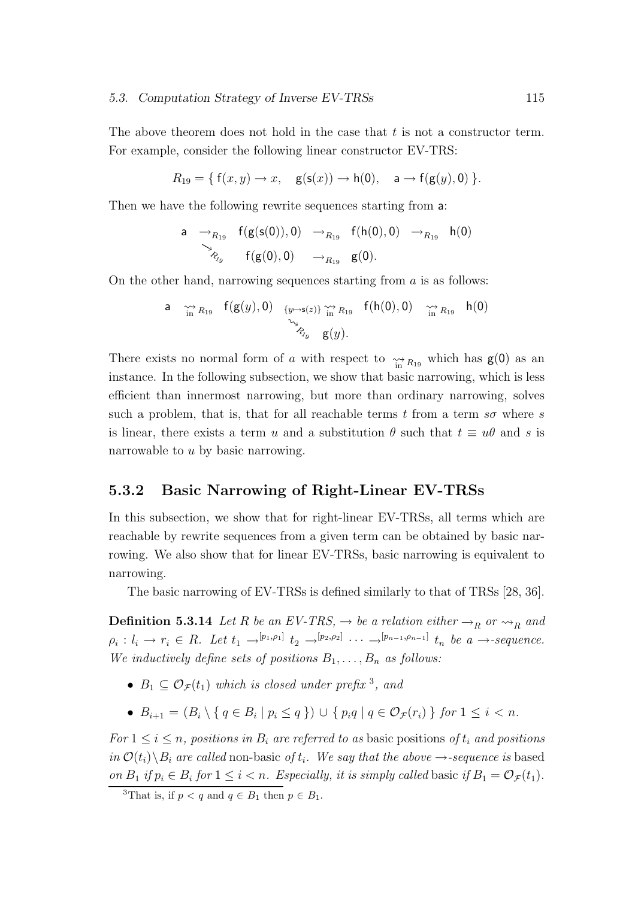The above theorem does not hold in the case that $t$ is not a constructor term. For example, consider the following linear constructor EV-TRS:

$$R_{19} = \{\ \mathsf{f}(x,y) \to x, \quad \mathsf{g}(\mathsf{s}(x)) \to \mathsf{h}(\mathsf{0}), \quad \mathsf{a} \to \mathsf{f}(\mathsf{g}(y),\mathsf{0})\ \}.$$

Then we have the following rewrite sequences starting from $\mathsf{a}$:

$$\begin{array}{llllll} \mathsf{a} & \to_{R_{19}} & \mathsf{f}(\mathsf{g}(\mathsf{s}(\mathsf{0})),\mathsf{0}) & \to_{R_{19}} & \mathsf{f}(\mathsf{h}(\mathsf{0}),\mathsf{0}) & \to_{R_{19}} \ \mathsf{h}(\mathsf{0}) \\ & \searrow_{R_{19}} & \mathsf{f}(\mathsf{g}(\mathsf{0}),\mathsf{0}) & \to_{R_{19}} & \mathsf{g}(\mathsf{0}). & \end{array}$$

On the other hand, narrowing sequences starting from $a$ is as follows:

$$\begin{array}{llllll} \mathsf{a} & \underset{\text{in}}{\leadsto}_{R_{19}} & \mathsf{f}(\mathsf{g}(y),\mathsf{0}) & {}_{\{y\mapsto \mathsf{s}(z)\}}\underset{\text{in}}{\leadsto}_{R_{19}} & \mathsf{f}(\mathsf{h}(\mathsf{0}),\mathsf{0}) & \underset{\text{in}}{\leadsto}_{R_{19}} \ \mathsf{h}(\mathsf{0}) \\ & & & \searrow_{R_{19}} & \mathsf{g}(y). & \end{array}$$

There exists no normal form of $a$ with respect to $\underset{\text{in}}{\leadsto}_{R_{19}}$ which has $\mathsf{g}(\mathsf{0})$ as an instance. In the following subsection, we show that basic narrowing, which is less efficient than innermost narrowing, but more than ordinary narrowing, solves such a problem, that is, that for all reachable terms $t$ from a term $s\sigma$ where $s$ is linear, there exists a term $u$ and a substitution $\theta$ such that $t \equiv u\theta$ and $s$ is narrowable to $u$ by basic narrowing.

### 5.3.2 Basic Narrowing of Right-Linear EV-TRSs

In this subsection, we show that for right-linear EV-TRSs, all terms which are reachable by rewrite sequences from a given term can be obtained by basic narrowing. We also show that for linear EV-TRSs, basic narrowing is equivalent to narrowing.

The basic narrowing of EV-TRSs is defined similarly to that of TRSs [28, 36].

**Definition 5.3.14** *Let $R$ be an EV-TRS, $\to$ be a relation either $\to_R$ or $\leadsto_R$ and $\rho_i : l_i \to r_i \in R$. Let $t_1 \to^{[p_1,\rho_1]} t_2 \to^{[p_2,\rho_2]} \cdots \to^{[p_{n-1},\rho_{n-1}]} t_n$ be a $\to$-sequence. We inductively define sets of positions $B_1,\ldots,B_n$ as follows:*

- *$B_1 \subseteq \mathcal{O}_{\mathcal{F}}(t_1)$ which is closed under prefix [3], and*
- *$B_{i+1} = (B_i \setminus \{\ q \in B_i \mid p_i \le q\ \}) \cup \{\ p_i q \mid q \in \mathcal{O}_{\mathcal{F}}(r_i)\ \}$ for $1 \le i < n$.*

*For $1 \le i \le n$, positions in $B_i$ are referred to as* basic positions *of $t_i$ and positions in $\mathcal{O}(t_i)\setminus B_i$ are called* non-basic *of $t_i$. We say that the above $\to$-sequence is* based on $B_1$ *if $p_i \in B_i$ for $1 \le i < n$. Especially, it is simply called* basic *if $B_1 = \mathcal{O}_{\mathcal{F}}(t_1)$.*

[3] That is, if $p < q$ and $q \in B_1$ then $p \in B_1$.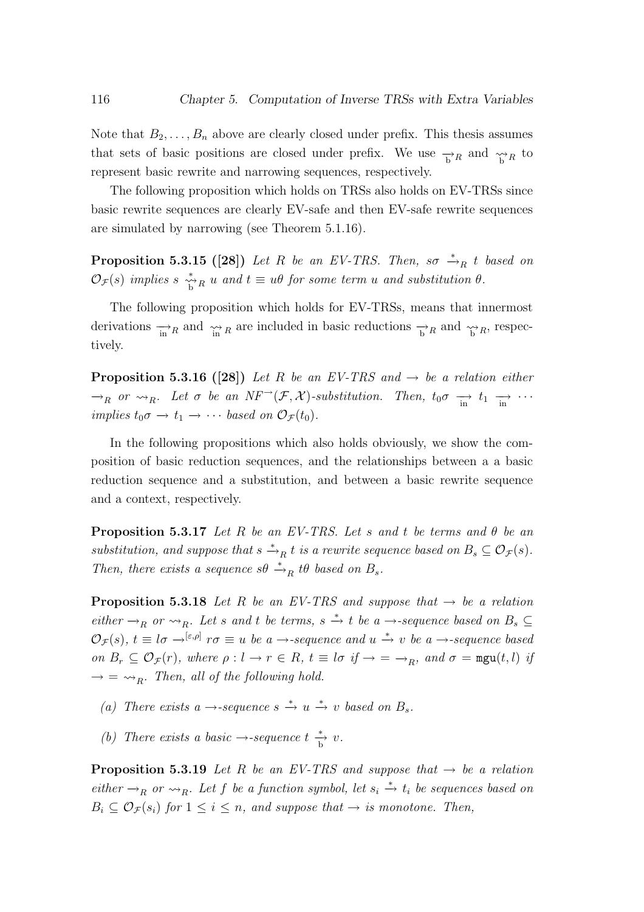Note that $B_2, \ldots, B_n$ above are clearly closed under prefix. This thesis assumes that sets of basic positions are closed under prefix. We use $\underset{\mathrm{b}}{\to}_R$ and $\underset{\mathrm{b}}{\rightsquigarrow}_R$ to represent basic rewrite and narrowing sequences, respectively.

The following proposition which holds on TRSs also holds on EV-TRSs since basic rewrite sequences are clearly EV-safe and then EV-safe rewrite sequences are simulated by narrowing (see Theorem 5.1.16).

**Proposition 5.3.15 ([28])** *Let $R$ be an EV-TRS. Then, $s\sigma \xrightarrow{*}_R t$ based on $\mathcal{O}_\mathcal{F}(s)$ implies $s \underset{\mathrm{b}}{\overset{*}{\rightsquigarrow}}_R u$ and $t \equiv u\theta$ for some term $u$ and substitution $\theta$.*

The following proposition which holds for EV-TRSs, means that innermost derivations $\underset{\mathrm{in}}{\to}_R$ and $\underset{\mathrm{in}}{\rightsquigarrow}_R$ are included in basic reductions $\underset{\mathrm{b}}{\to}_R$ and $\underset{\mathrm{b}}{\rightsquigarrow}_R$, respectively.

**Proposition 5.3.16 ([28])** *Let $R$ be an EV-TRS and $\to$ be a relation either $\to_R$ or $\rightsquigarrow_R$. Let $\sigma$ be an $NF^{\to}(\mathcal{F}, \mathcal{X})$-substitution. Then, $t_0\sigma \underset{\mathrm{in}}{\to} t_1 \underset{\mathrm{in}}{\to} \cdots$ implies $t_0\sigma \to t_1 \to \cdots$ based on $\mathcal{O}_\mathcal{F}(t_0)$.*

In the following propositions which also holds obviously, we show the composition of basic reduction sequences, and the relationships between a a basic reduction sequence and a substitution, and between a basic rewrite sequence and a context, respectively.

**Proposition 5.3.17** *Let $R$ be an EV-TRS. Let $s$ and $t$ be terms and $\theta$ be an substitution, and suppose that $s \xrightarrow{*}_R t$ is a rewrite sequence based on $B_s \subseteq \mathcal{O}_\mathcal{F}(s)$. Then, there exists a sequence $s\theta \xrightarrow{*}_R t\theta$ based on $B_s$.*

**Proposition 5.3.18** *Let $R$ be an EV-TRS and suppose that $\to$ be a relation either $\to_R$ or $\rightsquigarrow_R$. Let $s$ and $t$ be terms, $s \xrightarrow{*} t$ be a $\to$-sequence based on $B_s \subseteq \mathcal{O}_\mathcal{F}(s)$, $t \equiv l\sigma \to^{[\varepsilon,\rho]} r\sigma \equiv u$ be a $\to$-sequence and $u \xrightarrow{*} v$ be a $\to$-sequence based on $B_r \subseteq \mathcal{O}_\mathcal{F}(r)$, where $\rho : l \to r \in R$, $t \equiv l\sigma$ if $\to\, =\, \to_R$, and $\sigma = \mathtt{mgu}(t, l)$ if $\to\, =\, \rightsquigarrow_R$. Then, all of the following hold.*

*(a) There exists a $\to$-sequence $s \xrightarrow{*} u \xrightarrow{*} v$ based on $B_s$.*

*(b) There exists a basic $\to$-sequence $t \underset{\mathrm{b}}{\overset{*}{\to}} v$.*

**Proposition 5.3.19** *Let $R$ be an EV-TRS and suppose that $\to$ be a relation either $\to_R$ or $\rightsquigarrow_R$. Let $f$ be a function symbol, let $s_i \xrightarrow{*} t_i$ be sequences based on $B_i \subseteq \mathcal{O}_\mathcal{F}(s_i)$ for $1 \leq i \leq n$, and suppose that $\to$ is monotone. Then,*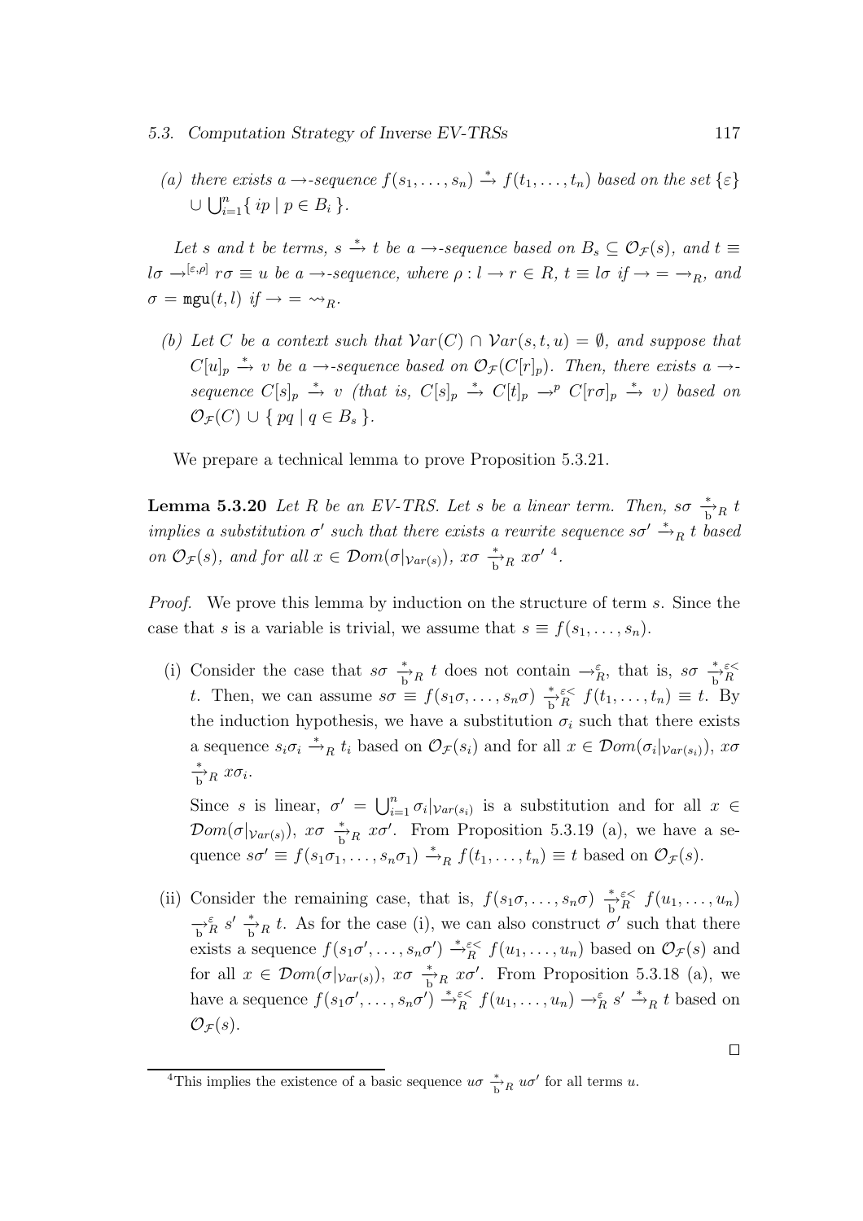(a) there exists a $\to$-sequence $f(s_1,\ldots,s_n) \xrightarrow{*} f(t_1,\ldots,t_n)$ based on the set $\{\varepsilon\} \cup \bigcup_{i=1}^{n}\{\, ip \mid p \in B_i \,\}$.

Let $s$ and $t$ be terms, $s \xrightarrow{*} t$ be a $\to$-sequence based on $B_s \subseteq \mathcal{O}_{\mathcal{F}}(s)$, and $t \equiv l\sigma \to^{[\varepsilon,\rho]} r\sigma \equiv u$ be a $\to$-sequence, where $\rho : l \to r \in R$, $t \equiv l\sigma$ if $\to = \to_R$, and $\sigma = \mathtt{mgu}(t,l)$ if $\to = \leadsto_R$.

(b) Let $C$ be a context such that $\mathcal{V}ar(C) \cap \mathcal{V}ar(s,t,u) = \emptyset$, and suppose that $C[u]_p \xrightarrow{*} v$ be a $\to$-sequence based on $\mathcal{O}_{\mathcal{F}}(C[r]_p)$. Then, there exists a $\to$-sequence $C[s]_p \xrightarrow{*} v$ (that is, $C[s]_p \xrightarrow{*} C[t]_p \to^p C[r\sigma]_p \xrightarrow{*} v$) based on $\mathcal{O}_{\mathcal{F}}(C) \cup \{\, pq \mid q \in B_s \,\}$.

We prepare a technical lemma to prove Proposition 5.3.21.

**Lemma 5.3.20** *Let $R$ be an EV-TRS. Let $s$ be a linear term. Then, $s\sigma \xrightarrow[\mathrm{b}]{*}_R t$ implies a substitution $\sigma'$ such that there exists a rewrite sequence $s\sigma' \xrightarrow{*}_R t$ based on $\mathcal{O}_{\mathcal{F}}(s)$, and for all $x \in \mathcal{D}om(\sigma|_{\mathcal{V}ar(s)})$, $x\sigma \xrightarrow[\mathrm{b}]{*}_R x\sigma'$* [4].

*Proof.* We prove this lemma by induction on the structure of term $s$. Since the case that $s$ is a variable is trivial, we assume that $s \equiv f(s_1,\ldots,s_n)$.

(i) Consider the case that $s\sigma \xrightarrow[\mathrm{b}]{*}_R t$ does not contain $\to_R^{\varepsilon}$, that is, $s\sigma \xrightarrow[\mathrm{b}]{*}{}_R^{\varepsilon<} t$. Then, we can assume $s\sigma \equiv f(s_1\sigma,\ldots,s_n\sigma) \xrightarrow[\mathrm{b}]{*}{}_R^{\varepsilon<} f(t_1,\ldots,t_n) \equiv t$. By the induction hypothesis, we have a substitution $\sigma_i$ such that there exists a sequence $s_i\sigma_i \xrightarrow{*}_R t_i$ based on $\mathcal{O}_{\mathcal{F}}(s_i)$ and for all $x \in \mathcal{D}om(\sigma_i|_{\mathcal{V}ar(s_i)})$, $x\sigma \xrightarrow[\mathrm{b}]{*}_R x\sigma_i$.

Since $s$ is linear, $\sigma' = \bigcup_{i=1}^{n} \sigma_i|_{\mathcal{V}ar(s_i)}$ is a substitution and for all $x \in \mathcal{D}om(\sigma|_{\mathcal{V}ar(s)})$, $x\sigma \xrightarrow[\mathrm{b}]{*}_R x\sigma'$. From Proposition 5.3.19 (a), we have a sequence $s\sigma' \equiv f(s_1\sigma_1,\ldots,s_n\sigma_1) \xrightarrow{*}_R f(t_1,\ldots,t_n) \equiv t$ based on $\mathcal{O}_{\mathcal{F}}(s)$.

(ii) Consider the remaining case, that is, $f(s_1\sigma,\ldots,s_n\sigma) \xrightarrow[\mathrm{b}]{*}{}_R^{\varepsilon<} f(u_1,\ldots,u_n) \xrightarrow[\mathrm{b}]{}{}_R^{\varepsilon} s' \xrightarrow[\mathrm{b}]{*}_R t$. As for the case (i), we can also construct $\sigma'$ such that there exists a sequence $f(s_1\sigma',\ldots,s_n\sigma') \xrightarrow{*}{}_R^{\varepsilon<} f(u_1,\ldots,u_n)$ based on $\mathcal{O}_{\mathcal{F}}(s)$ and for all $x \in \mathcal{D}om(\sigma|_{\mathcal{V}ar(s)})$, $x\sigma \xrightarrow[\mathrm{b}]{*}_R x\sigma'$. From Proposition 5.3.18 (a), we have a sequence $f(s_1\sigma',\ldots,s_n\sigma') \xrightarrow{*}{}_R^{\varepsilon<} f(u_1,\ldots,u_n) \to_R^{\varepsilon} s' \xrightarrow{*}_R t$ based on $\mathcal{O}_{\mathcal{F}}(s)$.

$\square$

[4] This implies the existence of a basic sequence $u\sigma \xrightarrow[\mathrm{b}]{*}_R u\sigma'$ for all terms $u$.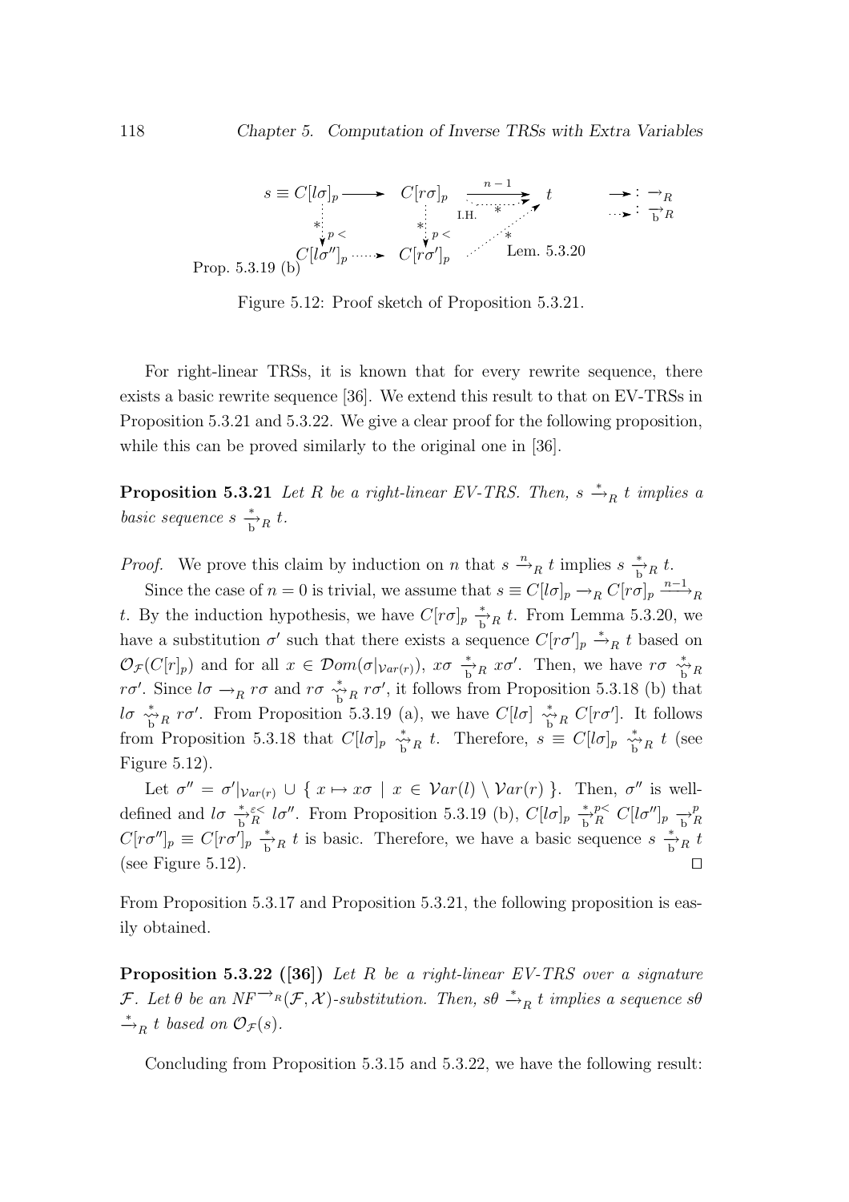Figure 5.12: Proof sketch of Proposition 5.3.21.

For right-linear TRSs, it is known that for every rewrite sequence, there exists a basic rewrite sequence [36]. We extend this result to that on EV-TRSs in Proposition 5.3.21 and 5.3.22. We give a clear proof for the following proposition, while this can be proved similarly to the original one in [36].

**Proposition 5.3.21** *Let $R$ be a right-linear EV-TRS. Then, $s \xrightarrow{*}_R t$ implies a basic sequence $s \xrightarrow[\text{b}]{*}_R t$.*

*Proof.* We prove this claim by induction on $n$ that $s \xrightarrow{n}_R t$ implies $s \xrightarrow[\text{b}]{*}_R t$.

Since the case of $n = 0$ is trivial, we assume that $s \equiv C[l\sigma]_p \to_R C[r\sigma]_p \xrightarrow{n-1}_R t$. By the induction hypothesis, we have $C[r\sigma]_p \xrightarrow[\text{b}]{*}_R t$. From Lemma 5.3.20, we have a substitution $\sigma'$ such that there exists a sequence $C[r\sigma']_p \xrightarrow{*}_R t$ based on $\mathcal{O}_\mathcal{F}(C[r]_p)$ and for all $x \in \mathcal{D}om(\sigma|_{\mathcal{V}ar(r)})$, $x\sigma \xrightarrow[\text{b}]{*}_R x\sigma'$. Then, we have $r\sigma \overset{*}{\underset{\text{b}}{\rightsquigarrow}}_R r\sigma'$. Since $l\sigma \to_R r\sigma$ and $r\sigma \overset{*}{\underset{\text{b}}{\rightsquigarrow}}_R r\sigma'$, it follows from Proposition 5.3.18 (b) that $l\sigma \overset{*}{\underset{\text{b}}{\rightsquigarrow}}_R r\sigma'$. From Proposition 5.3.19 (a), we have $C[l\sigma] \overset{*}{\underset{\text{b}}{\rightsquigarrow}}_R C[r\sigma']$. It follows from Proposition 5.3.18 that $C[l\sigma]_p \overset{*}{\underset{\text{b}}{\rightsquigarrow}}_R t$. Therefore, $s \equiv C[l\sigma]_p \overset{*}{\underset{\text{b}}{\rightsquigarrow}}_R t$ (see Figure 5.12).

Let $\sigma'' = \sigma'|_{\mathcal{V}ar(r)} \cup \{ x \mapsto x\sigma \mid x \in \mathcal{V}ar(l) \setminus \mathcal{V}ar(r) \}$. Then, $\sigma''$ is well-defined and $l\sigma \xrightarrow[\text{b}]{*}{}^{\varepsilon<}_R l\sigma''$. From Proposition 5.3.19 (b), $C[l\sigma]_p \xrightarrow[\text{b}]{*}{}^{p<}_R C[l\sigma'']_p \xrightarrow[\text{b}]{}{}^{p}_R C[r\sigma'']_p \equiv C[r\sigma']_p \xrightarrow[\text{b}]{*}_R t$ is basic. Therefore, we have a basic sequence $s \xrightarrow[\text{b}]{*}_R t$ (see Figure 5.12). $\square$

From Proposition 5.3.17 and Proposition 5.3.21, the following proposition is easily obtained.

**Proposition 5.3.22 ([36])** *Let $R$ be a right-linear EV-TRS over a signature $\mathcal{F}$. Let $\theta$ be an $NF^{\to_R}(\mathcal{F}, \mathcal{X})$-substitution. Then, $s\theta \xrightarrow{*}_R t$ implies a sequence $s\theta \xrightarrow{*}_R t$ based on $\mathcal{O}_\mathcal{F}(s)$.*

Concluding from Proposition 5.3.15 and 5.3.22, we have the following result: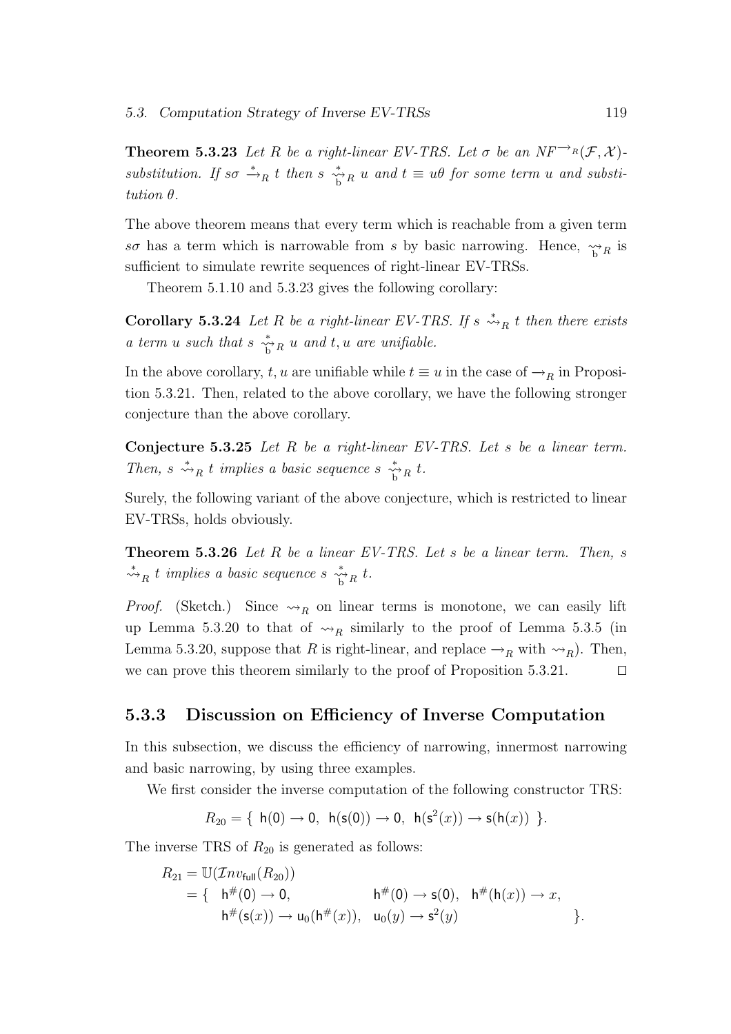**Theorem 5.3.23** *Let $R$ be a right-linear EV-TRS. Let $\sigma$ be an $NF^{\rightarrow_R}(\mathcal{F},\mathcal{X})$-substitution. If $s\sigma \xrightarrow{*}_R t$ then $s \overset{*}{\underset{\mathrm{b}}{\rightsquigarrow}}_R u$ and $t \equiv u\theta$ for some term $u$ and substitution $\theta$.*

The above theorem means that every term which is reachable from a given term $s\sigma$ has a term which is narrowable from $s$ by basic narrowing. Hence, $\underset{\mathrm{b}}{\rightsquigarrow}_R$ is sufficient to simulate rewrite sequences of right-linear EV-TRSs.

Theorem 5.1.10 and 5.3.23 gives the following corollary:

**Corollary 5.3.24** *Let $R$ be a right-linear EV-TRS. If $s \overset{*}{\rightsquigarrow}_R t$ then there exists a term $u$ such that $s \overset{*}{\underset{\mathrm{b}}{\rightsquigarrow}}_R u$ and $t, u$ are unifiable.*

In the above corollary, $t, u$ are unifiable while $t \equiv u$ in the case of $\rightarrow_R$ in Proposition 5.3.21. Then, related to the above corollary, we have the following stronger conjecture than the above corollary.

**Conjecture 5.3.25** *Let $R$ be a right-linear EV-TRS. Let $s$ be a linear term. Then, $s \overset{*}{\rightsquigarrow}_R t$ implies a basic sequence $s \overset{*}{\underset{\mathrm{b}}{\rightsquigarrow}}_R t$.*

Surely, the following variant of the above conjecture, which is restricted to linear EV-TRSs, holds obviously.

**Theorem 5.3.26** *Let $R$ be a linear EV-TRS. Let $s$ be a linear term. Then, $s \overset{*}{\rightsquigarrow}_R t$ implies a basic sequence $s \overset{*}{\underset{\mathrm{b}}{\rightsquigarrow}}_R t$.*

*Proof.* (Sketch.) Since $\rightsquigarrow_R$ on linear terms is monotone, we can easily lift up Lemma 5.3.20 to that of $\rightsquigarrow_R$ similarly to the proof of Lemma 5.3.5 (in Lemma 5.3.20, suppose that $R$ is right-linear, and replace $\rightarrow_R$ with $\rightsquigarrow_R$). Then, we can prove this theorem similarly to the proof of Proposition 5.3.21. □

### 5.3.3 Discussion on Efficiency of Inverse Computation

In this subsection, we discuss the efficiency of narrowing, innermost narrowing and basic narrowing, by using three examples.

We first consider the inverse computation of the following constructor TRS:

$$R_{20} = \{\ \mathsf{h}(\mathsf{0}) \rightarrow \mathsf{0},\ \ \mathsf{h}(\mathsf{s}(\mathsf{0})) \rightarrow \mathsf{0},\ \ \mathsf{h}(\mathsf{s}^2(x)) \rightarrow \mathsf{s}(\mathsf{h}(x))\ \}.$$

The inverse TRS of $R_{20}$ is generated as follows:

$$\begin{aligned} R_{21} &= \mathbb{U}(\mathcal{I}nv_{\mathsf{full}}(R_{20})) \\ &= \{\ \ \mathsf{h}^\#(\mathsf{0}) \rightarrow \mathsf{0}, \qquad\qquad \mathsf{h}^\#(\mathsf{0}) \rightarrow \mathsf{s}(\mathsf{0}),\ \ \mathsf{h}^\#(\mathsf{h}(x)) \rightarrow x, \\ &\qquad\ \ \mathsf{h}^\#(\mathsf{s}(x)) \rightarrow \mathsf{u}_0(\mathsf{h}^\#(x)),\ \ \mathsf{u}_0(y) \rightarrow \mathsf{s}^2(y) \qquad\qquad\qquad \}. \end{aligned}$$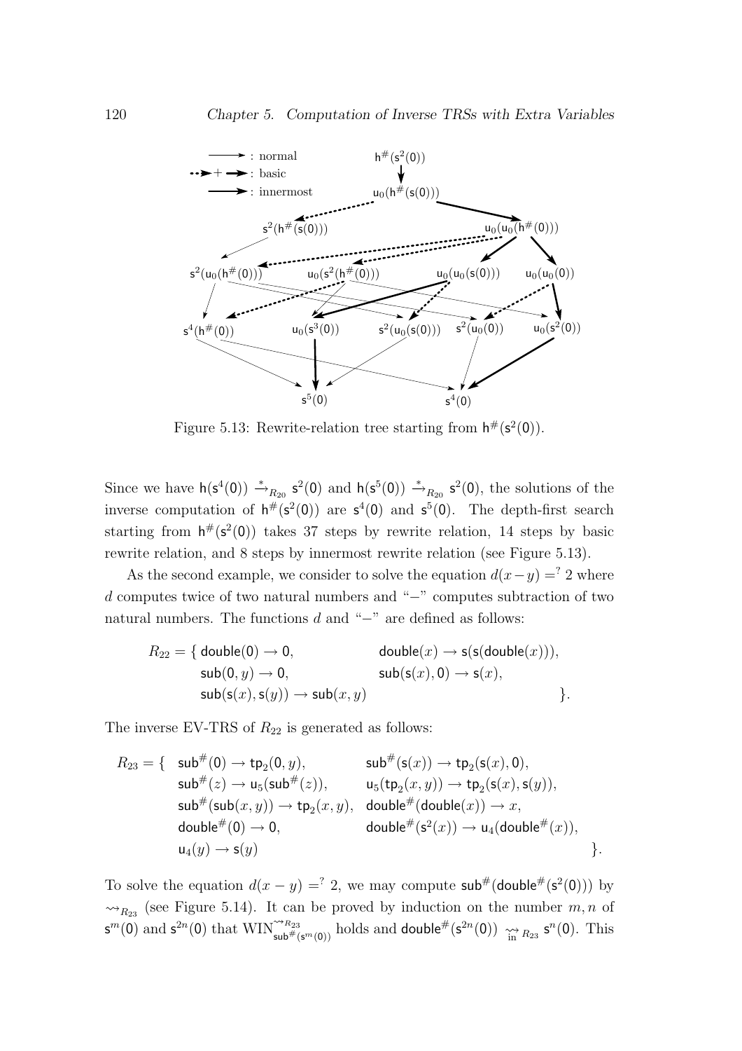Figure 5.13: Rewrite-relation tree starting from $\mathsf{h}^\#(\mathsf{s}^2(\mathsf{0}))$.

Since we have $\mathsf{h}(\mathsf{s}^4(\mathsf{0})) \xrightarrow{*}_{R_{20}} \mathsf{s}^2(\mathsf{0})$ and $\mathsf{h}(\mathsf{s}^5(\mathsf{0})) \xrightarrow{*}_{R_{20}} \mathsf{s}^2(\mathsf{0})$, the solutions of the inverse computation of $\mathsf{h}^\#(\mathsf{s}^2(\mathsf{0}))$ are $\mathsf{s}^4(\mathsf{0})$ and $\mathsf{s}^5(\mathsf{0})$. The depth-first search starting from $\mathsf{h}^\#(\mathsf{s}^2(\mathsf{0}))$ takes 37 steps by rewrite relation, 14 steps by basic rewrite relation, and 8 steps by innermost rewrite relation (see Figure 5.13).

As the second example, we consider to solve the equation $d(x-y) =^? 2$ where $d$ computes twice of two natural numbers and "$-$" computes subtraction of two natural numbers. The functions $d$ and "$-$" are defined as follows:

$$
\begin{aligned}
R_{22} = \{\ & \mathsf{double}(\mathsf{0}) \to \mathsf{0}, && \mathsf{double}(x) \to \mathsf{s}(\mathsf{s}(\mathsf{double}(x))), \\
& \mathsf{sub}(\mathsf{0}, y) \to \mathsf{0}, && \mathsf{sub}(\mathsf{s}(x), \mathsf{0}) \to \mathsf{s}(x), \\
& \mathsf{sub}(\mathsf{s}(x), \mathsf{s}(y)) \to \mathsf{sub}(x, y) && \}.
\end{aligned}
$$

The inverse EV-TRS of $R_{22}$ is generated as follows:

$$
\begin{aligned}
R_{23} = \{\ & \mathsf{sub}^\#(\mathsf{0}) \to \mathsf{tp}_2(\mathsf{0}, y), && \mathsf{sub}^\#(\mathsf{s}(x)) \to \mathsf{tp}_2(\mathsf{s}(x), \mathsf{0}), \\
& \mathsf{sub}^\#(z) \to \mathsf{u}_5(\mathsf{sub}^\#(z)), && \mathsf{u}_5(\mathsf{tp}_2(x, y)) \to \mathsf{tp}_2(\mathsf{s}(x), \mathsf{s}(y)), \\
& \mathsf{sub}^\#(\mathsf{sub}(x, y)) \to \mathsf{tp}_2(x, y), && \mathsf{double}^\#(\mathsf{double}(x)) \to x, \\
& \mathsf{double}^\#(\mathsf{0}) \to \mathsf{0}, && \mathsf{double}^\#(\mathsf{s}^2(x)) \to \mathsf{u}_4(\mathsf{double}^\#(x)), \\
& \mathsf{u}_4(y) \to \mathsf{s}(y) && \}.
\end{aligned}
$$

To solve the equation $d(x-y) =^? 2$, we may compute $\mathsf{sub}^\#(\mathsf{double}^\#(\mathsf{s}^2(\mathsf{0})))$ by $\rightsquigarrow_{R_{23}}$ (see Figure 5.14). It can be proved by induction on the number $m, n$ of $\mathsf{s}^m(\mathsf{0})$ and $\mathsf{s}^{2n}(\mathsf{0})$ that $\mathrm{WIN}^{\rightsquigarrow_{R_{23}}}_{\mathsf{sub}^\#(\mathsf{s}^m(\mathsf{0}))}$ holds and $\mathsf{double}^\#(\mathsf{s}^{2n}(\mathsf{0})) \underset{\text{in}}{\rightsquigarrow}_{R_{23}} \mathsf{s}^n(\mathsf{0})$. This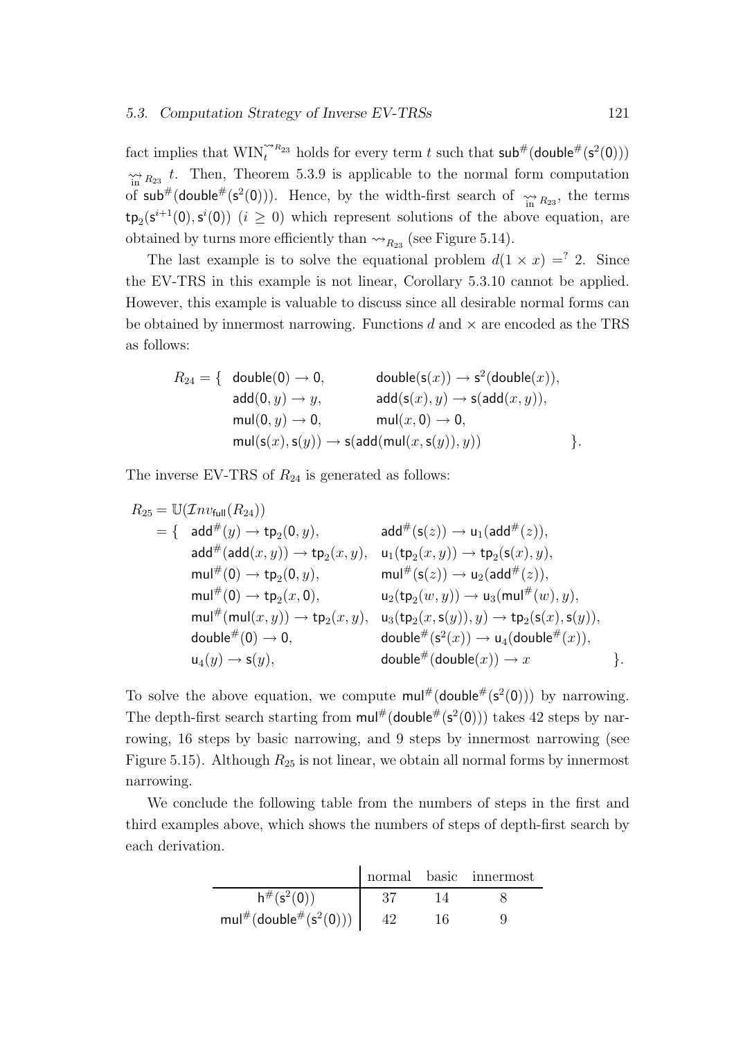fact implies that $\mathrm{WIN}_t^{\rightsquigarrow_{R_{23}}}$ holds for every term $t$ such that $\mathsf{sub}^\#(\mathsf{double}^\#(\mathsf{s}^2(\mathsf{0}))) \underset{\text{in}}{\rightsquigarrow}_{R_{23}} t$. Then, Theorem 5.3.9 is applicable to the normal form computation of $\mathsf{sub}^\#(\mathsf{double}^\#(\mathsf{s}^2(\mathsf{0})))$. Hence, by the width-first search of $\underset{\text{in}}{\rightsquigarrow}_{R_{23}}$, the terms $\mathsf{tp}_2(\mathsf{s}^{i+1}(\mathsf{0}), \mathsf{s}^i(\mathsf{0}))$ $(i \geq 0)$ which represent solutions of the above equation, are obtained by turns more efficiently than $\rightsquigarrow_{R_{23}}$ (see Figure 5.14).

The last example is to solve the equational problem $d(1 \times x) =^? 2$. Since the EV-TRS in this example is not linear, Corollary 5.3.10 cannot be applied. However, this example is valuable to discuss since all desirable normal forms can be obtained by innermost narrowing. Functions $d$ and $\times$ are encoded as the TRS as follows:

$$
\begin{array}{lll}
R_{24} = \{ & \mathsf{double}(\mathsf{0}) \to \mathsf{0}, & \mathsf{double}(\mathsf{s}(x)) \to \mathsf{s}^2(\mathsf{double}(x)), \\
& \mathsf{add}(\mathsf{0}, y) \to y, & \mathsf{add}(\mathsf{s}(x), y) \to \mathsf{s}(\mathsf{add}(x, y)), \\
& \mathsf{mul}(\mathsf{0}, y) \to \mathsf{0}, & \mathsf{mul}(x, \mathsf{0}) \to \mathsf{0}, \\
& \mathsf{mul}(\mathsf{s}(x), \mathsf{s}(y)) \to \mathsf{s}(\mathsf{add}(\mathsf{mul}(x, \mathsf{s}(y)), y)) & \qquad \}.
\end{array}
$$

The inverse EV-TRS of $R_{24}$ is generated as follows:

$$
\begin{array}{lll}
R_{25} = \mathbb{U}(\mathcal{I}nv_{\mathsf{full}}(R_{24})) & & \\
\quad = \{ \; \mathsf{add}^\#(y) \to \mathsf{tp}_2(\mathsf{0}, y), & \mathsf{add}^\#(\mathsf{s}(z)) \to \mathsf{u}_1(\mathsf{add}^\#(z)), & \\
\qquad \mathsf{add}^\#(\mathsf{add}(x, y)) \to \mathsf{tp}_2(x, y), & \mathsf{u}_1(\mathsf{tp}_2(x, y)) \to \mathsf{tp}_2(\mathsf{s}(x), y), & \\
\qquad \mathsf{mul}^\#(\mathsf{0}) \to \mathsf{tp}_2(\mathsf{0}, y), & \mathsf{mul}^\#(\mathsf{s}(z)) \to \mathsf{u}_2(\mathsf{add}^\#(z)), & \\
\qquad \mathsf{mul}^\#(\mathsf{0}) \to \mathsf{tp}_2(x, \mathsf{0}), & \mathsf{u}_2(\mathsf{tp}_2(w, y)) \to \mathsf{u}_3(\mathsf{mul}^\#(w), y), & \\
\qquad \mathsf{mul}^\#(\mathsf{mul}(x, y)) \to \mathsf{tp}_2(x, y), & \mathsf{u}_3(\mathsf{tp}_2(x, \mathsf{s}(y)), y) \to \mathsf{tp}_2(\mathsf{s}(x), \mathsf{s}(y)), & \\
\qquad \mathsf{double}^\#(\mathsf{0}) \to \mathsf{0}, & \mathsf{double}^\#(\mathsf{s}^2(x)) \to \mathsf{u}_4(\mathsf{double}^\#(x)), & \\
\qquad \mathsf{u}_4(y) \to \mathsf{s}(y), & \mathsf{double}^\#(\mathsf{double}(x)) \to x & \quad \}.
\end{array}
$$

To solve the above equation, we compute $\mathsf{mul}^\#(\mathsf{double}^\#(\mathsf{s}^2(\mathsf{0})))$ by narrowing. The depth-first search starting from $\mathsf{mul}^\#(\mathsf{double}^\#(\mathsf{s}^2(\mathsf{0})))$ takes 42 steps by narrowing, 16 steps by basic narrowing, and 9 steps by innermost narrowing (see Figure 5.15). Although $R_{25}$ is not linear, we obtain all normal forms by innermost narrowing.

We conclude the following table from the numbers of steps in the first and third examples above, which shows the numbers of steps of depth-first search by each derivation.

| | normal | basic | innermost |
|---|---|---|---|
| $\mathsf{h}^\#(\mathsf{s}^2(\mathsf{0}))$ | 37 | 14 | 8 |
| $\mathsf{mul}^\#(\mathsf{double}^\#(\mathsf{s}^2(\mathsf{0})))$ | 42 | 16 | 9 |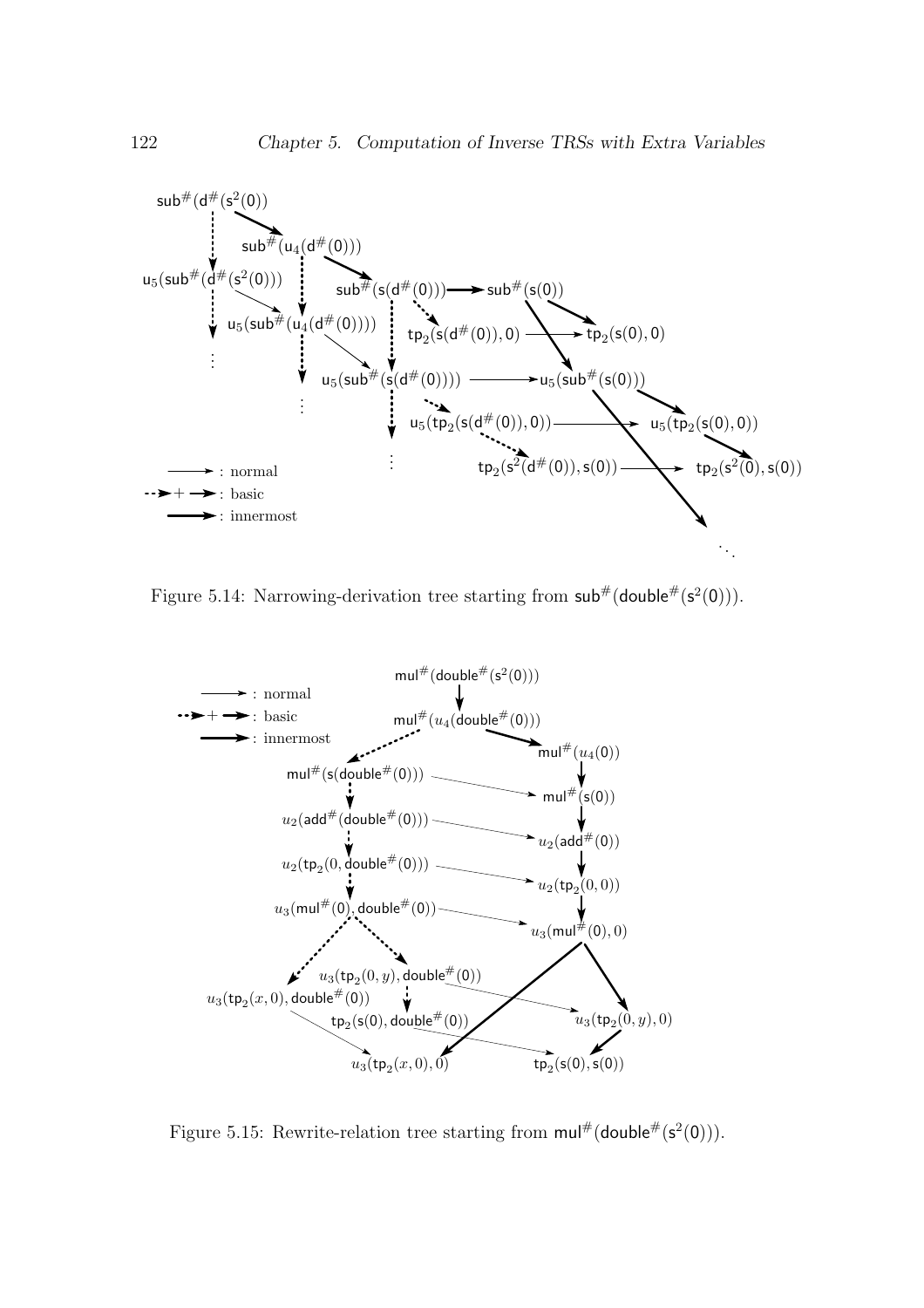Figure 5.14: Narrowing-derivation tree starting from $\mathsf{sub}^\#(\mathsf{double}^\#(\mathsf{s}^2(0)))$.

Figure 5.15: Rewrite-relation tree starting from $\mathsf{mul}^\#(\mathsf{double}^\#(\mathsf{s}^2(0)))$.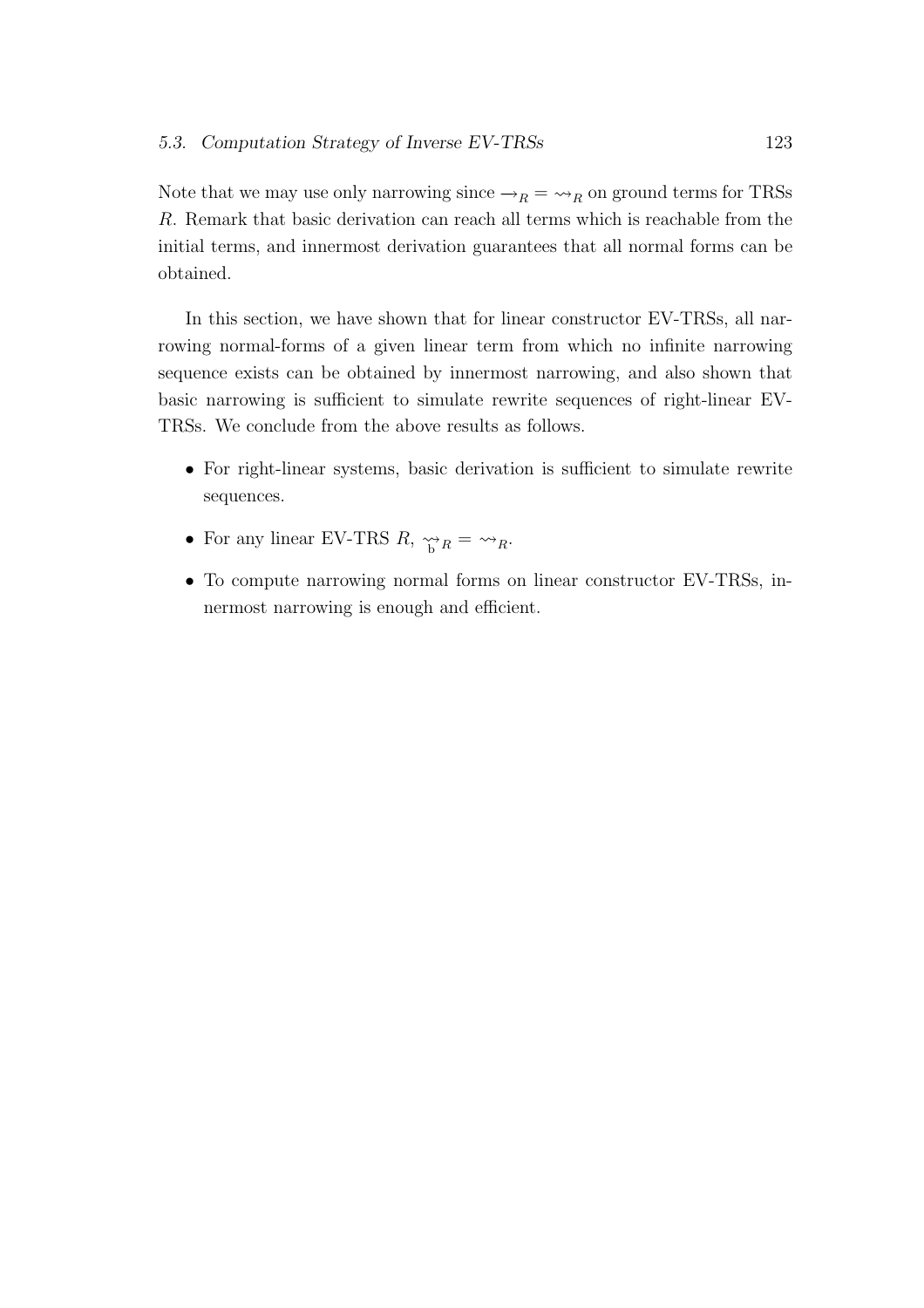Note that we may use only narrowing since $\rightarrow_R = \rightsquigarrow_R$ on ground terms for TRSs $R$. Remark that basic derivation can reach all terms which is reachable from the initial terms, and innermost derivation guarantees that all normal forms can be obtained.

In this section, we have shown that for linear constructor EV-TRSs, all narrowing normal-forms of a given linear term from which no infinite narrowing sequence exists can be obtained by innermost narrowing, and also shown that basic narrowing is sufficient to simulate rewrite sequences of right-linear EV-TRSs. We conclude from the above results as follows.

- For right-linear systems, basic derivation is sufficient to simulate rewrite sequences.
- For any linear EV-TRS $R$, $\underset{\mathrm{b}}{\rightsquigarrow}_R = \rightsquigarrow_R$.
- To compute narrowing normal forms on linear constructor EV-TRSs, innermost narrowing is enough and efficient.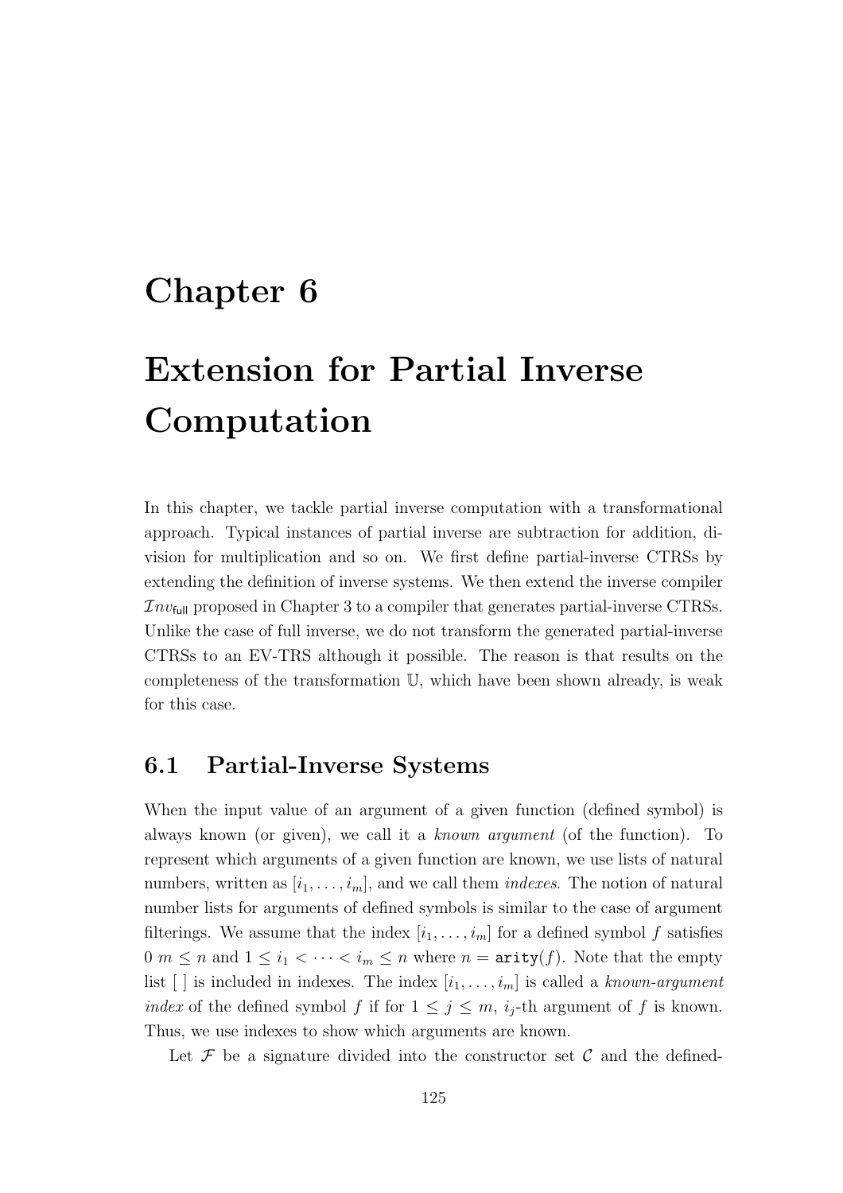# Chapter 6

# Extension for Partial Inverse Computation

In this chapter, we tackle partial inverse computation with a transformational approach. Typical instances of partial inverse are subtraction for addition, division for multiplication and so on. We first define partial-inverse CTRSs by extending the definition of inverse systems. We then extend the inverse compiler $\mathcal{I}nv_{\mathsf{full}}$ proposed in Chapter 3 to a compiler that generates partial-inverse CTRSs. Unlike the case of full inverse, we do not transform the generated partial-inverse CTRSs to an EV-TRS although it possible. The reason is that results on the completeness of the transformation $\mathbb{U}$, which have been shown already, is weak for this case.

## 6.1 Partial-Inverse Systems

When the input value of an argument of a given function (defined symbol) is always known (or given), we call it a *known argument* (of the function). To represent which arguments of a given function are known, we use lists of natural numbers, written as $[i_1, \ldots, i_m]$, and we call them *indexes*. The notion of natural number lists for arguments of defined symbols is similar to the case of argument filterings. We assume that the index $[i_1, \ldots, i_m]$ for a defined symbol $f$ satisfies $0\ m \leq n$ and $1 \leq i_1 < \cdots < i_m \leq n$ where $n = \mathtt{arity}(f)$. Note that the empty list $[\ ]$ is included in indexes. The index $[i_1, \ldots, i_m]$ is called a *known-argument index* of the defined symbol $f$ if for $1 \leq j \leq m$, $i_j$-th argument of $f$ is known. Thus, we use indexes to show which arguments are known.

Let $\mathcal{F}$ be a signature divided into the constructor set $\mathcal{C}$ and the defined-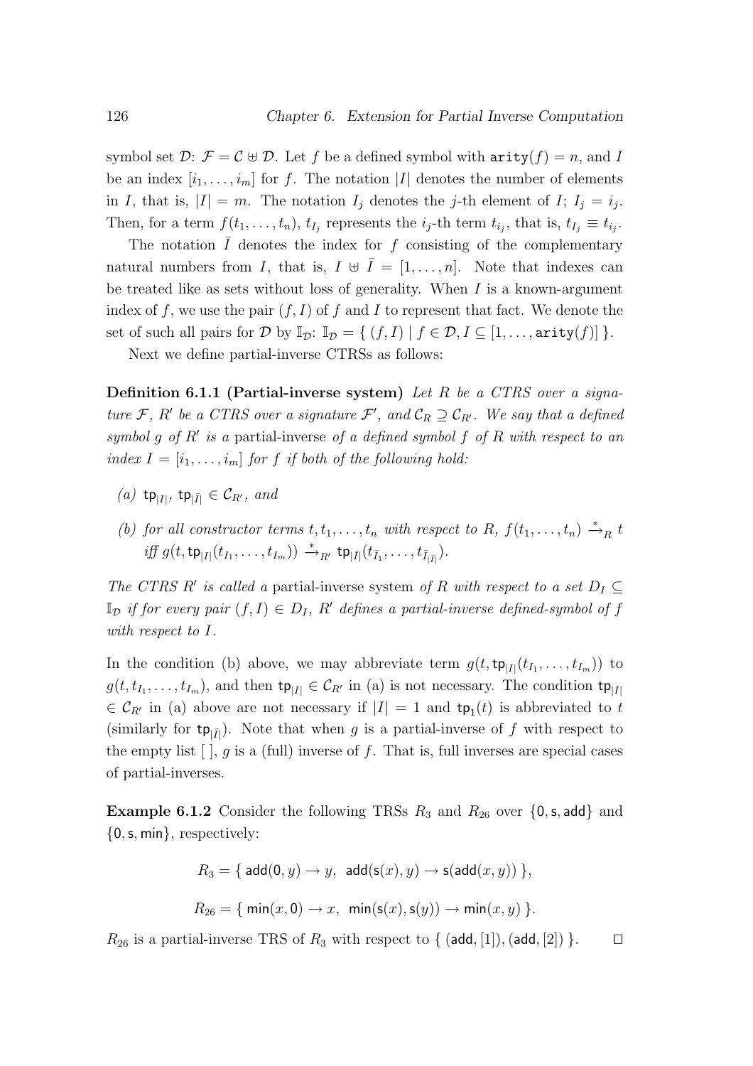symbol set $\mathcal{D}$: $\mathcal{F} = \mathcal{C} \uplus \mathcal{D}$. Let $f$ be a defined symbol with $\mathtt{arity}(f) = n$, and $I$ be an index $[i_1, \ldots, i_m]$ for $f$. The notation $|I|$ denotes the number of elements in $I$, that is, $|I| = m$. The notation $I_j$ denotes the $j$-th element of $I$; $I_j = i_j$. Then, for a term $f(t_1, \ldots, t_n)$, $t_{I_j}$ represents the $i_j$-th term $t_{i_j}$, that is, $t_{I_j} \equiv t_{i_j}$.

The notation $\bar{I}$ denotes the index for $f$ consisting of the complementary natural numbers from $I$, that is, $I \uplus \bar{I} = [1, \ldots, n]$. Note that indexes can be treated like as sets without loss of generality. When $I$ is a known-argument index of $f$, we use the pair $(f, I)$ of $f$ and $I$ to represent that fact. We denote the set of such all pairs for $\mathcal{D}$ by $\mathbb{I}_\mathcal{D}$: $\mathbb{I}_\mathcal{D} = \{ (f, I) \mid f \in \mathcal{D}, I \subseteq [1, \ldots, \mathtt{arity}(f)] \}$.

Next we define partial-inverse CTRSs as follows:

**Definition 6.1.1 (Partial-inverse system)** *Let $R$ be a CTRS over a signature $\mathcal{F}$, $R'$ be a CTRS over a signature $\mathcal{F}'$, and $\mathcal{C}_R \supseteq \mathcal{C}_{R'}$. We say that a defined symbol $g$ of $R'$ is a* partial-inverse *of a defined symbol $f$ of $R$ with respect to an index $I = [i_1, \ldots, i_m]$ for $f$ if both of the following hold:*

*(a)* $\mathsf{tp}_{|I|}$, $\mathsf{tp}_{|\bar{I}|} \in \mathcal{C}_{R'}$, *and*

*(b) for all constructor terms $t, t_1, \ldots, t_n$ with respect to $R$, $f(t_1, \ldots, t_n) \xrightarrow{*}_R t$ iff $g(t, \mathsf{tp}_{|I|}(t_{I_1}, \ldots, t_{I_m})) \xrightarrow{*}_{R'} \mathsf{tp}_{|\bar{I}|}(t_{\bar{I}_1}, \ldots, t_{\bar{I}_{|\bar{I}|}})$.*

*The CTRS $R'$ is called a* partial-inverse system *of $R$ with respect to a set $D_I \subseteq \mathbb{I}_\mathcal{D}$ if for every pair $(f, I) \in D_I$, $R'$ defines a partial-inverse defined-symbol of $f$ with respect to $I$.*

In the condition (b) above, we may abbreviate term $g(t, \mathsf{tp}_{|I|}(t_{I_1}, \ldots, t_{I_m}))$ to $g(t, t_{I_1}, \ldots, t_{I_m})$, and then $\mathsf{tp}_{|I|} \in \mathcal{C}_{R'}$ in (a) is not necessary. The condition $\mathsf{tp}_{|I|} \in \mathcal{C}_{R'}$ in (a) above are not necessary if $|I| = 1$ and $\mathsf{tp}_1(t)$ is abbreviated to $t$ (similarly for $\mathsf{tp}_{|\bar{I}|}$). Note that when $g$ is a partial-inverse of $f$ with respect to the empty list $[\,]$, $g$ is a (full) inverse of $f$. That is, full inverses are special cases of partial-inverses.

**Example 6.1.2** Consider the following TRSs $R_3$ and $R_{26}$ over $\{\mathsf{0}, \mathsf{s}, \mathsf{add}\}$ and $\{\mathsf{0}, \mathsf{s}, \mathsf{min}\}$, respectively:

$$R_3 = \{ \, \mathsf{add}(\mathsf{0}, y) \to y, \;\; \mathsf{add}(\mathsf{s}(x), y) \to \mathsf{s}(\mathsf{add}(x, y)) \, \},$$

$$R_{26} = \{ \, \mathsf{min}(x, \mathsf{0}) \to x, \;\; \mathsf{min}(\mathsf{s}(x), \mathsf{s}(y)) \to \mathsf{min}(x, y) \, \}.$$

$R_{26}$ is a partial-inverse TRS of $R_3$ with respect to $\{ \, (\mathsf{add}, [1]), (\mathsf{add}, [2]) \, \}$. $\square$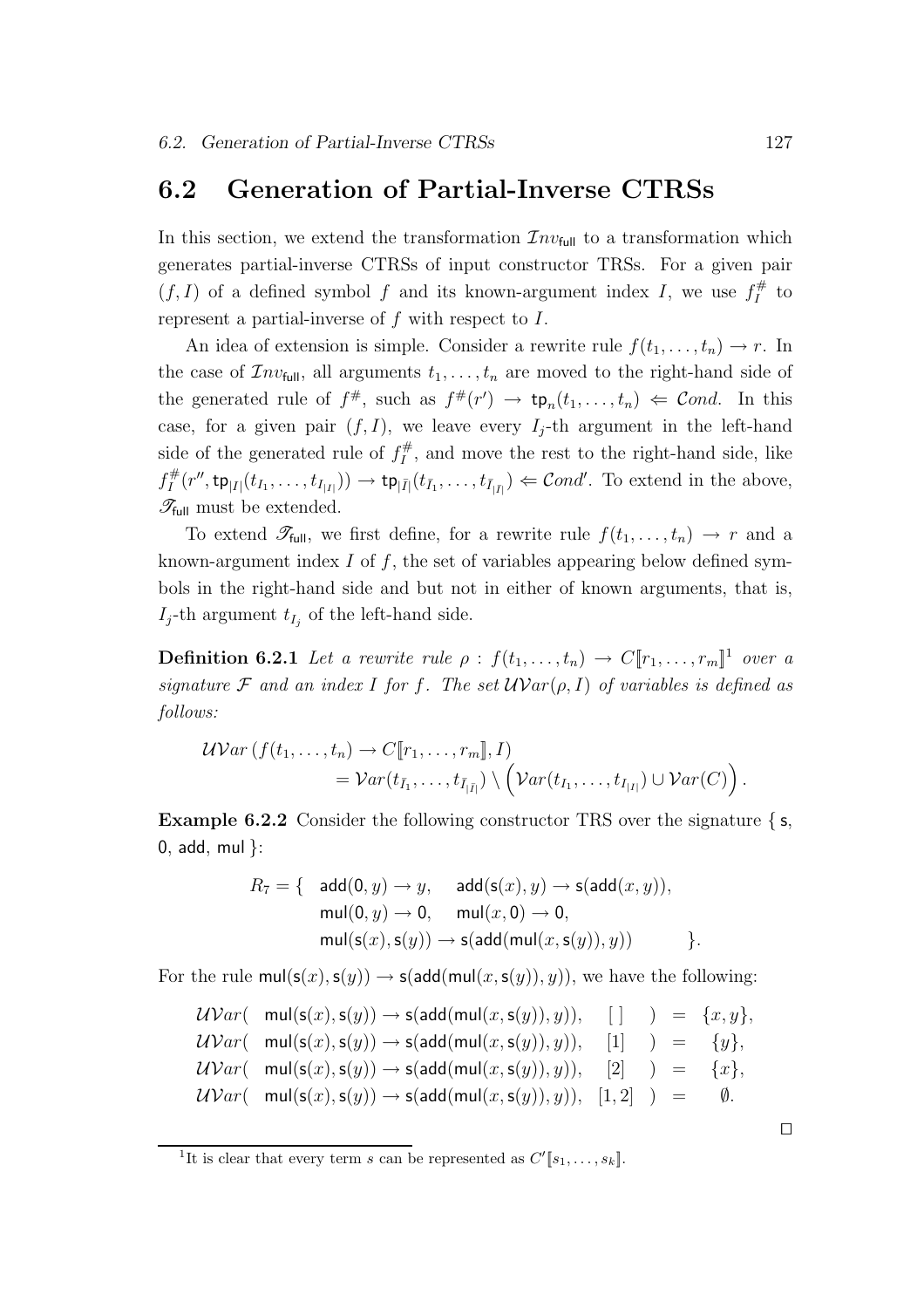## 6.2 Generation of Partial-Inverse CTRSs

In this section, we extend the transformation $\mathcal{I}nv_{\mathsf{full}}$ to a transformation which generates partial-inverse CTRSs of input constructor TRSs. For a given pair $(f, I)$ of a defined symbol $f$ and its known-argument index $I$, we use $f^{\#}_{I}$ to represent a partial-inverse of $f$ with respect to $I$.

An idea of extension is simple. Consider a rewrite rule $f(t_1, \ldots, t_n) \to r$. In the case of $\mathcal{I}nv_{\mathsf{full}}$, all arguments $t_1, \ldots, t_n$ are moved to the right-hand side of the generated rule of $f^{\#}$, such as $f^{\#}(r') \to \mathsf{tp}_n(t_1, \ldots, t_n) \Leftarrow \mathcal{C}ond$. In this case, for a given pair $(f, I)$, we leave every $I_j$-th argument in the left-hand side of the generated rule of $f^{\#}_{I}$, and move the rest to the right-hand side, like $f^{\#}_{I}(r'', \mathsf{tp}_{|I|}(t_{I_1}, \ldots, t_{I_{|I|}})) \to \mathsf{tp}_{|\bar{I}|}(t_{\bar{I}_1}, \ldots, t_{\bar{I}_{|\bar{I}|}}) \Leftarrow \mathcal{C}ond'$. To extend in the above, $\mathscr{T}_{\mathsf{full}}$ must be extended.

To extend $\mathscr{T}_{\mathsf{full}}$, we first define, for a rewrite rule $f(t_1, \ldots, t_n) \to r$ and a known-argument index $I$ of $f$, the set of variables appearing below defined symbols in the right-hand side and but not in either of known arguments, that is, $I_j$-th argument $t_{I_j}$ of the left-hand side.

**Definition 6.2.1** *Let a rewrite rule $\rho : f(t_1, \ldots, t_n) \to C[\![r_1, \ldots, r_m]\!]$[1] over a signature $\mathcal{F}$ and an index $I$ for $f$. The set $\mathcal{UV}ar(\rho, I)$ of variables is defined as follows:*

$$\mathcal{UV}ar\,(f(t_1, \ldots, t_n) \to C[\![r_1, \ldots, r_m]\!], I) = \mathcal{V}ar(t_{\bar{I}_1}, \ldots, t_{\bar{I}_{|\bar{I}|}}) \setminus \Big(\mathcal{V}ar(t_{I_1}, \ldots, t_{I_{|I|}}) \cup \mathcal{V}ar(C)\Big).$$

**Example 6.2.2** Consider the following constructor TRS over the signature { $\mathsf{s}$, $\mathsf{0}$, $\mathsf{add}$, $\mathsf{mul}$ }:

$$R_7 = \{\ \ \mathsf{add}(\mathsf{0}, y) \to y, \quad \mathsf{add}(\mathsf{s}(x), y) \to \mathsf{s}(\mathsf{add}(x, y)), \quad \mathsf{mul}(\mathsf{0}, y) \to \mathsf{0}, \quad \mathsf{mul}(x, \mathsf{0}) \to \mathsf{0}, \quad \mathsf{mul}(\mathsf{s}(x), \mathsf{s}(y)) \to \mathsf{s}(\mathsf{add}(\mathsf{mul}(x, \mathsf{s}(y)), y))\ \ \}.$$

For the rule $\mathsf{mul}(\mathsf{s}(x), \mathsf{s}(y)) \to \mathsf{s}(\mathsf{add}(\mathsf{mul}(x, \mathsf{s}(y)), y))$, we have the following:

$$\begin{array}{lcl}
\mathcal{UV}ar(\ \mathsf{mul}(\mathsf{s}(x), \mathsf{s}(y)) \to \mathsf{s}(\mathsf{add}(\mathsf{mul}(x, \mathsf{s}(y)), y)),\ [\,]\ ) & = & \{x, y\}, \\
\mathcal{UV}ar(\ \mathsf{mul}(\mathsf{s}(x), \mathsf{s}(y)) \to \mathsf{s}(\mathsf{add}(\mathsf{mul}(x, \mathsf{s}(y)), y)),\ [1]\ ) & = & \{y\}, \\
\mathcal{UV}ar(\ \mathsf{mul}(\mathsf{s}(x), \mathsf{s}(y)) \to \mathsf{s}(\mathsf{add}(\mathsf{mul}(x, \mathsf{s}(y)), y)),\ [2]\ ) & = & \{x\}, \\
\mathcal{UV}ar(\ \mathsf{mul}(\mathsf{s}(x), \mathsf{s}(y)) \to \mathsf{s}(\mathsf{add}(\mathsf{mul}(x, \mathsf{s}(y)), y)),\ [1, 2]\ ) & = & \emptyset.
\end{array}$$

□

[1] It is clear that every term $s$ can be represented as $C'[\![s_1, \ldots, s_k]\!]$.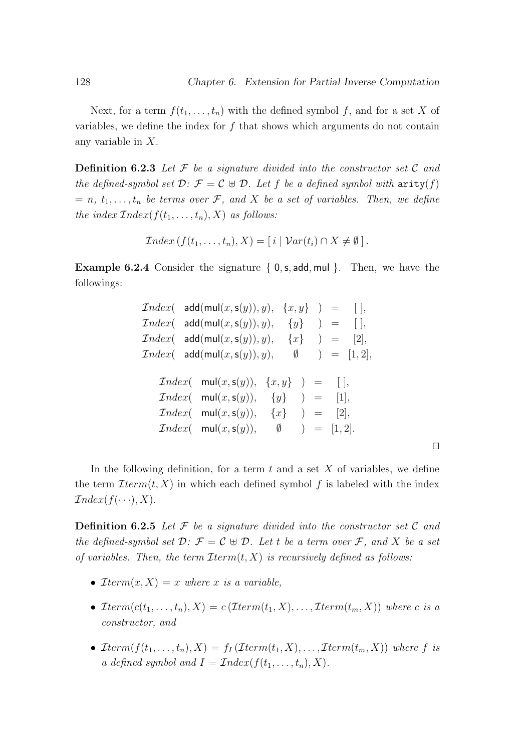Next, for a term $f(t_1, \ldots, t_n)$ with the defined symbol $f$, and for a set $X$ of variables, we define the index for $f$ that shows which arguments do not contain any variable in $X$.

**Definition 6.2.3** *Let $\mathcal{F}$ be a signature divided into the constructor set $\mathcal{C}$ and the defined-symbol set $\mathcal{D}$: $\mathcal{F} = \mathcal{C} \uplus \mathcal{D}$. Let $f$ be a defined symbol with $\mathtt{arity}(f) = n$, $t_1, \ldots, t_n$ be terms over $\mathcal{F}$, and $X$ be a set of variables. Then, we define the index $\mathcal{I}ndex(f(t_1, \ldots, t_n), X)$ as follows:*

$$\mathcal{I}ndex\,(f(t_1, \ldots, t_n), X) = [\, i \mid \mathcal{V}ar(t_i) \cap X \neq \emptyset \,] \,.$$

**Example 6.2.4** Consider the signature $\{\, \mathsf{0}, \mathsf{s}, \mathsf{add}, \mathsf{mul} \,\}$. Then, we have the followings:

$$
\begin{array}{lllll}
\mathcal{I}ndex( & \mathsf{add}(\mathsf{mul}(x, \mathsf{s}(y)), y), & \{x, y\} & ) = & [\,], \\
\mathcal{I}ndex( & \mathsf{add}(\mathsf{mul}(x, \mathsf{s}(y)), y), & \{y\} & ) = & [\,], \\
\mathcal{I}ndex( & \mathsf{add}(\mathsf{mul}(x, \mathsf{s}(y)), y), & \{x\} & ) = & [2], \\
\mathcal{I}ndex( & \mathsf{add}(\mathsf{mul}(x, \mathsf{s}(y)), y), & \emptyset & ) = & [1, 2],
\end{array}
$$

$$
\begin{array}{lllll}
\mathcal{I}ndex( & \mathsf{mul}(x, \mathsf{s}(y)), & \{x, y\} & ) = & [\,], \\
\mathcal{I}ndex( & \mathsf{mul}(x, \mathsf{s}(y)), & \{y\} & ) = & [1], \\
\mathcal{I}ndex( & \mathsf{mul}(x, \mathsf{s}(y)), & \{x\} & ) = & [2], \\
\mathcal{I}ndex( & \mathsf{mul}(x, \mathsf{s}(y)), & \emptyset & ) = & [1, 2].
\end{array}
$$

□

In the following definition, for a term $t$ and a set $X$ of variables, we define the term $\mathcal{I}term(t, X)$ in which each defined symbol $f$ is labeled with the index $\mathcal{I}ndex(f(\cdots), X)$.

**Definition 6.2.5** *Let $\mathcal{F}$ be a signature divided into the constructor set $\mathcal{C}$ and the defined-symbol set $\mathcal{D}$: $\mathcal{F} = \mathcal{C} \uplus \mathcal{D}$. Let $t$ be a term over $\mathcal{F}$, and $X$ be a set of variables. Then, the term $\mathcal{I}term(t, X)$ is recursively defined as follows:*

- *$\mathcal{I}term(x, X) = x$ where $x$ is a variable,*
- *$\mathcal{I}term(c(t_1, \ldots, t_n), X) = c\,(\mathcal{I}term(t_1, X), \ldots, \mathcal{I}term(t_m, X))$ where $c$ is a constructor, and*
- *$\mathcal{I}term(f(t_1, \ldots, t_n), X) = f_I\,(\mathcal{I}term(t_1, X), \ldots, \mathcal{I}term(t_m, X))$ where $f$ is a defined symbol and $I = \mathcal{I}ndex(f(t_1, \ldots, t_n), X)$.*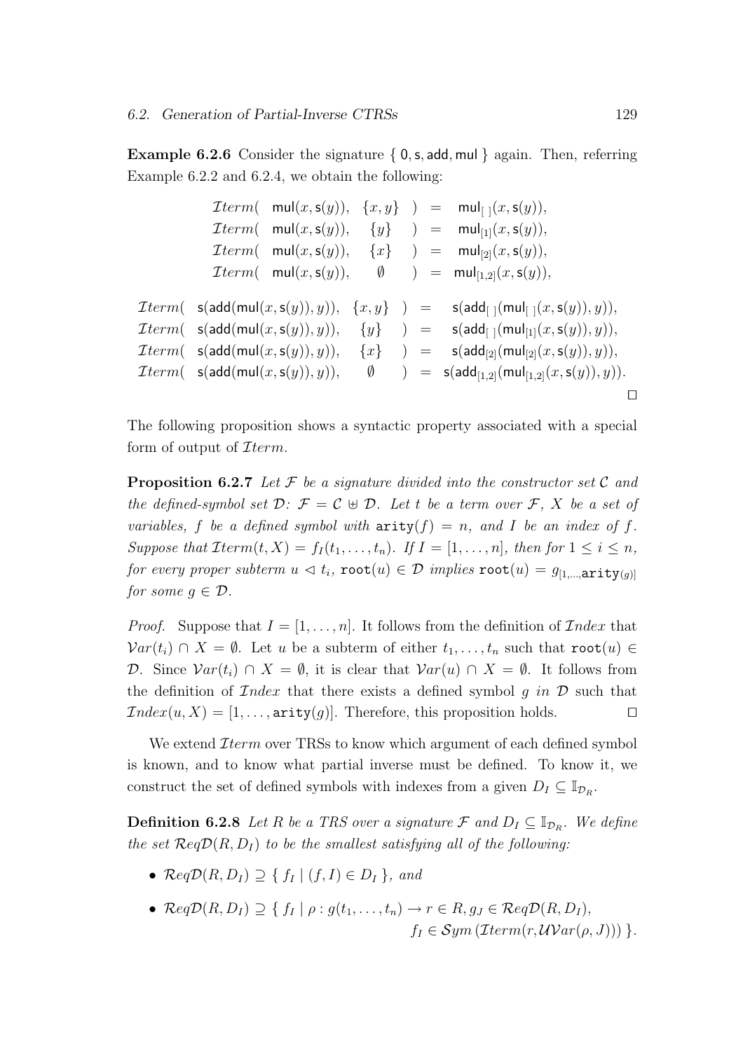**Example 6.2.6** Consider the signature $\{ \mathsf{0}, \mathsf{s}, \mathsf{add}, \mathsf{mul} \}$ again. Then, referring Example 6.2.2 and 6.2.4, we obtain the following:

$$
\begin{array}{lllll}
\mathcal{I}term( & \mathsf{mul}(x, \mathsf{s}(y)), & \{x, y\} & ) & = \mathsf{mul}_{[\,]}(x, \mathsf{s}(y)), \\
\mathcal{I}term( & \mathsf{mul}(x, \mathsf{s}(y)), & \{y\} & ) & = \mathsf{mul}_{[1]}(x, \mathsf{s}(y)), \\
\mathcal{I}term( & \mathsf{mul}(x, \mathsf{s}(y)), & \{x\} & ) & = \mathsf{mul}_{[2]}(x, \mathsf{s}(y)), \\
\mathcal{I}term( & \mathsf{mul}(x, \mathsf{s}(y)), & \emptyset & ) & = \mathsf{mul}_{[1,2]}(x, \mathsf{s}(y)),
\end{array}
$$

$$
\begin{array}{lllll}
\mathcal{I}term( & \mathsf{s}(\mathsf{add}(\mathsf{mul}(x, \mathsf{s}(y)), y)), & \{x, y\} & ) & = \mathsf{s}(\mathsf{add}_{[\,]}(\mathsf{mul}_{[\,]}(x, \mathsf{s}(y)), y)), \\
\mathcal{I}term( & \mathsf{s}(\mathsf{add}(\mathsf{mul}(x, \mathsf{s}(y)), y)), & \{y\} & ) & = \mathsf{s}(\mathsf{add}_{[\,]}(\mathsf{mul}_{[1]}(x, \mathsf{s}(y)), y)), \\
\mathcal{I}term( & \mathsf{s}(\mathsf{add}(\mathsf{mul}(x, \mathsf{s}(y)), y)), & \{x\} & ) & = \mathsf{s}(\mathsf{add}_{[2]}(\mathsf{mul}_{[2]}(x, \mathsf{s}(y)), y)), \\
\mathcal{I}term( & \mathsf{s}(\mathsf{add}(\mathsf{mul}(x, \mathsf{s}(y)), y)), & \emptyset & ) & = \mathsf{s}(\mathsf{add}_{[1,2]}(\mathsf{mul}_{[1,2]}(x, \mathsf{s}(y)), y)).
\end{array}
$$

□

The following proposition shows a syntactic property associated with a special form of output of $\mathcal{I}term$.

**Proposition 6.2.7** *Let $\mathcal{F}$ be a signature divided into the constructor set $\mathcal{C}$ and the defined-symbol set $\mathcal{D}$: $\mathcal{F} = \mathcal{C} \uplus \mathcal{D}$. Let $t$ be a term over $\mathcal{F}$, $X$ be a set of variables, $f$ be a defined symbol with $\mathtt{arity}(f) = n$, and $I$ be an index of $f$. Suppose that $\mathcal{I}term(t, X) = f_I(t_1, \ldots, t_n)$. If $I = [1, \ldots, n]$, then for $1 \leq i \leq n$, for every proper subterm $u \lhd t_i$, $\mathtt{root}(u) \in \mathcal{D}$ implies $\mathtt{root}(u) = g_{[1,\ldots,\mathtt{arity}(g)]}$ for some $g \in \mathcal{D}$.*

*Proof.* Suppose that $I = [1, \ldots, n]$. It follows from the definition of $\mathcal{I}ndex$ that $\mathcal{V}ar(t_i) \cap X = \emptyset$. Let $u$ be a subterm of either $t_1, \ldots, t_n$ such that $\mathtt{root}(u) \in \mathcal{D}$. Since $\mathcal{V}ar(t_i) \cap X = \emptyset$, it is clear that $\mathcal{V}ar(u) \cap X = \emptyset$. It follows from the definition of $\mathcal{I}ndex$ that there exists a defined symbol $g$ *in* $\mathcal{D}$ such that $\mathcal{I}ndex(u, X) = [1, \ldots, \mathtt{arity}(g)]$. Therefore, this proposition holds. □

We extend $\mathcal{I}term$ over TRSs to know which argument of each defined symbol is known, and to know what partial inverse must be defined. To know it, we construct the set of defined symbols with indexes from a given $D_I \subseteq \mathbb{I}_{\mathcal{D}_R}$.

**Definition 6.2.8** *Let $R$ be a TRS over a signature $\mathcal{F}$ and $D_I \subseteq \mathbb{I}_{\mathcal{D}_R}$. We define the set $\mathcal{R}eq\mathcal{D}(R, D_I)$ to be the smallest satisfying all of the following:*

- $\mathcal{R}eq\mathcal{D}(R, D_I) \supseteq \{ f_I \mid (f, I) \in D_I \}$, *and*
- $\mathcal{R}eq\mathcal{D}(R, D_I) \supseteq \{ f_I \mid \rho : g(t_1, \ldots, t_n) \to r \in R, g_J \in \mathcal{R}eq\mathcal{D}(R, D_I),$
  $f_I \in \mathcal{S}ym\,(\mathcal{I}term(r, \mathcal{UV}ar(\rho, J))) \}$.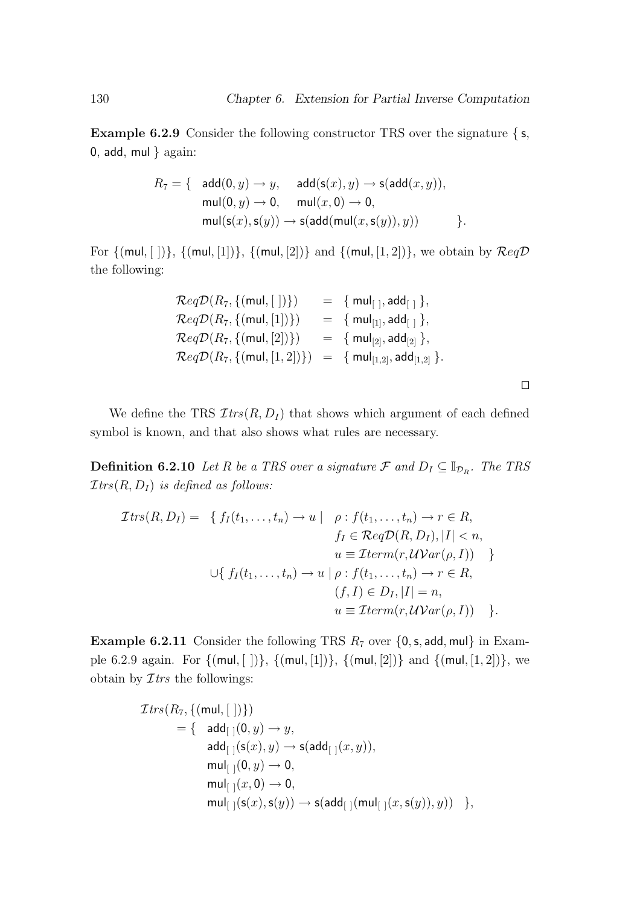**Example 6.2.9** Consider the following constructor TRS over the signature { $\mathsf{s}$, $\mathsf{0}$, $\mathsf{add}$, $\mathsf{mul}$ } again:

$$
\begin{array}{rl}
R_7 = \{ & \mathsf{add}(\mathsf{0}, y) \to y, \quad \mathsf{add}(\mathsf{s}(x), y) \to \mathsf{s}(\mathsf{add}(x, y)), \\
& \mathsf{mul}(\mathsf{0}, y) \to \mathsf{0}, \quad \mathsf{mul}(x, \mathsf{0}) \to \mathsf{0}, \\
& \mathsf{mul}(\mathsf{s}(x), \mathsf{s}(y)) \to \mathsf{s}(\mathsf{add}(\mathsf{mul}(x, \mathsf{s}(y)), y)) \qquad \}.
\end{array}
$$

For $\{(\mathsf{mul}, [\,])\}$, $\{(\mathsf{mul}, [1])\}$, $\{(\mathsf{mul}, [2])\}$ and $\{(\mathsf{mul}, [1, 2])\}$, we obtain by $\mathcal{R}eq\mathcal{D}$ the following:

$$
\begin{array}{lcl}
\mathcal{R}eq\mathcal{D}(R_7, \{(\mathsf{mul}, [\,])\}) & = & \{ \mathsf{mul}_{[\,]}, \mathsf{add}_{[\,]} \}, \\
\mathcal{R}eq\mathcal{D}(R_7, \{(\mathsf{mul}, [1])\}) & = & \{ \mathsf{mul}_{[1]}, \mathsf{add}_{[\,]} \}, \\
\mathcal{R}eq\mathcal{D}(R_7, \{(\mathsf{mul}, [2])\}) & = & \{ \mathsf{mul}_{[2]}, \mathsf{add}_{[2]} \}, \\
\mathcal{R}eq\mathcal{D}(R_7, \{(\mathsf{mul}, [1, 2])\}) & = & \{ \mathsf{mul}_{[1,2]}, \mathsf{add}_{[1,2]} \}.
\end{array}
$$

□

We define the TRS $\mathcal{I}trs(R, D_I)$ that shows which argument of each defined symbol is known, and that also shows what rules are necessary.

**Definition 6.2.10** *Let $R$ be a TRS over a signature $\mathcal{F}$ and $D_I \subseteq \mathbb{I}_{\mathcal{D}_R}$. The TRS $\mathcal{I}trs(R, D_I)$ is defined as follows:*

$$
\begin{array}{rll}
\mathcal{I}trs(R, D_I) = & \{ f_I(t_1, \ldots, t_n) \to u \mid & \rho : f(t_1, \ldots, t_n) \to r \in R, \\
& & f_I \in \mathcal{R}eq\mathcal{D}(R, D_I), |I| < n, \\
& & u \equiv \mathcal{I}term(r, \mathcal{UV}ar(\rho, I)) \quad \} \\
& \cup \{ f_I(t_1, \ldots, t_n) \to u \mid & \rho : f(t_1, \ldots, t_n) \to r \in R, \\
& & (f, I) \in D_I, |I| = n, \\
& & u \equiv \mathcal{I}term(r, \mathcal{UV}ar(\rho, I)) \quad \}.
\end{array}
$$

**Example 6.2.11** Consider the following TRS $R_7$ over $\{\mathsf{0}, \mathsf{s}, \mathsf{add}, \mathsf{mul}\}$ in Example 6.2.9 again. For $\{(\mathsf{mul}, [\,])\}$, $\{(\mathsf{mul}, [1])\}$, $\{(\mathsf{mul}, [2])\}$ and $\{(\mathsf{mul}, [1, 2])\}$, we obtain by $\mathcal{I}trs$ the followings:

$$
\begin{array}{ll}
\mathcal{I}trs(R_7, \{(\mathsf{mul}, [\,])\}) & \\
\quad = \{ & \mathsf{add}_{[\,]}(\mathsf{0}, y) \to y, \\
& \mathsf{add}_{[\,]}(\mathsf{s}(x), y) \to \mathsf{s}(\mathsf{add}_{[\,]}(x, y)), \\
& \mathsf{mul}_{[\,]}(\mathsf{0}, y) \to \mathsf{0}, \\
& \mathsf{mul}_{[\,]}(x, \mathsf{0}) \to \mathsf{0}, \\
& \mathsf{mul}_{[\,]}(\mathsf{s}(x), \mathsf{s}(y)) \to \mathsf{s}(\mathsf{add}_{[\,]}(\mathsf{mul}_{[\,]}(x, \mathsf{s}(y)), y)) \quad \},
\end{array}
$$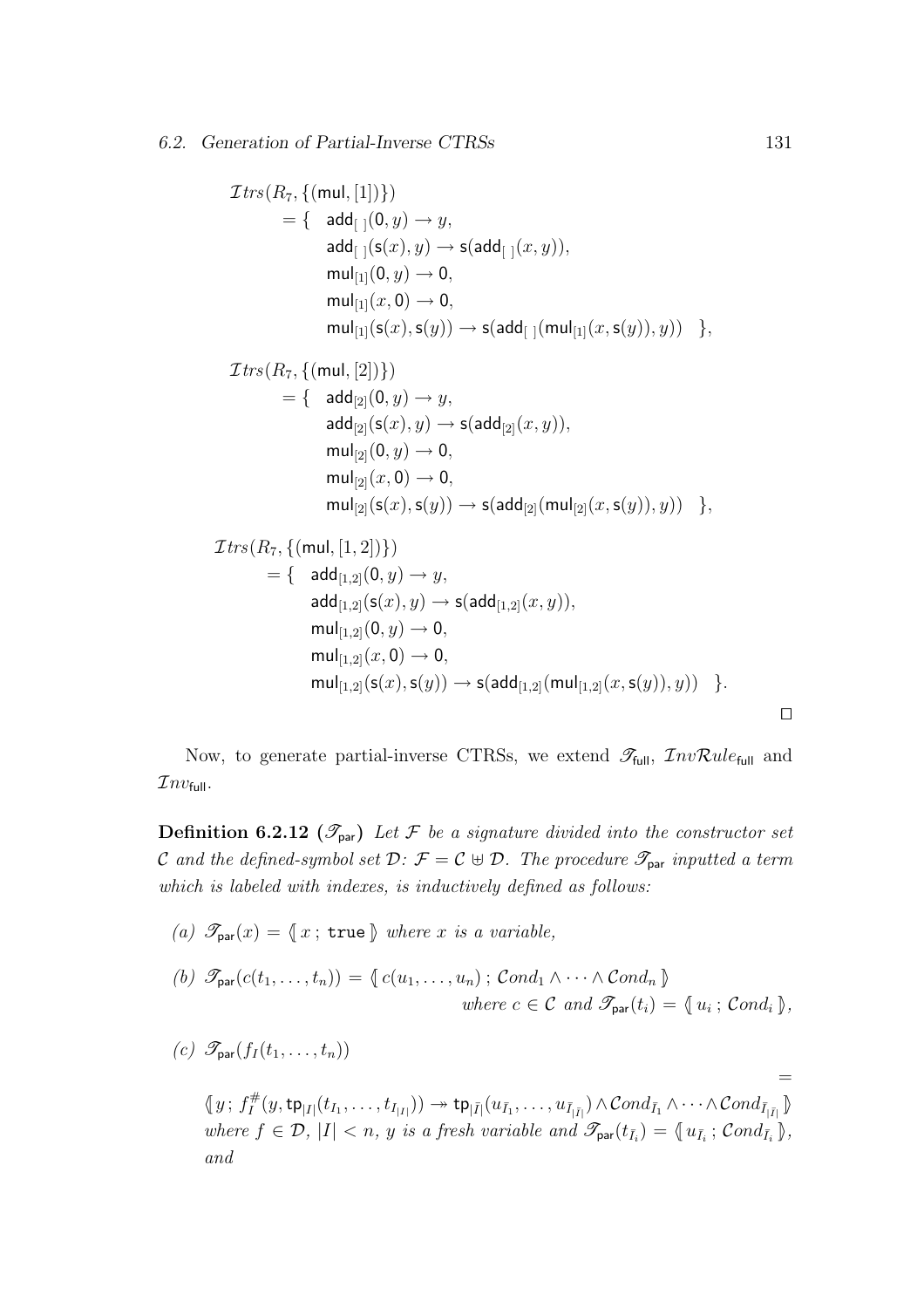$$
\begin{aligned}
&\mathcal{I}trs(R_7, \{(\mathsf{mul}, [1])\}) \\
&\quad = \{ \quad \mathsf{add}_{[\,]}(\mathsf{0}, y) \to y, \\
&\qquad\quad \mathsf{add}_{[\,]}(\mathsf{s}(x), y) \to \mathsf{s}(\mathsf{add}_{[\,]}(x, y)), \\
&\qquad\quad \mathsf{mul}_{[1]}(\mathsf{0}, y) \to \mathsf{0}, \\
&\qquad\quad \mathsf{mul}_{[1]}(x, \mathsf{0}) \to \mathsf{0}, \\
&\qquad\quad \mathsf{mul}_{[1]}(\mathsf{s}(x), \mathsf{s}(y)) \to \mathsf{s}(\mathsf{add}_{[\,]}(\mathsf{mul}_{[1]}(x, \mathsf{s}(y)), y)) \quad \},
\end{aligned}
$$

$$
\begin{aligned}
&\mathcal{I}trs(R_7, \{(\mathsf{mul}, [2])\}) \\
&\quad = \{ \quad \mathsf{add}_{[2]}(\mathsf{0}, y) \to y, \\
&\qquad\quad \mathsf{add}_{[2]}(\mathsf{s}(x), y) \to \mathsf{s}(\mathsf{add}_{[2]}(x, y)), \\
&\qquad\quad \mathsf{mul}_{[2]}(\mathsf{0}, y) \to \mathsf{0}, \\
&\qquad\quad \mathsf{mul}_{[2]}(x, \mathsf{0}) \to \mathsf{0}, \\
&\qquad\quad \mathsf{mul}_{[2]}(\mathsf{s}(x), \mathsf{s}(y)) \to \mathsf{s}(\mathsf{add}_{[2]}(\mathsf{mul}_{[2]}(x, \mathsf{s}(y)), y)) \quad \},
\end{aligned}
$$

$$
\begin{aligned}
&\mathcal{I}trs(R_7, \{(\mathsf{mul}, [1,2])\}) \\
&\quad = \{ \quad \mathsf{add}_{[1,2]}(\mathsf{0}, y) \to y, \\
&\qquad\quad \mathsf{add}_{[1,2]}(\mathsf{s}(x), y) \to \mathsf{s}(\mathsf{add}_{[1,2]}(x, y)), \\
&\qquad\quad \mathsf{mul}_{[1,2]}(\mathsf{0}, y) \to \mathsf{0}, \\
&\qquad\quad \mathsf{mul}_{[1,2]}(x, \mathsf{0}) \to \mathsf{0}, \\
&\qquad\quad \mathsf{mul}_{[1,2]}(\mathsf{s}(x), \mathsf{s}(y)) \to \mathsf{s}(\mathsf{add}_{[1,2]}(\mathsf{mul}_{[1,2]}(x, \mathsf{s}(y)), y)) \quad \}.
\end{aligned}
$$

□

Now, to generate partial-inverse CTRSs, we extend $\mathscr{T}_{\mathsf{full}}$, $\mathcal{I}nv\mathcal{R}ule_{\mathsf{full}}$ and $\mathcal{I}nv_{\mathsf{full}}$.

**Definition 6.2.12 ($\mathscr{T}_{\mathsf{par}}$)** *Let $\mathcal{F}$ be a signature divided into the constructor set $\mathcal{C}$ and the defined-symbol set $\mathcal{D}$: $\mathcal{F} = \mathcal{C} \uplus \mathcal{D}$. The procedure $\mathscr{T}_{\mathsf{par}}$ inputted a term which is labeled with indexes, is inductively defined as follows:*

*(a)* $\mathscr{T}_{\mathsf{par}}(x) = \langle\!\langle\, x \,;\, \mathtt{true} \,\rangle\!\rangle$ *where $x$ is a variable,*

*(b)* $\mathscr{T}_{\mathsf{par}}(c(t_1, \ldots, t_n)) = \langle\!\langle\, c(u_1, \ldots, u_n) \,;\, \mathcal{C}ond_1 \wedge \cdots \wedge \mathcal{C}ond_n \,\rangle\!\rangle$
*where $c \in \mathcal{C}$ and $\mathscr{T}_{\mathsf{par}}(t_i) = \langle\!\langle\, u_i \,;\, \mathcal{C}ond_i \,\rangle\!\rangle$,*

*(c)* $\mathscr{T}_{\mathsf{par}}(f_I(t_1, \ldots, t_n))$ $=$

$\langle\!\langle\, y \,;\, f_I^{\#}(y, \mathsf{tp}_{|I|}(t_{I_1}, \ldots, t_{I_{|I|}})) \twoheadrightarrow \mathsf{tp}_{|\bar{I}|}(u_{\bar{I}_1}, \ldots, u_{\bar{I}_{|\bar{I}|}}) \wedge \mathcal{C}ond_{\bar{I}_1} \wedge \cdots \wedge \mathcal{C}ond_{\bar{I}_{|\bar{I}|}} \,\rangle\!\rangle$
*where $f \in \mathcal{D}$, $|I| < n$, $y$ is a fresh variable and $\mathscr{T}_{\mathsf{par}}(t_{\bar{I}_i}) = \langle\!\langle\, u_{\bar{I}_i} \,;\, \mathcal{C}ond_{\bar{I}_i} \,\rangle\!\rangle$, and*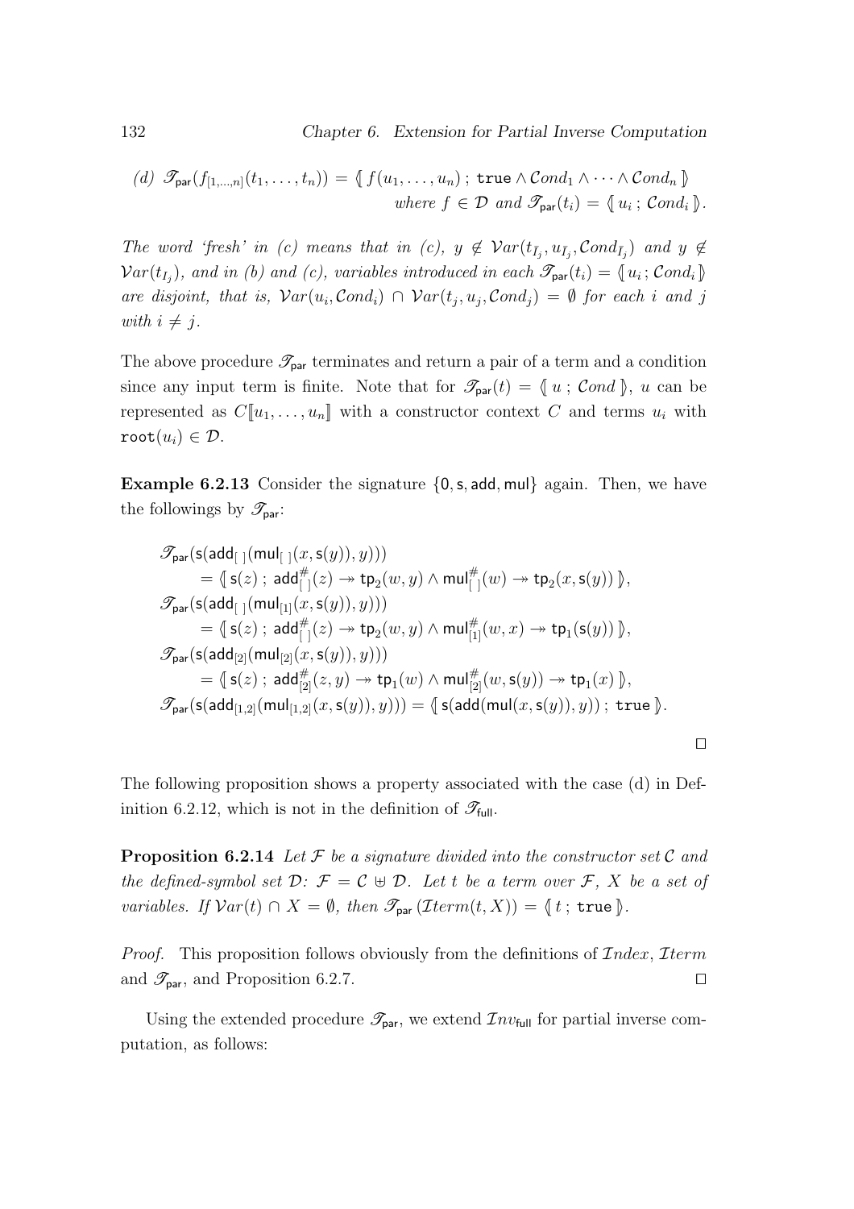(d) $\mathscr{T}_{\mathsf{par}}(f_{[1,\ldots,n]}(t_1,\ldots,t_n)) = \langle\!\langle\, f(u_1,\ldots,u_n) \,;\, \mathtt{true} \wedge \mathcal{C}ond_1 \wedge \cdots \wedge \mathcal{C}ond_n \,\rangle\!\rangle$ *where* $f \in \mathcal{D}$ *and* $\mathscr{T}_{\mathsf{par}}(t_i) = \langle\!\langle\, u_i \,;\, \mathcal{C}ond_i \,\rangle\!\rangle$.

*The word 'fresh' in (c) means that in (c),* $y \notin \mathcal{V}ar(t_{\bar{I}_j}, u_{\bar{I}_j}, \mathcal{C}ond_{\bar{I}_j})$ *and* $y \notin \mathcal{V}ar(t_{I_j})$*, and in (b) and (c), variables introduced in each* $\mathscr{T}_{\mathsf{par}}(t_i) = \langle\!\langle\, u_i \,;\, \mathcal{C}ond_i \,\rangle\!\rangle$ *are disjoint, that is,* $\mathcal{V}ar(u_i, \mathcal{C}ond_i) \cap \mathcal{V}ar(t_j, u_j, \mathcal{C}ond_j) = \emptyset$ *for each* $i$ *and* $j$ *with* $i \neq j$.

The above procedure $\mathscr{T}_{\mathsf{par}}$ terminates and return a pair of a term and a condition since any input term is finite. Note that for $\mathscr{T}_{\mathsf{par}}(t) = \langle\!\langle\, u \,;\, \mathcal{C}ond \,\rangle\!\rangle$, $u$ can be represented as $C[\![u_1,\ldots,u_n]\!]$ with a constructor context $C$ and terms $u_i$ with $\mathtt{root}(u_i) \in \mathcal{D}$.

**Example 6.2.13** Consider the signature $\{\mathsf{0}, \mathsf{s}, \mathsf{add}, \mathsf{mul}\}$ again. Then, we have the followings by $\mathscr{T}_{\mathsf{par}}$:

$$
\begin{aligned}
&\mathscr{T}_{\mathsf{par}}(\mathsf{s}(\mathsf{add}_{[\,]}(\mathsf{mul}_{[\,]}(x,\mathsf{s}(y)),y))) \\
&\qquad = \langle\!\langle\, \mathsf{s}(z) \,;\, \mathsf{add}^{\#}_{[\,]}(z) \twoheadrightarrow \mathsf{tp}_2(w,y) \wedge \mathsf{mul}^{\#}_{[\,]}(w) \twoheadrightarrow \mathsf{tp}_2(x,\mathsf{s}(y)) \,\rangle\!\rangle, \\
&\mathscr{T}_{\mathsf{par}}(\mathsf{s}(\mathsf{add}_{[\,]}(\mathsf{mul}_{[1]}(x,\mathsf{s}(y)),y))) \\
&\qquad = \langle\!\langle\, \mathsf{s}(z) \,;\, \mathsf{add}^{\#}_{[\,]}(z) \twoheadrightarrow \mathsf{tp}_2(w,y) \wedge \mathsf{mul}^{\#}_{[1]}(w,x) \twoheadrightarrow \mathsf{tp}_1(\mathsf{s}(y)) \,\rangle\!\rangle, \\
&\mathscr{T}_{\mathsf{par}}(\mathsf{s}(\mathsf{add}_{[2]}(\mathsf{mul}_{[2]}(x,\mathsf{s}(y)),y))) \\
&\qquad = \langle\!\langle\, \mathsf{s}(z) \,;\, \mathsf{add}^{\#}_{[2]}(z,y) \twoheadrightarrow \mathsf{tp}_1(w) \wedge \mathsf{mul}^{\#}_{[2]}(w,\mathsf{s}(y)) \twoheadrightarrow \mathsf{tp}_1(x) \,\rangle\!\rangle, \\
&\mathscr{T}_{\mathsf{par}}(\mathsf{s}(\mathsf{add}_{[1,2]}(\mathsf{mul}_{[1,2]}(x,\mathsf{s}(y)),y))) = \langle\!\langle\, \mathsf{s}(\mathsf{add}(\mathsf{mul}(x,\mathsf{s}(y)),y)) \,;\, \mathtt{true} \,\rangle\!\rangle.
\end{aligned}
$$

□

The following proposition shows a property associated with the case (d) in Definition 6.2.12, which is not in the definition of $\mathscr{T}_{\mathsf{full}}$.

**Proposition 6.2.14** *Let* $\mathcal{F}$ *be a signature divided into the constructor set* $\mathcal{C}$ *and the defined-symbol set* $\mathcal{D}$*:* $\mathcal{F} = \mathcal{C} \uplus \mathcal{D}$*. Let* $t$ *be a term over* $\mathcal{F}$*,* $X$ *be a set of variables. If* $\mathcal{V}ar(t) \cap X = \emptyset$*, then* $\mathscr{T}_{\mathsf{par}}(\mathcal{I}term(t,X)) = \langle\!\langle\, t \,;\, \mathtt{true} \,\rangle\!\rangle$.

*Proof.* This proposition follows obviously from the definitions of $\mathcal{I}ndex$, $\mathcal{I}term$ and $\mathscr{T}_{\mathsf{par}}$, and Proposition 6.2.7. □

Using the extended procedure $\mathscr{T}_{\mathsf{par}}$, we extend $\mathcal{I}nv_{\mathsf{full}}$ for partial inverse computation, as follows: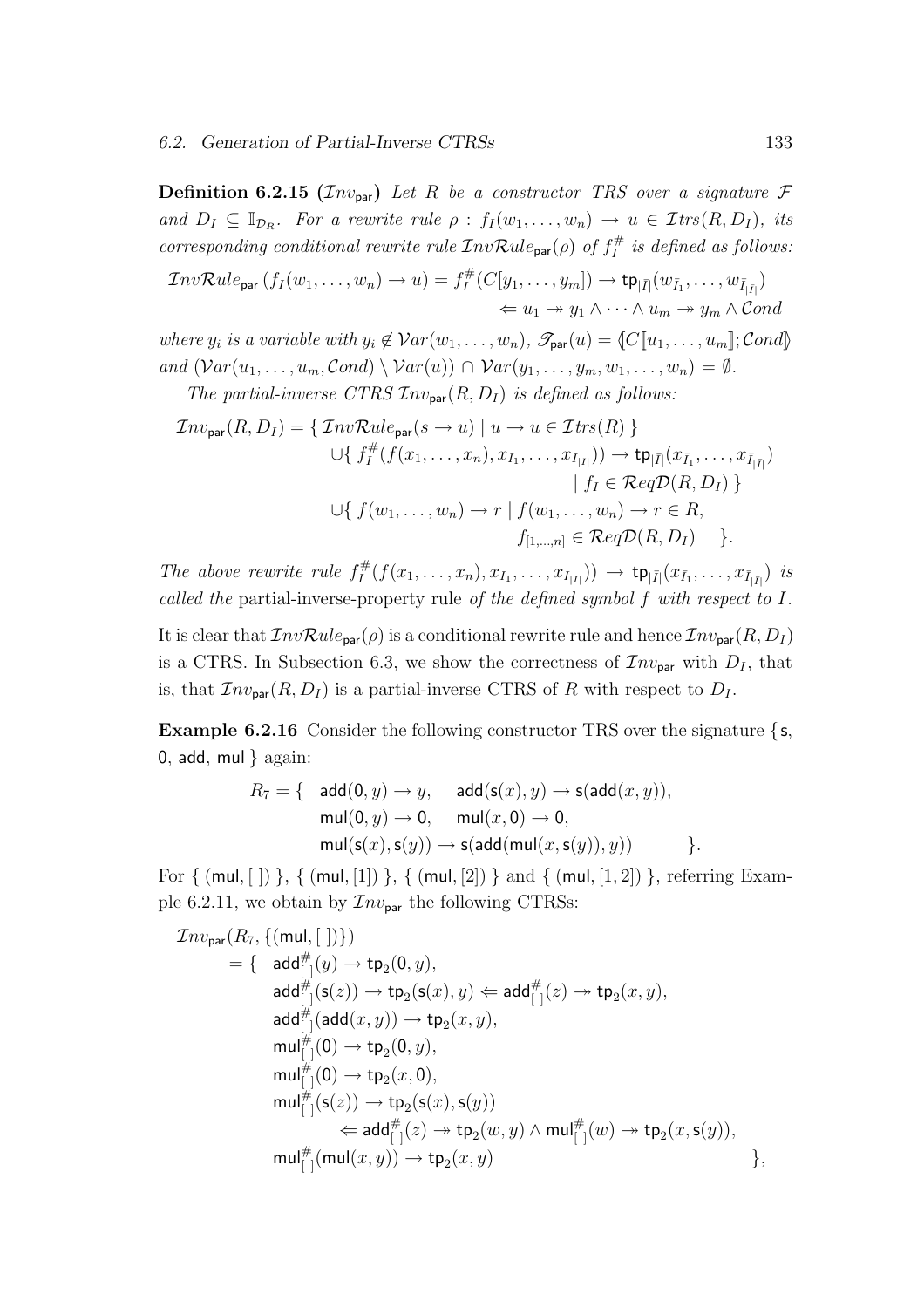**Definition 6.2.15 ($\mathcal{I}nv_{\mathsf{par}}$)** *Let $R$ be a constructor TRS over a signature $\mathcal{F}$ and $D_I \subseteq \mathbb{I}_{\mathcal{D}_R}$. For a rewrite rule $\rho : f_I(w_1, \ldots, w_n) \to u \in \mathcal{I}trs(R, D_I)$, its corresponding conditional rewrite rule $\mathcal{I}nv\mathcal{R}ule_{\mathsf{par}}(\rho)$ of $f_I^{\#}$ is defined as follows:*

$$\mathcal{I}nv\mathcal{R}ule_{\mathsf{par}}\,(f_I(w_1, \ldots, w_n) \to u) = f_I^{\#}(C[y_1, \ldots, y_m]) \to \mathsf{tp}_{|\bar{I}|}(w_{\bar{I}_1}, \ldots, w_{\bar{I}_{|\bar{I}|}}) \Leftarrow u_1 \twoheadrightarrow y_1 \wedge \cdots \wedge u_m \twoheadrightarrow y_m \wedge \mathcal{C}ond$$

*where $y_i$ is a variable with $y_i \notin \mathcal{V}ar(w_1, \ldots, w_n)$, $\mathscr{T}_{\mathsf{par}}(u) = \langle\!\langle C[\![u_1, \ldots, u_m]\!]; \mathcal{C}ond \rangle\!\rangle$ and $(\mathcal{V}ar(u_1, \ldots, u_m, \mathcal{C}ond) \setminus \mathcal{V}ar(u)) \cap \mathcal{V}ar(y_1, \ldots, y_m, w_1, \ldots, w_n) = \emptyset$.*

*The partial-inverse CTRS $\mathcal{I}nv_{\mathsf{par}}(R, D_I)$ is defined as follows:*

$$\begin{aligned}
\mathcal{I}nv_{\mathsf{par}}(R, D_I) = {} & \{\, \mathcal{I}nv\mathcal{R}ule_{\mathsf{par}}(s \to u) \mid u \to u \in \mathcal{I}trs(R) \,\} \\
& \cup \{\, f_I^{\#}(f(x_1, \ldots, x_n), x_{I_1}, \ldots, x_{I_{|I|}})) \to \mathsf{tp}_{|\bar{I}|}(x_{\bar{I}_1}, \ldots, x_{\bar{I}_{|\bar{I}|}}) \\
& \qquad \mid f_I \in \mathcal{R}eq\mathcal{D}(R, D_I) \,\} \\
& \cup \{\, f(w_1, \ldots, w_n) \to r \mid f(w_1, \ldots, w_n) \to r \in R, \\
& \qquad f_{[1,\ldots,n]} \in \mathcal{R}eq\mathcal{D}(R, D_I) \quad \}.
\end{aligned}$$

*The above rewrite rule $f_I^{\#}(f(x_1, \ldots, x_n), x_{I_1}, \ldots, x_{I_{|I|}})) \to \mathsf{tp}_{|\bar{I}|}(x_{\bar{I}_1}, \ldots, x_{\bar{I}_{|\bar{I}|}})$ is called the* partial-inverse-property rule *of the defined symbol $f$ with respect to $I$.*

It is clear that $\mathcal{I}nv\mathcal{R}ule_{\mathsf{par}}(\rho)$ is a conditional rewrite rule and hence $\mathcal{I}nv_{\mathsf{par}}(R, D_I)$ is a CTRS. In Subsection 6.3, we show the correctness of $\mathcal{I}nv_{\mathsf{par}}$ with $D_I$, that is, that $\mathcal{I}nv_{\mathsf{par}}(R, D_I)$ is a partial-inverse CTRS of $R$ with respect to $D_I$.

**Example 6.2.16** Consider the following constructor TRS over the signature $\{\,\mathsf{s}, \mathsf{0}, \mathsf{add}, \mathsf{mul}\,\}$ again:

$$\begin{aligned}
R_7 = \{ \quad & \mathsf{add}(\mathsf{0}, y) \to y, \quad \mathsf{add}(\mathsf{s}(x), y) \to \mathsf{s}(\mathsf{add}(x, y)), \\
& \mathsf{mul}(\mathsf{0}, y) \to \mathsf{0}, \quad \mathsf{mul}(x, \mathsf{0}) \to \mathsf{0}, \\
& \mathsf{mul}(\mathsf{s}(x), \mathsf{s}(y)) \to \mathsf{s}(\mathsf{add}(\mathsf{mul}(x, \mathsf{s}(y)), y)) \qquad \}.
\end{aligned}$$

For $\{\,(\mathsf{mul}, [\,])\,\}$, $\{\,(\mathsf{mul}, [1])\,\}$, $\{\,(\mathsf{mul}, [2])\,\}$ and $\{\,(\mathsf{mul}, [1, 2])\,\}$, referring Example 6.2.11, we obtain by $\mathcal{I}nv_{\mathsf{par}}$ the following CTRSs:

$$\begin{aligned}
& \mathcal{I}nv_{\mathsf{par}}(R_7, \{(\mathsf{mul}, [\,])\}) \\
& \quad = \{ \quad \mathsf{add}_{[\,]}^{\#}(y) \to \mathsf{tp}_2(\mathsf{0}, y), \\
& \qquad\quad \mathsf{add}_{[\,]}^{\#}(\mathsf{s}(z)) \to \mathsf{tp}_2(\mathsf{s}(x), y) \Leftarrow \mathsf{add}_{[\,]}^{\#}(z) \twoheadrightarrow \mathsf{tp}_2(x, y), \\
& \qquad\quad \mathsf{add}_{[\,]}^{\#}(\mathsf{add}(x, y)) \to \mathsf{tp}_2(x, y), \\
& \qquad\quad \mathsf{mul}_{[\,]}^{\#}(\mathsf{0}) \to \mathsf{tp}_2(\mathsf{0}, y), \\
& \qquad\quad \mathsf{mul}_{[\,]}^{\#}(\mathsf{0}) \to \mathsf{tp}_2(x, \mathsf{0}), \\
& \qquad\quad \mathsf{mul}_{[\,]}^{\#}(\mathsf{s}(z)) \to \mathsf{tp}_2(\mathsf{s}(x), \mathsf{s}(y)) \\
& \qquad\qquad\qquad \Leftarrow \mathsf{add}_{[\,]}^{\#}(z) \twoheadrightarrow \mathsf{tp}_2(w, y) \wedge \mathsf{mul}_{[\,]}^{\#}(w) \twoheadrightarrow \mathsf{tp}_2(x, \mathsf{s}(y)), \\
& \qquad\quad \mathsf{mul}_{[\,]}^{\#}(\mathsf{mul}(x, y)) \to \mathsf{tp}_2(x, y) \qquad \},
\end{aligned}$$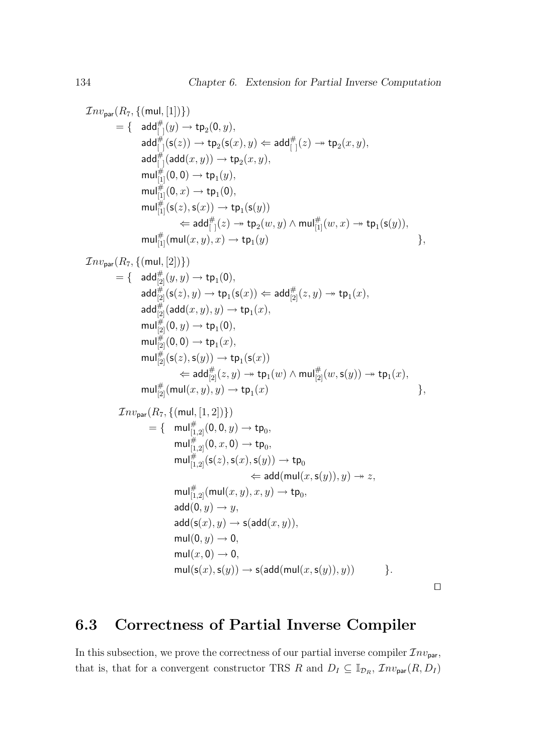$$
\begin{array}{l}
\mathcal{I}nv_{\mathsf{par}}(R_7, \{(\mathsf{mul}, [1])\}) \\
\quad = \{ \quad \mathsf{add}^{\#}_{[\,]}(y) \to \mathsf{tp}_2(\mathsf{0}, y), \\
\qquad\quad \mathsf{add}^{\#}_{[\,]}(\mathsf{s}(z)) \to \mathsf{tp}_2(\mathsf{s}(x), y) \Leftarrow \mathsf{add}^{\#}_{[\,]}(z) \twoheadrightarrow \mathsf{tp}_2(x, y), \\
\qquad\quad \mathsf{add}^{\#}_{[\,]}(\mathsf{add}(x, y)) \to \mathsf{tp}_2(x, y), \\
\qquad\quad \mathsf{mul}^{\#}_{[1]}(\mathsf{0}, \mathsf{0}) \to \mathsf{tp}_1(y), \\
\qquad\quad \mathsf{mul}^{\#}_{[1]}(\mathsf{0}, x) \to \mathsf{tp}_1(\mathsf{0}), \\
\qquad\quad \mathsf{mul}^{\#}_{[1]}(\mathsf{s}(z), \mathsf{s}(x)) \to \mathsf{tp}_1(\mathsf{s}(y)) \\
\qquad\qquad\qquad \Leftarrow \mathsf{add}^{\#}_{[\,]}(z) \twoheadrightarrow \mathsf{tp}_2(w, y) \wedge \mathsf{mul}^{\#}_{[1]}(w, x) \twoheadrightarrow \mathsf{tp}_1(\mathsf{s}(y)), \\
\qquad\quad \mathsf{mul}^{\#}_{[1]}(\mathsf{mul}(x, y), x) \to \mathsf{tp}_1(y) \qquad\qquad\qquad\qquad\qquad \}, \\[1em]
\mathcal{I}nv_{\mathsf{par}}(R_7, \{(\mathsf{mul}, [2])\}) \\
\quad = \{ \quad \mathsf{add}^{\#}_{[2]}(y, y) \to \mathsf{tp}_1(\mathsf{0}), \\
\qquad\quad \mathsf{add}^{\#}_{[2]}(\mathsf{s}(z), y) \to \mathsf{tp}_1(\mathsf{s}(x)) \Leftarrow \mathsf{add}^{\#}_{[2]}(z, y) \twoheadrightarrow \mathsf{tp}_1(x), \\
\qquad\quad \mathsf{add}^{\#}_{[2]}(\mathsf{add}(x, y), y) \to \mathsf{tp}_1(x), \\
\qquad\quad \mathsf{mul}^{\#}_{[2]}(\mathsf{0}, y) \to \mathsf{tp}_1(\mathsf{0}), \\
\qquad\quad \mathsf{mul}^{\#}_{[2]}(\mathsf{0}, \mathsf{0}) \to \mathsf{tp}_1(x), \\
\qquad\quad \mathsf{mul}^{\#}_{[2]}(\mathsf{s}(z), \mathsf{s}(y)) \to \mathsf{tp}_1(\mathsf{s}(x)) \\
\qquad\qquad\qquad \Leftarrow \mathsf{add}^{\#}_{[2]}(z, y) \twoheadrightarrow \mathsf{tp}_1(w) \wedge \mathsf{mul}^{\#}_{[2]}(w, \mathsf{s}(y)) \twoheadrightarrow \mathsf{tp}_1(x), \\
\qquad\quad \mathsf{mul}^{\#}_{[2]}(\mathsf{mul}(x, y), y) \to \mathsf{tp}_1(x) \qquad\qquad\qquad\qquad\qquad \}, \\[1em]
\quad \mathcal{I}nv_{\mathsf{par}}(R_7, \{(\mathsf{mul}, [1,2])\}) \\
\qquad = \{ \quad \mathsf{mul}^{\#}_{[1,2]}(\mathsf{0}, \mathsf{0}, y) \to \mathsf{tp}_0, \\
\qquad\qquad \mathsf{mul}^{\#}_{[1,2]}(\mathsf{0}, x, \mathsf{0}) \to \mathsf{tp}_0, \\
\qquad\qquad \mathsf{mul}^{\#}_{[1,2]}(\mathsf{s}(z), \mathsf{s}(x), \mathsf{s}(y)) \to \mathsf{tp}_0 \\
\qquad\qquad\qquad\qquad \Leftarrow \mathsf{add}(\mathsf{mul}(x, \mathsf{s}(y)), y) \twoheadrightarrow z, \\
\qquad\qquad \mathsf{mul}^{\#}_{[1,2]}(\mathsf{mul}(x, y), x, y) \to \mathsf{tp}_0, \\
\qquad\qquad \mathsf{add}(\mathsf{0}, y) \to y, \\
\qquad\qquad \mathsf{add}(\mathsf{s}(x), y) \to \mathsf{s}(\mathsf{add}(x, y)), \\
\qquad\qquad \mathsf{mul}(\mathsf{0}, y) \to \mathsf{0}, \\
\qquad\qquad \mathsf{mul}(x, \mathsf{0}) \to \mathsf{0}, \\
\qquad\qquad \mathsf{mul}(\mathsf{s}(x), \mathsf{s}(y)) \to \mathsf{s}(\mathsf{add}(\mathsf{mul}(x, \mathsf{s}(y)), y)) \qquad \}.
\end{array}
$$

□

## 6.3 Correctness of Partial Inverse Compiler

In this subsection, we prove the correctness of our partial inverse compiler $\mathcal{I}nv_{\mathsf{par}}$, that is, that for a convergent constructor TRS $R$ and $D_I \subseteq \mathbb{I}_{\mathcal{D}_R}$, $\mathcal{I}nv_{\mathsf{par}}(R, D_I)$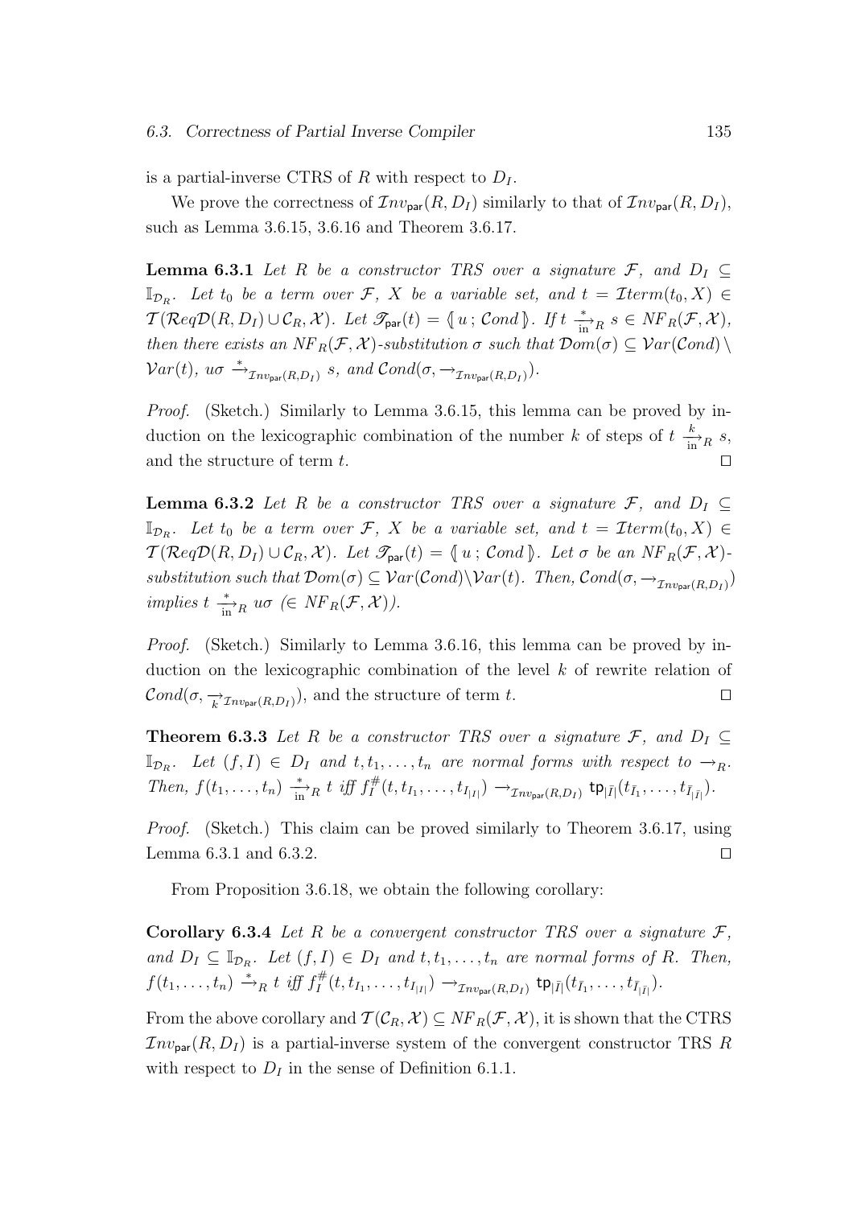is a partial-inverse CTRS of $R$ with respect to $D_I$.

We prove the correctness of $\mathcal{I}nv_{\mathsf{par}}(R, D_I)$ similarly to that of $\mathcal{I}nv_{\mathsf{par}}(R, D_I)$, such as Lemma 3.6.15, 3.6.16 and Theorem 3.6.17.

**Lemma 6.3.1** *Let $R$ be a constructor TRS over a signature $\mathcal{F}$, and $D_I \subseteq \mathbb{I}_{\mathcal{D}_R}$. Let $t_0$ be a term over $\mathcal{F}$, $X$ be a variable set, and $t = \mathcal{I}term(t_0, X) \in \mathcal{T}(\mathcal{R}eq\mathcal{D}(R, D_I) \cup \mathcal{C}_R, \mathcal{X})$. Let $\mathscr{T}_{\mathsf{par}}(t) = \langle\!\langle u \,;\, \mathcal{C}ond \rangle\!\rangle$. If $t \xrightarrow[\mathrm{in}]{*}_R s \in NF_R(\mathcal{F}, \mathcal{X})$, then there exists an $NF_R(\mathcal{F}, \mathcal{X})$-substitution $\sigma$ such that $\mathcal{D}om(\sigma) \subseteq \mathcal{V}ar(\mathcal{C}ond) \setminus \mathcal{V}ar(t)$, $u\sigma \xrightarrow{*}_{\mathcal{I}nv_{\mathsf{par}}(R,D_I)} s$, and $\mathcal{C}ond(\sigma, \rightarrow_{\mathcal{I}nv_{\mathsf{par}}(R,D_I)})$.*

*Proof.* (Sketch.) Similarly to Lemma 3.6.15, this lemma can be proved by induction on the lexicographic combination of the number $k$ of steps of $t \xrightarrow[\mathrm{in}]{k}_R s$, and the structure of term $t$. $\square$

**Lemma 6.3.2** *Let $R$ be a constructor TRS over a signature $\mathcal{F}$, and $D_I \subseteq \mathbb{I}_{\mathcal{D}_R}$. Let $t_0$ be a term over $\mathcal{F}$, $X$ be a variable set, and $t = \mathcal{I}term(t_0, X) \in \mathcal{T}(\mathcal{R}eq\mathcal{D}(R, D_I) \cup \mathcal{C}_R, \mathcal{X})$. Let $\mathscr{T}_{\mathsf{par}}(t) = \langle\!\langle u \,;\, \mathcal{C}ond \rangle\!\rangle$. Let $\sigma$ be an $NF_R(\mathcal{F}, \mathcal{X})$-substitution such that $\mathcal{D}om(\sigma) \subseteq \mathcal{V}ar(\mathcal{C}ond) \setminus \mathcal{V}ar(t)$. Then, $\mathcal{C}ond(\sigma, \rightarrow_{\mathcal{I}nv_{\mathsf{par}}(R,D_I)})$ implies $t \xrightarrow[\mathrm{in}]{*}_R u\sigma$ $(\in NF_R(\mathcal{F}, \mathcal{X}))$.*

*Proof.* (Sketch.) Similarly to Lemma 3.6.16, this lemma can be proved by induction on the lexicographic combination of the level $k$ of rewrite relation of $\mathcal{C}ond(\sigma, \xrightarrow[k]{}_{\mathcal{I}nv_{\mathsf{par}}(R,D_I)})$, and the structure of term $t$. $\square$

**Theorem 6.3.3** *Let $R$ be a constructor TRS over a signature $\mathcal{F}$, and $D_I \subseteq \mathbb{I}_{\mathcal{D}_R}$. Let $(f, I) \in D_I$ and $t, t_1, \ldots, t_n$ are normal forms with respect to $\rightarrow_R$. Then, $f(t_1, \ldots, t_n) \xrightarrow[\mathrm{in}]{*}_R t$ iff $f_I^{\#}(t, t_{I_1}, \ldots, t_{I_{|I|}}) \rightarrow_{\mathcal{I}nv_{\mathsf{par}}(R,D_I)} \mathsf{tp}_{|\bar{I}|}(t_{\bar{I}_1}, \ldots, t_{\bar{I}_{|\bar{I}|}})$.*

*Proof.* (Sketch.) This claim can be proved similarly to Theorem 3.6.17, using Lemma 6.3.1 and 6.3.2. $\square$

From Proposition 3.6.18, we obtain the following corollary:

**Corollary 6.3.4** *Let $R$ be a convergent constructor TRS over a signature $\mathcal{F}$, and $D_I \subseteq \mathbb{I}_{\mathcal{D}_R}$. Let $(f, I) \in D_I$ and $t, t_1, \ldots, t_n$ are normal forms of $R$. Then, $f(t_1, \ldots, t_n) \xrightarrow{*}_R t$ iff $f_I^{\#}(t, t_{I_1}, \ldots, t_{I_{|I|}}) \rightarrow_{\mathcal{I}nv_{\mathsf{par}}(R,D_I)} \mathsf{tp}_{|\bar{I}|}(t_{\bar{I}_1}, \ldots, t_{\bar{I}_{|\bar{I}|}})$.*

From the above corollary and $\mathcal{T}(\mathcal{C}_R, \mathcal{X}) \subseteq NF_R(\mathcal{F}, \mathcal{X})$, it is shown that the CTRS $\mathcal{I}nv_{\mathsf{par}}(R, D_I)$ is a partial-inverse system of the convergent constructor TRS $R$ with respect to $D_I$ in the sense of Definition 6.1.1.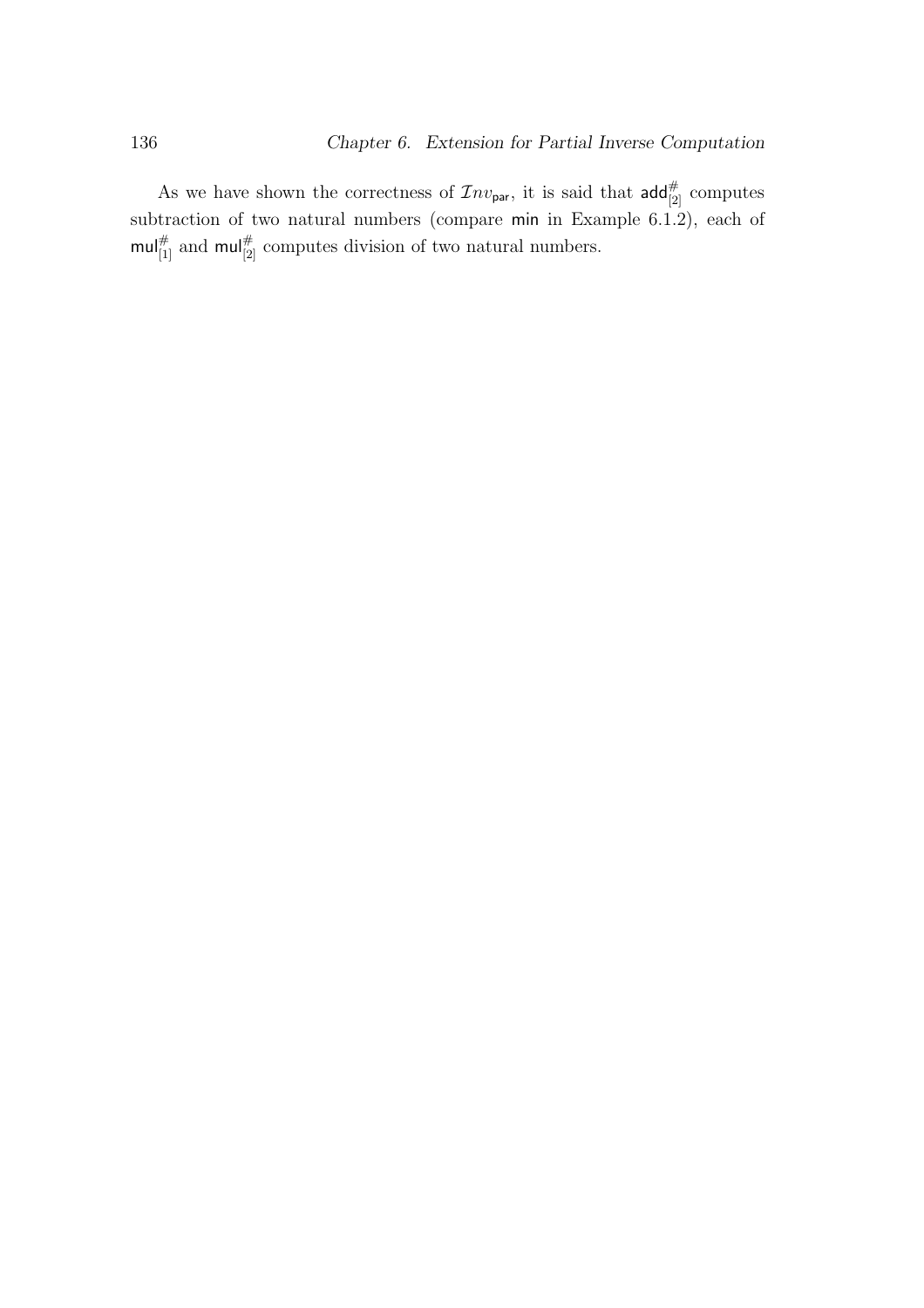As we have shown the correctness of $\mathcal{I}nv_{\mathsf{par}}$, it is said that $\mathsf{add}^{\#}_{[2]}$ computes subtraction of two natural numbers (compare $\mathsf{min}$ in Example 6.1.2), each of $\mathsf{mul}^{\#}_{[1]}$ and $\mathsf{mul}^{\#}_{[2]}$ computes division of two natural numbers.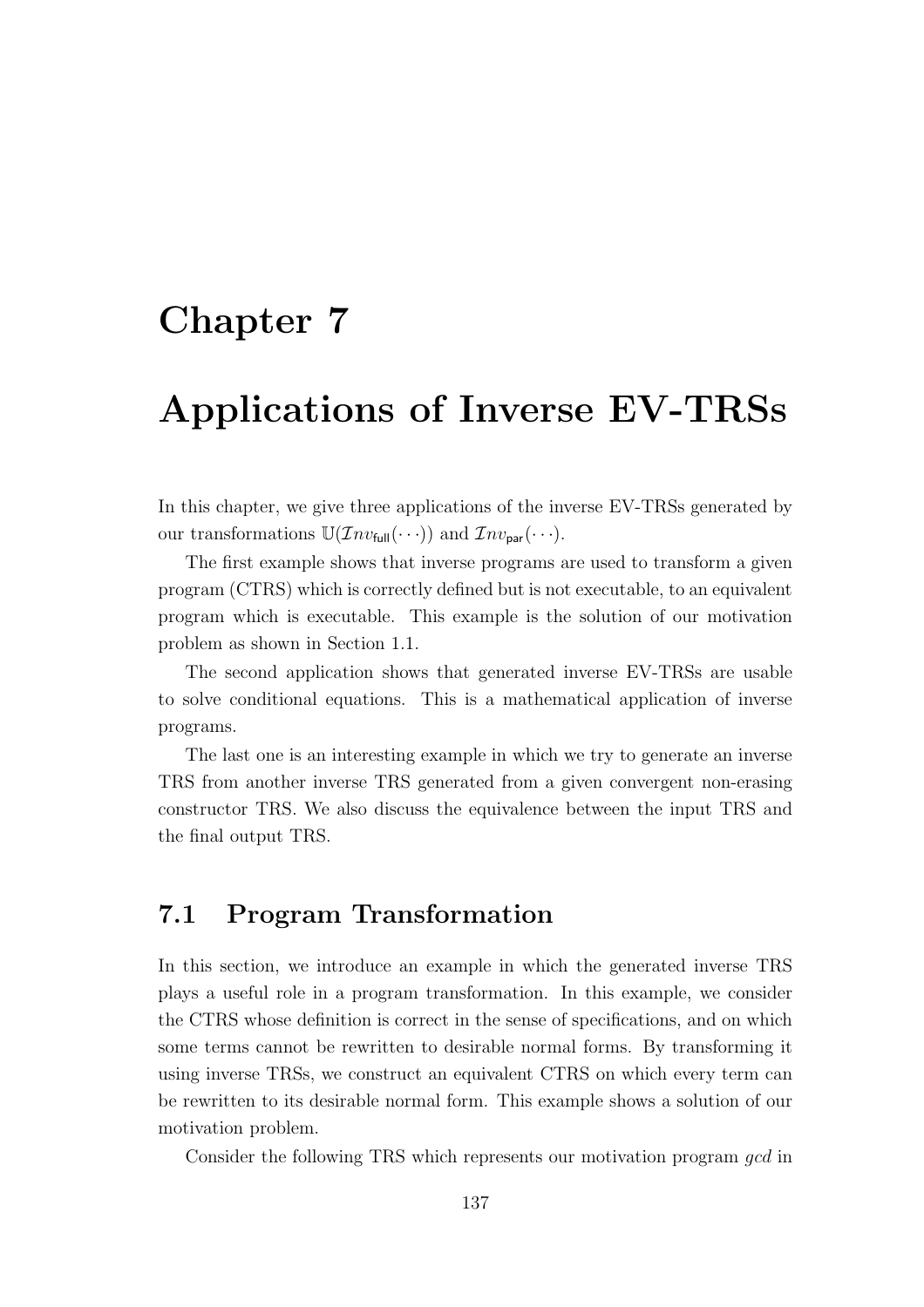# Chapter 7

# Applications of Inverse EV-TRSs

In this chapter, we give three applications of the inverse EV-TRSs generated by our transformations $\mathbb{U}(\mathcal{I}nv_{\mathsf{full}}(\cdots))$ and $\mathcal{I}nv_{\mathsf{par}}(\cdots)$.

The first example shows that inverse programs are used to transform a given program (CTRS) which is correctly defined but is not executable, to an equivalent program which is executable. This example is the solution of our motivation problem as shown in Section 1.1.

The second application shows that generated inverse EV-TRSs are usable to solve conditional equations. This is a mathematical application of inverse programs.

The last one is an interesting example in which we try to generate an inverse TRS from another inverse TRS generated from a given convergent non-erasing constructor TRS. We also discuss the equivalence between the input TRS and the final output TRS.

## 7.1 Program Transformation

In this section, we introduce an example in which the generated inverse TRS plays a useful role in a program transformation. In this example, we consider the CTRS whose definition is correct in the sense of specifications, and on which some terms cannot be rewritten to desirable normal forms. By transforming it using inverse TRSs, we construct an equivalent CTRS on which every term can be rewritten to its desirable normal form. This example shows a solution of our motivation problem.

Consider the following TRS which represents our motivation program *gcd* in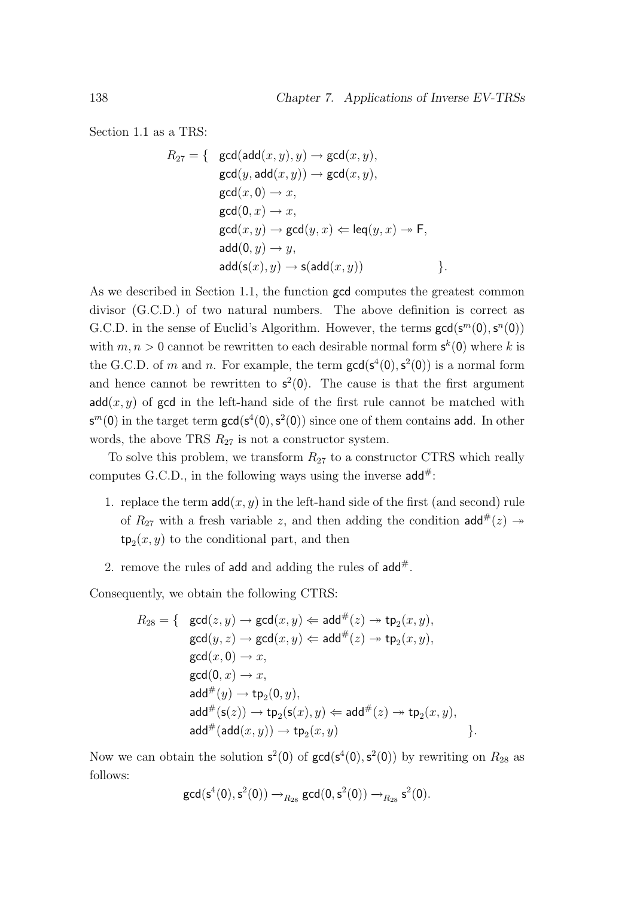Section 1.1 as a TRS:

$$
\begin{array}{rl}
R_{27} = \{ & \mathsf{gcd}(\mathsf{add}(x,y),y) \to \mathsf{gcd}(x,y), \\
& \mathsf{gcd}(y,\mathsf{add}(x,y)) \to \mathsf{gcd}(x,y), \\
& \mathsf{gcd}(x,\mathsf{0}) \to x, \\
& \mathsf{gcd}(\mathsf{0},x) \to x, \\
& \mathsf{gcd}(x,y) \to \mathsf{gcd}(y,x) \Leftarrow \mathsf{leq}(y,x) \twoheadrightarrow \mathsf{F}, \\
& \mathsf{add}(\mathsf{0},y) \to y, \\
& \mathsf{add}(\mathsf{s}(x),y) \to \mathsf{s}(\mathsf{add}(x,y)) \qquad\qquad \}.
\end{array}
$$

As we described in Section 1.1, the function $\mathsf{gcd}$ computes the greatest common divisor (G.C.D.) of two natural numbers. The above definition is correct as G.C.D. in the sense of Euclid's Algorithm. However, the terms $\mathsf{gcd}(\mathsf{s}^m(\mathsf{0}),\mathsf{s}^n(\mathsf{0}))$ with $m,n > 0$ cannot be rewritten to each desirable normal form $\mathsf{s}^k(\mathsf{0})$ where $k$ is the G.C.D. of $m$ and $n$. For example, the term $\mathsf{gcd}(\mathsf{s}^4(\mathsf{0}),\mathsf{s}^2(\mathsf{0}))$ is a normal form and hence cannot be rewritten to $\mathsf{s}^2(\mathsf{0})$. The cause is that the first argument $\mathsf{add}(x,y)$ of $\mathsf{gcd}$ in the left-hand side of the first rule cannot be matched with $\mathsf{s}^m(\mathsf{0})$ in the target term $\mathsf{gcd}(\mathsf{s}^4(\mathsf{0}),\mathsf{s}^2(\mathsf{0}))$ since one of them contains $\mathsf{add}$. In other words, the above TRS $R_{27}$ is not a constructor system.

To solve this problem, we transform $R_{27}$ to a constructor CTRS which really computes G.C.D., in the following ways using the inverse $\mathsf{add}^{\#}$:

1. replace the term $\mathsf{add}(x,y)$ in the left-hand side of the first (and second) rule of $R_{27}$ with a fresh variable $z$, and then adding the condition $\mathsf{add}^{\#}(z) \twoheadrightarrow \mathsf{tp}_2(x,y)$ to the conditional part, and then

2. remove the rules of $\mathsf{add}$ and adding the rules of $\mathsf{add}^{\#}$.

Consequently, we obtain the following CTRS:

$$
\begin{array}{rl}
R_{28} = \{ & \mathsf{gcd}(z,y) \to \mathsf{gcd}(x,y) \Leftarrow \mathsf{add}^{\#}(z) \twoheadrightarrow \mathsf{tp}_2(x,y), \\
& \mathsf{gcd}(y,z) \to \mathsf{gcd}(x,y) \Leftarrow \mathsf{add}^{\#}(z) \twoheadrightarrow \mathsf{tp}_2(x,y), \\
& \mathsf{gcd}(x,\mathsf{0}) \to x, \\
& \mathsf{gcd}(\mathsf{0},x) \to x, \\
& \mathsf{add}^{\#}(y) \to \mathsf{tp}_2(\mathsf{0},y), \\
& \mathsf{add}^{\#}(\mathsf{s}(z)) \to \mathsf{tp}_2(\mathsf{s}(x),y) \Leftarrow \mathsf{add}^{\#}(z) \twoheadrightarrow \mathsf{tp}_2(x,y), \\
& \mathsf{add}^{\#}(\mathsf{add}(x,y)) \to \mathsf{tp}_2(x,y) \qquad\qquad\qquad\qquad \}.
\end{array}
$$

Now we can obtain the solution $\mathsf{s}^2(\mathsf{0})$ of $\mathsf{gcd}(\mathsf{s}^4(\mathsf{0}),\mathsf{s}^2(\mathsf{0}))$ by rewriting on $R_{28}$ as follows:

$$
\mathsf{gcd}(\mathsf{s}^4(\mathsf{0}),\mathsf{s}^2(\mathsf{0})) \to_{R_{28}} \mathsf{gcd}(\mathsf{0},\mathsf{s}^2(\mathsf{0})) \to_{R_{28}} \mathsf{s}^2(\mathsf{0}).
$$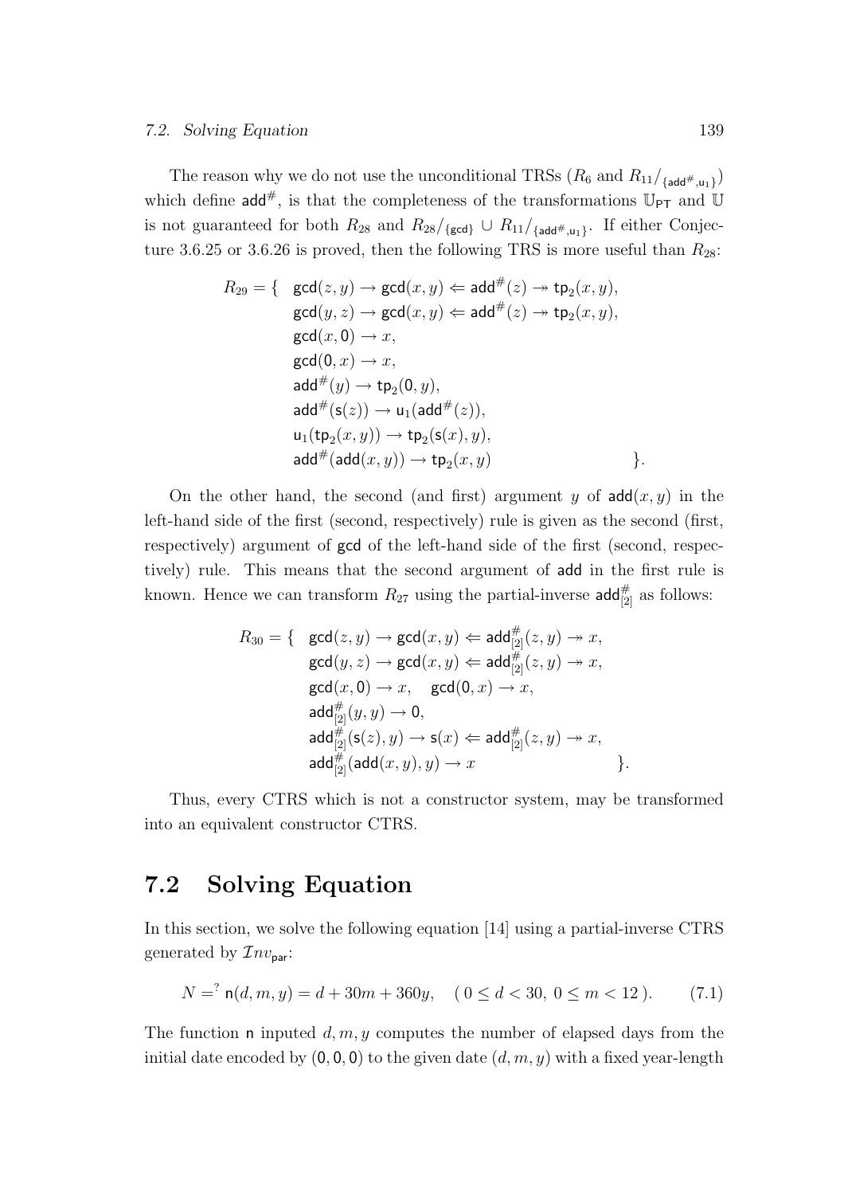The reason why we do not use the unconditional TRSs ($R_6$ and $R_{11}/_{\{\mathsf{add}^\#,\mathsf{u}_1\}}$) which define $\mathsf{add}^\#$, is that the completeness of the transformations $\mathbb{U}_{\mathsf{PT}}$ and $\mathbb{U}$ is not guaranteed for both $R_{28}$ and $R_{28}/_{\{\mathsf{gcd}\}} \cup R_{11}/_{\{\mathsf{add}^\#,\mathsf{u}_1\}}$. If either Conjecture 3.6.25 or 3.6.26 is proved, then the following TRS is more useful than $R_{28}$:

$$
\begin{aligned}
R_{29} = \{\ & \mathsf{gcd}(z,y) \to \mathsf{gcd}(x,y) \Leftarrow \mathsf{add}^\#(z) \twoheadrightarrow \mathsf{tp}_2(x,y),\\
& \mathsf{gcd}(y,z) \to \mathsf{gcd}(x,y) \Leftarrow \mathsf{add}^\#(z) \twoheadrightarrow \mathsf{tp}_2(x,y),\\
& \mathsf{gcd}(x,\mathsf{0}) \to x,\\
& \mathsf{gcd}(\mathsf{0},x) \to x,\\
& \mathsf{add}^\#(y) \to \mathsf{tp}_2(\mathsf{0},y),\\
& \mathsf{add}^\#(\mathsf{s}(z)) \to \mathsf{u}_1(\mathsf{add}^\#(z)),\\
& \mathsf{u}_1(\mathsf{tp}_2(x,y)) \to \mathsf{tp}_2(\mathsf{s}(x),y),\\
& \mathsf{add}^\#(\mathsf{add}(x,y)) \to \mathsf{tp}_2(x,y) \qquad\qquad\qquad \}.
\end{aligned}
$$

On the other hand, the second (and first) argument $y$ of $\mathsf{add}(x,y)$ in the left-hand side of the first (second, respectively) rule is given as the second (first, respectively) argument of $\mathsf{gcd}$ of the left-hand side of the first (second, respectively) rule. This means that the second argument of $\mathsf{add}$ in the first rule is known. Hence we can transform $R_{27}$ using the partial-inverse $\mathsf{add}^\#_{[2]}$ as follows:

$$
\begin{aligned}
R_{30} = \{\ & \mathsf{gcd}(z,y) \to \mathsf{gcd}(x,y) \Leftarrow \mathsf{add}^\#_{[2]}(z,y) \twoheadrightarrow x,\\
& \mathsf{gcd}(y,z) \to \mathsf{gcd}(x,y) \Leftarrow \mathsf{add}^\#_{[2]}(z,y) \twoheadrightarrow x,\\
& \mathsf{gcd}(x,\mathsf{0}) \to x, \quad \mathsf{gcd}(\mathsf{0},x) \to x,\\
& \mathsf{add}^\#_{[2]}(y,y) \to \mathsf{0},\\
& \mathsf{add}^\#_{[2]}(\mathsf{s}(z),y) \to \mathsf{s}(x) \Leftarrow \mathsf{add}^\#_{[2]}(z,y) \twoheadrightarrow x,\\
& \mathsf{add}^\#_{[2]}(\mathsf{add}(x,y),y) \to x \qquad\qquad\qquad \}.
\end{aligned}
$$

Thus, every CTRS which is not a constructor system, may be transformed into an equivalent constructor CTRS.

## 7.2 Solving Equation

In this section, we solve the following equation [14] using a partial-inverse CTRS generated by $\mathcal{I}nv_{\mathsf{par}}$:

$$
N =^? \mathsf{n}(d,m,y) = d + 30m + 360y, \quad (\, 0 \le d < 30,\ 0 \le m < 12\,). \tag{7.1}
$$

The function $\mathsf{n}$ inputed $d,m,y$ computes the number of elapsed days from the initial date encoded by $(\mathsf{0},\mathsf{0},\mathsf{0})$ to the given date $(d,m,y)$ with a fixed year-length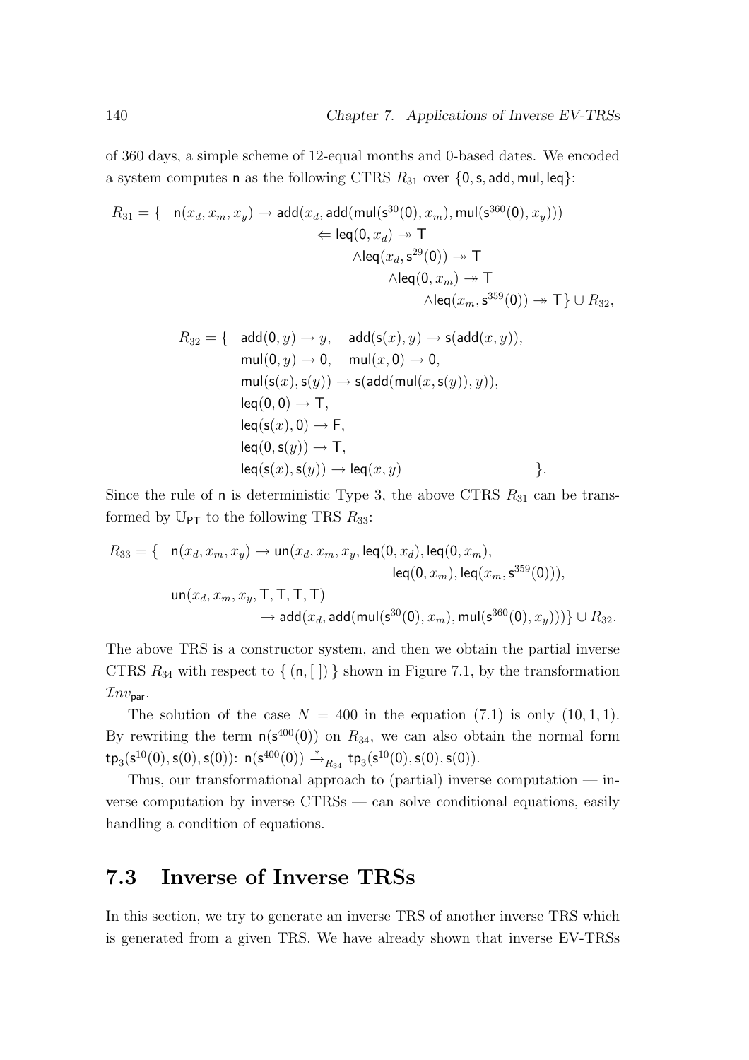of 360 days, a simple scheme of 12-equal months and 0-based dates. We encoded a system computes $\mathsf{n}$ as the following CTRS $R_{31}$ over $\{\mathsf{0}, \mathsf{s}, \mathsf{add}, \mathsf{mul}, \mathsf{leq}\}$:

$$
\begin{array}{rl}
R_{31} = \{ & \mathsf{n}(x_d, x_m, x_y) \to \mathsf{add}(x_d, \mathsf{add}(\mathsf{mul}(\mathsf{s}^{30}(\mathsf{0}), x_m), \mathsf{mul}(\mathsf{s}^{360}(\mathsf{0}), x_y))) \\
& \qquad \Leftarrow \mathsf{leq}(\mathsf{0}, x_d) \twoheadrightarrow \mathsf{T} \\
& \qquad\qquad \wedge \mathsf{leq}(x_d, \mathsf{s}^{29}(\mathsf{0})) \twoheadrightarrow \mathsf{T} \\
& \qquad\qquad\quad \wedge \mathsf{leq}(\mathsf{0}, x_m) \twoheadrightarrow \mathsf{T} \\
& \qquad\qquad\qquad \wedge \mathsf{leq}(x_m, \mathsf{s}^{359}(\mathsf{0})) \twoheadrightarrow \mathsf{T} \,\} \cup R_{32},
\end{array}
$$

$$
\begin{array}{rll}
R_{32} = \{ & \mathsf{add}(\mathsf{0}, y) \to y, \quad \mathsf{add}(\mathsf{s}(x), y) \to \mathsf{s}(\mathsf{add}(x, y)), & \\
& \mathsf{mul}(\mathsf{0}, y) \to \mathsf{0}, \quad \mathsf{mul}(x, \mathsf{0}) \to \mathsf{0}, & \\
& \mathsf{mul}(\mathsf{s}(x), \mathsf{s}(y)) \to \mathsf{s}(\mathsf{add}(\mathsf{mul}(x, \mathsf{s}(y)), y)), & \\
& \mathsf{leq}(\mathsf{0}, \mathsf{0}) \to \mathsf{T}, & \\
& \mathsf{leq}(\mathsf{s}(x), \mathsf{0}) \to \mathsf{F}, & \\
& \mathsf{leq}(\mathsf{0}, \mathsf{s}(y)) \to \mathsf{T}, & \\
& \mathsf{leq}(\mathsf{s}(x), \mathsf{s}(y)) \to \mathsf{leq}(x, y) & \}.
\end{array}
$$

Since the rule of $\mathsf{n}$ is deterministic Type 3, the above CTRS $R_{31}$ can be transformed by $\mathbb{U}_{\mathsf{PT}}$ to the following TRS $R_{33}$:

$$
\begin{array}{rl}
R_{33} = \{ & \mathsf{n}(x_d, x_m, x_y) \to \mathsf{un}(x_d, x_m, x_y, \mathsf{leq}(\mathsf{0}, x_d), \mathsf{leq}(\mathsf{0}, x_m), \\
& \qquad\qquad\qquad\qquad \mathsf{leq}(\mathsf{0}, x_m), \mathsf{leq}(x_m, \mathsf{s}^{359}(\mathsf{0}))), \\
& \mathsf{un}(x_d, x_m, x_y, \mathsf{T}, \mathsf{T}, \mathsf{T}, \mathsf{T}) \\
& \qquad \to \mathsf{add}(x_d, \mathsf{add}(\mathsf{mul}(\mathsf{s}^{30}(\mathsf{0}), x_m), \mathsf{mul}(\mathsf{s}^{360}(\mathsf{0}), x_y)))\} \cup R_{32}.
\end{array}
$$

The above TRS is a constructor system, and then we obtain the partial inverse CTRS $R_{34}$ with respect to $\{ (\mathsf{n}, [\,]) \}$ shown in Figure 7.1, by the transformation $\mathcal{I}nv_{\mathsf{par}}$.

The solution of the case $N = 400$ in the equation (7.1) is only $(10, 1, 1)$. By rewriting the term $\mathsf{n}(\mathsf{s}^{400}(\mathsf{0}))$ on $R_{34}$, we can also obtain the normal form $\mathsf{tp}_3(\mathsf{s}^{10}(\mathsf{0}), \mathsf{s}(\mathsf{0}), \mathsf{s}(\mathsf{0}))$: $\mathsf{n}(\mathsf{s}^{400}(\mathsf{0})) \xrightarrow{*}_{R_{34}} \mathsf{tp}_3(\mathsf{s}^{10}(\mathsf{0}), \mathsf{s}(\mathsf{0}), \mathsf{s}(\mathsf{0}))$.

Thus, our transformational approach to (partial) inverse computation — inverse computation by inverse CTRSs — can solve conditional equations, easily handling a condition of equations.

## 7.3 Inverse of Inverse TRSs

In this section, we try to generate an inverse TRS of another inverse TRS which is generated from a given TRS. We have already shown that inverse EV-TRSs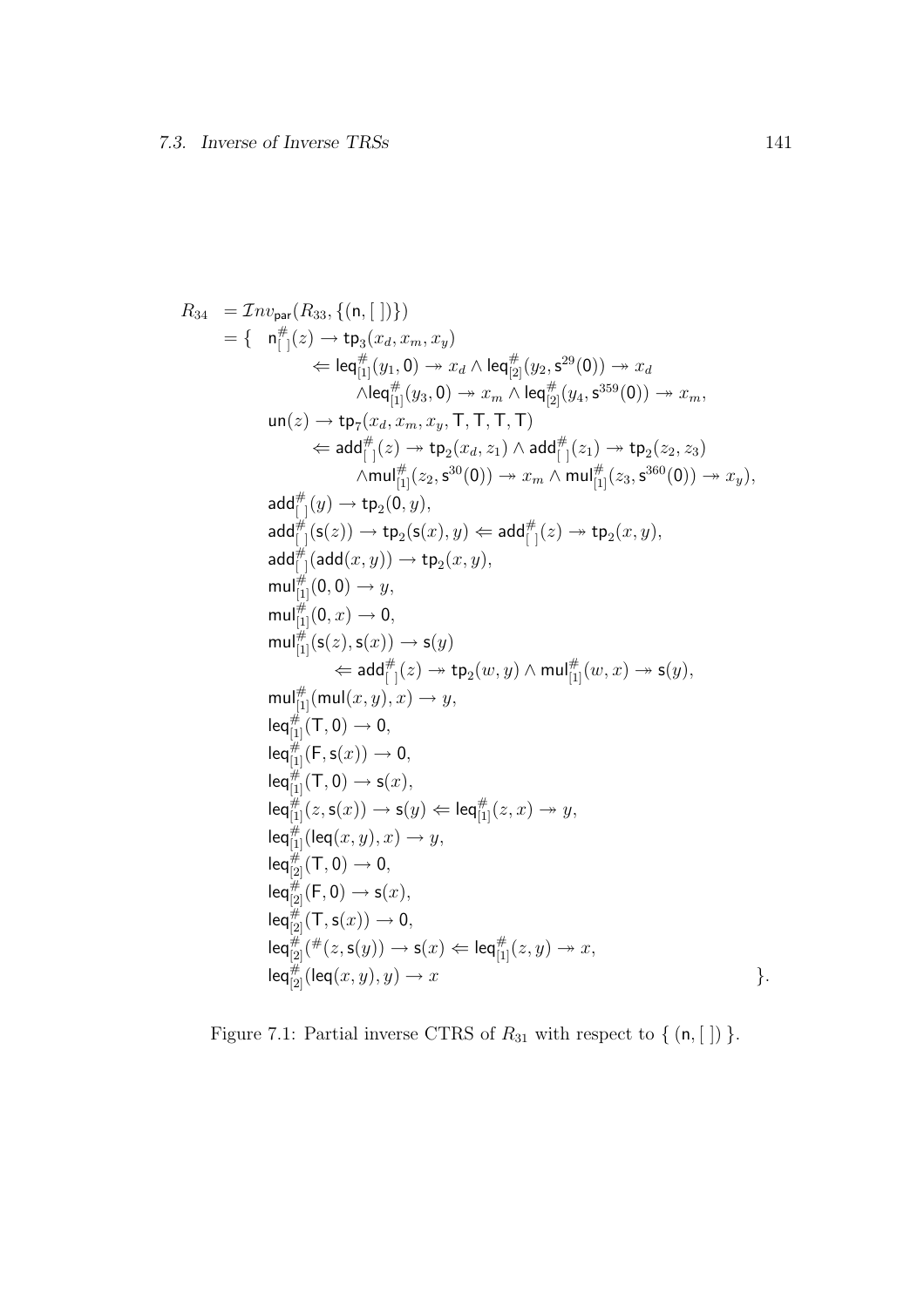$$
\begin{array}{rl}
R_{34} & = \mathcal{I}nv_{\mathsf{par}}(R_{33}, \{(\mathsf{n}, [\,])\}) \\
& = \{ \quad \mathsf{n}^{\#}_{[\,]}(z) \to \mathsf{tp}_3(x_d, x_m, x_y) \\
& \qquad\qquad \Leftarrow \mathsf{leq}^{\#}_{[1]}(y_1, \mathsf{0}) \twoheadrightarrow x_d \wedge \mathsf{leq}^{\#}_{[2]}(y_2, \mathsf{s}^{29}(\mathsf{0})) \twoheadrightarrow x_d \\
& \qquad\qquad\qquad \wedge \mathsf{leq}^{\#}_{[1]}(y_3, \mathsf{0}) \twoheadrightarrow x_m \wedge \mathsf{leq}^{\#}_{[2]}(y_4, \mathsf{s}^{359}(\mathsf{0})) \twoheadrightarrow x_m, \\
& \qquad \mathsf{un}(z) \to \mathsf{tp}_7(x_d, x_m, x_y, \mathsf{T}, \mathsf{T}, \mathsf{T}, \mathsf{T}) \\
& \qquad\qquad \Leftarrow \mathsf{add}^{\#}_{[\,]}(z) \twoheadrightarrow \mathsf{tp}_2(x_d, z_1) \wedge \mathsf{add}^{\#}_{[\,]}(z_1) \twoheadrightarrow \mathsf{tp}_2(z_2, z_3) \\
& \qquad\qquad\qquad \wedge \mathsf{mul}^{\#}_{[1]}(z_2, \mathsf{s}^{30}(\mathsf{0})) \twoheadrightarrow x_m \wedge \mathsf{mul}^{\#}_{[1]}(z_3, \mathsf{s}^{360}(\mathsf{0})) \twoheadrightarrow x_y), \\
& \qquad \mathsf{add}^{\#}_{[\,]}(y) \to \mathsf{tp}_2(\mathsf{0}, y), \\
& \qquad \mathsf{add}^{\#}_{[\,]}(\mathsf{s}(z)) \to \mathsf{tp}_2(\mathsf{s}(x), y) \Leftarrow \mathsf{add}^{\#}_{[\,]}(z) \twoheadrightarrow \mathsf{tp}_2(x, y), \\
& \qquad \mathsf{add}^{\#}_{[\,]}(\mathsf{add}(x, y)) \to \mathsf{tp}_2(x, y), \\
& \qquad \mathsf{mul}^{\#}_{[1]}(\mathsf{0}, \mathsf{0}) \to y, \\
& \qquad \mathsf{mul}^{\#}_{[1]}(\mathsf{0}, x) \to \mathsf{0}, \\
& \qquad \mathsf{mul}^{\#}_{[1]}(\mathsf{s}(z), \mathsf{s}(x)) \to \mathsf{s}(y) \\
& \qquad\qquad\quad \Leftarrow \mathsf{add}^{\#}_{[\,]}(z) \twoheadrightarrow \mathsf{tp}_2(w, y) \wedge \mathsf{mul}^{\#}_{[1]}(w, x) \twoheadrightarrow \mathsf{s}(y), \\
& \qquad \mathsf{mul}^{\#}_{[1]}(\mathsf{mul}(x, y), x) \to y, \\
& \qquad \mathsf{leq}^{\#}_{[1]}(\mathsf{T}, \mathsf{0}) \to \mathsf{0}, \\
& \qquad \mathsf{leq}^{\#}_{[1]}(\mathsf{F}, \mathsf{s}(x)) \to \mathsf{0}, \\
& \qquad \mathsf{leq}^{\#}_{[1]}(\mathsf{T}, \mathsf{0}) \to \mathsf{s}(x), \\
& \qquad \mathsf{leq}^{\#}_{[1]}(z, \mathsf{s}(x)) \to \mathsf{s}(y) \Leftarrow \mathsf{leq}^{\#}_{[1]}(z, x) \twoheadrightarrow y, \\
& \qquad \mathsf{leq}^{\#}_{[1]}(\mathsf{leq}(x, y), x) \to y, \\
& \qquad \mathsf{leq}^{\#}_{[2]}(\mathsf{T}, \mathsf{0}) \to \mathsf{0}, \\
& \qquad \mathsf{leq}^{\#}_{[2]}(\mathsf{F}, \mathsf{0}) \to \mathsf{s}(x), \\
& \qquad \mathsf{leq}^{\#}_{[2]}(\mathsf{T}, \mathsf{s}(x)) \to \mathsf{0}, \\
& \qquad \mathsf{leq}^{\#}_{[2]}({}^{\#}(z, \mathsf{s}(y)) \to \mathsf{s}(x) \Leftarrow \mathsf{leq}^{\#}_{[1]}(z, y) \twoheadrightarrow x, \\
& \qquad \mathsf{leq}^{\#}_{[2]}(\mathsf{leq}(x, y), y) \to x \qquad\qquad\qquad\qquad\qquad\qquad\qquad\qquad \}.
\end{array}
$$

Figure 7.1: Partial inverse CTRS of $R_{31}$ with respect to $\{ (\mathsf{n}, [\,]) \}$.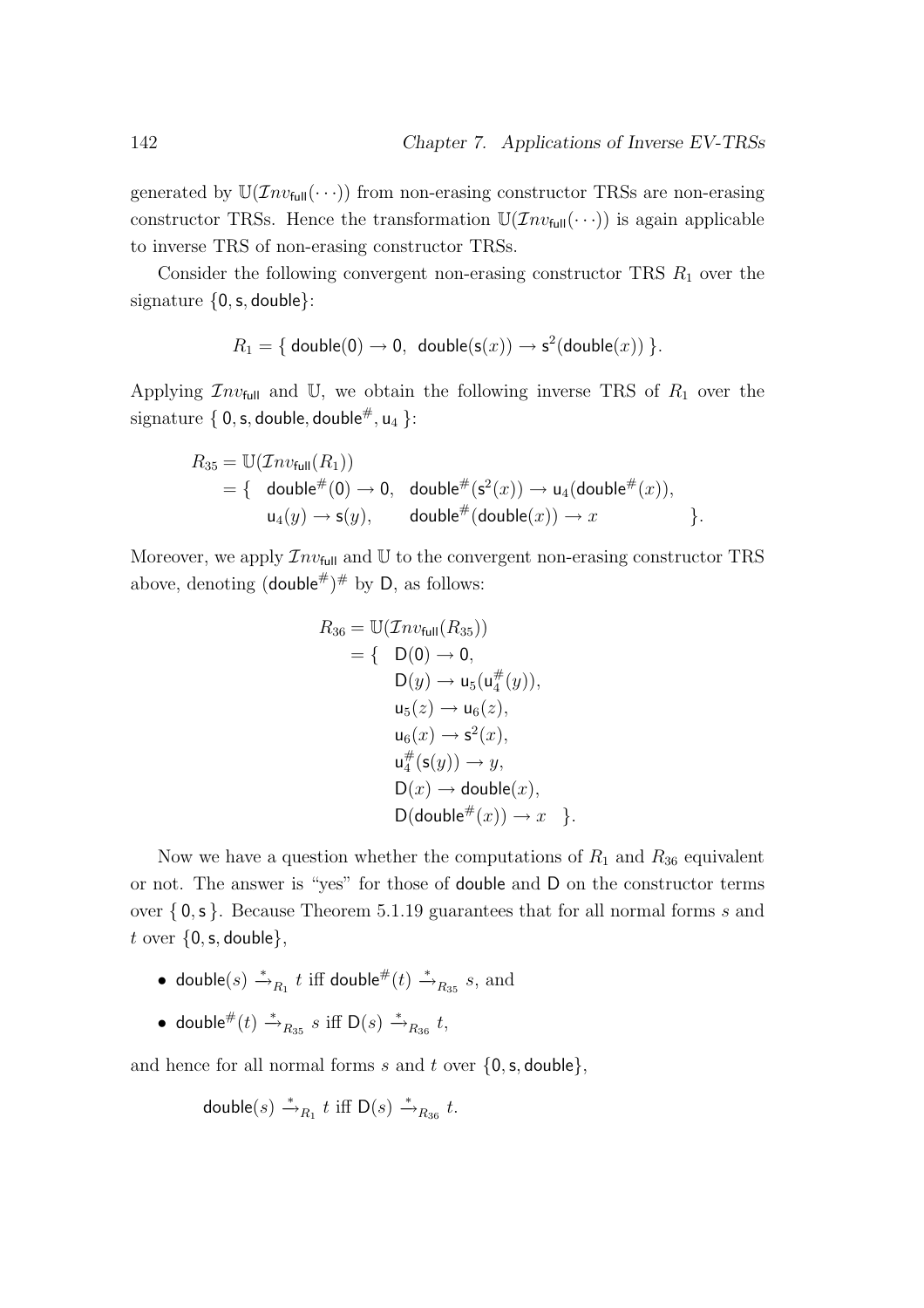generated by $\mathbb{U}(\mathcal{I}nv_{\mathsf{full}}(\cdots))$ from non-erasing constructor TRSs are non-erasing constructor TRSs. Hence the transformation $\mathbb{U}(\mathcal{I}nv_{\mathsf{full}}(\cdots))$ is again applicable to inverse TRS of non-erasing constructor TRSs.

Consider the following convergent non-erasing constructor TRS $R_1$ over the signature $\{\mathsf{0}, \mathsf{s}, \mathsf{double}\}$:

$$R_1 = \{\ \mathsf{double}(\mathsf{0}) \to \mathsf{0},\ \ \mathsf{double}(\mathsf{s}(x)) \to \mathsf{s}^2(\mathsf{double}(x))\ \}.$$

Applying $\mathcal{I}nv_{\mathsf{full}}$ and $\mathbb{U}$, we obtain the following inverse TRS of $R_1$ over the signature $\{\ \mathsf{0}, \mathsf{s}, \mathsf{double}, \mathsf{double}^{\#}, \mathsf{u}_4\ \}$:

$$\begin{aligned}
R_{35} &= \mathbb{U}(\mathcal{I}nv_{\mathsf{full}}(R_1)) \\
&= \{\ \ \mathsf{double}^{\#}(\mathsf{0}) \to \mathsf{0},\ \ \mathsf{double}^{\#}(\mathsf{s}^2(x)) \to \mathsf{u}_4(\mathsf{double}^{\#}(x)), \\
&\qquad\ \ \mathsf{u}_4(y) \to \mathsf{s}(y),\qquad \mathsf{double}^{\#}(\mathsf{double}(x)) \to x \qquad\qquad\qquad \}.
\end{aligned}$$

Moreover, we apply $\mathcal{I}nv_{\mathsf{full}}$ and $\mathbb{U}$ to the convergent non-erasing constructor TRS above, denoting $(\mathsf{double}^{\#})^{\#}$ by $\mathsf{D}$, as follows:

$$\begin{aligned}
R_{36} &= \mathbb{U}(\mathcal{I}nv_{\mathsf{full}}(R_{35})) \\
&= \{\ \ \mathsf{D}(\mathsf{0}) \to \mathsf{0}, \\
&\qquad \mathsf{D}(y) \to \mathsf{u}_5(\mathsf{u}_4^{\#}(y)), \\
&\qquad \mathsf{u}_5(z) \to \mathsf{u}_6(z), \\
&\qquad \mathsf{u}_6(x) \to \mathsf{s}^2(x), \\
&\qquad \mathsf{u}_4^{\#}(\mathsf{s}(y)) \to y, \\
&\qquad \mathsf{D}(x) \to \mathsf{double}(x), \\
&\qquad \mathsf{D}(\mathsf{double}^{\#}(x)) \to x \quad \}.
\end{aligned}$$

Now we have a question whether the computations of $R_1$ and $R_{36}$ equivalent or not. The answer is "yes" for those of $\mathsf{double}$ and $\mathsf{D}$ on the constructor terms over $\{\ \mathsf{0}, \mathsf{s}\ \}$. Because Theorem 5.1.19 guarantees that for all normal forms $s$ and $t$ over $\{\mathsf{0}, \mathsf{s}, \mathsf{double}\}$,

- $\mathsf{double}(s) \xrightarrow{*}_{R_1} t$ iff $\mathsf{double}^{\#}(t) \xrightarrow{*}_{R_{35}} s$, and
- $\mathsf{double}^{\#}(t) \xrightarrow{*}_{R_{35}} s$ iff $\mathsf{D}(s) \xrightarrow{*}_{R_{36}} t$,

and hence for all normal forms $s$ and $t$ over $\{\mathsf{0}, \mathsf{s}, \mathsf{double}\}$,

$$\mathsf{double}(s) \xrightarrow{*}_{R_1} t \text{ iff } \mathsf{D}(s) \xrightarrow{*}_{R_{36}} t.$$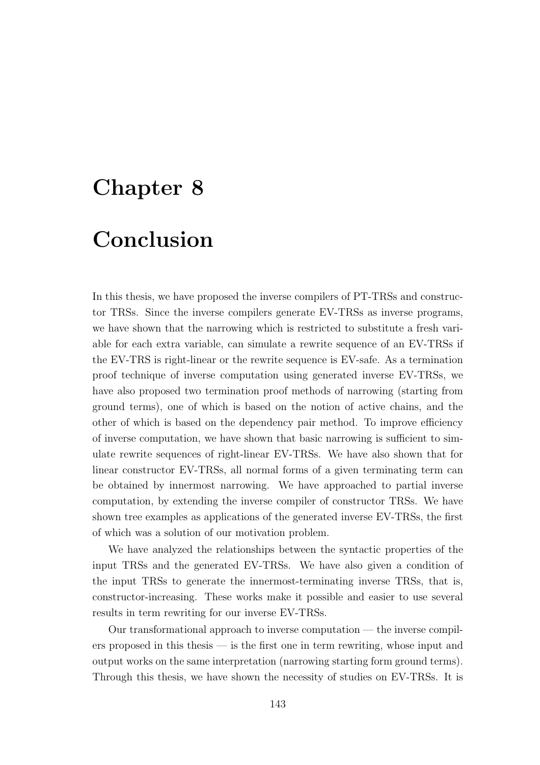# Chapter 8

# Conclusion

In this thesis, we have proposed the inverse compilers of PT-TRSs and constructor TRSs. Since the inverse compilers generate EV-TRSs as inverse programs, we have shown that the narrowing which is restricted to substitute a fresh variable for each extra variable, can simulate a rewrite sequence of an EV-TRSs if the EV-TRS is right-linear or the rewrite sequence is EV-safe. As a termination proof technique of inverse computation using generated inverse EV-TRSs, we have also proposed two termination proof methods of narrowing (starting from ground terms), one of which is based on the notion of active chains, and the other of which is based on the dependency pair method. To improve efficiency of inverse computation, we have shown that basic narrowing is sufficient to simulate rewrite sequences of right-linear EV-TRSs. We have also shown that for linear constructor EV-TRSs, all normal forms of a given terminating term can be obtained by innermost narrowing. We have approached to partial inverse computation, by extending the inverse compiler of constructor TRSs. We have shown tree examples as applications of the generated inverse EV-TRSs, the first of which was a solution of our motivation problem.

We have analyzed the relationships between the syntactic properties of the input TRSs and the generated EV-TRSs. We have also given a condition of the input TRSs to generate the innermost-terminating inverse TRSs, that is, constructor-increasing. These works make it possible and easier to use several results in term rewriting for our inverse EV-TRSs.

Our transformational approach to inverse computation — the inverse compilers proposed in this thesis — is the first one in term rewriting, whose input and output works on the same interpretation (narrowing starting form ground terms). Through this thesis, we have shown the necessity of studies on EV-TRSs. It is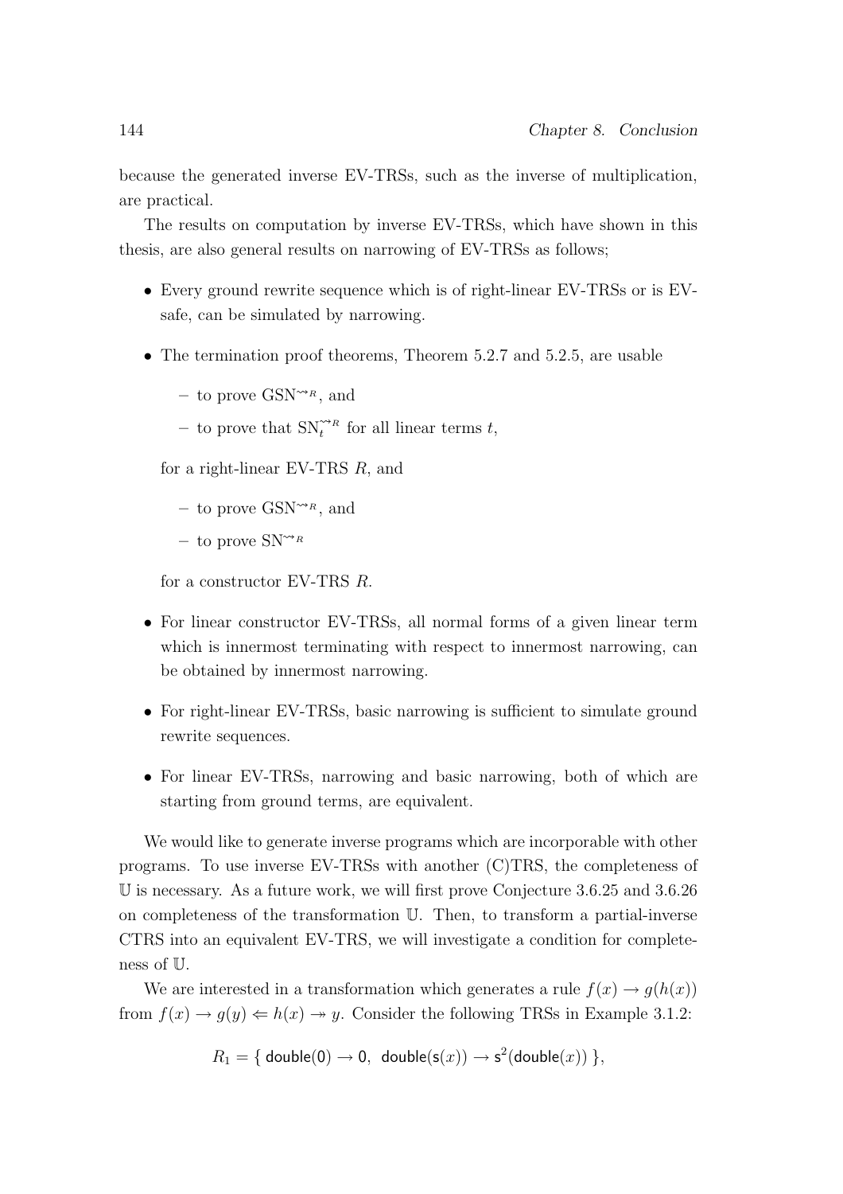because the generated inverse EV-TRSs, such as the inverse of multiplication, are practical.

The results on computation by inverse EV-TRSs, which have shown in this thesis, are also general results on narrowing of EV-TRSs as follows;

- Every ground rewrite sequence which is of right-linear EV-TRSs or is EV-safe, can be simulated by narrowing.
- The termination proof theorems, Theorem 5.2.7 and 5.2.5, are usable
  - to prove $\mathrm{GSN}^{\leadsto_R}$, and
  - to prove that $\mathrm{SN}_t^{\leadsto_R}$ for all linear terms $t$,

  for a right-linear EV-TRS $R$, and
  - to prove $\mathrm{GSN}^{\leadsto_R}$, and
  - to prove $\mathrm{SN}^{\leadsto_R}$

  for a constructor EV-TRS $R$.
- For linear constructor EV-TRSs, all normal forms of a given linear term which is innermost terminating with respect to innermost narrowing, can be obtained by innermost narrowing.
- For right-linear EV-TRSs, basic narrowing is sufficient to simulate ground rewrite sequences.
- For linear EV-TRSs, narrowing and basic narrowing, both of which are starting from ground terms, are equivalent.

We would like to generate inverse programs which are incorporable with other programs. To use inverse EV-TRSs with another (C)TRS, the completeness of $\mathbb{U}$ is necessary. As a future work, we will first prove Conjecture 3.6.25 and 3.6.26 on completeness of the transformation $\mathbb{U}$. Then, to transform a partial-inverse CTRS into an equivalent EV-TRS, we will investigate a condition for completeness of $\mathbb{U}$.

We are interested in a transformation which generates a rule $f(x) \to g(h(x))$ from $f(x) \to g(y) \Leftarrow h(x) \twoheadrightarrow y$. Consider the following TRSs in Example 3.1.2:

$$R_1 = \{ \ \mathsf{double}(\mathsf{0}) \to \mathsf{0}, \ \ \mathsf{double}(\mathsf{s}(x)) \to \mathsf{s}^2(\mathsf{double}(x)) \ \},$$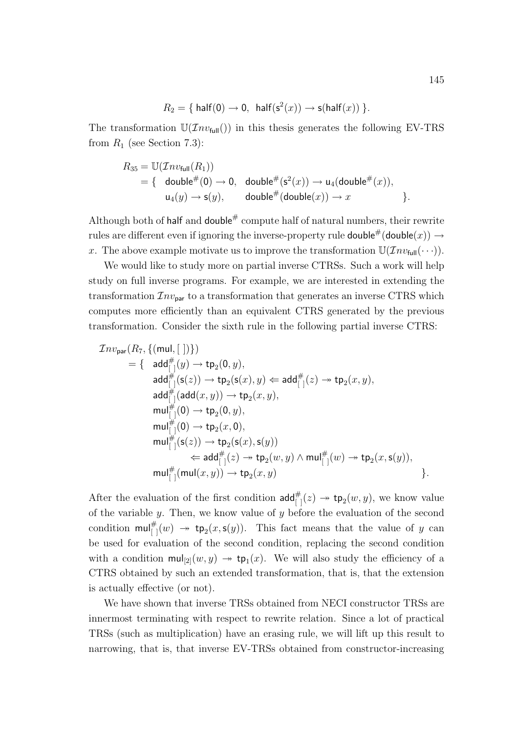$$R_2 = \{ \ \mathsf{half}(0) \to 0, \ \ \mathsf{half}(\mathsf{s}^2(x)) \to \mathsf{s}(\mathsf{half}(x)) \ \}.$$

The transformation $\mathbb{U}(\mathcal{I}nv_{\mathsf{full}}())$ in this thesis generates the following EV-TRS from $R_1$ (see Section 7.3):

$$\begin{array}{rl} R_{35} = & \mathbb{U}(\mathcal{I}nv_{\mathsf{full}}(R_1)) \\ = & \{ \ \ \mathsf{double}^{\#}(0) \to 0, \ \ \mathsf{double}^{\#}(\mathsf{s}^2(x)) \to \mathsf{u}_4(\mathsf{double}^{\#}(x)), \\ & \quad\ \ \mathsf{u}_4(y) \to \mathsf{s}(y), \qquad \mathsf{double}^{\#}(\mathsf{double}(x)) \to x \qquad\qquad\qquad \}. \end{array}$$

Although both of $\mathsf{half}$ and $\mathsf{double}^{\#}$ compute half of natural numbers, their rewrite rules are different even if ignoring the inverse-property rule $\mathsf{double}^{\#}(\mathsf{double}(x)) \to x$. The above example motivate us to improve the transformation $\mathbb{U}(\mathcal{I}nv_{\mathsf{full}}(\cdots))$.

We would like to study more on partial inverse CTRSs. Such a work will help study on full inverse programs. For example, we are interested in extending the transformation $\mathcal{I}nv_{\mathsf{par}}$ to a transformation that generates an inverse CTRS which computes more efficiently than an equivalent CTRS generated by the previous transformation. Consider the sixth rule in the following partial inverse CTRS:

$$\begin{array}{l} \mathcal{I}nv_{\mathsf{par}}(R_7, \{(\mathsf{mul}, [\ ])\}) \\ \quad = \{ \ \ \mathsf{add}^{\#}_{[\ ]}(y) \to \mathsf{tp}_2(0, y), \\ \qquad\quad \mathsf{add}^{\#}_{[\ ]}(\mathsf{s}(z)) \to \mathsf{tp}_2(\mathsf{s}(x), y) \Leftarrow \mathsf{add}^{\#}_{[\ ]}(z) \twoheadrightarrow \mathsf{tp}_2(x, y), \\ \qquad\quad \mathsf{add}^{\#}_{[\ ]}(\mathsf{add}(x, y)) \to \mathsf{tp}_2(x, y), \\ \qquad\quad \mathsf{mul}^{\#}_{[\ ]}(0) \to \mathsf{tp}_2(0, y), \\ \qquad\quad \mathsf{mul}^{\#}_{[\ ]}(0) \to \mathsf{tp}_2(x, 0), \\ \qquad\quad \mathsf{mul}^{\#}_{[\ ]}(\mathsf{s}(z)) \to \mathsf{tp}_2(\mathsf{s}(x), \mathsf{s}(y)) \\ \qquad\qquad\qquad \Leftarrow \mathsf{add}^{\#}_{[\ ]}(z) \twoheadrightarrow \mathsf{tp}_2(w, y) \wedge \mathsf{mul}^{\#}_{[\ ]}(w) \twoheadrightarrow \mathsf{tp}_2(x, \mathsf{s}(y)), \\ \qquad\quad \mathsf{mul}^{\#}_{[\ ]}(\mathsf{mul}(x, y)) \to \mathsf{tp}_2(x, y) \qquad\qquad\qquad\qquad\qquad\qquad \}. \end{array}$$

After the evaluation of the first condition $\mathsf{add}^{\#}_{[\ ]}(z) \twoheadrightarrow \mathsf{tp}_2(w, y)$, we know value of the variable $y$. Then, we know value of $y$ before the evaluation of the second condition $\mathsf{mul}^{\#}_{[\ ]}(w) \twoheadrightarrow \mathsf{tp}_2(x, \mathsf{s}(y))$. This fact means that the value of $y$ can be used for evaluation of the second condition, replacing the second condition with a condition $\mathsf{mul}_{[2]}(w, y) \twoheadrightarrow \mathsf{tp}_1(x)$. We will also study the efficiency of a CTRS obtained by such an extended transformation, that is, that the extension is actually effective (or not).

We have shown that inverse TRSs obtained from NECI constructor TRSs are innermost terminating with respect to rewrite relation. Since a lot of practical TRSs (such as multiplication) have an erasing rule, we will lift up this result to narrowing, that is, that inverse EV-TRSs obtained from constructor-increasing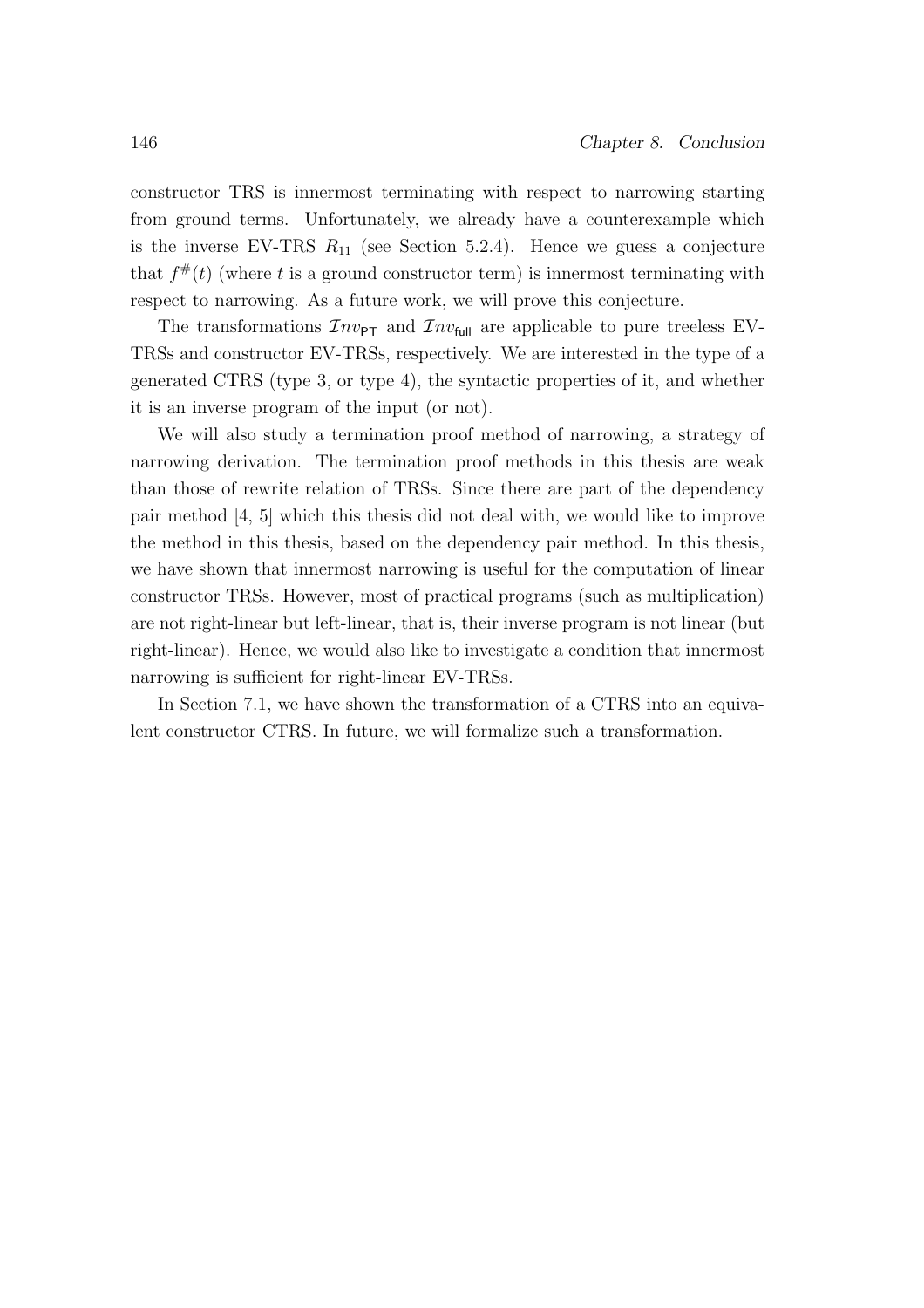constructor TRS is innermost terminating with respect to narrowing starting from ground terms. Unfortunately, we already have a counterexample which is the inverse EV-TRS $R_{11}$ (see Section 5.2.4). Hence we guess a conjecture that $f^{\#}(t)$ (where $t$ is a ground constructor term) is innermost terminating with respect to narrowing. As a future work, we will prove this conjecture.

The transformations $\mathcal{I}nv_{\mathsf{PT}}$ and $\mathcal{I}nv_{\mathsf{full}}$ are applicable to pure treeless EV-TRSs and constructor EV-TRSs, respectively. We are interested in the type of a generated CTRS (type 3, or type 4), the syntactic properties of it, and whether it is an inverse program of the input (or not).

We will also study a termination proof method of narrowing, a strategy of narrowing derivation. The termination proof methods in this thesis are weak than those of rewrite relation of TRSs. Since there are part of the dependency pair method [4, 5] which this thesis did not deal with, we would like to improve the method in this thesis, based on the dependency pair method. In this thesis, we have shown that innermost narrowing is useful for the computation of linear constructor TRSs. However, most of practical programs (such as multiplication) are not right-linear but left-linear, that is, their inverse program is not linear (but right-linear). Hence, we would also like to investigate a condition that innermost narrowing is sufficient for right-linear EV-TRSs.

In Section 7.1, we have shown the transformation of a CTRS into an equivalent constructor CTRS. In future, we will formalize such a transformation.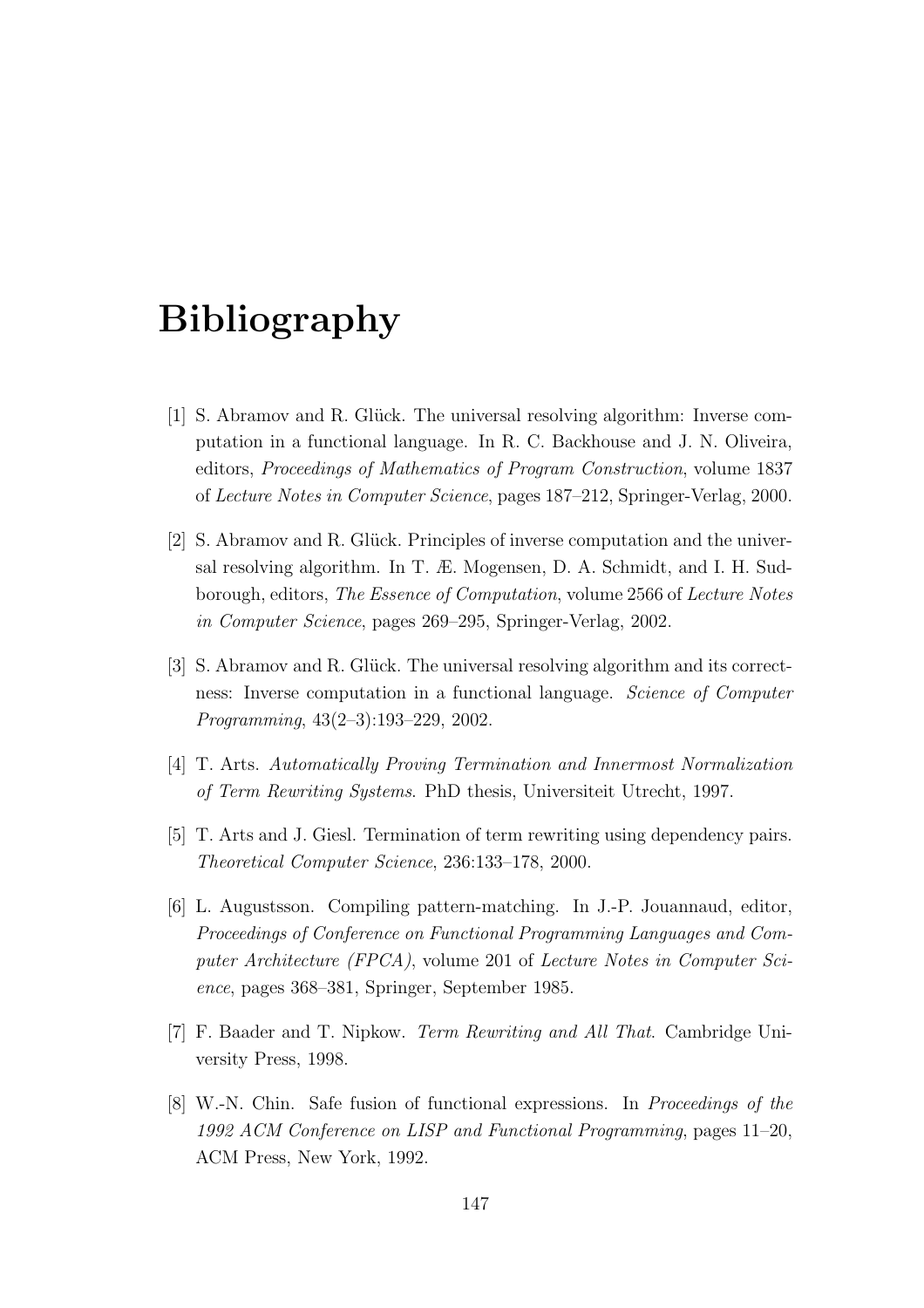# Bibliography

[1] S. Abramov and R. Glück. The universal resolving algorithm: Inverse computation in a functional language. In R. C. Backhouse and J. N. Oliveira, editors, *Proceedings of Mathematics of Program Construction*, volume 1837 of *Lecture Notes in Computer Science*, pages 187–212, Springer-Verlag, 2000.

[2] S. Abramov and R. Glück. Principles of inverse computation and the universal resolving algorithm. In T. Æ. Mogensen, D. A. Schmidt, and I. H. Sudborough, editors, *The Essence of Computation*, volume 2566 of *Lecture Notes in Computer Science*, pages 269–295, Springer-Verlag, 2002.

[3] S. Abramov and R. Glück. The universal resolving algorithm and its correctness: Inverse computation in a functional language. *Science of Computer Programming*, 43(2–3):193–229, 2002.

[4] T. Arts. *Automatically Proving Termination and Innermost Normalization of Term Rewriting Systems*. PhD thesis, Universiteit Utrecht, 1997.

[5] T. Arts and J. Giesl. Termination of term rewriting using dependency pairs. *Theoretical Computer Science*, 236:133–178, 2000.

[6] L. Augustsson. Compiling pattern-matching. In J.-P. Jouannaud, editor, *Proceedings of Conference on Functional Programming Languages and Computer Architecture (FPCA)*, volume 201 of *Lecture Notes in Computer Science*, pages 368–381, Springer, September 1985.

[7] F. Baader and T. Nipkow. *Term Rewriting and All That*. Cambridge University Press, 1998.

[8] W.-N. Chin. Safe fusion of functional expressions. In *Proceedings of the 1992 ACM Conference on LISP and Functional Programming*, pages 11–20, ACM Press, New York, 1992.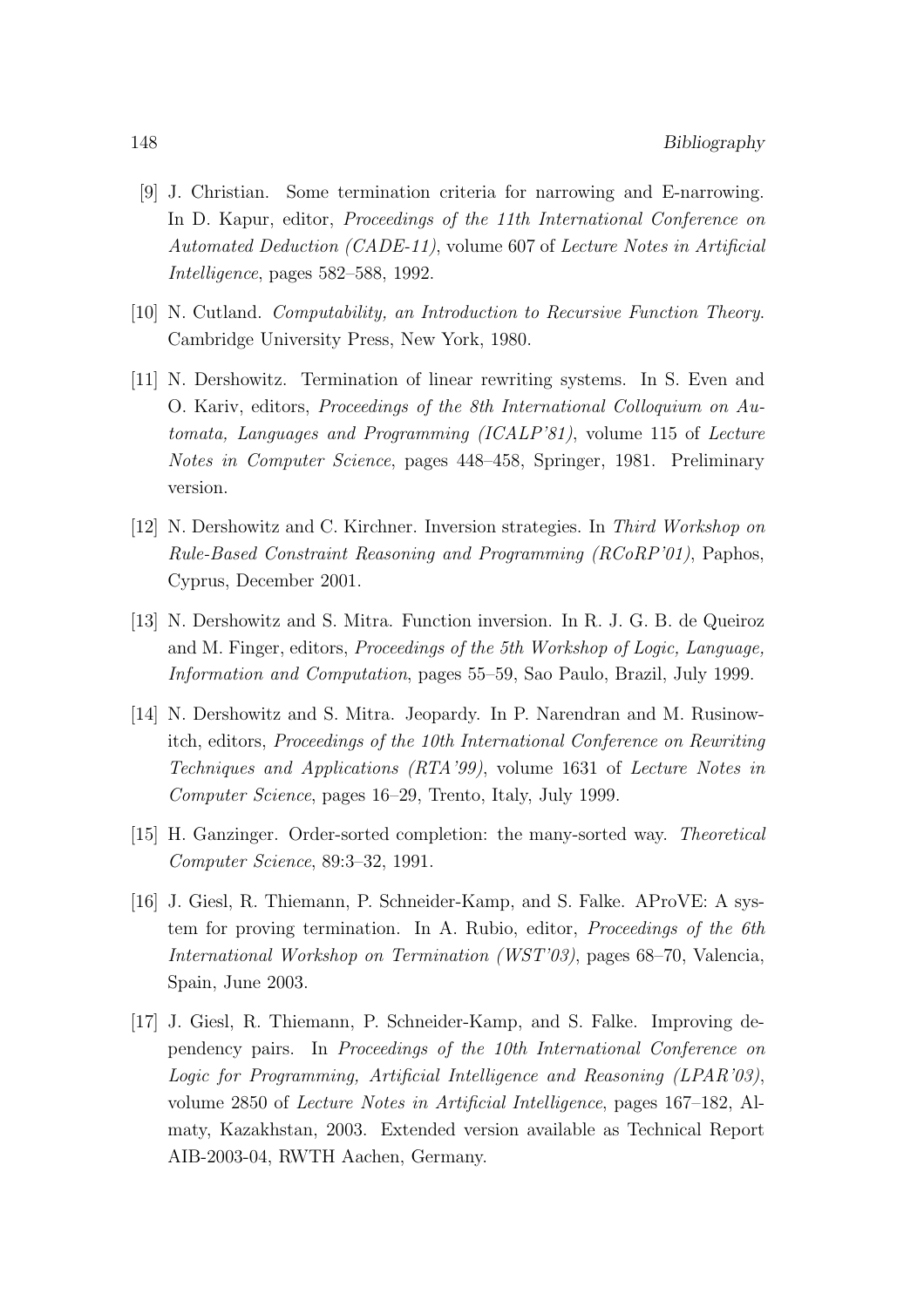[9] J. Christian. Some termination criteria for narrowing and E-narrowing. In D. Kapur, editor, *Proceedings of the 11th International Conference on Automated Deduction (CADE-11)*, volume 607 of *Lecture Notes in Artificial Intelligence*, pages 582–588, 1992.

[10] N. Cutland. *Computability, an Introduction to Recursive Function Theory.* Cambridge University Press, New York, 1980.

[11] N. Dershowitz. Termination of linear rewriting systems. In S. Even and O. Kariv, editors, *Proceedings of the 8th International Colloquium on Automata, Languages and Programming (ICALP'81)*, volume 115 of *Lecture Notes in Computer Science*, pages 448–458, Springer, 1981. Preliminary version.

[12] N. Dershowitz and C. Kirchner. Inversion strategies. In *Third Workshop on Rule-Based Constraint Reasoning and Programming (RCoRP'01)*, Paphos, Cyprus, December 2001.

[13] N. Dershowitz and S. Mitra. Function inversion. In R. J. G. B. de Queiroz and M. Finger, editors, *Proceedings of the 5th Workshop of Logic, Language, Information and Computation*, pages 55–59, Sao Paulo, Brazil, July 1999.

[14] N. Dershowitz and S. Mitra. Jeopardy. In P. Narendran and M. Rusinowitch, editors, *Proceedings of the 10th International Conference on Rewriting Techniques and Applications (RTA'99)*, volume 1631 of *Lecture Notes in Computer Science*, pages 16–29, Trento, Italy, July 1999.

[15] H. Ganzinger. Order-sorted completion: the many-sorted way. *Theoretical Computer Science*, 89:3–32, 1991.

[16] J. Giesl, R. Thiemann, P. Schneider-Kamp, and S. Falke. AProVE: A system for proving termination. In A. Rubio, editor, *Proceedings of the 6th International Workshop on Termination (WST'03)*, pages 68–70, Valencia, Spain, June 2003.

[17] J. Giesl, R. Thiemann, P. Schneider-Kamp, and S. Falke. Improving dependency pairs. In *Proceedings of the 10th International Conference on Logic for Programming, Artificial Intelligence and Reasoning (LPAR'03)*, volume 2850 of *Lecture Notes in Artificial Intelligence*, pages 167–182, Almaty, Kazakhstan, 2003. Extended version available as Technical Report AIB-2003-04, RWTH Aachen, Germany.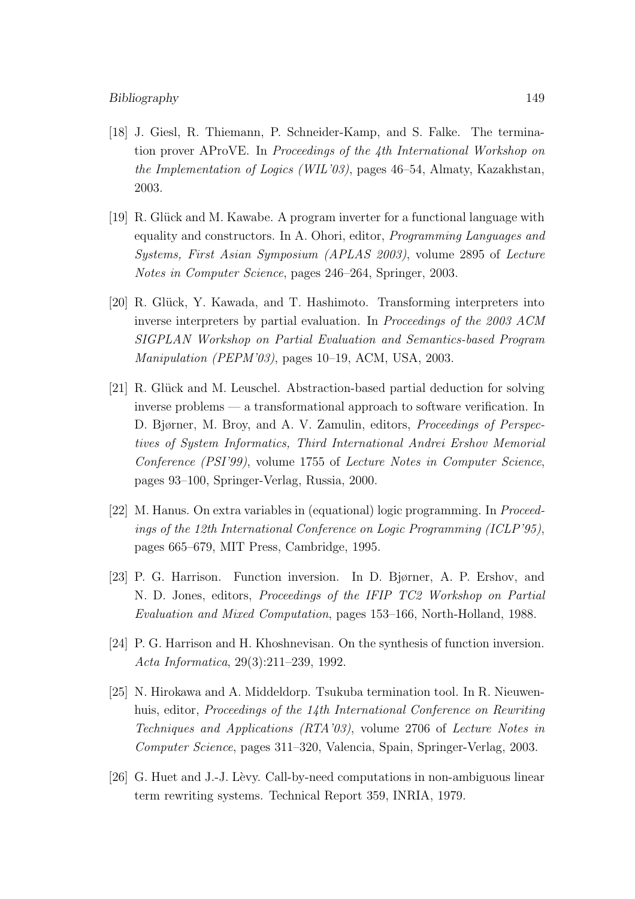[18] J. Giesl, R. Thiemann, P. Schneider-Kamp, and S. Falke. The termination prover AProVE. In *Proceedings of the 4th International Workshop on the Implementation of Logics (WIL'03)*, pages 46–54, Almaty, Kazakhstan, 2003.

[19] R. Glück and M. Kawabe. A program inverter for a functional language with equality and constructors. In A. Ohori, editor, *Programming Languages and Systems, First Asian Symposium (APLAS 2003)*, volume 2895 of *Lecture Notes in Computer Science*, pages 246–264, Springer, 2003.

[20] R. Glück, Y. Kawada, and T. Hashimoto. Transforming interpreters into inverse interpreters by partial evaluation. In *Proceedings of the 2003 ACM SIGPLAN Workshop on Partial Evaluation and Semantics-based Program Manipulation (PEPM'03)*, pages 10–19, ACM, USA, 2003.

[21] R. Glück and M. Leuschel. Abstraction-based partial deduction for solving inverse problems — a transformational approach to software verification. In D. Bjørner, M. Broy, and A. V. Zamulin, editors, *Proceedings of Perspectives of System Informatics, Third International Andrei Ershov Memorial Conference (PSI'99)*, volume 1755 of *Lecture Notes in Computer Science*, pages 93–100, Springer-Verlag, Russia, 2000.

[22] M. Hanus. On extra variables in (equational) logic programming. In *Proceedings of the 12th International Conference on Logic Programming (ICLP'95)*, pages 665–679, MIT Press, Cambridge, 1995.

[23] P. G. Harrison. Function inversion. In D. Bjørner, A. P. Ershov, and N. D. Jones, editors, *Proceedings of the IFIP TC2 Workshop on Partial Evaluation and Mixed Computation*, pages 153–166, North-Holland, 1988.

[24] P. G. Harrison and H. Khoshnevisan. On the synthesis of function inversion. *Acta Informatica*, 29(3):211–239, 1992.

[25] N. Hirokawa and A. Middeldorp. Tsukuba termination tool. In R. Nieuwenhuis, editor, *Proceedings of the 14th International Conference on Rewriting Techniques and Applications (RTA'03)*, volume 2706 of *Lecture Notes in Computer Science*, pages 311–320, Valencia, Spain, Springer-Verlag, 2003.

[26] G. Huet and J.-J. Lèvy. Call-by-need computations in non-ambiguous linear term rewriting systems. Technical Report 359, INRIA, 1979.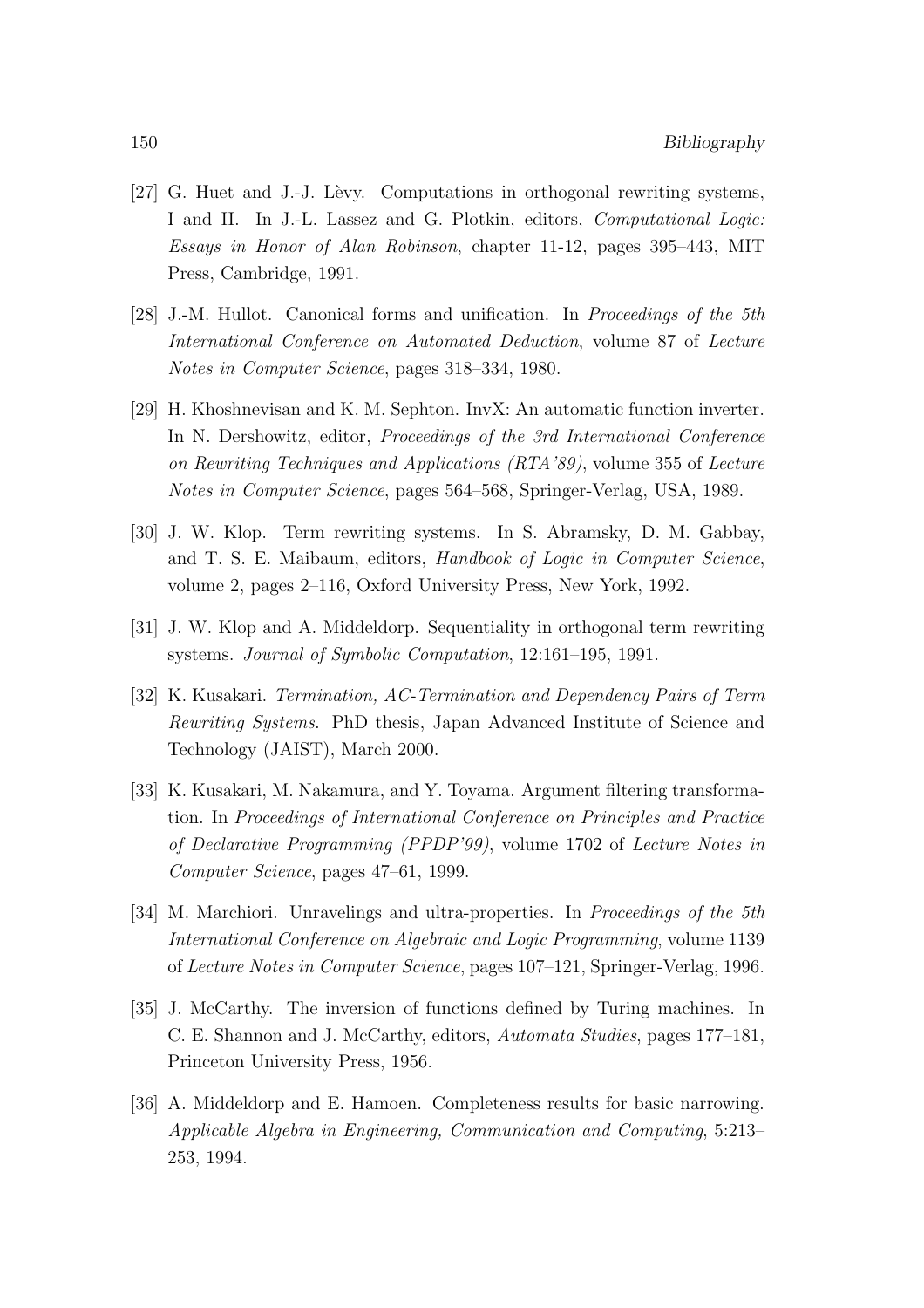[27] G. Huet and J.-J. Lèvy. Computations in orthogonal rewriting systems, I and II. In J.-L. Lassez and G. Plotkin, editors, *Computational Logic: Essays in Honor of Alan Robinson*, chapter 11-12, pages 395–443, MIT Press, Cambridge, 1991.

[28] J.-M. Hullot. Canonical forms and unification. In *Proceedings of the 5th International Conference on Automated Deduction*, volume 87 of *Lecture Notes in Computer Science*, pages 318–334, 1980.

[29] H. Khoshnevisan and K. M. Sephton. InvX: An automatic function inverter. In N. Dershowitz, editor, *Proceedings of the 3rd International Conference on Rewriting Techniques and Applications (RTA'89)*, volume 355 of *Lecture Notes in Computer Science*, pages 564–568, Springer-Verlag, USA, 1989.

[30] J. W. Klop. Term rewriting systems. In S. Abramsky, D. M. Gabbay, and T. S. E. Maibaum, editors, *Handbook of Logic in Computer Science*, volume 2, pages 2–116, Oxford University Press, New York, 1992.

[31] J. W. Klop and A. Middeldorp. Sequentiality in orthogonal term rewriting systems. *Journal of Symbolic Computation*, 12:161–195, 1991.

[32] K. Kusakari. *Termination, AC-Termination and Dependency Pairs of Term Rewriting Systems*. PhD thesis, Japan Advanced Institute of Science and Technology (JAIST), March 2000.

[33] K. Kusakari, M. Nakamura, and Y. Toyama. Argument filtering transformation. In *Proceedings of International Conference on Principles and Practice of Declarative Programming (PPDP'99)*, volume 1702 of *Lecture Notes in Computer Science*, pages 47–61, 1999.

[34] M. Marchiori. Unravelings and ultra-properties. In *Proceedings of the 5th International Conference on Algebraic and Logic Programming*, volume 1139 of *Lecture Notes in Computer Science*, pages 107–121, Springer-Verlag, 1996.

[35] J. McCarthy. The inversion of functions defined by Turing machines. In C. E. Shannon and J. McCarthy, editors, *Automata Studies*, pages 177–181, Princeton University Press, 1956.

[36] A. Middeldorp and E. Hamoen. Completeness results for basic narrowing. *Applicable Algebra in Engineering, Communication and Computing*, 5:213–253, 1994.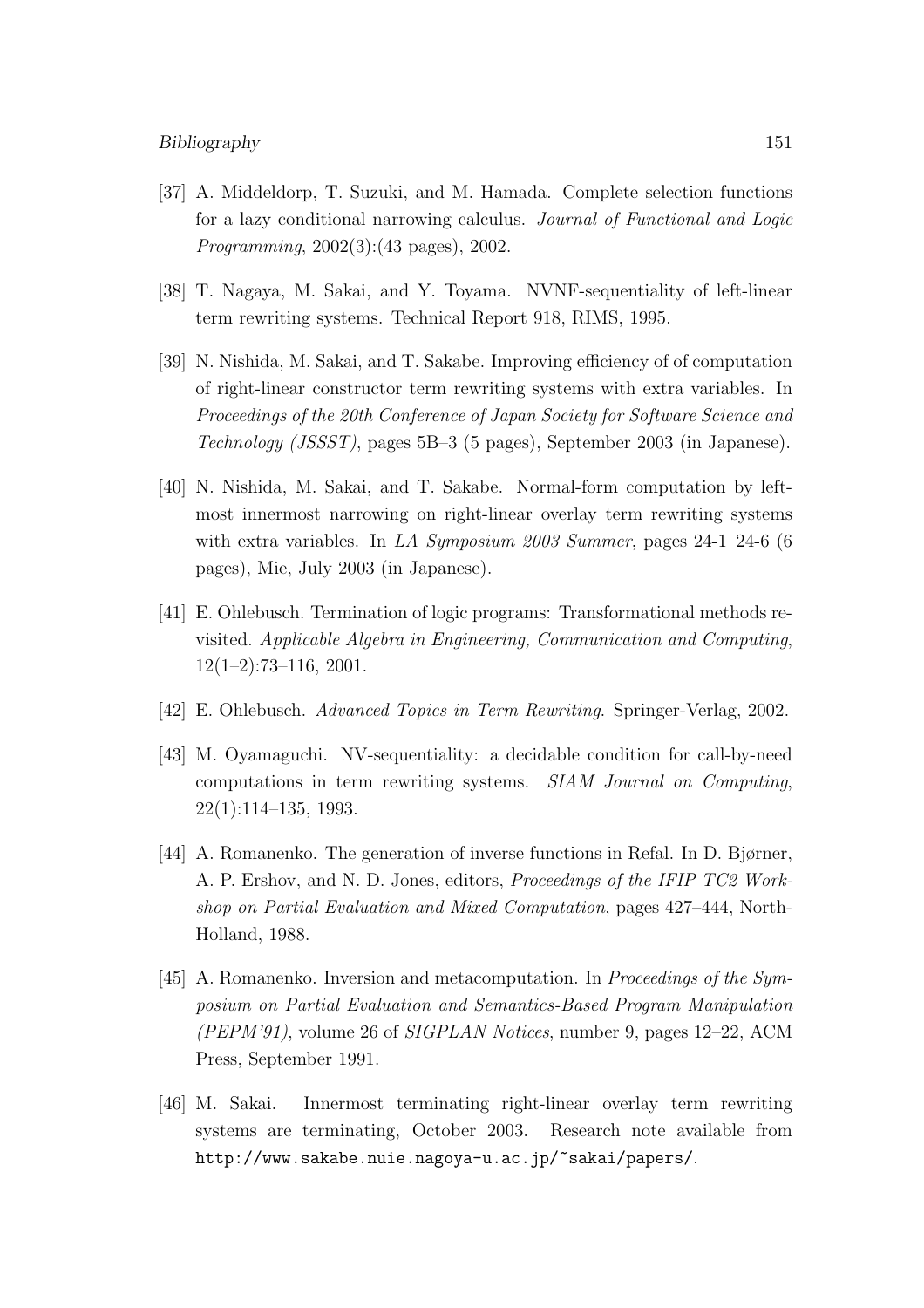[37] A. Middeldorp, T. Suzuki, and M. Hamada. Complete selection functions for a lazy conditional narrowing calculus. *Journal of Functional and Logic Programming*, 2002(3):(43 pages), 2002.

[38] T. Nagaya, M. Sakai, and Y. Toyama. NVNF-sequentiality of left-linear term rewriting systems. Technical Report 918, RIMS, 1995.

[39] N. Nishida, M. Sakai, and T. Sakabe. Improving efficiency of of computation of right-linear constructor term rewriting systems with extra variables. In *Proceedings of the 20th Conference of Japan Society for Software Science and Technology (JSSST)*, pages 5B–3 (5 pages), September 2003 (in Japanese).

[40] N. Nishida, M. Sakai, and T. Sakabe. Normal-form computation by leftmost innermost narrowing on right-linear overlay term rewriting systems with extra variables. In *LA Symposium 2003 Summer*, pages 24-1–24-6 (6 pages), Mie, July 2003 (in Japanese).

[41] E. Ohlebusch. Termination of logic programs: Transformational methods revisited. *Applicable Algebra in Engineering, Communication and Computing*, 12(1–2):73–116, 2001.

[42] E. Ohlebusch. *Advanced Topics in Term Rewriting*. Springer-Verlag, 2002.

[43] M. Oyamaguchi. NV-sequentiality: a decidable condition for call-by-need computations in term rewriting systems. *SIAM Journal on Computing*, 22(1):114–135, 1993.

[44] A. Romanenko. The generation of inverse functions in Refal. In D. Bjørner, A. P. Ershov, and N. D. Jones, editors, *Proceedings of the IFIP TC2 Workshop on Partial Evaluation and Mixed Computation*, pages 427–444, North-Holland, 1988.

[45] A. Romanenko. Inversion and metacomputation. In *Proceedings of the Symposium on Partial Evaluation and Semantics-Based Program Manipulation (PEPM'91)*, volume 26 of *SIGPLAN Notices*, number 9, pages 12–22, ACM Press, September 1991.

[46] M. Sakai. Innermost terminating right-linear overlay term rewriting systems are terminating, October 2003. Research note available from `http://www.sakabe.nuie.nagoya-u.ac.jp/~sakai/papers/`.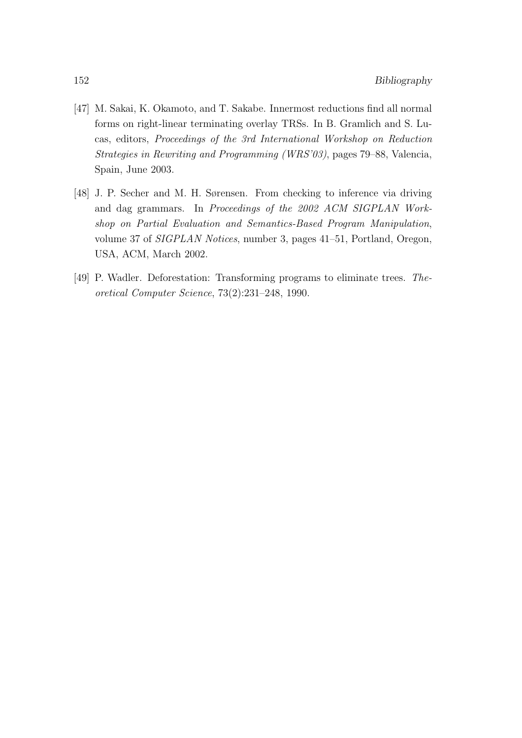[47] M. Sakai, K. Okamoto, and T. Sakabe. Innermost reductions find all normal forms on right-linear terminating overlay TRSs. In B. Gramlich and S. Lucas, editors, *Proceedings of the 3rd International Workshop on Reduction Strategies in Rewriting and Programming (WRS'03)*, pages 79–88, Valencia, Spain, June 2003.

[48] J. P. Secher and M. H. Sørensen. From checking to inference via driving and dag grammars. In *Proceedings of the 2002 ACM SIGPLAN Workshop on Partial Evaluation and Semantics-Based Program Manipulation*, volume 37 of *SIGPLAN Notices*, number 3, pages 41–51, Portland, Oregon, USA, ACM, March 2002.

[49] P. Wadler. Deforestation: Transforming programs to eliminate trees. *Theoretical Computer Science*, 73(2):231–248, 1990.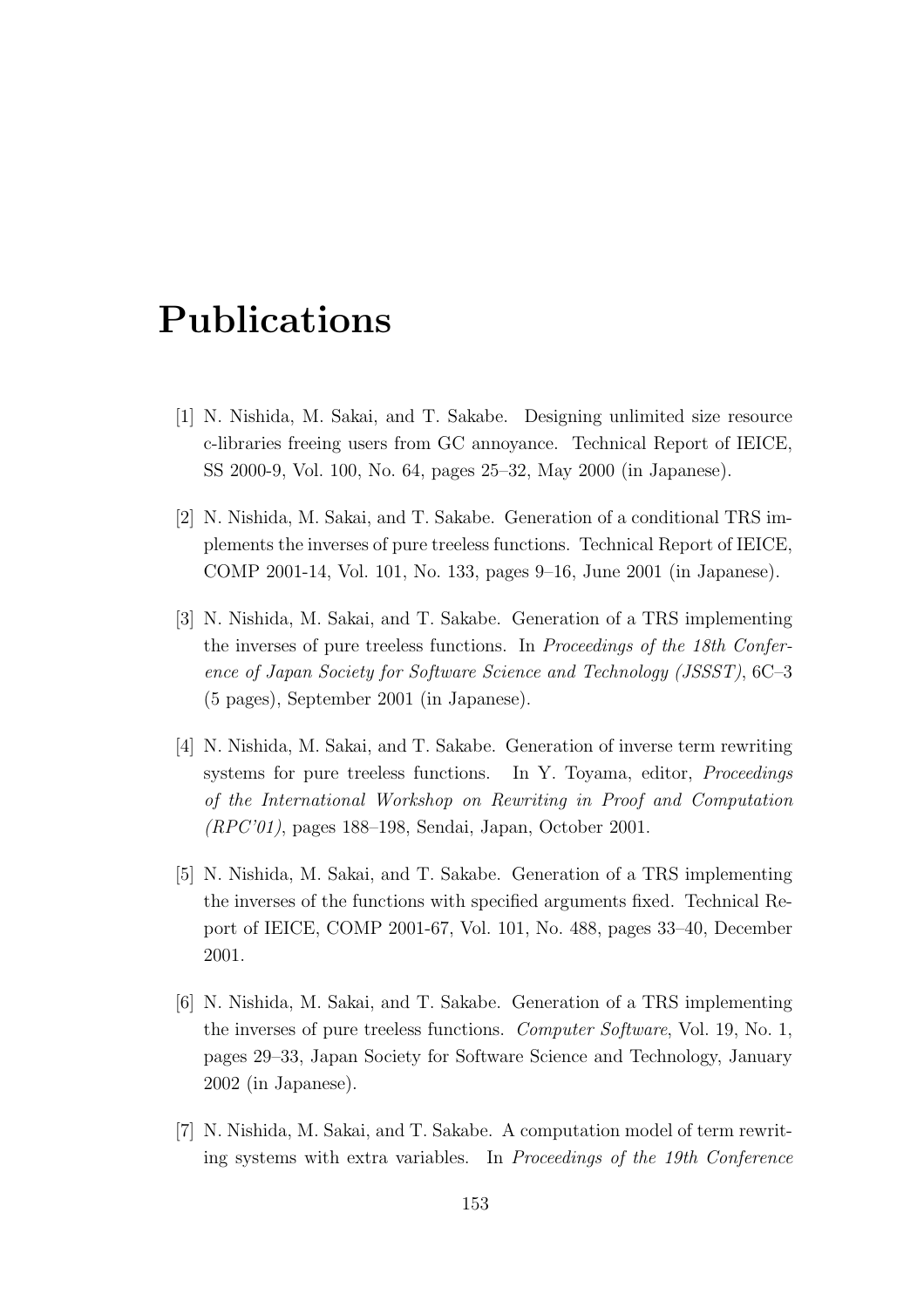# Publications

[1] N. Nishida, M. Sakai, and T. Sakabe. Designing unlimited size resource c-libraries freeing users from GC annoyance. Technical Report of IEICE, SS 2000-9, Vol. 100, No. 64, pages 25–32, May 2000 (in Japanese).

[2] N. Nishida, M. Sakai, and T. Sakabe. Generation of a conditional TRS implements the inverses of pure treeless functions. Technical Report of IEICE, COMP 2001-14, Vol. 101, No. 133, pages 9–16, June 2001 (in Japanese).

[3] N. Nishida, M. Sakai, and T. Sakabe. Generation of a TRS implementing the inverses of pure treeless functions. In *Proceedings of the 18th Conference of Japan Society for Software Science and Technology (JSSST)*, 6C–3 (5 pages), September 2001 (in Japanese).

[4] N. Nishida, M. Sakai, and T. Sakabe. Generation of inverse term rewriting systems for pure treeless functions. In Y. Toyama, editor, *Proceedings of the International Workshop on Rewriting in Proof and Computation (RPC'01)*, pages 188–198, Sendai, Japan, October 2001.

[5] N. Nishida, M. Sakai, and T. Sakabe. Generation of a TRS implementing the inverses of the functions with specified arguments fixed. Technical Report of IEICE, COMP 2001-67, Vol. 101, No. 488, pages 33–40, December 2001.

[6] N. Nishida, M. Sakai, and T. Sakabe. Generation of a TRS implementing the inverses of pure treeless functions. *Computer Software*, Vol. 19, No. 1, pages 29–33, Japan Society for Software Science and Technology, January 2002 (in Japanese).

[7] N. Nishida, M. Sakai, and T. Sakabe. A computation model of term rewriting systems with extra variables. In *Proceedings of the 19th Conference*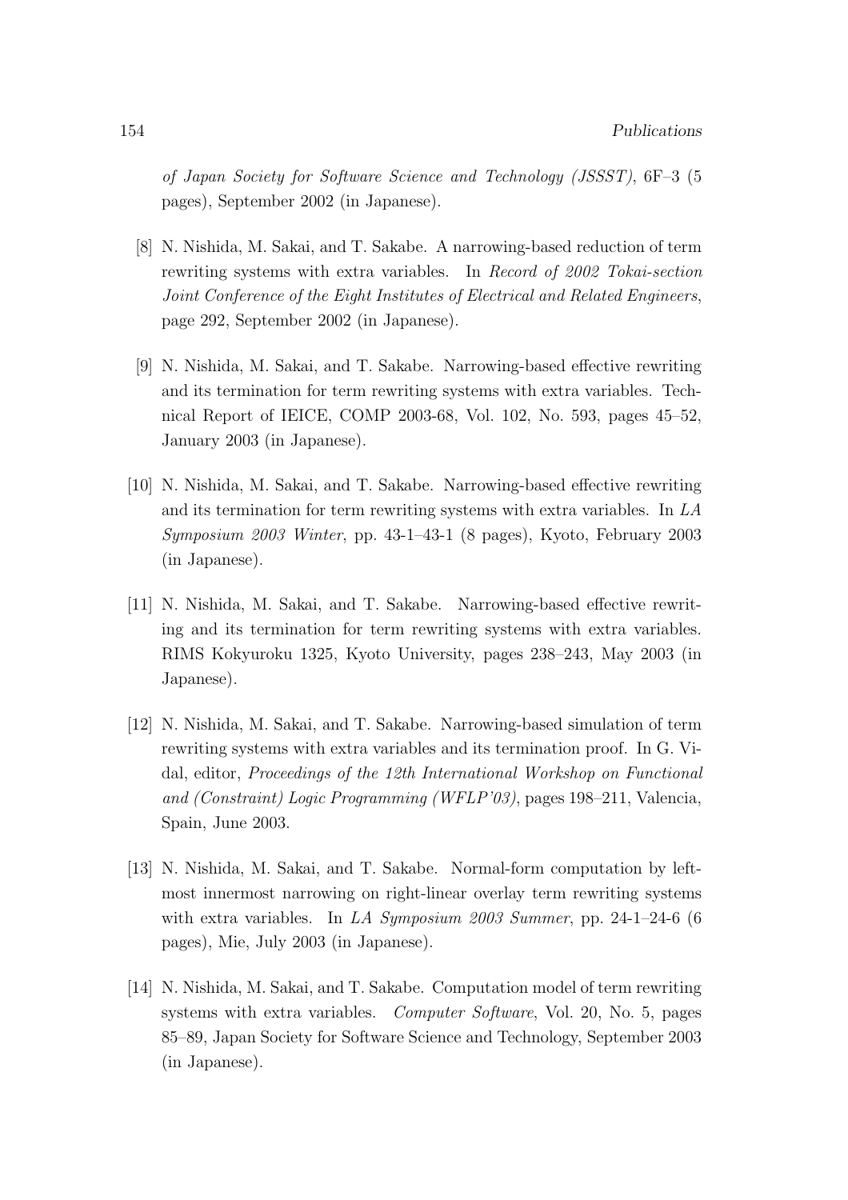*of Japan Society for Software Science and Technology (JSSST)*, 6F–3 (5 pages), September 2002 (in Japanese).

[8] N. Nishida, M. Sakai, and T. Sakabe. A narrowing-based reduction of term rewriting systems with extra variables. In *Record of 2002 Tokai-section Joint Conference of the Eight Institutes of Electrical and Related Engineers*, page 292, September 2002 (in Japanese).

[9] N. Nishida, M. Sakai, and T. Sakabe. Narrowing-based effective rewriting and its termination for term rewriting systems with extra variables. Technical Report of IEICE, COMP 2003-68, Vol. 102, No. 593, pages 45–52, January 2003 (in Japanese).

[10] N. Nishida, M. Sakai, and T. Sakabe. Narrowing-based effective rewriting and its termination for term rewriting systems with extra variables. In *LA Symposium 2003 Winter*, pp. 43-1–43-1 (8 pages), Kyoto, February 2003 (in Japanese).

[11] N. Nishida, M. Sakai, and T. Sakabe. Narrowing-based effective rewriting and its termination for term rewriting systems with extra variables. RIMS Kokyuroku 1325, Kyoto University, pages 238–243, May 2003 (in Japanese).

[12] N. Nishida, M. Sakai, and T. Sakabe. Narrowing-based simulation of term rewriting systems with extra variables and its termination proof. In G. Vidal, editor, *Proceedings of the 12th International Workshop on Functional and (Constraint) Logic Programming (WFLP'03)*, pages 198–211, Valencia, Spain, June 2003.

[13] N. Nishida, M. Sakai, and T. Sakabe. Normal-form computation by leftmost innermost narrowing on right-linear overlay term rewriting systems with extra variables. In *LA Symposium 2003 Summer*, pp. 24-1–24-6 (6 pages), Mie, July 2003 (in Japanese).

[14] N. Nishida, M. Sakai, and T. Sakabe. Computation model of term rewriting systems with extra variables. *Computer Software*, Vol. 20, No. 5, pages 85–89, Japan Society for Software Science and Technology, September 2003 (in Japanese).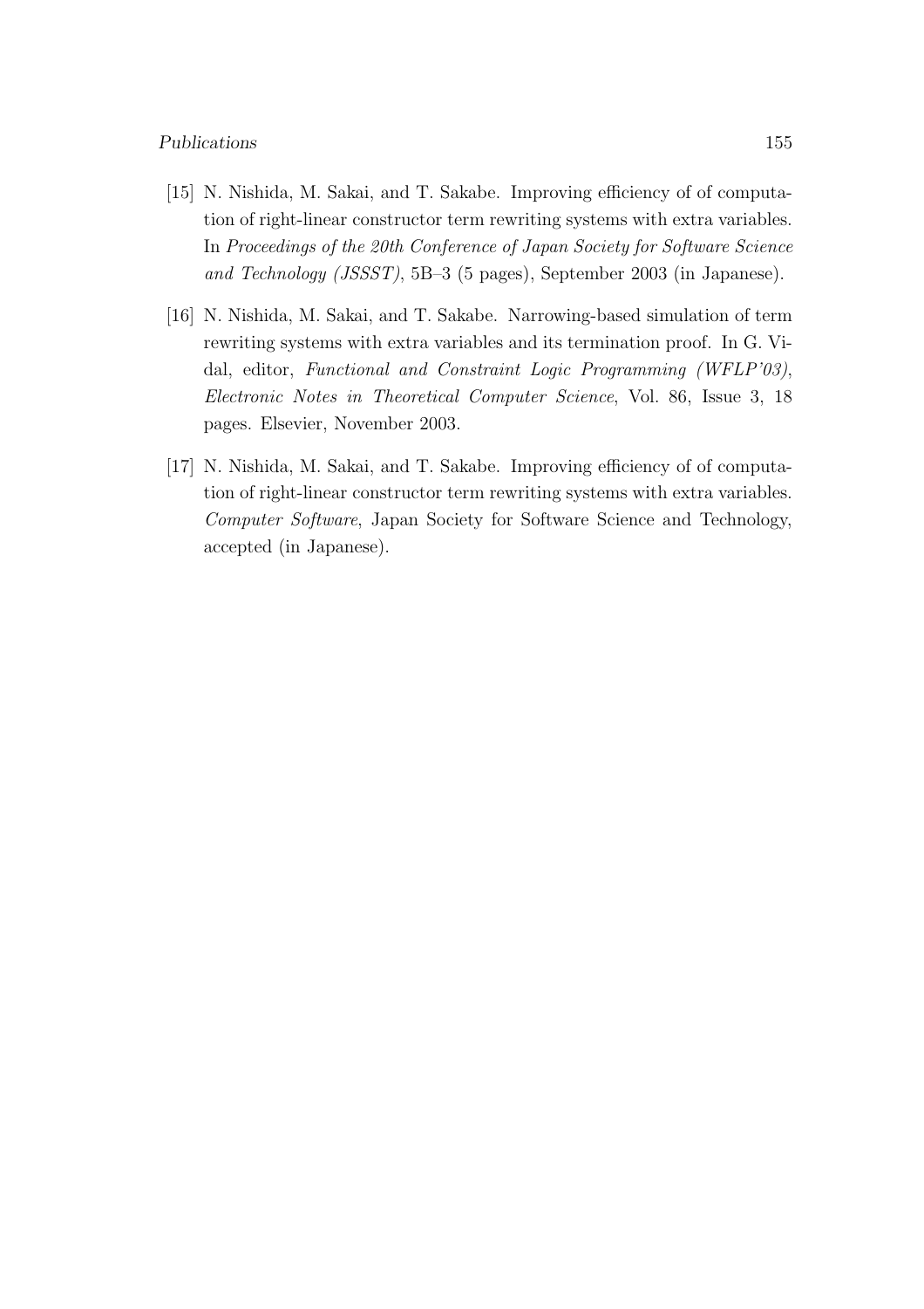[15] N. Nishida, M. Sakai, and T. Sakabe. Improving efficiency of of computation of right-linear constructor term rewriting systems with extra variables. In *Proceedings of the 20th Conference of Japan Society for Software Science and Technology (JSSST)*, 5B–3 (5 pages), September 2003 (in Japanese).

[16] N. Nishida, M. Sakai, and T. Sakabe. Narrowing-based simulation of term rewriting systems with extra variables and its termination proof. In G. Vidal, editor, *Functional and Constraint Logic Programming (WFLP'03)*, *Electronic Notes in Theoretical Computer Science*, Vol. 86, Issue 3, 18 pages. Elsevier, November 2003.

[17] N. Nishida, M. Sakai, and T. Sakabe. Improving efficiency of of computation of right-linear constructor term rewriting systems with extra variables. *Computer Software*, Japan Society for Software Science and Technology, accepted (in Japanese).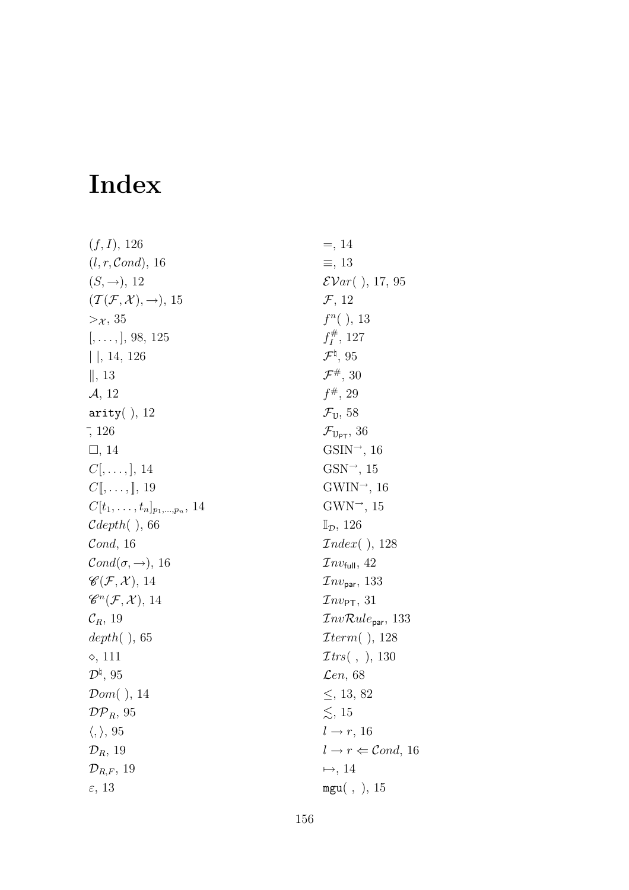# Index

$(f, I)$, 126
$(l, r, \mathcal{C}ond)$, 16
$(S, \to)$, 12
$(\mathcal{T}(\mathcal{F}, \mathcal{X}), \to)$, 15
$>_{\mathcal{X}}$, 35
$[, \ldots, ]$, 98, 125
$|\ |$, 14, 126
$\|$, 13
$\mathcal{A}$, 12
$\mathtt{arity}(\ )$, 12
$\bar{,}$, 126
$\square$, 14
$C[, \ldots, ]$, 14
$C[\![, \ldots, ]\!]$, 19
$C[t_1, \ldots, t_n]_{p_1, \ldots, p_n}$, 14
$\mathcal{C}depth(\ )$, 66
$\mathcal{C}ond$, 16
$\mathcal{C}ond(\sigma, \to)$, 16
$\mathscr{C}(\mathcal{F}, \mathcal{X})$, 14
$\mathscr{C}^n(\mathcal{F}, \mathcal{X})$, 14
$\mathcal{C}_R$, 19
$depth(\ )$, 65
$\diamond$, 111
$\mathcal{D}^\natural$, 95
$\mathcal{D}om(\ )$, 14
$\mathcal{DP}_R$, 95
$\langle, \rangle$, 95
$\mathcal{D}_R$, 19
$\mathcal{D}_{R,F}$, 19
$\varepsilon$, 13
$=$, 14
$\equiv$, 13
$\mathcal{EV}ar(\ )$, 17, 95
$\mathcal{F}$, 12
$f^n(\ )$, 13
$f^\#_I$, 127
$\mathcal{F}^\natural$, 95
$\mathcal{F}^\#$, 30
$f^\#$, 29
$\mathcal{F}_{\mathbb{U}}$, 58
$\mathcal{F}_{\mathbb{U}_{\mathsf{PT}}}$, 36
$\mathrm{GSIN}^{\to}$, 16
$\mathrm{GSN}^{\to}$, 15
$\mathrm{GWIN}^{\to}$, 16
$\mathrm{GWN}^{\to}$, 15
$\mathbb{I}_{\mathcal{D}}$, 126
$\mathcal{I}ndex(\ )$, 128
$\mathcal{I}nv_{\mathsf{full}}$, 42
$\mathcal{I}nv_{\mathsf{par}}$, 133
$\mathcal{I}nv_{\mathsf{PT}}$, 31
$\mathcal{I}nv\mathcal{R}ule_{\mathsf{par}}$, 133
$\mathcal{I}term(\ )$, 128
$\mathcal{I}trs(\ ,\ )$, 130
$\mathcal{L}en$, 68
$\leq$, 13, 82
$\lesssim$, 15
$l \to r$, 16
$l \to r \Leftarrow \mathcal{C}ond$, 16
$\mapsto$, 14
$\mathtt{mgu}(\ ,\ )$, 15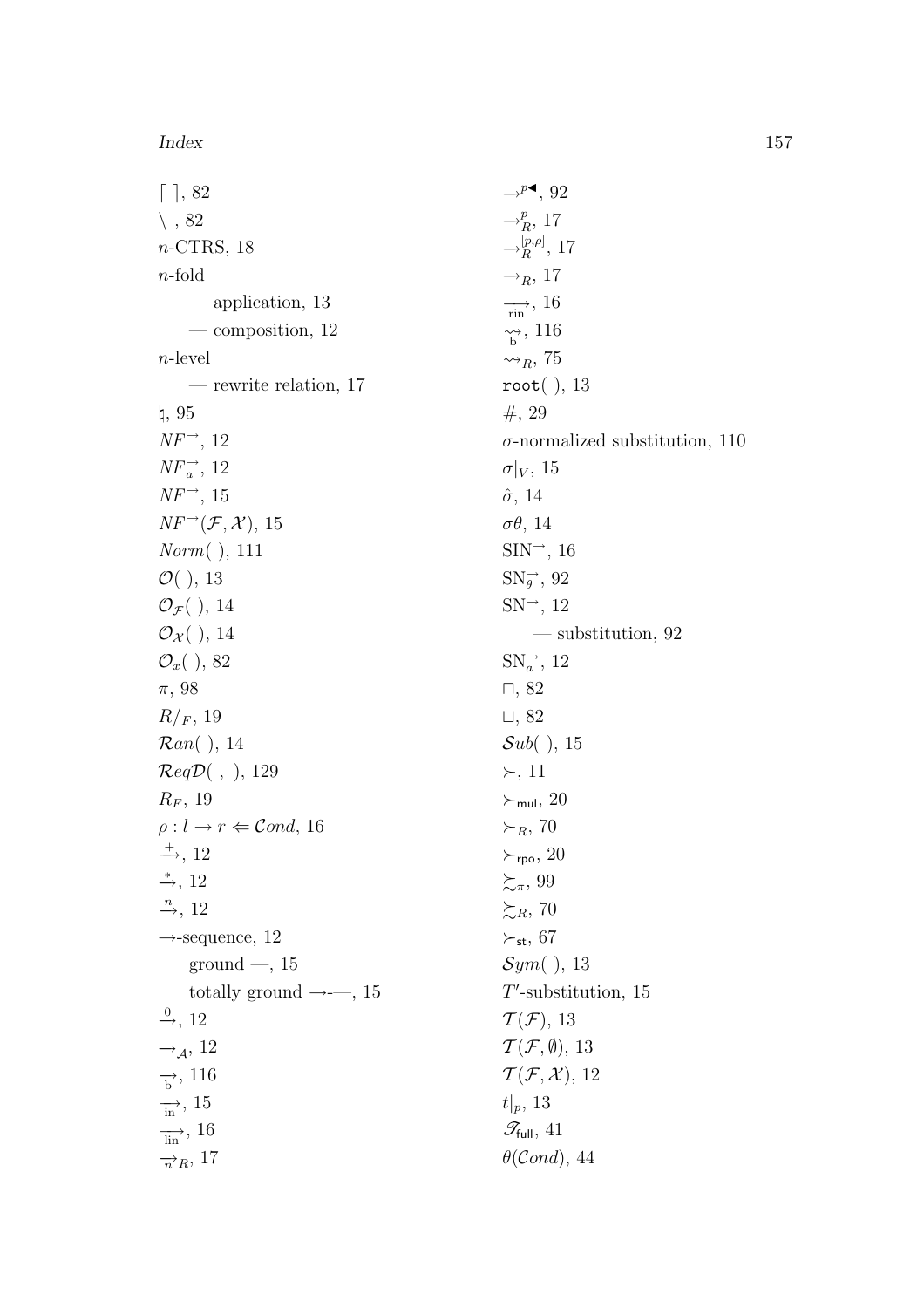$\lceil\ \rceil$, 82
$\backslash$ , 82
$n$-CTRS, 18
$n$-fold
— application, 13
— composition, 12
$n$-level
— rewrite relation, 17
$\natural$, 95
$NF^{\rightarrow}$, 12
$NF^{\rightarrow}_{a}$, 12
$NF^{\rightarrow}$, 15
$NF^{\rightarrow}(\mathcal{F},\mathcal{X})$, 15
$Norm(\ )$, 111
$\mathcal{O}(\ )$, 13
$\mathcal{O}_{\mathcal{F}}(\ )$, 14
$\mathcal{O}_{\mathcal{X}}(\ )$, 14
$\mathcal{O}_{x}(\ )$, 82
$\pi$, 98
$R/_{F}$, 19
$\mathcal{R}an(\ )$, 14
$\mathcal{R}eq\mathcal{D}(\ ,\ )$, 129
$R_F$, 19
$\rho : l \rightarrow r \Leftarrow \mathcal{C}ond$, 16
$\xrightarrow{+}$, 12
$\xrightarrow{*}$, 12
$\xrightarrow{n}$, 12
$\rightarrow$-sequence, 12
ground —, 15
totally ground $\rightarrow$-—, 15
$\xrightarrow{0}$, 12
$\rightarrow_{\mathcal{A}}$, 12
$\underset{\mathrm{b}}{\rightarrow}$, 116
$\underset{\mathrm{in}}{\rightarrow}$, 15
$\underset{\mathrm{lin}}{\longrightarrow}$, 16
$\underset{n}{\rightarrow}_{R}$, 17
$\rightarrow^{p\blacktriangleleft}$, 92
$\rightarrow^{p}_{R}$, 17
$\rightarrow^{[p,\rho]}_{R}$, 17
$\rightarrow_{R}$, 17
$\underset{\mathrm{rin}}{\longrightarrow}$, 16
$\underset{\mathrm{b}}{\rightsquigarrow}$, 116
$\rightsquigarrow_{R}$, 75
$\mathtt{root}(\ )$, 13
#, 29
$\sigma$-normalized substitution, 110
$\sigma|_{V}$, 15
$\hat{\sigma}$, 14
$\sigma\theta$, 14
$\mathrm{SIN}^{\rightarrow}$, 16
$\mathrm{SN}^{\rightarrow}_{\theta}$, 92
$\mathrm{SN}^{\rightarrow}$, 12
— substitution, 92
$\mathrm{SN}^{\rightarrow}_{a}$, 12
$\sqcap$, 82
$\sqcup$, 82
$\mathcal{S}ub(\ )$, 15
$\succ$, 11
$\succ_{\mathsf{mul}}$, 20
$\succ_{R}$, 70
$\succ_{\mathsf{rpo}}$, 20
$\succsim_{\pi}$, 99
$\succsim_{R}$, 70
$\succ_{\mathsf{st}}$, 67
$\mathcal{S}ym(\ )$, 13
$T'$-substitution, 15
$\mathcal{T}(\mathcal{F})$, 13
$\mathcal{T}(\mathcal{F},\emptyset)$, 13
$\mathcal{T}(\mathcal{F},\mathcal{X})$, 12
$t|_{p}$, 13
$\mathscr{T}_{\mathsf{full}}$, 41
$\theta(\mathcal{C}ond)$, 44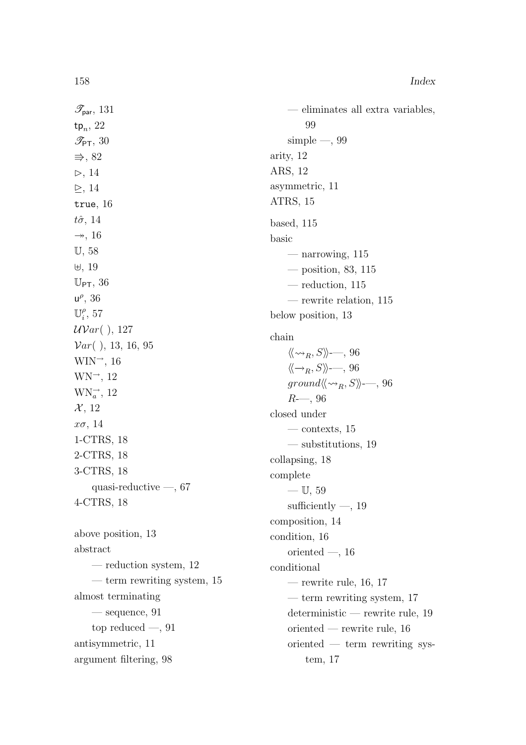$\mathscr{T}_{\mathsf{par}}$, 131
$\mathsf{tp}_n$, 22
$\mathscr{T}_{\mathsf{PT}}$, 30
$\Rrightarrow$, 82
$\rhd$, 14
$\trianglerighteq$, 14
$\mathtt{true}$, 16
$t\hat{\sigma}$, 14
$\twoheadrightarrow$, 16
$\mathbb{U}$, 58
$\uplus$, 19
$\mathbb{U}_{\mathsf{PT}}$, 36
$\mathsf{u}^\rho$, 36
$\mathbb{U}_i^\rho$, 57
$\mathcal{UV}ar(\ )$, 127
$\mathcal{V}ar(\ )$, 13, 16, 95
$\mathrm{WIN}^{\rightarrow}$, 16
$\mathrm{WN}^{\rightarrow}$, 12
$\mathrm{WN}_a^{\rightarrow}$, 12
$\mathcal{X}$, 12
$x\sigma$, 14
1-CTRS, 18
2-CTRS, 18
3-CTRS, 18
    quasi-reductive —, 67
4-CTRS, 18

above position, 13
abstract
    — reduction system, 12
    — term rewriting system, 15
almost terminating
    — sequence, 91
    top reduced —, 91
antisymmetric, 11
argument filtering, 98
    — eliminates all extra variables, 99
    simple —, 99
arity, 12
ARS, 12
asymmetric, 11
ATRS, 15

based, 115
basic
    — narrowing, 115
    — position, 83, 115
    — reduction, 115
    — rewrite relation, 115
below position, 13

chain
    $\langle\!\langle \rightsquigarrow_R, S \rangle\!\rangle$-—, 96
    $\langle\!\langle \rightarrow_R, S \rangle\!\rangle$-—, 96
    $ground\langle\!\langle \rightsquigarrow_R, S \rangle\!\rangle$-—, 96
    $R$-—, 96
closed under
    — contexts, 15
    — substitutions, 19
collapsing, 18
complete
    — $\mathbb{U}$, 59
    sufficiently —, 19
composition, 14
condition, 16
    oriented —, 16
conditional
    — rewrite rule, 16, 17
    — term rewriting system, 17
    deterministic — rewrite rule, 19
    oriented — rewrite rule, 16
    oriented — term rewriting system, 17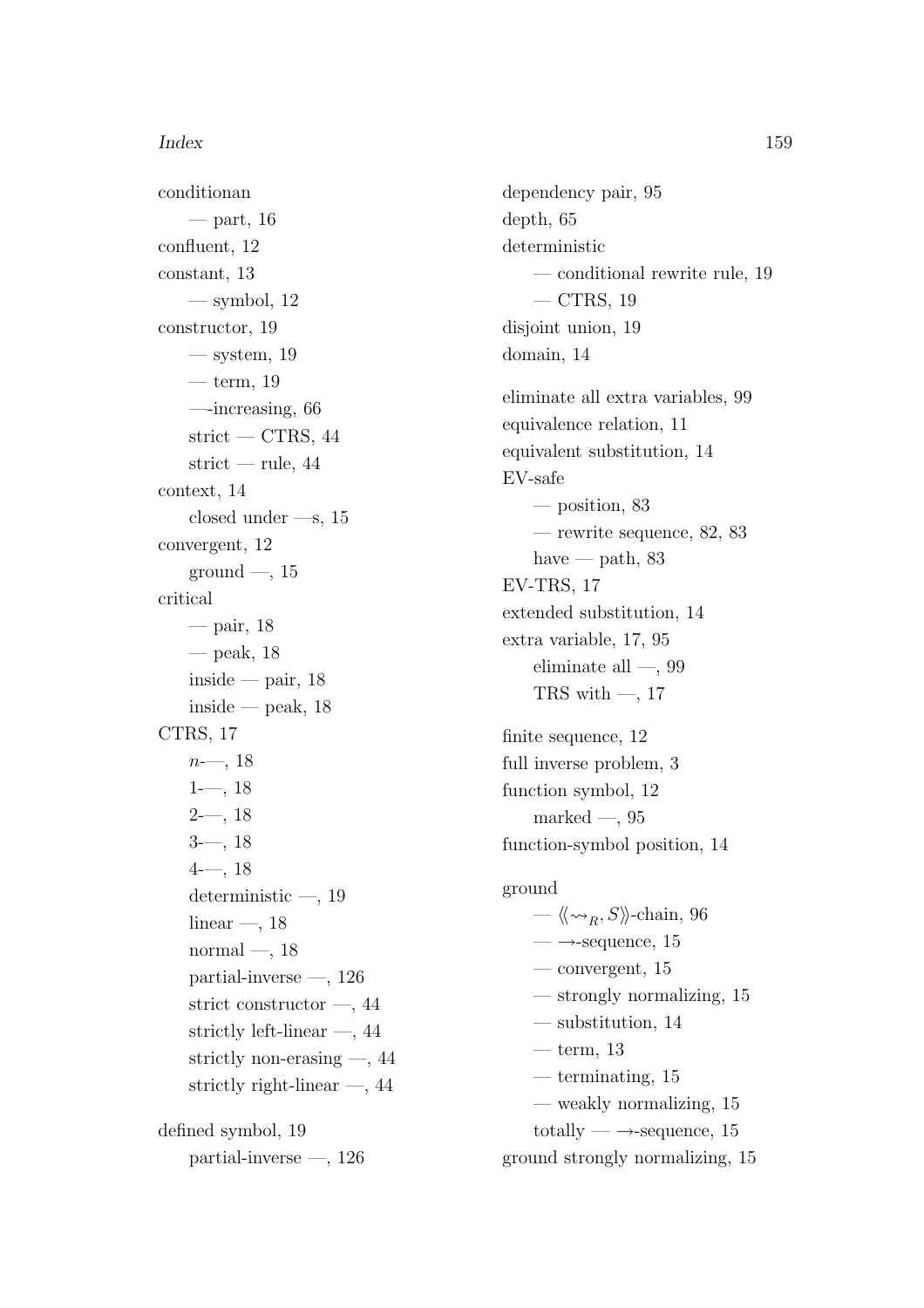conditionan
- — part, 16

confluent, 12
constant, 13
- — symbol, 12

constructor, 19
- — system, 19
- — term, 19
- —-increasing, 66
- strict — CTRS, 44
- strict — rule, 44

context, 14
- closed under —s, 15

convergent, 12
- ground —, 15

critical
- — pair, 18
- — peak, 18
- inside — pair, 18
- inside — peak, 18

CTRS, 17
- $n$-—, 18
- 1-—, 18
- 2-—, 18
- 3-—, 18
- 4-—, 18
- deterministic —, 19
- linear —, 18
- normal —, 18
- partial-inverse —, 126
- strict constructor —, 44
- strictly left-linear —, 44
- strictly non-erasing —, 44
- strictly right-linear —, 44

defined symbol, 19
- partial-inverse —, 126

dependency pair, 95
depth, 65
deterministic
- — conditional rewrite rule, 19
- — CTRS, 19

disjoint union, 19
domain, 14

eliminate all extra variables, 99
equivalence relation, 11
equivalent substitution, 14
EV-safe
- — position, 83
- — rewrite sequence, 82, 83
- have — path, 83

EV-TRS, 17
extended substitution, 14
extra variable, 17, 95
- eliminate all —, 99
- TRS with —, 17

finite sequence, 12
full inverse problem, 3
function symbol, 12
- marked —, 95

function-symbol position, 14

ground
- — $\langle\!\langle \rightsquigarrow_R, S \rangle\!\rangle$-chain, 96
- — $\rightarrow$-sequence, 15
- — convergent, 15
- — strongly normalizing, 15
- — substitution, 14
- — term, 13
- — terminating, 15
- — weakly normalizing, 15
- totally — $\rightarrow$-sequence, 15

ground strongly normalizing, 15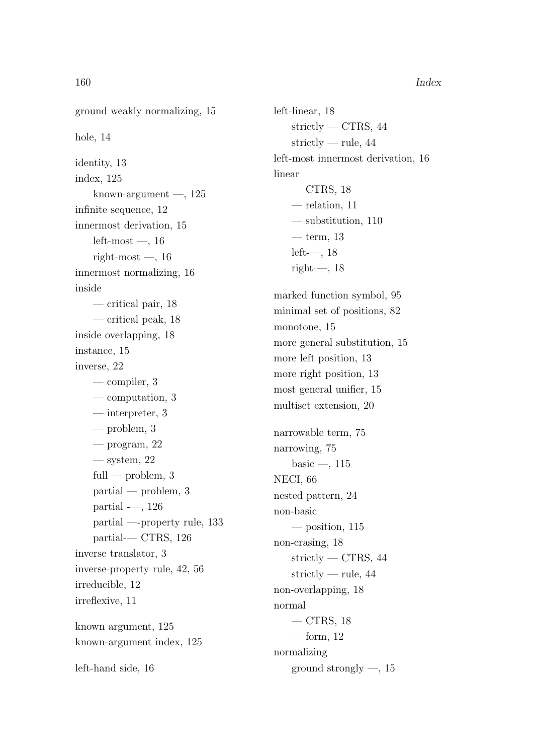ground weakly normalizing, 15

hole, 14

identity, 13
index, 125
    known-argument —, 125
infinite sequence, 12
innermost derivation, 15
    left-most —, 16
    right-most —, 16
innermost normalizing, 16
inside
    — critical pair, 18
    — critical peak, 18
inside overlapping, 18
instance, 15
inverse, 22
    — compiler, 3
    — computation, 3
    — interpreter, 3
    — problem, 3
    — program, 22
    — system, 22
    full — problem, 3
    partial — problem, 3
    partial -—, 126
    partial —-property rule, 133
    partial-— CTRS, 126
inverse translator, 3
inverse-property rule, 42, 56
irreducible, 12
irreflexive, 11

known argument, 125
known-argument index, 125

left-hand side, 16

left-linear, 18
    strictly — CTRS, 44
    strictly — rule, 44
left-most innermost derivation, 16
linear
    — CTRS, 18
    — relation, 11
    — substitution, 110
    — term, 13
    left-—, 18
    right-—, 18

marked function symbol, 95
minimal set of positions, 82
monotone, 15
more general substitution, 15
more left position, 13
more right position, 13
most general unifier, 15
multiset extension, 20

narrowable term, 75
narrowing, 75
    basic —, 115
NECI, 66
nested pattern, 24
non-basic
    — position, 115
non-erasing, 18
    strictly — CTRS, 44
    strictly — rule, 44
non-overlapping, 18
normal
    — CTRS, 18
    — form, 12
normalizing
    ground strongly —, 15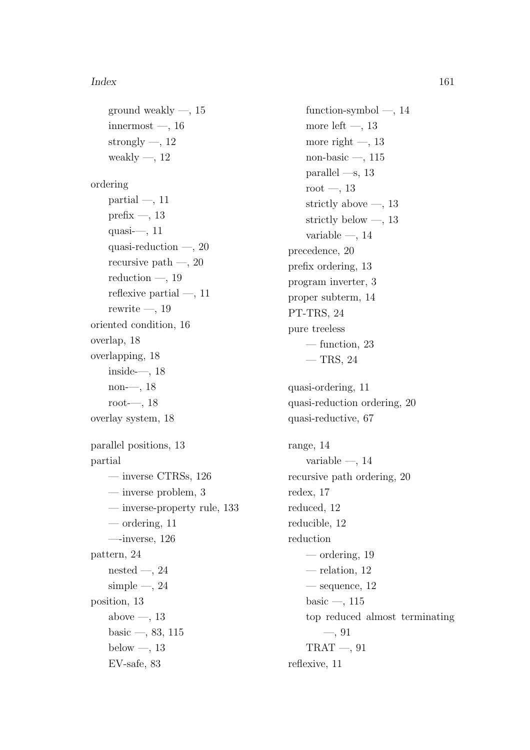ground weakly —, 15
innermost —, 16
strongly —, 12
weakly —, 12

ordering
partial —, 11
prefix —, 13
quasi-—, 11
quasi-reduction —, 20
recursive path —, 20
reduction —, 19
reflexive partial —, 11
rewrite —, 19

oriented condition, 16
overlap, 18
overlapping, 18
inside-—, 18
non-—, 18
root-—, 18
overlay system, 18

parallel positions, 13
partial
— inverse CTRSs, 126
— inverse problem, 3
— inverse-property rule, 133
— ordering, 11
—-inverse, 126

pattern, 24
nested —, 24
simple —, 24

position, 13
above —, 13
basic —, 83, 115
below —, 13
EV-safe, 83
function-symbol —, 14
more left —, 13
more right —, 13
non-basic —, 115
parallel —s, 13
root —, 13
strictly above —, 13
strictly below —, 13
variable —, 14

precedence, 20
prefix ordering, 13
program inverter, 3
proper subterm, 14
PT-TRS, 24
pure treeless
— function, 23
— TRS, 24

quasi-ordering, 11
quasi-reduction ordering, 20
quasi-reductive, 67

range, 14
variable —, 14

recursive path ordering, 20
redex, 17
reduced, 12
reducible, 12
reduction
— ordering, 19
— relation, 12
— sequence, 12
basic —, 115
top reduced almost terminating —, 91
TRAT —, 91

reflexive, 11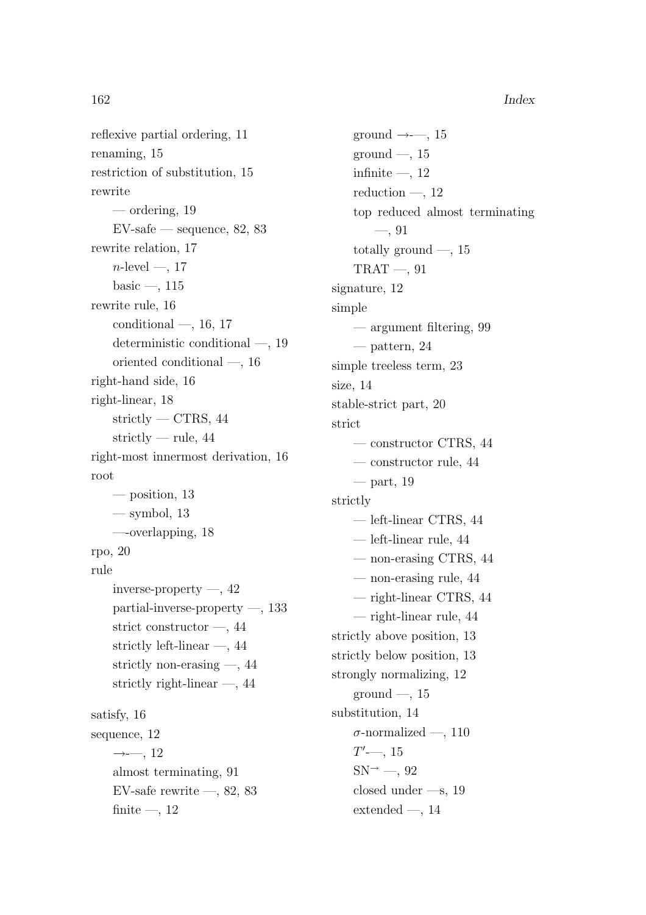reflexive partial ordering, 11
renaming, 15
restriction of substitution, 15
rewrite
    — ordering, 19
    EV-safe — sequence, 82, 83
rewrite relation, 17
    $n$-level —, 17
    basic —, 115
rewrite rule, 16
    conditional —, 16, 17
    deterministic conditional —, 19
    oriented conditional —, 16
right-hand side, 16
right-linear, 18
    strictly — CTRS, 44
    strictly — rule, 44
right-most innermost derivation, 16
root
    — position, 13
    — symbol, 13
    —-overlapping, 18
rpo, 20
rule
    inverse-property —, 42
    partial-inverse-property —, 133
    strict constructor —, 44
    strictly left-linear —, 44
    strictly non-erasing —, 44
    strictly right-linear —, 44

satisfy, 16
sequence, 12
    $\rightarrow$-—, 12
    almost terminating, 91
    EV-safe rewrite —, 82, 83
    finite —, 12
    ground $\rightarrow$-—, 15
    ground —, 15
    infinite —, 12
    reduction —, 12
    top reduced almost terminating —, 91
    totally ground —, 15
    TRAT —, 91
signature, 12
simple
    — argument filtering, 99
    — pattern, 24
simple treeless term, 23
size, 14
stable-strict part, 20
strict
    — constructor CTRS, 44
    — constructor rule, 44
    — part, 19
strictly
    — left-linear CTRS, 44
    — left-linear rule, 44
    — non-erasing CTRS, 44
    — non-erasing rule, 44
    — right-linear CTRS, 44
    — right-linear rule, 44
strictly above position, 13
strictly below position, 13
strongly normalizing, 12
    ground —, 15
substitution, 14
    $\sigma$-normalized —, 110
    $T'$-—, 15
    $\mathrm{SN}^{\rightarrow}$ —, 92
    closed under —s, 19
    extended —, 14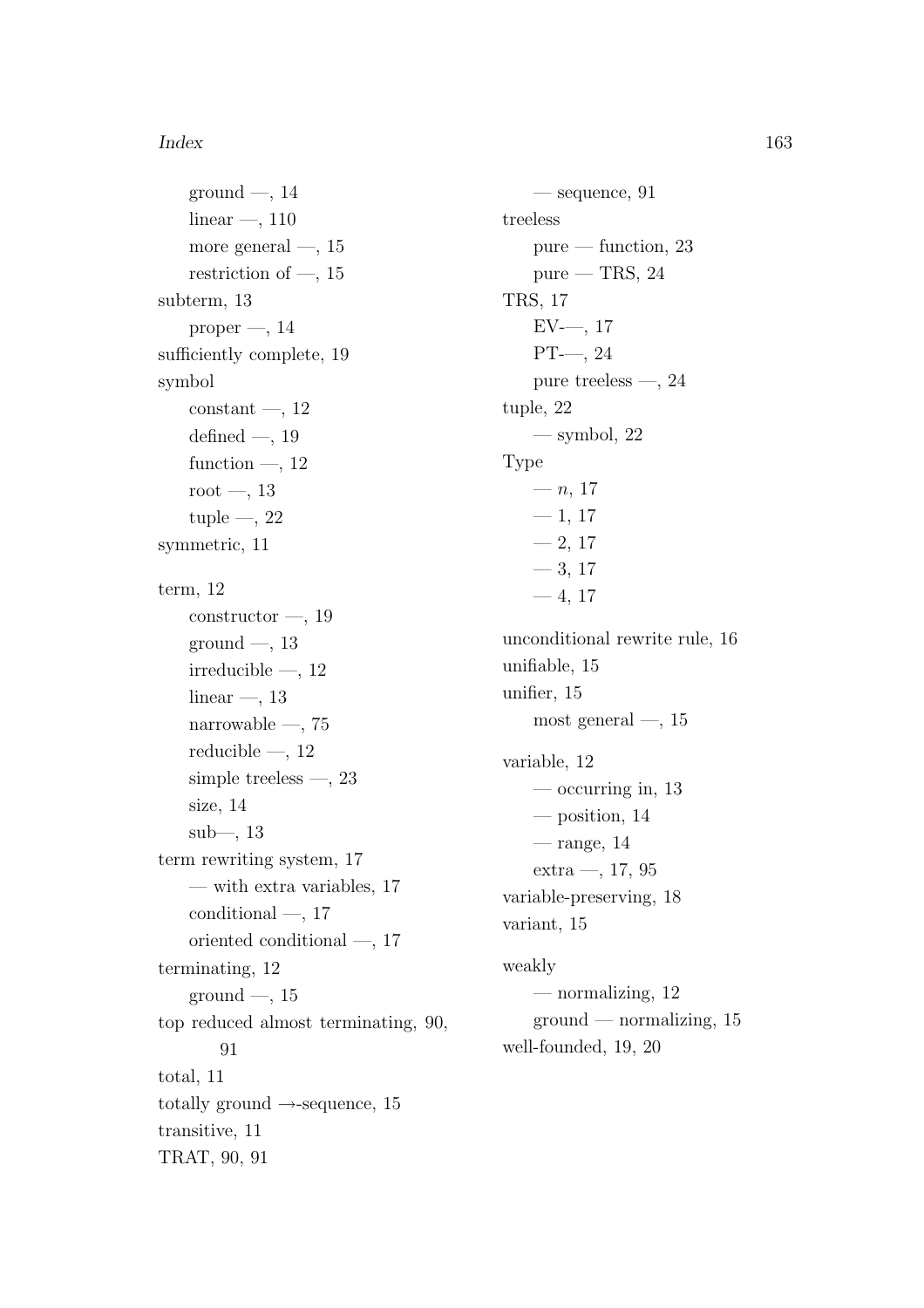ground —, 14
linear —, 110
more general —, 15
restriction of —, 15

subterm, 13
proper —, 14

sufficiently complete, 19

symbol
constant —, 12
defined —, 19
function —, 12
root —, 13
tuple —, 22

symmetric, 11

term, 12
constructor —, 19
ground —, 13
irreducible —, 12
linear —, 13
narrowable —, 75
reducible —, 12
simple treeless —, 23
size, 14
sub—, 13

term rewriting system, 17
— with extra variables, 17
conditional —, 17
oriented conditional —, 17

terminating, 12
ground —, 15

top reduced almost terminating, 90, 91

total, 11

totally ground →-sequence, 15

transitive, 11

TRAT, 90, 91
— sequence, 91

treeless
pure — function, 23
pure — TRS, 24

TRS, 17
EV-—, 17
PT-—, 24
pure treeless —, 24

tuple, 22
— symbol, 22

Type
— $n$, 17
— 1, 17
— 2, 17
— 3, 17
— 4, 17

unconditional rewrite rule, 16

unifiable, 15

unifier, 15
most general —, 15

variable, 12
— occurring in, 13
— position, 14
— range, 14
extra —, 17, 95

variable-preserving, 18

variant, 15

weakly
— normalizing, 12
ground — normalizing, 15

well-founded, 19, 20